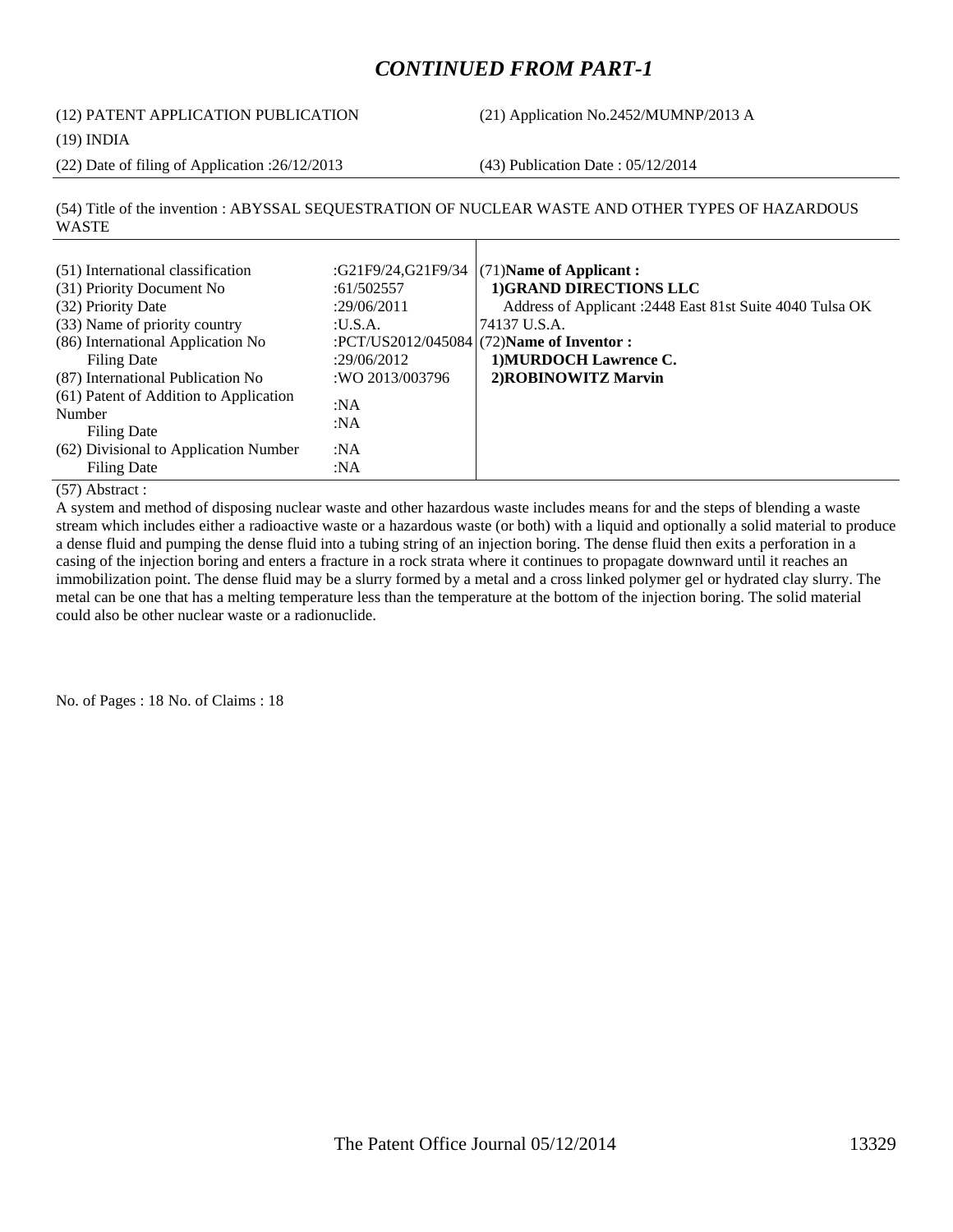## *CONTINUED FROM PART-1*

(12) PATENT APPLICATION PUBLICATION

(21) Application No.2452/MUMNP/2013 A

(19) INDIA

(22) Date of filing of Application :26/12/2013

(43) Publication Date : 05/12/2014

(54) Title of the invention : ABYSSAL SEQUESTRATION OF NUCLEAR WASTE AND OTHER TYPES OF HAZARDOUS WASTE

| | | |
|---|---|---|
| (51) International classification | :G21F9/24,G21F9/34 | (71)**Name of Applicant :** |
| (31) Priority Document No | :61/502557 | **1)GRAND DIRECTIONS LLC** |
| (32) Priority Date | :29/06/2011 | Address of Applicant :2448 East 81st Suite 4040 Tulsa OK |
| (33) Name of priority country | :U.S.A. | 74137 U.S.A. |
| (86) International Application No | :PCT/US2012/045084 | (72)**Name of Inventor :** |
| Filing Date | :29/06/2012 | **1)MURDOCH Lawrence C.** |
| (87) International Publication No | :WO 2013/003796 | **2)ROBINOWITZ Marvin** |
| (61) Patent of Addition to Application Number | :NA | |
| Filing Date | :NA | |
| (62) Divisional to Application Number | :NA | |
| Filing Date | :NA | |

(57) Abstract :

A system and method of disposing nuclear waste and other hazardous waste includes means for and the steps of blending a waste stream which includes either a radioactive waste or a hazardous waste (or both) with a liquid and optionally a solid material to produce a dense fluid and pumping the dense fluid into a tubing string of an injection boring. The dense fluid then exits a perforation in a casing of the injection boring and enters a fracture in a rock strata where it continues to propagate downward until it reaches an immobilization point. The dense fluid may be a slurry formed by a metal and a cross linked polymer gel or hydrated clay slurry. The metal can be one that has a melting temperature less than the temperature at the bottom of the injection boring. The solid material could also be other nuclear waste or a radionuclide.

No. of Pages : 18 No. of Claims : 18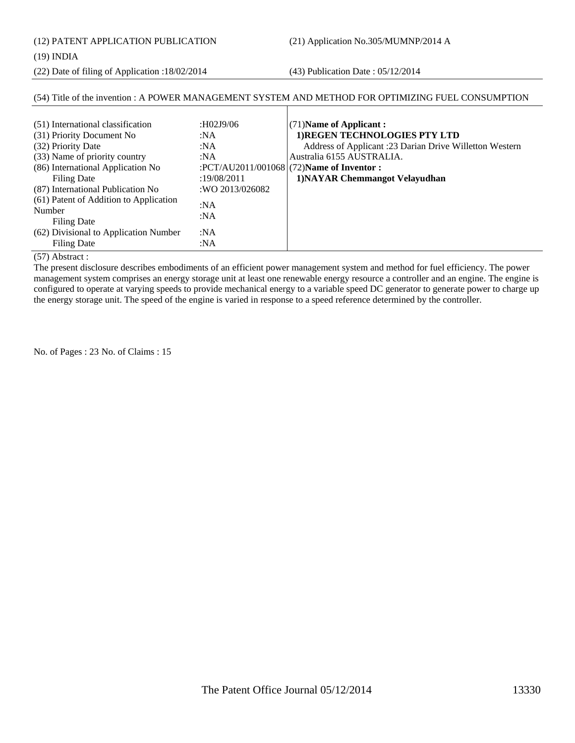(12) PATENT APPLICATION PUBLICATION

(21) Application No.305/MUMNP/2014 A

(19) INDIA

(22) Date of filing of Application :18/02/2014

(43) Publication Date : 05/12/2014

(54) Title of the invention : A POWER MANAGEMENT SYSTEM AND METHOD FOR OPTIMIZING FUEL CONSUMPTION

| | | |
|---|---|---|
| (51) International classification | :H02J9/06 | (71)**Name of Applicant :** |
| (31) Priority Document No | :NA | **1)REGEN TECHNOLOGIES PTY LTD** |
| (32) Priority Date | :NA | Address of Applicant :23 Darian Drive Willetton Western |
| (33) Name of priority country | :NA | Australia 6155 AUSTRALIA. |
| (86) International Application No | :PCT/AU2011/001068 | (72)**Name of Inventor :** |
| Filing Date | :19/08/2011 | **1)NAYAR Chemmangot Velayudhan** |
| (87) International Publication No | :WO 2013/026082 | |
| (61) Patent of Addition to Application Number | :NA | |
| Filing Date | :NA | |
| (62) Divisional to Application Number | :NA | |
| Filing Date | :NA | |

(57) Abstract :

The present disclosure describes embodiments of an efficient power management system and method for fuel efficiency. The power management system comprises an energy storage unit at least one renewable energy resource a controller and an engine. The engine is configured to operate at varying speeds to provide mechanical energy to a variable speed DC generator to generate power to charge up the energy storage unit. The speed of the engine is varied in response to a speed reference determined by the controller.

No. of Pages : 23 No. of Claims : 15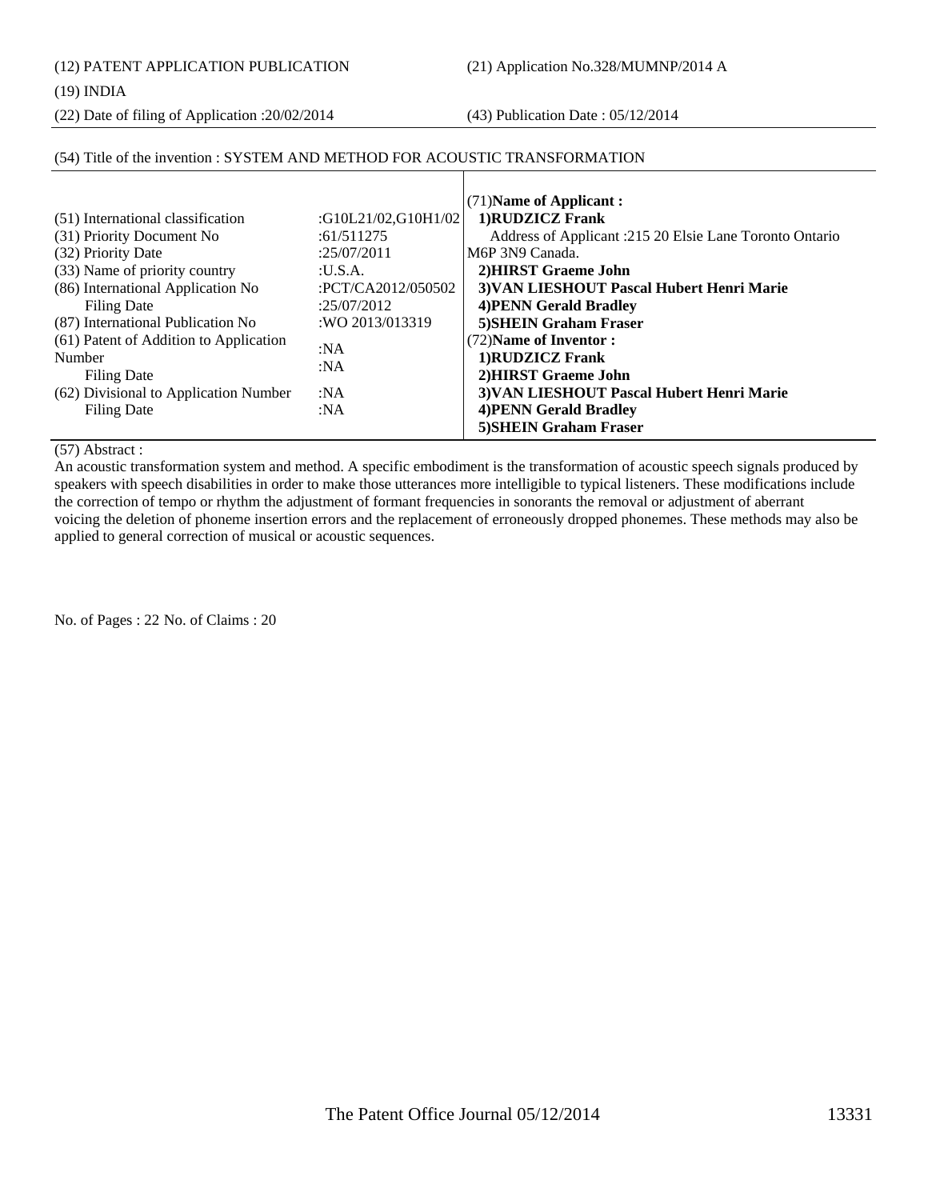(12) PATENT APPLICATION PUBLICATION (21) Application No.328/MUMNP/2014 A

(19) INDIA

(22) Date of filing of Application :20/02/2014 (43) Publication Date : 05/12/2014

(54) Title of the invention : SYSTEM AND METHOD FOR ACOUSTIC TRANSFORMATION

| | | |
|---|---|---|
| (51) International classification | :G10L21/02,G10H1/02 | (71)**Name of Applicant :** |
| (31) Priority Document No | :61/511275 | **1)RUDZICZ Frank** |
| (32) Priority Date | :25/07/2011 | Address of Applicant :215 20 Elsie Lane Toronto Ontario M6P 3N9 Canada. |
| (33) Name of priority country | :U.S.A. | **2)HIRST Graeme John** |
| (86) International Application No | :PCT/CA2012/050502 | **3)VAN LIESHOUT Pascal Hubert Henri Marie** |
| Filing Date | :25/07/2012 | **4)PENN Gerald Bradley** |
| (87) International Publication No | :WO 2013/013319 | **5)SHEIN Graham Fraser** |
| (61) Patent of Addition to Application Number | :NA | (72)**Name of Inventor :** |
| Filing Date | :NA | **1)RUDZICZ Frank** |
| (62) Divisional to Application Number | :NA | **2)HIRST Graeme John** |
| Filing Date | :NA | **3)VAN LIESHOUT Pascal Hubert Henri Marie** |
| | | **4)PENN Gerald Bradley** |
| | | **5)SHEIN Graham Fraser** |

(57) Abstract :

An acoustic transformation system and method. A specific embodiment is the transformation of acoustic speech signals produced by speakers with speech disabilities in order to make those utterances more intelligible to typical listeners. These modifications include the correction of tempo or rhythm the adjustment of formant frequencies in sonorants the removal or adjustment of aberrant voicing the deletion of phoneme insertion errors and the replacement of erroneously dropped phonemes. These methods may also be applied to general correction of musical or acoustic sequences.

No. of Pages : 22 No. of Claims : 20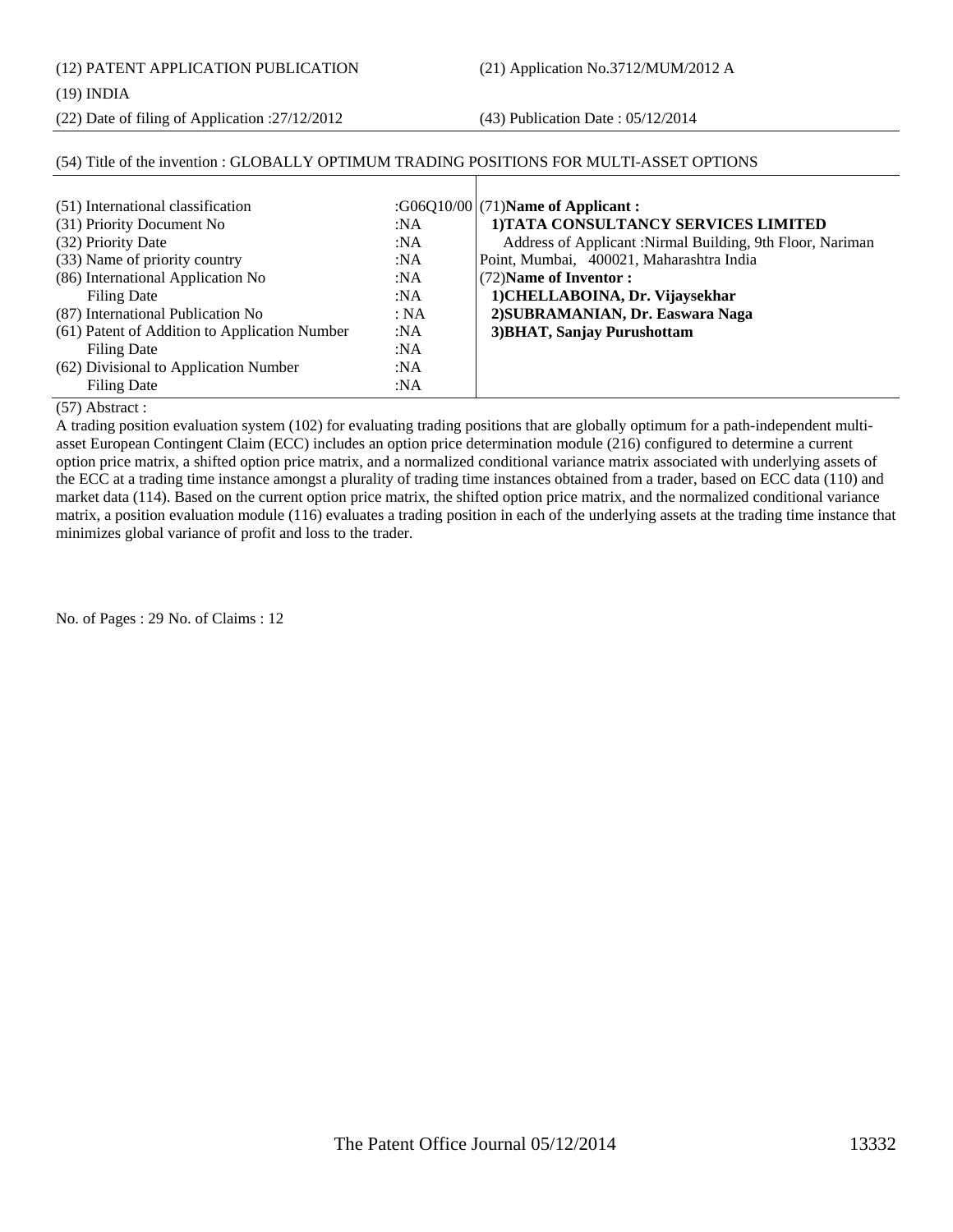(12) PATENT APPLICATION PUBLICATION

(21) Application No.3712/MUM/2012 A

(19) INDIA

(22) Date of filing of Application :27/12/2012

(43) Publication Date : 05/12/2014

(54) Title of the invention : GLOBALLY OPTIMUM TRADING POSITIONS FOR MULTI-ASSET OPTIONS

| | | |
|---|---|---|
| (51) International classification | :G06Q10/00 | (71)**Name of Applicant :** |
| (31) Priority Document No | :NA | **1)TATA CONSULTANCY SERVICES LIMITED** |
| (32) Priority Date | :NA | Address of Applicant :Nirmal Building, 9th Floor, Nariman |
| (33) Name of priority country | :NA | Point, Mumbai, 400021, Maharashtra India |
| (86) International Application No | :NA | (72)**Name of Inventor :** |
| Filing Date | :NA | **1)CHELLABOINA, Dr. Vijaysekhar** |
| (87) International Publication No | : NA | **2)SUBRAMANIAN, Dr. Easwara Naga** |
| (61) Patent of Addition to Application Number | :NA | **3)BHAT, Sanjay Purushottam** |
| Filing Date | :NA | |
| (62) Divisional to Application Number | :NA | |
| Filing Date | :NA | |

(57) Abstract :

A trading position evaluation system (102) for evaluating trading positions that are globally optimum for a path-independent multi-asset European Contingent Claim (ECC) includes an option price determination module (216) configured to determine a current option price matrix, a shifted option price matrix, and a normalized conditional variance matrix associated with underlying assets of the ECC at a trading time instance amongst a plurality of trading time instances obtained from a trader, based on ECC data (110) and market data (114). Based on the current option price matrix, the shifted option price matrix, and the normalized conditional variance matrix, a position evaluation module (116) evaluates a trading position in each of the underlying assets at the trading time instance that minimizes global variance of profit and loss to the trader.

No. of Pages : 29 No. of Claims : 12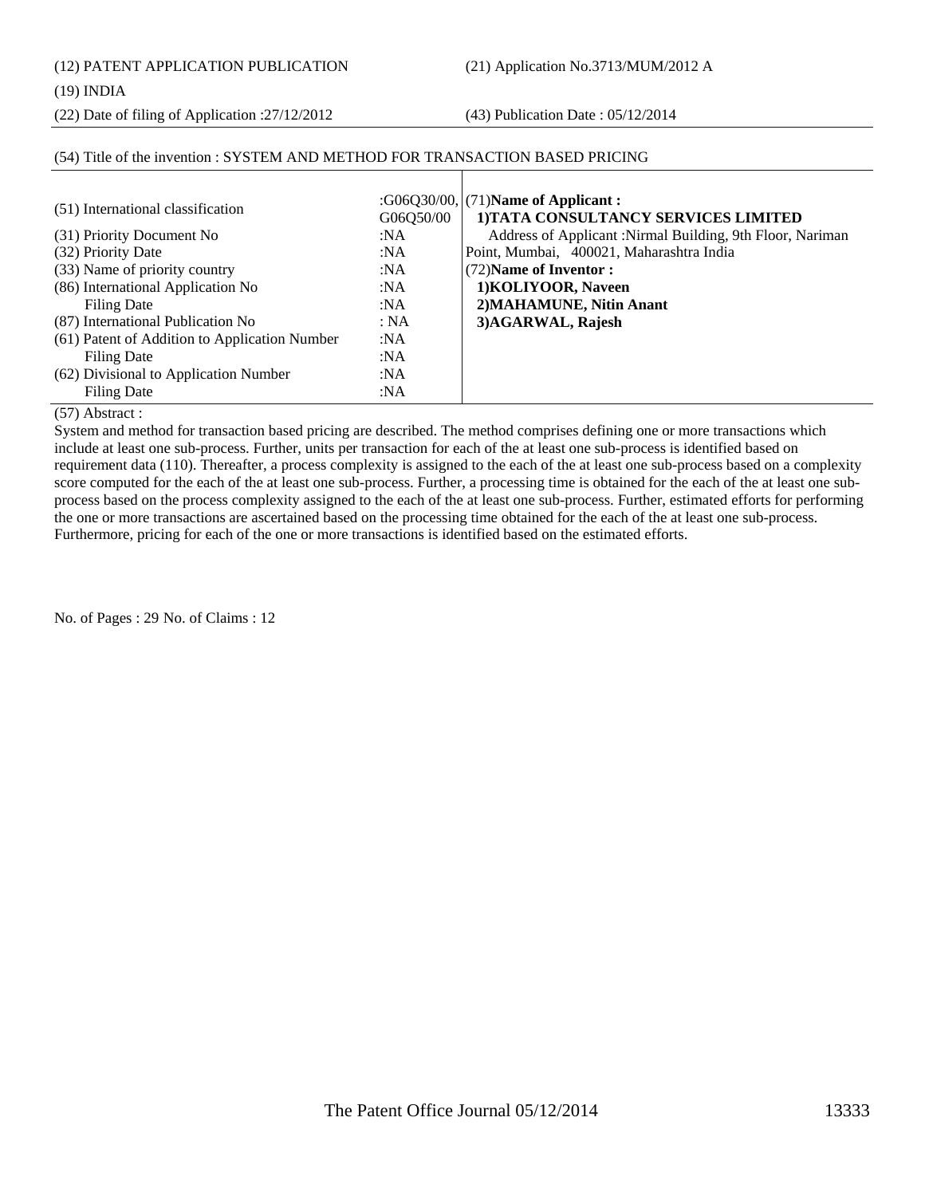(12) PATENT APPLICATION PUBLICATION (21) Application No.3713/MUM/2012 A

(19) INDIA

(22) Date of filing of Application :27/12/2012 (43) Publication Date : 05/12/2014

(54) Title of the invention : SYSTEM AND METHOD FOR TRANSACTION BASED PRICING

| | | |
|---|---|---|
| (51) International classification | :G06Q30/00, G06Q50/00 | (71)**Name of Applicant :** **1)TATA CONSULTANCY SERVICES LIMITED** Address of Applicant :Nirmal Building, 9th Floor, Nariman Point, Mumbai, 400021, Maharashtra India (72)**Name of Inventor :** **1)KOLIYOOR, Naveen** **2)MAHAMUNE, Nitin Anant** **3)AGARWAL, Rajesh** |
| (31) Priority Document No | :NA | |
| (32) Priority Date | :NA | |
| (33) Name of priority country | :NA | |
| (86) International Application No | :NA | |
| Filing Date | :NA | |
| (87) International Publication No | : NA | |
| (61) Patent of Addition to Application Number | :NA | |
| Filing Date | :NA | |
| (62) Divisional to Application Number | :NA | |
| Filing Date | :NA | |

(57) Abstract :

System and method for transaction based pricing are described. The method comprises defining one or more transactions which include at least one sub-process. Further, units per transaction for each of the at least one sub-process is identified based on requirement data (110). Thereafter, a process complexity is assigned to the each of the at least one sub-process based on a complexity score computed for the each of the at least one sub-process. Further, a processing time is obtained for the each of the at least one sub-process based on the process complexity assigned to the each of the at least one sub-process. Further, estimated efforts for performing the one or more transactions are ascertained based on the processing time obtained for the each of the at least one sub-process. Furthermore, pricing for each of the one or more transactions is identified based on the estimated efforts.

No. of Pages : 29 No. of Claims : 12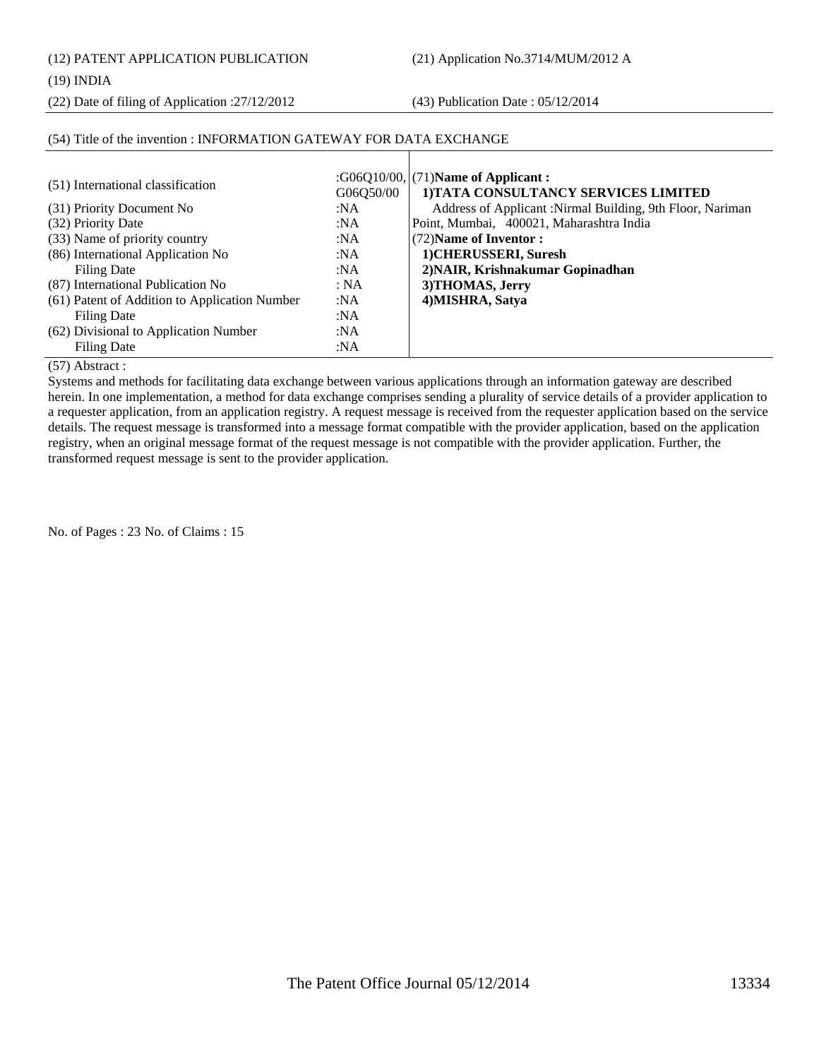(12) PATENT APPLICATION PUBLICATION

(21) Application No.3714/MUM/2012 A

(19) INDIA

(22) Date of filing of Application :27/12/2012

(43) Publication Date : 05/12/2014

(54) Title of the invention : INFORMATION GATEWAY FOR DATA EXCHANGE

| | | |
|---|---|---|
| (51) International classification | :G06Q10/00, G06Q50/00 | (71)**Name of Applicant :** |
| (31) Priority Document No | :NA | **1)TATA CONSULTANCY SERVICES LIMITED** |
| (32) Priority Date | :NA | Address of Applicant :Nirmal Building, 9th Floor, Nariman Point, Mumbai, 400021, Maharashtra India |
| (33) Name of priority country | :NA | (72)**Name of Inventor :** |
| (86) International Application No | :NA | **1)CHERUSSERI, Suresh** |
| Filing Date | :NA | **2)NAIR, Krishnakumar Gopinadhan** |
| (87) International Publication No | : NA | **3)THOMAS, Jerry** |
| (61) Patent of Addition to Application Number | :NA | **4)MISHRA, Satya** |
| Filing Date | :NA | |
| (62) Divisional to Application Number | :NA | |
| Filing Date | :NA | |

(57) Abstract :

Systems and methods for facilitating data exchange between various applications through an information gateway are described herein. In one implementation, a method for data exchange comprises sending a plurality of service details of a provider application to a requester application, from an application registry. A request message is received from the requester application based on the service details. The request message is transformed into a message format compatible with the provider application, based on the application registry, when an original message format of the request message is not compatible with the provider application. Further, the transformed request message is sent to the provider application.

No. of Pages : 23 No. of Claims : 15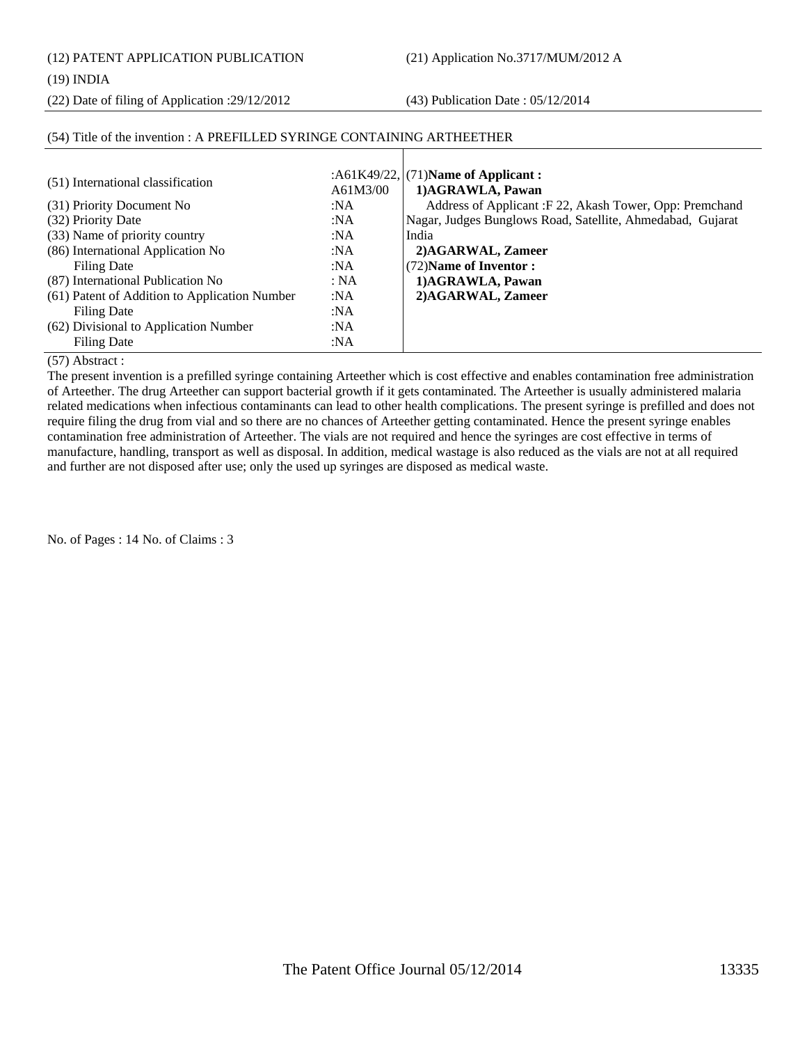(12) PATENT APPLICATION PUBLICATION

(21) Application No.3717/MUM/2012 A

(19) INDIA

(22) Date of filing of Application :29/12/2012

(43) Publication Date : 05/12/2014

(54) Title of the invention : A PREFILLED SYRINGE CONTAINING ARTHEETHER

| | | |
|---|---|---|
| (51) International classification | :A61K49/22, A61M3/00 | (71)**Name of Applicant :** **1)AGRAWLA, Pawan** Address of Applicant :F 22, Akash Tower, Opp: Premchand Nagar, Judges Bunglows Road, Satellite, Ahmedabad, Gujarat India **2)AGARWAL, Zameer** (72)**Name of Inventor :** **1)AGRAWLA, Pawan** **2)AGARWAL, Zameer** |
| (31) Priority Document No | :NA | |
| (32) Priority Date | :NA | |
| (33) Name of priority country | :NA | |
| (86) International Application No | :NA | |
| Filing Date | :NA | |
| (87) International Publication No | : NA | |
| (61) Patent of Addition to Application Number | :NA | |
| Filing Date | :NA | |
| (62) Divisional to Application Number | :NA | |
| Filing Date | :NA | |

(57) Abstract :

The present invention is a prefilled syringe containing Arteether which is cost effective and enables contamination free administration of Arteether. The drug Arteether can support bacterial growth if it gets contaminated. The Arteether is usually administered malaria related medications when infectious contaminants can lead to other health complications. The present syringe is prefilled and does not require filing the drug from vial and so there are no chances of Arteether getting contaminated. Hence the present syringe enables contamination free administration of Arteether. The vials are not required and hence the syringes are cost effective in terms of manufacture, handling, transport as well as disposal. In addition, medical wastage is also reduced as the vials are not at all required and further are not disposed after use; only the used up syringes are disposed as medical waste.

No. of Pages : 14 No. of Claims : 3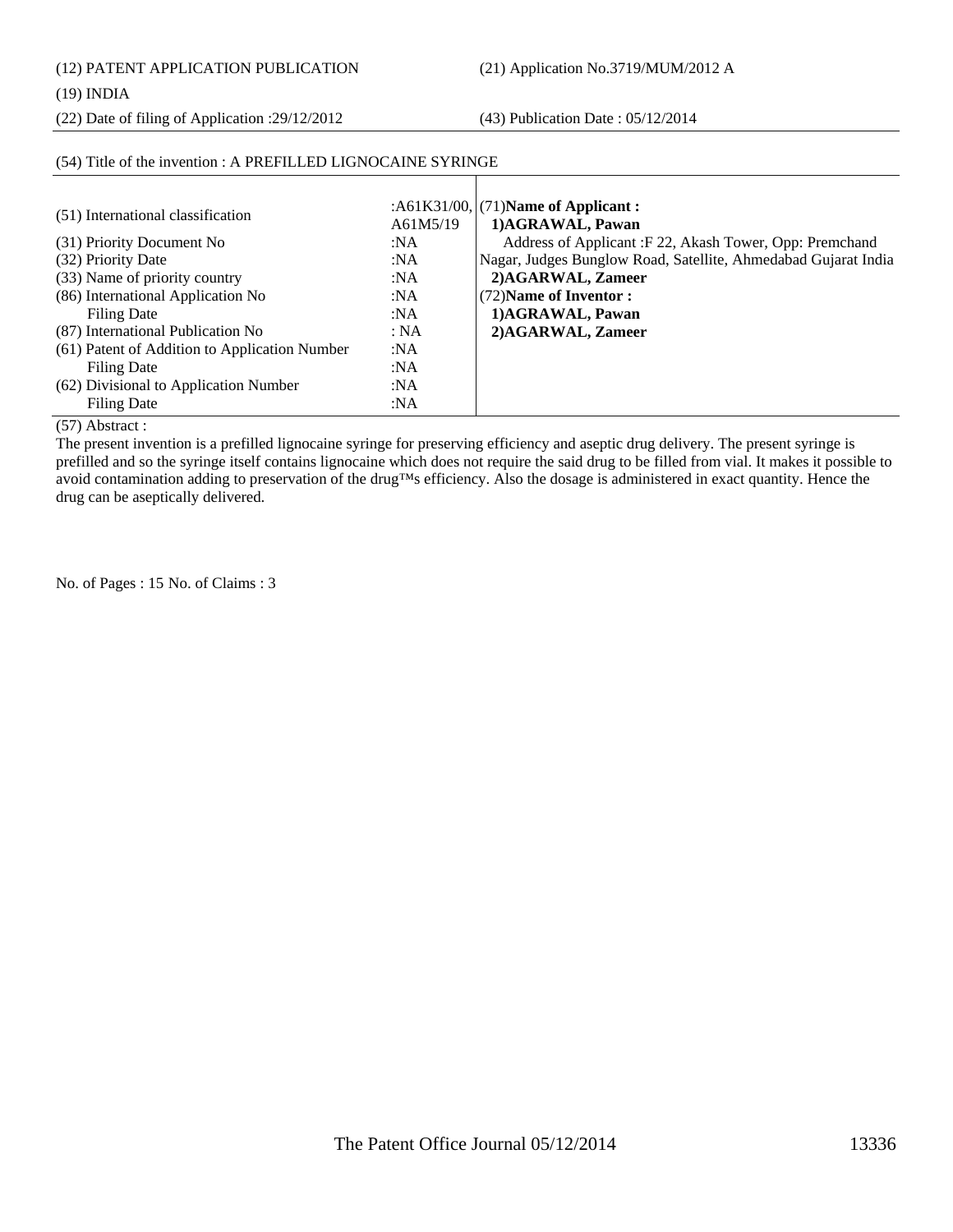(12) PATENT APPLICATION PUBLICATION

(21) Application No.3719/MUM/2012 A

(19) INDIA

(22) Date of filing of Application :29/12/2012

(43) Publication Date : 05/12/2014

(54) Title of the invention : A PREFILLED LIGNOCAINE SYRINGE

| | | |
|---|---|---|
| (51) International classification | :A61K31/00, A61M5/19 | (71)**Name of Applicant :** **1)AGRAWAL, Pawan** Address of Applicant :F 22, Akash Tower, Opp: Premchand Nagar, Judges Bunglow Road, Satellite, Ahmedabad Gujarat India **2)AGARWAL, Zameer** (72)**Name of Inventor :** **1)AGRAWAL, Pawan** **2)AGARWAL, Zameer** |
| (31) Priority Document No | :NA | |
| (32) Priority Date | :NA | |
| (33) Name of priority country | :NA | |
| (86) International Application No | :NA | |
| Filing Date | :NA | |
| (87) International Publication No | : NA | |
| (61) Patent of Addition to Application Number | :NA | |
| Filing Date | :NA | |
| (62) Divisional to Application Number | :NA | |
| Filing Date | :NA | |

(57) Abstract :

The present invention is a prefilled lignocaine syringe for preserving efficiency and aseptic drug delivery. The present syringe is prefilled and so the syringe itself contains lignocaine which does not require the said drug to be filled from vial. It makes it possible to avoid contamination adding to preservation of the drug™s efficiency. Also the dosage is administered in exact quantity. Hence the drug can be aseptically delivered.

No. of Pages : 15 No. of Claims : 3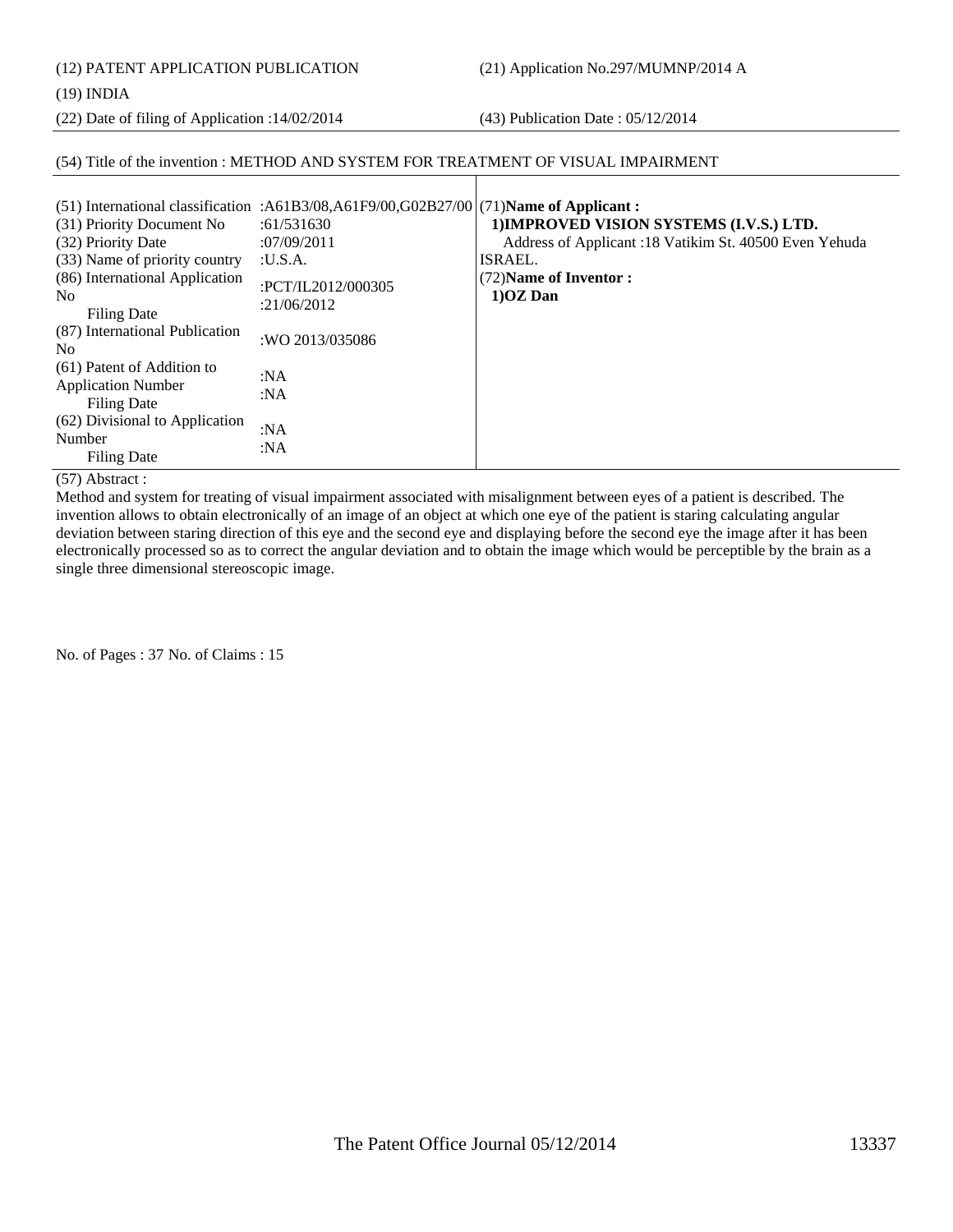(12) PATENT APPLICATION PUBLICATION

(21) Application No.297/MUMNP/2014 A

(19) INDIA

(22) Date of filing of Application :14/02/2014

(43) Publication Date : 05/12/2014

(54) Title of the invention : METHOD AND SYSTEM FOR TREATMENT OF VISUAL IMPAIRMENT

| | | |
|---|---|---|
| (51) International classification | :A61B3/08,A61F9/00,G02B27/00 | (71)**Name of Applicant :** |
| (31) Priority Document No | :61/531630 | **1)IMPROVED VISION SYSTEMS (I.V.S.) LTD.** |
| (32) Priority Date | :07/09/2011 | Address of Applicant :18 Vatikim St. 40500 Even Yehuda |
| (33) Name of priority country | :U.S.A. | ISRAEL. |
| (86) International Application No | :PCT/IL2012/000305 | (72)**Name of Inventor :** |
| Filing Date | :21/06/2012 | **1)OZ Dan** |
| (87) International Publication No | :WO 2013/035086 | |
| (61) Patent of Addition to Application Number | :NA | |
| Filing Date | :NA | |
| (62) Divisional to Application Number | :NA | |
| Filing Date | :NA | |

(57) Abstract :

Method and system for treating of visual impairment associated with misalignment between eyes of a patient is described. The invention allows to obtain electronically of an image of an object at which one eye of the patient is staring calculating angular deviation between staring direction of this eye and the second eye and displaying before the second eye the image after it has been electronically processed so as to correct the angular deviation and to obtain the image which would be perceptible by the brain as a single three dimensional stereoscopic image.

No. of Pages : 37 No. of Claims : 15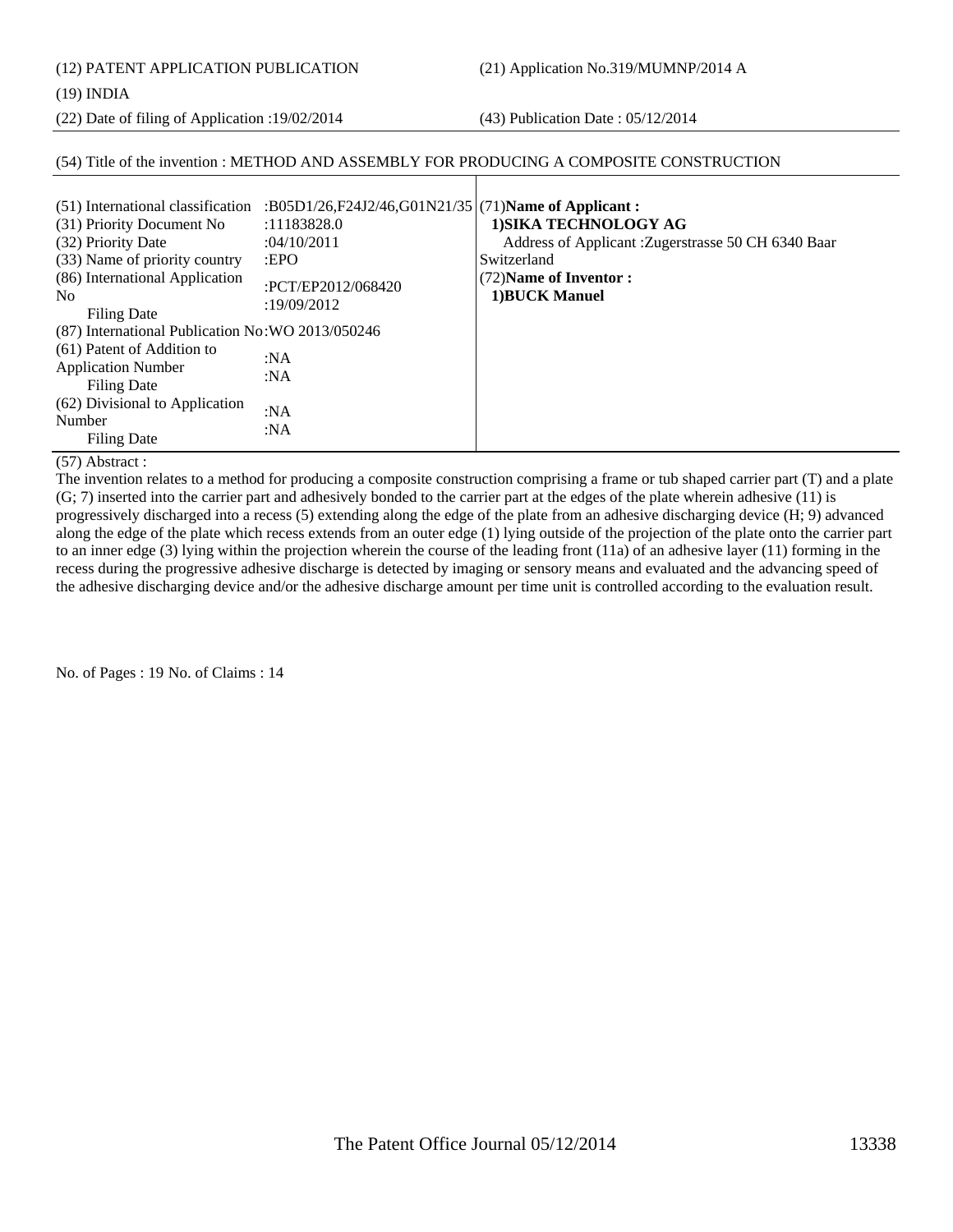(12) PATENT APPLICATION PUBLICATION

(21) Application No.319/MUMNP/2014 A

(19) INDIA

(22) Date of filing of Application :19/02/2014

(43) Publication Date : 05/12/2014

(54) Title of the invention : METHOD AND ASSEMBLY FOR PRODUCING A COMPOSITE CONSTRUCTION

| | | |
|---|---|---|
| (51) International classification | :B05D1/26,F24J2/46,G01N21/35 | (71)**Name of Applicant :**<br>**1)SIKA TECHNOLOGY AG**<br>Address of Applicant :Zugerstrasse 50 CH 6340 Baar Switzerland<br>(72)**Name of Inventor :**<br>**1)BUCK Manuel** |
| (31) Priority Document No | :11183828.0 | |
| (32) Priority Date | :04/10/2011 | |
| (33) Name of priority country | :EPO | |
| (86) International Application No<br>Filing Date | :PCT/EP2012/068420<br>:19/09/2012 | |
| (87) International Publication No | :WO 2013/050246 | |
| (61) Patent of Addition to Application Number<br>Filing Date | :NA<br>:NA | |
| (62) Divisional to Application Number<br>Filing Date | :NA<br>:NA | |

(57) Abstract :

The invention relates to a method for producing a composite construction comprising a frame or tub shaped carrier part (T) and a plate (G; 7) inserted into the carrier part and adhesively bonded to the carrier part at the edges of the plate wherein adhesive (11) is progressively discharged into a recess (5) extending along the edge of the plate from an adhesive discharging device (H; 9) advanced along the edge of the plate which recess extends from an outer edge (1) lying outside of the projection of the plate onto the carrier part to an inner edge (3) lying within the projection wherein the course of the leading front (11a) of an adhesive layer (11) forming in the recess during the progressive adhesive discharge is detected by imaging or sensory means and evaluated and the advancing speed of the adhesive discharging device and/or the adhesive discharge amount per time unit is controlled according to the evaluation result.

No. of Pages : 19 No. of Claims : 14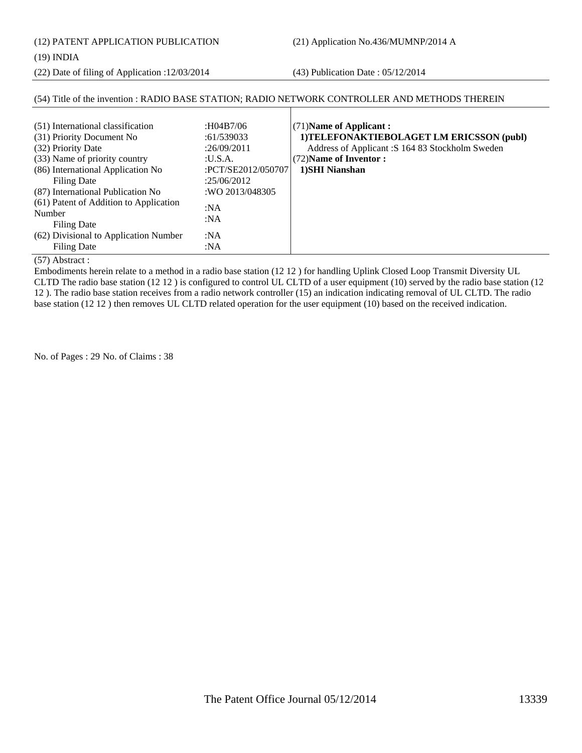(12) PATENT APPLICATION PUBLICATION

(21) Application No.436/MUMNP/2014 A

(19) INDIA

(22) Date of filing of Application :12/03/2014

(43) Publication Date : 05/12/2014

(54) Title of the invention : RADIO BASE STATION; RADIO NETWORK CONTROLLER AND METHODS THEREIN

| | | |
|---|---|---|
| (51) International classification | :H04B7/06 | (71)**Name of Applicant :** |
| (31) Priority Document No | :61/539033 | **1)TELEFONAKTIEBOLAGET LM ERICSSON (publ)** |
| (32) Priority Date | :26/09/2011 | Address of Applicant :S 164 83 Stockholm Sweden |
| (33) Name of priority country | :U.S.A. | (72)**Name of Inventor :** |
| (86) International Application No | :PCT/SE2012/050707 | **1)SHI Nianshan** |
| Filing Date | :25/06/2012 | |
| (87) International Publication No | :WO 2013/048305 | |
| (61) Patent of Addition to Application Number | :NA | |
| Filing Date | :NA | |
| (62) Divisional to Application Number | :NA | |
| Filing Date | :NA | |

(57) Abstract :

Embodiments herein relate to a method in a radio base station (12 12 ) for handling Uplink Closed Loop Transmit Diversity UL CLTD The radio base station (12 12 ) is configured to control UL CLTD of a user equipment (10) served by the radio base station (12 12 ). The radio base station receives from a radio network controller (15) an indication indicating removal of UL CLTD. The radio base station (12 12 ) then removes UL CLTD related operation for the user equipment (10) based on the received indication.

No. of Pages : 29 No. of Claims : 38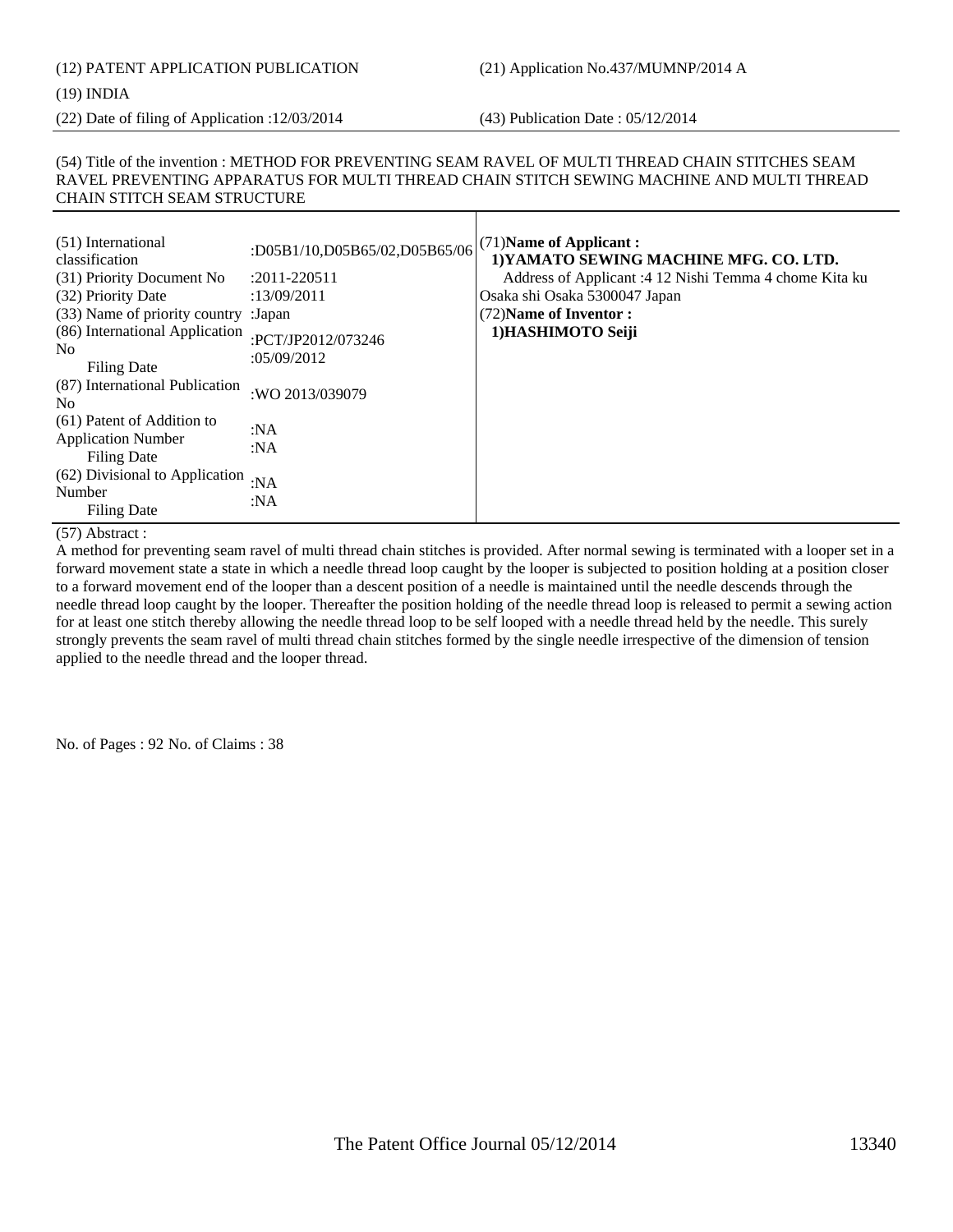(12) PATENT APPLICATION PUBLICATION

(21) Application No.437/MUMNP/2014 A

(19) INDIA

(22) Date of filing of Application :12/03/2014

(43) Publication Date : 05/12/2014

(54) Title of the invention : METHOD FOR PREVENTING SEAM RAVEL OF MULTI THREAD CHAIN STITCHES SEAM RAVEL PREVENTING APPARATUS FOR MULTI THREAD CHAIN STITCH SEWING MACHINE AND MULTI THREAD CHAIN STITCH SEAM STRUCTURE

| | |
|---|---|
| (51) International classification | :D05B1/10,D05B65/02,D05B65/06 |
| (31) Priority Document No | :2011-220511 |
| (32) Priority Date | :13/09/2011 |
| (33) Name of priority country | :Japan |
| (86) International Application No<br>Filing Date | :PCT/JP2012/073246<br>:05/09/2012 |
| (87) International Publication No | :WO 2013/039079 |
| (61) Patent of Addition to Application Number<br>Filing Date | :NA<br>:NA |
| (62) Divisional to Application Number<br>Filing Date | :NA<br>:NA |

(71)**Name of Applicant :**
**1)YAMATO SEWING MACHINE MFG. CO. LTD.**
Address of Applicant :4 12 Nishi Temma 4 chome Kita ku Osaka shi Osaka 5300047 Japan

(72)**Name of Inventor :**
**1)HASHIMOTO Seiji**

(57) Abstract :

A method for preventing seam ravel of multi thread chain stitches is provided. After normal sewing is terminated with a looper set in a forward movement state a state in which a needle thread loop caught by the looper is subjected to position holding at a position closer to a forward movement end of the looper than a descent position of a needle is maintained until the needle descends through the needle thread loop caught by the looper. Thereafter the position holding of the needle thread loop is released to permit a sewing action for at least one stitch thereby allowing the needle thread loop to be self looped with a needle thread held by the needle. This surely strongly prevents the seam ravel of multi thread chain stitches formed by the single needle irrespective of the dimension of tension applied to the needle thread and the looper thread.

No. of Pages : 92 No. of Claims : 38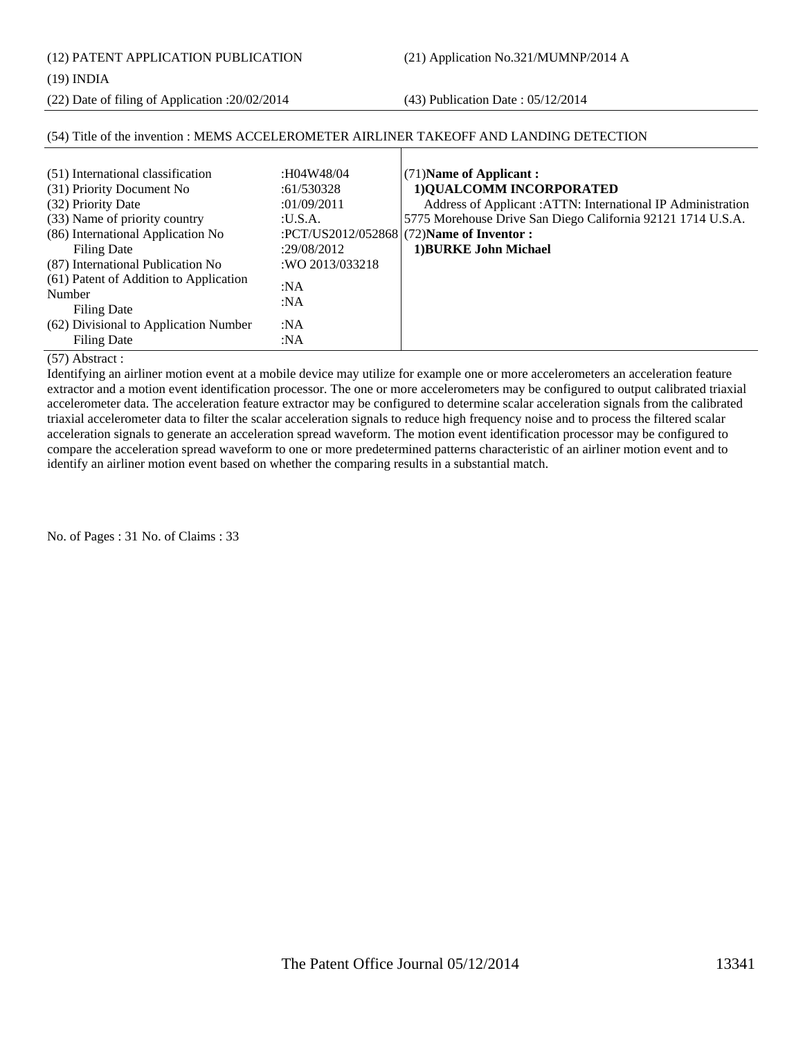(12) PATENT APPLICATION PUBLICATION (21) Application No.321/MUMNP/2014 A

(19) INDIA

(22) Date of filing of Application :20/02/2014 (43) Publication Date : 05/12/2014

(54) Title of the invention : MEMS ACCELEROMETER AIRLINER TAKEOFF AND LANDING DETECTION

| | | |
|---|---|---|
| (51) International classification | :H04W48/04 | (71)**Name of Applicant :** |
| (31) Priority Document No | :61/530328 | **1)QUALCOMM INCORPORATED** |
| (32) Priority Date | :01/09/2011 | Address of Applicant :ATTN: International IP Administration |
| (33) Name of priority country | :U.S.A. | 5775 Morehouse Drive San Diego California 92121 1714 U.S.A. |
| (86) International Application No | :PCT/US2012/052868 | (72)**Name of Inventor :** |
| Filing Date | :29/08/2012 | **1)BURKE John Michael** |
| (87) International Publication No | :WO 2013/033218 | |
| (61) Patent of Addition to Application Number | :NA | |
| Filing Date | :NA | |
| (62) Divisional to Application Number | :NA | |
| Filing Date | :NA | |

(57) Abstract :

Identifying an airliner motion event at a mobile device may utilize for example one or more accelerometers an acceleration feature extractor and a motion event identification processor. The one or more accelerometers may be configured to output calibrated triaxial accelerometer data. The acceleration feature extractor may be configured to determine scalar acceleration signals from the calibrated triaxial accelerometer data to filter the scalar acceleration signals to reduce high frequency noise and to process the filtered scalar acceleration signals to generate an acceleration spread waveform. The motion event identification processor may be configured to compare the acceleration spread waveform to one or more predetermined patterns characteristic of an airliner motion event and to identify an airliner motion event based on whether the comparing results in a substantial match.

No. of Pages : 31 No. of Claims : 33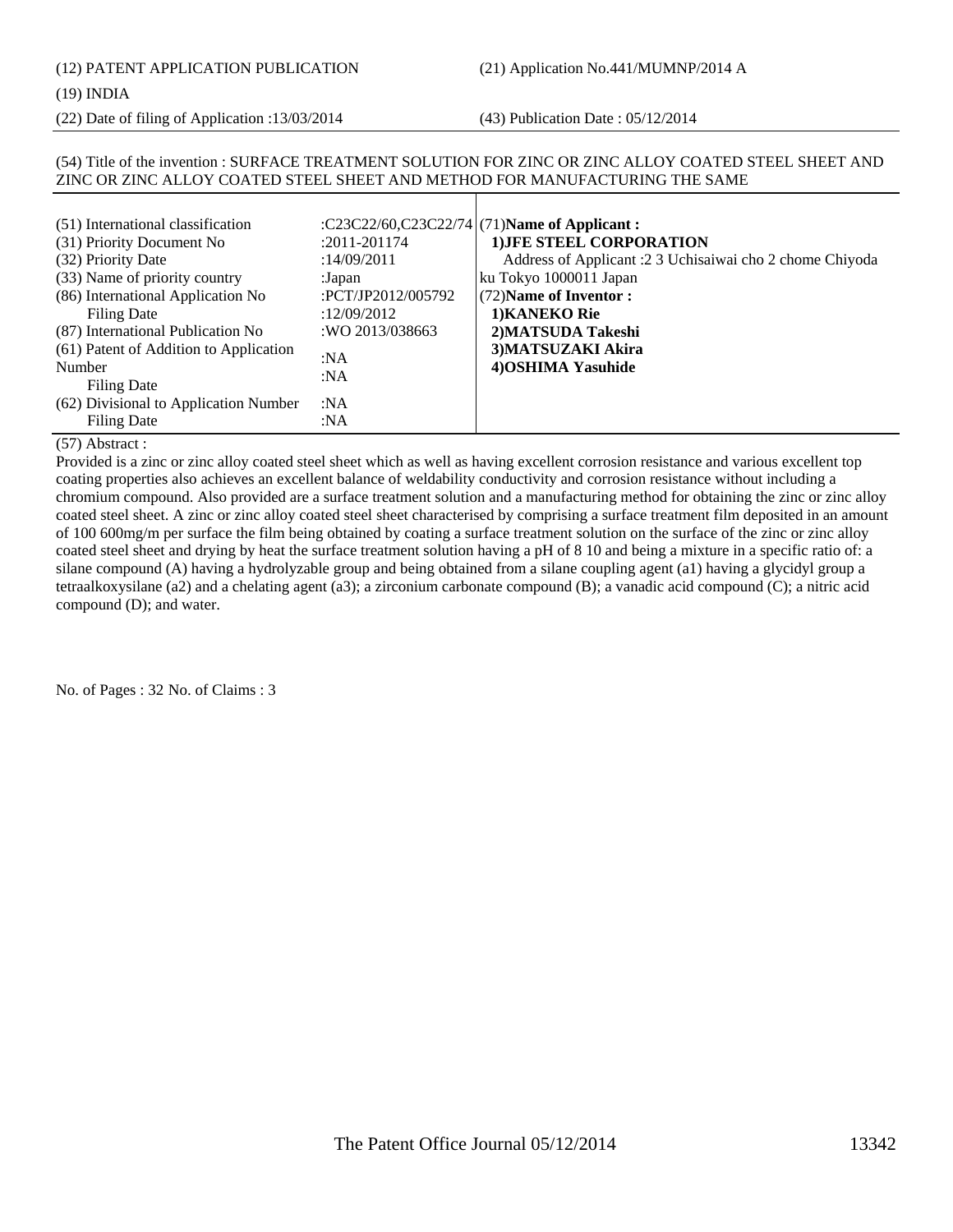(12) PATENT APPLICATION PUBLICATION

(21) Application No.441/MUMNP/2014 A

(19) INDIA

(22) Date of filing of Application :13/03/2014

(43) Publication Date : 05/12/2014

(54) Title of the invention : SURFACE TREATMENT SOLUTION FOR ZINC OR ZINC ALLOY COATED STEEL SHEET AND ZINC OR ZINC ALLOY COATED STEEL SHEET AND METHOD FOR MANUFACTURING THE SAME

| | | |
|---|---|---|
| (51) International classification | :C23C22/60,C23C22/74 | (71)**Name of Applicant :** |
| (31) Priority Document No | :2011-201174 | **1)JFE STEEL CORPORATION** |
| (32) Priority Date | :14/09/2011 | Address of Applicant :2 3 Uchisaiwai cho 2 chome Chiyoda ku Tokyo 1000011 Japan |
| (33) Name of priority country | :Japan | (72)**Name of Inventor :** |
| (86) International Application No | :PCT/JP2012/005792 | **1)KANEKO Rie** |
| Filing Date | :12/09/2012 | **2)MATSUDA Takeshi** |
| (87) International Publication No | :WO 2013/038663 | **3)MATSUZAKI Akira** |
| (61) Patent of Addition to Application Number | :NA | **4)OSHIMA Yasuhide** |
| Filing Date | :NA | |
| (62) Divisional to Application Number | :NA | |
| Filing Date | :NA | |

(57) Abstract :

Provided is a zinc or zinc alloy coated steel sheet which as well as having excellent corrosion resistance and various excellent top coating properties also achieves an excellent balance of weldability conductivity and corrosion resistance without including a chromium compound. Also provided are a surface treatment solution and a manufacturing method for obtaining the zinc or zinc alloy coated steel sheet. A zinc or zinc alloy coated steel sheet characterised by comprising a surface treatment film deposited in an amount of 100 600mg/m per surface the film being obtained by coating a surface treatment solution on the surface of the zinc or zinc alloy coated steel sheet and drying by heat the surface treatment solution having a pH of 8 10 and being a mixture in a specific ratio of: a silane compound (A) having a hydrolyzable group and being obtained from a silane coupling agent (a1) having a glycidyl group a tetraalkoxysilane (a2) and a chelating agent (a3); a zirconium carbonate compound (B); a vanadic acid compound (C); a nitric acid compound (D); and water.

No. of Pages : 32 No. of Claims : 3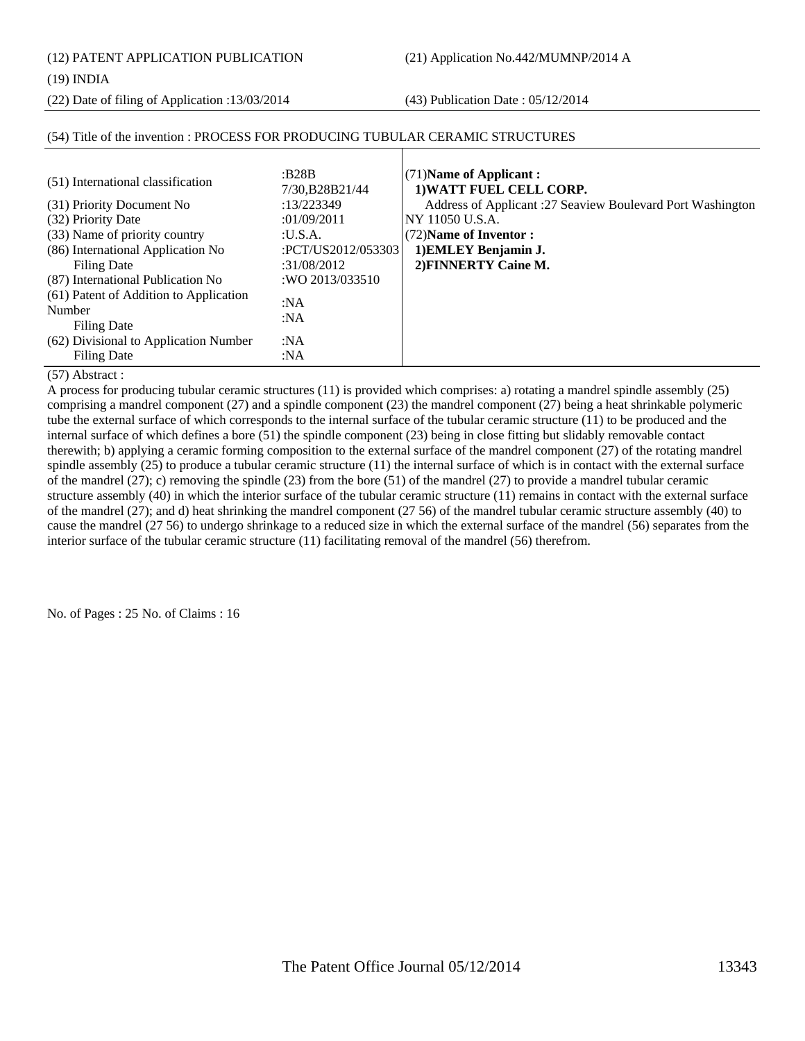(12) PATENT APPLICATION PUBLICATION

(21) Application No.442/MUMNP/2014 A

(19) INDIA

(22) Date of filing of Application :13/03/2014

(43) Publication Date : 05/12/2014

(54) Title of the invention : PROCESS FOR PRODUCING TUBULAR CERAMIC STRUCTURES

| | | |
|---|---|---|
| (51) International classification | :B28B 7/30,B28B21/44 | (71)**Name of Applicant :** |
| (31) Priority Document No | :13/223349 | **1)WATT FUEL CELL CORP.** |
| (32) Priority Date | :01/09/2011 | Address of Applicant :27 Seaview Boulevard Port Washington NY 11050 U.S.A. |
| (33) Name of priority country | :U.S.A. | (72)**Name of Inventor :** |
| (86) International Application No | :PCT/US2012/053303 | **1)EMLEY Benjamin J.** |
| Filing Date | :31/08/2012 | **2)FINNERTY Caine M.** |
| (87) International Publication No | :WO 2013/033510 | |
| (61) Patent of Addition to Application Number | :NA | |
| Filing Date | :NA | |
| (62) Divisional to Application Number | :NA | |
| Filing Date | :NA | |

(57) Abstract :

A process for producing tubular ceramic structures (11) is provided which comprises: a) rotating a mandrel spindle assembly (25) comprising a mandrel component (27) and a spindle component (23) the mandrel component (27) being a heat shrinkable polymeric tube the external surface of which corresponds to the internal surface of the tubular ceramic structure (11) to be produced and the internal surface of which defines a bore (51) the spindle component (23) being in close fitting but slidably removable contact therewith; b) applying a ceramic forming composition to the external surface of the mandrel component (27) of the rotating mandrel spindle assembly (25) to produce a tubular ceramic structure (11) the internal surface of which is in contact with the external surface of the mandrel (27); c) removing the spindle (23) from the bore (51) of the mandrel (27) to provide a mandrel tubular ceramic structure assembly (40) in which the interior surface of the tubular ceramic structure (11) remains in contact with the external surface of the mandrel (27); and d) heat shrinking the mandrel component (27 56) of the mandrel tubular ceramic structure assembly (40) to cause the mandrel (27 56) to undergo shrinkage to a reduced size in which the external surface of the mandrel (56) separates from the interior surface of the tubular ceramic structure (11) facilitating removal of the mandrel (56) therefrom.

No. of Pages : 25 No. of Claims : 16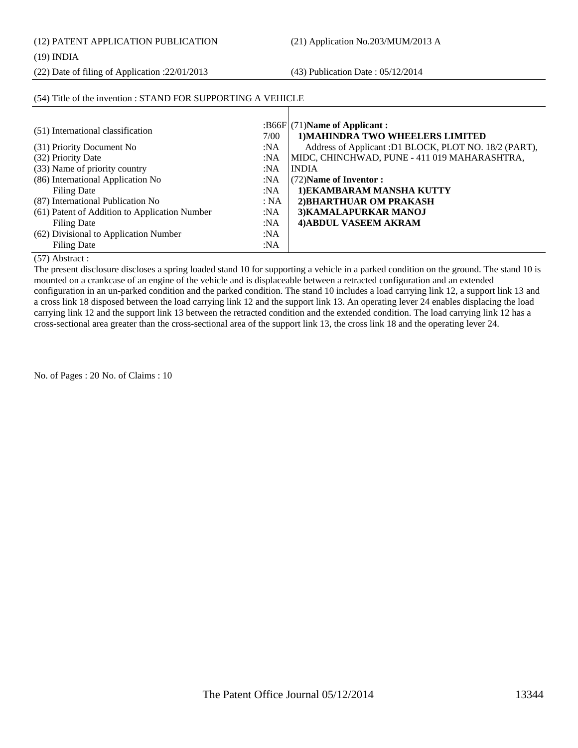(12) PATENT APPLICATION PUBLICATION

(21) Application No.203/MUM/2013 A

(19) INDIA

(22) Date of filing of Application :22/01/2013

(43) Publication Date : 05/12/2014

(54) Title of the invention : STAND FOR SUPPORTING A VEHICLE

| | | |
|---|---|---|
| (51) International classification | :B66F 7/00 | (71)**Name of Applicant :** |
| (31) Priority Document No | :NA | **1)MAHINDRA TWO WHEELERS LIMITED** |
| (32) Priority Date | :NA | Address of Applicant :D1 BLOCK, PLOT NO. 18/2 (PART), MIDC, CHINCHWAD, PUNE - 411 019 MAHARASHTRA, INDIA |
| (33) Name of priority country | :NA | (72)**Name of Inventor :** |
| (86) International Application No | :NA | **1)EKAMBARAM MANSHA KUTTY** |
| Filing Date | :NA | **2)BHARTHUAR OM PRAKASH** |
| (87) International Publication No | : NA | **3)KAMALAPURKAR MANOJ** |
| (61) Patent of Addition to Application Number | :NA | **4)ABDUL VASEEM AKRAM** |
| Filing Date | :NA | |
| (62) Divisional to Application Number | :NA | |
| Filing Date | :NA | |

(57) Abstract :

The present disclosure discloses a spring loaded stand 10 for supporting a vehicle in a parked condition on the ground. The stand 10 is mounted on a crankcase of an engine of the vehicle and is displaceable between a retracted configuration and an extended configuration in an un-parked condition and the parked condition. The stand 10 includes a load carrying link 12, a support link 13 and a cross link 18 disposed between the load carrying link 12 and the support link 13. An operating lever 24 enables displacing the load carrying link 12 and the support link 13 between the retracted condition and the extended condition. The load carrying link 12 has a cross-sectional area greater than the cross-sectional area of the support link 13, the cross link 18 and the operating lever 24.

No. of Pages : 20 No. of Claims : 10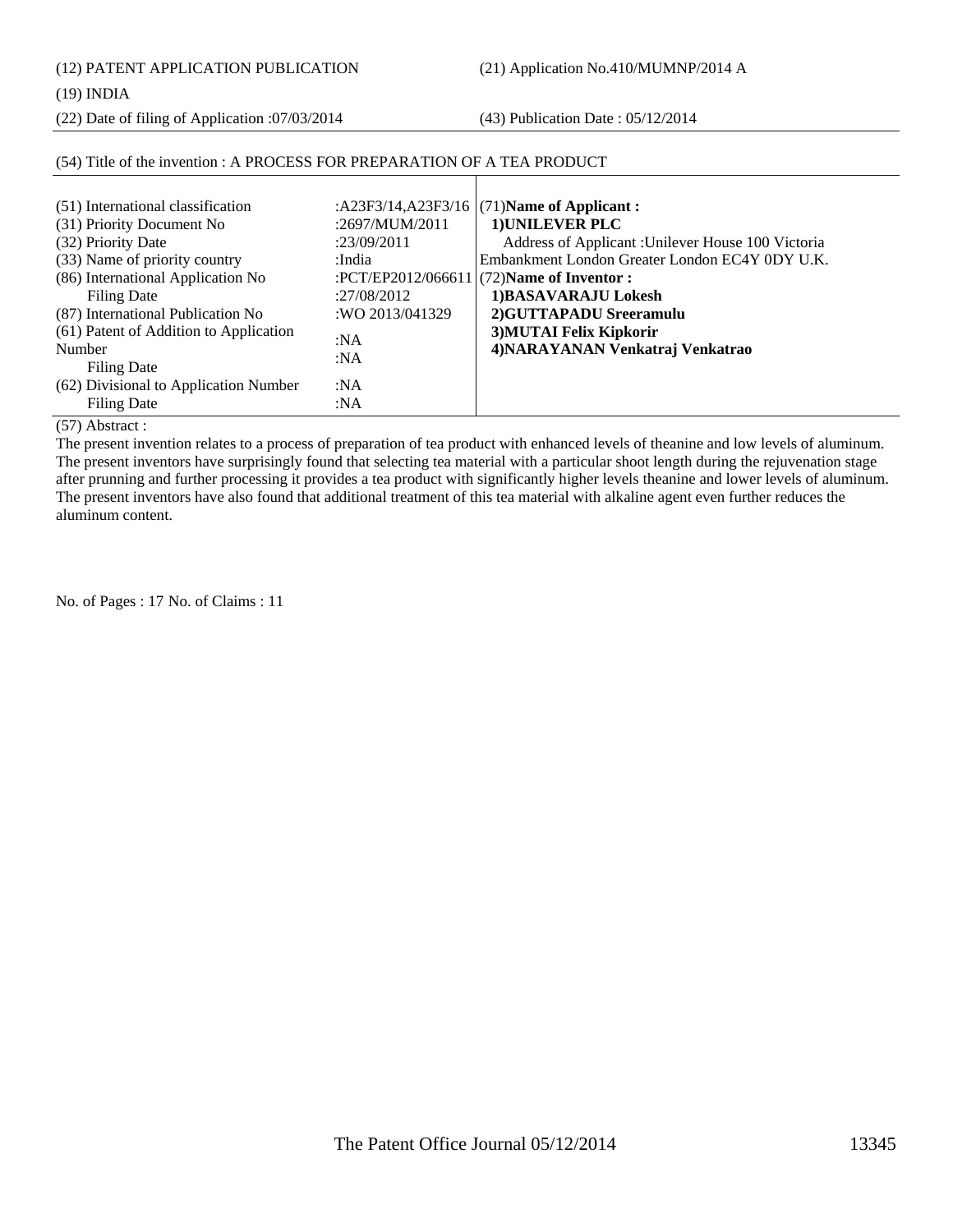(12) PATENT APPLICATION PUBLICATION

(21) Application No.410/MUMNP/2014 A

(19) INDIA

(22) Date of filing of Application :07/03/2014

(43) Publication Date : 05/12/2014

(54) Title of the invention : A PROCESS FOR PREPARATION OF A TEA PRODUCT

| | | |
|---|---|---|
| (51) International classification | :A23F3/14,A23F3/16 | (71)**Name of Applicant :** |
| (31) Priority Document No | :2697/MUM/2011 | **1)UNILEVER PLC** |
| (32) Priority Date | :23/09/2011 | Address of Applicant :Unilever House 100 Victoria |
| (33) Name of priority country | :India | Embankment London Greater London EC4Y 0DY U.K. |
| (86) International Application No | :PCT/EP2012/066611 | (72)**Name of Inventor :** |
| Filing Date | :27/08/2012 | **1)BASAVARAJU Lokesh** |
| (87) International Publication No | :WO 2013/041329 | **2)GUTTAPADU Sreeramulu** |
| (61) Patent of Addition to Application Number | :NA | **3)MUTAI Felix Kipkorir** |
| Filing Date | :NA | **4)NARAYANAN Venkatraj Venkatrao** |
| (62) Divisional to Application Number | :NA | |
| Filing Date | :NA | |

(57) Abstract :

The present invention relates to a process of preparation of tea product with enhanced levels of theanine and low levels of aluminum. The present inventors have surprisingly found that selecting tea material with a particular shoot length during the rejuvenation stage after prunning and further processing it provides a tea product with significantly higher levels theanine and lower levels of aluminum. The present inventors have also found that additional treatment of this tea material with alkaline agent even further reduces the aluminum content.

No. of Pages : 17 No. of Claims : 11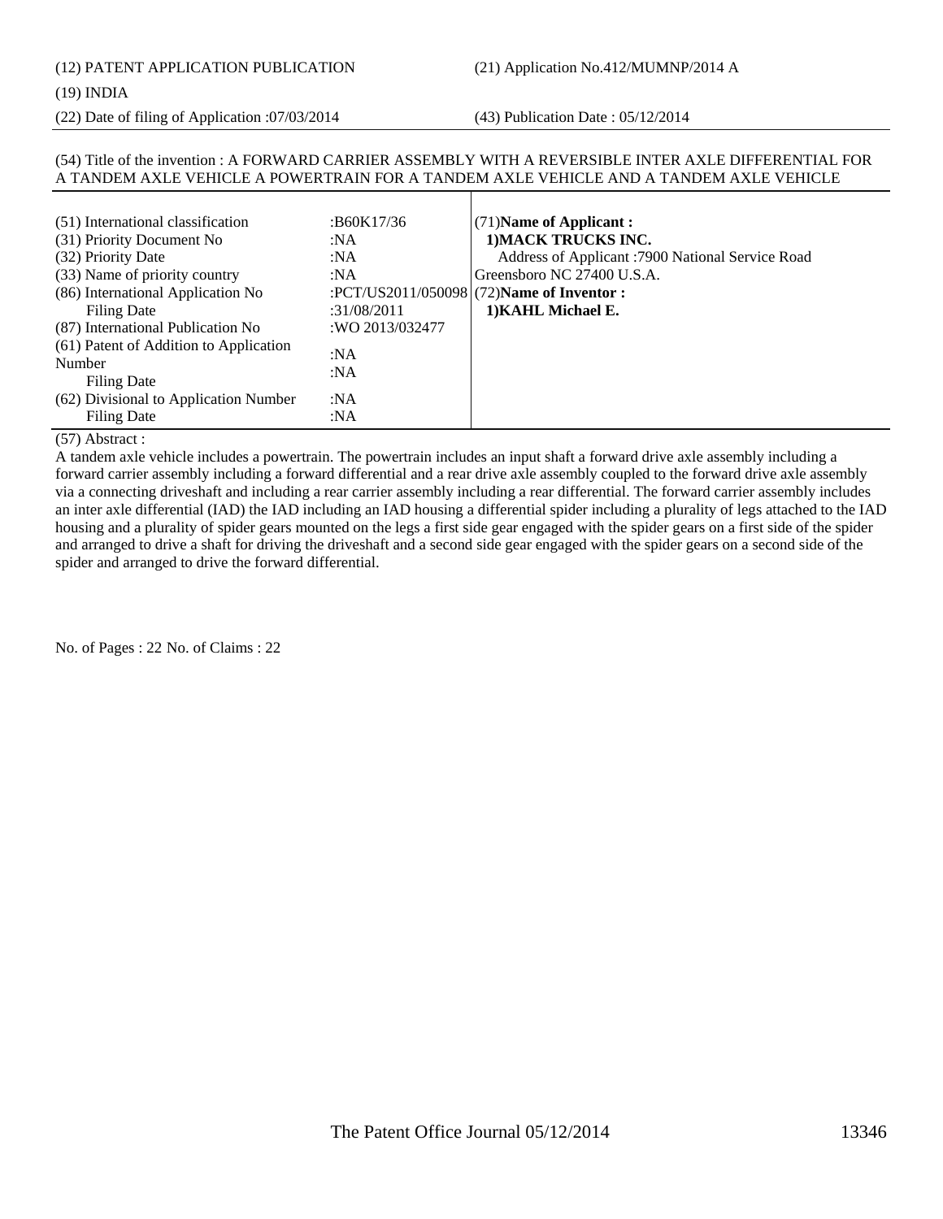(12) PATENT APPLICATION PUBLICATION

(21) Application No.412/MUMNP/2014 A

(19) INDIA

(22) Date of filing of Application :07/03/2014

(43) Publication Date : 05/12/2014

(54) Title of the invention : A FORWARD CARRIER ASSEMBLY WITH A REVERSIBLE INTER AXLE DIFFERENTIAL FOR A TANDEM AXLE VEHICLE A POWERTRAIN FOR A TANDEM AXLE VEHICLE AND A TANDEM AXLE VEHICLE

| | | |
|---|---|---|
| (51) International classification | :B60K17/36 | (71)**Name of Applicant :** |
| (31) Priority Document No | :NA | **1)MACK TRUCKS INC.** |
| (32) Priority Date | :NA | Address of Applicant :7900 National Service Road |
| (33) Name of priority country | :NA | Greensboro NC 27400 U.S.A. |
| (86) International Application No | :PCT/US2011/050098 | (72)**Name of Inventor :** |
| Filing Date | :31/08/2011 | **1)KAHL Michael E.** |
| (87) International Publication No | :WO 2013/032477 | |
| (61) Patent of Addition to Application Number | :NA | |
| Filing Date | :NA | |
| (62) Divisional to Application Number | :NA | |
| Filing Date | :NA | |

(57) Abstract :

A tandem axle vehicle includes a powertrain. The powertrain includes an input shaft a forward drive axle assembly including a forward carrier assembly including a forward differential and a rear drive axle assembly coupled to the forward drive axle assembly via a connecting driveshaft and including a rear carrier assembly including a rear differential. The forward carrier assembly includes an inter axle differential (IAD) the IAD including an IAD housing a differential spider including a plurality of legs attached to the IAD housing and a plurality of spider gears mounted on the legs a first side gear engaged with the spider gears on a first side of the spider and arranged to drive a shaft for driving the driveshaft and a second side gear engaged with the spider gears on a second side of the spider and arranged to drive the forward differential.

No. of Pages : 22 No. of Claims : 22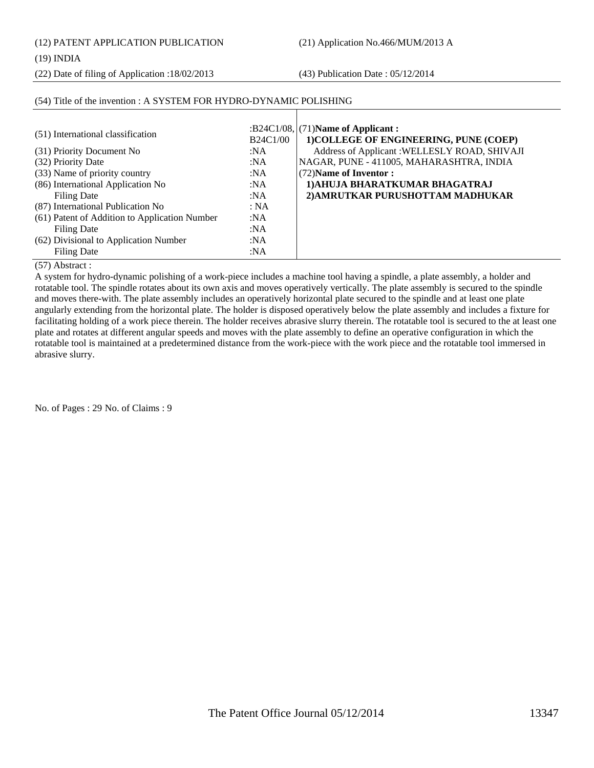(12) PATENT APPLICATION PUBLICATION

(21) Application No.466/MUM/2013 A

(19) INDIA

(22) Date of filing of Application :18/02/2013

(43) Publication Date : 05/12/2014

(54) Title of the invention : A SYSTEM FOR HYDRO-DYNAMIC POLISHING

| | | |
|---|---|---|
| (51) International classification | :B24C1/08, B24C1/00 | (71)**Name of Applicant :** **1)COLLEGE OF ENGINEERING, PUNE (COEP)** Address of Applicant :WELLESLY ROAD, SHIVAJI NAGAR, PUNE - 411005, MAHARASHTRA, INDIA (72)**Name of Inventor :** **1)AHUJA BHARATKUMAR BHAGATRAJ** **2)AMRUTKAR PURUSHOTTAM MADHUKAR** |
| (31) Priority Document No | :NA | |
| (32) Priority Date | :NA | |
| (33) Name of priority country | :NA | |
| (86) International Application No | :NA | |
| Filing Date | :NA | |
| (87) International Publication No | : NA | |
| (61) Patent of Addition to Application Number | :NA | |
| Filing Date | :NA | |
| (62) Divisional to Application Number | :NA | |
| Filing Date | :NA | |

(57) Abstract :

A system for hydro-dynamic polishing of a work-piece includes a machine tool having a spindle, a plate assembly, a holder and rotatable tool. The spindle rotates about its own axis and moves operatively vertically. The plate assembly is secured to the spindle and moves there-with. The plate assembly includes an operatively horizontal plate secured to the spindle and at least one plate angularly extending from the horizontal plate. The holder is disposed operatively below the plate assembly and includes a fixture for facilitating holding of a work piece therein. The holder receives abrasive slurry therein. The rotatable tool is secured to the at least one plate and rotates at different angular speeds and moves with the plate assembly to define an operative configuration in which the rotatable tool is maintained at a predetermined distance from the work-piece with the work piece and the rotatable tool immersed in abrasive slurry.

No. of Pages : 29 No. of Claims : 9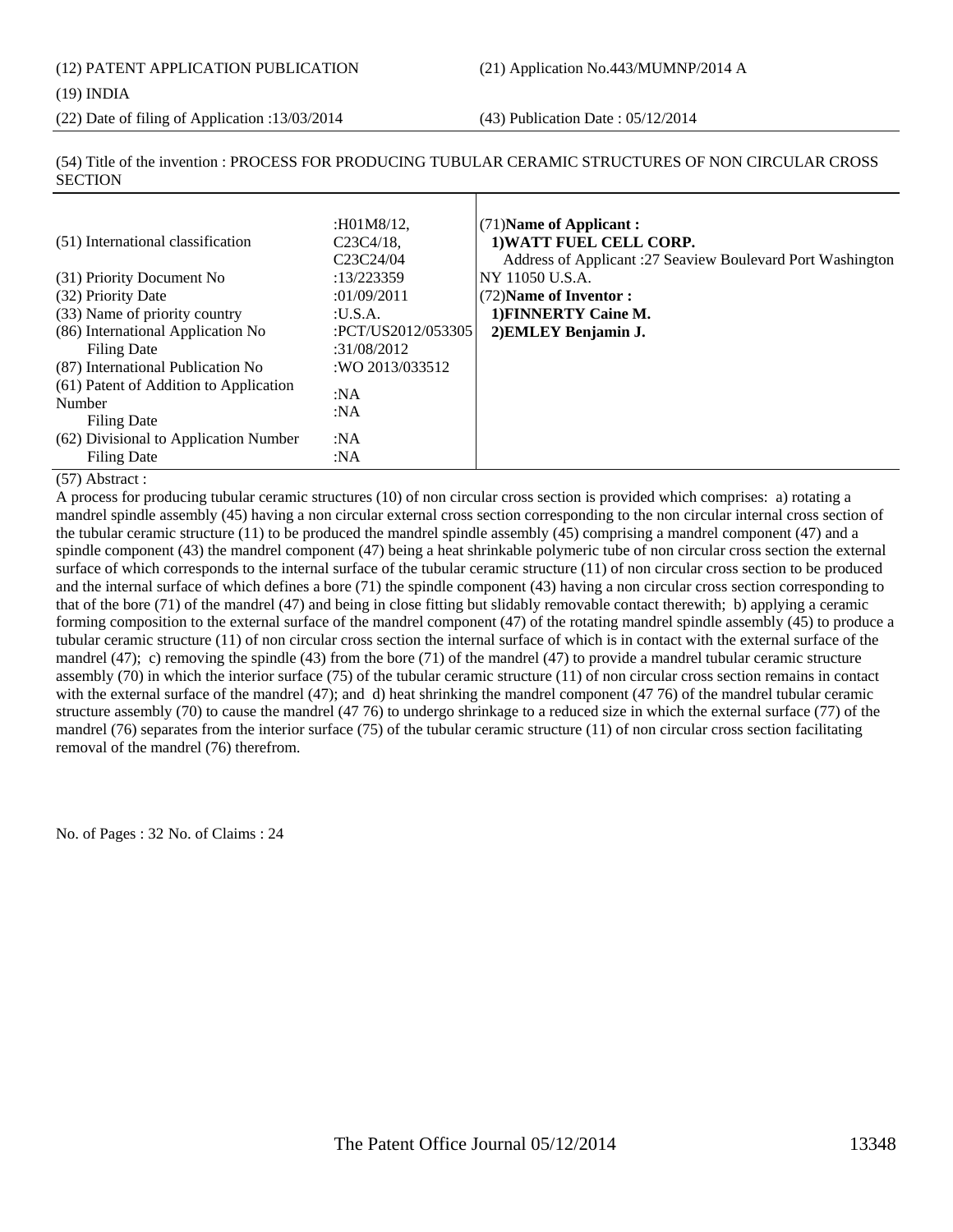(12) PATENT APPLICATION PUBLICATION

(21) Application No.443/MUMNP/2014 A

(19) INDIA

(22) Date of filing of Application :13/03/2014

(43) Publication Date : 05/12/2014

(54) Title of the invention : PROCESS FOR PRODUCING TUBULAR CERAMIC STRUCTURES OF NON CIRCULAR CROSS SECTION

| | | |
|---|---|---|
| (51) International classification | :H01M8/12, C23C4/18, C23C24/04 | (71)**Name of Applicant :**<br>**1)WATT FUEL CELL CORP.**<br>Address of Applicant :27 Seaview Boulevard Port Washington NY 11050 U.S.A.<br>(72)**Name of Inventor :**<br>**1)FINNERTY Caine M.**<br>**2)EMLEY Benjamin J.** |
| (31) Priority Document No | :13/223359 | |
| (32) Priority Date | :01/09/2011 | |
| (33) Name of priority country | :U.S.A. | |
| (86) International Application No<br>Filing Date | :PCT/US2012/053305<br>:31/08/2012 | |
| (87) International Publication No | :WO 2013/033512 | |
| (61) Patent of Addition to Application Number<br>Filing Date | :NA<br>:NA | |
| (62) Divisional to Application Number<br>Filing Date | :NA<br>:NA | |

(57) Abstract :

A process for producing tubular ceramic structures (10) of non circular cross section is provided which comprises: a) rotating a mandrel spindle assembly (45) having a non circular external cross section corresponding to the non circular internal cross section of the tubular ceramic structure (11) to be produced the mandrel spindle assembly (45) comprising a mandrel component (47) and a spindle component (43) the mandrel component (47) being a heat shrinkable polymeric tube of non circular cross section the external surface of which corresponds to the internal surface of the tubular ceramic structure (11) of non circular cross section to be produced and the internal surface of which defines a bore (71) the spindle component (43) having a non circular cross section corresponding to that of the bore (71) of the mandrel (47) and being in close fitting but slidably removable contact therewith; b) applying a ceramic forming composition to the external surface of the mandrel component (47) of the rotating mandrel spindle assembly (45) to produce a tubular ceramic structure (11) of non circular cross section the internal surface of which is in contact with the external surface of the mandrel (47); c) removing the spindle (43) from the bore (71) of the mandrel (47) to provide a mandrel tubular ceramic structure assembly (70) in which the interior surface (75) of the tubular ceramic structure (11) of non circular cross section remains in contact with the external surface of the mandrel (47); and d) heat shrinking the mandrel component (47 76) of the mandrel tubular ceramic structure assembly (70) to cause the mandrel (47 76) to undergo shrinkage to a reduced size in which the external surface (77) of the mandrel (76) separates from the interior surface (75) of the tubular ceramic structure (11) of non circular cross section facilitating removal of the mandrel (76) therefrom.

No. of Pages : 32 No. of Claims : 24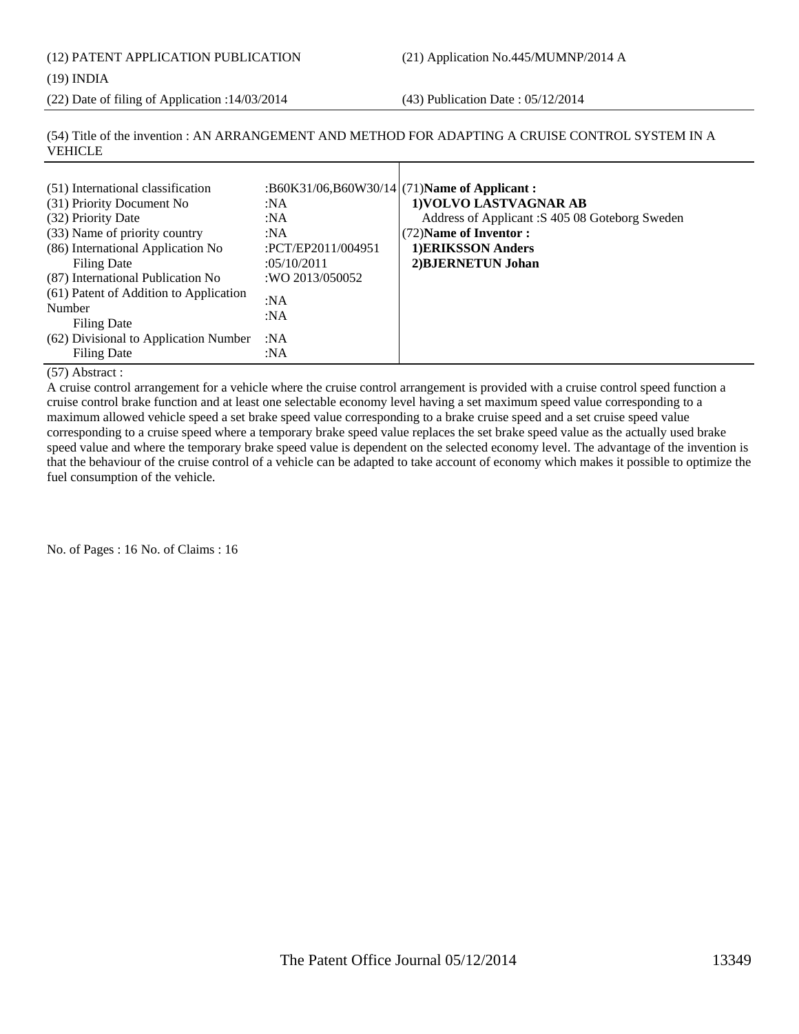(12) PATENT APPLICATION PUBLICATION

(21) Application No.445/MUMNP/2014 A

(19) INDIA

(22) Date of filing of Application :14/03/2014

(43) Publication Date : 05/12/2014

(54) Title of the invention : AN ARRANGEMENT AND METHOD FOR ADAPTING A CRUISE CONTROL SYSTEM IN A VEHICLE

| | | |
|---|---|---|
| (51) International classification | :B60K31/06,B60W30/14 | (71)**Name of Applicant :** |
| (31) Priority Document No | :NA | **1)VOLVO LASTVAGNAR AB** |
| (32) Priority Date | :NA | Address of Applicant :S 405 08 Goteborg Sweden |
| (33) Name of priority country | :NA | (72)**Name of Inventor :** |
| (86) International Application No | :PCT/EP2011/004951 | **1)ERIKSSON Anders** |
| Filing Date | :05/10/2011 | **2)BJERNETUN Johan** |
| (87) International Publication No | :WO 2013/050052 | |
| (61) Patent of Addition to Application Number | :NA | |
| Filing Date | :NA | |
| (62) Divisional to Application Number | :NA | |
| Filing Date | :NA | |

(57) Abstract :

A cruise control arrangement for a vehicle where the cruise control arrangement is provided with a cruise control speed function a cruise control brake function and at least one selectable economy level having a set maximum speed value corresponding to a maximum allowed vehicle speed a set brake speed value corresponding to a brake cruise speed and a set cruise speed value corresponding to a cruise speed where a temporary brake speed value replaces the set brake speed value as the actually used brake speed value and where the temporary brake speed value is dependent on the selected economy level. The advantage of the invention is that the behaviour of the cruise control of a vehicle can be adapted to take account of economy which makes it possible to optimize the fuel consumption of the vehicle.

No. of Pages : 16 No. of Claims : 16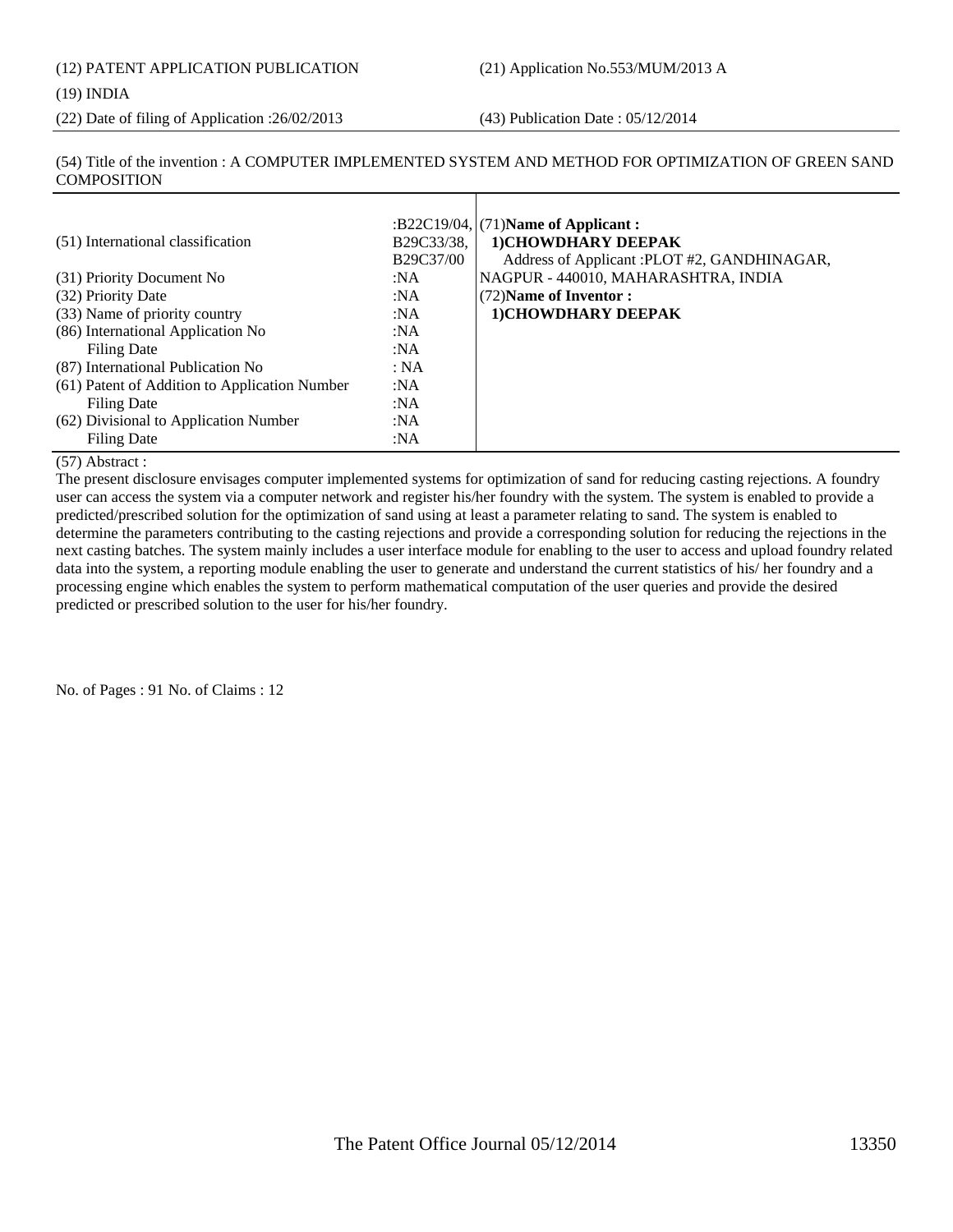(12) PATENT APPLICATION PUBLICATION

(21) Application No.553/MUM/2013 A

(19) INDIA

(22) Date of filing of Application :26/02/2013

(43) Publication Date : 05/12/2014

(54) Title of the invention : A COMPUTER IMPLEMENTED SYSTEM AND METHOD FOR OPTIMIZATION OF GREEN SAND COMPOSITION

| | | |
|---|---|---|
| (51) International classification | :B22C19/04, B29C33/38, B29C37/00 | (71)**Name of Applicant :** **1)CHOWDHARY DEEPAK** Address of Applicant :PLOT #2, GANDHINAGAR, NAGPUR - 440010, MAHARASHTRA, INDIA (72)**Name of Inventor :** **1)CHOWDHARY DEEPAK** |
| (31) Priority Document No | :NA | |
| (32) Priority Date | :NA | |
| (33) Name of priority country | :NA | |
| (86) International Application No | :NA | |
| Filing Date | :NA | |
| (87) International Publication No | : NA | |
| (61) Patent of Addition to Application Number | :NA | |
| Filing Date | :NA | |
| (62) Divisional to Application Number | :NA | |
| Filing Date | :NA | |

(57) Abstract :

The present disclosure envisages computer implemented systems for optimization of sand for reducing casting rejections. A foundry user can access the system via a computer network and register his/her foundry with the system. The system is enabled to provide a predicted/prescribed solution for the optimization of sand using at least a parameter relating to sand. The system is enabled to determine the parameters contributing to the casting rejections and provide a corresponding solution for reducing the rejections in the next casting batches. The system mainly includes a user interface module for enabling to the user to access and upload foundry related data into the system, a reporting module enabling the user to generate and understand the current statistics of his/ her foundry and a processing engine which enables the system to perform mathematical computation of the user queries and provide the desired predicted or prescribed solution to the user for his/her foundry.

No. of Pages : 91 No. of Claims : 12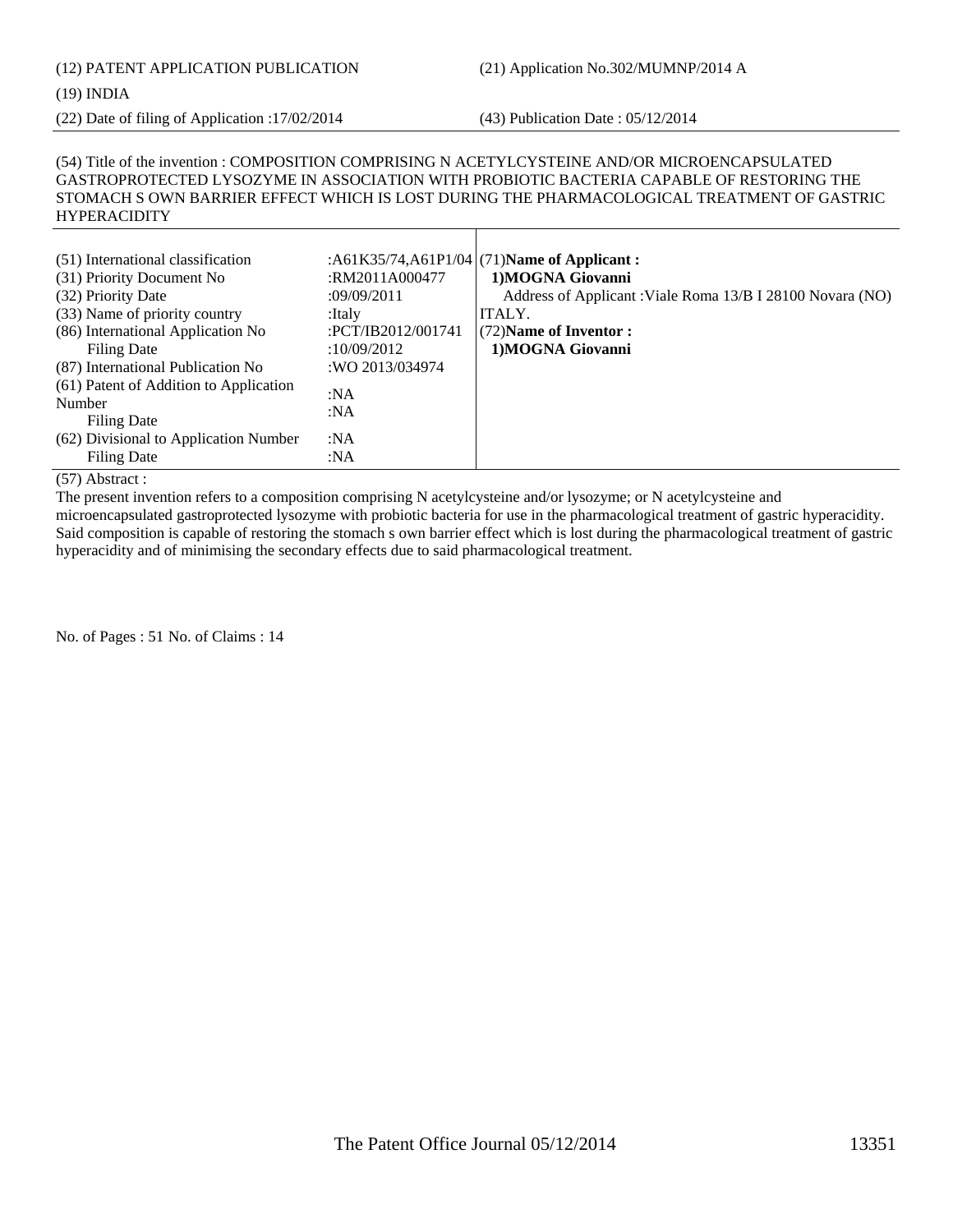(12) PATENT APPLICATION PUBLICATION

(21) Application No.302/MUMNP/2014 A

(19) INDIA

(22) Date of filing of Application :17/02/2014

(43) Publication Date : 05/12/2014

(54) Title of the invention : COMPOSITION COMPRISING N ACETYLCYSTEINE AND/OR MICROENCAPSULATED GASTROPROTECTED LYSOZYME IN ASSOCIATION WITH PROBIOTIC BACTERIA CAPABLE OF RESTORING THE STOMACH S OWN BARRIER EFFECT WHICH IS LOST DURING THE PHARMACOLOGICAL TREATMENT OF GASTRIC HYPERACIDITY

| | | |
|---|---|---|
| (51) International classification | :A61K35/74,A61P1/04 | (71)**Name of Applicant :** |
| (31) Priority Document No | :RM2011A000477 | **1)MOGNA Giovanni** |
| (32) Priority Date | :09/09/2011 | Address of Applicant :Viale Roma 13/B I 28100 Novara (NO) |
| (33) Name of priority country | :Italy | ITALY. |
| (86) International Application No | :PCT/IB2012/001741 | (72)**Name of Inventor :** |
| Filing Date | :10/09/2012 | **1)MOGNA Giovanni** |
| (87) International Publication No | :WO 2013/034974 | |
| (61) Patent of Addition to Application Number | :NA | |
| Filing Date | :NA | |
| (62) Divisional to Application Number | :NA | |
| Filing Date | :NA | |

(57) Abstract :

The present invention refers to a composition comprising N acetylcysteine and/or lysozyme; or N acetylcysteine and microencapsulated gastroprotected lysozyme with probiotic bacteria for use in the pharmacological treatment of gastric hyperacidity. Said composition is capable of restoring the stomach s own barrier effect which is lost during the pharmacological treatment of gastric hyperacidity and of minimising the secondary effects due to said pharmacological treatment.

No. of Pages : 51 No. of Claims : 14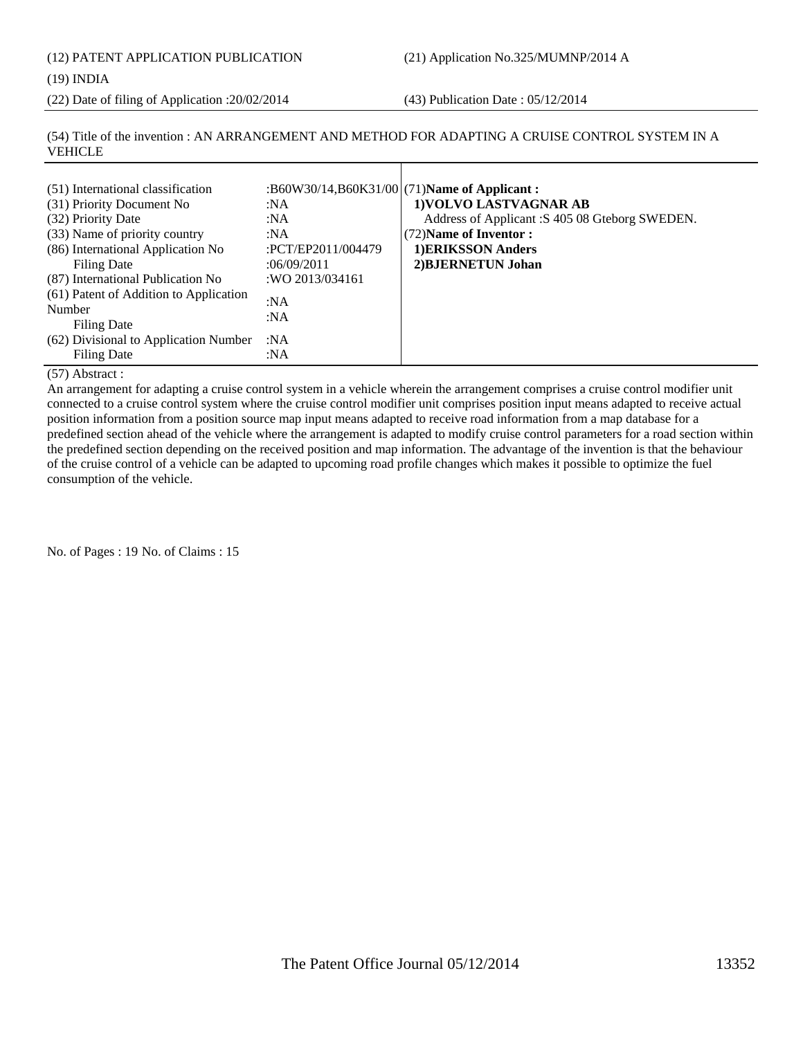(12) PATENT APPLICATION PUBLICATION

(21) Application No.325/MUMNP/2014 A

(19) INDIA

(22) Date of filing of Application :20/02/2014

(43) Publication Date : 05/12/2014

(54) Title of the invention : AN ARRANGEMENT AND METHOD FOR ADAPTING A CRUISE CONTROL SYSTEM IN A VEHICLE

| | | |
|---|---|---|
| (51) International classification | :B60W30/14,B60K31/00 | (71)**Name of Applicant :** |
| (31) Priority Document No | :NA | **1)VOLVO LASTVAGNAR AB** |
| (32) Priority Date | :NA | Address of Applicant :S 405 08 Gteborg SWEDEN. |
| (33) Name of priority country | :NA | (72)**Name of Inventor :** |
| (86) International Application No | :PCT/EP2011/004479 | **1)ERIKSSON Anders** |
| Filing Date | :06/09/2011 | **2)BJERNETUN Johan** |
| (87) International Publication No | :WO 2013/034161 | |
| (61) Patent of Addition to Application Number | :NA | |
| Filing Date | :NA | |
| (62) Divisional to Application Number | :NA | |
| Filing Date | :NA | |

(57) Abstract :

An arrangement for adapting a cruise control system in a vehicle wherein the arrangement comprises a cruise control modifier unit connected to a cruise control system where the cruise control modifier unit comprises position input means adapted to receive actual position information from a position source map input means adapted to receive road information from a map database for a predefined section ahead of the vehicle where the arrangement is adapted to modify cruise control parameters for a road section within the predefined section depending on the received position and map information. The advantage of the invention is that the behaviour of the cruise control of a vehicle can be adapted to upcoming road profile changes which makes it possible to optimize the fuel consumption of the vehicle.

No. of Pages : 19 No. of Claims : 15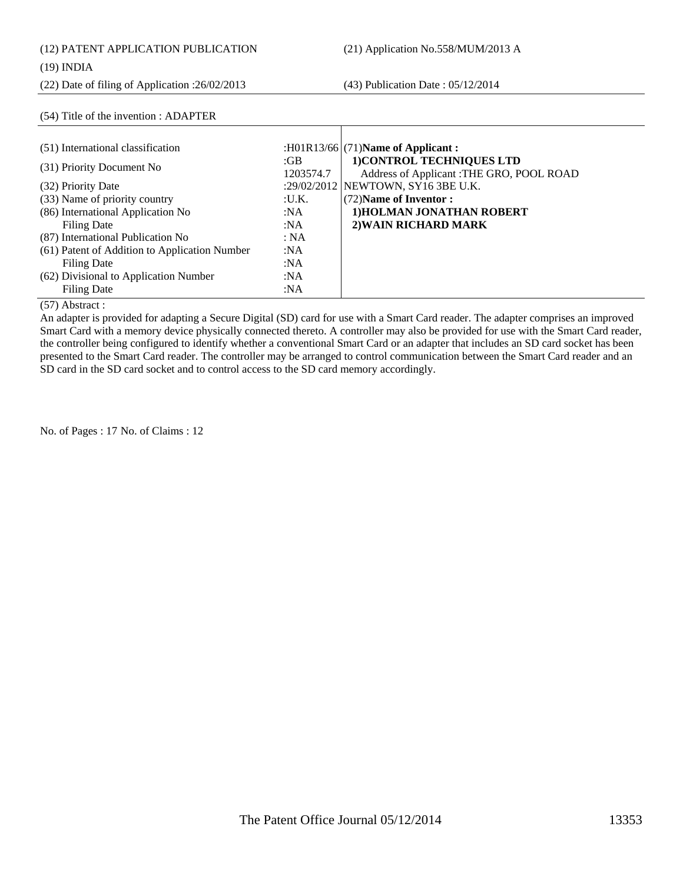(12) PATENT APPLICATION PUBLICATION (21) Application No.558/MUM/2013 A

(19) INDIA

(22) Date of filing of Application :26/02/2013 (43) Publication Date : 05/12/2014

(54) Title of the invention : ADAPTER

| | | |
|---|---|---|
| (51) International classification | :H01R13/66 | (71)**Name of Applicant :** |
| (31) Priority Document No | :GB 1203574.7 | **1)CONTROL TECHNIQUES LTD** Address of Applicant :THE GRO, POOL ROAD |
| (32) Priority Date | :29/02/2012 | NEWTOWN, SY16 3BE U.K. |
| (33) Name of priority country | :U.K. | (72)**Name of Inventor :** |
| (86) International Application No | :NA | **1)HOLMAN JONATHAN ROBERT** |
| Filing Date | :NA | **2)WAIN RICHARD MARK** |
| (87) International Publication No | : NA | |
| (61) Patent of Addition to Application Number | :NA | |
| Filing Date | :NA | |
| (62) Divisional to Application Number | :NA | |
| Filing Date | :NA | |

(57) Abstract :

An adapter is provided for adapting a Secure Digital (SD) card for use with a Smart Card reader. The adapter comprises an improved Smart Card with a memory device physically connected thereto. A controller may also be provided for use with the Smart Card reader, the controller being configured to identify whether a conventional Smart Card or an adapter that includes an SD card socket has been presented to the Smart Card reader. The controller may be arranged to control communication between the Smart Card reader and an SD card in the SD card socket and to control access to the SD card memory accordingly.

No. of Pages : 17 No. of Claims : 12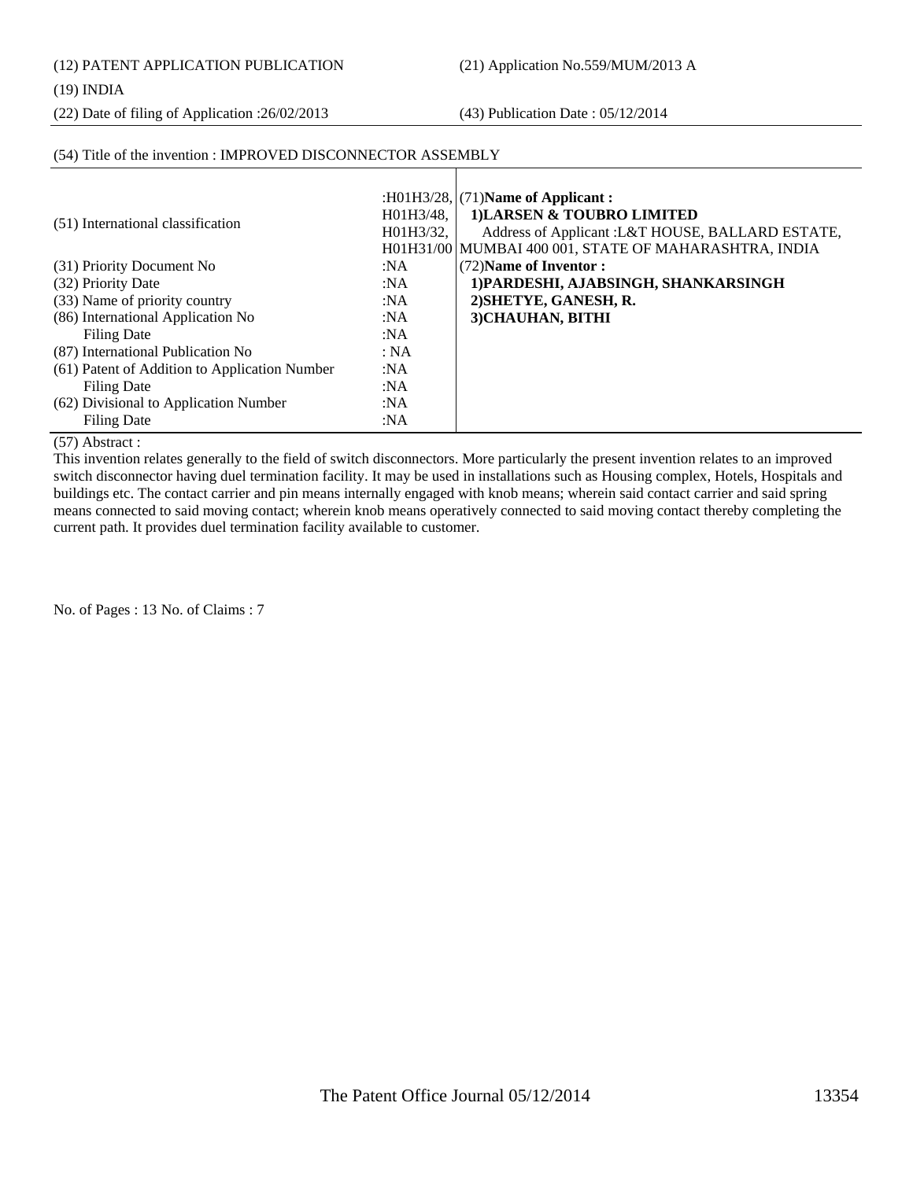(12) PATENT APPLICATION PUBLICATION

(21) Application No.559/MUM/2013 A

(19) INDIA

(22) Date of filing of Application :26/02/2013

(43) Publication Date : 05/12/2014

(54) Title of the invention : IMPROVED DISCONNECTOR ASSEMBLY

| | | |
|---|---|---|
| (51) International classification | :H01H3/28, H01H3/48, H01H3/32, H01H31/00 | (71)**Name of Applicant :** **1)LARSEN & TOUBRO LIMITED** Address of Applicant :L&T HOUSE, BALLARD ESTATE, MUMBAI 400 001, STATE OF MAHARASHTRA, INDIA |
| (31) Priority Document No | :NA | (72)**Name of Inventor :** |
| (32) Priority Date | :NA | **1)PARDESHI, AJABSINGH, SHANKARSINGH** |
| (33) Name of priority country | :NA | **2)SHETYE, GANESH, R.** |
| (86) International Application No | :NA | **3)CHAUHAN, BITHI** |
| Filing Date | :NA | |
| (87) International Publication No | : NA | |
| (61) Patent of Addition to Application Number | :NA | |
| Filing Date | :NA | |
| (62) Divisional to Application Number | :NA | |
| Filing Date | :NA | |

(57) Abstract :

This invention relates generally to the field of switch disconnectors. More particularly the present invention relates to an improved switch disconnector having duel termination facility. It may be used in installations such as Housing complex, Hotels, Hospitals and buildings etc. The contact carrier and pin means internally engaged with knob means; wherein said contact carrier and said spring means connected to said moving contact; wherein knob means operatively connected to said moving contact thereby completing the current path. It provides duel termination facility available to customer.

No. of Pages : 13 No. of Claims : 7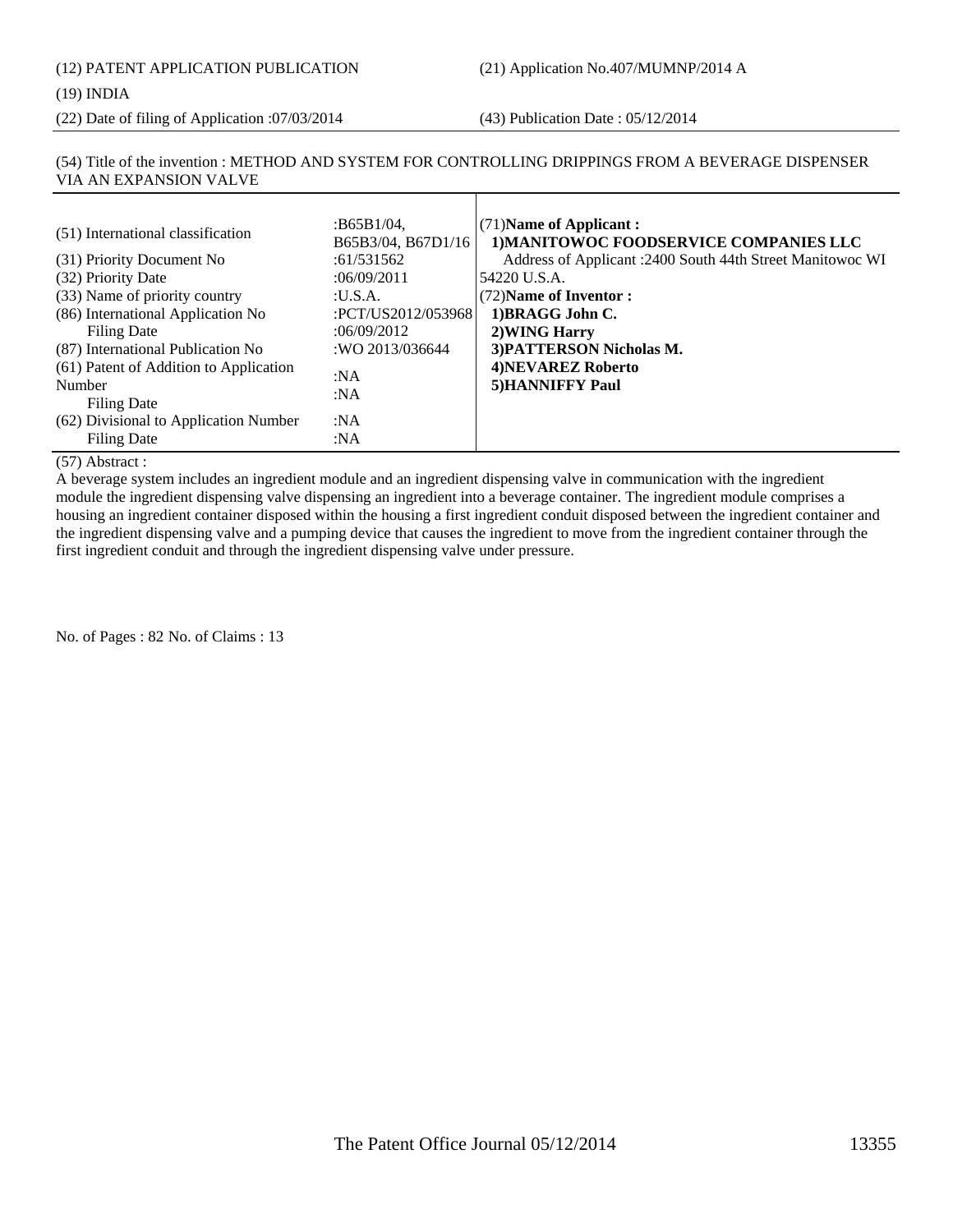(12) PATENT APPLICATION PUBLICATION (21) Application No.407/MUMNP/2014 A

(19) INDIA

(22) Date of filing of Application :07/03/2014 (43) Publication Date : 05/12/2014

(54) Title of the invention : METHOD AND SYSTEM FOR CONTROLLING DRIPPINGS FROM A BEVERAGE DISPENSER VIA AN EXPANSION VALVE

| | | |
|---|---|---|
| (51) International classification | :B65B1/04, B65B3/04, B67D1/16 | (71)**Name of Applicant :**<br>**1)MANITOWOC FOODSERVICE COMPANIES LLC**<br>Address of Applicant :2400 South 44th Street Manitowoc WI 54220 U.S.A.<br>(72)**Name of Inventor :**<br>**1)BRAGG John C.**<br>**2)WING Harry**<br>**3)PATTERSON Nicholas M.**<br>**4)NEVAREZ Roberto**<br>**5)HANNIFFY Paul** |
| (31) Priority Document No | :61/531562 | |
| (32) Priority Date | :06/09/2011 | |
| (33) Name of priority country | :U.S.A. | |
| (86) International Application No<br>Filing Date | :PCT/US2012/053968<br>:06/09/2012 | |
| (87) International Publication No | :WO 2013/036644 | |
| (61) Patent of Addition to Application Number<br>Filing Date | :NA<br>:NA | |
| (62) Divisional to Application Number<br>Filing Date | :NA<br>:NA | |

(57) Abstract :

A beverage system includes an ingredient module and an ingredient dispensing valve in communication with the ingredient module the ingredient dispensing valve dispensing an ingredient into a beverage container. The ingredient module comprises a housing an ingredient container disposed within the housing a first ingredient conduit disposed between the ingredient container and the ingredient dispensing valve and a pumping device that causes the ingredient to move from the ingredient container through the first ingredient conduit and through the ingredient dispensing valve under pressure.

No. of Pages : 82 No. of Claims : 13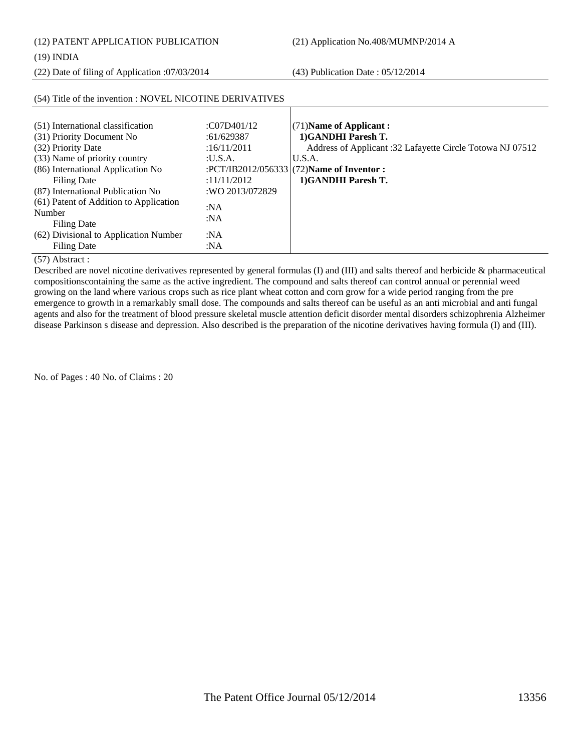(12) PATENT APPLICATION PUBLICATION

(21) Application No.408/MUMNP/2014 A

(19) INDIA

(22) Date of filing of Application :07/03/2014

(43) Publication Date : 05/12/2014

(54) Title of the invention : NOVEL NICOTINE DERIVATIVES

| | | |
|---|---|---|
| (51) International classification | :C07D401/12 | (71)**Name of Applicant :** |
| (31) Priority Document No | :61/629387 | **1)GANDHI Paresh T.** |
| (32) Priority Date | :16/11/2011 | Address of Applicant :32 Lafayette Circle Totowa NJ 07512 |
| (33) Name of priority country | :U.S.A. | U.S.A. |
| (86) International Application No | :PCT/IB2012/056333 | (72)**Name of Inventor :** |
| Filing Date | :11/11/2012 | **1)GANDHI Paresh T.** |
| (87) International Publication No | :WO 2013/072829 | |
| (61) Patent of Addition to Application Number | :NA | |
| Filing Date | :NA | |
| (62) Divisional to Application Number | :NA | |
| Filing Date | :NA | |

(57) Abstract :

Described are novel nicotine derivatives represented by general formulas (I) and (III) and salts thereof and herbicide & pharmaceutical compositionscontaining the same as the active ingredient. The compound and salts thereof can control annual or perennial weed growing on the land where various crops such as rice plant wheat cotton and corn grow for a wide period ranging from the pre emergence to growth in a remarkably small dose. The compounds and salts thereof can be useful as an anti microbial and anti fungal agents and also for the treatment of blood pressure skeletal muscle attention deficit disorder mental disorders schizophrenia Alzheimer disease Parkinson s disease and depression. Also described is the preparation of the nicotine derivatives having formula (I) and (III).

No. of Pages : 40 No. of Claims : 20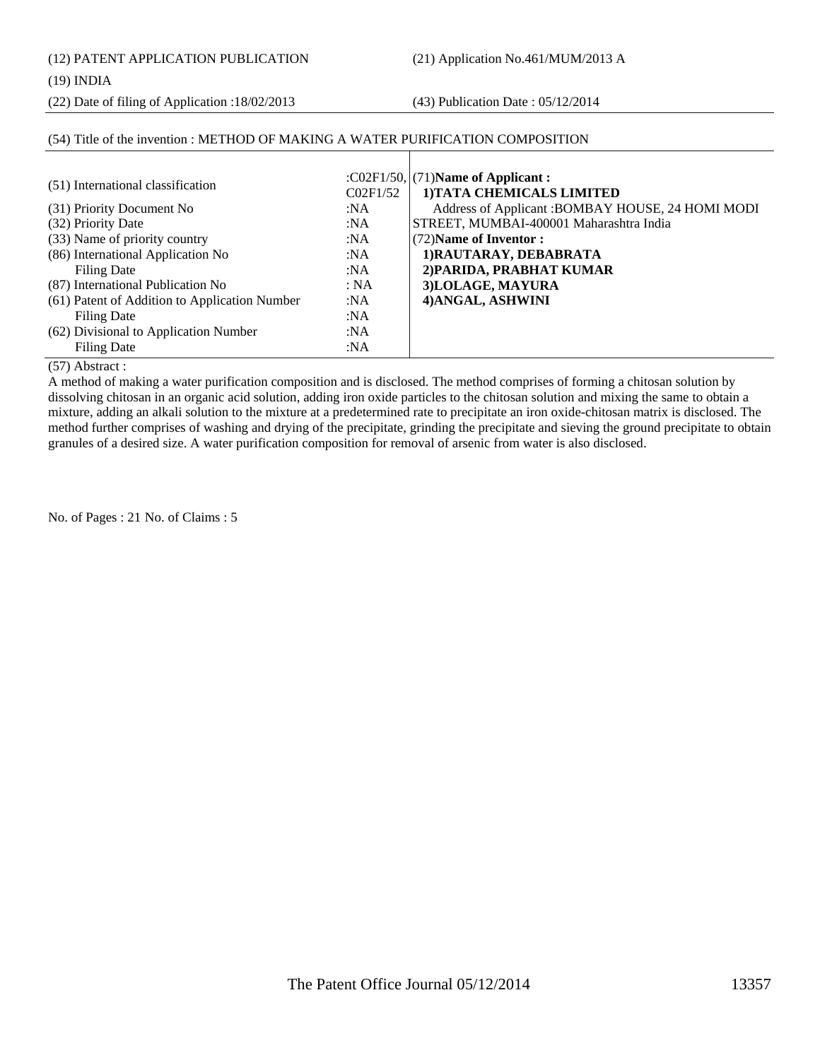(12) PATENT APPLICATION PUBLICATION

(21) Application No.461/MUM/2013 A

(19) INDIA

(22) Date of filing of Application :18/02/2013

(43) Publication Date : 05/12/2014

(54) Title of the invention : METHOD OF MAKING A WATER PURIFICATION COMPOSITION

| | | |
|---|---|---|
| (51) International classification | :C02F1/50, C02F1/52 | (71)**Name of Applicant :** **1)TATA CHEMICALS LIMITED** Address of Applicant :BOMBAY HOUSE, 24 HOMI MODI STREET, MUMBAI-400001 Maharashtra India (72)**Name of Inventor :** **1)RAUTARAY, DEBABRATA** **2)PARIDA, PRABHAT KUMAR** **3)LOLAGE, MAYURA** **4)ANGAL, ASHWINI** |
| (31) Priority Document No | :NA | |
| (32) Priority Date | :NA | |
| (33) Name of priority country | :NA | |
| (86) International Application No | :NA | |
| Filing Date | :NA | |
| (87) International Publication No | : NA | |
| (61) Patent of Addition to Application Number | :NA | |
| Filing Date | :NA | |
| (62) Divisional to Application Number | :NA | |
| Filing Date | :NA | |

(57) Abstract :

A method of making a water purification composition and is disclosed. The method comprises of forming a chitosan solution by dissolving chitosan in an organic acid solution, adding iron oxide particles to the chitosan solution and mixing the same to obtain a mixture, adding an alkali solution to the mixture at a predetermined rate to precipitate an iron oxide-chitosan matrix is disclosed. The method further comprises of washing and drying of the precipitate, grinding the precipitate and sieving the ground precipitate to obtain granules of a desired size. A water purification composition for removal of arsenic from water is also disclosed.

No. of Pages : 21 No. of Claims : 5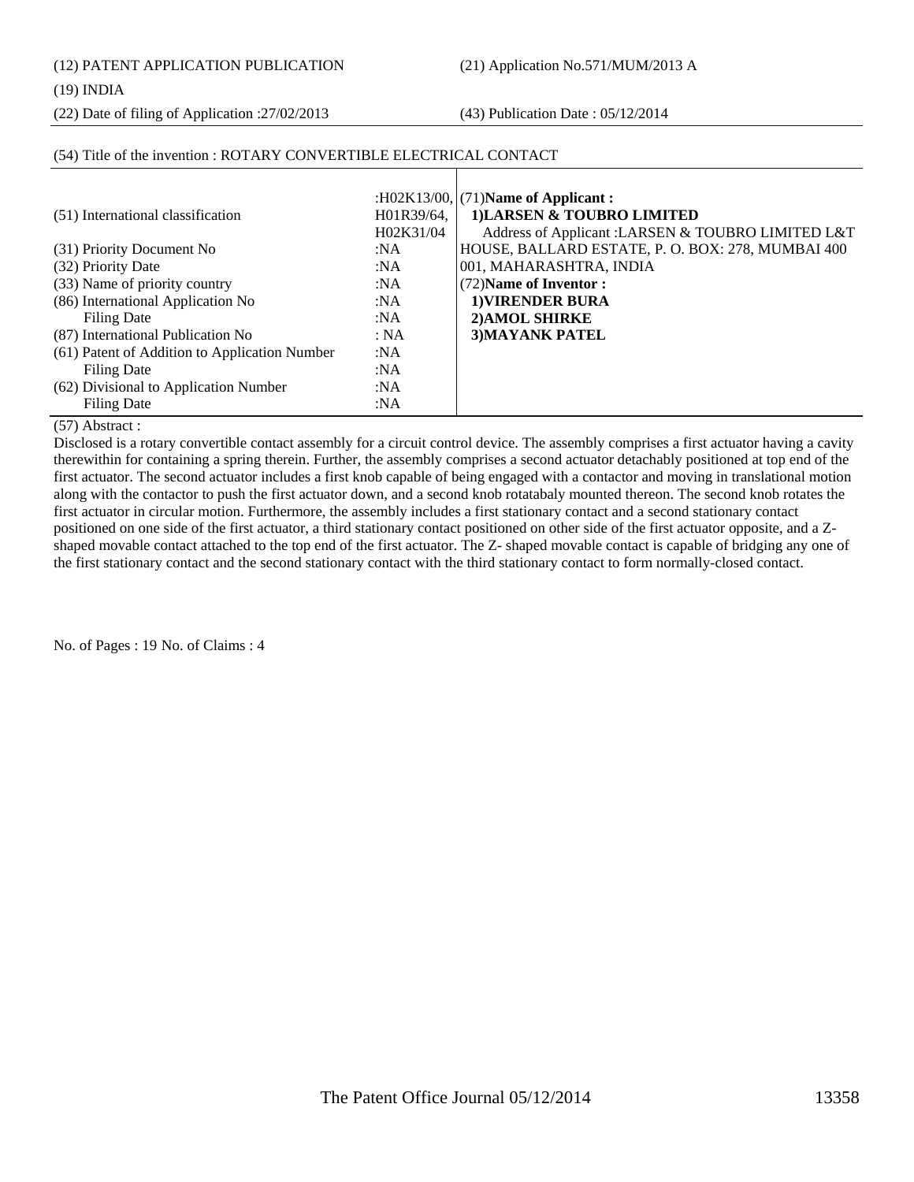(12) PATENT APPLICATION PUBLICATION

(21) Application No.571/MUM/2013 A

(19) INDIA

(22) Date of filing of Application :27/02/2013

(43) Publication Date : 05/12/2014

(54) Title of the invention : ROTARY CONVERTIBLE ELECTRICAL CONTACT

| | | |
|---|---|---|
| (51) International classification | :H02K13/00, H01R39/64, H02K31/04 | (71)**Name of Applicant :** **1)LARSEN & TOUBRO LIMITED** Address of Applicant :LARSEN & TOUBRO LIMITED L&T HOUSE, BALLARD ESTATE, P. O. BOX: 278, MUMBAI 400 001, MAHARASHTRA, INDIA (72)**Name of Inventor :** **1)VIRENDER BURA** **2)AMOL SHIRKE** **3)MAYANK PATEL** |
| (31) Priority Document No | :NA | |
| (32) Priority Date | :NA | |
| (33) Name of priority country | :NA | |
| (86) International Application No | :NA | |
| Filing Date | :NA | |
| (87) International Publication No | : NA | |
| (61) Patent of Addition to Application Number | :NA | |
| Filing Date | :NA | |
| (62) Divisional to Application Number | :NA | |
| Filing Date | :NA | |

(57) Abstract :

Disclosed is a rotary convertible contact assembly for a circuit control device. The assembly comprises a first actuator having a cavity therewithin for containing a spring therein. Further, the assembly comprises a second actuator detachably positioned at top end of the first actuator. The second actuator includes a first knob capable of being engaged with a contactor and moving in translational motion along with the contactor to push the first actuator down, and a second knob rotatabaly mounted thereon. The second knob rotates the first actuator in circular motion. Furthermore, the assembly includes a first stationary contact and a second stationary contact positioned on one side of the first actuator, a third stationary contact positioned on other side of the first actuator opposite, and a Z-shaped movable contact attached to the top end of the first actuator. The Z- shaped movable contact is capable of bridging any one of the first stationary contact and the second stationary contact with the third stationary contact to form normally-closed contact.

No. of Pages : 19 No. of Claims : 4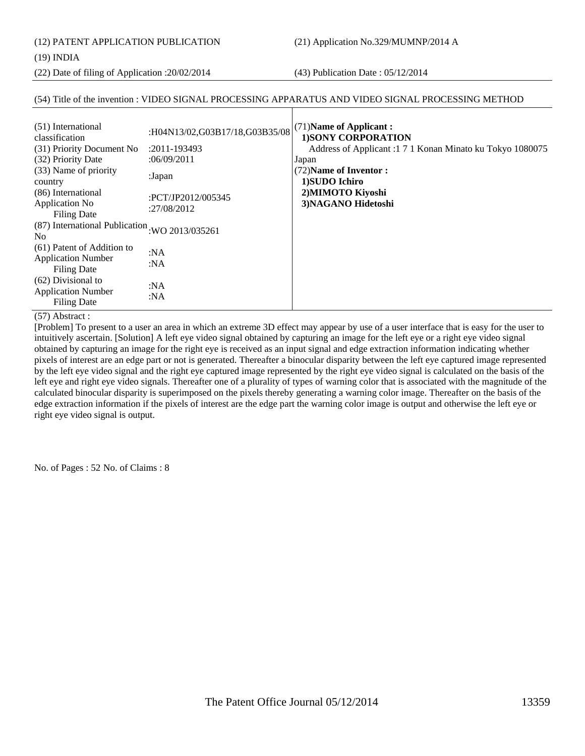(12) PATENT APPLICATION PUBLICATION

(21) Application No.329/MUMNP/2014 A

(19) INDIA

(22) Date of filing of Application :20/02/2014

(43) Publication Date : 05/12/2014

## (54) Title of the invention : VIDEO SIGNAL PROCESSING APPARATUS AND VIDEO SIGNAL PROCESSING METHOD

| | |
|---|---|
| (51) International classification | :H04N13/02,G03B17/18,G03B35/08 |
| (31) Priority Document No | :2011-193493 |
| (32) Priority Date | :06/09/2011 |
| (33) Name of priority country | :Japan |
| (86) International Application No<br>Filing Date | :PCT/JP2012/005345<br>:27/08/2012 |
| (87) International Publication No | :WO 2013/035261 |
| (61) Patent of Addition to Application Number<br>Filing Date | :NA<br>:NA |
| (62) Divisional to Application Number<br>Filing Date | :NA<br>:NA |

(71)**Name of Applicant :**
**1)SONY CORPORATION**
Address of Applicant :1 7 1 Konan Minato ku Tokyo 1080075 Japan

(72)**Name of Inventor :**
**1)SUDO Ichiro**
**2)MIMOTO Kiyoshi**
**3)NAGANO Hidetoshi**

(57) Abstract :

[Problem] To present to a user an area in which an extreme 3D effect may appear by use of a user interface that is easy for the user to intuitively ascertain. [Solution] A left eye video signal obtained by capturing an image for the left eye or a right eye video signal obtained by capturing an image for the right eye is received as an input signal and edge extraction information indicating whether pixels of interest are an edge part or not is generated. Thereafter a binocular disparity between the left eye captured image represented by the left eye video signal and the right eye captured image represented by the right eye video signal is calculated on the basis of the left eye and right eye video signals. Thereafter one of a plurality of types of warning color that is associated with the magnitude of the calculated binocular disparity is superimposed on the pixels thereby generating a warning color image. Thereafter on the basis of the edge extraction information if the pixels of interest are the edge part the warning color image is output and otherwise the left eye or right eye video signal is output.

No. of Pages : 52 No. of Claims : 8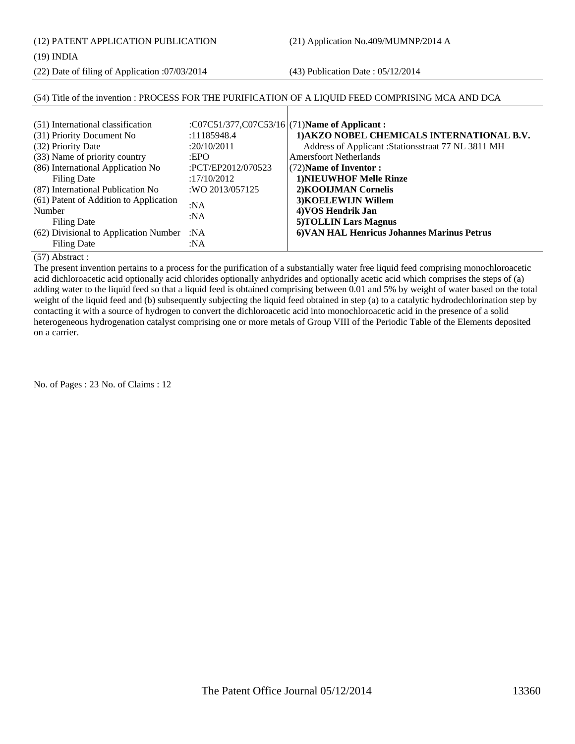(12) PATENT APPLICATION PUBLICATION

(21) Application No.409/MUMNP/2014 A

(19) INDIA

(22) Date of filing of Application :07/03/2014

(43) Publication Date : 05/12/2014

(54) Title of the invention : PROCESS FOR THE PURIFICATION OF A LIQUID FEED COMPRISING MCA AND DCA

| | | |
|---|---|---|
| (51) International classification | :C07C51/377,C07C53/16 | (71)**Name of Applicant :** |
| (31) Priority Document No | :11185948.4 | **1)AKZO NOBEL CHEMICALS INTERNATIONAL B.V.** |
| (32) Priority Date | :20/10/2011 | Address of Applicant :Stationsstraat 77 NL 3811 MH |
| (33) Name of priority country | :EPO | Amersfoort Netherlands |
| (86) International Application No | :PCT/EP2012/070523 | (72)**Name of Inventor :** |
| Filing Date | :17/10/2012 | **1)NIEUWHOF Melle Rinze** |
| (87) International Publication No | :WO 2013/057125 | **2)KOOIJMAN Cornelis** |
| (61) Patent of Addition to Application Number | :NA | **3)KOELEWIJN Willem** |
| Filing Date | :NA | **4)VOS Hendrik Jan** |
| | | **5)TOLLIN Lars Magnus** |
| (62) Divisional to Application Number | :NA | **6)VAN HAL Henricus Johannes Marinus Petrus** |
| Filing Date | :NA | |

(57) Abstract :

The present invention pertains to a process for the purification of a substantially water free liquid feed comprising monochloroacetic acid dichloroacetic acid optionally acid chlorides optionally anhydrides and optionally acetic acid which comprises the steps of (a) adding water to the liquid feed so that a liquid feed is obtained comprising between 0.01 and 5% by weight of water based on the total weight of the liquid feed and (b) subsequently subjecting the liquid feed obtained in step (a) to a catalytic hydrodechlorination step by contacting it with a source of hydrogen to convert the dichloroacetic acid into monochloroacetic acid in the presence of a solid heterogeneous hydrogenation catalyst comprising one or more metals of Group VIII of the Periodic Table of the Elements deposited on a carrier.

No. of Pages : 23 No. of Claims : 12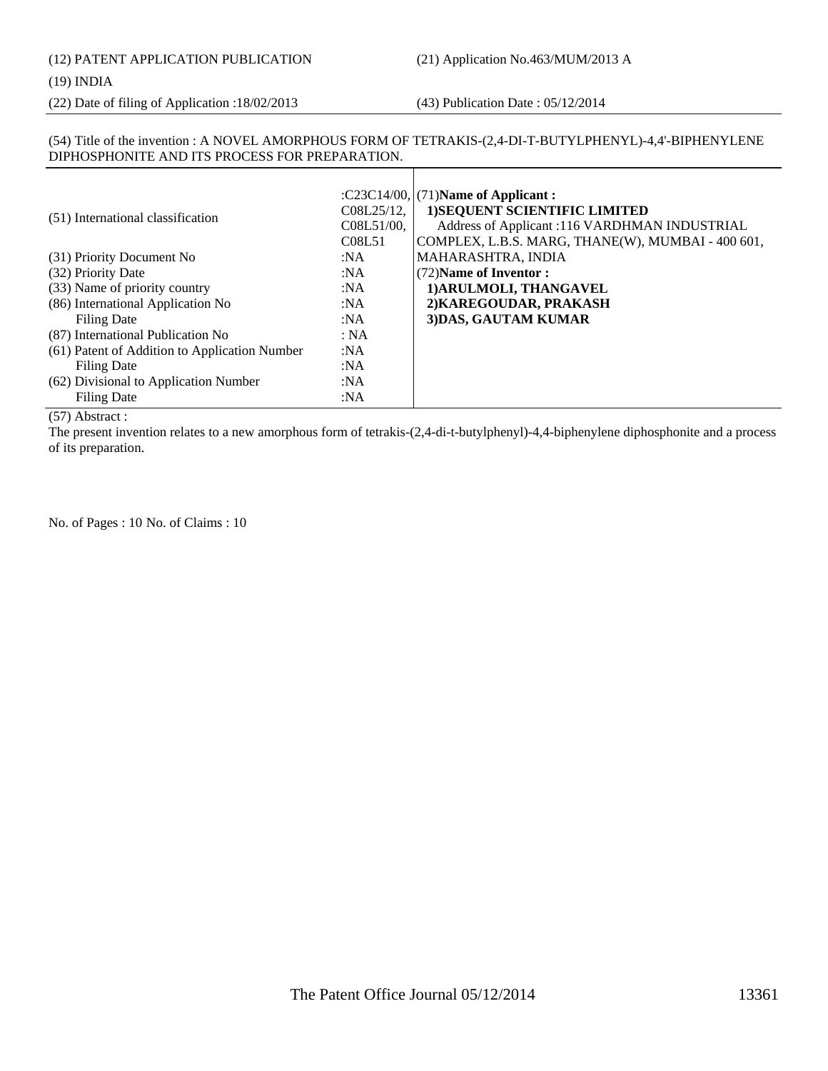(12) PATENT APPLICATION PUBLICATION

(21) Application No.463/MUM/2013 A

(19) INDIA

(22) Date of filing of Application :18/02/2013

(43) Publication Date : 05/12/2014

(54) Title of the invention : A NOVEL AMORPHOUS FORM OF TETRAKIS-(2,4-DI-T-BUTYLPHENYL)-4,4'-BIPHENYLENE DIPHOSPHONITE AND ITS PROCESS FOR PREPARATION.

| | | |
|---|---|---|
| (51) International classification | :C23C14/00, C08L25/12, C08L51/00, C08L51 | (71)**Name of Applicant :**<br>**1)SEQUENT SCIENTIFIC LIMITED**<br>Address of Applicant :116 VARDHMAN INDUSTRIAL COMPLEX, L.B.S. MARG, THANE(W), MUMBAI - 400 601, MAHARASHTRA, INDIA<br>(72)**Name of Inventor :**<br>**1)ARULMOLI, THANGAVEL**<br>**2)KAREGOUDAR, PRAKASH**<br>**3)DAS, GAUTAM KUMAR** |
| (31) Priority Document No | :NA | |
| (32) Priority Date | :NA | |
| (33) Name of priority country | :NA | |
| (86) International Application No | :NA | |
| Filing Date | :NA | |
| (87) International Publication No | : NA | |
| (61) Patent of Addition to Application Number | :NA | |
| Filing Date | :NA | |
| (62) Divisional to Application Number | :NA | |
| Filing Date | :NA | |

(57) Abstract :

The present invention relates to a new amorphous form of tetrakis-(2,4-di-t-butylphenyl)-4,4-biphenylene diphosphonite and a process of its preparation.

No. of Pages : 10 No. of Claims : 10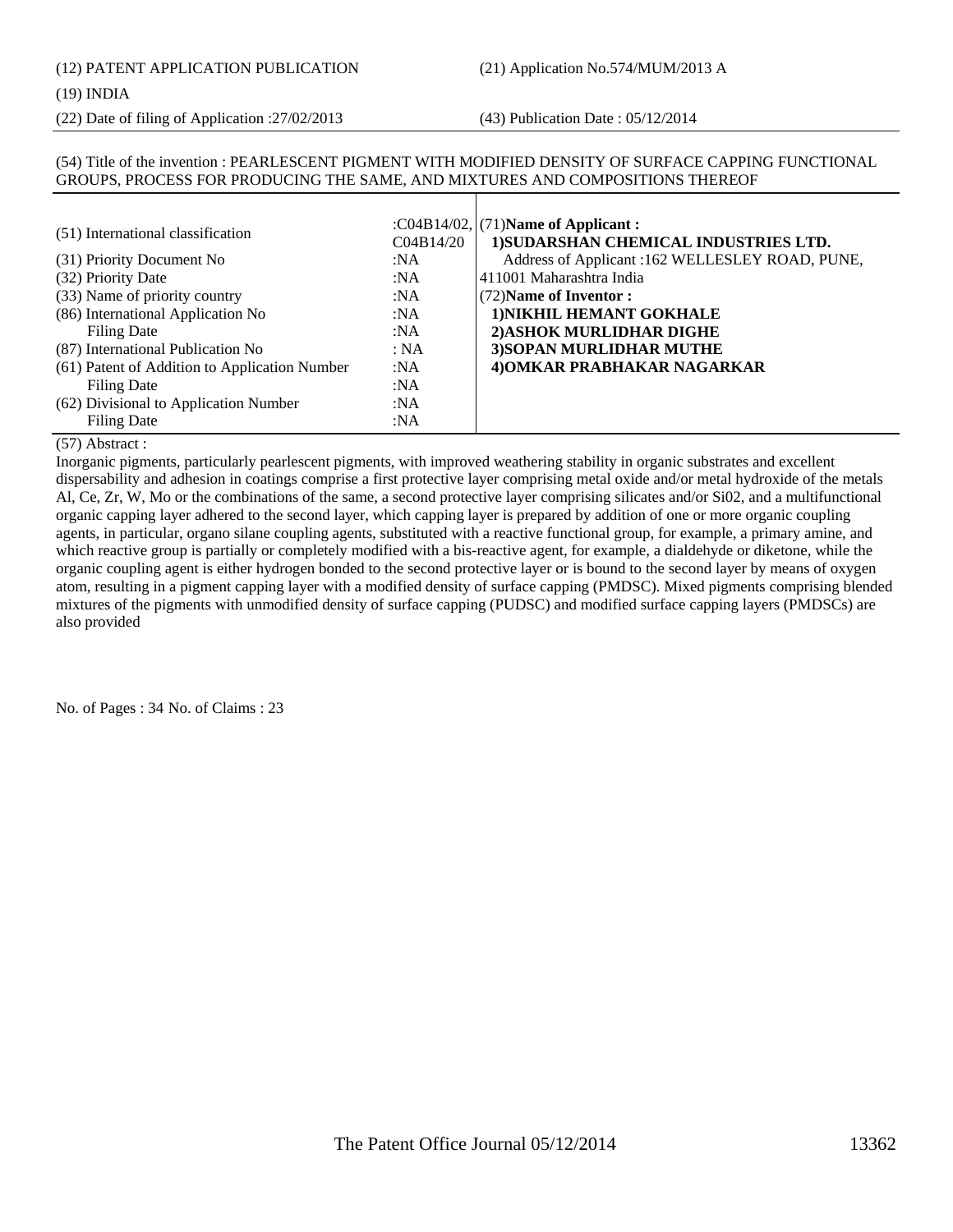(12) PATENT APPLICATION PUBLICATION (21) Application No.574/MUM/2013 A

(19) INDIA

(22) Date of filing of Application :27/02/2013 (43) Publication Date : 05/12/2014

(54) Title of the invention : PEARLESCENT PIGMENT WITH MODIFIED DENSITY OF SURFACE CAPPING FUNCTIONAL GROUPS, PROCESS FOR PRODUCING THE SAME, AND MIXTURES AND COMPOSITIONS THEREOF

| | | |
|---|---|---|
| (51) International classification | :C04B14/02, C04B14/20 | (71)**Name of Applicant :** |
| (31) Priority Document No | :NA | **1)SUDARSHAN CHEMICAL INDUSTRIES LTD.** |
| (32) Priority Date | :NA | Address of Applicant :162 WELLESLEY ROAD, PUNE, 411001 Maharashtra India |
| (33) Name of priority country | :NA | (72)**Name of Inventor :** |
| (86) International Application No | :NA | **1)NIKHIL HEMANT GOKHALE** |
| Filing Date | :NA | **2)ASHOK MURLIDHAR DIGHE** |
| (87) International Publication No | : NA | **3)SOPAN MURLIDHAR MUTHE** |
| (61) Patent of Addition to Application Number | :NA | **4)OMKAR PRABHAKAR NAGARKAR** |
| Filing Date | :NA | |
| (62) Divisional to Application Number | :NA | |
| Filing Date | :NA | |

(57) Abstract :

Inorganic pigments, particularly pearlescent pigments, with improved weathering stability in organic substrates and excellent dispersability and adhesion in coatings comprise a first protective layer comprising metal oxide and/or metal hydroxide of the metals Al, Ce, Zr, W, Mo or the combinations of the same, a second protective layer comprising silicates and/or Si02, and a multifunctional organic capping layer adhered to the second layer, which capping layer is prepared by addition of one or more organic coupling agents, in particular, organo silane coupling agents, substituted with a reactive functional group, for example, a primary amine, and which reactive group is partially or completely modified with a bis-reactive agent, for example, a dialdehyde or diketone, while the organic coupling agent is either hydrogen bonded to the second protective layer or is bound to the second layer by means of oxygen atom, resulting in a pigment capping layer with a modified density of surface capping (PMDSC). Mixed pigments comprising blended mixtures of the pigments with unmodified density of surface capping (PUDSC) and modified surface capping layers (PMDSCs) are also provided

No. of Pages : 34 No. of Claims : 23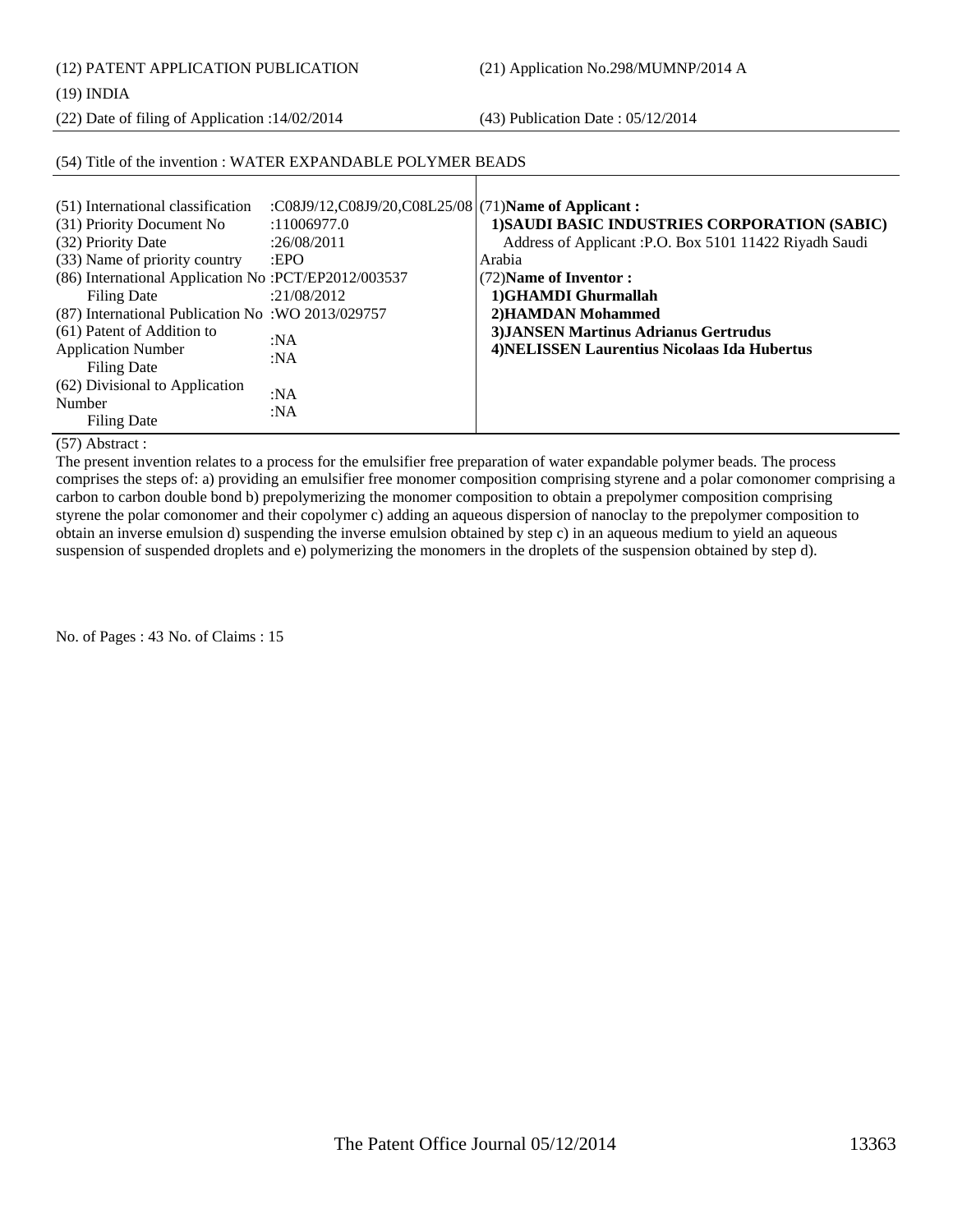(12) PATENT APPLICATION PUBLICATION

(21) Application No.298/MUMNP/2014 A

(19) INDIA

(22) Date of filing of Application :14/02/2014

(43) Publication Date : 05/12/2014

(54) Title of the invention : WATER EXPANDABLE POLYMER BEADS

| | | |
|---|---|---|
| (51) International classification | :C08J9/12,C08J9/20,C08L25/08 | (71)**Name of Applicant :** |
| (31) Priority Document No | :11006977.0 | **1)SAUDI BASIC INDUSTRIES CORPORATION (SABIC)** |
| (32) Priority Date | :26/08/2011 | Address of Applicant :P.O. Box 5101 11422 Riyadh Saudi Arabia |
| (33) Name of priority country | :EPO | (72)**Name of Inventor :** |
| (86) International Application No | :PCT/EP2012/003537 | **1)GHAMDI Ghurmallah** |
| Filing Date | :21/08/2012 | **2)HAMDAN Mohammed** |
| (87) International Publication No | :WO 2013/029757 | **3)JANSEN Martinus Adrianus Gertrudus** |
| (61) Patent of Addition to Application Number | :NA | **4)NELISSEN Laurentius Nicolaas Ida Hubertus** |
| Filing Date | :NA | |
| (62) Divisional to Application Number | :NA | |
| Filing Date | :NA | |

(57) Abstract :

The present invention relates to a process for the emulsifier free preparation of water expandable polymer beads. The process comprises the steps of: a) providing an emulsifier free monomer composition comprising styrene and a polar comonomer comprising a carbon to carbon double bond b) prepolymerizing the monomer composition to obtain a prepolymer composition comprising styrene the polar comonomer and their copolymer c) adding an aqueous dispersion of nanoclay to the prepolymer composition to obtain an inverse emulsion d) suspending the inverse emulsion obtained by step c) in an aqueous medium to yield an aqueous suspension of suspended droplets and e) polymerizing the monomers in the droplets of the suspension obtained by step d).

No. of Pages : 43 No. of Claims : 15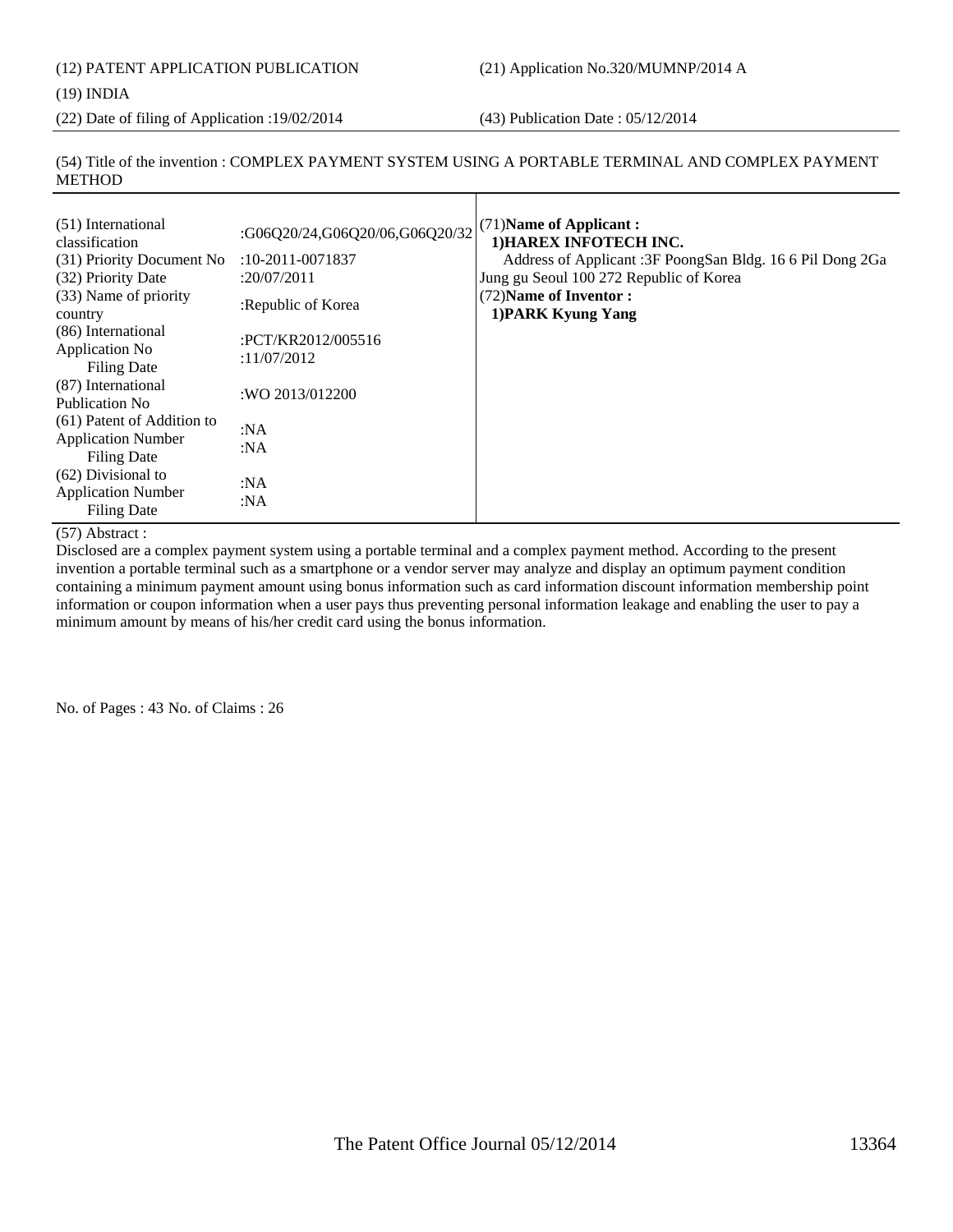(12) PATENT APPLICATION PUBLICATION

(21) Application No.320/MUMNP/2014 A

(19) INDIA

(22) Date of filing of Application :19/02/2014

(43) Publication Date : 05/12/2014

(54) Title of the invention : COMPLEX PAYMENT SYSTEM USING A PORTABLE TERMINAL AND COMPLEX PAYMENT METHOD

| | | |
|---|---|---|
| (51) International classification | :G06Q20/24,G06Q20/06,G06Q20/32 | (71)**Name of Applicant :** **1)HAREX INFOTECH INC.** Address of Applicant :3F PoongSan Bldg. 16 6 Pil Dong 2Ga Jung gu Seoul 100 272 Republic of Korea (72)**Name of Inventor :** **1)PARK Kyung Yang** |
| (31) Priority Document No | :10-2011-0071837 | |
| (32) Priority Date | :20/07/2011 | |
| (33) Name of priority country | :Republic of Korea | |
| (86) International Application No Filing Date | :PCT/KR2012/005516 :11/07/2012 | |
| (87) International Publication No | :WO 2013/012200 | |
| (61) Patent of Addition to Application Number Filing Date | :NA :NA | |
| (62) Divisional to Application Number Filing Date | :NA :NA | |

(57) Abstract :

Disclosed are a complex payment system using a portable terminal and a complex payment method. According to the present invention a portable terminal such as a smartphone or a vendor server may analyze and display an optimum payment condition containing a minimum payment amount using bonus information such as card information discount information membership point information or coupon information when a user pays thus preventing personal information leakage and enabling the user to pay a minimum amount by means of his/her credit card using the bonus information.

No. of Pages : 43 No. of Claims : 26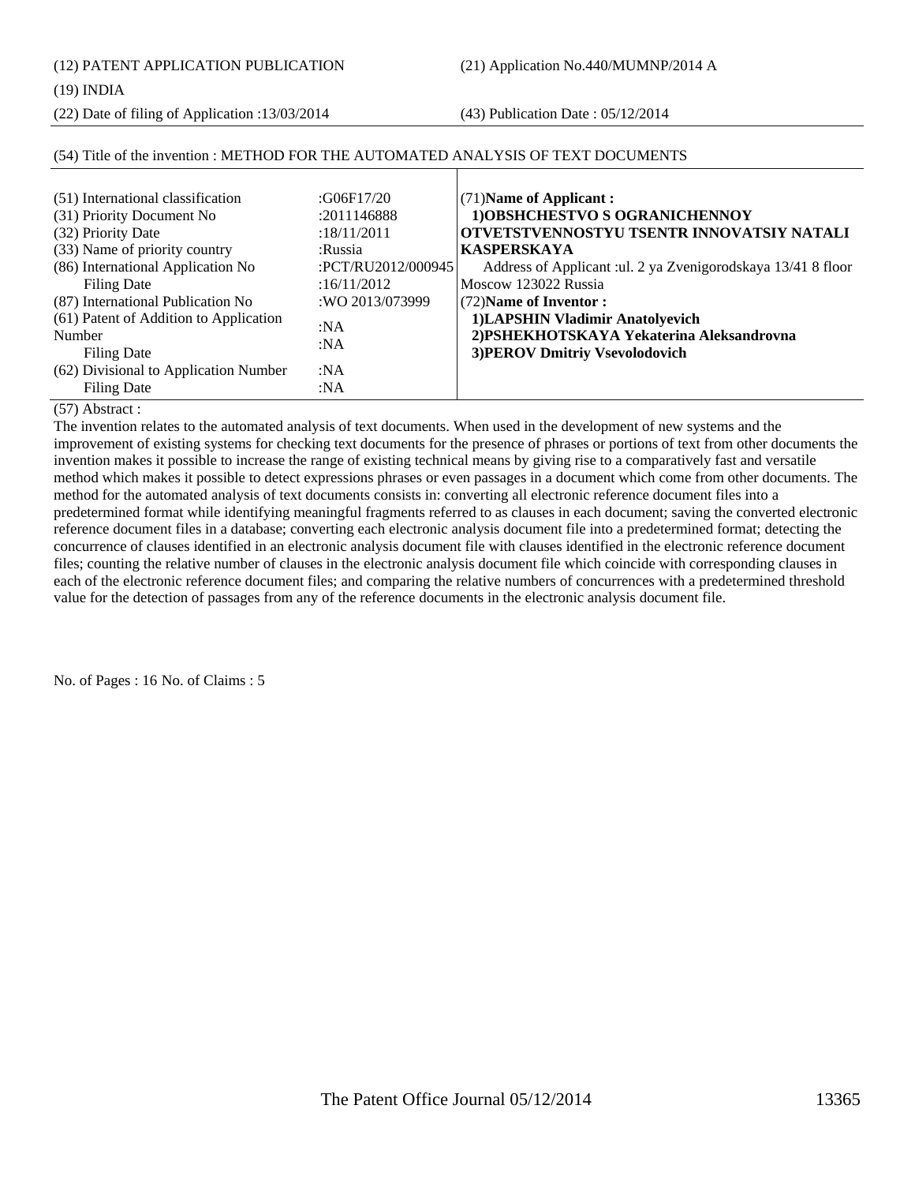(12) PATENT APPLICATION PUBLICATION (21) Application No.440/MUMNP/2014 A

(19) INDIA

(22) Date of filing of Application :13/03/2014 (43) Publication Date : 05/12/2014

(54) Title of the invention : METHOD FOR THE AUTOMATED ANALYSIS OF TEXT DOCUMENTS

| | | |
|---|---|---|
| (51) International classification | :G06F17/20 | (71)**Name of Applicant :**<br>**1)OBSHCHESTVO S OGRANICHENNOY OTVETSTVENNOSTYU TSENTR INNOVATSIY NATALI KASPERSKAYA**<br>Address of Applicant :ul. 2 ya Zvenigorodskaya 13/41 8 floor Moscow 123022 Russia<br>(72)**Name of Inventor :**<br>**1)LAPSHIN Vladimir Anatolyevich**<br>**2)PSHEKHOTSKAYA Yekaterina Aleksandrovna**<br>**3)PEROV Dmitriy Vsevolodovich** |
| (31) Priority Document No | :2011146888 | |
| (32) Priority Date | :18/11/2011 | |
| (33) Name of priority country | :Russia | |
| (86) International Application No | :PCT/RU2012/000945 | |
| Filing Date | :16/11/2012 | |
| (87) International Publication No | :WO 2013/073999 | |
| (61) Patent of Addition to Application Number | :NA | |
| Filing Date | :NA | |
| (62) Divisional to Application Number | :NA | |
| Filing Date | :NA | |

(57) Abstract :

The invention relates to the automated analysis of text documents. When used in the development of new systems and the improvement of existing systems for checking text documents for the presence of phrases or portions of text from other documents the invention makes it possible to increase the range of existing technical means by giving rise to a comparatively fast and versatile method which makes it possible to detect expressions phrases or even passages in a document which come from other documents. The method for the automated analysis of text documents consists in: converting all electronic reference document files into a predetermined format while identifying meaningful fragments referred to as clauses in each document; saving the converted electronic reference document files in a database; converting each electronic analysis document file into a predetermined format; detecting the concurrence of clauses identified in an electronic analysis document file with clauses identified in the electronic reference document files; counting the relative number of clauses in the electronic analysis document file which coincide with corresponding clauses in each of the electronic reference document files; and comparing the relative numbers of concurrences with a predetermined threshold value for the detection of passages from any of the reference documents in the electronic analysis document file.

No. of Pages : 16 No. of Claims : 5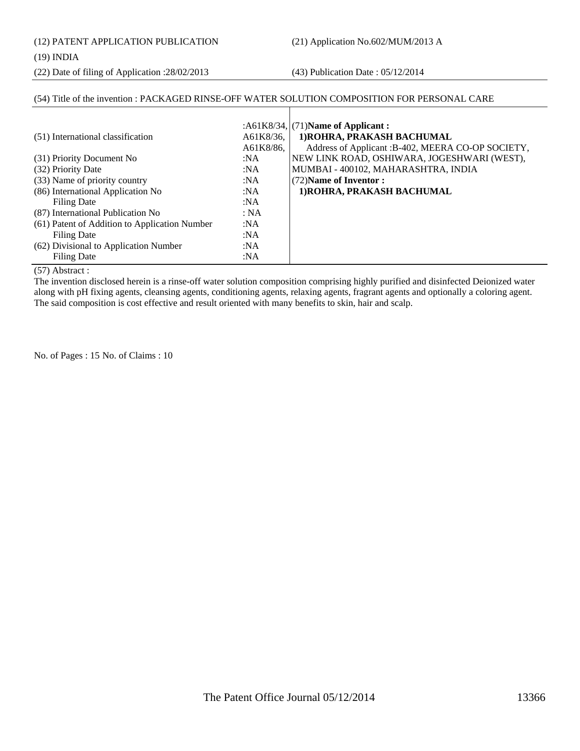(12) PATENT APPLICATION PUBLICATION

(21) Application No.602/MUM/2013 A

(19) INDIA

(22) Date of filing of Application :28/02/2013

(43) Publication Date : 05/12/2014

(54) Title of the invention : PACKAGED RINSE-OFF WATER SOLUTION COMPOSITION FOR PERSONAL CARE

| | | |
|---|---|---|
| (51) International classification | :A61K8/34, A61K8/36, A61K8/86, | (71)**Name of Applicant :** |
| (31) Priority Document No | :NA | **1)ROHRA, PRAKASH BACHUMAL** |
| (32) Priority Date | :NA | Address of Applicant :B-402, MEERA CO-OP SOCIETY, NEW LINK ROAD, OSHIWARA, JOGESHWARI (WEST), MUMBAI - 400102, MAHARASHTRA, INDIA |
| (33) Name of priority country | :NA | (72)**Name of Inventor :** |
| (86) International Application No | :NA | **1)ROHRA, PRAKASH BACHUMAL** |
| Filing Date | :NA | |
| (87) International Publication No | : NA | |
| (61) Patent of Addition to Application Number | :NA | |
| Filing Date | :NA | |
| (62) Divisional to Application Number | :NA | |
| Filing Date | :NA | |

(57) Abstract :

The invention disclosed herein is a rinse-off water solution composition comprising highly purified and disinfected Deionized water along with pH fixing agents, cleansing agents, conditioning agents, relaxing agents, fragrant agents and optionally a coloring agent. The said composition is cost effective and result oriented with many benefits to skin, hair and scalp.

No. of Pages : 15 No. of Claims : 10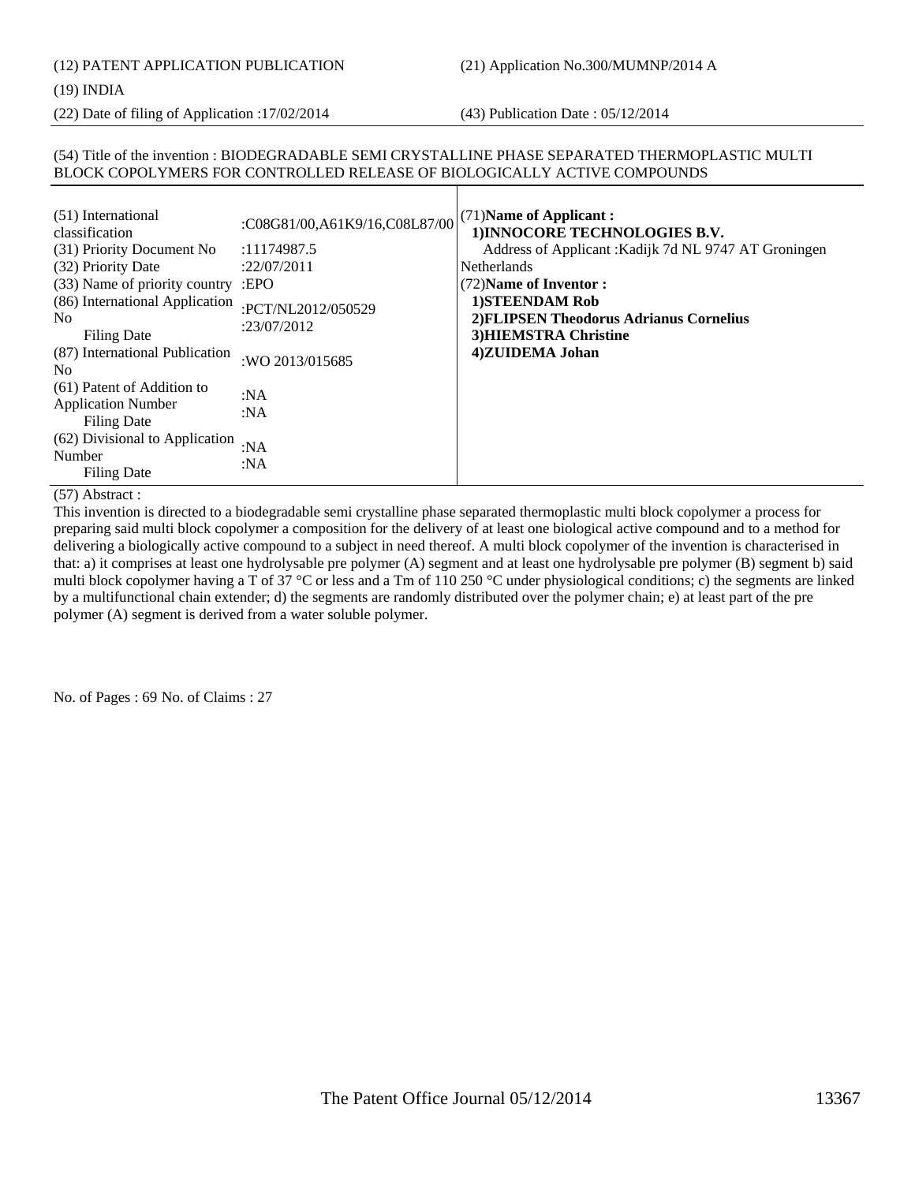(12) PATENT APPLICATION PUBLICATION

(21) Application No.300/MUMNP/2014 A

(19) INDIA

(22) Date of filing of Application :17/02/2014

(43) Publication Date : 05/12/2014

(54) Title of the invention : BIODEGRADABLE SEMI CRYSTALLINE PHASE SEPARATED THERMOPLASTIC MULTI BLOCK COPOLYMERS FOR CONTROLLED RELEASE OF BIOLOGICALLY ACTIVE COMPOUNDS

| | |
|---|---|
| (51) International classification | :C08G81/00,A61K9/16,C08L87/00 |
| (31) Priority Document No | :11174987.5 |
| (32) Priority Date | :22/07/2011 |
| (33) Name of priority country | :EPO |
| (86) International Application No<br>Filing Date | :PCT/NL2012/050529<br>:23/07/2012 |
| (87) International Publication No | :WO 2013/015685 |
| (61) Patent of Addition to Application Number<br>Filing Date | :NA<br>:NA |
| (62) Divisional to Application Number<br>Filing Date | :NA<br>:NA |

(71)**Name of Applicant :**
**1)INNOCORE TECHNOLOGIES B.V.**
Address of Applicant :Kadijk 7d NL 9747 AT Groningen Netherlands

(72)**Name of Inventor :**
**1)STEENDAM Rob**
**2)FLIPSEN Theodorus Adrianus Cornelius**
**3)HIEMSTRA Christine**
**4)ZUIDEMA Johan**

(57) Abstract :

This invention is directed to a biodegradable semi crystalline phase separated thermoplastic multi block copolymer a process for preparing said multi block copolymer a composition for the delivery of at least one biological active compound and to a method for delivering a biologically active compound to a subject in need thereof. A multi block copolymer of the invention is characterised in that: a) it comprises at least one hydrolysable pre polymer (A) segment and at least one hydrolysable pre polymer (B) segment b) said multi block copolymer having a T of 37 °C or less and a Tm of 110 250 °C under physiological conditions; c) the segments are linked by a multifunctional chain extender; d) the segments are randomly distributed over the polymer chain; e) at least part of the pre polymer (A) segment is derived from a water soluble polymer.

No. of Pages : 69 No. of Claims : 27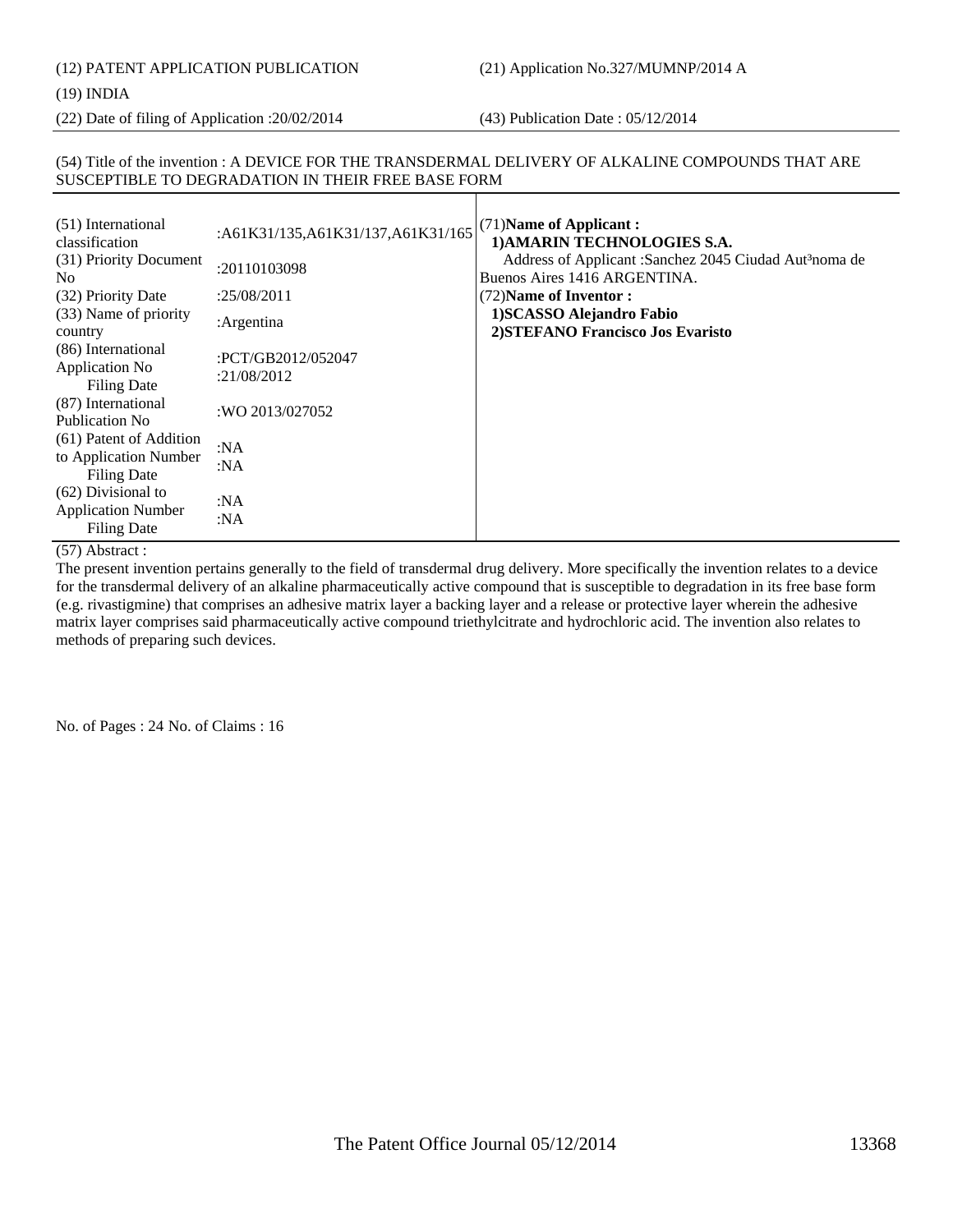(12) PATENT APPLICATION PUBLICATION

(21) Application No.327/MUMNP/2014 A

(19) INDIA

(22) Date of filing of Application :20/02/2014

(43) Publication Date : 05/12/2014

(54) Title of the invention : A DEVICE FOR THE TRANSDERMAL DELIVERY OF ALKALINE COMPOUNDS THAT ARE SUSCEPTIBLE TO DEGRADATION IN THEIR FREE BASE FORM

| | | |
|---|---|---|
| (51) International classification | :A61K31/135,A61K31/137,A61K31/165 | (71)**Name of Applicant :**<br>**1)AMARIN TECHNOLOGIES S.A.**<br>Address of Applicant :Sanchez 2045 Ciudad Aut³noma de Buenos Aires 1416 ARGENTINA.<br>(72)**Name of Inventor :**<br>**1)SCASSO Alejandro Fabio**<br>**2)STEFANO Francisco Jos Evaristo** |
| (31) Priority Document No | :20110103098 | |
| (32) Priority Date | :25/08/2011 | |
| (33) Name of priority country | :Argentina | |
| (86) International Application No<br>Filing Date | :PCT/GB2012/052047<br>:21/08/2012 | |
| (87) International Publication No | :WO 2013/027052 | |
| (61) Patent of Addition to Application Number<br>Filing Date | :NA<br>:NA | |
| (62) Divisional to Application Number<br>Filing Date | :NA<br>:NA | |

(57) Abstract :

The present invention pertains generally to the field of transdermal drug delivery. More specifically the invention relates to a device for the transdermal delivery of an alkaline pharmaceutically active compound that is susceptible to degradation in its free base form (e.g. rivastigmine) that comprises an adhesive matrix layer a backing layer and a release or protective layer wherein the adhesive matrix layer comprises said pharmaceutically active compound triethylcitrate and hydrochloric acid. The invention also relates to methods of preparing such devices.

No. of Pages : 24 No. of Claims : 16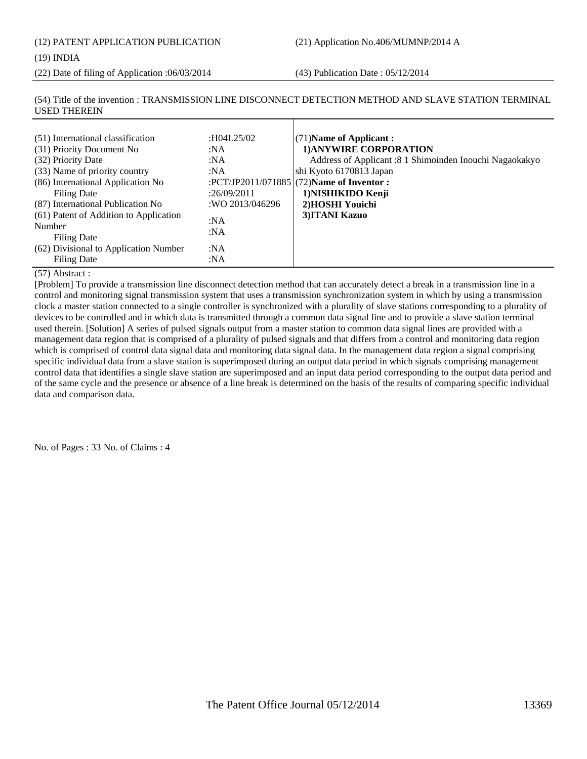(12) PATENT APPLICATION PUBLICATION

(21) Application No.406/MUMNP/2014 A

(19) INDIA

(22) Date of filing of Application :06/03/2014

(43) Publication Date : 05/12/2014

(54) Title of the invention : TRANSMISSION LINE DISCONNECT DETECTION METHOD AND SLAVE STATION TERMINAL USED THEREIN

| | | |
|---|---|---|
| (51) International classification | :H04L25/02 | (71)**Name of Applicant :** |
| (31) Priority Document No | :NA | **1)ANYWIRE CORPORATION** |
| (32) Priority Date | :NA | Address of Applicant :8 1 Shimoinden Inouchi Nagaokakyo |
| (33) Name of priority country | :NA | shi Kyoto 6170813 Japan |
| (86) International Application No | :PCT/JP2011/071885 | (72)**Name of Inventor :** |
| Filing Date | :26/09/2011 | **1)NISHIKIDO Kenji** |
| (87) International Publication No | :WO 2013/046296 | **2)HOSHI Youichi** |
| (61) Patent of Addition to Application Number | :NA | **3)ITANI Kazuo** |
| Filing Date | :NA | |
| (62) Divisional to Application Number | :NA | |
| Filing Date | :NA | |

(57) Abstract :

[Problem] To provide a transmission line disconnect detection method that can accurately detect a break in a transmission line in a control and monitoring signal transmission system that uses a transmission synchronization system in which by using a transmission clock a master station connected to a single controller is synchronized with a plurality of slave stations corresponding to a plurality of devices to be controlled and in which data is transmitted through a common data signal line and to provide a slave station terminal used therein. [Solution] A series of pulsed signals output from a master station to common data signal lines are provided with a management data region that is comprised of a plurality of pulsed signals and that differs from a control and monitoring data region which is comprised of control data signal data and monitoring data signal data. In the management data region a signal comprising specific individual data from a slave station is superimposed during an output data period in which signals comprising management control data that identifies a single slave station are superimposed and an input data period corresponding to the output data period and of the same cycle and the presence or absence of a line break is determined on the basis of the results of comparing specific individual data and comparison data.

No. of Pages : 33 No. of Claims : 4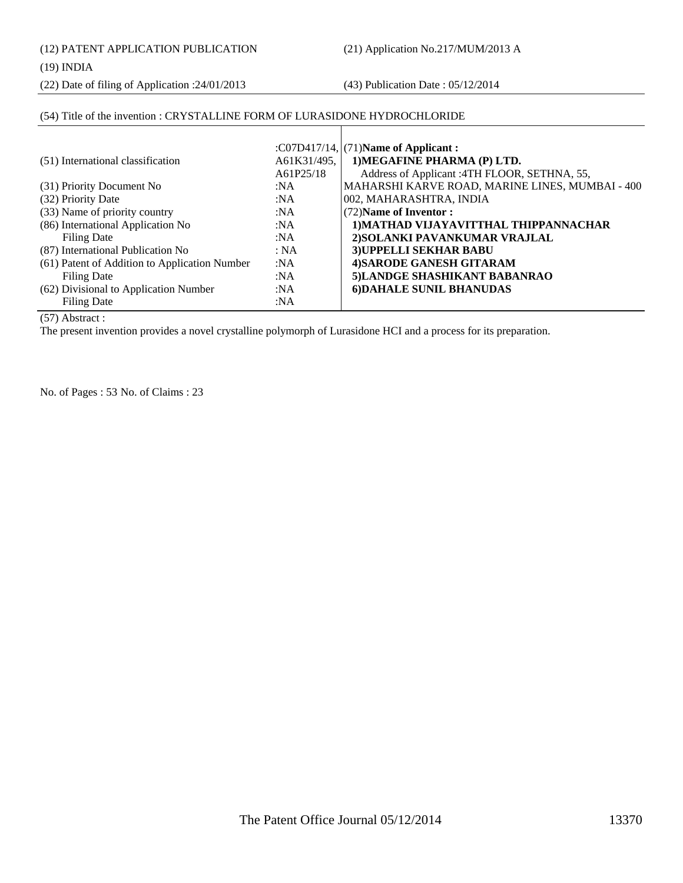(12) PATENT APPLICATION PUBLICATION

(21) Application No.217/MUM/2013 A

(19) INDIA

(22) Date of filing of Application :24/01/2013

(43) Publication Date : 05/12/2014

(54) Title of the invention : CRYSTALLINE FORM OF LURASIDONE HYDROCHLORIDE

| | | |
|---|---|---|
| (51) International classification | :C07D417/14, A61K31/495, A61P25/18 | (71)**Name of Applicant :** |
| (31) Priority Document No | :NA | **1)MEGAFINE PHARMA (P) LTD.** |
| (32) Priority Date | :NA | Address of Applicant :4TH FLOOR, SETHNA, 55, MAHARSHI KARVE ROAD, MARINE LINES, MUMBAI - 400 002, MAHARASHTRA, INDIA |
| (33) Name of priority country | :NA | (72)**Name of Inventor :** |
| (86) International Application No | :NA | **1)MATHAD VIJAYAVITTHAL THIPPANNACHAR** |
| Filing Date | :NA | **2)SOLANKI PAVANKUMAR VRAJLAL** |
| (87) International Publication No | : NA | **3)UPPELLI SEKHAR BABU** |
| (61) Patent of Addition to Application Number | :NA | **4)SARODE GANESH GITARAM** |
| Filing Date | :NA | **5)LANDGE SHASHIKANT BABANRAO** |
| (62) Divisional to Application Number | :NA | **6)DAHALE SUNIL BHANUDAS** |
| Filing Date | :NA | |

(57) Abstract :

The present invention provides a novel crystalline polymorph of Lurasidone HCI and a process for its preparation.

No. of Pages : 53 No. of Claims : 23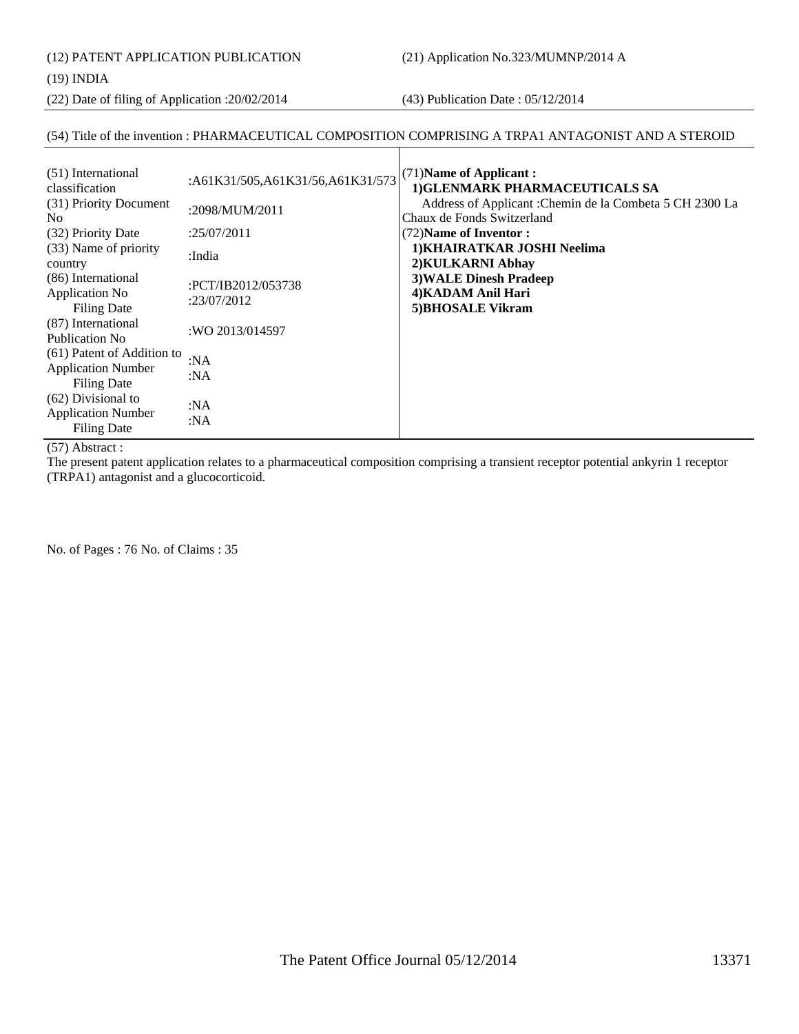(12) PATENT APPLICATION PUBLICATION

(21) Application No.323/MUMNP/2014 A

(19) INDIA

(22) Date of filing of Application :20/02/2014

(43) Publication Date : 05/12/2014

(54) Title of the invention : PHARMACEUTICAL COMPOSITION COMPRISING A TRPA1 ANTAGONIST AND A STEROID

| | |
|---|---|
| (51) International classification | :A61K31/505,A61K31/56,A61K31/573 |
| (31) Priority Document No | :2098/MUM/2011 |
| (32) Priority Date | :25/07/2011 |
| (33) Name of priority country | :India |
| (86) International Application No<br>Filing Date | :PCT/IB2012/053738<br>:23/07/2012 |
| (87) International Publication No | :WO 2013/014597 |
| (61) Patent of Addition to Application Number<br>Filing Date | :NA<br>:NA |
| (62) Divisional to Application Number<br>Filing Date | :NA<br>:NA |

(71)**Name of Applicant :**
**1)GLENMARK PHARMACEUTICALS SA**
Address of Applicant :Chemin de la Combeta 5 CH 2300 La Chaux de Fonds Switzerland

(72)**Name of Inventor :**
**1)KHAIRATKAR JOSHI Neelima**
**2)KULKARNI Abhay**
**3)WALE Dinesh Pradeep**
**4)KADAM Anil Hari**
**5)BHOSALE Vikram**

(57) Abstract :
The present patent application relates to a pharmaceutical composition comprising a transient receptor potential ankyrin 1 receptor (TRPA1) antagonist and a glucocorticoid.

No. of Pages : 76 No. of Claims : 35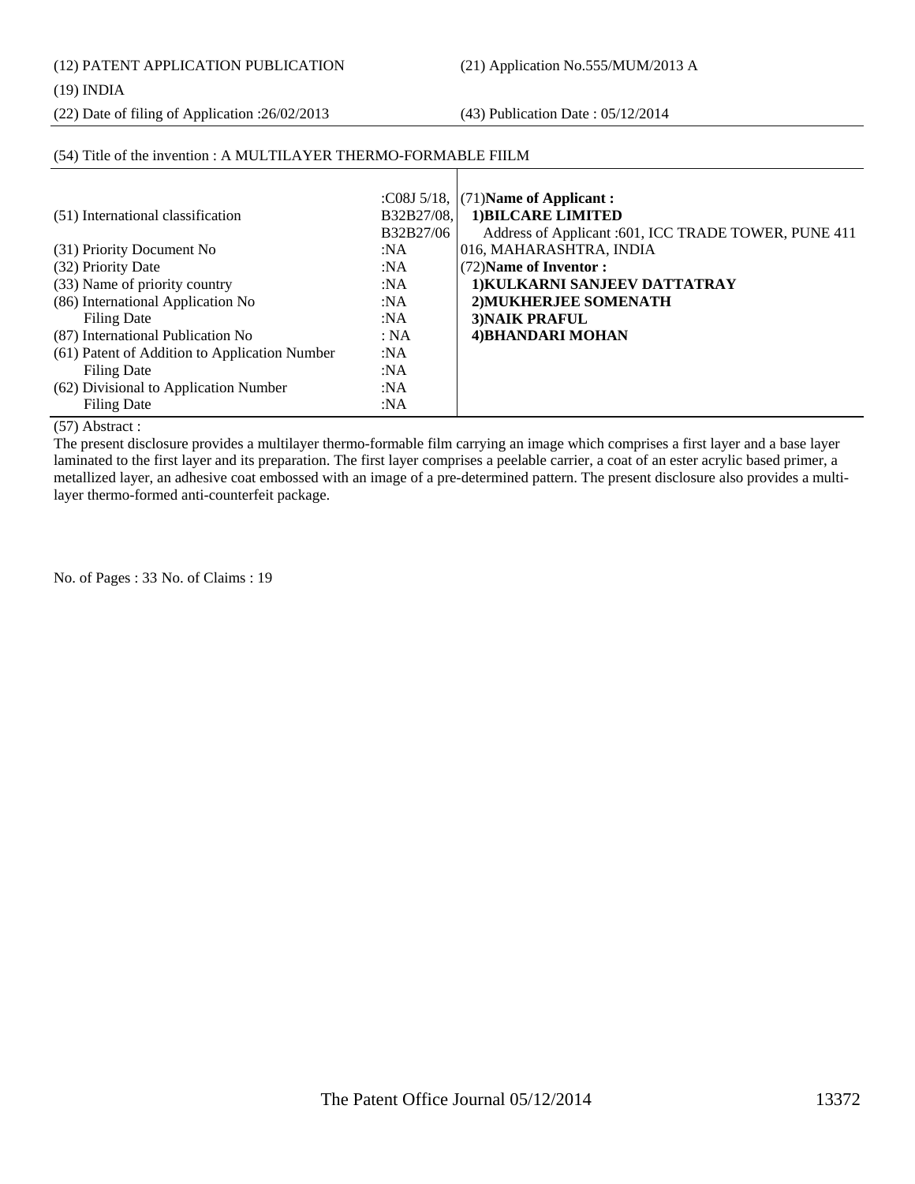(12) PATENT APPLICATION PUBLICATION (21) Application No.555/MUM/2013 A

(19) INDIA

(22) Date of filing of Application :26/02/2013 (43) Publication Date : 05/12/2014

(54) Title of the invention : A MULTILAYER THERMO-FORMABLE FIILM

| | | |
|---|---|---|
| (51) International classification | :C08J 5/18, B32B27/08, B32B27/06 | (71)**Name of Applicant :** **1)BILCARE LIMITED** Address of Applicant :601, ICC TRADE TOWER, PUNE 411 016, MAHARASHTRA, INDIA |
| (31) Priority Document No | :NA | |
| (32) Priority Date | :NA | (72)**Name of Inventor :** |
| (33) Name of priority country | :NA | **1)KULKARNI SANJEEV DATTATRAY** |
| (86) International Application No | :NA | **2)MUKHERJEE SOMENATH** |
| Filing Date | :NA | **3)NAIK PRAFUL** |
| (87) International Publication No | : NA | **4)BHANDARI MOHAN** |
| (61) Patent of Addition to Application Number | :NA | |
| Filing Date | :NA | |
| (62) Divisional to Application Number | :NA | |
| Filing Date | :NA | |

(57) Abstract :

The present disclosure provides a multilayer thermo-formable film carrying an image which comprises a first layer and a base layer laminated to the first layer and its preparation. The first layer comprises a peelable carrier, a coat of an ester acrylic based primer, a metallized layer, an adhesive coat embossed with an image of a pre-determined pattern. The present disclosure also provides a multi-layer thermo-formed anti-counterfeit package.

No. of Pages : 33 No. of Claims : 19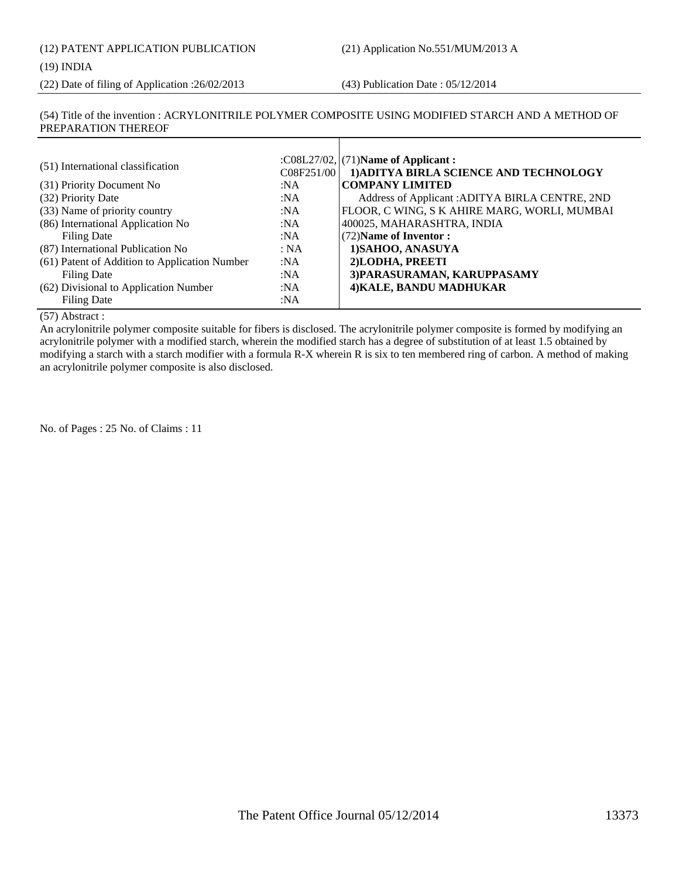(12) PATENT APPLICATION PUBLICATION

(21) Application No.551/MUM/2013 A

(19) INDIA

(22) Date of filing of Application :26/02/2013

(43) Publication Date : 05/12/2014

(54) Title of the invention : ACRYLONITRILE POLYMER COMPOSITE USING MODIFIED STARCH AND A METHOD OF PREPARATION THEREOF

| | | |
|---|---|---|
| (51) International classification | :C08L27/02, C08F251/00 | (71)**Name of Applicant :** |
| (31) Priority Document No | :NA | **1)ADITYA BIRLA SCIENCE AND TECHNOLOGY COMPANY LIMITED** |
| (32) Priority Date | :NA | Address of Applicant :ADITYA BIRLA CENTRE, 2ND FLOOR, C WING, S K AHIRE MARG, WORLI, MUMBAI 400025, MAHARASHTRA, INDIA |
| (33) Name of priority country | :NA | (72)**Name of Inventor :** |
| (86) International Application No | :NA | **1)SAHOO, ANASUYA** |
| Filing Date | :NA | **2)LODHA, PREETI** |
| (87) International Publication No | : NA | **3)PARASURAMAN, KARUPPASAMY** |
| (61) Patent of Addition to Application Number | :NA | **4)KALE, BANDU MADHUKAR** |
| Filing Date | :NA | |
| (62) Divisional to Application Number | :NA | |
| Filing Date | :NA | |

(57) Abstract :

An acrylonitrile polymer composite suitable for fibers is disclosed. The acrylonitrile polymer composite is formed by modifying an acrylonitrile polymer with a modified starch, wherein the modified starch has a degree of substitution of at least 1.5 obtained by modifying a starch with a starch modifier with a formula R-X wherein R is six to ten membered ring of carbon. A method of making an acrylonitrile polymer composite is also disclosed.

No. of Pages : 25 No. of Claims : 11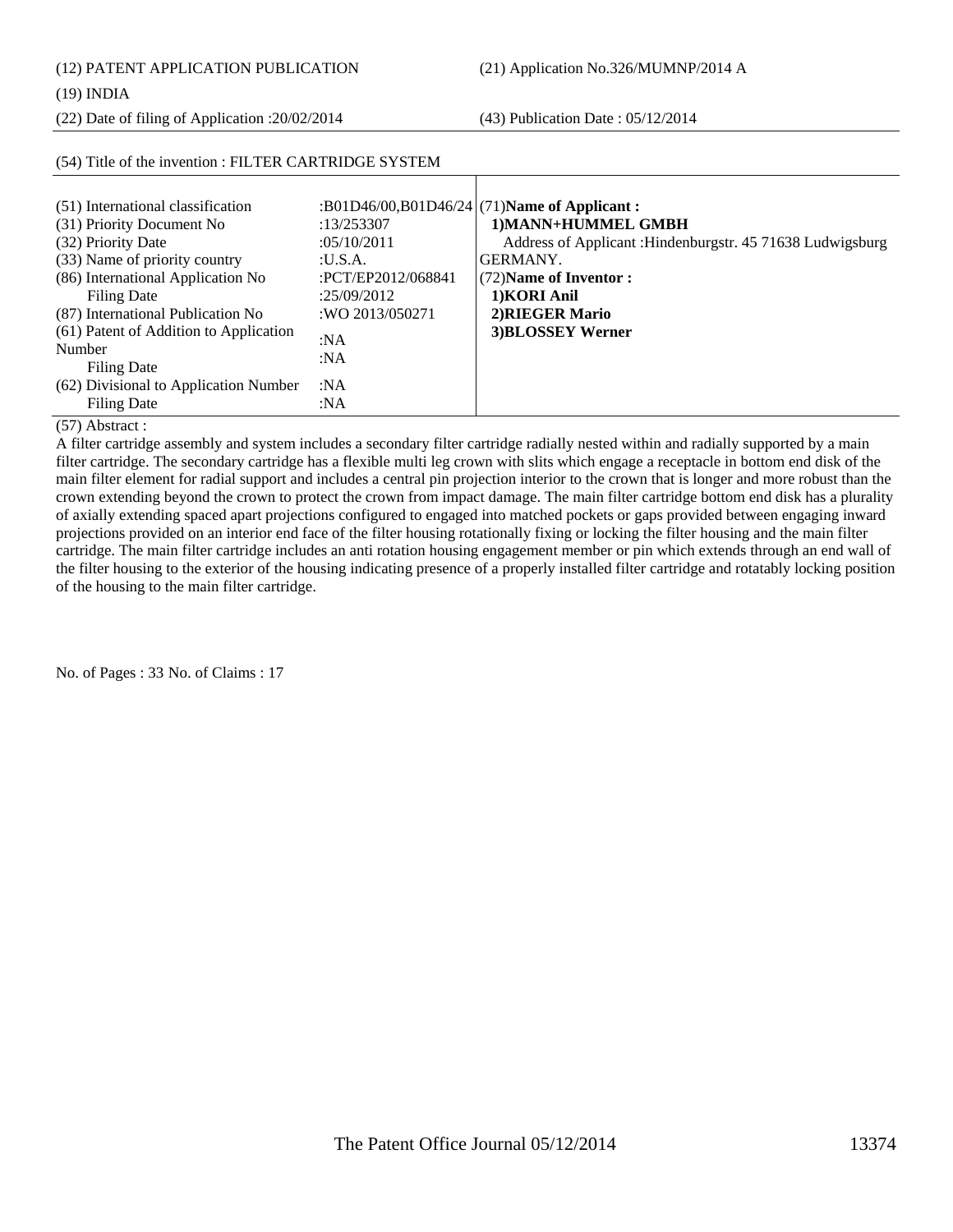(12) PATENT APPLICATION PUBLICATION

(21) Application No.326/MUMNP/2014 A

(19) INDIA

(22) Date of filing of Application :20/02/2014

(43) Publication Date : 05/12/2014

(54) Title of the invention : FILTER CARTRIDGE SYSTEM

| | | |
|---|---|---|
| (51) International classification | :B01D46/00,B01D46/24 | (71)**Name of Applicant :** |
| (31) Priority Document No | :13/253307 | **1)MANN+HUMMEL GMBH** |
| (32) Priority Date | :05/10/2011 | Address of Applicant :Hindenburgstr. 45 71638 Ludwigsburg GERMANY. |
| (33) Name of priority country | :U.S.A. | (72)**Name of Inventor :** |
| (86) International Application No | :PCT/EP2012/068841 | **1)KORI Anil** |
| Filing Date | :25/09/2012 | **2)RIEGER Mario** |
| (87) International Publication No | :WO 2013/050271 | **3)BLOSSEY Werner** |
| (61) Patent of Addition to Application Number | :NA | |
| Filing Date | :NA | |
| (62) Divisional to Application Number | :NA | |
| Filing Date | :NA | |

(57) Abstract :

A filter cartridge assembly and system includes a secondary filter cartridge radially nested within and radially supported by a main filter cartridge. The secondary cartridge has a flexible multi leg crown with slits which engage a receptacle in bottom end disk of the main filter element for radial support and includes a central pin projection interior to the crown that is longer and more robust than the crown extending beyond the crown to protect the crown from impact damage. The main filter cartridge bottom end disk has a plurality of axially extending spaced apart projections configured to engaged into matched pockets or gaps provided between engaging inward projections provided on an interior end face of the filter housing rotationally fixing or locking the filter housing and the main filter cartridge. The main filter cartridge includes an anti rotation housing engagement member or pin which extends through an end wall of the filter housing to the exterior of the housing indicating presence of a properly installed filter cartridge and rotatably locking position of the housing to the main filter cartridge.

No. of Pages : 33 No. of Claims : 17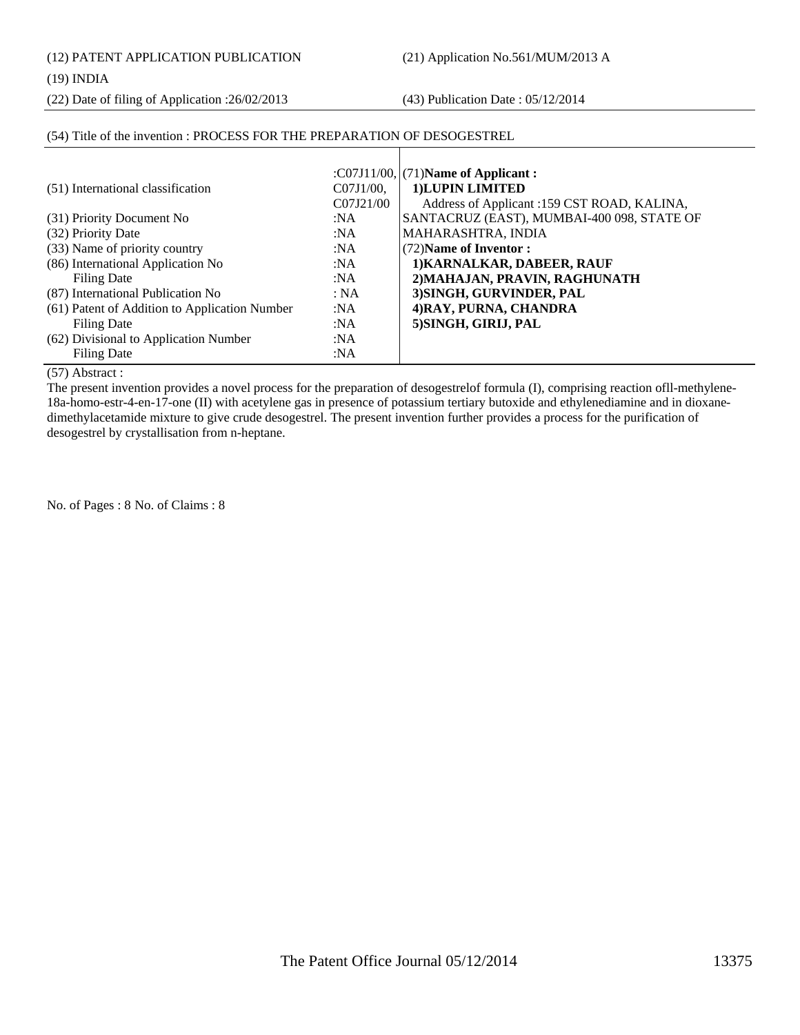(12) PATENT APPLICATION PUBLICATION

(21) Application No.561/MUM/2013 A

(19) INDIA

(22) Date of filing of Application :26/02/2013

(43) Publication Date : 05/12/2014

(54) Title of the invention : PROCESS FOR THE PREPARATION OF DESOGESTREL

| | | |
|---|---|---|
| (51) International classification | :C07J11/00, C07J1/00, C07J21/00 | (71)**Name of Applicant :** **1)LUPIN LIMITED** Address of Applicant :159 CST ROAD, KALINA, SANTACRUZ (EAST), MUMBAI-400 098, STATE OF MAHARASHTRA, INDIA (72)**Name of Inventor :** **1)KARNALKAR, DABEER, RAUF** **2)MAHAJAN, PRAVIN, RAGHUNATH** **3)SINGH, GURVINDER, PAL** **4)RAY, PURNA, CHANDRA** **5)SINGH, GIRIJ, PAL** |
| (31) Priority Document No | :NA | |
| (32) Priority Date | :NA | |
| (33) Name of priority country | :NA | |
| (86) International Application No | :NA | |
| Filing Date | :NA | |
| (87) International Publication No | : NA | |
| (61) Patent of Addition to Application Number | :NA | |
| Filing Date | :NA | |
| (62) Divisional to Application Number | :NA | |
| Filing Date | :NA | |

(57) Abstract :

The present invention provides a novel process for the preparation of desogestrelof formula (I), comprising reaction ofll-methylene-18a-homo-estr-4-en-17-one (II) with acetylene gas in presence of potassium tertiary butoxide and ethylenediamine and in dioxane-dimethylacetamide mixture to give crude desogestrel. The present invention further provides a process for the purification of desogestrel by crystallisation from n-heptane.

No. of Pages : 8 No. of Claims : 8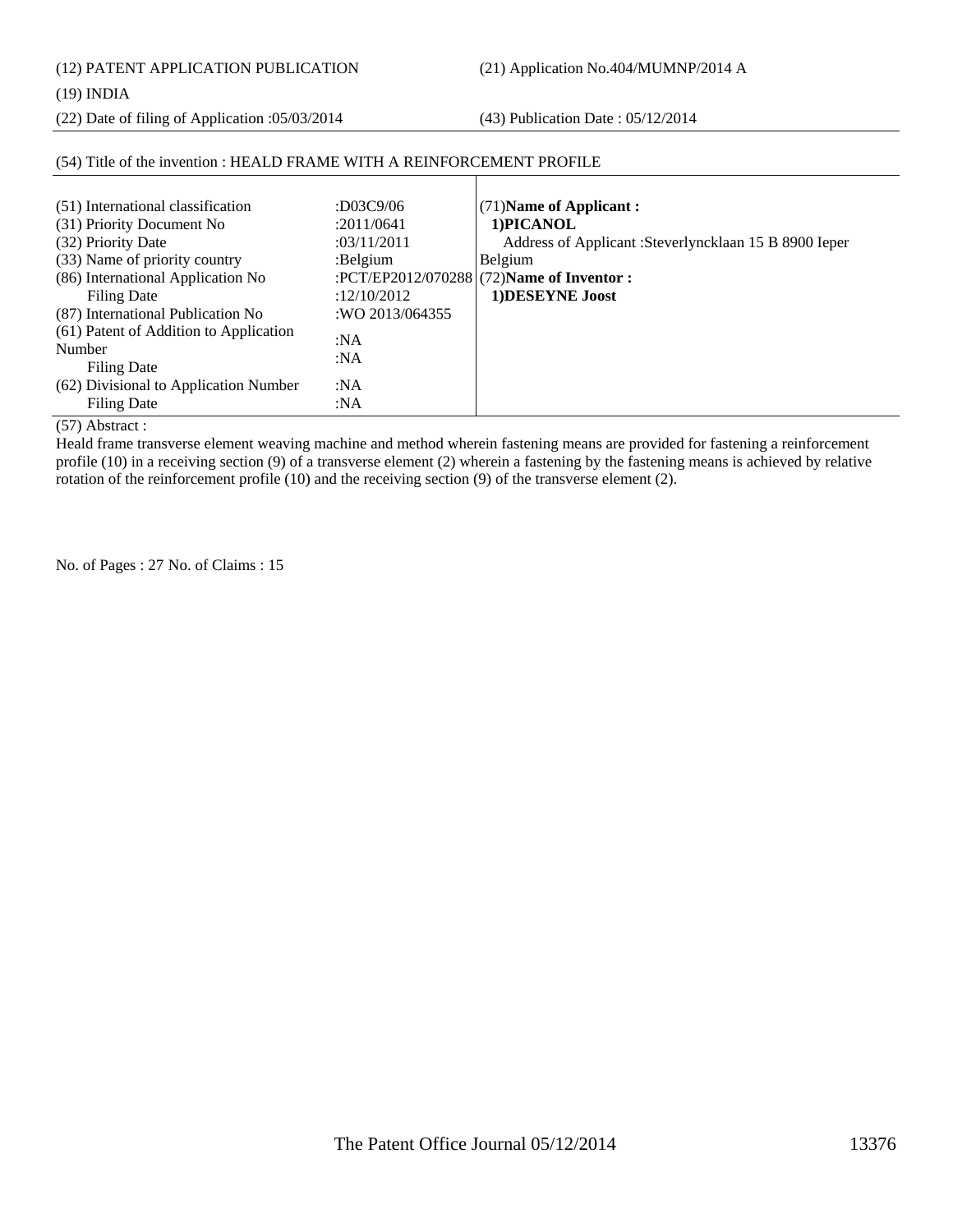(12) PATENT APPLICATION PUBLICATION (21) Application No.404/MUMNP/2014 A

(19) INDIA

(22) Date of filing of Application :05/03/2014 (43) Publication Date : 05/12/2014

(54) Title of the invention : HEALD FRAME WITH A REINFORCEMENT PROFILE

| | | |
|---|---|---|
| (51) International classification | :D03C9/06 | (71)**Name of Applicant :** |
| (31) Priority Document No | :2011/0641 | **1)PICANOL** |
| (32) Priority Date | :03/11/2011 | Address of Applicant :Steverlyncklaan 15 B 8900 Ieper |
| (33) Name of priority country | :Belgium | Belgium |
| (86) International Application No | :PCT/EP2012/070288 | (72)**Name of Inventor :** |
| Filing Date | :12/10/2012 | **1)DESEYNE Joost** |
| (87) International Publication No | :WO 2013/064355 | |
| (61) Patent of Addition to Application Number | :NA | |
| Filing Date | :NA | |
| (62) Divisional to Application Number | :NA | |
| Filing Date | :NA | |

(57) Abstract :

Heald frame transverse element weaving machine and method wherein fastening means are provided for fastening a reinforcement profile (10) in a receiving section (9) of a transverse element (2) wherein a fastening by the fastening means is achieved by relative rotation of the reinforcement profile (10) and the receiving section (9) of the transverse element (2).

No. of Pages : 27 No. of Claims : 15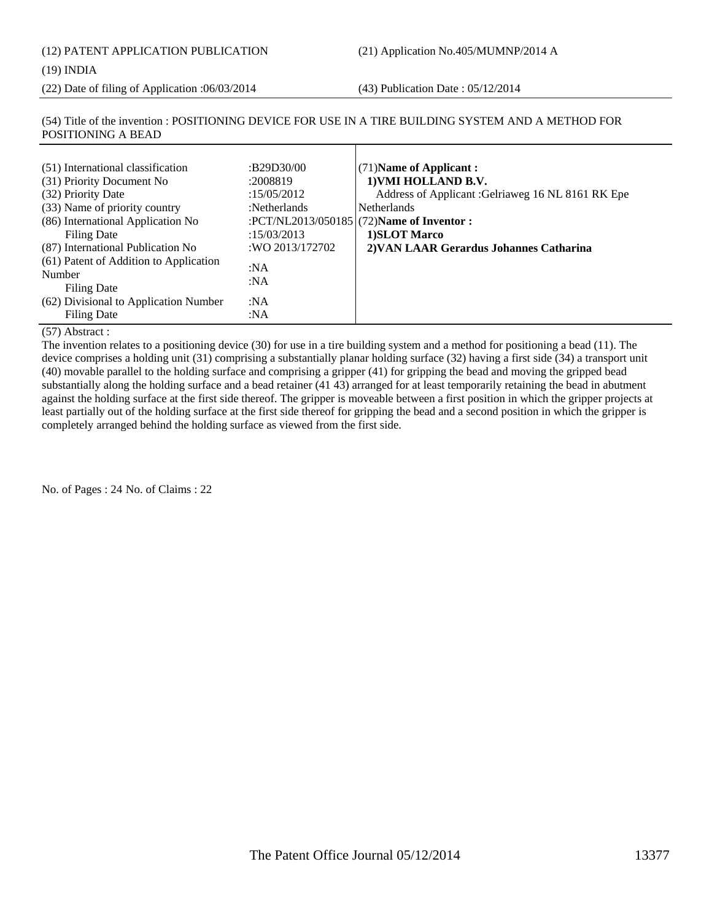(12) PATENT APPLICATION PUBLICATION

(21) Application No.405/MUMNP/2014 A

(19) INDIA

(22) Date of filing of Application :06/03/2014

(43) Publication Date : 05/12/2014

(54) Title of the invention : POSITIONING DEVICE FOR USE IN A TIRE BUILDING SYSTEM AND A METHOD FOR POSITIONING A BEAD

| | | |
|---|---|---|
| (51) International classification | :B29D30/00 | (71)**Name of Applicant :** |
| (31) Priority Document No | :2008819 | **1)VMI HOLLAND B.V.** |
| (32) Priority Date | :15/05/2012 | Address of Applicant :Gelriaweg 16 NL 8161 RK Epe |
| (33) Name of priority country | :Netherlands | Netherlands |
| (86) International Application No | :PCT/NL2013/050185 | (72)**Name of Inventor :** |
| Filing Date | :15/03/2013 | **1)SLOT Marco** |
| (87) International Publication No | :WO 2013/172702 | **2)VAN LAAR Gerardus Johannes Catharina** |
| (61) Patent of Addition to Application Number | :NA | |
| Filing Date | :NA | |
| (62) Divisional to Application Number | :NA | |
| Filing Date | :NA | |

(57) Abstract :

The invention relates to a positioning device (30) for use in a tire building system and a method for positioning a bead (11). The device comprises a holding unit (31) comprising a substantially planar holding surface (32) having a first side (34) a transport unit (40) movable parallel to the holding surface and comprising a gripper (41) for gripping the bead and moving the gripped bead substantially along the holding surface and a bead retainer (41 43) arranged for at least temporarily retaining the bead in abutment against the holding surface at the first side thereof. The gripper is moveable between a first position in which the gripper projects at least partially out of the holding surface at the first side thereof for gripping the bead and a second position in which the gripper is completely arranged behind the holding surface as viewed from the first side.

No. of Pages : 24 No. of Claims : 22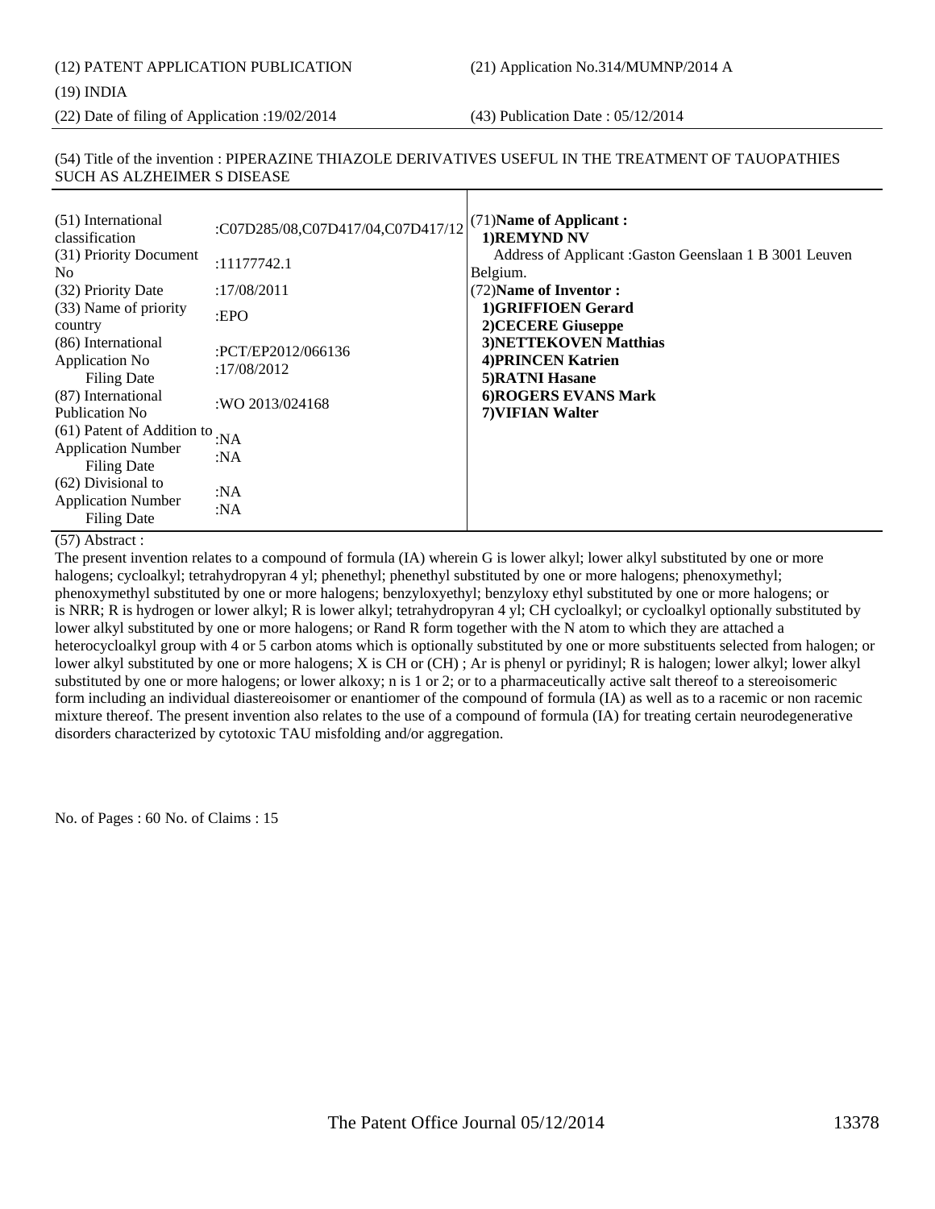(12) PATENT APPLICATION PUBLICATION

(21) Application No.314/MUMNP/2014 A

(19) INDIA

(22) Date of filing of Application :19/02/2014

(43) Publication Date : 05/12/2014

(54) Title of the invention : PIPERAZINE THIAZOLE DERIVATIVES USEFUL IN THE TREATMENT OF TAUOPATHIES SUCH AS ALZHEIMER S DISEASE

| | |
|---|---|
| (51) International classification | :C07D285/08,C07D417/04,C07D417/12 |
| (31) Priority Document No | :11177742.1 |
| (32) Priority Date | :17/08/2011 |
| (33) Name of priority country | :EPO |
| (86) International Application No<br>Filing Date | :PCT/EP2012/066136<br>:17/08/2012 |
| (87) International Publication No | :WO 2013/024168 |
| (61) Patent of Addition to Application Number<br>Filing Date | :NA<br>:NA |
| (62) Divisional to Application Number<br>Filing Date | :NA<br>:NA |

(71)**Name of Applicant :**
**1)REMYND NV**
Address of Applicant :Gaston Geenslaan 1 B 3001 Leuven Belgium.

(72)**Name of Inventor :**
**1)GRIFFIOEN Gerard**
**2)CECERE Giuseppe**
**3)NETTEKOVEN Matthias**
**4)PRINCEN Katrien**
**5)RATNI Hasane**
**6)ROGERS EVANS Mark**
**7)VIFIAN Walter**

(57) Abstract :

The present invention relates to a compound of formula (IA) wherein G is lower alkyl; lower alkyl substituted by one or more halogens; cycloalkyl; tetrahydropyran 4 yl; phenethyl; phenethyl substituted by one or more halogens; phenoxymethyl; phenoxymethyl substituted by one or more halogens; benzyloxyethyl; benzyloxy ethyl substituted by one or more halogens; or is NRR; R is hydrogen or lower alkyl; R is lower alkyl; tetrahydropyran 4 yl; CH cycloalkyl; or cycloalkyl optionally substituted by lower alkyl substituted by one or more halogens; or Rand R form together with the N atom to which they are attached a heterocycloalkyl group with 4 or 5 carbon atoms which is optionally substituted by one or more substituents selected from halogen; or lower alkyl substituted by one or more halogens; X is CH or (CH) ; Ar is phenyl or pyridinyl; R is halogen; lower alkyl; lower alkyl substituted by one or more halogens; or lower alkoxy; n is 1 or 2; or to a pharmaceutically active salt thereof to a stereoisomeric form including an individual diastereoisomer or enantiomer of the compound of formula (IA) as well as to a racemic or non racemic mixture thereof. The present invention also relates to the use of a compound of formula (IA) for treating certain neurodegenerative disorders characterized by cytotoxic TAU misfolding and/or aggregation.

No. of Pages : 60 No. of Claims : 15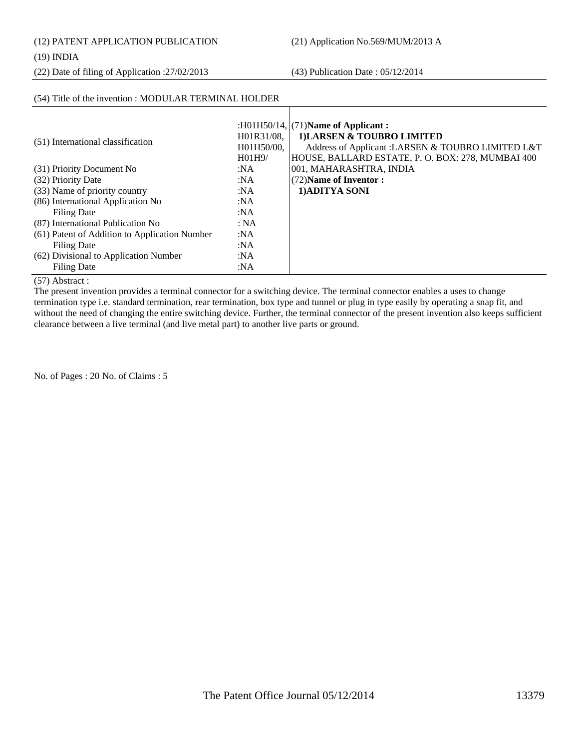(12) PATENT APPLICATION PUBLICATION

(21) Application No.569/MUM/2013 A

(19) INDIA

(22) Date of filing of Application :27/02/2013

(43) Publication Date : 05/12/2014

(54) Title of the invention : MODULAR TERMINAL HOLDER

| | | |
|---|---|---|
| (51) International classification | :H01H50/14, H01R31/08, H01H50/00, H01H9/ | (71)**Name of Applicant :** **1)LARSEN & TOUBRO LIMITED** Address of Applicant :LARSEN & TOUBRO LIMITED L&T HOUSE, BALLARD ESTATE, P. O. BOX: 278, MUMBAI 400 001, MAHARASHTRA, INDIA (72)**Name of Inventor :** **1)ADITYA SONI** |
| (31) Priority Document No | :NA | |
| (32) Priority Date | :NA | |
| (33) Name of priority country | :NA | |
| (86) International Application No | :NA | |
| Filing Date | :NA | |
| (87) International Publication No | : NA | |
| (61) Patent of Addition to Application Number | :NA | |
| Filing Date | :NA | |
| (62) Divisional to Application Number | :NA | |
| Filing Date | :NA | |

(57) Abstract :

The present invention provides a terminal connector for a switching device. The terminal connector enables a uses to change termination type i.e. standard termination, rear termination, box type and tunnel or plug in type easily by operating a snap fit, and without the need of changing the entire switching device. Further, the terminal connector of the present invention also keeps sufficient clearance between a live terminal (and live metal part) to another live parts or ground.

No. of Pages : 20 No. of Claims : 5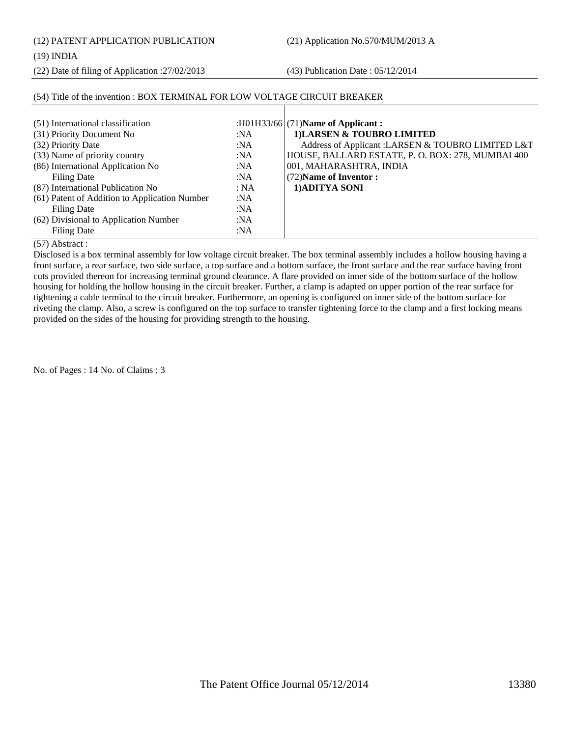(12) PATENT APPLICATION PUBLICATION (21) Application No.570/MUM/2013 A

(19) INDIA

(22) Date of filing of Application :27/02/2013 (43) Publication Date : 05/12/2014

(54) Title of the invention : BOX TERMINAL FOR LOW VOLTAGE CIRCUIT BREAKER

| | | |
|---|---|---|
| (51) International classification | :H01H33/66 | (71)**Name of Applicant :** |
| (31) Priority Document No | :NA | **1)LARSEN & TOUBRO LIMITED** |
| (32) Priority Date | :NA | Address of Applicant :LARSEN & TOUBRO LIMITED L&T |
| (33) Name of priority country | :NA | HOUSE, BALLARD ESTATE, P. O. BOX: 278, MUMBAI 400 |
| (86) International Application No | :NA | 001, MAHARASHTRA, INDIA |
| Filing Date | :NA | (72)**Name of Inventor :** |
| (87) International Publication No | : NA | **1)ADITYA SONI** |
| (61) Patent of Addition to Application Number | :NA | |
| Filing Date | :NA | |
| (62) Divisional to Application Number | :NA | |
| Filing Date | :NA | |

(57) Abstract :

Disclosed is a box terminal assembly for low voltage circuit breaker. The box terminal assembly includes a hollow housing having a front surface, a rear surface, two side surface, a top surface and a bottom surface, the front surface and the rear surface having front cuts provided thereon for increasing terminal ground clearance. A flare provided on inner side of the bottom surface of the hollow housing for holding the hollow housing in the circuit breaker. Further, a clamp is adapted on upper portion of the rear surface for tightening a cable terminal to the circuit breaker. Furthermore, an opening is configured on inner side of the bottom surface for riveting the clamp. Also, a screw is configured on the top surface to transfer tightening force to the clamp and a first locking means provided on the sides of the housing for providing strength to the housing.

No. of Pages : 14 No. of Claims : 3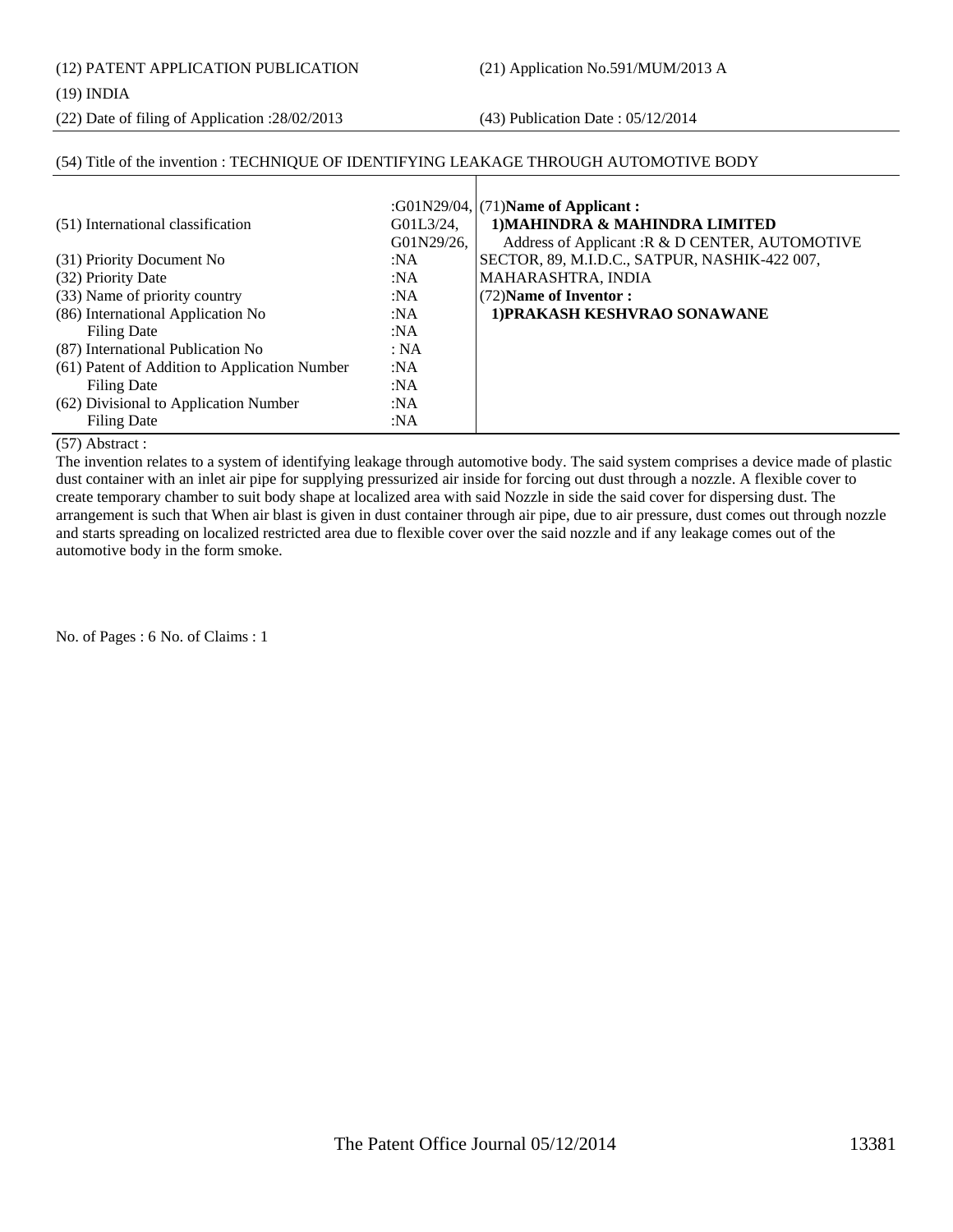(12) PATENT APPLICATION PUBLICATION (21) Application No.591/MUM/2013 A

(19) INDIA

(22) Date of filing of Application :28/02/2013 (43) Publication Date : 05/12/2014

(54) Title of the invention : TECHNIQUE OF IDENTIFYING LEAKAGE THROUGH AUTOMOTIVE BODY

| | | |
|---|---|---|
| (51) International classification | :G01N29/04, G01L3/24, G01N29/26, | (71)**Name of Applicant :** **1)MAHINDRA & MAHINDRA LIMITED** Address of Applicant :R & D CENTER, AUTOMOTIVE SECTOR, 89, M.I.D.C., SATPUR, NASHIK-422 007, MAHARASHTRA, INDIA (72)**Name of Inventor :** **1)PRAKASH KESHVRAO SONAWANE** |
| (31) Priority Document No | :NA | |
| (32) Priority Date | :NA | |
| (33) Name of priority country | :NA | |
| (86) International Application No | :NA | |
| Filing Date | :NA | |
| (87) International Publication No | : NA | |
| (61) Patent of Addition to Application Number | :NA | |
| Filing Date | :NA | |
| (62) Divisional to Application Number | :NA | |
| Filing Date | :NA | |

(57) Abstract :

The invention relates to a system of identifying leakage through automotive body. The said system comprises a device made of plastic dust container with an inlet air pipe for supplying pressurized air inside for forcing out dust through a nozzle. A flexible cover to create temporary chamber to suit body shape at localized area with said Nozzle in side the said cover for dispersing dust. The arrangement is such that When air blast is given in dust container through air pipe, due to air pressure, dust comes out through nozzle and starts spreading on localized restricted area due to flexible cover over the said nozzle and if any leakage comes out of the automotive body in the form smoke.

No. of Pages : 6 No. of Claims : 1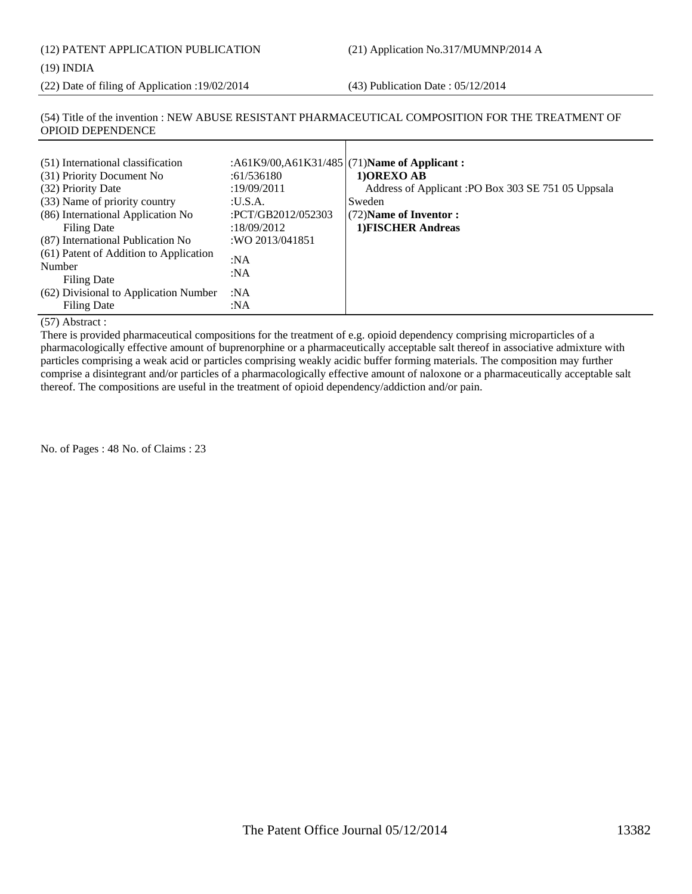(12) PATENT APPLICATION PUBLICATION

(21) Application No.317/MUMNP/2014 A

(19) INDIA

(22) Date of filing of Application :19/02/2014

(43) Publication Date : 05/12/2014

(54) Title of the invention : NEW ABUSE RESISTANT PHARMACEUTICAL COMPOSITION FOR THE TREATMENT OF OPIOID DEPENDENCE

| | | |
|---|---|---|
| (51) International classification | :A61K9/00,A61K31/485 | (71)**Name of Applicant :** |
| (31) Priority Document No | :61/536180 | **1)OREXO AB** |
| (32) Priority Date | :19/09/2011 | Address of Applicant :PO Box 303 SE 751 05 Uppsala Sweden |
| (33) Name of priority country | :U.S.A. | (72)**Name of Inventor :** |
| (86) International Application No | :PCT/GB2012/052303 | **1)FISCHER Andreas** |
| Filing Date | :18/09/2012 | |
| (87) International Publication No | :WO 2013/041851 | |
| (61) Patent of Addition to Application Number | :NA | |
| Filing Date | :NA | |
| (62) Divisional to Application Number | :NA | |
| Filing Date | :NA | |

(57) Abstract :

There is provided pharmaceutical compositions for the treatment of e.g. opioid dependency comprising microparticles of a pharmacologically effective amount of buprenorphine or a pharmaceutically acceptable salt thereof in associative admixture with particles comprising a weak acid or particles comprising weakly acidic buffer forming materials. The composition may further comprise a disintegrant and/or particles of a pharmacologically effective amount of naloxone or a pharmaceutically acceptable salt thereof. The compositions are useful in the treatment of opioid dependency/addiction and/or pain.

No. of Pages : 48 No. of Claims : 23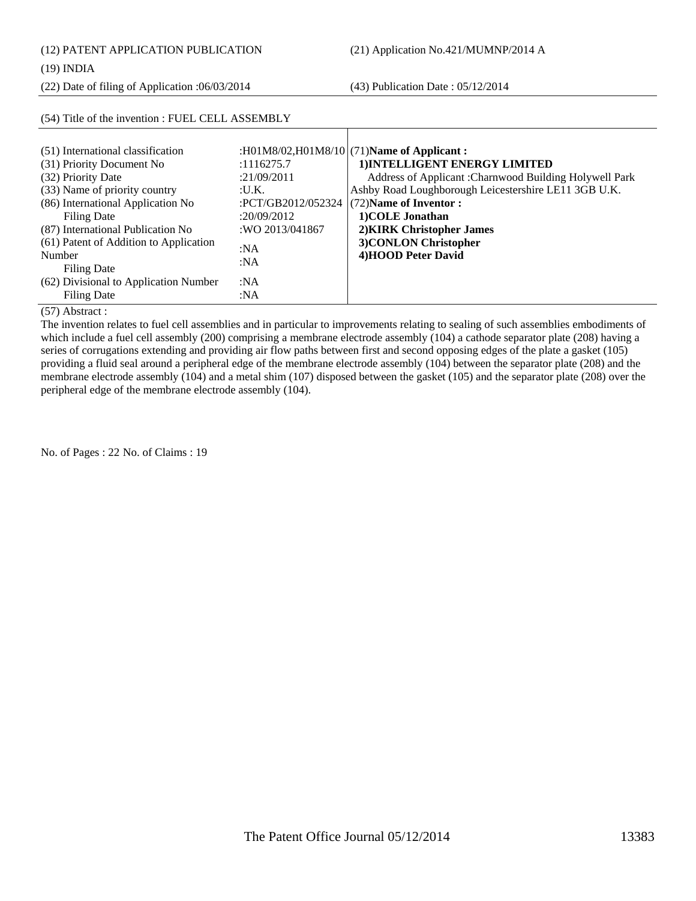(12) PATENT APPLICATION PUBLICATION (21) Application No.421/MUMNP/2014 A

(19) INDIA

(22) Date of filing of Application :06/03/2014 (43) Publication Date : 05/12/2014

(54) Title of the invention : FUEL CELL ASSEMBLY

| | | |
|---|---|---|
| (51) International classification | :H01M8/02,H01M8/10 | (71)**Name of Applicant :** |
| (31) Priority Document No | :1116275.7 | **1)INTELLIGENT ENERGY LIMITED** |
| (32) Priority Date | :21/09/2011 | Address of Applicant :Charnwood Building Holywell Park |
| (33) Name of priority country | :U.K. | Ashby Road Loughborough Leicestershire LE11 3GB U.K. |
| (86) International Application No | :PCT/GB2012/052324 | (72)**Name of Inventor :** |
| Filing Date | :20/09/2012 | **1)COLE Jonathan** |
| (87) International Publication No | :WO 2013/041867 | **2)KIRK Christopher James** |
| (61) Patent of Addition to Application Number | :NA | **3)CONLON Christopher** |
| Filing Date | :NA | **4)HOOD Peter David** |
| (62) Divisional to Application Number | :NA | |
| Filing Date | :NA | |

(57) Abstract :

The invention relates to fuel cell assemblies and in particular to improvements relating to sealing of such assemblies embodiments of which include a fuel cell assembly (200) comprising a membrane electrode assembly (104) a cathode separator plate (208) having a series of corrugations extending and providing air flow paths between first and second opposing edges of the plate a gasket (105) providing a fluid seal around a peripheral edge of the membrane electrode assembly (104) between the separator plate (208) and the membrane electrode assembly (104) and a metal shim (107) disposed between the gasket (105) and the separator plate (208) over the peripheral edge of the membrane electrode assembly (104).

No. of Pages : 22 No. of Claims : 19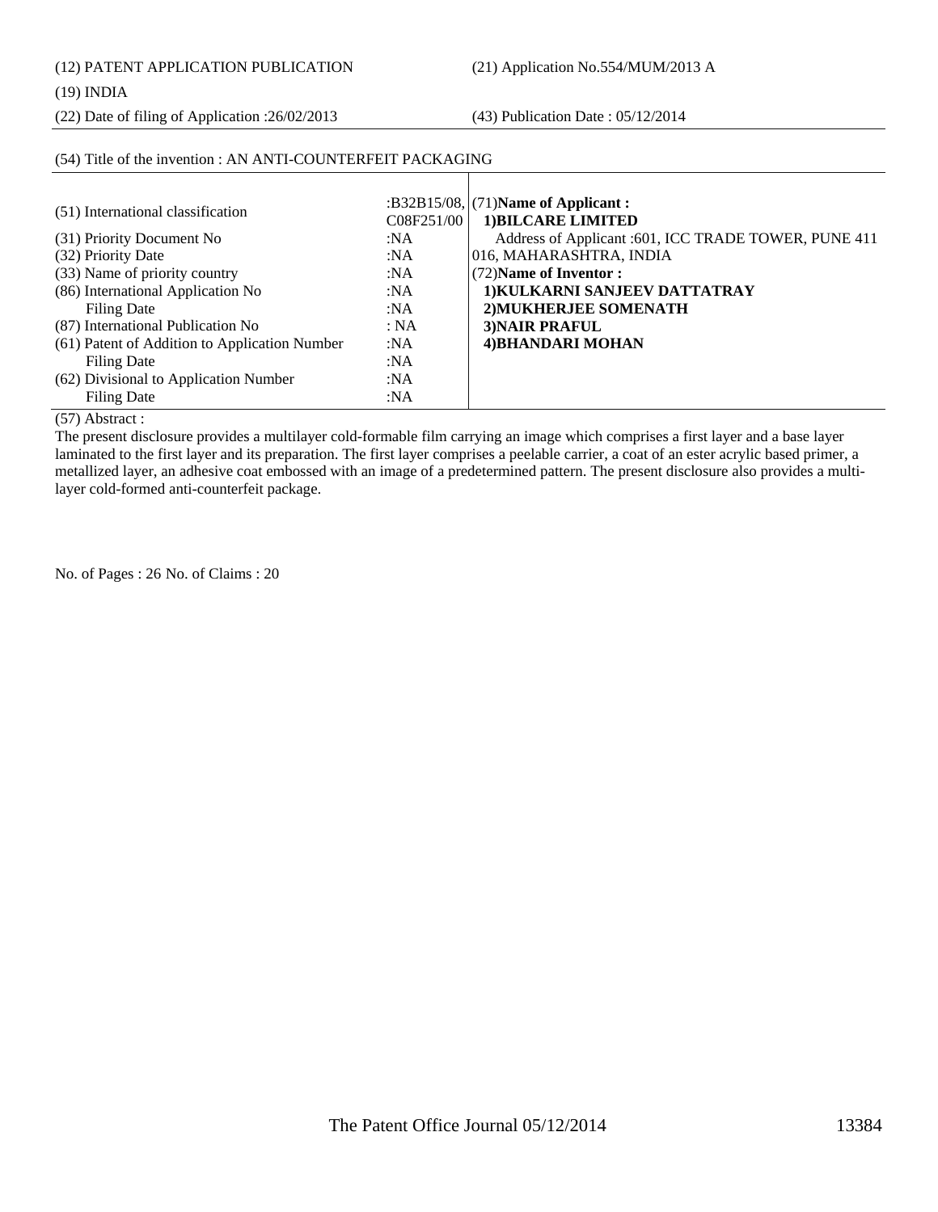(12) PATENT APPLICATION PUBLICATION (21) Application No.554/MUM/2013 A

(19) INDIA

(22) Date of filing of Application :26/02/2013 (43) Publication Date : 05/12/2014

(54) Title of the invention : AN ANTI-COUNTERFEIT PACKAGING

| | | |
|---|---|---|
| (51) International classification | :B32B15/08, C08F251/00 | (71)**Name of Applicant :** **1)BILCARE LIMITED** Address of Applicant :601, ICC TRADE TOWER, PUNE 411 016, MAHARASHTRA, INDIA |
| (31) Priority Document No | :NA | |
| (32) Priority Date | :NA | |
| (33) Name of priority country | :NA | (72)**Name of Inventor :** |
| (86) International Application No | :NA | **1)KULKARNI SANJEEV DATTATRAY** |
| Filing Date | :NA | **2)MUKHERJEE SOMENATH** |
| (87) International Publication No | : NA | **3)NAIR PRAFUL** |
| (61) Patent of Addition to Application Number | :NA | **4)BHANDARI MOHAN** |
| Filing Date | :NA | |
| (62) Divisional to Application Number | :NA | |
| Filing Date | :NA | |

(57) Abstract :

The present disclosure provides a multilayer cold-formable film carrying an image which comprises a first layer and a base layer laminated to the first layer and its preparation. The first layer comprises a peelable carrier, a coat of an ester acrylic based primer, a metallized layer, an adhesive coat embossed with an image of a predetermined pattern. The present disclosure also provides a multi-layer cold-formed anti-counterfeit package.

No. of Pages : 26 No. of Claims : 20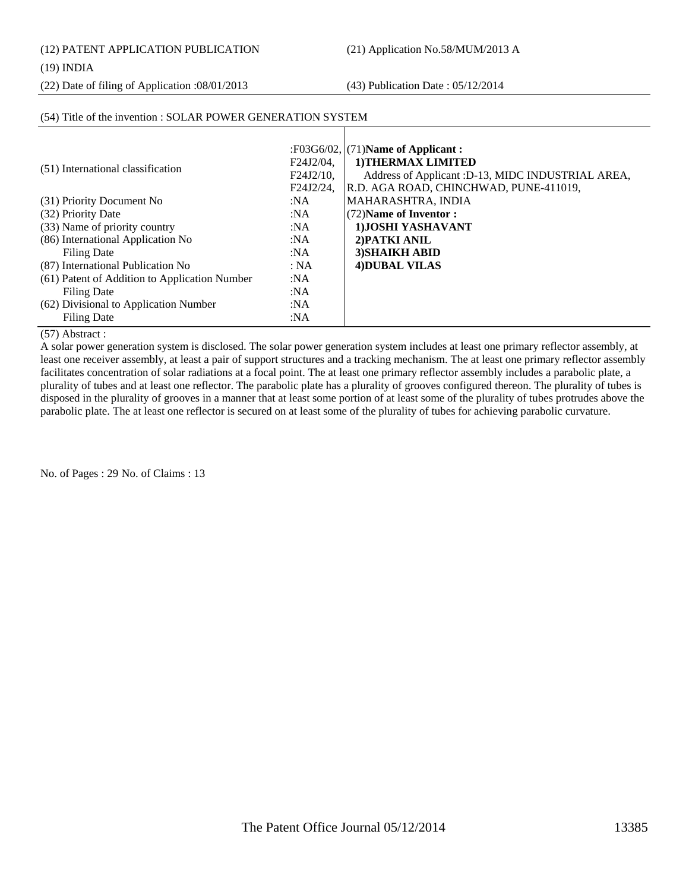(12) PATENT APPLICATION PUBLICATION

(21) Application No.58/MUM/2013 A

(19) INDIA

(22) Date of filing of Application :08/01/2013

(43) Publication Date : 05/12/2014

(54) Title of the invention : SOLAR POWER GENERATION SYSTEM

| | | |
|---|---|---|
| (51) International classification | :F03G6/02, F24J2/04, F24J2/10, F24J2/24, | (71)**Name of Applicant :** **1)THERMAX LIMITED** Address of Applicant :D-13, MIDC INDUSTRIAL AREA, R.D. AGA ROAD, CHINCHWAD, PUNE-411019, MAHARASHTRA, INDIA |
| (31) Priority Document No | :NA | (72)**Name of Inventor :** |
| (32) Priority Date | :NA | **1)JOSHI YASHAVANT** |
| (33) Name of priority country | :NA | **2)PATKI ANIL** |
| (86) International Application No | :NA | **3)SHAIKH ABID** |
| Filing Date | :NA | **4)DUBAL VILAS** |
| (87) International Publication No | : NA | |
| (61) Patent of Addition to Application Number | :NA | |
| Filing Date | :NA | |
| (62) Divisional to Application Number | :NA | |
| Filing Date | :NA | |

(57) Abstract :

A solar power generation system is disclosed. The solar power generation system includes at least one primary reflector assembly, at least one receiver assembly, at least a pair of support structures and a tracking mechanism. The at least one primary reflector assembly facilitates concentration of solar radiations at a focal point. The at least one primary reflector assembly includes a parabolic plate, a plurality of tubes and at least one reflector. The parabolic plate has a plurality of grooves configured thereon. The plurality of tubes is disposed in the plurality of grooves in a manner that at least some portion of at least some of the plurality of tubes protrudes above the parabolic plate. The at least one reflector is secured on at least some of the plurality of tubes for achieving parabolic curvature.

No. of Pages : 29 No. of Claims : 13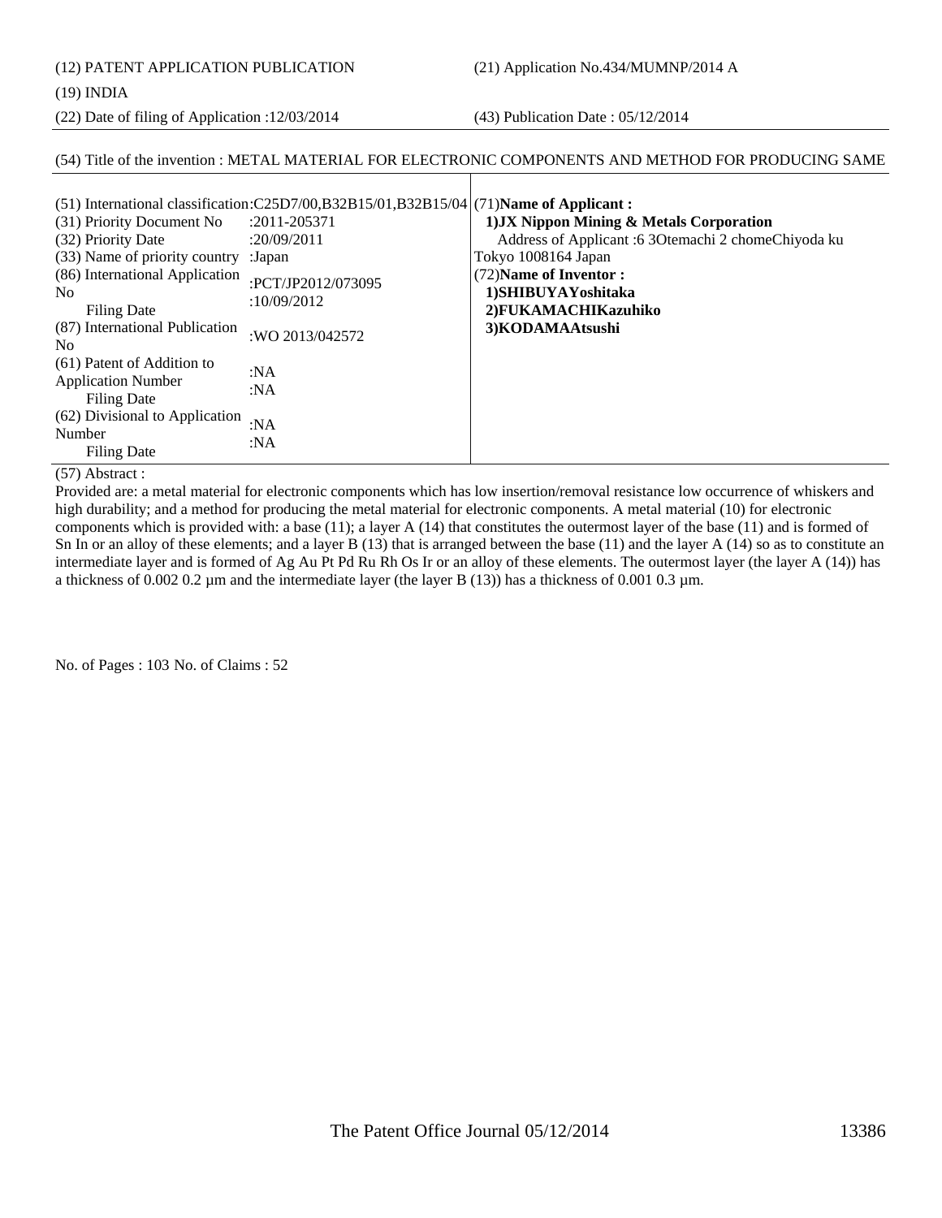(12) PATENT APPLICATION PUBLICATION

(21) Application No.434/MUMNP/2014 A

(19) INDIA

(22) Date of filing of Application :12/03/2014

(43) Publication Date : 05/12/2014

(54) Title of the invention : METAL MATERIAL FOR ELECTRONIC COMPONENTS AND METHOD FOR PRODUCING SAME

| | |
|---|---|
| (51) International classification | :C25D7/00,B32B15/01,B32B15/04 |
| (31) Priority Document No | :2011-205371 |
| (32) Priority Date | :20/09/2011 |
| (33) Name of priority country | :Japan |
| (86) International Application No<br>Filing Date | :PCT/JP2012/073095<br>:10/09/2012 |
| (87) International Publication No | :WO 2013/042572 |
| (61) Patent of Addition to Application Number<br>Filing Date | :NA<br>:NA |
| (62) Divisional to Application Number<br>Filing Date | :NA<br>:NA |

(71)**Name of Applicant :**

**1)JX Nippon Mining & Metals Corporation**

Address of Applicant :6 3Otemachi 2 chomeChiyoda ku Tokyo 1008164 Japan

(72)**Name of Inventor :**

**1)SHIBUYAYoshitaka**

**2)FUKAMACHIKazuhiko**

**3)KODAMAAtsushi**

(57) Abstract :

Provided are: a metal material for electronic components which has low insertion/removal resistance low occurrence of whiskers and high durability; and a method for producing the metal material for electronic components. A metal material (10) for electronic components which is provided with: a base (11); a layer A (14) that constitutes the outermost layer of the base (11) and is formed of Sn In or an alloy of these elements; and a layer B (13) that is arranged between the base (11) and the layer A (14) so as to constitute an intermediate layer and is formed of Ag Au Pt Pd Ru Rh Os Ir or an alloy of these elements. The outermost layer (the layer A (14)) has a thickness of 0.002 0.2 µm and the intermediate layer (the layer B (13)) has a thickness of 0.001 0.3 µm.

No. of Pages : 103 No. of Claims : 52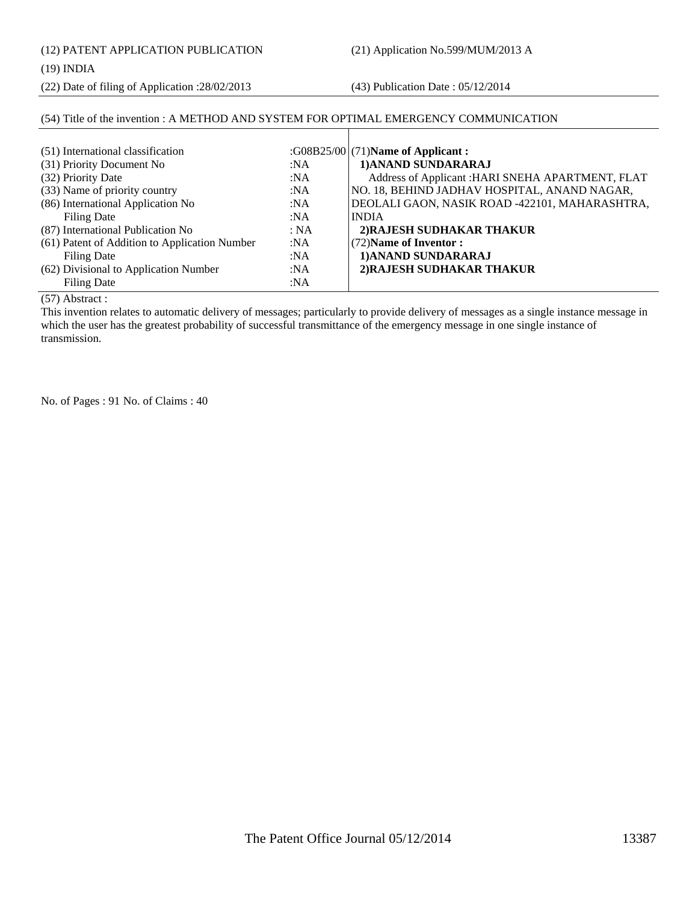(12) PATENT APPLICATION PUBLICATION (21) Application No.599/MUM/2013 A

(19) INDIA

(22) Date of filing of Application :28/02/2013 (43) Publication Date : 05/12/2014

(54) Title of the invention : A METHOD AND SYSTEM FOR OPTIMAL EMERGENCY COMMUNICATION

| | | |
|---|---|---|
| (51) International classification | :G08B25/00 | (71)**Name of Applicant :** |
| (31) Priority Document No | :NA | **1)ANAND SUNDARARAJ** |
| (32) Priority Date | :NA | Address of Applicant :HARI SNEHA APARTMENT, FLAT |
| (33) Name of priority country | :NA | NO. 18, BEHIND JADHAV HOSPITAL, ANAND NAGAR, |
| (86) International Application No | :NA | DEOLALI GAON, NASIK ROAD -422101, MAHARASHTRA, |
| Filing Date | :NA | INDIA |
| (87) International Publication No | : NA | **2)RAJESH SUDHAKAR THAKUR** |
| (61) Patent of Addition to Application Number | :NA | (72)**Name of Inventor :** |
| Filing Date | :NA | **1)ANAND SUNDARARAJ** |
| (62) Divisional to Application Number | :NA | **2)RAJESH SUDHAKAR THAKUR** |
| Filing Date | :NA | |

(57) Abstract :

This invention relates to automatic delivery of messages; particularly to provide delivery of messages as a single instance message in which the user has the greatest probability of successful transmittance of the emergency message in one single instance of transmission.

No. of Pages : 91 No. of Claims : 40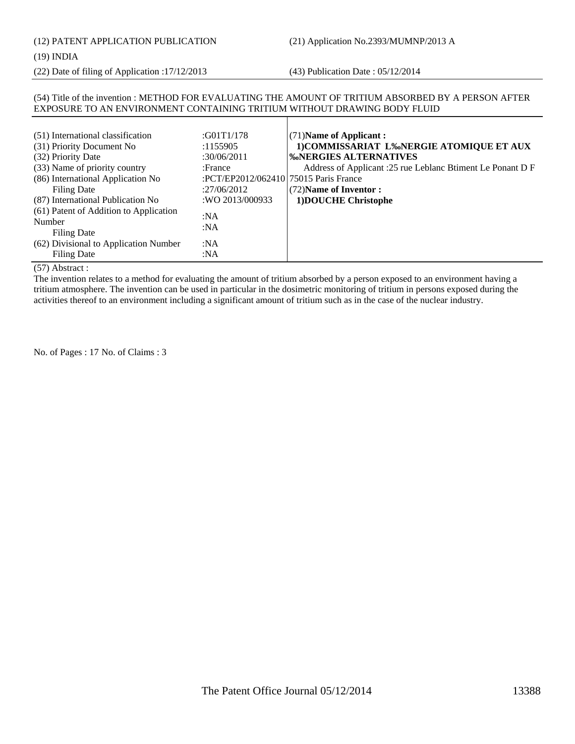(12) PATENT APPLICATION PUBLICATION

(21) Application No.2393/MUMNP/2013 A

(19) INDIA

(22) Date of filing of Application :17/12/2013

(43) Publication Date : 05/12/2014

(54) Title of the invention : METHOD FOR EVALUATING THE AMOUNT OF TRITIUM ABSORBED BY A PERSON AFTER EXPOSURE TO AN ENVIRONMENT CONTAINING TRITIUM WITHOUT DRAWING BODY FLUID

| | | |
|---|---|---|
| (51) International classification | :G01T1/178 | (71)**Name of Applicant :** |
| (31) Priority Document No | :1155905 | **1)COMMISSARIAT L‰NERGIE ATOMIQUE ET AUX ‰NERGIES ALTERNATIVES** |
| (32) Priority Date | :30/06/2011 | Address of Applicant :25 rue Leblanc Btiment Le Ponant D F 75015 Paris France |
| (33) Name of priority country | :France | (72)**Name of Inventor :** |
| (86) International Application No<br>Filing Date | :PCT/EP2012/062410<br>:27/06/2012 | **1)DOUCHE Christophe** |
| (87) International Publication No | :WO 2013/000933 | |
| (61) Patent of Addition to Application Number<br>Filing Date | :NA<br>:NA | |
| (62) Divisional to Application Number<br>Filing Date | :NA<br>:NA | |

(57) Abstract :

The invention relates to a method for evaluating the amount of tritium absorbed by a person exposed to an environment having a tritium atmosphere. The invention can be used in particular in the dosimetric monitoring of tritium in persons exposed during the activities thereof to an environment including a significant amount of tritium such as in the case of the nuclear industry.

No. of Pages : 17 No. of Claims : 3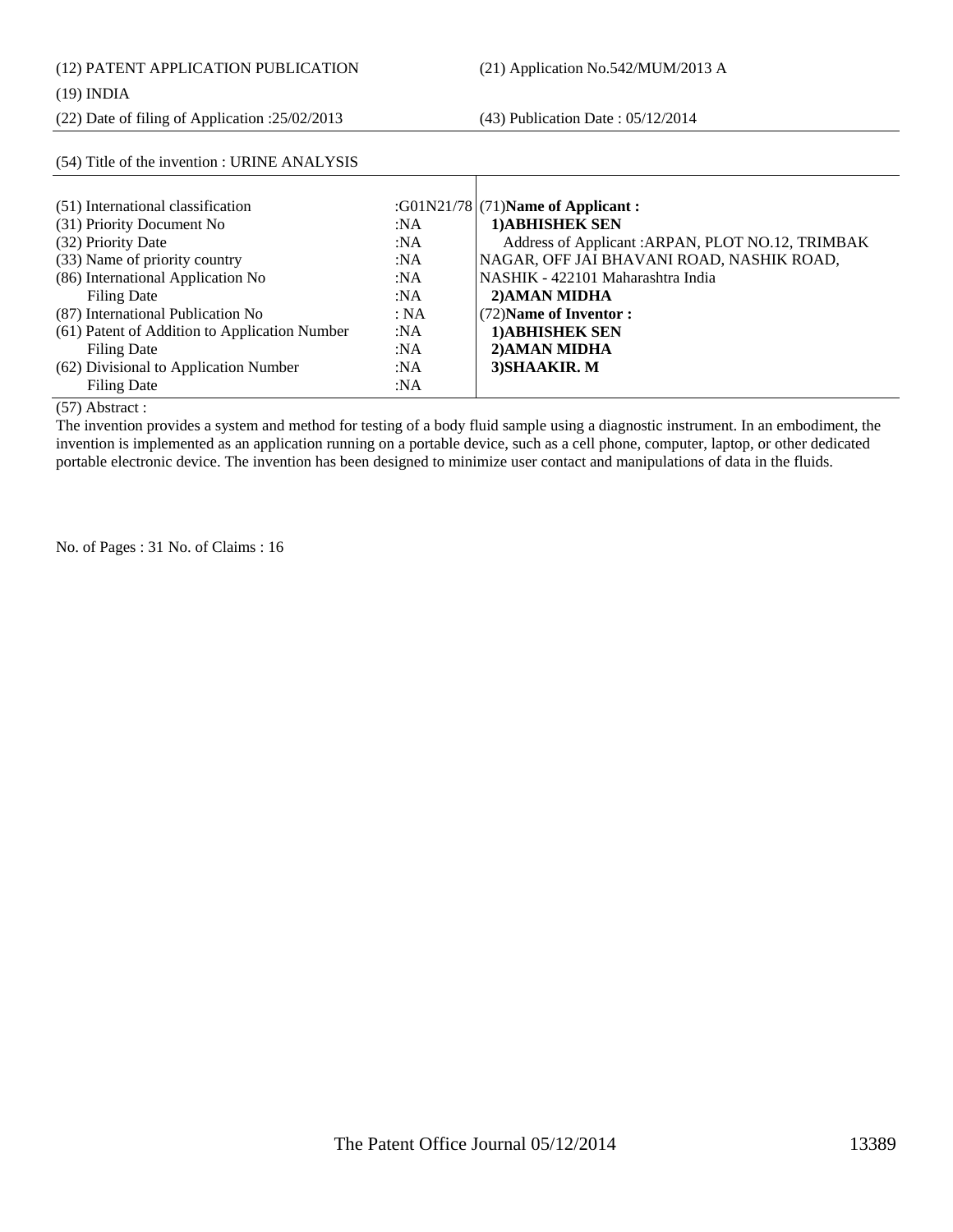(12) PATENT APPLICATION PUBLICATION

(21) Application No.542/MUM/2013 A

(19) INDIA

(22) Date of filing of Application :25/02/2013

(43) Publication Date : 05/12/2014

(54) Title of the invention : URINE ANALYSIS

| | | |
|---|---|---|
| (51) International classification | :G01N21/78 | (71)**Name of Applicant :** |
| (31) Priority Document No | :NA | **1)ABHISHEK SEN** |
| (32) Priority Date | :NA | Address of Applicant :ARPAN, PLOT NO.12, TRIMBAK |
| (33) Name of priority country | :NA | NAGAR, OFF JAI BHAVANI ROAD, NASHIK ROAD, |
| (86) International Application No | :NA | NASHIK - 422101 Maharashtra India |
| Filing Date | :NA | **2)AMAN MIDHA** |
| (87) International Publication No | : NA | (72)**Name of Inventor :** |
| (61) Patent of Addition to Application Number | :NA | **1)ABHISHEK SEN** |
| Filing Date | :NA | **2)AMAN MIDHA** |
| (62) Divisional to Application Number | :NA | **3)SHAAKIR. M** |
| Filing Date | :NA | |

(57) Abstract :

The invention provides a system and method for testing of a body fluid sample using a diagnostic instrument. In an embodiment, the invention is implemented as an application running on a portable device, such as a cell phone, computer, laptop, or other dedicated portable electronic device. The invention has been designed to minimize user contact and manipulations of data in the fluids.

No. of Pages : 31 No. of Claims : 16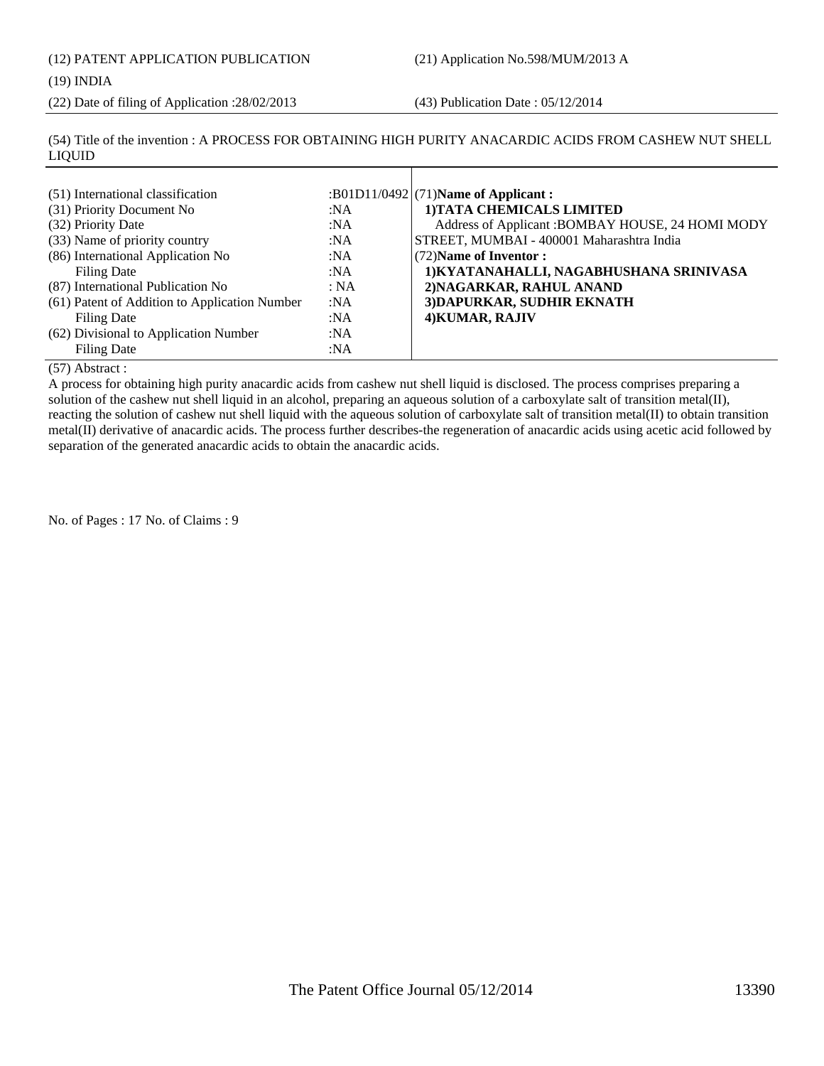(12) PATENT APPLICATION PUBLICATION (21) Application No.598/MUM/2013 A

(19) INDIA

(22) Date of filing of Application :28/02/2013 (43) Publication Date : 05/12/2014

(54) Title of the invention : A PROCESS FOR OBTAINING HIGH PURITY ANACARDIC ACIDS FROM CASHEW NUT SHELL LIQUID

| | | |
|---|---|---|
| (51) International classification | :B01D11/0492 | (71)**Name of Applicant :** |
| (31) Priority Document No | :NA | **1)TATA CHEMICALS LIMITED** |
| (32) Priority Date | :NA | Address of Applicant :BOMBAY HOUSE, 24 HOMI MODY |
| (33) Name of priority country | :NA | STREET, MUMBAI - 400001 Maharashtra India |
| (86) International Application No | :NA | (72)**Name of Inventor :** |
| Filing Date | :NA | **1)KYATANAHALLI, NAGABHUSHANA SRINIVASA** |
| (87) International Publication No | : NA | **2)NAGARKAR, RAHUL ANAND** |
| (61) Patent of Addition to Application Number | :NA | **3)DAPURKAR, SUDHIR EKNATH** |
| Filing Date | :NA | **4)KUMAR, RAJIV** |
| (62) Divisional to Application Number | :NA | |
| Filing Date | :NA | |

(57) Abstract :

A process for obtaining high purity anacardic acids from cashew nut shell liquid is disclosed. The process comprises preparing a solution of the cashew nut shell liquid in an alcohol, preparing an aqueous solution of a carboxylate salt of transition metal(II), reacting the solution of cashew nut shell liquid with the aqueous solution of carboxylate salt of transition metal(II) to obtain transition metal(II) derivative of anacardic acids. The process further describes-the regeneration of anacardic acids using acetic acid followed by separation of the generated anacardic acids to obtain the anacardic acids.

No. of Pages : 17 No. of Claims : 9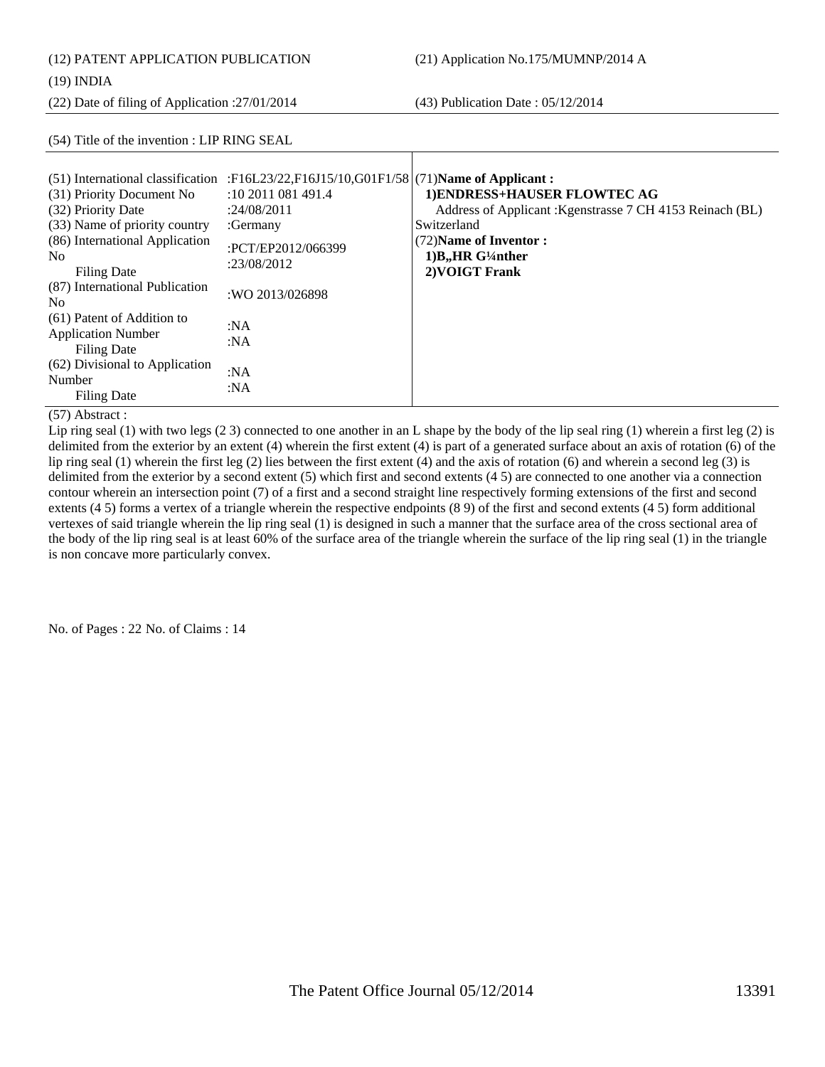(12) PATENT APPLICATION PUBLICATION

(21) Application No.175/MUMNP/2014 A

(19) INDIA

(22) Date of filing of Application :27/01/2014

(43) Publication Date : 05/12/2014

(54) Title of the invention : LIP RING SEAL

| | | |
|---|---|---|
| (51) International classification | :F16L23/22,F16J15/10,G01F1/58 | (71)**Name of Applicant :**<br>**1)ENDRESS+HAUSER FLOWTEC AG**<br>Address of Applicant :Kgenstrasse 7 CH 4153 Reinach (BL) Switzerland<br>(72)**Name of Inventor :**<br>**1)B„HR G¼nther**<br>**2)VOIGT Frank** |
| (31) Priority Document No | :10 2011 081 491.4 | |
| (32) Priority Date | :24/08/2011 | |
| (33) Name of priority country | :Germany | |
| (86) International Application No<br>Filing Date | :PCT/EP2012/066399<br>:23/08/2012 | |
| (87) International Publication No | :WO 2013/026898 | |
| (61) Patent of Addition to Application Number<br>Filing Date | :NA<br>:NA | |
| (62) Divisional to Application Number<br>Filing Date | :NA<br>:NA | |

(57) Abstract :

Lip ring seal (1) with two legs (2 3) connected to one another in an L shape by the body of the lip seal ring (1) wherein a first leg (2) is delimited from the exterior by an extent (4) wherein the first extent (4) is part of a generated surface about an axis of rotation (6) of the lip ring seal (1) wherein the first leg (2) lies between the first extent (4) and the axis of rotation (6) and wherein a second leg (3) is delimited from the exterior by a second extent (5) which first and second extents (4 5) are connected to one another via a connection contour wherein an intersection point (7) of a first and a second straight line respectively forming extensions of the first and second extents (4 5) forms a vertex of a triangle wherein the respective endpoints (8 9) of the first and second extents (4 5) form additional vertexes of said triangle wherein the lip ring seal (1) is designed in such a manner that the surface area of the cross sectional area of the body of the lip ring seal is at least 60% of the surface area of the triangle wherein the surface of the lip ring seal (1) in the triangle is non concave more particularly convex.

No. of Pages : 22 No. of Claims : 14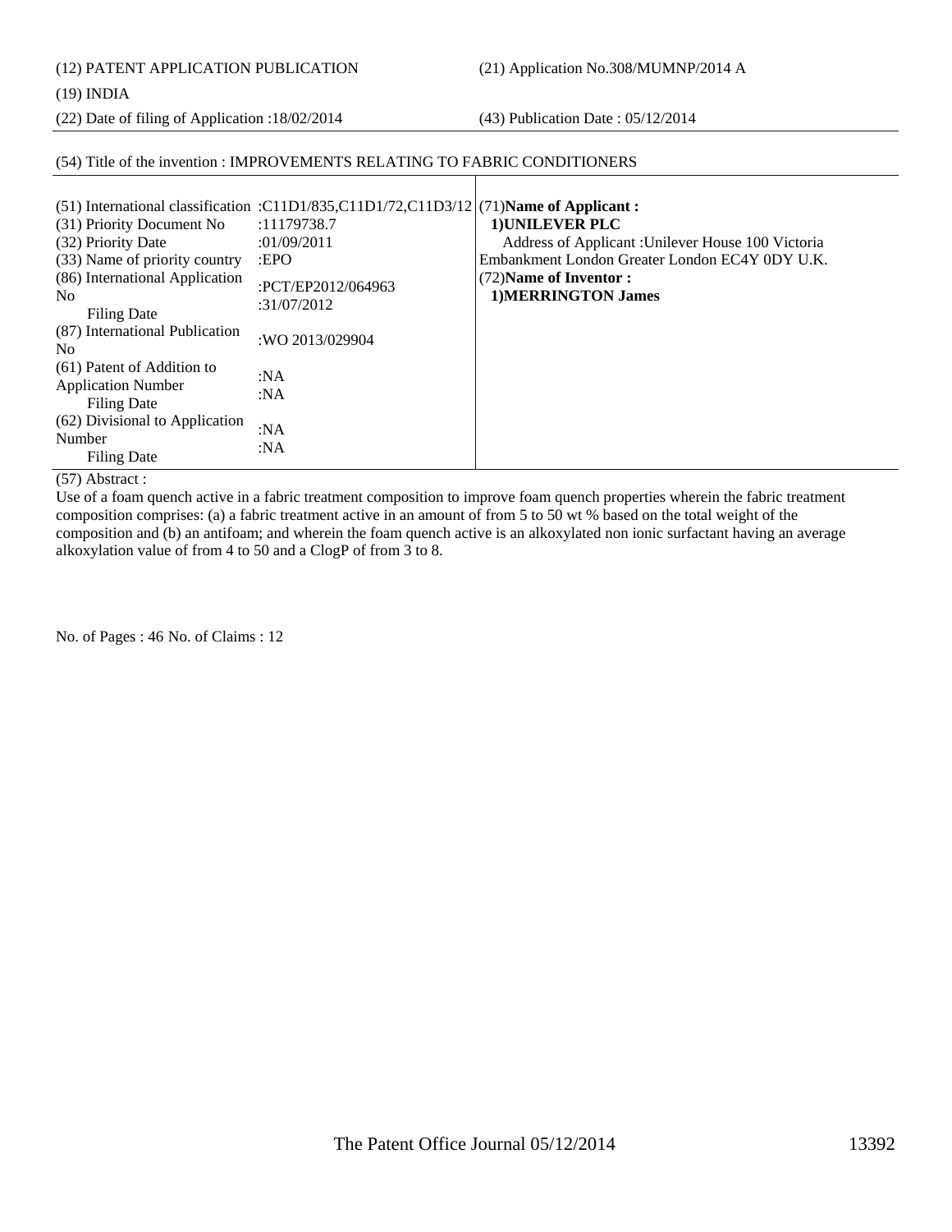(12) PATENT APPLICATION PUBLICATION

(21) Application No.308/MUMNP/2014 A

(19) INDIA

(22) Date of filing of Application :18/02/2014

(43) Publication Date : 05/12/2014

(54) Title of the invention : IMPROVEMENTS RELATING TO FABRIC CONDITIONERS

| | | |
|---|---|---|
| (51) International classification | :C11D1/835,C11D1/72,C11D3/12 | (71)**Name of Applicant :** |
| (31) Priority Document No | :11179738.7 | **1)UNILEVER PLC** |
| (32) Priority Date | :01/09/2011 | Address of Applicant :Unilever House 100 Victoria |
| (33) Name of priority country | :EPO | Embankment London Greater London EC4Y 0DY U.K. |
| (86) International Application No<br>Filing Date | :PCT/EP2012/064963<br>:31/07/2012 | (72)**Name of Inventor :** |
| (87) International Publication No | :WO 2013/029904 | **1)MERRINGTON James** |
| (61) Patent of Addition to Application Number<br>Filing Date | :NA<br>:NA | |
| (62) Divisional to Application Number<br>Filing Date | :NA<br>:NA | |

(57) Abstract :

Use of a foam quench active in a fabric treatment composition to improve foam quench properties wherein the fabric treatment composition comprises: (a) a fabric treatment active in an amount of from 5 to 50 wt % based on the total weight of the composition and (b) an antifoam; and wherein the foam quench active is an alkoxylated non ionic surfactant having an average alkoxylation value of from 4 to 50 and a ClogP of from 3 to 8.

No. of Pages : 46 No. of Claims : 12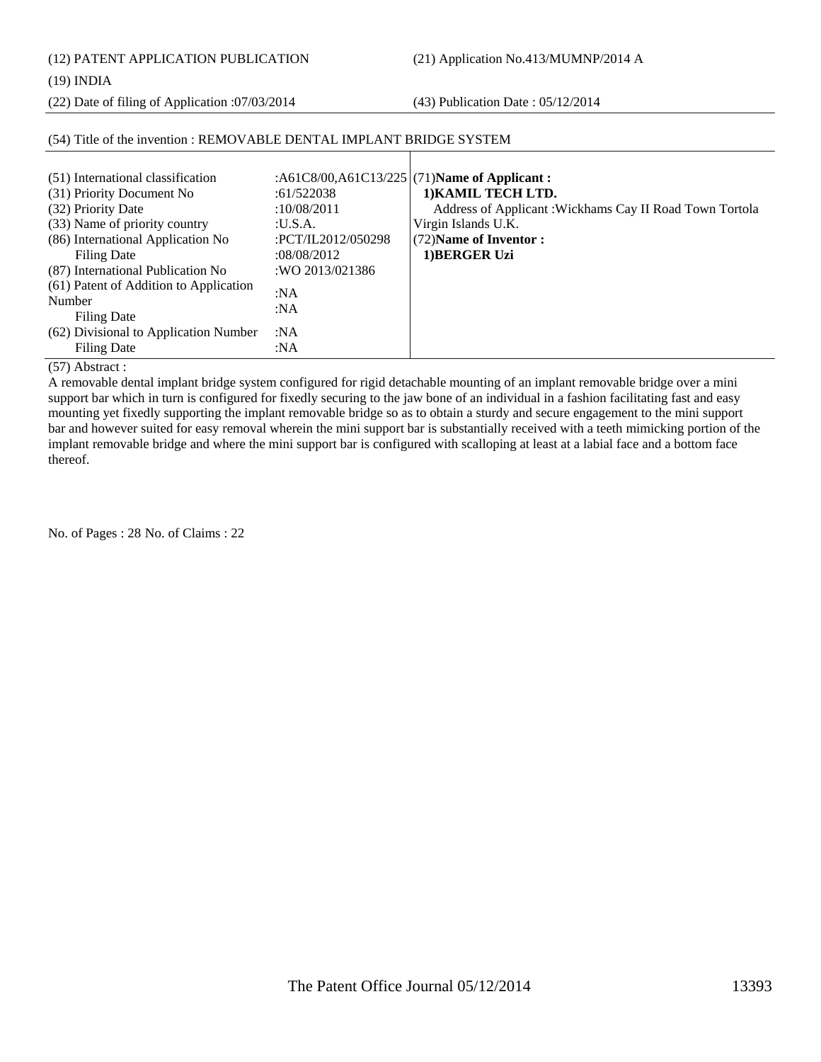(12) PATENT APPLICATION PUBLICATION

(21) Application No.413/MUMNP/2014 A

(19) INDIA

(22) Date of filing of Application :07/03/2014

(43) Publication Date : 05/12/2014

(54) Title of the invention : REMOVABLE DENTAL IMPLANT BRIDGE SYSTEM

| | | |
|---|---|---|
| (51) International classification | :A61C8/00,A61C13/225 | (71)**Name of Applicant :** |
| (31) Priority Document No | :61/522038 | **1)KAMIL TECH LTD.** |
| (32) Priority Date | :10/08/2011 | Address of Applicant :Wickhams Cay II Road Town Tortola Virgin Islands U.K. |
| (33) Name of priority country | :U.S.A. | (72)**Name of Inventor :** |
| (86) International Application No | :PCT/IL2012/050298 | **1)BERGER Uzi** |
| Filing Date | :08/08/2012 | |
| (87) International Publication No | :WO 2013/021386 | |
| (61) Patent of Addition to Application Number | :NA | |
| Filing Date | :NA | |
| (62) Divisional to Application Number | :NA | |
| Filing Date | :NA | |

(57) Abstract :

A removable dental implant bridge system configured for rigid detachable mounting of an implant removable bridge over a mini support bar which in turn is configured for fixedly securing to the jaw bone of an individual in a fashion facilitating fast and easy mounting yet fixedly supporting the implant removable bridge so as to obtain a sturdy and secure engagement to the mini support bar and however suited for easy removal wherein the mini support bar is substantially received with a teeth mimicking portion of the implant removable bridge and where the mini support bar is configured with scalloping at least at a labial face and a bottom face thereof.

No. of Pages : 28 No. of Claims : 22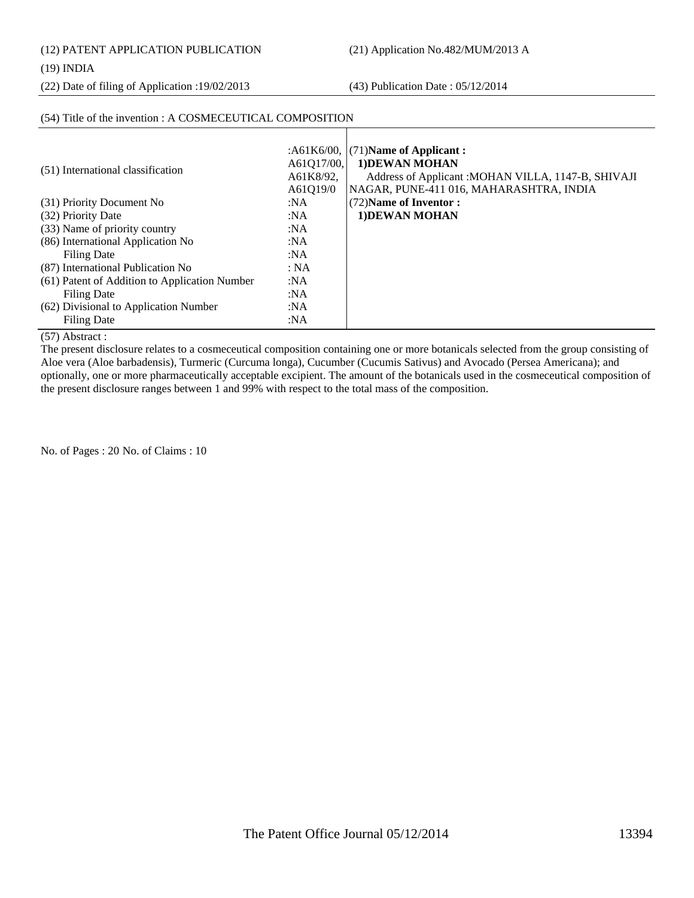(12) PATENT APPLICATION PUBLICATION

(21) Application No.482/MUM/2013 A

(19) INDIA

(22) Date of filing of Application :19/02/2013

(43) Publication Date : 05/12/2014

(54) Title of the invention : A COSMECEUTICAL COMPOSITION

| | | |
|---|---|---|
| (51) International classification | :A61K6/00, A61Q17/00, A61K8/92, A61Q19/0 | (71)**Name of Applicant :** **1)DEWAN MOHAN** Address of Applicant :MOHAN VILLA, 1147-B, SHIVAJI NAGAR, PUNE-411 016, MAHARASHTRA, INDIA |
| (31) Priority Document No | :NA | (72)**Name of Inventor :** **1)DEWAN MOHAN** |
| (32) Priority Date | :NA | |
| (33) Name of priority country | :NA | |
| (86) International Application No | :NA | |
| Filing Date | :NA | |
| (87) International Publication No | : NA | |
| (61) Patent of Addition to Application Number | :NA | |
| Filing Date | :NA | |
| (62) Divisional to Application Number | :NA | |
| Filing Date | :NA | |

(57) Abstract :

The present disclosure relates to a cosmeceutical composition containing one or more botanicals selected from the group consisting of Aloe vera (Aloe barbadensis), Turmeric (Curcuma longa), Cucumber (Cucumis Sativus) and Avocado (Persea Americana); and optionally, one or more pharmaceutically acceptable excipient. The amount of the botanicals used in the cosmeceutical composition of the present disclosure ranges between 1 and 99% with respect to the total mass of the composition.

No. of Pages : 20 No. of Claims : 10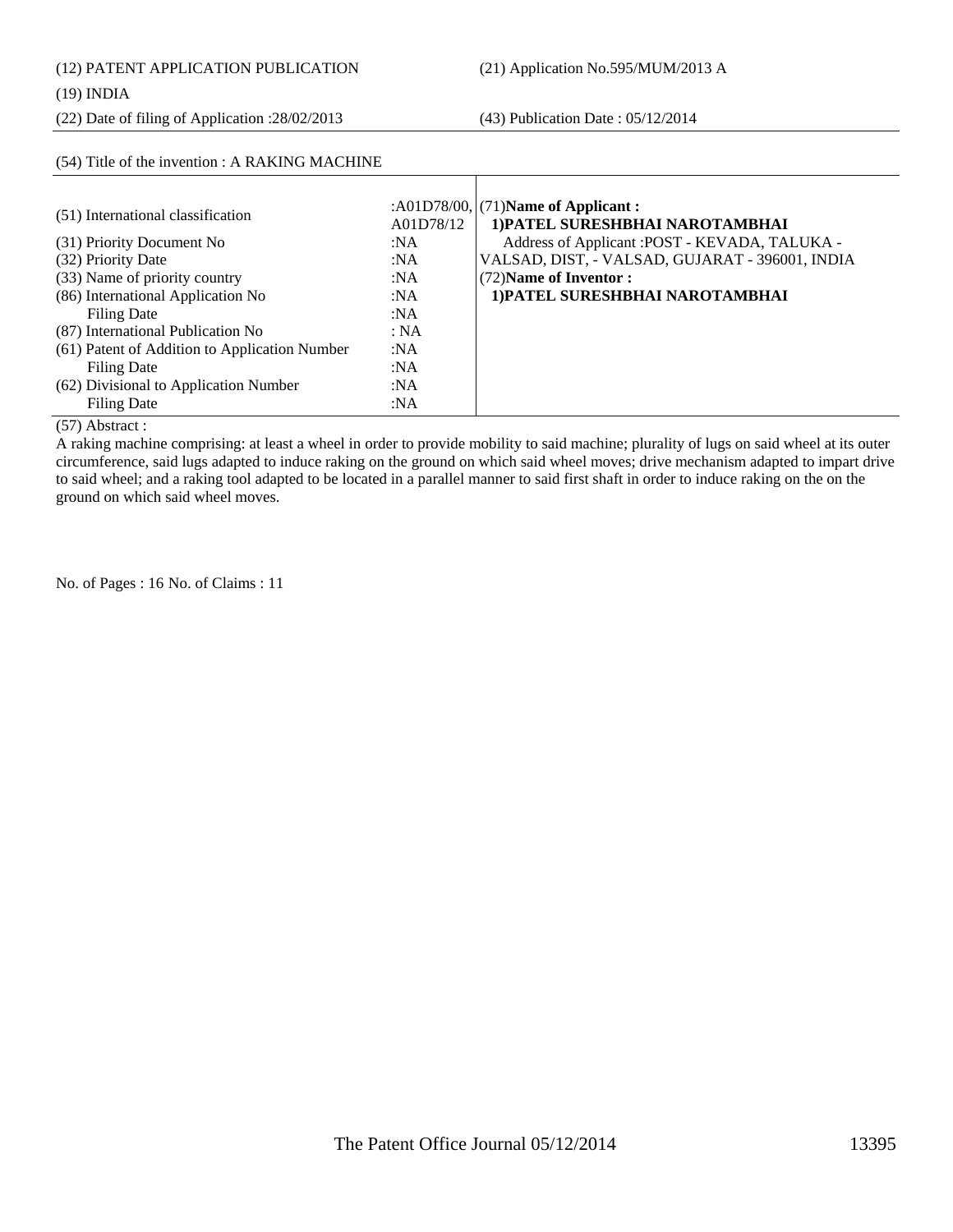(12) PATENT APPLICATION PUBLICATION

(21) Application No.595/MUM/2013 A

(19) INDIA

(22) Date of filing of Application :28/02/2013

(43) Publication Date : 05/12/2014

(54) Title of the invention : A RAKING MACHINE

| | | |
|---|---|---|
| (51) International classification | :A01D78/00, A01D78/12 | (71)**Name of Applicant :** |
| (31) Priority Document No | :NA | **1)PATEL SURESHBHAI NAROTAMBHAI** |
| (32) Priority Date | :NA | Address of Applicant :POST - KEVADA, TALUKA - VALSAD, DIST, - VALSAD, GUJARAT - 396001, INDIA |
| (33) Name of priority country | :NA | (72)**Name of Inventor :** |
| (86) International Application No | :NA | **1)PATEL SURESHBHAI NAROTAMBHAI** |
| Filing Date | :NA | |
| (87) International Publication No | : NA | |
| (61) Patent of Addition to Application Number | :NA | |
| Filing Date | :NA | |
| (62) Divisional to Application Number | :NA | |
| Filing Date | :NA | |

(57) Abstract :

A raking machine comprising: at least a wheel in order to provide mobility to said machine; plurality of lugs on said wheel at its outer circumference, said lugs adapted to induce raking on the ground on which said wheel moves; drive mechanism adapted to impart drive to said wheel; and a raking tool adapted to be located in a parallel manner to said first shaft in order to induce raking on the on the ground on which said wheel moves.

No. of Pages : 16 No. of Claims : 11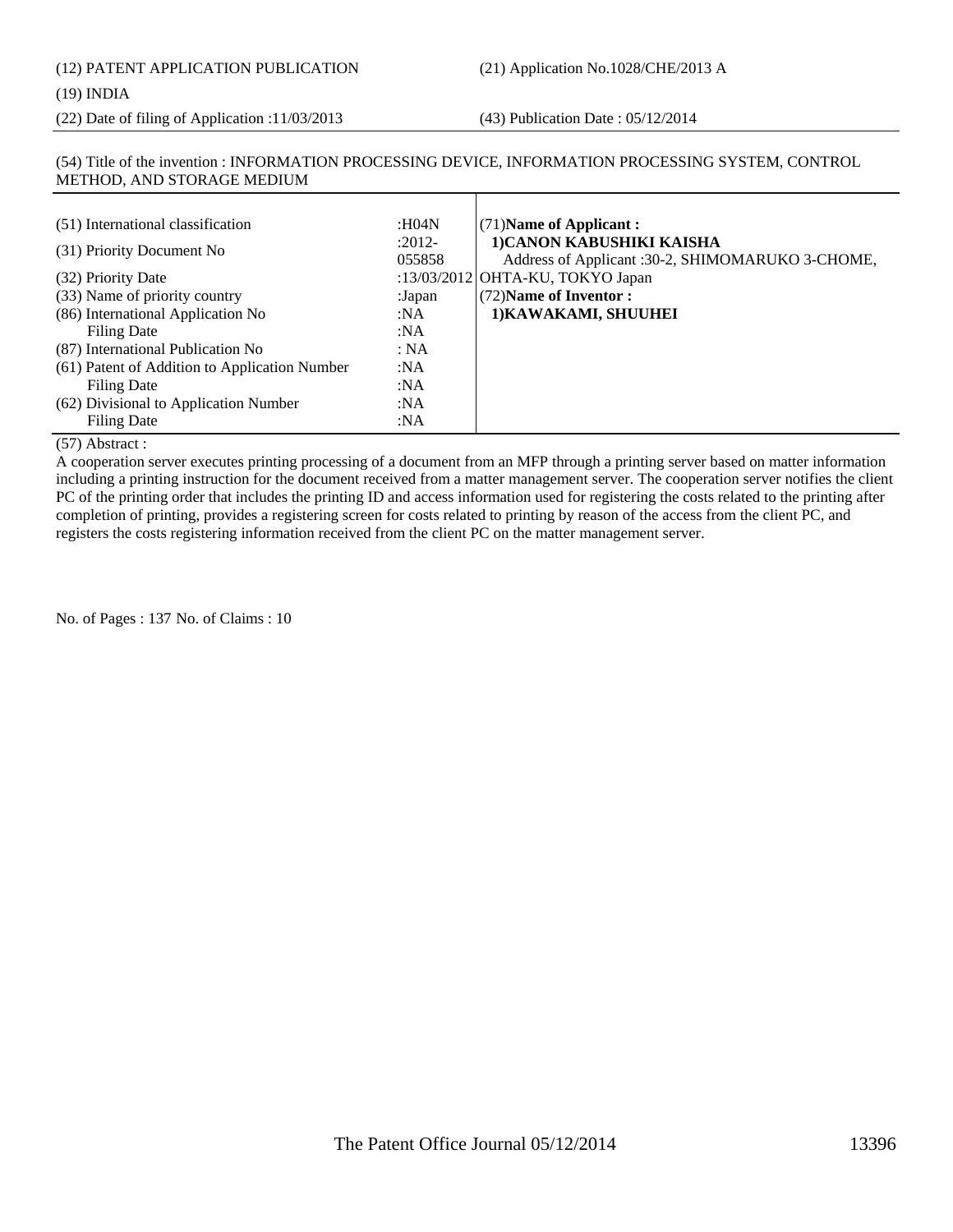(12) PATENT APPLICATION PUBLICATION

(21) Application No.1028/CHE/2013 A

(19) INDIA

(22) Date of filing of Application :11/03/2013

(43) Publication Date : 05/12/2014

(54) Title of the invention : INFORMATION PROCESSING DEVICE, INFORMATION PROCESSING SYSTEM, CONTROL METHOD, AND STORAGE MEDIUM

| | | |
|---|---|---|
| (51) International classification | :H04N | (71)**Name of Applicant :** |
| (31) Priority Document No | :2012-055858 | **1)CANON KABUSHIKI KAISHA** Address of Applicant :30-2, SHIMOMARUKO 3-CHOME, |
| (32) Priority Date | :13/03/2012 | OHTA-KU, TOKYO Japan |
| (33) Name of priority country | :Japan | (72)**Name of Inventor :** |
| (86) International Application No | :NA | **1)KAWAKAMI, SHUUHEI** |
| Filing Date | :NA | |
| (87) International Publication No | : NA | |
| (61) Patent of Addition to Application Number | :NA | |
| Filing Date | :NA | |
| (62) Divisional to Application Number | :NA | |
| Filing Date | :NA | |

(57) Abstract :

A cooperation server executes printing processing of a document from an MFP through a printing server based on matter information including a printing instruction for the document received from a matter management server. The cooperation server notifies the client PC of the printing order that includes the printing ID and access information used for registering the costs related to the printing after completion of printing, provides a registering screen for costs related to printing by reason of the access from the client PC, and registers the costs registering information received from the client PC on the matter management server.

No. of Pages : 137 No. of Claims : 10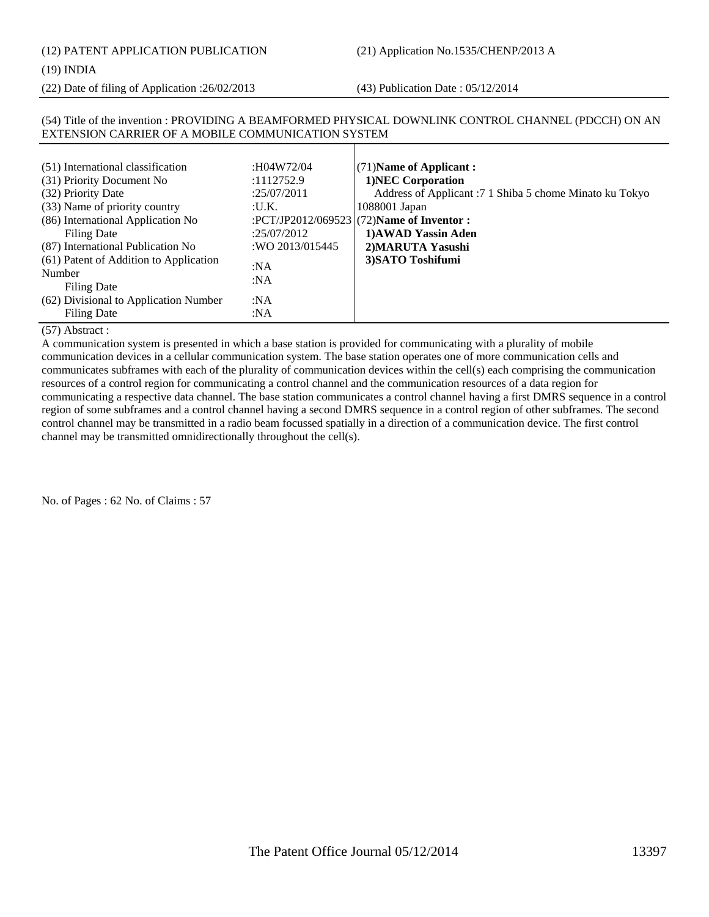(12) PATENT APPLICATION PUBLICATION

(21) Application No.1535/CHENP/2013 A

(19) INDIA

(22) Date of filing of Application :26/02/2013

(43) Publication Date : 05/12/2014

(54) Title of the invention : PROVIDING A BEAMFORMED PHYSICAL DOWNLINK CONTROL CHANNEL (PDCCH) ON AN EXTENSION CARRIER OF A MOBILE COMMUNICATION SYSTEM

| | | |
|---|---|---|
| (51) International classification | :H04W72/04 | (71)**Name of Applicant :** |
| (31) Priority Document No | :1112752.9 | **1)NEC Corporation** |
| (32) Priority Date | :25/07/2011 | Address of Applicant :7 1 Shiba 5 chome Minato ku Tokyo 1088001 Japan |
| (33) Name of priority country | :U.K. | |
| (86) International Application No | :PCT/JP2012/069523 | (72)**Name of Inventor :** |
| Filing Date | :25/07/2012 | **1)AWAD Yassin Aden** |
| (87) International Publication No | :WO 2013/015445 | **2)MARUTA Yasushi** |
| (61) Patent of Addition to Application Number | :NA | **3)SATO Toshifumi** |
| Filing Date | :NA | |
| (62) Divisional to Application Number | :NA | |
| Filing Date | :NA | |

(57) Abstract :

A communication system is presented in which a base station is provided for communicating with a plurality of mobile communication devices in a cellular communication system. The base station operates one of more communication cells and communicates subframes with each of the plurality of communication devices within the cell(s) each comprising the communication resources of a control region for communicating a control channel and the communication resources of a data region for communicating a respective data channel. The base station communicates a control channel having a first DMRS sequence in a control region of some subframes and a control channel having a second DMRS sequence in a control region of other subframes. The second control channel may be transmitted in a radio beam focussed spatially in a direction of a communication device. The first control channel may be transmitted omnidirectionally throughout the cell(s).

No. of Pages : 62 No. of Claims : 57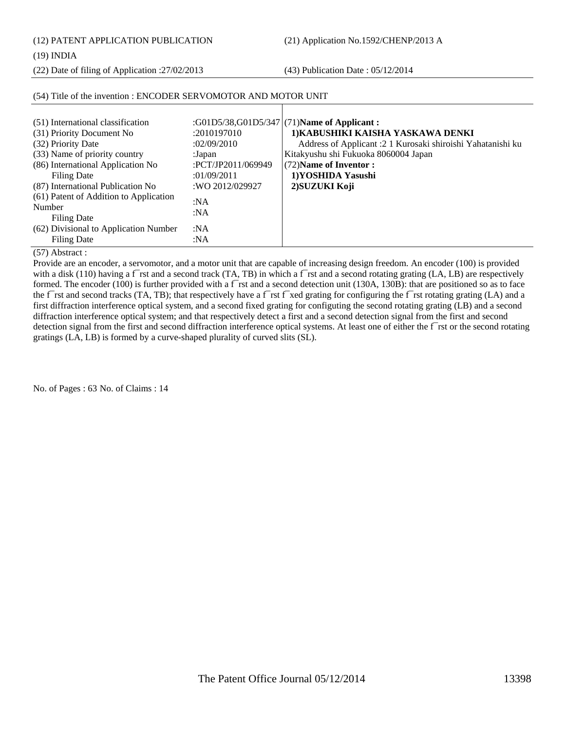(12) PATENT APPLICATION PUBLICATION (21) Application No.1592/CHENP/2013 A

(19) INDIA

(22) Date of filing of Application :27/02/2013 (43) Publication Date : 05/12/2014

(54) Title of the invention : ENCODER SERVOMOTOR AND MOTOR UNIT

| | | |
|---|---|---|
| (51) International classification | :G01D5/38,G01D5/347 | (71)**Name of Applicant :** |
| (31) Priority Document No | :2010197010 | **1)KABUSHIKI KAISHA YASKAWA DENKI** |
| (32) Priority Date | :02/09/2010 | Address of Applicant :2 1 Kurosaki shiroishi Yahatanishi ku |
| (33) Name of priority country | :Japan | Kitakyushu shi Fukuoka 8060004 Japan |
| (86) International Application No | :PCT/JP2011/069949 | (72)**Name of Inventor :** |
| Filing Date | :01/09/2011 | **1)YOSHIDA Yasushi** |
| (87) International Publication No | :WO 2012/029927 | **2)SUZUKI Koji** |
| (61) Patent of Addition to Application Number | :NA | |
| Filing Date | :NA | |
| (62) Divisional to Application Number | :NA | |
| Filing Date | :NA | |

(57) Abstract :

Provide are an encoder, a servomotor, and a motor unit that are capable of increasing design freedom. An encoder (100) is provided with a disk (110) having a f¯rst and a second track (TA, TB) in which a f¯rst and a second rotating grating (LA, LB) are respectively formed. The encoder (100) is further provided with a f¯rst and a second detection unit (130A, 130B): that are positioned so as to face the f¯rst and second tracks (TA, TB); that respectively have a f¯rst f¯xed grating for configuring the f¯rst rotating grating (LA) and a first diffraction interference optical system, and a second fixed grating for configuting the second rotating grating (LB) and a second diffraction interference optical system; and that respectively detect a first and a second detection signal from the first and second detection signal from the first and second diffraction interference optical systems. At least one of either the f¯rst or the second rotating gratings (LA, LB) is formed by a curve-shaped plurality of curved slits (SL).

No. of Pages : 63 No. of Claims : 14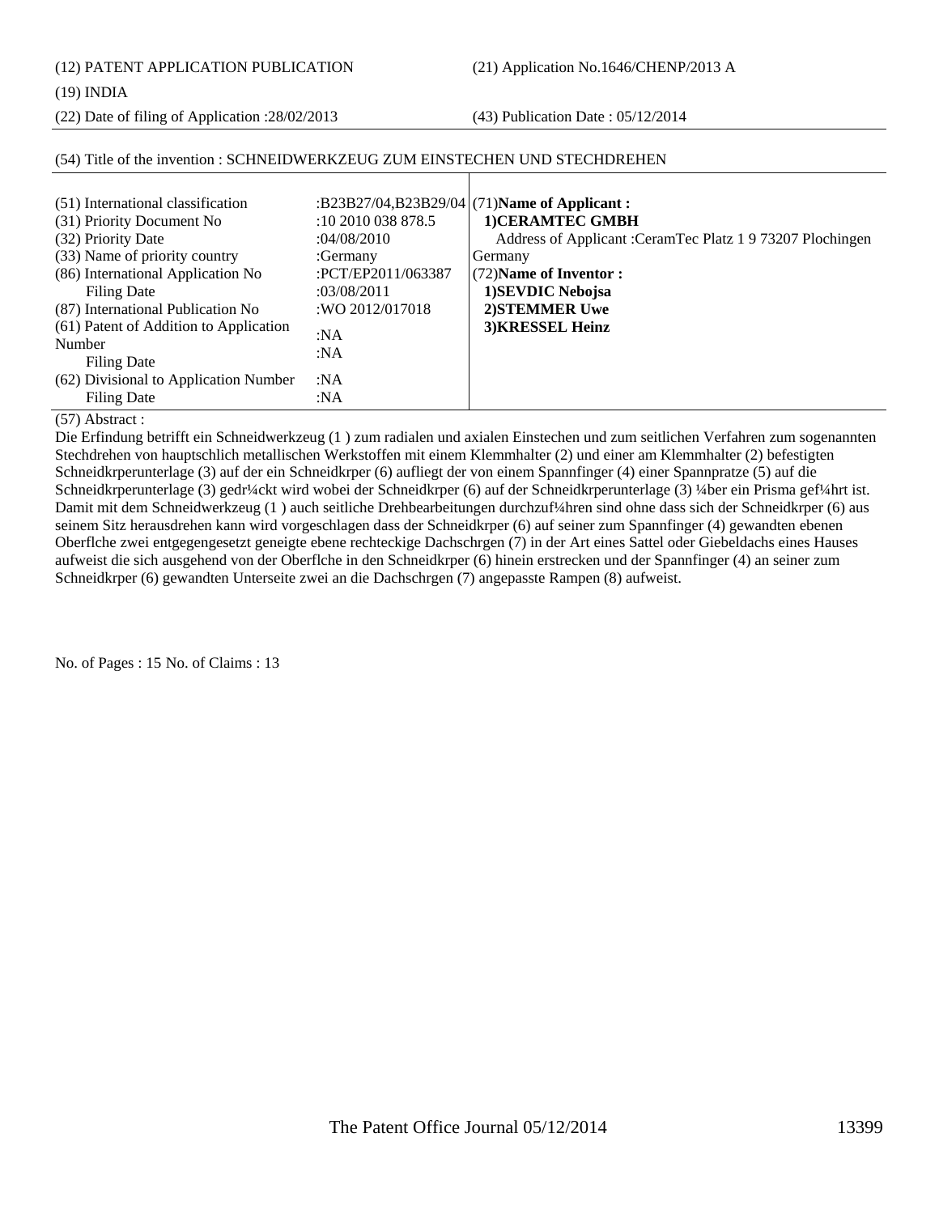(12) PATENT APPLICATION PUBLICATION

(21) Application No.1646/CHENP/2013 A

(19) INDIA

(22) Date of filing of Application :28/02/2013

(43) Publication Date : 05/12/2014

(54) Title of the invention : SCHNEIDWERKZEUG ZUM EINSTECHEN UND STECHDREHEN

| | | |
|---|---|---|
| (51) International classification | :B23B27/04,B23B29/04 | (71)**Name of Applicant :** |
| (31) Priority Document No | :10 2010 038 878.5 | **1)CERAMTEC GMBH** |
| (32) Priority Date | :04/08/2010 | Address of Applicant :CeramTec Platz 1 9 73207 Plochingen Germany |
| (33) Name of priority country | :Germany | (72)**Name of Inventor :** |
| (86) International Application No<br>Filing Date | :PCT/EP2011/063387<br>:03/08/2011 | **1)SEVDIC Nebojsa** |
| (87) International Publication No | :WO 2012/017018 | **2)STEMMER Uwe** |
| (61) Patent of Addition to Application Number<br>Filing Date | :NA<br>:NA | **3)KRESSEL Heinz** |
| (62) Divisional to Application Number<br>Filing Date | :NA<br>:NA | |

(57) Abstract :

Die Erfindung betrifft ein Schneidwerkzeug (1 ) zum radialen und axialen Einstechen und zum seitlichen Verfahren zum sogenannten Stechdrehen von hauptschlich metallischen Werkstoffen mit einem Klemmhalter (2) und einer am Klemmhalter (2) befestigten Schneidkrperunterlage (3) auf der ein Schneidkrper (6) aufliegt der von einem Spannfinger (4) einer Spannpratze (5) auf die Schneidkrperunterlage (3) gedr¼ckt wird wobei der Schneidkrper (6) auf der Schneidkrperunterlage (3) ¼ber ein Prisma gef¼hrt ist. Damit mit dem Schneidwerkzeug (1 ) auch seitliche Drehbearbeitungen durchzuf¼hren sind ohne dass sich der Schneidkrper (6) aus seinem Sitz herausdrehen kann wird vorgeschlagen dass der Schneidkrper (6) auf seiner zum Spannfinger (4) gewandten ebenen Oberflche zwei entgegengesetzt geneigte ebene rechteckige Dachschrgen (7) in der Art eines Sattel oder Giebeldachs eines Hauses aufweist die sich ausgehend von der Oberflche in den Schneidkrper (6) hinein erstrecken und der Spannfinger (4) an seiner zum Schneidkrper (6) gewandten Unterseite zwei an die Dachschrgen (7) angepasste Rampen (8) aufweist.

No. of Pages : 15 No. of Claims : 13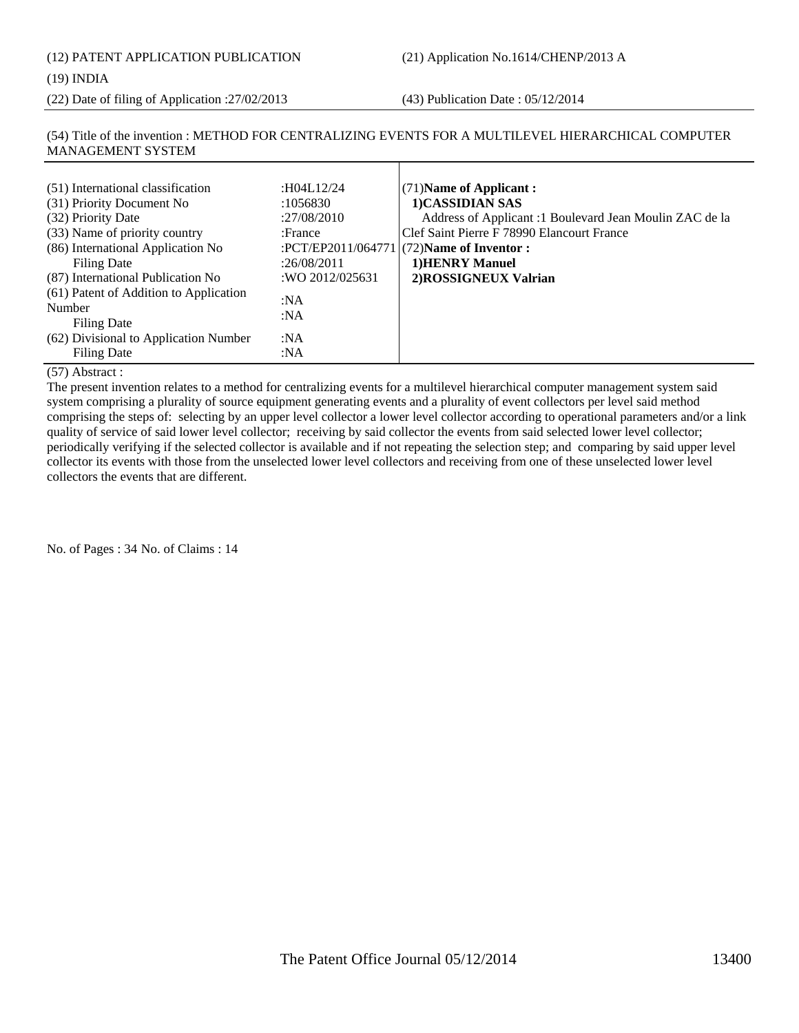(12) PATENT APPLICATION PUBLICATION

(21) Application No.1614/CHENP/2013 A

(19) INDIA

(22) Date of filing of Application :27/02/2013

(43) Publication Date : 05/12/2014

(54) Title of the invention : METHOD FOR CENTRALIZING EVENTS FOR A MULTILEVEL HIERARCHICAL COMPUTER MANAGEMENT SYSTEM

| | | |
|---|---|---|
| (51) International classification | :H04L12/24 | (71)**Name of Applicant :**<br>**1)CASSIDIAN SAS**<br>Address of Applicant :1 Boulevard Jean Moulin ZAC de la Clef Saint Pierre F 78990 Elancourt France<br>(72)**Name of Inventor :**<br>**1)HENRY Manuel**<br>**2)ROSSIGNEUX Valrian** |
| (31) Priority Document No | :1056830 | |
| (32) Priority Date | :27/08/2010 | |
| (33) Name of priority country | :France | |
| (86) International Application No<br>Filing Date | :PCT/EP2011/064771<br>:26/08/2011 | |
| (87) International Publication No | :WO 2012/025631 | |
| (61) Patent of Addition to Application Number<br>Filing Date | :NA<br>:NA | |
| (62) Divisional to Application Number<br>Filing Date | :NA<br>:NA | |

(57) Abstract :

The present invention relates to a method for centralizing events for a multilevel hierarchical computer management system said system comprising a plurality of source equipment generating events and a plurality of event collectors per level said method comprising the steps of: selecting by an upper level collector a lower level collector according to operational parameters and/or a link quality of service of said lower level collector; receiving by said collector the events from said selected lower level collector; periodically verifying if the selected collector is available and if not repeating the selection step; and comparing by said upper level collector its events with those from the unselected lower level collectors and receiving from one of these unselected lower level collectors the events that are different.

No. of Pages : 34 No. of Claims : 14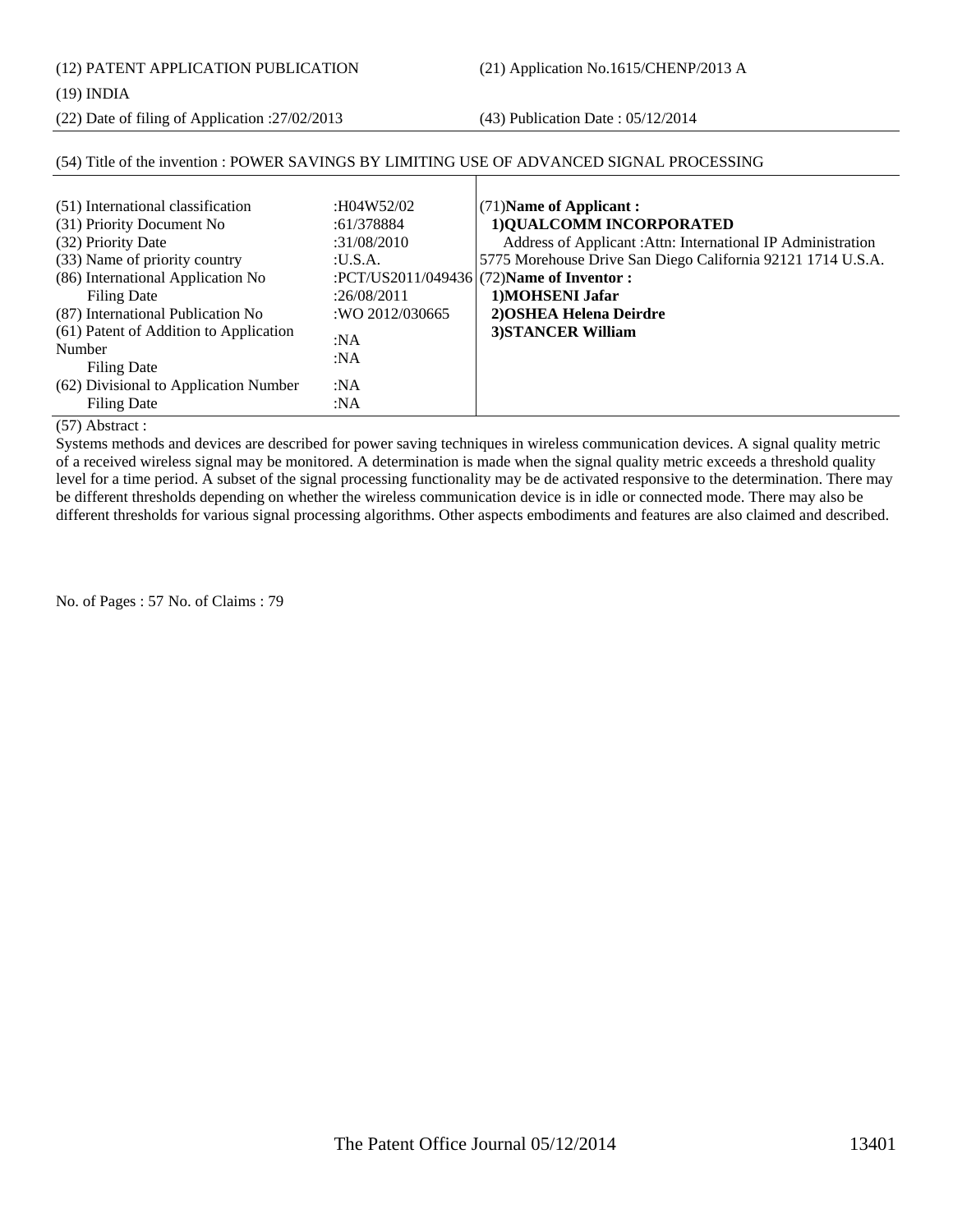(12) PATENT APPLICATION PUBLICATION

(21) Application No.1615/CHENP/2013 A

(19) INDIA

(22) Date of filing of Application :27/02/2013

(43) Publication Date : 05/12/2014

(54) Title of the invention : POWER SAVINGS BY LIMITING USE OF ADVANCED SIGNAL PROCESSING

| | | |
|---|---|---|
| (51) International classification | :H04W52/02 | (71)**Name of Applicant :** |
| (31) Priority Document No | :61/378884 | **1)QUALCOMM INCORPORATED** |
| (32) Priority Date | :31/08/2010 | Address of Applicant :Attn: International IP Administration |
| (33) Name of priority country | :U.S.A. | 5775 Morehouse Drive San Diego California 92121 1714 U.S.A. |
| (86) International Application No | :PCT/US2011/049436 | (72)**Name of Inventor :** |
| Filing Date | :26/08/2011 | **1)MOHSENI Jafar** |
| (87) International Publication No | :WO 2012/030665 | **2)OSHEA Helena Deirdre** |
| (61) Patent of Addition to Application Number | :NA | **3)STANCER William** |
| Filing Date | :NA | |
| (62) Divisional to Application Number | :NA | |
| Filing Date | :NA | |

(57) Abstract :

Systems methods and devices are described for power saving techniques in wireless communication devices. A signal quality metric of a received wireless signal may be monitored. A determination is made when the signal quality metric exceeds a threshold quality level for a time period. A subset of the signal processing functionality may be de activated responsive to the determination. There may be different thresholds depending on whether the wireless communication device is in idle or connected mode. There may also be different thresholds for various signal processing algorithms. Other aspects embodiments and features are also claimed and described.

No. of Pages : 57 No. of Claims : 79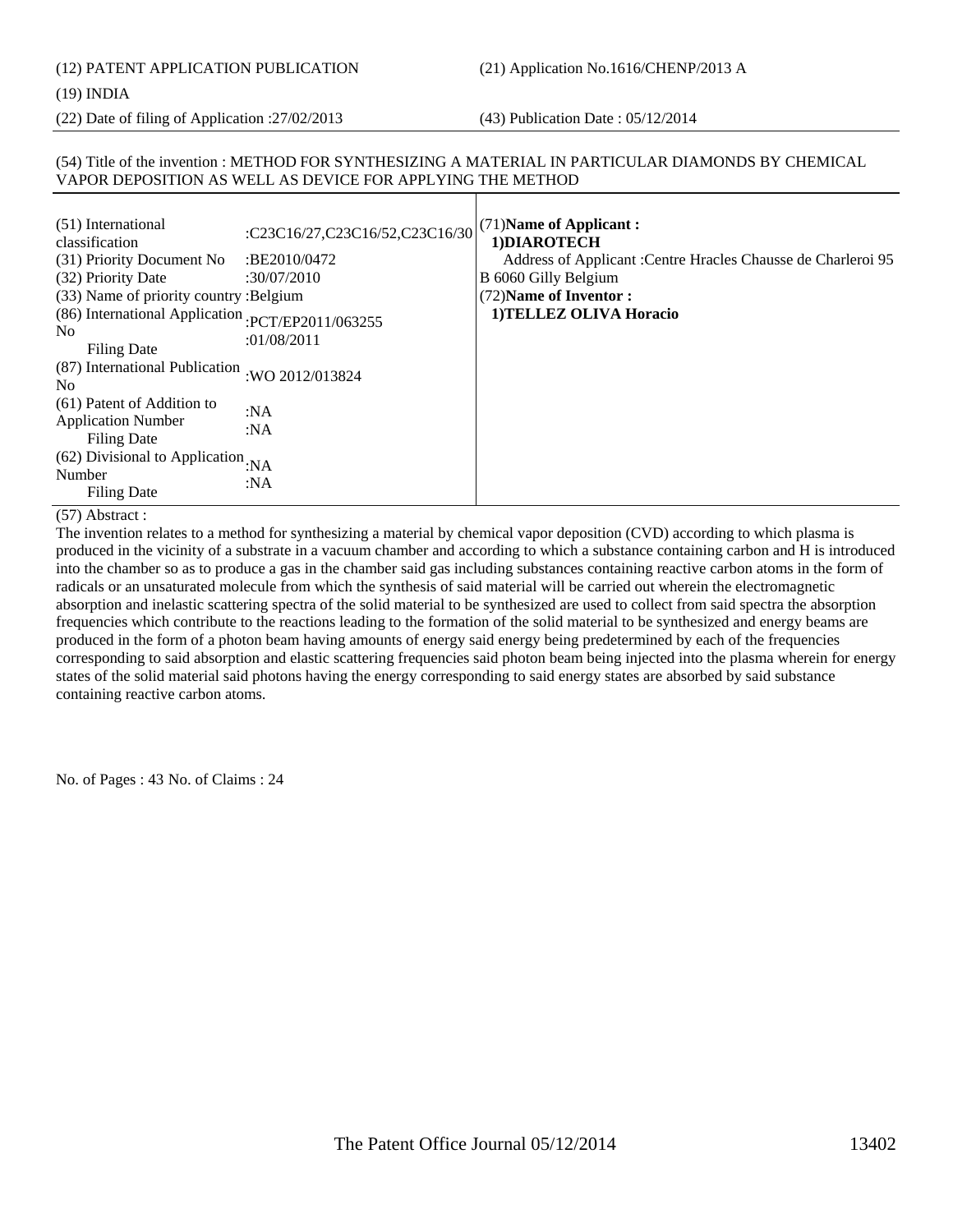(12) PATENT APPLICATION PUBLICATION

(21) Application No.1616/CHENP/2013 A

(19) INDIA

(22) Date of filing of Application :27/02/2013

(43) Publication Date : 05/12/2014

(54) Title of the invention : METHOD FOR SYNTHESIZING A MATERIAL IN PARTICULAR DIAMONDS BY CHEMICAL VAPOR DEPOSITION AS WELL AS DEVICE FOR APPLYING THE METHOD

| | |
|---|---|
| (51) International classification | :C23C16/27,C23C16/52,C23C16/30 |
| (31) Priority Document No | :BE2010/0472 |
| (32) Priority Date | :30/07/2010 |
| (33) Name of priority country | :Belgium |
| (86) International Application No<br>Filing Date | :PCT/EP2011/063255<br>:01/08/2011 |
| (87) International Publication No | :WO 2012/013824 |
| (61) Patent of Addition to Application Number<br>Filing Date | :NA<br>:NA |
| (62) Divisional to Application Number<br>Filing Date | :NA<br>:NA |

(71)**Name of Applicant :**
**1)DIAROTECH**
Address of Applicant :Centre Hracles Chausse de Charleroi 95 B 6060 Gilly Belgium

(72)**Name of Inventor :**
**1)TELLEZ OLIVA Horacio**

(57) Abstract :

The invention relates to a method for synthesizing a material by chemical vapor deposition (CVD) according to which plasma is produced in the vicinity of a substrate in a vacuum chamber and according to which a substance containing carbon and H is introduced into the chamber so as to produce a gas in the chamber said gas including substances containing reactive carbon atoms in the form of radicals or an unsaturated molecule from which the synthesis of said material will be carried out wherein the electromagnetic absorption and inelastic scattering spectra of the solid material to be synthesized are used to collect from said spectra the absorption frequencies which contribute to the reactions leading to the formation of the solid material to be synthesized and energy beams are produced in the form of a photon beam having amounts of energy said energy being predetermined by each of the frequencies corresponding to said absorption and elastic scattering frequencies said photon beam being injected into the plasma wherein for energy states of the solid material said photons having the energy corresponding to said energy states are absorbed by said substance containing reactive carbon atoms.

No. of Pages : 43 No. of Claims : 24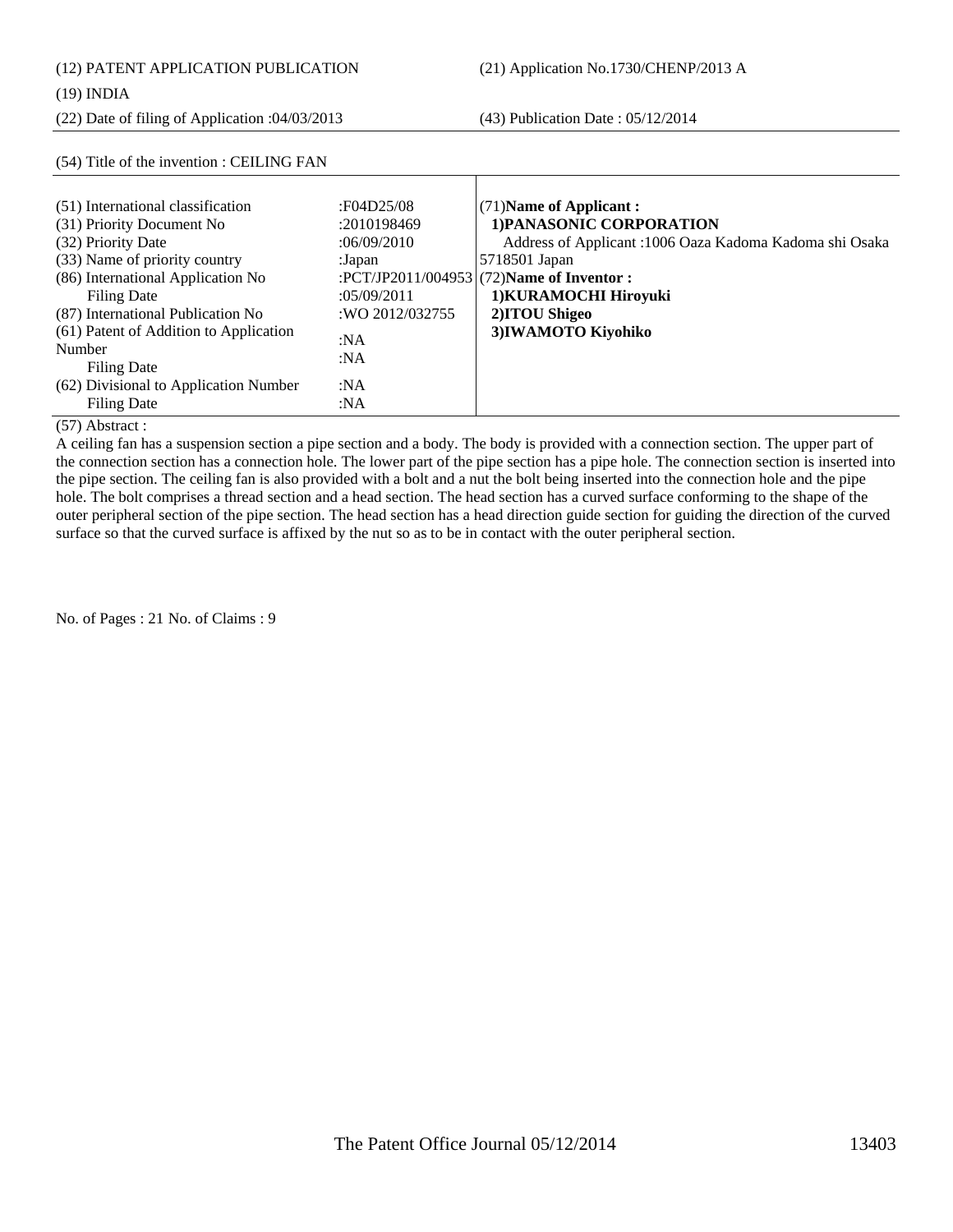(12) PATENT APPLICATION PUBLICATION

(21) Application No.1730/CHENP/2013 A

(19) INDIA

(22) Date of filing of Application :04/03/2013

(43) Publication Date : 05/12/2014

(54) Title of the invention : CEILING FAN

| | | |
|---|---|---|
| (51) International classification | :F04D25/08 | (71)**Name of Applicant :** |
| (31) Priority Document No | :2010198469 | **1)PANASONIC CORPORATION** |
| (32) Priority Date | :06/09/2010 | Address of Applicant :1006 Oaza Kadoma Kadoma shi Osaka 5718501 Japan |
| (33) Name of priority country | :Japan | |
| (86) International Application No | :PCT/JP2011/004953 | (72)**Name of Inventor :** |
| Filing Date | :05/09/2011 | **1)KURAMOCHI Hiroyuki** |
| (87) International Publication No | :WO 2012/032755 | **2)ITOU Shigeo** |
| (61) Patent of Addition to Application Number | :NA | **3)IWAMOTO Kiyohiko** |
| Filing Date | :NA | |
| (62) Divisional to Application Number | :NA | |
| Filing Date | :NA | |

(57) Abstract :

A ceiling fan has a suspension section a pipe section and a body. The body is provided with a connection section. The upper part of the connection section has a connection hole. The lower part of the pipe section has a pipe hole. The connection section is inserted into the pipe section. The ceiling fan is also provided with a bolt and a nut the bolt being inserted into the connection hole and the pipe hole. The bolt comprises a thread section and a head section. The head section has a curved surface conforming to the shape of the outer peripheral section of the pipe section. The head section has a head direction guide section for guiding the direction of the curved surface so that the curved surface is affixed by the nut so as to be in contact with the outer peripheral section.

No. of Pages : 21 No. of Claims : 9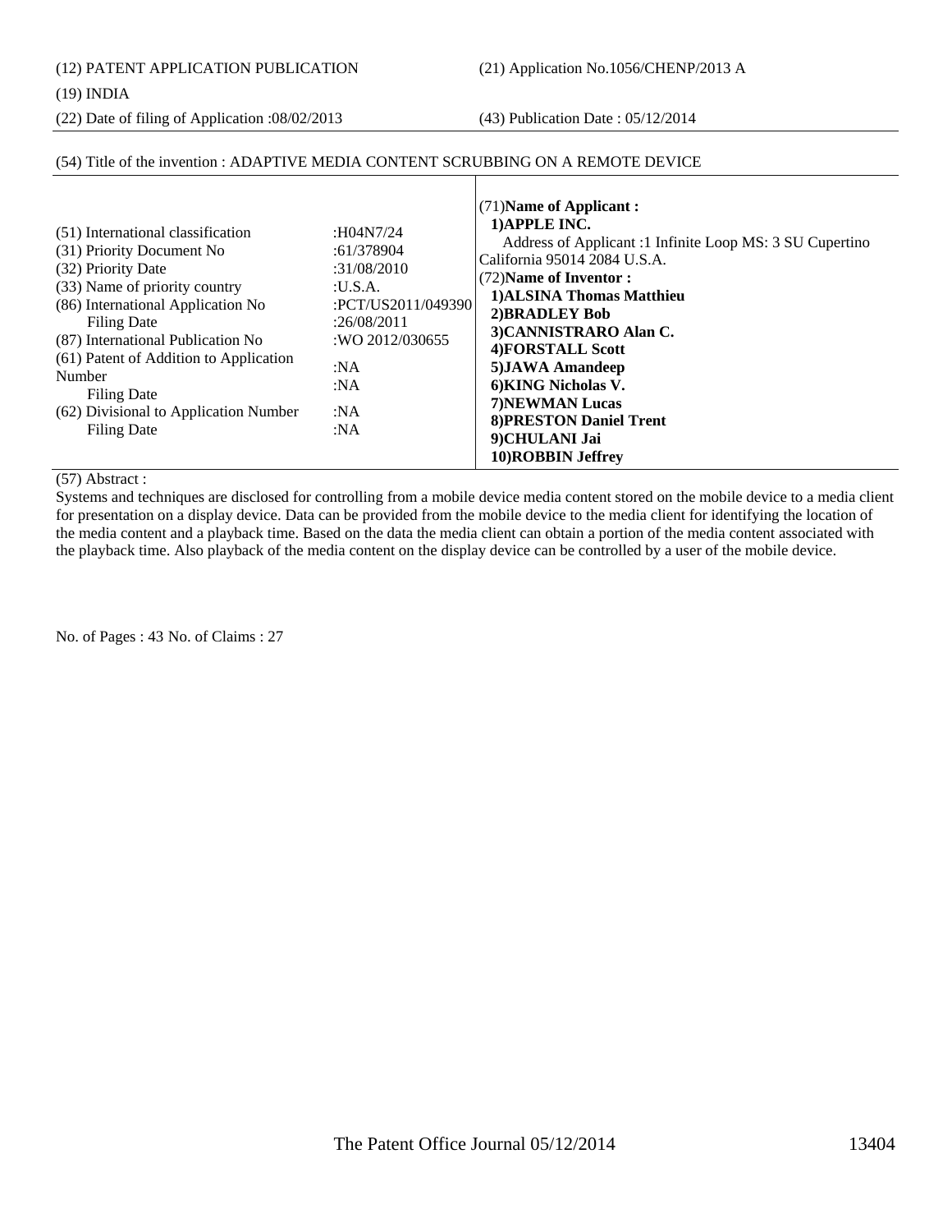(12) PATENT APPLICATION PUBLICATION

(21) Application No.1056/CHENP/2013 A

(19) INDIA

(22) Date of filing of Application :08/02/2013

(43) Publication Date : 05/12/2014

(54) Title of the invention : ADAPTIVE MEDIA CONTENT SCRUBBING ON A REMOTE DEVICE

| | | |
|---|---|---|
| (51) International classification | :H04N7/24 | (71)**Name of Applicant :** <br> **1)APPLE INC.** <br> Address of Applicant :1 Infinite Loop MS: 3 SU Cupertino California 95014 2084 U.S.A. <br> (72)**Name of Inventor :** <br> **1)ALSINA Thomas Matthieu** <br> **2)BRADLEY Bob** <br> **3)CANNISTRARO Alan C.** <br> **4)FORSTALL Scott** <br> **5)JAWA Amandeep** <br> **6)KING Nicholas V.** <br> **7)NEWMAN Lucas** <br> **8)PRESTON Daniel Trent** <br> **9)CHULANI Jai** <br> **10)ROBBIN Jeffrey** |
| (31) Priority Document No | :61/378904 | |
| (32) Priority Date | :31/08/2010 | |
| (33) Name of priority country | :U.S.A. | |
| (86) International Application No <br> Filing Date | :PCT/US2011/049390 <br> :26/08/2011 | |
| (87) International Publication No | :WO 2012/030655 | |
| (61) Patent of Addition to Application Number <br> Filing Date | :NA <br> :NA | |
| (62) Divisional to Application Number <br> Filing Date | :NA <br> :NA | |

(57) Abstract :

Systems and techniques are disclosed for controlling from a mobile device media content stored on the mobile device to a media client for presentation on a display device. Data can be provided from the mobile device to the media client for identifying the location of the media content and a playback time. Based on the data the media client can obtain a portion of the media content associated with the playback time. Also playback of the media content on the display device can be controlled by a user of the mobile device.

No. of Pages : 43 No. of Claims : 27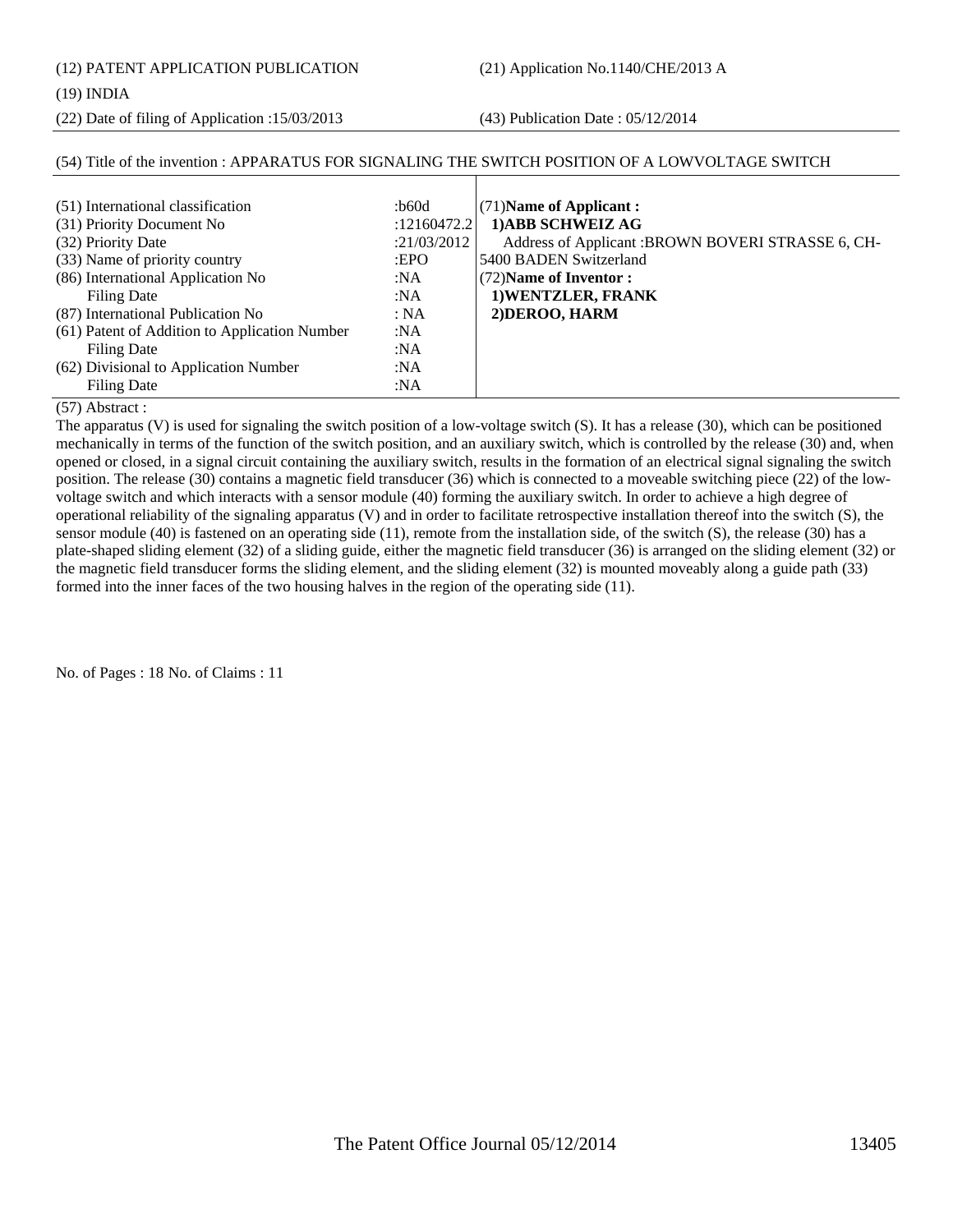(12) PATENT APPLICATION PUBLICATION

(21) Application No.1140/CHE/2013 A

(19) INDIA

(22) Date of filing of Application :15/03/2013

(43) Publication Date : 05/12/2014

(54) Title of the invention : APPARATUS FOR SIGNALING THE SWITCH POSITION OF A LOWVOLTAGE SWITCH

| | | |
|---|---|---|
| (51) International classification | :b60d | (71)**Name of Applicant :** |
| (31) Priority Document No | :12160472.2 | **1)ABB SCHWEIZ AG** |
| (32) Priority Date | :21/03/2012 | Address of Applicant :BROWN BOVERI STRASSE 6, CH-5400 BADEN Switzerland |
| (33) Name of priority country | :EPO | (72)**Name of Inventor :** |
| (86) International Application No | :NA | **1)WENTZLER, FRANK** |
| Filing Date | :NA | **2)DEROO, HARM** |
| (87) International Publication No | : NA | |
| (61) Patent of Addition to Application Number | :NA | |
| Filing Date | :NA | |
| (62) Divisional to Application Number | :NA | |
| Filing Date | :NA | |

(57) Abstract :

The apparatus (V) is used for signaling the switch position of a low-voltage switch (S). It has a release (30), which can be positioned mechanically in terms of the function of the switch position, and an auxiliary switch, which is controlled by the release (30) and, when opened or closed, in a signal circuit containing the auxiliary switch, results in the formation of an electrical signal signaling the switch position. The release (30) contains a magnetic field transducer (36) which is connected to a moveable switching piece (22) of the low-voltage switch and which interacts with a sensor module (40) forming the auxiliary switch. In order to achieve a high degree of operational reliability of the signaling apparatus (V) and in order to facilitate retrospective installation thereof into the switch (S), the sensor module (40) is fastened on an operating side (11), remote from the installation side, of the switch (S), the release (30) has a plate-shaped sliding element (32) of a sliding guide, either the magnetic field transducer (36) is arranged on the sliding element (32) or the magnetic field transducer forms the sliding element, and the sliding element (32) is mounted moveably along a guide path (33) formed into the inner faces of the two housing halves in the region of the operating side (11).

No. of Pages : 18 No. of Claims : 11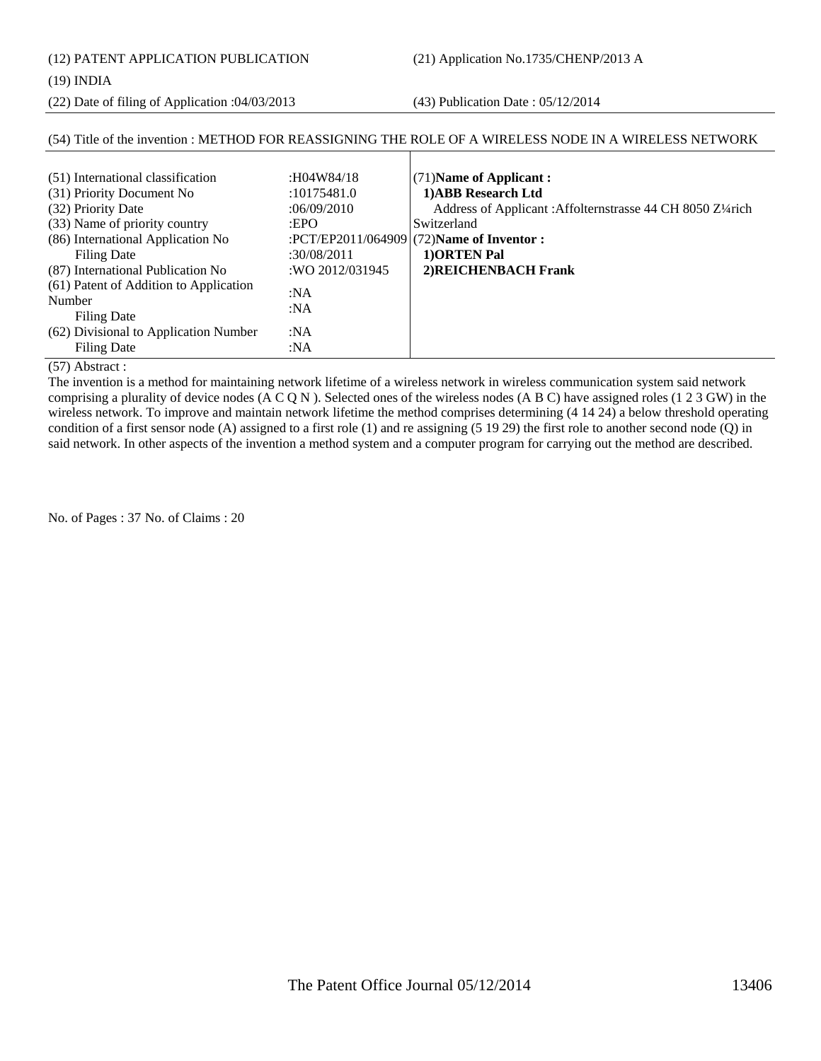(12) PATENT APPLICATION PUBLICATION

(21) Application No.1735/CHENP/2013 A

(19) INDIA

(22) Date of filing of Application :04/03/2013

(43) Publication Date : 05/12/2014

(54) Title of the invention : METHOD FOR REASSIGNING THE ROLE OF A WIRELESS NODE IN A WIRELESS NETWORK

| | | |
|---|---|---|
| (51) International classification | :H04W84/18 | (71)**Name of Applicant :** |
| (31) Priority Document No | :10175481.0 | **1)ABB Research Ltd** |
| (32) Priority Date | :06/09/2010 | Address of Applicant :Affolternstrasse 44 CH 8050 Z¼rich Switzerland |
| (33) Name of priority country | :EPO | |
| (86) International Application No | :PCT/EP2011/064909 | (72)**Name of Inventor :** |
| Filing Date | :30/08/2011 | **1)ORTEN Pal** |
| (87) International Publication No | :WO 2012/031945 | **2)REICHENBACH Frank** |
| (61) Patent of Addition to Application Number | :NA | |
| Filing Date | :NA | |
| (62) Divisional to Application Number | :NA | |
| Filing Date | :NA | |

(57) Abstract :

The invention is a method for maintaining network lifetime of a wireless network in wireless communication system said network comprising a plurality of device nodes (A C Q N ). Selected ones of the wireless nodes (A B C) have assigned roles (1 2 3 GW) in the wireless network. To improve and maintain network lifetime the method comprises determining (4 14 24) a below threshold operating condition of a first sensor node (A) assigned to a first role (1) and re assigning (5 19 29) the first role to another second node (Q) in said network. In other aspects of the invention a method system and a computer program for carrying out the method are described.

No. of Pages : 37 No. of Claims : 20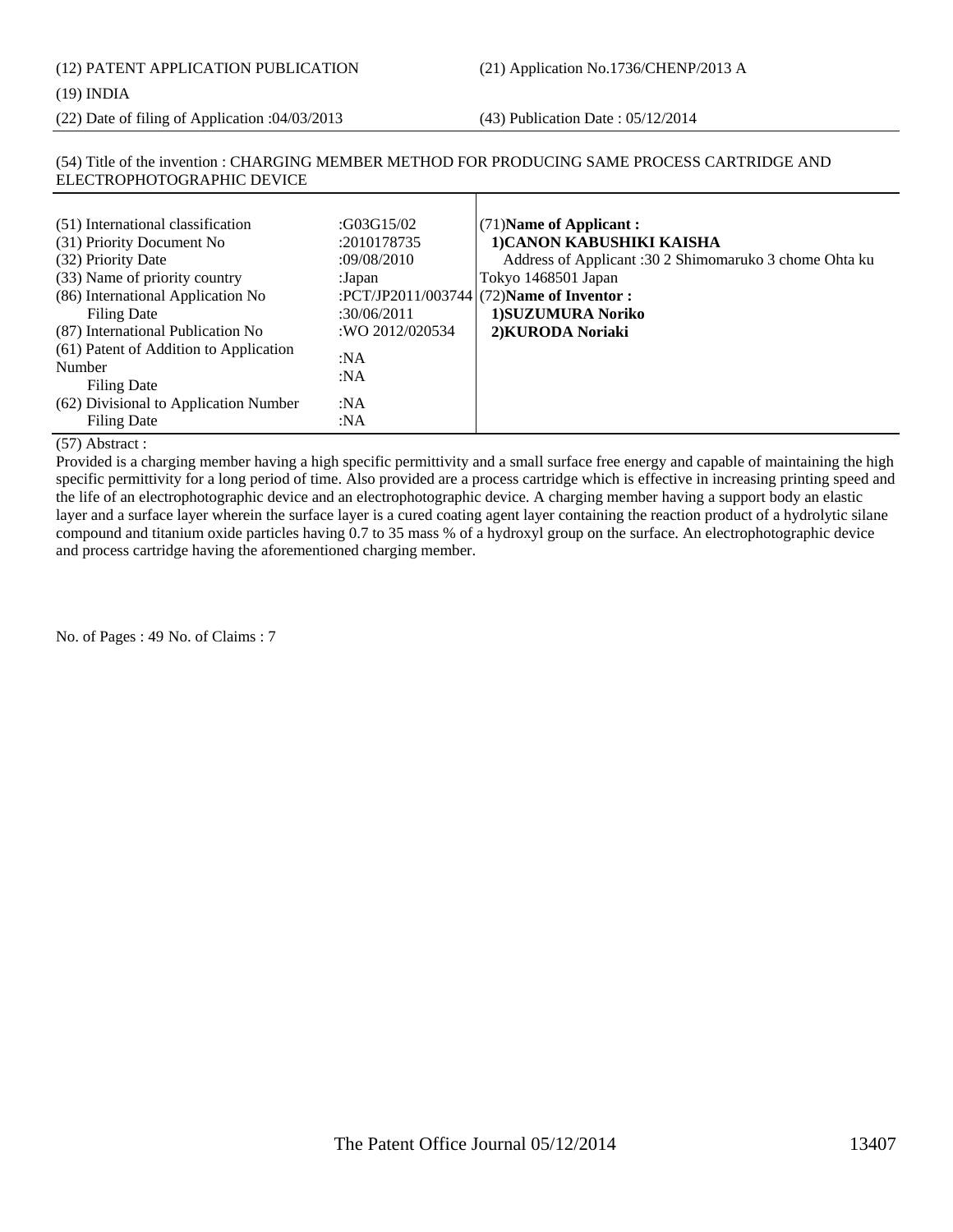(12) PATENT APPLICATION PUBLICATION

(21) Application No.1736/CHENP/2013 A

(19) INDIA

(22) Date of filing of Application :04/03/2013

(43) Publication Date : 05/12/2014

(54) Title of the invention : CHARGING MEMBER METHOD FOR PRODUCING SAME PROCESS CARTRIDGE AND ELECTROPHOTOGRAPHIC DEVICE

| | | |
|---|---|---|
| (51) International classification | :G03G15/02 | (71)**Name of Applicant :** |
| (31) Priority Document No | :2010178735 | **1)CANON KABUSHIKI KAISHA** |
| (32) Priority Date | :09/08/2010 | Address of Applicant :30 2 Shimomaruko 3 chome Ohta ku |
| (33) Name of priority country | :Japan | Tokyo 1468501 Japan |
| (86) International Application No | :PCT/JP2011/003744 | (72)**Name of Inventor :** |
| Filing Date | :30/06/2011 | **1)SUZUMURA Noriko** |
| (87) International Publication No | :WO 2012/020534 | **2)KURODA Noriaki** |
| (61) Patent of Addition to Application Number | :NA | |
| Filing Date | :NA | |
| (62) Divisional to Application Number | :NA | |
| Filing Date | :NA | |

(57) Abstract :

Provided is a charging member having a high specific permittivity and a small surface free energy and capable of maintaining the high specific permittivity for a long period of time. Also provided are a process cartridge which is effective in increasing printing speed and the life of an electrophotographic device and an electrophotographic device. A charging member having a support body an elastic layer and a surface layer wherein the surface layer is a cured coating agent layer containing the reaction product of a hydrolytic silane compound and titanium oxide particles having 0.7 to 35 mass % of a hydroxyl group on the surface. An electrophotographic device and process cartridge having the aforementioned charging member.

No. of Pages : 49 No. of Claims : 7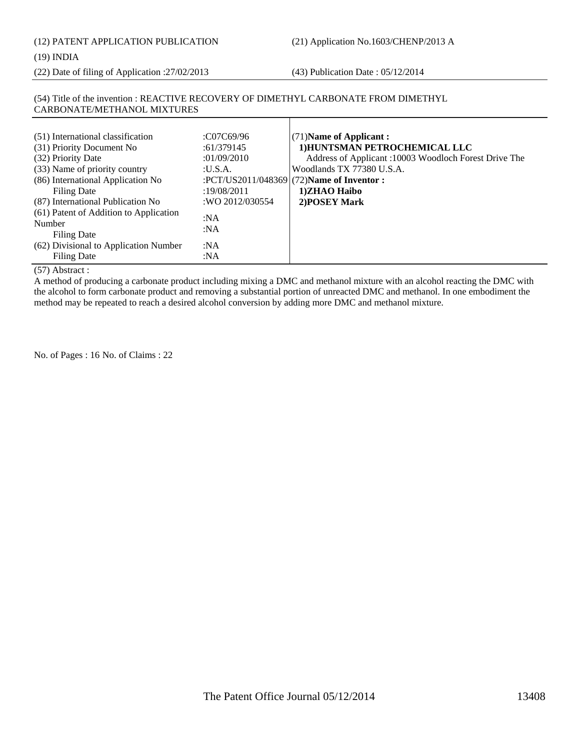(12) PATENT APPLICATION PUBLICATION

(21) Application No.1603/CHENP/2013 A

(19) INDIA

(22) Date of filing of Application :27/02/2013

(43) Publication Date : 05/12/2014

(54) Title of the invention : REACTIVE RECOVERY OF DIMETHYL CARBONATE FROM DIMETHYL CARBONATE/METHANOL MIXTURES

| | | |
|---|---|---|
| (51) International classification | :C07C69/96 | (71)**Name of Applicant :** |
| (31) Priority Document No | :61/379145 | **1)HUNTSMAN PETROCHEMICAL LLC** |
| (32) Priority Date | :01/09/2010 | Address of Applicant :10003 Woodloch Forest Drive The |
| (33) Name of priority country | :U.S.A. | Woodlands TX 77380 U.S.A. |
| (86) International Application No | :PCT/US2011/048369 | (72)**Name of Inventor :** |
| Filing Date | :19/08/2011 | **1)ZHAO Haibo** |
| (87) International Publication No | :WO 2012/030554 | **2)POSEY Mark** |
| (61) Patent of Addition to Application Number | :NA | |
| Filing Date | :NA | |
| (62) Divisional to Application Number | :NA | |
| Filing Date | :NA | |

(57) Abstract :

A method of producing a carbonate product including mixing a DMC and methanol mixture with an alcohol reacting the DMC with the alcohol to form carbonate product and removing a substantial portion of unreacted DMC and methanol. In one embodiment the method may be repeated to reach a desired alcohol conversion by adding more DMC and methanol mixture.

No. of Pages : 16 No. of Claims : 22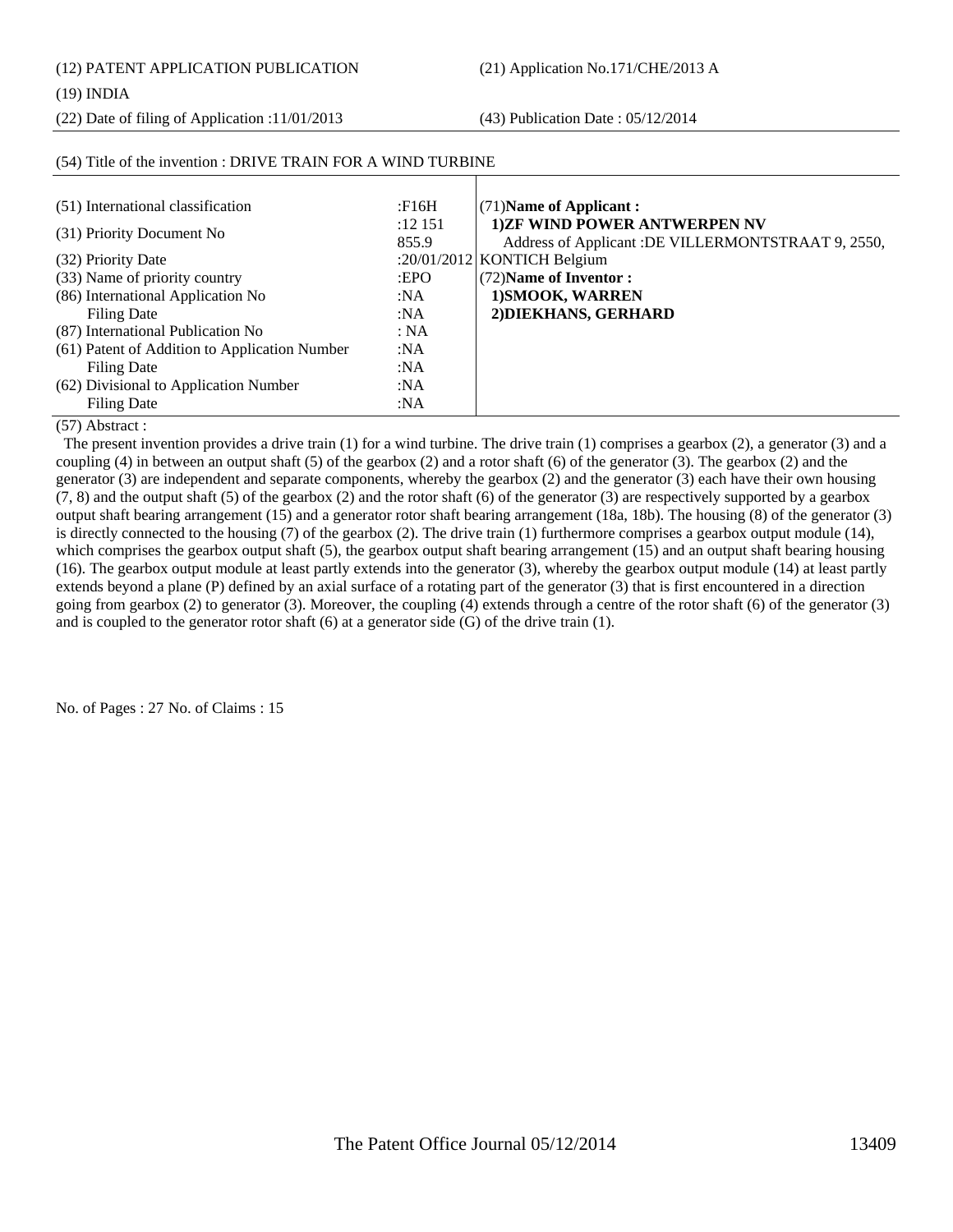(12) PATENT APPLICATION PUBLICATION (21) Application No.171/CHE/2013 A

(19) INDIA

(22) Date of filing of Application :11/01/2013 (43) Publication Date : 05/12/2014

(54) Title of the invention : DRIVE TRAIN FOR A WIND TURBINE

| | | |
|---|---|---|
| (51) International classification | :F16H | (71)**Name of Applicant :** |
| (31) Priority Document No | :12 151 855.9 | **1)ZF WIND POWER ANTWERPEN NV** Address of Applicant :DE VILLERMONTSTRAAT 9, 2550, |
| (32) Priority Date | :20/01/2012 | KONTICH Belgium |
| (33) Name of priority country | :EPO | (72)**Name of Inventor :** |
| (86) International Application No | :NA | **1)SMOOK, WARREN** |
| Filing Date | :NA | **2)DIEKHANS, GERHARD** |
| (87) International Publication No | : NA | |
| (61) Patent of Addition to Application Number | :NA | |
| Filing Date | :NA | |
| (62) Divisional to Application Number | :NA | |
| Filing Date | :NA | |

(57) Abstract :

The present invention provides a drive train (1) for a wind turbine. The drive train (1) comprises a gearbox (2), a generator (3) and a coupling (4) in between an output shaft (5) of the gearbox (2) and a rotor shaft (6) of the generator (3). The gearbox (2) and the generator (3) are independent and separate components, whereby the gearbox (2) and the generator (3) each have their own housing (7, 8) and the output shaft (5) of the gearbox (2) and the rotor shaft (6) of the generator (3) are respectively supported by a gearbox output shaft bearing arrangement (15) and a generator rotor shaft bearing arrangement (18a, 18b). The housing (8) of the generator (3) is directly connected to the housing (7) of the gearbox (2). The drive train (1) furthermore comprises a gearbox output module (14), which comprises the gearbox output shaft (5), the gearbox output shaft bearing arrangement (15) and an output shaft bearing housing (16). The gearbox output module at least partly extends into the generator (3), whereby the gearbox output module (14) at least partly extends beyond a plane (P) defined by an axial surface of a rotating part of the generator (3) that is first encountered in a direction going from gearbox (2) to generator (3). Moreover, the coupling (4) extends through a centre of the rotor shaft (6) of the generator (3) and is coupled to the generator rotor shaft (6) at a generator side (G) of the drive train (1).

No. of Pages : 27 No. of Claims : 15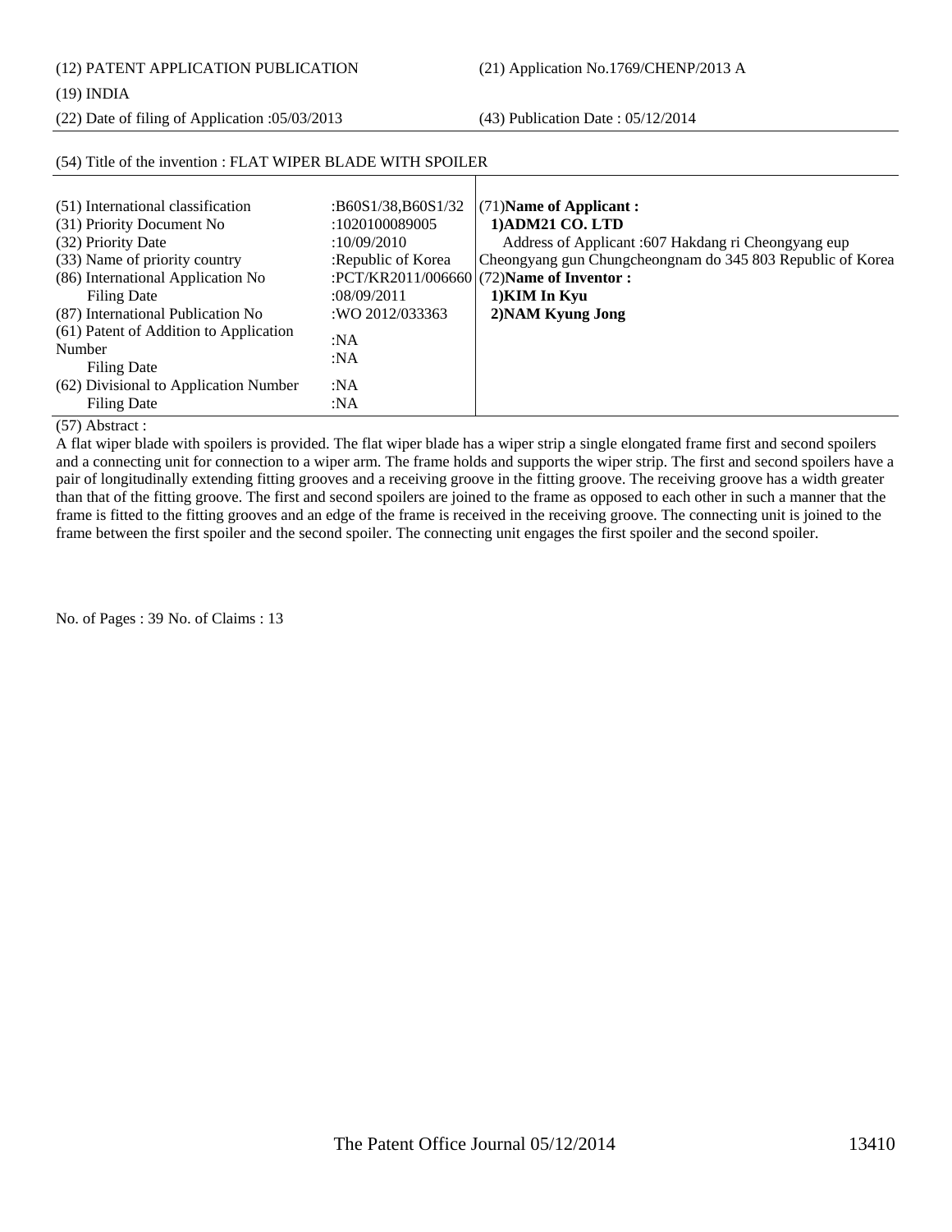(12) PATENT APPLICATION PUBLICATION

(21) Application No.1769/CHENP/2013 A

(19) INDIA

(22) Date of filing of Application :05/03/2013

(43) Publication Date : 05/12/2014

(54) Title of the invention : FLAT WIPER BLADE WITH SPOILER

| | | |
|---|---|---|
| (51) International classification | :B60S1/38,B60S1/32 | (71)**Name of Applicant :** |
| (31) Priority Document No | :1020100089005 | **1)ADM21 CO. LTD** |
| (32) Priority Date | :10/09/2010 | Address of Applicant :607 Hakdang ri Cheongyang eup |
| (33) Name of priority country | :Republic of Korea | Cheongyang gun Chungcheongnam do 345 803 Republic of Korea |
| (86) International Application No | :PCT/KR2011/006660 | (72)**Name of Inventor :** |
| Filing Date | :08/09/2011 | **1)KIM In Kyu** |
| (87) International Publication No | :WO 2012/033363 | **2)NAM Kyung Jong** |
| (61) Patent of Addition to Application Number | :NA | |
| Filing Date | :NA | |
| (62) Divisional to Application Number | :NA | |
| Filing Date | :NA | |

(57) Abstract :

A flat wiper blade with spoilers is provided. The flat wiper blade has a wiper strip a single elongated frame first and second spoilers and a connecting unit for connection to a wiper arm. The frame holds and supports the wiper strip. The first and second spoilers have a pair of longitudinally extending fitting grooves and a receiving groove in the fitting groove. The receiving groove has a width greater than that of the fitting groove. The first and second spoilers are joined to the frame as opposed to each other in such a manner that the frame is fitted to the fitting grooves and an edge of the frame is received in the receiving groove. The connecting unit is joined to the frame between the first spoiler and the second spoiler. The connecting unit engages the first spoiler and the second spoiler.

No. of Pages : 39 No. of Claims : 13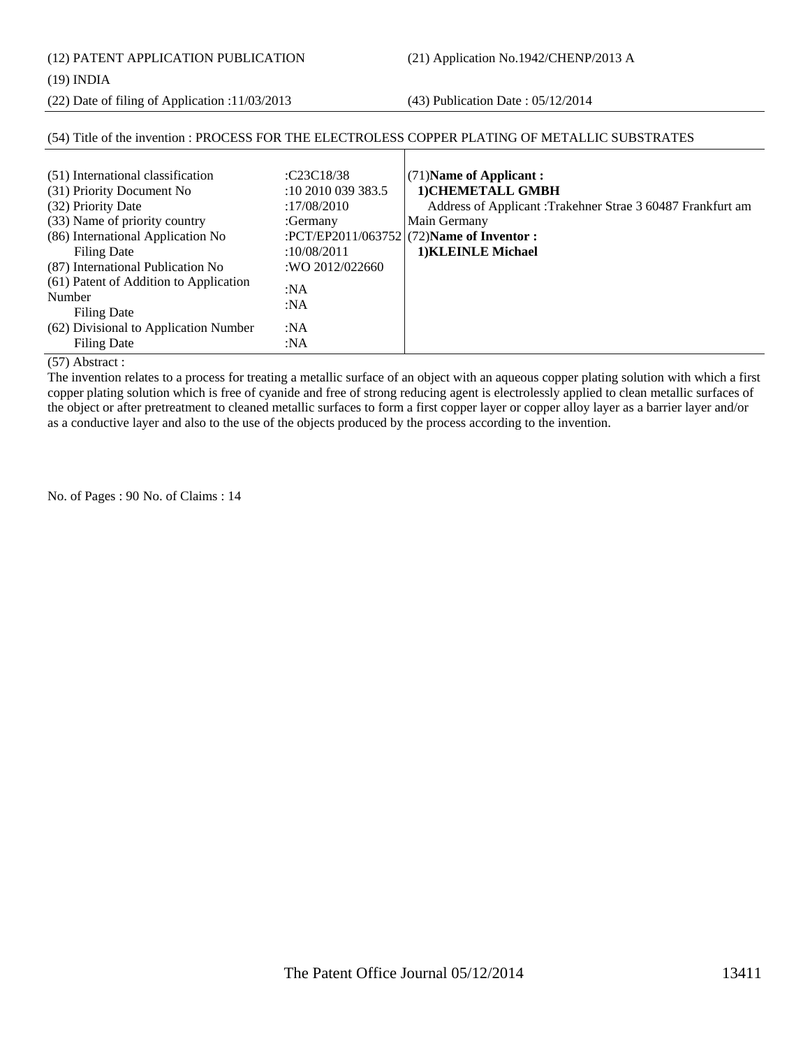(12) PATENT APPLICATION PUBLICATION

(21) Application No.1942/CHENP/2013 A

(19) INDIA

(22) Date of filing of Application :11/03/2013

(43) Publication Date : 05/12/2014

(54) Title of the invention : PROCESS FOR THE ELECTROLESS COPPER PLATING OF METALLIC SUBSTRATES

| | | |
|---|---|---|
| (51) International classification | :C23C18/38 | (71)**Name of Applicant :** |
| (31) Priority Document No | :10 2010 039 383.5 | **1)CHEMETALL GMBH** |
| (32) Priority Date | :17/08/2010 | Address of Applicant :Trakehner Strae 3 60487 Frankfurt am Main Germany |
| (33) Name of priority country | :Germany | |
| (86) International Application No | :PCT/EP2011/063752 | (72)**Name of Inventor :** |
| Filing Date | :10/08/2011 | **1)KLEINLE Michael** |
| (87) International Publication No | :WO 2012/022660 | |
| (61) Patent of Addition to Application Number | :NA | |
| Filing Date | :NA | |
| (62) Divisional to Application Number | :NA | |
| Filing Date | :NA | |

(57) Abstract :

The invention relates to a process for treating a metallic surface of an object with an aqueous copper plating solution with which a first copper plating solution which is free of cyanide and free of strong reducing agent is electrolessly applied to clean metallic surfaces of the object or after pretreatment to cleaned metallic surfaces to form a first copper layer or copper alloy layer as a barrier layer and/or as a conductive layer and also to the use of the objects produced by the process according to the invention.

No. of Pages : 90 No. of Claims : 14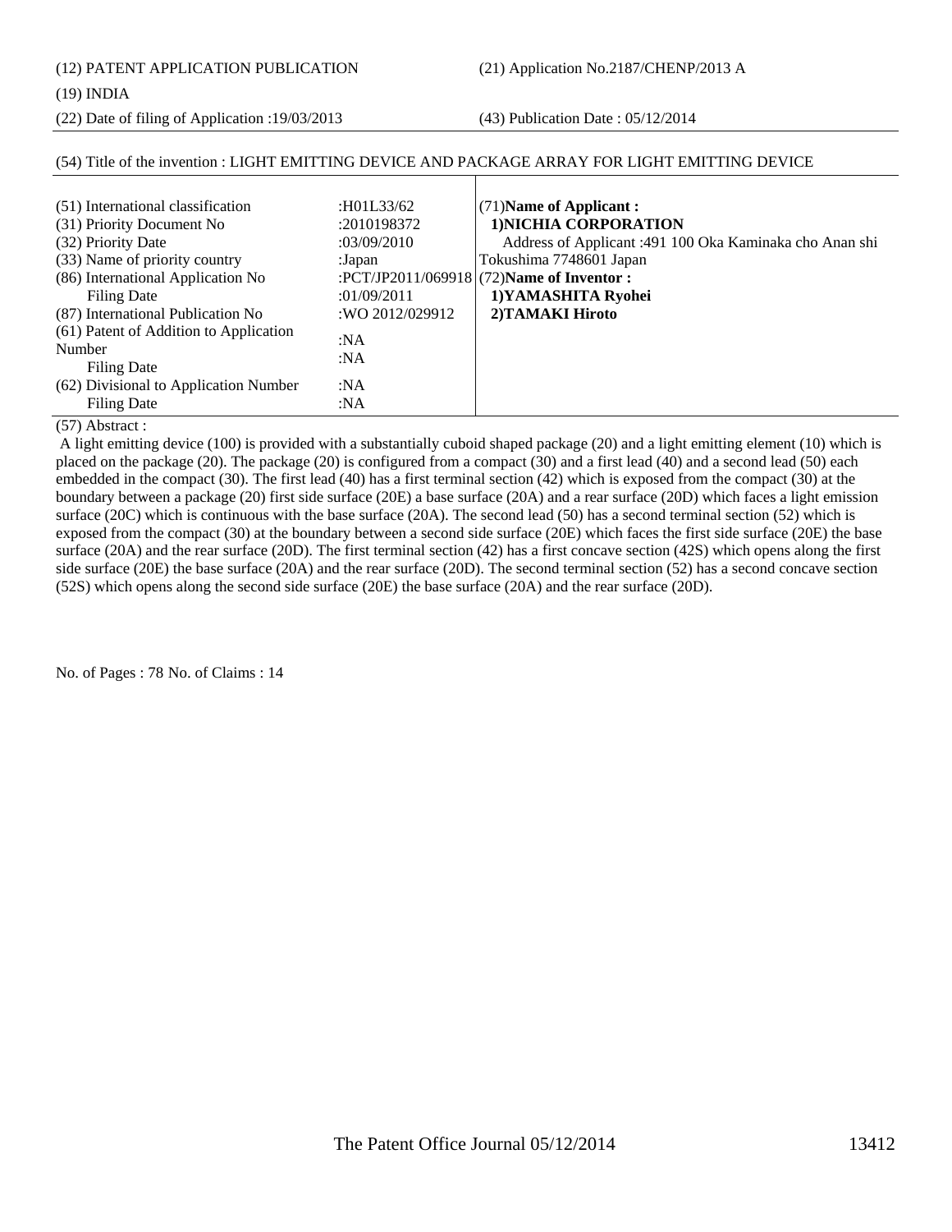(12) PATENT APPLICATION PUBLICATION

(21) Application No.2187/CHENP/2013 A

(19) INDIA

(22) Date of filing of Application :19/03/2013

(43) Publication Date : 05/12/2014

(54) Title of the invention : LIGHT EMITTING DEVICE AND PACKAGE ARRAY FOR LIGHT EMITTING DEVICE

| | | |
|---|---|---|
| (51) International classification | :H01L33/62 | (71)**Name of Applicant :** |
| (31) Priority Document No | :2010198372 | **1)NICHIA CORPORATION** |
| (32) Priority Date | :03/09/2010 | Address of Applicant :491 100 Oka Kaminaka cho Anan shi |
| (33) Name of priority country | :Japan | Tokushima 7748601 Japan |
| (86) International Application No | :PCT/JP2011/069918 | (72)**Name of Inventor :** |
| Filing Date | :01/09/2011 | **1)YAMASHITA Ryohei** |
| (87) International Publication No | :WO 2012/029912 | **2)TAMAKI Hiroto** |
| (61) Patent of Addition to Application Number | :NA | |
| Filing Date | :NA | |
| (62) Divisional to Application Number | :NA | |
| Filing Date | :NA | |

(57) Abstract :

A light emitting device (100) is provided with a substantially cuboid shaped package (20) and a light emitting element (10) which is placed on the package (20). The package (20) is configured from a compact (30) and a first lead (40) and a second lead (50) each embedded in the compact (30). The first lead (40) has a first terminal section (42) which is exposed from the compact (30) at the boundary between a package (20) first side surface (20E) a base surface (20A) and a rear surface (20D) which faces a light emission surface (20C) which is continuous with the base surface (20A). The second lead (50) has a second terminal section (52) which is exposed from the compact (30) at the boundary between a second side surface (20E) which faces the first side surface (20E) the base surface (20A) and the rear surface (20D). The first terminal section (42) has a first concave section (42S) which opens along the first side surface (20E) the base surface (20A) and the rear surface (20D). The second terminal section (52) has a second concave section (52S) which opens along the second side surface (20E) the base surface (20A) and the rear surface (20D).

No. of Pages : 78 No. of Claims : 14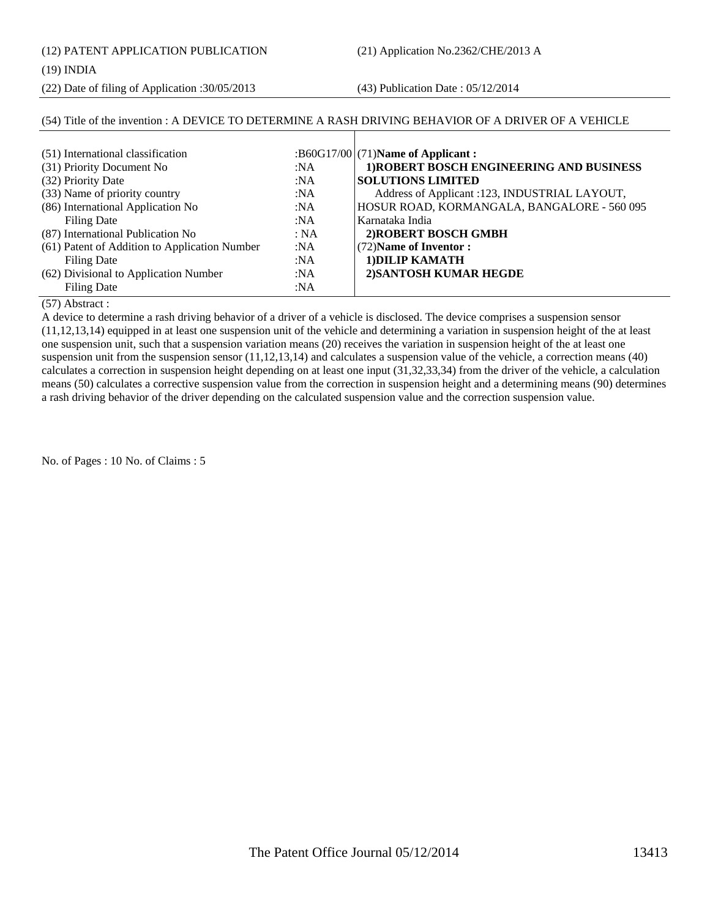(12) PATENT APPLICATION PUBLICATION (21) Application No.2362/CHE/2013 A

(19) INDIA

(22) Date of filing of Application :30/05/2013 (43) Publication Date : 05/12/2014

(54) Title of the invention : A DEVICE TO DETERMINE A RASH DRIVING BEHAVIOR OF A DRIVER OF A VEHICLE

| | | |
|---|---|---|
| (51) International classification | :B60G17/00 | (71)**Name of Applicant :** |
| (31) Priority Document No | :NA | **1)ROBERT BOSCH ENGINEERING AND BUSINESS SOLUTIONS LIMITED** |
| (32) Priority Date | :NA | Address of Applicant :123, INDUSTRIAL LAYOUT, HOSUR ROAD, KORMANGALA, BANGALORE - 560 095 Karnataka India |
| (33) Name of priority country | :NA | **2)ROBERT BOSCH GMBH** |
| (86) International Application No | :NA | (72)**Name of Inventor :** |
| Filing Date | :NA | **1)DILIP KAMATH** |
| (87) International Publication No | : NA | **2)SANTOSH KUMAR HEGDE** |
| (61) Patent of Addition to Application Number | :NA | |
| Filing Date | :NA | |
| (62) Divisional to Application Number | :NA | |
| Filing Date | :NA | |

(57) Abstract :

A device to determine a rash driving behavior of a driver of a vehicle is disclosed. The device comprises a suspension sensor (11,12,13,14) equipped in at least one suspension unit of the vehicle and determining a variation in suspension height of the at least one suspension unit, such that a suspension variation means (20) receives the variation in suspension height of the at least one suspension unit from the suspension sensor (11,12,13,14) and calculates a suspension value of the vehicle, a correction means (40) calculates a correction in suspension height depending on at least one input (31,32,33,34) from the driver of the vehicle, a calculation means (50) calculates a corrective suspension value from the correction in suspension height and a determining means (90) determines a rash driving behavior of the driver depending on the calculated suspension value and the correction suspension value.

No. of Pages : 10 No. of Claims : 5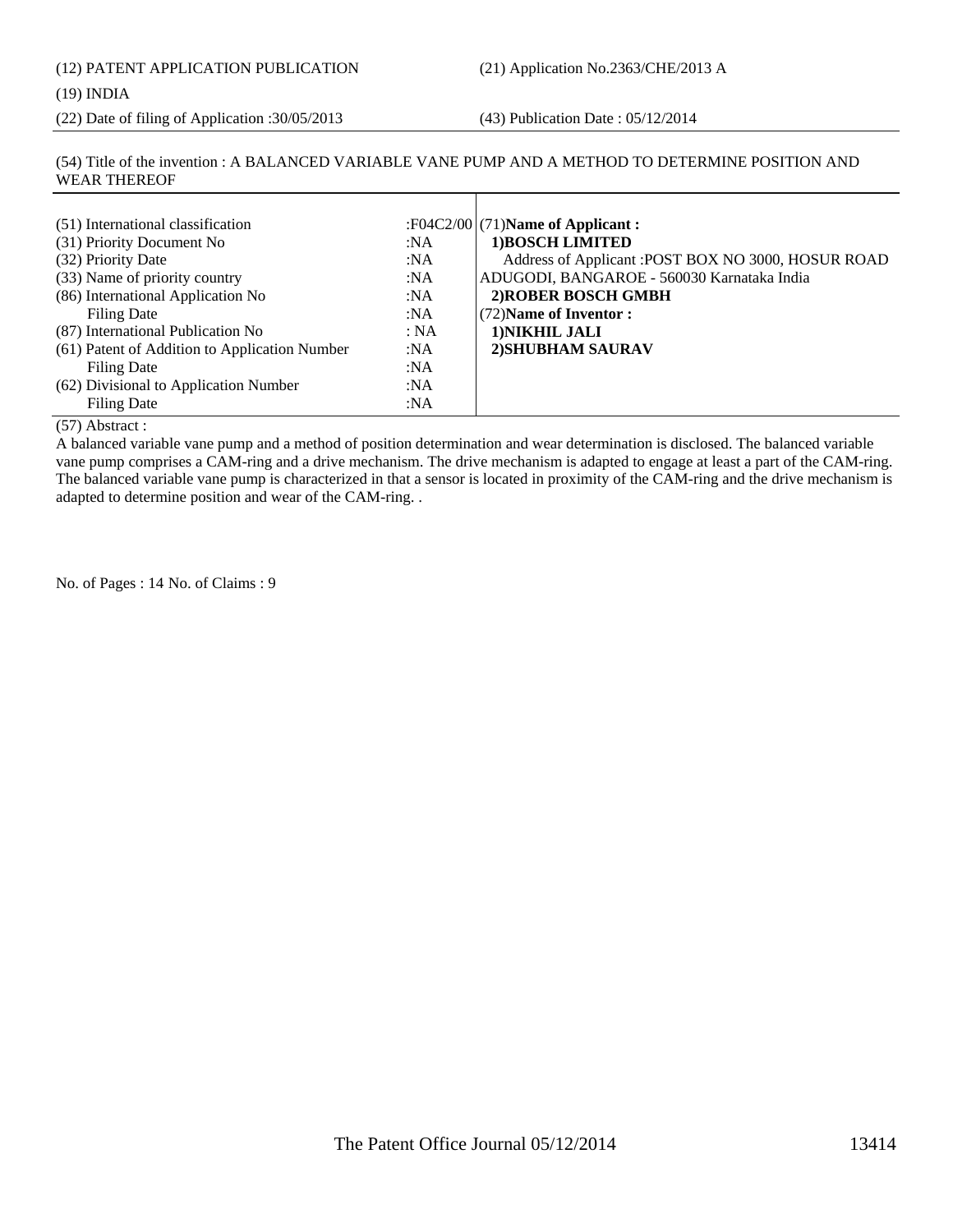(12) PATENT APPLICATION PUBLICATION

(21) Application No.2363/CHE/2013 A

(19) INDIA

(22) Date of filing of Application :30/05/2013

(43) Publication Date : 05/12/2014

(54) Title of the invention : A BALANCED VARIABLE VANE PUMP AND A METHOD TO DETERMINE POSITION AND WEAR THEREOF

| | | |
|---|---|---|
| (51) International classification | :F04C2/00 | (71)**Name of Applicant :** |
| (31) Priority Document No | :NA | **1)BOSCH LIMITED** |
| (32) Priority Date | :NA | Address of Applicant :POST BOX NO 3000, HOSUR ROAD |
| (33) Name of priority country | :NA | ADUGODI, BANGAROE - 560030 Karnataka India |
| (86) International Application No | :NA | **2)ROBER BOSCH GMBH** |
| Filing Date | :NA | (72)**Name of Inventor :** |
| (87) International Publication No | : NA | **1)NIKHIL JALI** |
| (61) Patent of Addition to Application Number | :NA | **2)SHUBHAM SAURAV** |
| Filing Date | :NA | |
| (62) Divisional to Application Number | :NA | |
| Filing Date | :NA | |

(57) Abstract :

A balanced variable vane pump and a method of position determination and wear determination is disclosed. The balanced variable vane pump comprises a CAM-ring and a drive mechanism. The drive mechanism is adapted to engage at least a part of the CAM-ring. The balanced variable vane pump is characterized in that a sensor is located in proximity of the CAM-ring and the drive mechanism is adapted to determine position and wear of the CAM-ring. .

No. of Pages : 14 No. of Claims : 9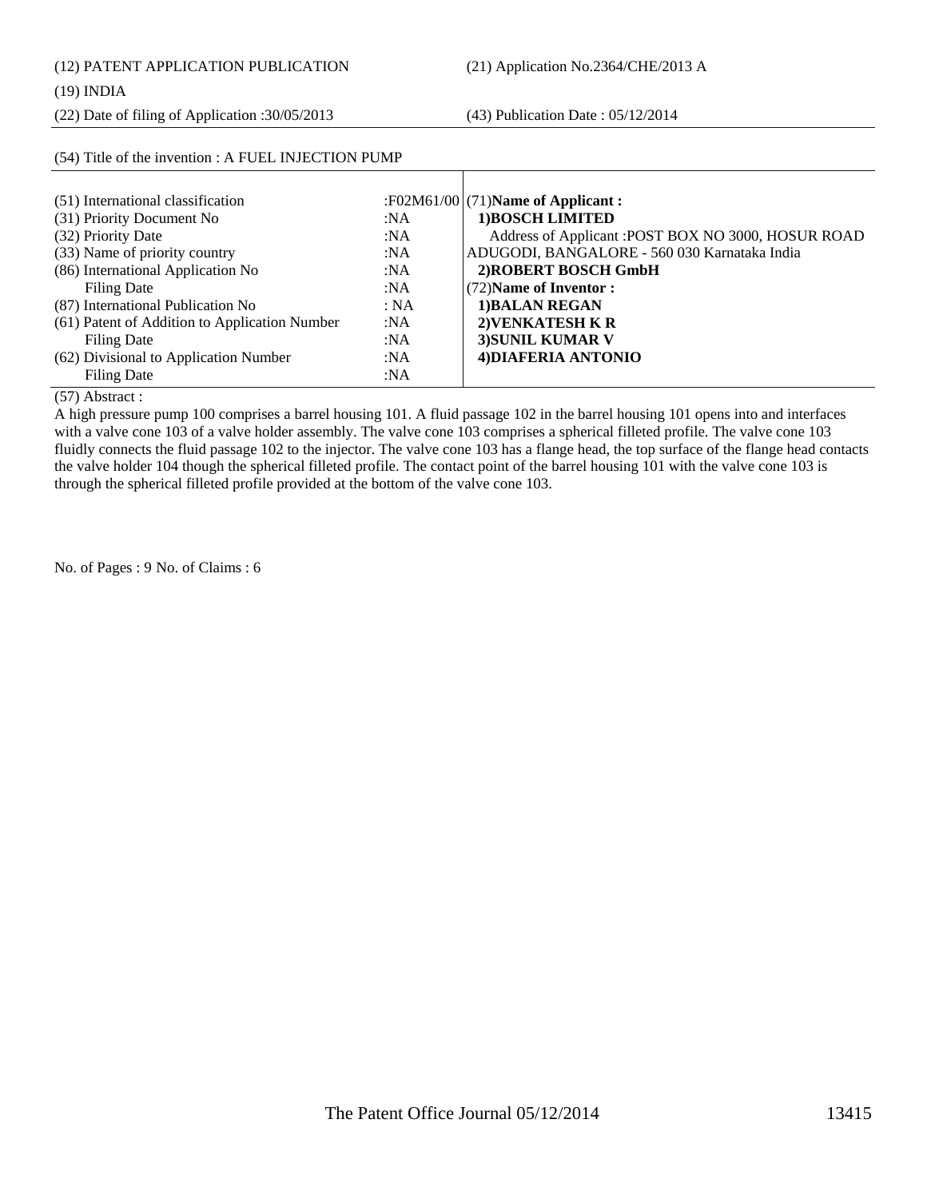(12) PATENT APPLICATION PUBLICATION (21) Application No.2364/CHE/2013 A

(19) INDIA

(22) Date of filing of Application :30/05/2013 (43) Publication Date : 05/12/2014

(54) Title of the invention : A FUEL INJECTION PUMP

| | | |
|---|---|---|
| (51) International classification | :F02M61/00 | (71)**Name of Applicant :** |
| (31) Priority Document No | :NA | **1)BOSCH LIMITED** |
| (32) Priority Date | :NA | Address of Applicant :POST BOX NO 3000, HOSUR ROAD |
| (33) Name of priority country | :NA | ADUGODI, BANGALORE - 560 030 Karnataka India |
| (86) International Application No | :NA | **2)ROBERT BOSCH GmbH** |
| Filing Date | :NA | (72)**Name of Inventor :** |
| (87) International Publication No | : NA | **1)BALAN REGAN** |
| (61) Patent of Addition to Application Number | :NA | **2)VENKATESH K R** |
| Filing Date | :NA | **3)SUNIL KUMAR V** |
| (62) Divisional to Application Number | :NA | **4)DIAFERIA ANTONIO** |
| Filing Date | :NA | |

(57) Abstract :

A high pressure pump 100 comprises a barrel housing 101. A fluid passage 102 in the barrel housing 101 opens into and interfaces with a valve cone 103 of a valve holder assembly. The valve cone 103 comprises a spherical filleted profile. The valve cone 103 fluidly connects the fluid passage 102 to the injector. The valve cone 103 has a flange head, the top surface of the flange head contacts the valve holder 104 though the spherical filleted profile. The contact point of the barrel housing 101 with the valve cone 103 is through the spherical filleted profile provided at the bottom of the valve cone 103.

No. of Pages : 9 No. of Claims : 6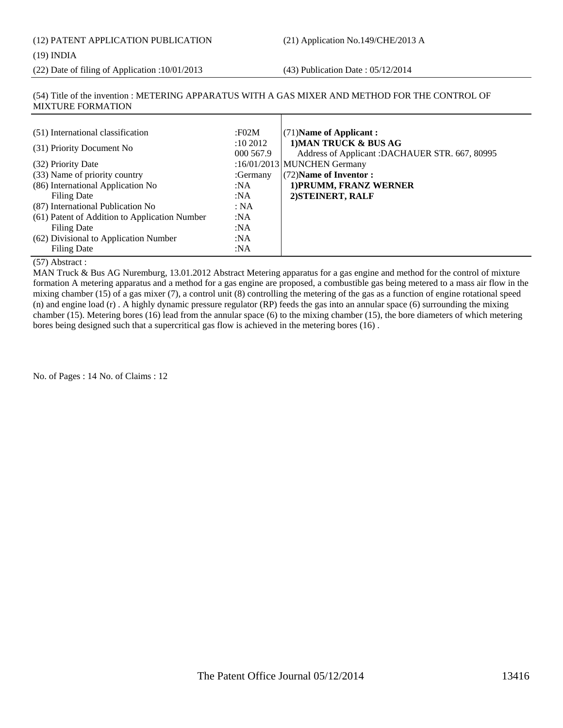(12) PATENT APPLICATION PUBLICATION

(21) Application No.149/CHE/2013 A

(19) INDIA

(22) Date of filing of Application :10/01/2013

(43) Publication Date : 05/12/2014

(54) Title of the invention : METERING APPARATUS WITH A GAS MIXER AND METHOD FOR THE CONTROL OF MIXTURE FORMATION

| | | |
|---|---|---|
| (51) International classification | :F02M | (71)**Name of Applicant :** |
| (31) Priority Document No | :10 2012 000 567.9 | **1)MAN TRUCK & BUS AG** Address of Applicant :DACHAUER STR. 667, 80995 |
| (32) Priority Date | :16/01/2013 | MUNCHEN Germany |
| (33) Name of priority country | :Germany | (72)**Name of Inventor :** |
| (86) International Application No | :NA | **1)PRUMM, FRANZ WERNER** |
| Filing Date | :NA | **2)STEINERT, RALF** |
| (87) International Publication No | : NA | |
| (61) Patent of Addition to Application Number | :NA | |
| Filing Date | :NA | |
| (62) Divisional to Application Number | :NA | |
| Filing Date | :NA | |

(57) Abstract :

MAN Truck & Bus AG Nuremburg, 13.01.2012 Abstract Metering apparatus for a gas engine and method for the control of mixture formation A metering apparatus and a method for a gas engine are proposed, a combustible gas being metered to a mass air flow in the mixing chamber (15) of a gas mixer (7), a control unit (8) controlling the metering of the gas as a function of engine rotational speed (n) and engine load (r) . A highly dynamic pressure regulator (RP) feeds the gas into an annular space (6) surrounding the mixing chamber (15). Metering bores (16) lead from the annular space (6) to the mixing chamber (15), the bore diameters of which metering bores being designed such that a supercritical gas flow is achieved in the metering bores (16) .

No. of Pages : 14 No. of Claims : 12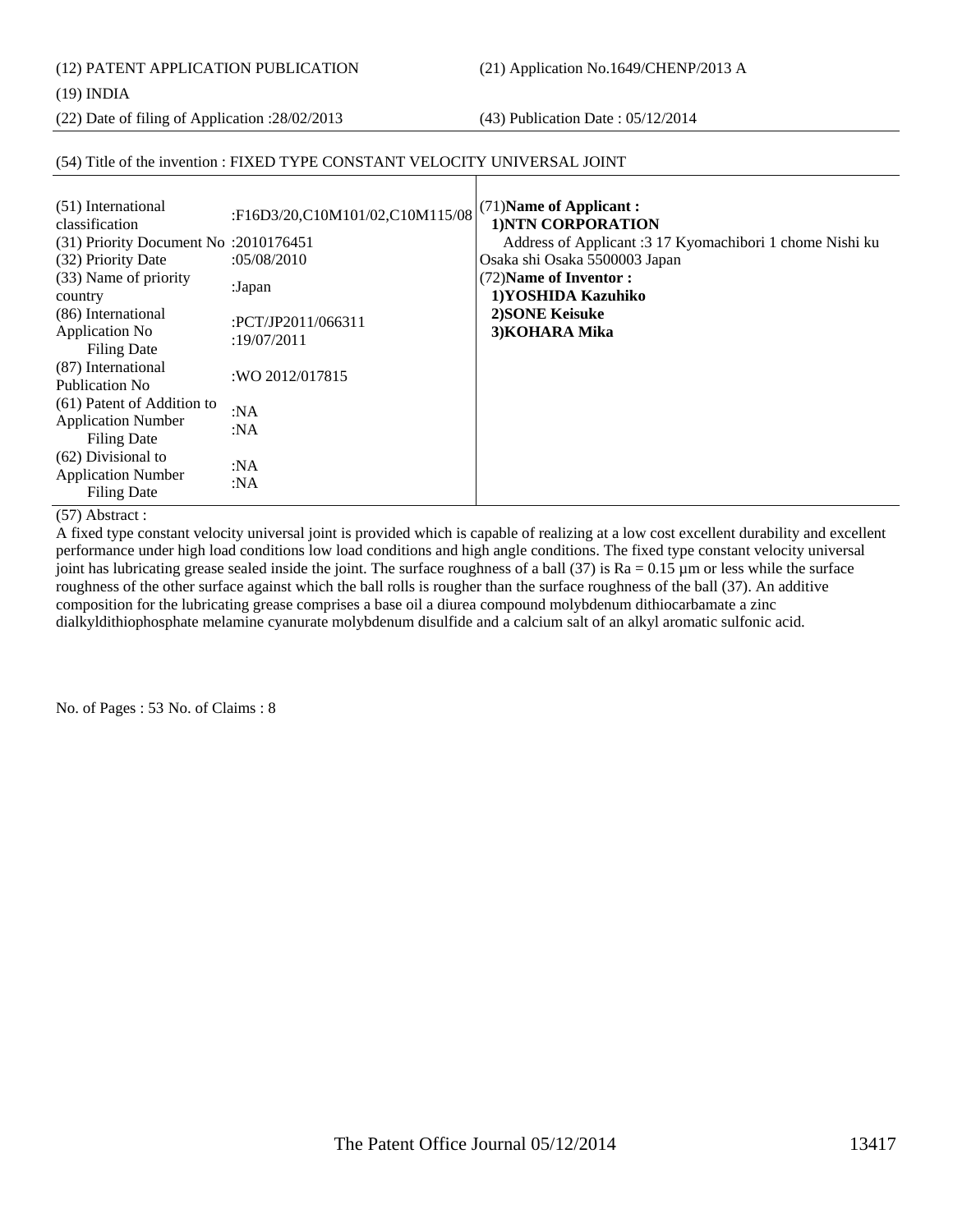(12) PATENT APPLICATION PUBLICATION

(21) Application No.1649/CHENP/2013 A

(19) INDIA

(22) Date of filing of Application :28/02/2013

(43) Publication Date : 05/12/2014

(54) Title of the invention : FIXED TYPE CONSTANT VELOCITY UNIVERSAL JOINT

| | |
|---|---|
| (51) International classification | :F16D3/20,C10M101/02,C10M115/08 |
| (31) Priority Document No | :2010176451 |
| (32) Priority Date | :05/08/2010 |
| (33) Name of priority country | :Japan |
| (86) International Application No<br>Filing Date | :PCT/JP2011/066311<br>:19/07/2011 |
| (87) International Publication No | :WO 2012/017815 |
| (61) Patent of Addition to Application Number<br>Filing Date | :NA<br>:NA |
| (62) Divisional to Application Number<br>Filing Date | :NA<br>:NA |

(71)**Name of Applicant :**
**1)NTN CORPORATION**
Address of Applicant :3 17 Kyomachibori 1 chome Nishi ku Osaka shi Osaka 5500003 Japan

(72)**Name of Inventor :**
**1)YOSHIDA Kazuhiko**
**2)SONE Keisuke**
**3)KOHARA Mika**

(57) Abstract :
A fixed type constant velocity universal joint is provided which is capable of realizing at a low cost excellent durability and excellent performance under high load conditions low load conditions and high angle conditions. The fixed type constant velocity universal joint has lubricating grease sealed inside the joint. The surface roughness of a ball (37) is Ra = 0.15 μm or less while the surface roughness of the other surface against which the ball rolls is rougher than the surface roughness of the ball (37). An additive composition for the lubricating grease comprises a base oil a diurea compound molybdenum dithiocarbamate a zinc dialkyldithiophosphate melamine cyanurate molybdenum disulfide and a calcium salt of an alkyl aromatic sulfonic acid.

No. of Pages : 53 No. of Claims : 8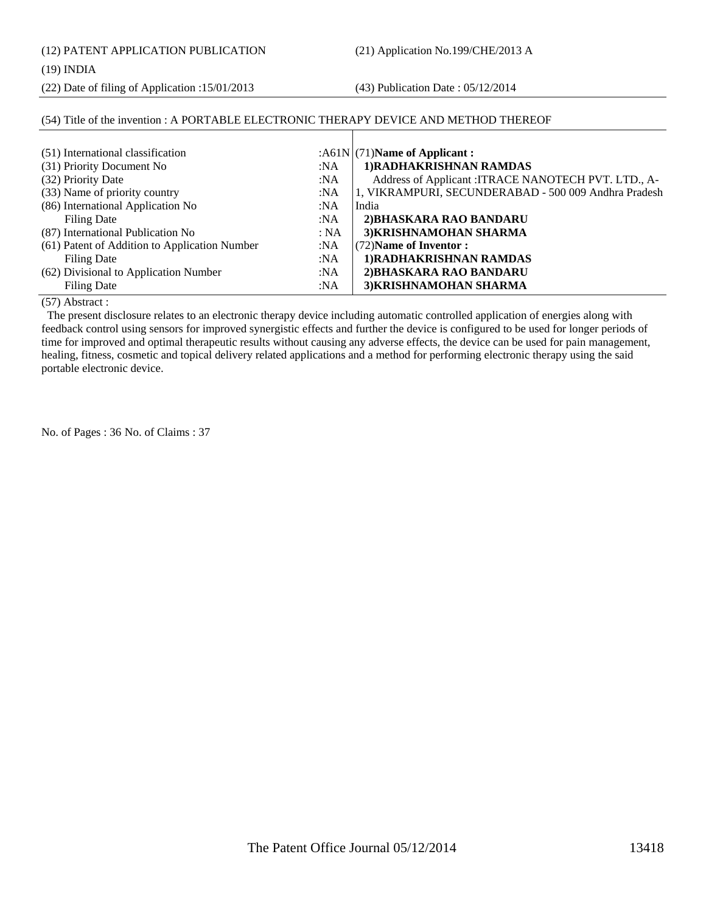(12) PATENT APPLICATION PUBLICATION (21) Application No.199/CHE/2013 A

(19) INDIA

(22) Date of filing of Application :15/01/2013 (43) Publication Date : 05/12/2014

(54) Title of the invention : A PORTABLE ELECTRONIC THERAPY DEVICE AND METHOD THEREOF

| | | |
|---|---|---|
| (51) International classification | :A61N | (71)**Name of Applicant :** |
| (31) Priority Document No | :NA | **1)RADHAKRISHNAN RAMDAS** |
| (32) Priority Date | :NA | Address of Applicant :ITRACE NANOTECH PVT. LTD., A-1, VIKRAMPURI, SECUNDERABAD - 500 009 Andhra Pradesh India |
| (33) Name of priority country | :NA | **2)BHASKARA RAO BANDARU** |
| (86) International Application No | :NA | **3)KRISHNAMOHAN SHARMA** |
| Filing Date | :NA | (72)**Name of Inventor :** |
| (87) International Publication No | : NA | **1)RADHAKRISHNAN RAMDAS** |
| (61) Patent of Addition to Application Number | :NA | **2)BHASKARA RAO BANDARU** |
| Filing Date | :NA | **3)KRISHNAMOHAN SHARMA** |
| (62) Divisional to Application Number | :NA | |
| Filing Date | :NA | |

(57) Abstract :

The present disclosure relates to an electronic therapy device including automatic controlled application of energies along with feedback control using sensors for improved synergistic effects and further the device is configured to be used for longer periods of time for improved and optimal therapeutic results without causing any adverse effects, the device can be used for pain management, healing, fitness, cosmetic and topical delivery related applications and a method for performing electronic therapy using the said portable electronic device.

No. of Pages : 36 No. of Claims : 37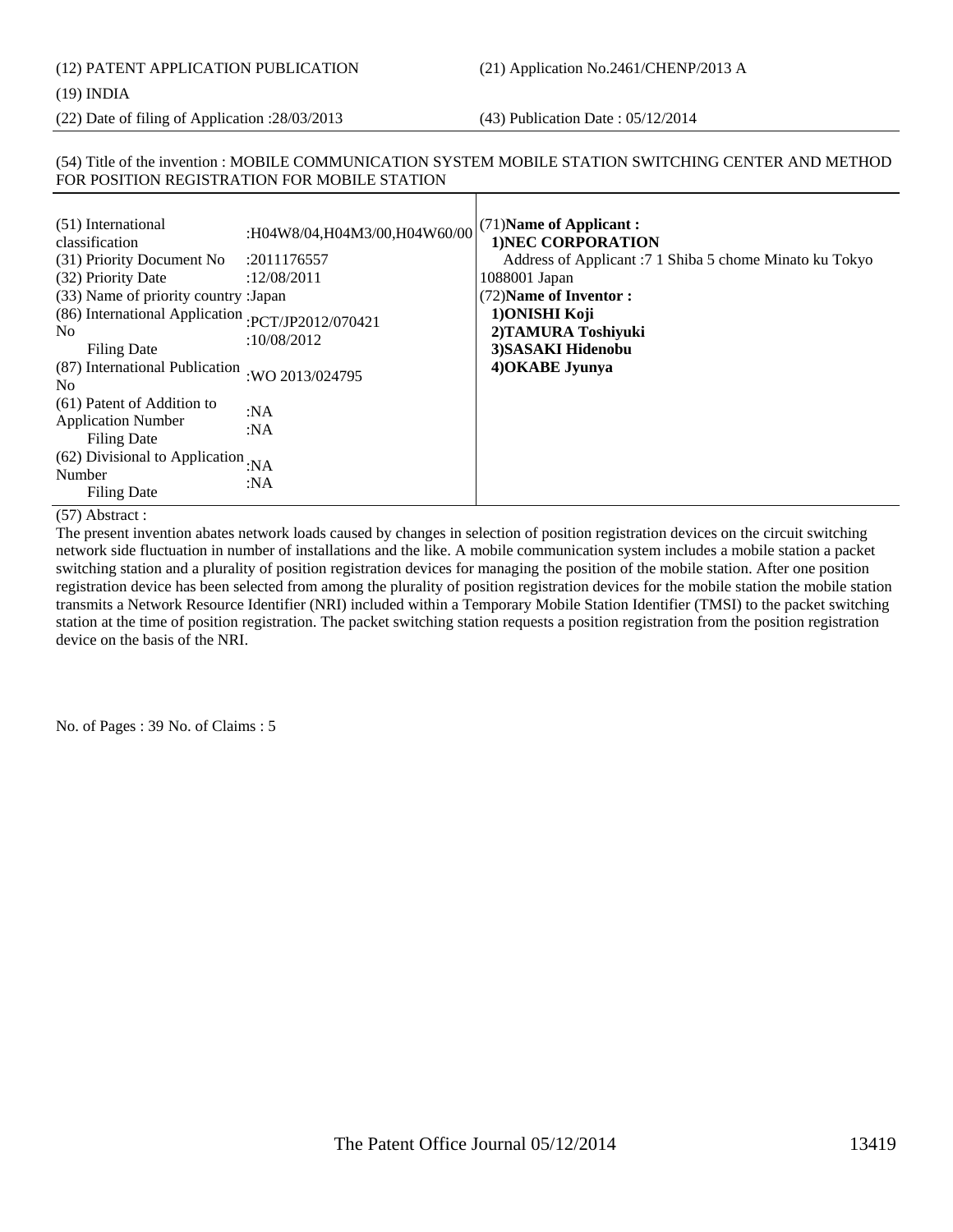(12) PATENT APPLICATION PUBLICATION

(21) Application No.2461/CHENP/2013 A

(19) INDIA

(22) Date of filing of Application :28/03/2013

(43) Publication Date : 05/12/2014

(54) Title of the invention : MOBILE COMMUNICATION SYSTEM MOBILE STATION SWITCHING CENTER AND METHOD FOR POSITION REGISTRATION FOR MOBILE STATION

| | |
|---|---|
| (51) International classification | :H04W8/04,H04M3/00,H04W60/00 |
| (31) Priority Document No | :2011176557 |
| (32) Priority Date | :12/08/2011 |
| (33) Name of priority country | :Japan |
| (86) International Application No<br>Filing Date | :PCT/JP2012/070421<br>:10/08/2012 |
| (87) International Publication No | :WO 2013/024795 |
| (61) Patent of Addition to Application Number<br>Filing Date | :NA<br>:NA |
| (62) Divisional to Application Number<br>Filing Date | :NA<br>:NA |

(71)**Name of Applicant :**
**1)NEC CORPORATION**
Address of Applicant :7 1 Shiba 5 chome Minato ku Tokyo 1088001 Japan

(72)**Name of Inventor :**
**1)ONISHI Koji**
**2)TAMURA Toshiyuki**
**3)SASAKI Hidenobu**
**4)OKABE Jyunya**

(57) Abstract :

The present invention abates network loads caused by changes in selection of position registration devices on the circuit switching network side fluctuation in number of installations and the like. A mobile communication system includes a mobile station a packet switching station and a plurality of position registration devices for managing the position of the mobile station. After one position registration device has been selected from among the plurality of position registration devices for the mobile station the mobile station transmits a Network Resource Identifier (NRI) included within a Temporary Mobile Station Identifier (TMSI) to the packet switching station at the time of position registration. The packet switching station requests a position registration from the position registration device on the basis of the NRI.

No. of Pages : 39 No. of Claims : 5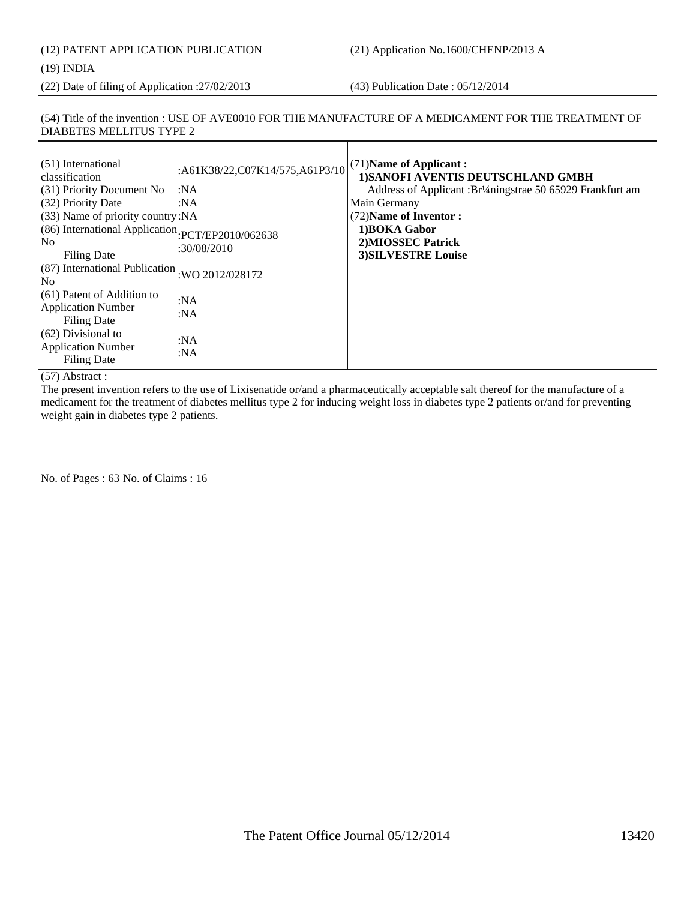(12) PATENT APPLICATION PUBLICATION

(21) Application No.1600/CHENP/2013 A

(19) INDIA

(22) Date of filing of Application :27/02/2013

(43) Publication Date : 05/12/2014

(54) Title of the invention : USE OF AVE0010 FOR THE MANUFACTURE OF A MEDICAMENT FOR THE TREATMENT OF DIABETES MELLITUS TYPE 2

| | |
|---|---|
| (51) International classification | :A61K38/22,C07K14/575,A61P3/10 |
| (31) Priority Document No | :NA |
| (32) Priority Date | :NA |
| (33) Name of priority country | :NA |
| (86) International Application No<br>Filing Date | :PCT/EP2010/062638<br>:30/08/2010 |
| (87) International Publication No | :WO 2012/028172 |
| (61) Patent of Addition to Application Number<br>Filing Date | :NA<br>:NA |
| (62) Divisional to Application Number<br>Filing Date | :NA<br>:NA |

(71)**Name of Applicant :**
**1)SANOFI AVENTIS DEUTSCHLAND GMBH**
Address of Applicant :Br¼ningstrae 50 65929 Frankfurt am Main Germany

(72)**Name of Inventor :**
**1)BOKA Gabor**
**2)MIOSSEC Patrick**
**3)SILVESTRE Louise**

(57) Abstract :

The present invention refers to the use of Lixisenatide or/and a pharmaceutically acceptable salt thereof for the manufacture of a medicament for the treatment of diabetes mellitus type 2 for inducing weight loss in diabetes type 2 patients or/and for preventing weight gain in diabetes type 2 patients.

No. of Pages : 63 No. of Claims : 16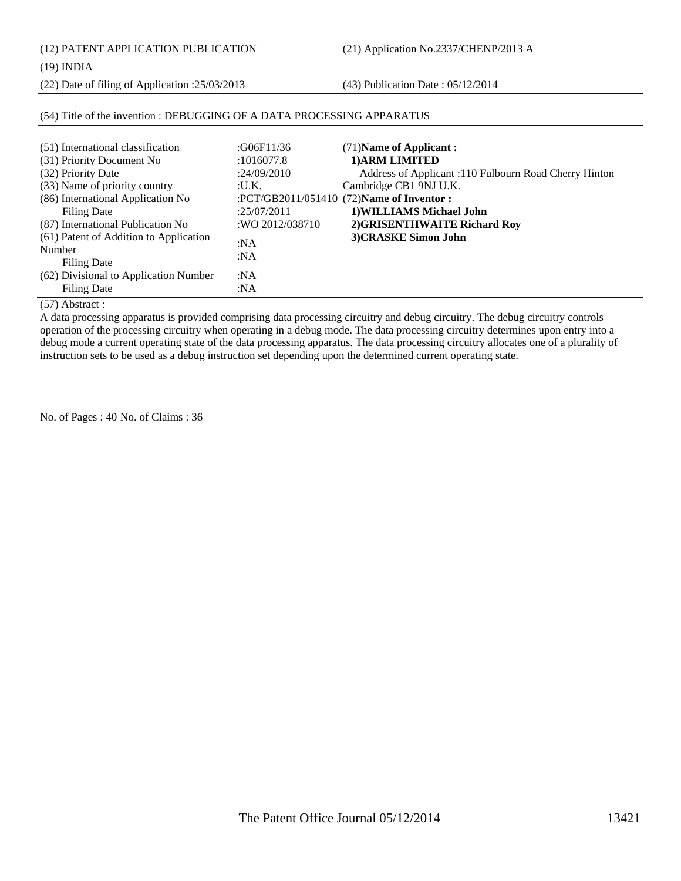(12) PATENT APPLICATION PUBLICATION

(21) Application No.2337/CHENP/2013 A

(19) INDIA

(22) Date of filing of Application :25/03/2013

(43) Publication Date : 05/12/2014

(54) Title of the invention : DEBUGGING OF A DATA PROCESSING APPARATUS

| | | |
|---|---|---|
| (51) International classification | :G06F11/36 | (71)**Name of Applicant :** |
| (31) Priority Document No | :1016077.8 | **1)ARM LIMITED** |
| (32) Priority Date | :24/09/2010 | Address of Applicant :110 Fulbourn Road Cherry Hinton |
| (33) Name of priority country | :U.K. | Cambridge CB1 9NJ U.K. |
| (86) International Application No | :PCT/GB2011/051410 | (72)**Name of Inventor :** |
| Filing Date | :25/07/2011 | **1)WILLIAMS Michael John** |
| (87) International Publication No | :WO 2012/038710 | **2)GRISENTHWAITE Richard Roy** |
| (61) Patent of Addition to Application Number | :NA | **3)CRASKE Simon John** |
| Filing Date | :NA | |
| (62) Divisional to Application Number | :NA | |
| Filing Date | :NA | |

(57) Abstract :

A data processing apparatus is provided comprising data processing circuitry and debug circuitry. The debug circuitry controls operation of the processing circuitry when operating in a debug mode. The data processing circuitry determines upon entry into a debug mode a current operating state of the data processing apparatus. The data processing circuitry allocates one of a plurality of instruction sets to be used as a debug instruction set depending upon the determined current operating state.

No. of Pages : 40 No. of Claims : 36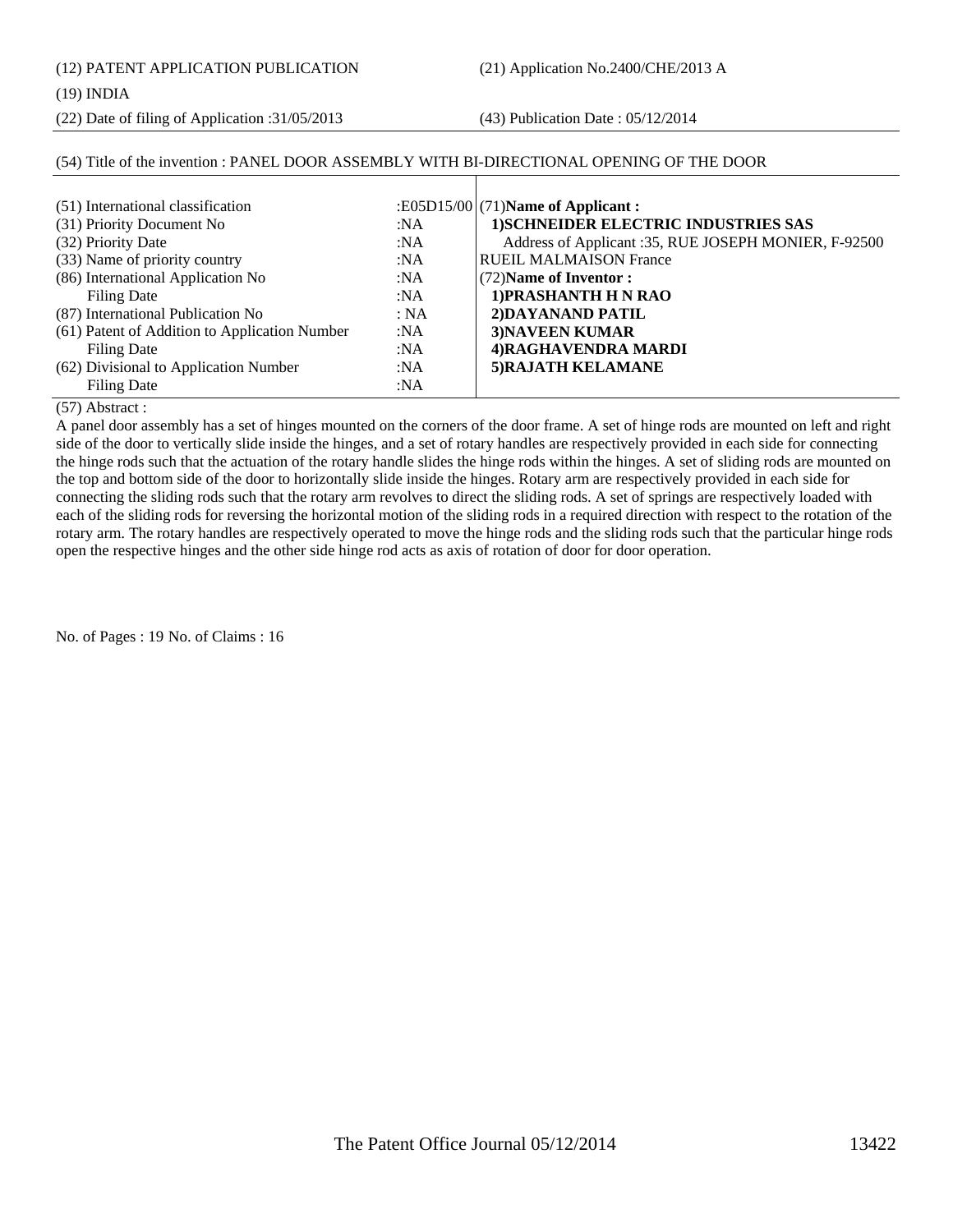(12) PATENT APPLICATION PUBLICATION

(21) Application No.2400/CHE/2013 A

(19) INDIA

(22) Date of filing of Application :31/05/2013

(43) Publication Date : 05/12/2014

(54) Title of the invention : PANEL DOOR ASSEMBLY WITH BI-DIRECTIONAL OPENING OF THE DOOR

| | | |
|---|---|---|
| (51) International classification | :E05D15/00 | (71)**Name of Applicant :** |
| (31) Priority Document No | :NA | **1)SCHNEIDER ELECTRIC INDUSTRIES SAS** |
| (32) Priority Date | :NA | Address of Applicant :35, RUE JOSEPH MONIER, F-92500 |
| (33) Name of priority country | :NA | RUEIL MALMAISON France |
| (86) International Application No | :NA | (72)**Name of Inventor :** |
| Filing Date | :NA | **1)PRASHANTH H N RAO** |
| (87) International Publication No | : NA | **2)DAYANAND PATIL** |
| (61) Patent of Addition to Application Number | :NA | **3)NAVEEN KUMAR** |
| Filing Date | :NA | **4)RAGHAVENDRA MARDI** |
| (62) Divisional to Application Number | :NA | **5)RAJATH KELAMANE** |
| Filing Date | :NA | |

(57) Abstract :

A panel door assembly has a set of hinges mounted on the corners of the door frame. A set of hinge rods are mounted on left and right side of the door to vertically slide inside the hinges, and a set of rotary handles are respectively provided in each side for connecting the hinge rods such that the actuation of the rotary handle slides the hinge rods within the hinges. A set of sliding rods are mounted on the top and bottom side of the door to horizontally slide inside the hinges. Rotary arm are respectively provided in each side for connecting the sliding rods such that the rotary arm revolves to direct the sliding rods. A set of springs are respectively loaded with each of the sliding rods for reversing the horizontal motion of the sliding rods in a required direction with respect to the rotation of the rotary arm. The rotary handles are respectively operated to move the hinge rods and the sliding rods such that the particular hinge rods open the respective hinges and the other side hinge rod acts as axis of rotation of door for door operation.

No. of Pages : 19 No. of Claims : 16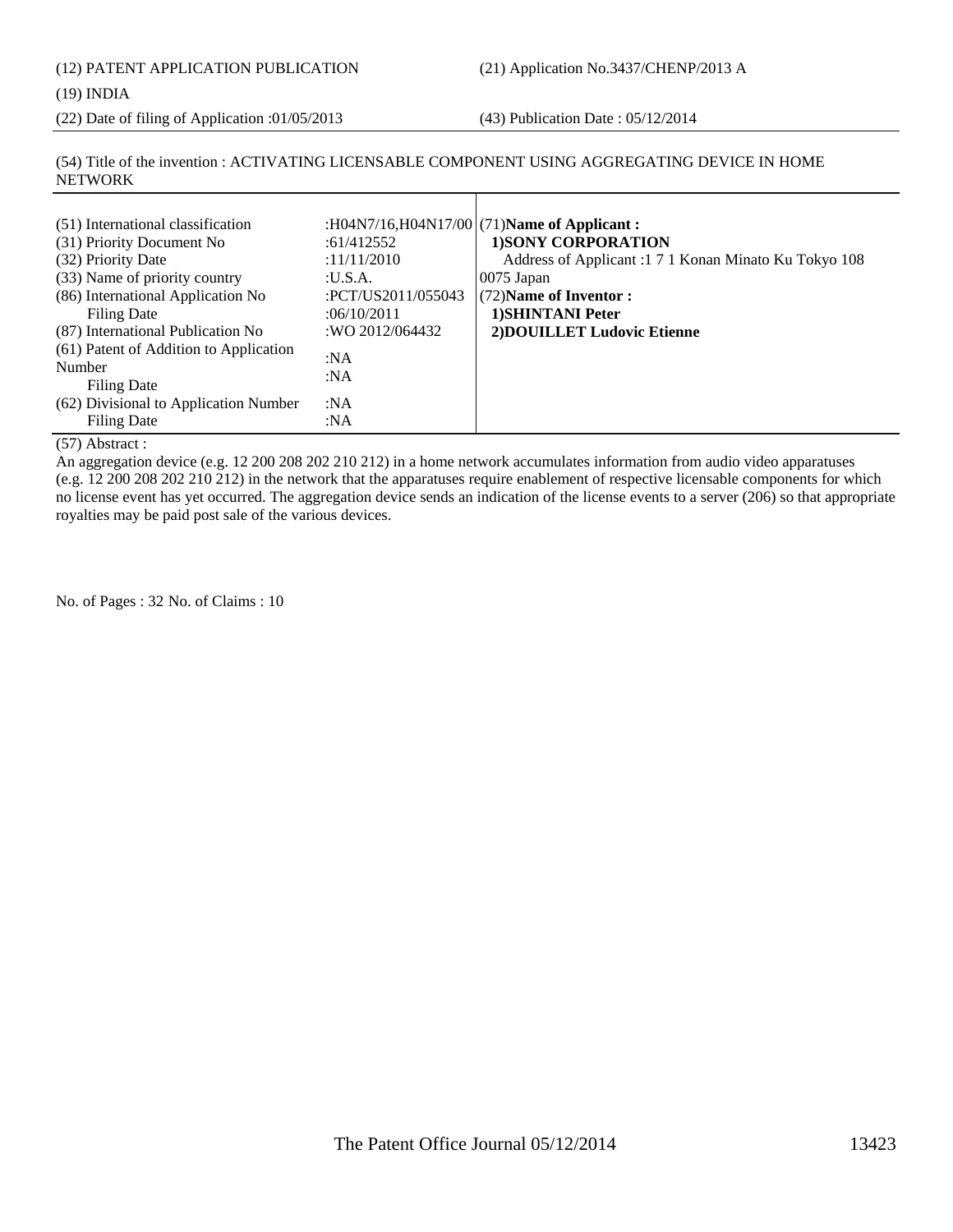(12) PATENT APPLICATION PUBLICATION (21) Application No.3437/CHENP/2013 A

(19) INDIA

(22) Date of filing of Application :01/05/2013 (43) Publication Date : 05/12/2014

(54) Title of the invention : ACTIVATING LICENSABLE COMPONENT USING AGGREGATING DEVICE IN HOME NETWORK

| | | |
|---|---|---|
| (51) International classification | :H04N7/16,H04N17/00 | (71)**Name of Applicant :** |
| (31) Priority Document No | :61/412552 | **1)SONY CORPORATION** |
| (32) Priority Date | :11/11/2010 | Address of Applicant :1 7 1 Konan Minato Ku Tokyo 108 0075 Japan |
| (33) Name of priority country | :U.S.A. | (72)**Name of Inventor :** |
| (86) International Application No | :PCT/US2011/055043 | **1)SHINTANI Peter** |
| Filing Date | :06/10/2011 | **2)DOUILLET Ludovic Etienne** |
| (87) International Publication No | :WO 2012/064432 | |
| (61) Patent of Addition to Application Number | :NA | |
| Filing Date | :NA | |
| (62) Divisional to Application Number | :NA | |
| Filing Date | :NA | |

(57) Abstract :

An aggregation device (e.g. 12 200 208 202 210 212) in a home network accumulates information from audio video apparatuses (e.g. 12 200 208 202 210 212) in the network that the apparatuses require enablement of respective licensable components for which no license event has yet occurred. The aggregation device sends an indication of the license events to a server (206) so that appropriate royalties may be paid post sale of the various devices.

No. of Pages : 32 No. of Claims : 10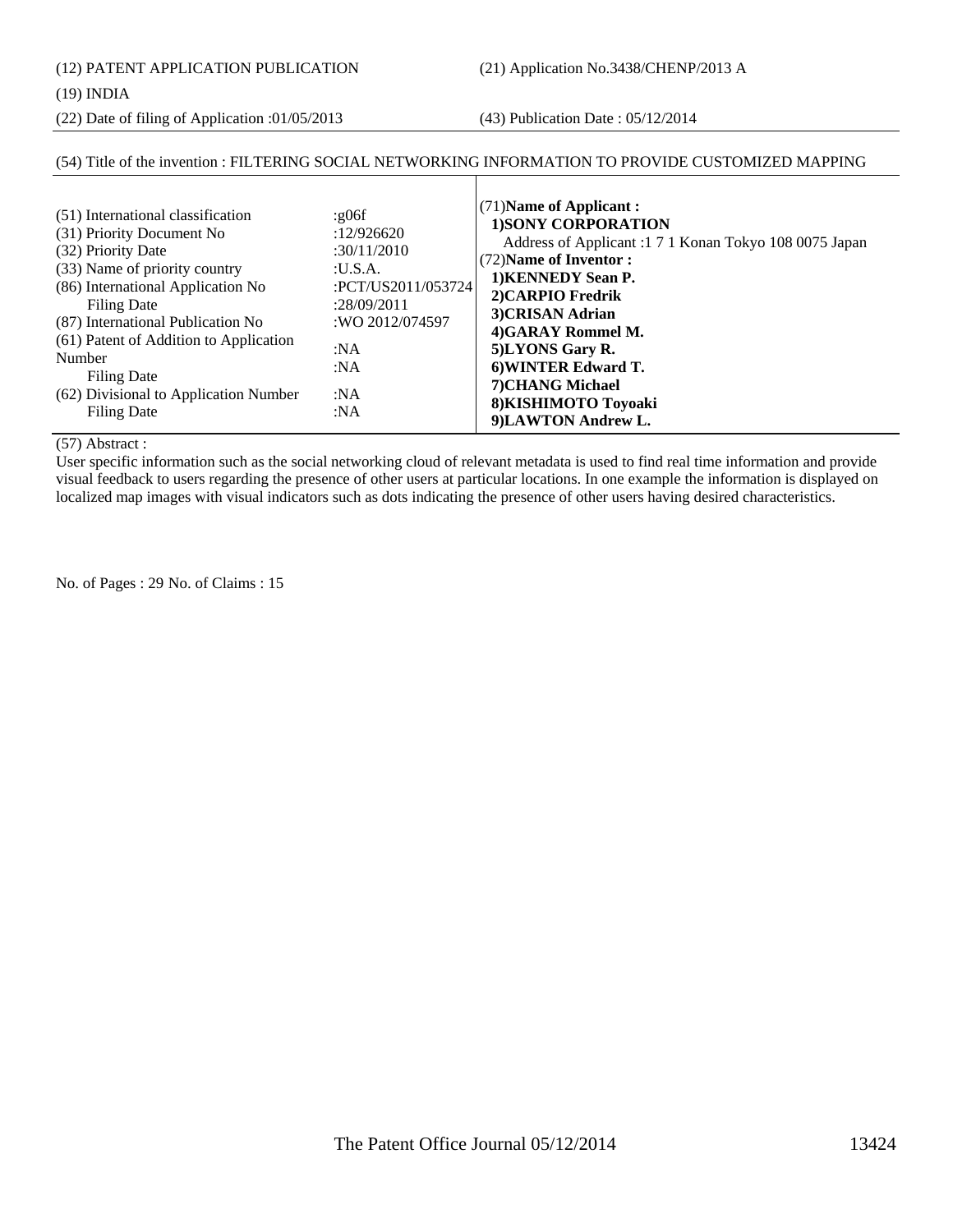(12) PATENT APPLICATION PUBLICATION

(21) Application No.3438/CHENP/2013 A

(19) INDIA

(22) Date of filing of Application :01/05/2013

(43) Publication Date : 05/12/2014

(54) Title of the invention : FILTERING SOCIAL NETWORKING INFORMATION TO PROVIDE CUSTOMIZED MAPPING

| | | |
|---|---|---|
| (51) International classification | :g06f | (71)**Name of Applicant :** |
| (31) Priority Document No | :12/926620 | **1)SONY CORPORATION** |
| (32) Priority Date | :30/11/2010 | Address of Applicant :1 7 1 Konan Tokyo 108 0075 Japan |
| (33) Name of priority country | :U.S.A. | (72)**Name of Inventor :** |
| (86) International Application No | :PCT/US2011/053724 | **1)KENNEDY Sean P.** |
| Filing Date | :28/09/2011 | **2)CARPIO Fredrik** |
| (87) International Publication No | :WO 2012/074597 | **3)CRISAN Adrian** |
| (61) Patent of Addition to Application Number | :NA | **4)GARAY Rommel M.** |
| Filing Date | :NA | **5)LYONS Gary R.** |
| (62) Divisional to Application Number | :NA | **6)WINTER Edward T.** |
| Filing Date | :NA | **7)CHANG Michael** |
| | | **8)KISHIMOTO Toyoaki** |
| | | **9)LAWTON Andrew L.** |

(57) Abstract :

User specific information such as the social networking cloud of relevant metadata is used to find real time information and provide visual feedback to users regarding the presence of other users at particular locations. In one example the information is displayed on localized map images with visual indicators such as dots indicating the presence of other users having desired characteristics.

No. of Pages : 29 No. of Claims : 15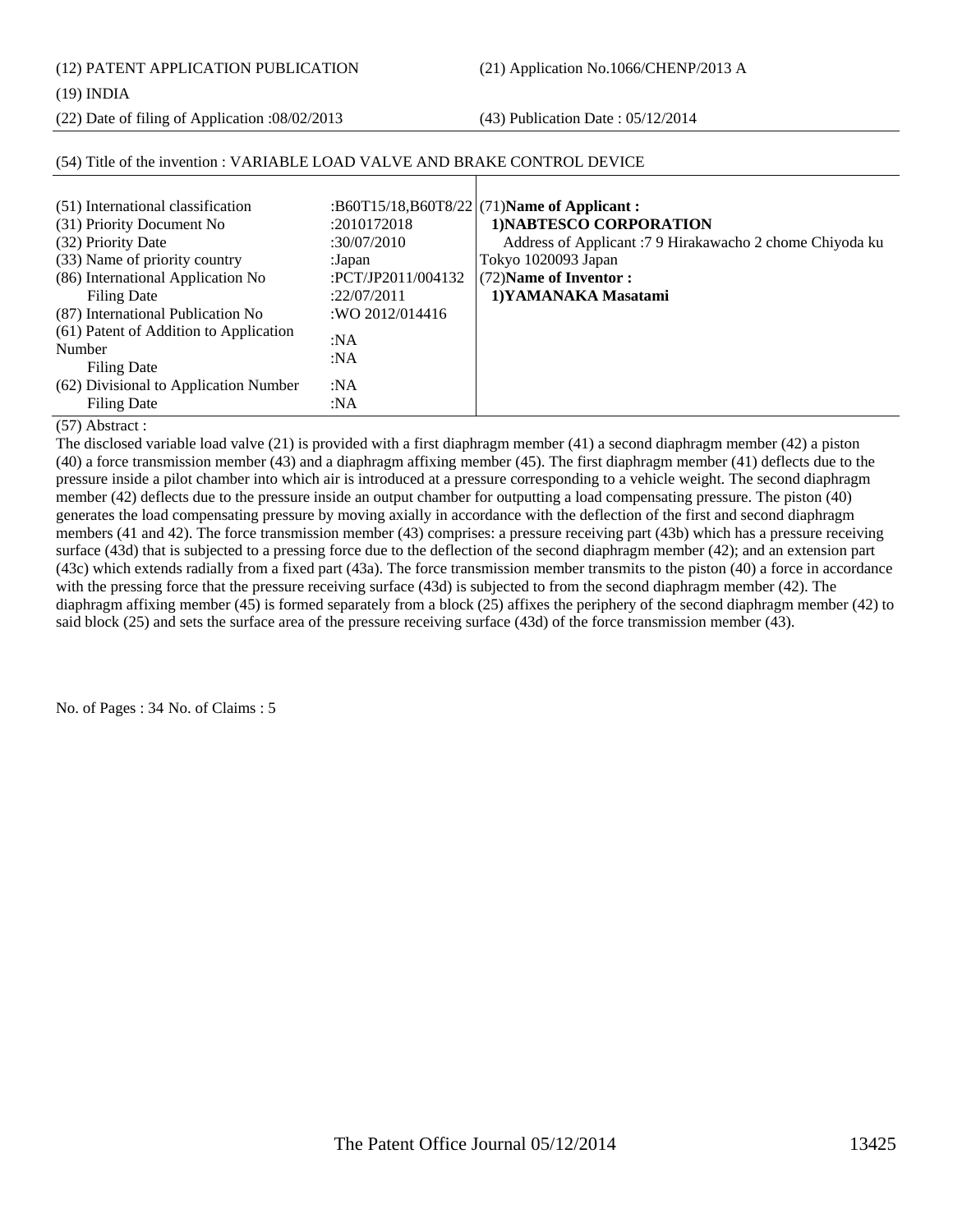(12) PATENT APPLICATION PUBLICATION

(21) Application No.1066/CHENP/2013 A

(19) INDIA

(22) Date of filing of Application :08/02/2013

(43) Publication Date : 05/12/2014

(54) Title of the invention : VARIABLE LOAD VALVE AND BRAKE CONTROL DEVICE

| | | |
|---|---|---|
| (51) International classification | :B60T15/18,B60T8/22 | (71)**Name of Applicant :** |
| (31) Priority Document No | :2010172018 | **1)NABTESCO CORPORATION** |
| (32) Priority Date | :30/07/2010 | Address of Applicant :7 9 Hirakawacho 2 chome Chiyoda ku |
| (33) Name of priority country | :Japan | Tokyo 1020093 Japan |
| (86) International Application No | :PCT/JP2011/004132 | (72)**Name of Inventor :** |
| Filing Date | :22/07/2011 | **1)YAMANAKA Masatami** |
| (87) International Publication No | :WO 2012/014416 | |
| (61) Patent of Addition to Application Number | :NA | |
| Filing Date | :NA | |
| (62) Divisional to Application Number | :NA | |
| Filing Date | :NA | |

(57) Abstract :

The disclosed variable load valve (21) is provided with a first diaphragm member (41) a second diaphragm member (42) a piston (40) a force transmission member (43) and a diaphragm affixing member (45). The first diaphragm member (41) deflects due to the pressure inside a pilot chamber into which air is introduced at a pressure corresponding to a vehicle weight. The second diaphragm member (42) deflects due to the pressure inside an output chamber for outputting a load compensating pressure. The piston (40) generates the load compensating pressure by moving axially in accordance with the deflection of the first and second diaphragm members (41 and 42). The force transmission member (43) comprises: a pressure receiving part (43b) which has a pressure receiving surface (43d) that is subjected to a pressing force due to the deflection of the second diaphragm member (42); and an extension part (43c) which extends radially from a fixed part (43a). The force transmission member transmits to the piston (40) a force in accordance with the pressing force that the pressure receiving surface (43d) is subjected to from the second diaphragm member (42). The diaphragm affixing member (45) is formed separately from a block (25) affixes the periphery of the second diaphragm member (42) to said block (25) and sets the surface area of the pressure receiving surface (43d) of the force transmission member (43).

No. of Pages : 34 No. of Claims : 5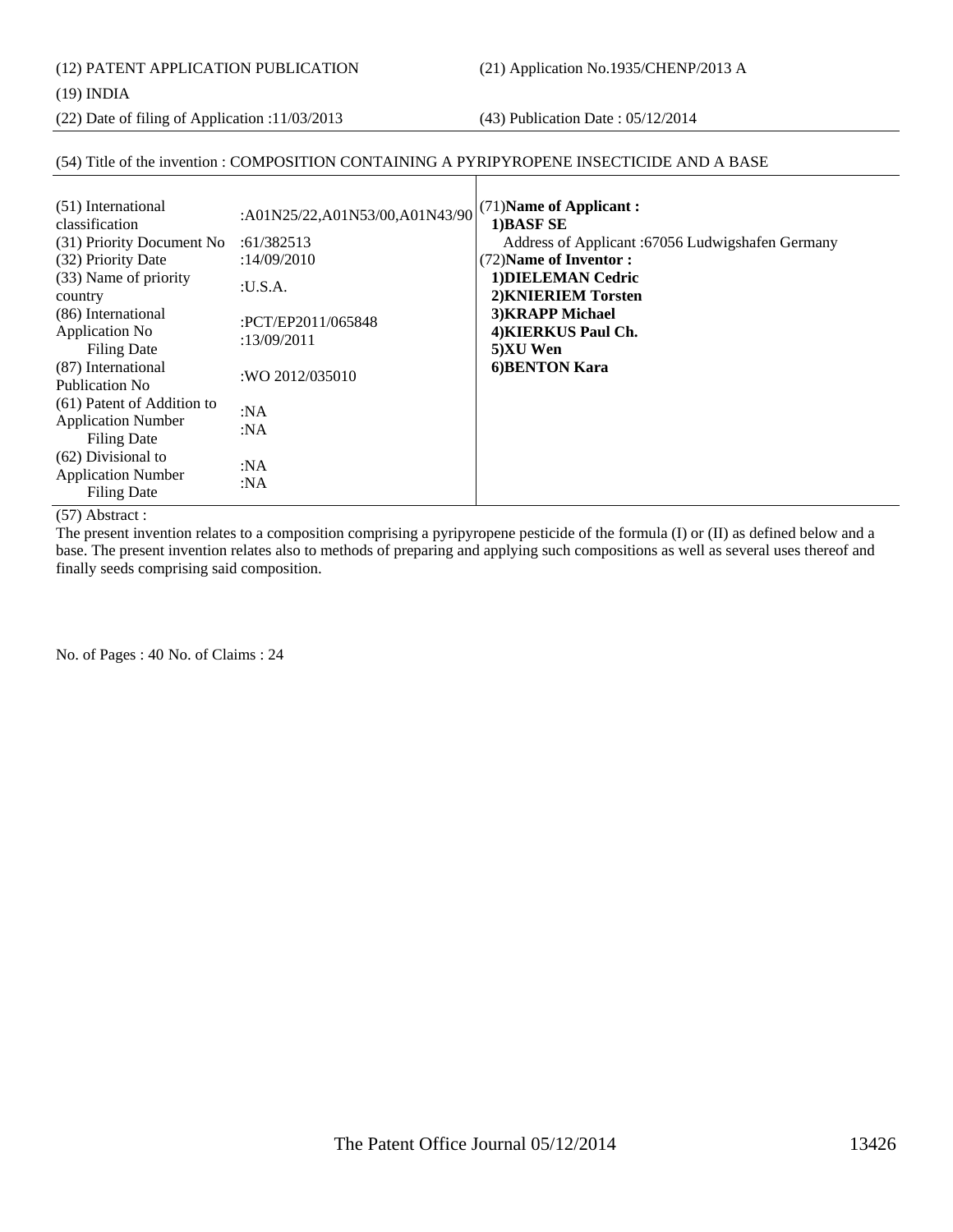(12) PATENT APPLICATION PUBLICATION

(21) Application No.1935/CHENP/2013 A

(19) INDIA

(22) Date of filing of Application :11/03/2013

(43) Publication Date : 05/12/2014

(54) Title of the invention : COMPOSITION CONTAINING A PYRIPYROPENE INSECTICIDE AND A BASE

| | |
|---|---|
| (51) International classification | :A01N25/22,A01N53/00,A01N43/90 |
| (31) Priority Document No | :61/382513 |
| (32) Priority Date | :14/09/2010 |
| (33) Name of priority country | :U.S.A. |
| (86) International Application No<br>Filing Date | :PCT/EP2011/065848<br>:13/09/2011 |
| (87) International Publication No | :WO 2012/035010 |
| (61) Patent of Addition to Application Number<br>Filing Date | :NA<br>:NA |
| (62) Divisional to Application Number<br>Filing Date | :NA<br>:NA |

(71)**Name of Applicant :**
**1)BASF SE**
Address of Applicant :67056 Ludwigshafen Germany

(72)**Name of Inventor :**
**1)DIELEMAN Cedric**
**2)KNIERIEM Torsten**
**3)KRAPP Michael**
**4)KIERKUS Paul Ch.**
**5)XU Wen**
**6)BENTON Kara**

(57) Abstract :
The present invention relates to a composition comprising a pyripyropene pesticide of the formula (I) or (II) as defined below and a base. The present invention relates also to methods of preparing and applying such compositions as well as several uses thereof and finally seeds comprising said composition.

No. of Pages : 40 No. of Claims : 24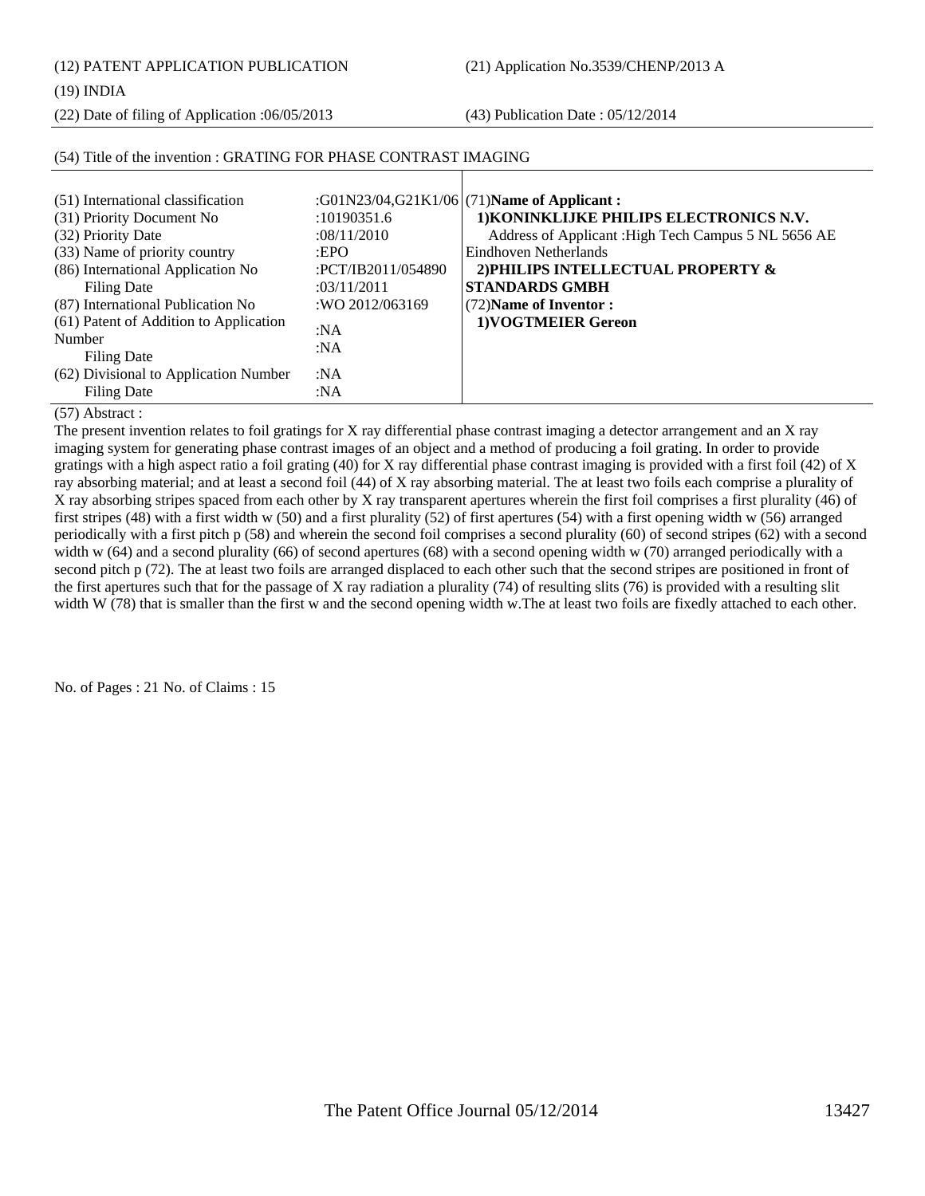(12) PATENT APPLICATION PUBLICATION

(21) Application No.3539/CHENP/2013 A

(19) INDIA

(22) Date of filing of Application :06/05/2013

(43) Publication Date : 05/12/2014

(54) Title of the invention : GRATING FOR PHASE CONTRAST IMAGING

| | | |
|---|---|---|
| (51) International classification | :G01N23/04,G21K1/06 | (71)**Name of Applicant :** |
| (31) Priority Document No | :10190351.6 | **1)KONINKLIJKE PHILIPS ELECTRONICS N.V.** |
| (32) Priority Date | :08/11/2010 | Address of Applicant :High Tech Campus 5 NL 5656 AE |
| (33) Name of priority country | :EPO | Eindhoven Netherlands |
| (86) International Application No | :PCT/IB2011/054890 | **2)PHILIPS INTELLECTUAL PROPERTY &** |
| Filing Date | :03/11/2011 | **STANDARDS GMBH** |
| (87) International Publication No | :WO 2012/063169 | (72)**Name of Inventor :** |
| (61) Patent of Addition to Application Number | :NA | **1)VOGTMEIER Gereon** |
| Filing Date | :NA | |
| (62) Divisional to Application Number | :NA | |
| Filing Date | :NA | |

(57) Abstract :

The present invention relates to foil gratings for X ray differential phase contrast imaging a detector arrangement and an X ray imaging system for generating phase contrast images of an object and a method of producing a foil grating. In order to provide gratings with a high aspect ratio a foil grating (40) for X ray differential phase contrast imaging is provided with a first foil (42) of X ray absorbing material; and at least a second foil (44) of X ray absorbing material. The at least two foils each comprise a plurality of X ray absorbing stripes spaced from each other by X ray transparent apertures wherein the first foil comprises a first plurality (46) of first stripes (48) with a first width w (50) and a first plurality (52) of first apertures (54) with a first opening width w (56) arranged periodically with a first pitch p (58) and wherein the second foil comprises a second plurality (60) of second stripes (62) with a second width w (64) and a second plurality (66) of second apertures (68) with a second opening width w (70) arranged periodically with a second pitch p (72). The at least two foils are arranged displaced to each other such that the second stripes are positioned in front of the first apertures such that for the passage of X ray radiation a plurality (74) of resulting slits (76) is provided with a resulting slit width W (78) that is smaller than the first w and the second opening width w.The at least two foils are fixedly attached to each other.

No. of Pages : 21 No. of Claims : 15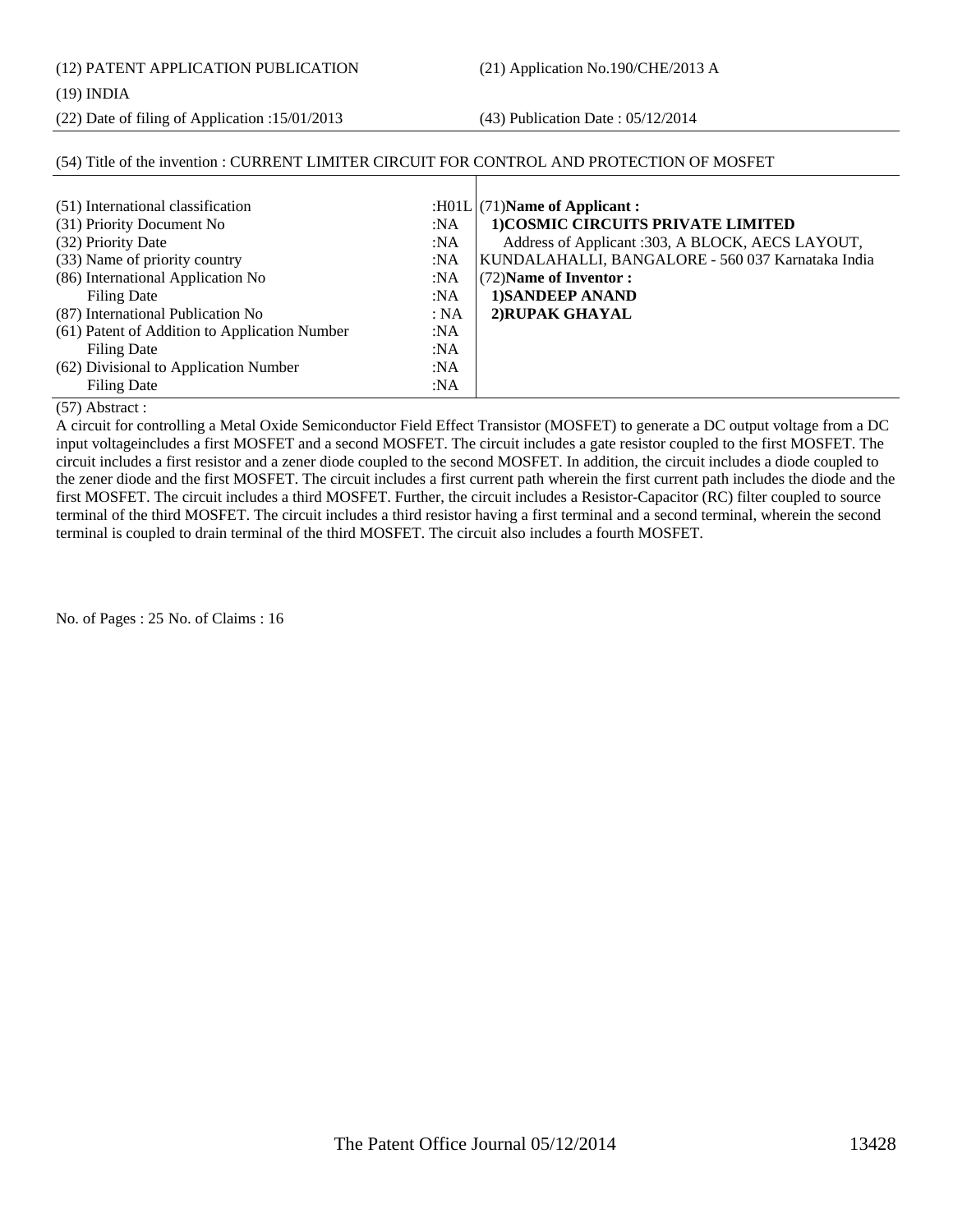(12) PATENT APPLICATION PUBLICATION

(21) Application No.190/CHE/2013 A

(19) INDIA

(22) Date of filing of Application :15/01/2013

(43) Publication Date : 05/12/2014

(54) Title of the invention : CURRENT LIMITER CIRCUIT FOR CONTROL AND PROTECTION OF MOSFET

| | | |
|---|---|---|
| (51) International classification | :H01L | (71)**Name of Applicant :** |
| (31) Priority Document No | :NA | **1)COSMIC CIRCUITS PRIVATE LIMITED** |
| (32) Priority Date | :NA | Address of Applicant :303, A BLOCK, AECS LAYOUT, |
| (33) Name of priority country | :NA | KUNDALAHALLI, BANGALORE - 560 037 Karnataka India |
| (86) International Application No | :NA | (72)**Name of Inventor :** |
| Filing Date | :NA | **1)SANDEEP ANAND** |
| (87) International Publication No | : NA | **2)RUPAK GHAYAL** |
| (61) Patent of Addition to Application Number | :NA | |
| Filing Date | :NA | |
| (62) Divisional to Application Number | :NA | |
| Filing Date | :NA | |

(57) Abstract :

A circuit for controlling a Metal Oxide Semiconductor Field Effect Transistor (MOSFET) to generate a DC output voltage from a DC input voltageincludes a first MOSFET and a second MOSFET. The circuit includes a gate resistor coupled to the first MOSFET. The circuit includes a first resistor and a zener diode coupled to the second MOSFET. In addition, the circuit includes a diode coupled to the zener diode and the first MOSFET. The circuit includes a first current path wherein the first current path includes the diode and the first MOSFET. The circuit includes a third MOSFET. Further, the circuit includes a Resistor-Capacitor (RC) filter coupled to source terminal of the third MOSFET. The circuit includes a third resistor having a first terminal and a second terminal, wherein the second terminal is coupled to drain terminal of the third MOSFET. The circuit also includes a fourth MOSFET.

No. of Pages : 25 No. of Claims : 16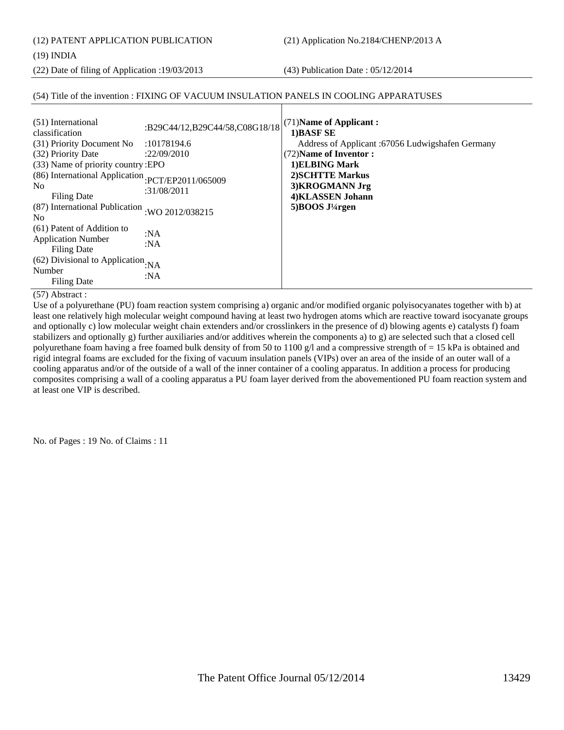(12) PATENT APPLICATION PUBLICATION

(21) Application No.2184/CHENP/2013 A

(19) INDIA

(22) Date of filing of Application :19/03/2013

(43) Publication Date : 05/12/2014

(54) Title of the invention : FIXING OF VACUUM INSULATION PANELS IN COOLING APPARATUSES

| | |
|---|---|
| (51) International classification | :B29C44/12,B29C44/58,C08G18/18 |
| (31) Priority Document No | :10178194.6 |
| (32) Priority Date | :22/09/2010 |
| (33) Name of priority country | :EPO |
| (86) International Application No<br>Filing Date | :PCT/EP2011/065009<br>:31/08/2011 |
| (87) International Publication No | :WO 2012/038215 |
| (61) Patent of Addition to Application Number<br>Filing Date | :NA<br>:NA |
| (62) Divisional to Application Number<br>Filing Date | :NA<br>:NA |

(71)**Name of Applicant :**
**1)BASF SE**
Address of Applicant :67056 Ludwigshafen Germany
(72)**Name of Inventor :**
**1)ELBING Mark**
**2)SCHTTE Markus**
**3)KROGMANN Jrg**
**4)KLASSEN Johann**
**5)BOOS J¼rgen**

(57) Abstract :
Use of a polyurethane (PU) foam reaction system comprising a) organic and/or modified organic polyisocyanates together with b) at least one relatively high molecular weight compound having at least two hydrogen atoms which are reactive toward isocyanate groups and optionally c) low molecular weight chain extenders and/or crosslinkers in the presence of d) blowing agents e) catalysts f) foam stabilizers and optionally g) further auxiliaries and/or additives wherein the components a) to g) are selected such that a closed cell polyurethane foam having a free foamed bulk density of from 50 to 1100 g/l and a compressive strength of = 15 kPa is obtained and rigid integral foams are excluded for the fixing of vacuum insulation panels (VIPs) over an area of the inside of an outer wall of a cooling apparatus and/or of the outside of a wall of the inner container of a cooling apparatus. In addition a process for producing composites comprising a wall of a cooling apparatus a PU foam layer derived from the abovementioned PU foam reaction system and at least one VIP is described.

No. of Pages : 19 No. of Claims : 11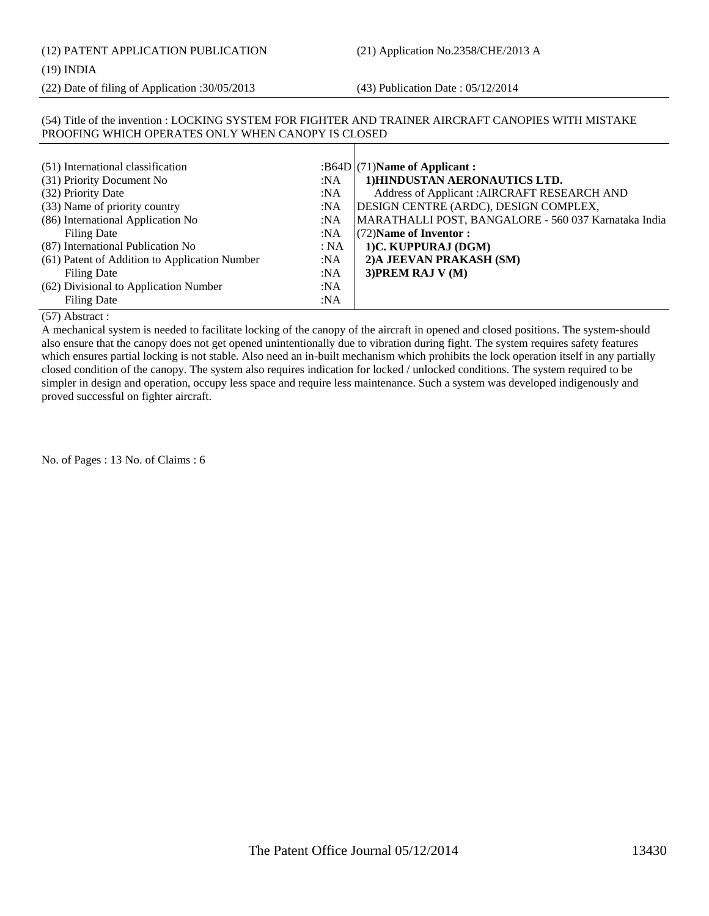(12) PATENT APPLICATION PUBLICATION | (21) Application No.2358/CHE/2013 A

(19) INDIA

(22) Date of filing of Application :30/05/2013 | (43) Publication Date : 05/12/2014

(54) Title of the invention : LOCKING SYSTEM FOR FIGHTER AND TRAINER AIRCRAFT CANOPIES WITH MISTAKE PROOFING WHICH OPERATES ONLY WHEN CANOPY IS CLOSED

| | | |
|---|---|---|
| (51) International classification | :B64D | (71)**Name of Applicant :** |
| (31) Priority Document No | :NA | **1)HINDUSTAN AERONAUTICS LTD.** |
| (32) Priority Date | :NA | Address of Applicant :AIRCRAFT RESEARCH AND |
| (33) Name of priority country | :NA | DESIGN CENTRE (ARDC), DESIGN COMPLEX, |
| (86) International Application No | :NA | MARATHALLI POST, BANGALORE - 560 037 Karnataka India |
| Filing Date | :NA | (72)**Name of Inventor :** |
| (87) International Publication No | : NA | **1)C. KUPPURAJ (DGM)** |
| (61) Patent of Addition to Application Number | :NA | **2)A JEEVAN PRAKASH (SM)** |
| Filing Date | :NA | **3)PREM RAJ V (M)** |
| (62) Divisional to Application Number | :NA | |
| Filing Date | :NA | |

(57) Abstract :

A mechanical system is needed to facilitate locking of the canopy of the aircraft in opened and closed positions. The system-should also ensure that the canopy does not get opened unintentionally due to vibration during fight. The system requires safety features which ensures partial locking is not stable. Also need an in-built mechanism which prohibits the lock operation itself in any partially closed condition of the canopy. The system also requires indication for locked / unlocked conditions. The system required to be simpler in design and operation, occupy less space and require less maintenance. Such a system was developed indigenously and proved successful on fighter aircraft.

No. of Pages : 13 No. of Claims : 6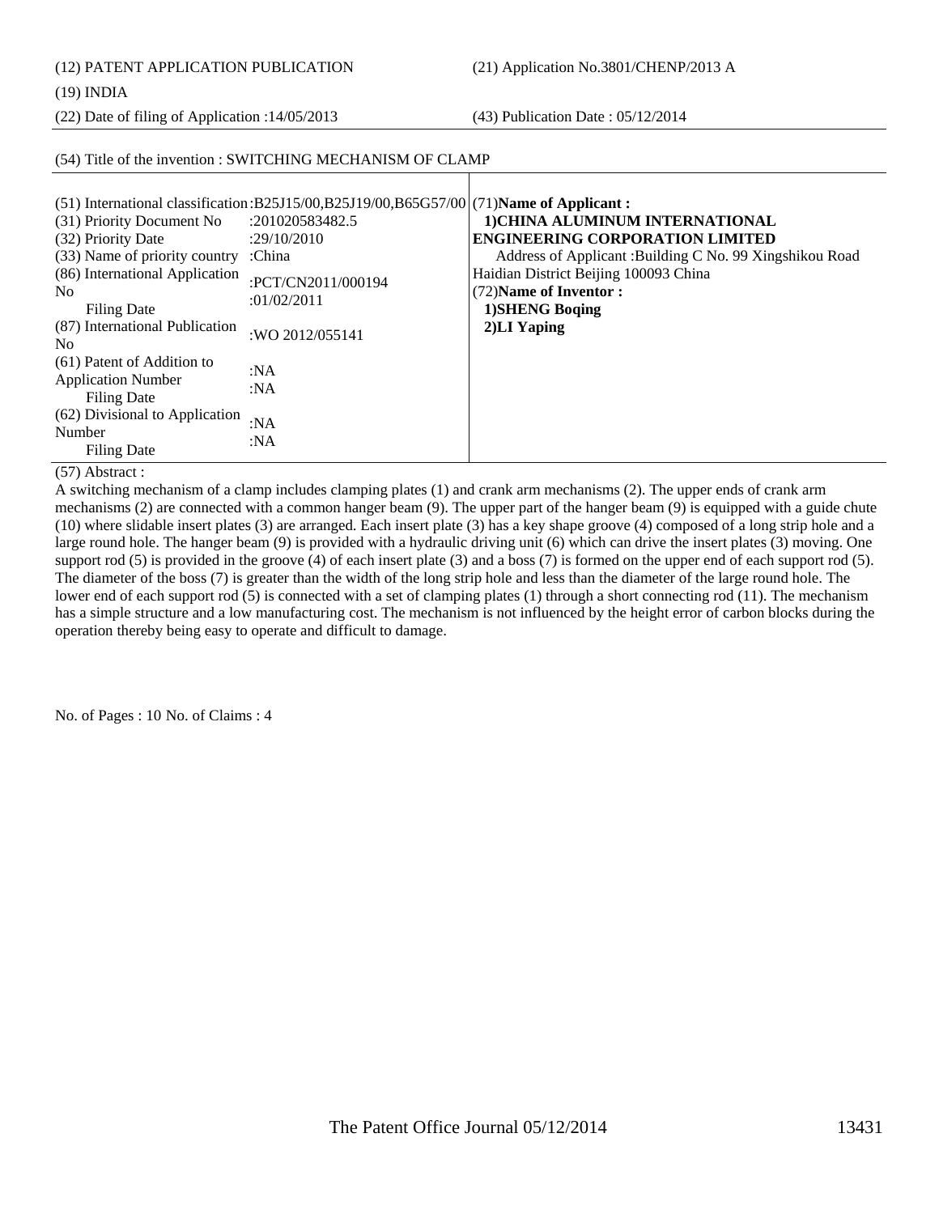(12) PATENT APPLICATION PUBLICATION

(21) Application No.3801/CHENP/2013 A

(19) INDIA

(22) Date of filing of Application :14/05/2013

(43) Publication Date : 05/12/2014

(54) Title of the invention : SWITCHING MECHANISM OF CLAMP

| | |
|---|---|
| (51) International classification | :B25J15/00,B25J19/00,B65G57/00 |
| (31) Priority Document No | :201020583482.5 |
| (32) Priority Date | :29/10/2010 |
| (33) Name of priority country | :China |
| (86) International Application No<br>Filing Date | :PCT/CN2011/000194<br>:01/02/2011 |
| (87) International Publication No | :WO 2012/055141 |
| (61) Patent of Addition to Application Number<br>Filing Date | :NA<br>:NA |
| (62) Divisional to Application Number<br>Filing Date | :NA<br>:NA |

(71)**Name of Applicant :**

**1)CHINA ALUMINUM INTERNATIONAL ENGINEERING CORPORATION LIMITED**

Address of Applicant :Building C No. 99 Xingshikou Road Haidian District Beijing 100093 China

(72)**Name of Inventor :**

**1)SHENG Boqing**

**2)LI Yaping**

(57) Abstract :

A switching mechanism of a clamp includes clamping plates (1) and crank arm mechanisms (2). The upper ends of crank arm mechanisms (2) are connected with a common hanger beam (9). The upper part of the hanger beam (9) is equipped with a guide chute (10) where slidable insert plates (3) are arranged. Each insert plate (3) has a key shape groove (4) composed of a long strip hole and a large round hole. The hanger beam (9) is provided with a hydraulic driving unit (6) which can drive the insert plates (3) moving. One support rod (5) is provided in the groove (4) of each insert plate (3) and a boss (7) is formed on the upper end of each support rod (5). The diameter of the boss (7) is greater than the width of the long strip hole and less than the diameter of the large round hole. The lower end of each support rod (5) is connected with a set of clamping plates (1) through a short connecting rod (11). The mechanism has a simple structure and a low manufacturing cost. The mechanism is not influenced by the height error of carbon blocks during the operation thereby being easy to operate and difficult to damage.

No. of Pages : 10 No. of Claims : 4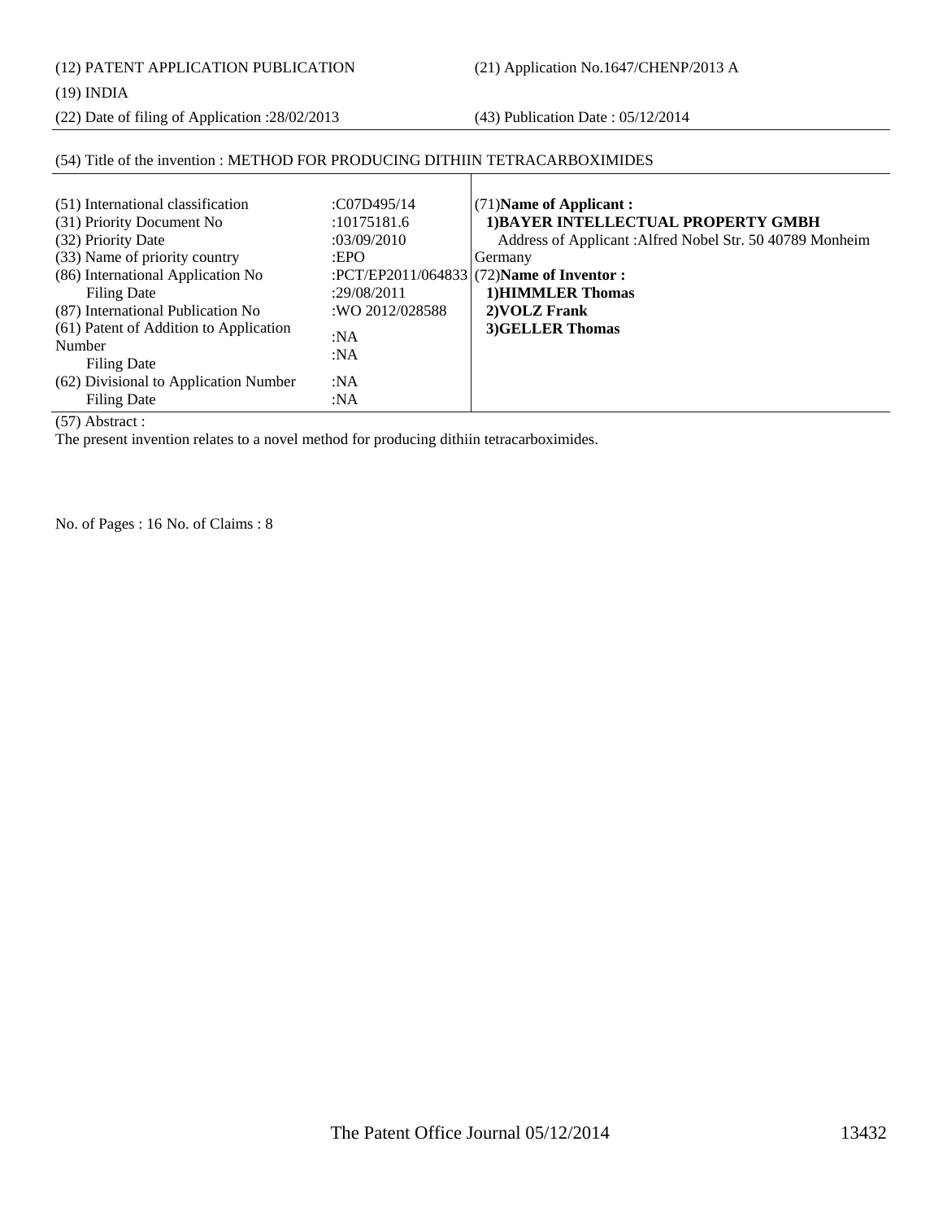(12) PATENT APPLICATION PUBLICATION (21) Application No.1647/CHENP/2013 A

(19) INDIA

(22) Date of filing of Application :28/02/2013 (43) Publication Date : 05/12/2014

(54) Title of the invention : METHOD FOR PRODUCING DITHIIN TETRACARBOXIMIDES

| | | |
|---|---|---|
| (51) International classification | :C07D495/14 | (71)**Name of Applicant :** |
| (31) Priority Document No | :10175181.6 | **1)BAYER INTELLECTUAL PROPERTY GMBH** |
| (32) Priority Date | :03/09/2010 | Address of Applicant :Alfred Nobel Str. 50 40789 Monheim |
| (33) Name of priority country | :EPO | Germany |
| (86) International Application No | :PCT/EP2011/064833 | (72)**Name of Inventor :** |
| Filing Date | :29/08/2011 | **1)HIMMLER Thomas** |
| (87) International Publication No | :WO 2012/028588 | **2)VOLZ Frank** |
| (61) Patent of Addition to Application Number | :NA | **3)GELLER Thomas** |
| Filing Date | :NA | |
| (62) Divisional to Application Number | :NA | |
| Filing Date | :NA | |

(57) Abstract :

The present invention relates to a novel method for producing dithiin tetracarboximides.

No. of Pages : 16 No. of Claims : 8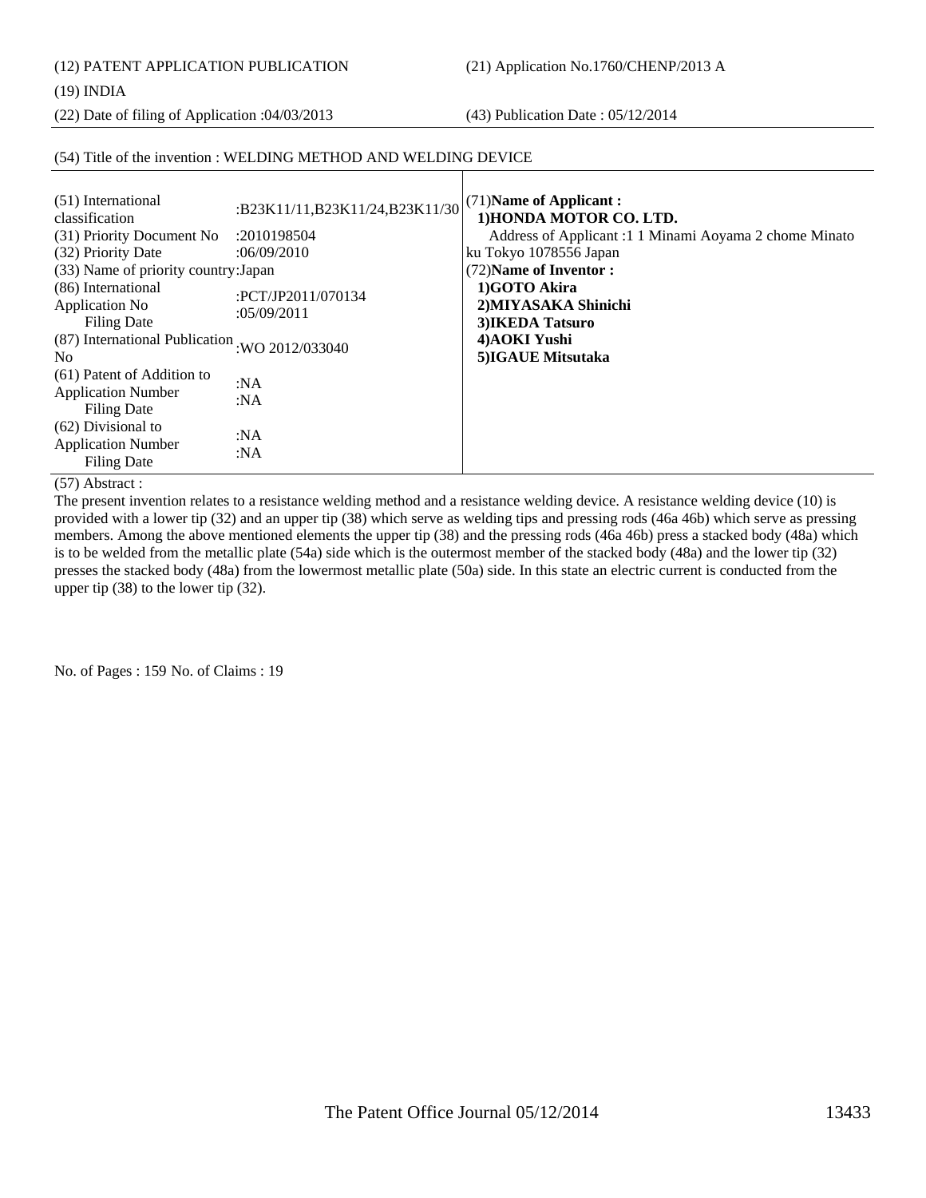(12) PATENT APPLICATION PUBLICATION

(21) Application No.1760/CHENP/2013 A

(19) INDIA

(22) Date of filing of Application :04/03/2013

(43) Publication Date : 05/12/2014

(54) Title of the invention : WELDING METHOD AND WELDING DEVICE

| | | |
|---|---|---|
| (51) International classification | :B23K11/11,B23K11/24,B23K11/30 | (71)**Name of Applicant :** **1)HONDA MOTOR CO. LTD.** Address of Applicant :1 1 Minami Aoyama 2 chome Minato ku Tokyo 1078556 Japan (72)**Name of Inventor :** **1)GOTO Akira** **2)MIYASAKA Shinichi** **3)IKEDA Tatsuro** **4)AOKI Yushi** **5)IGAUE Mitsutaka** |
| (31) Priority Document No | :2010198504 | |
| (32) Priority Date | :06/09/2010 | |
| (33) Name of priority country | :Japan | |
| (86) International Application No Filing Date | :PCT/JP2011/070134 :05/09/2011 | |
| (87) International Publication No | :WO 2012/033040 | |
| (61) Patent of Addition to Application Number Filing Date | :NA :NA | |
| (62) Divisional to Application Number Filing Date | :NA :NA | |

(57) Abstract :

The present invention relates to a resistance welding method and a resistance welding device. A resistance welding device (10) is provided with a lower tip (32) and an upper tip (38) which serve as welding tips and pressing rods (46a 46b) which serve as pressing members. Among the above mentioned elements the upper tip (38) and the pressing rods (46a 46b) press a stacked body (48a) which is to be welded from the metallic plate (54a) side which is the outermost member of the stacked body (48a) and the lower tip (32) presses the stacked body (48a) from the lowermost metallic plate (50a) side. In this state an electric current is conducted from the upper tip (38) to the lower tip (32).

No. of Pages : 159 No. of Claims : 19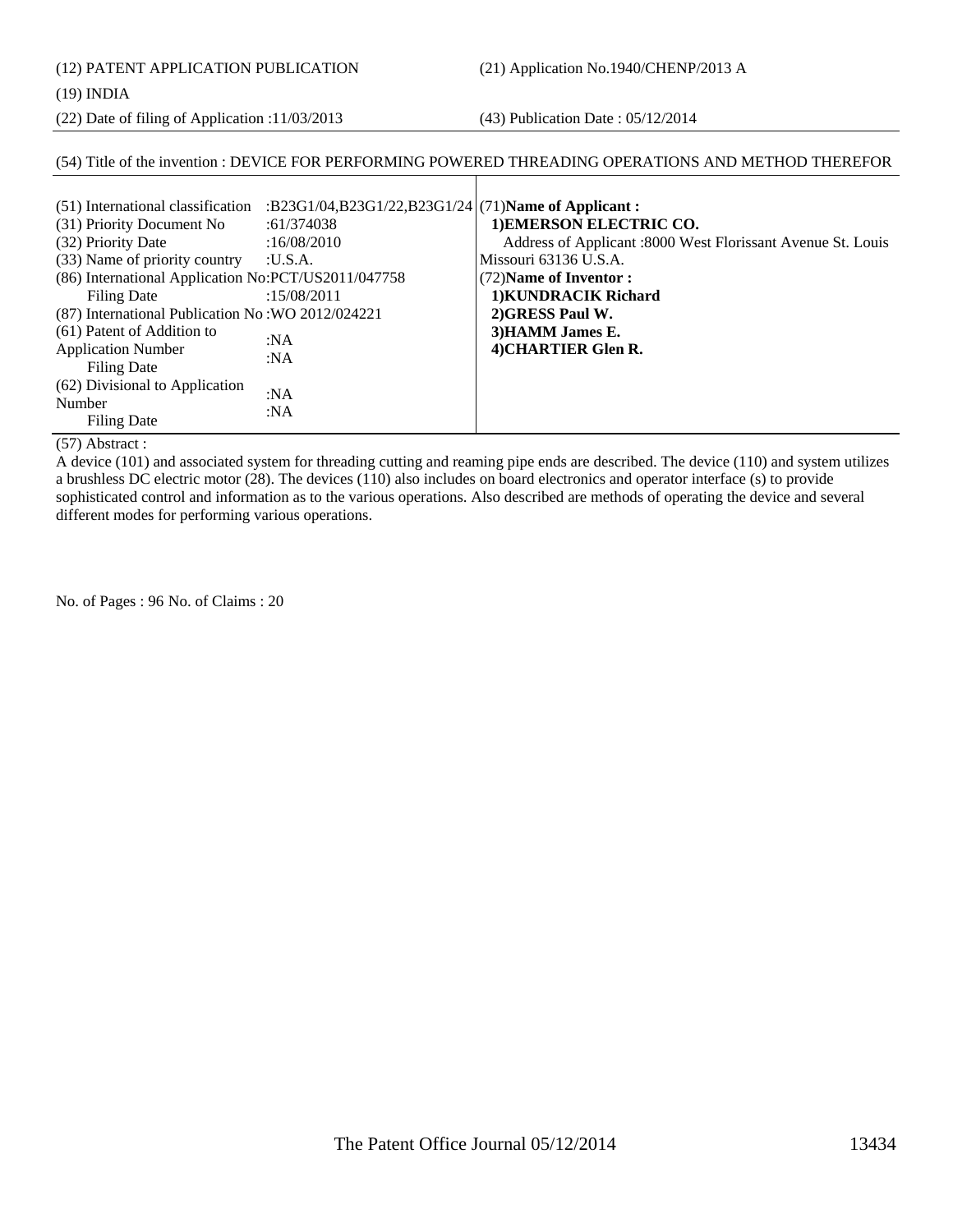(12) PATENT APPLICATION PUBLICATION

(21) Application No.1940/CHENP/2013 A

(19) INDIA

(22) Date of filing of Application :11/03/2013

(43) Publication Date : 05/12/2014

(54) Title of the invention : DEVICE FOR PERFORMING POWERED THREADING OPERATIONS AND METHOD THEREFOR

| | | |
|---|---|---|
| (51) International classification | :B23G1/04,B23G1/22,B23G1/24 | (71)**Name of Applicant :** |
| (31) Priority Document No | :61/374038 | **1)EMERSON ELECTRIC CO.** |
| (32) Priority Date | :16/08/2010 | Address of Applicant :8000 West Florissant Avenue St. Louis Missouri 63136 U.S.A. |
| (33) Name of priority country | :U.S.A. | (72)**Name of Inventor :** |
| (86) International Application No | :PCT/US2011/047758 | **1)KUNDRACIK Richard** |
| Filing Date | :15/08/2011 | **2)GRESS Paul W.** |
| (87) International Publication No | :WO 2012/024221 | **3)HAMM James E.** |
| (61) Patent of Addition to Application Number | :NA | **4)CHARTIER Glen R.** |
| Filing Date | :NA | |
| (62) Divisional to Application Number | :NA | |
| Filing Date | :NA | |

(57) Abstract :

A device (101) and associated system for threading cutting and reaming pipe ends are described. The device (110) and system utilizes a brushless DC electric motor (28). The devices (110) also includes on board electronics and operator interface (s) to provide sophisticated control and information as to the various operations. Also described are methods of operating the device and several different modes for performing various operations.

No. of Pages : 96 No. of Claims : 20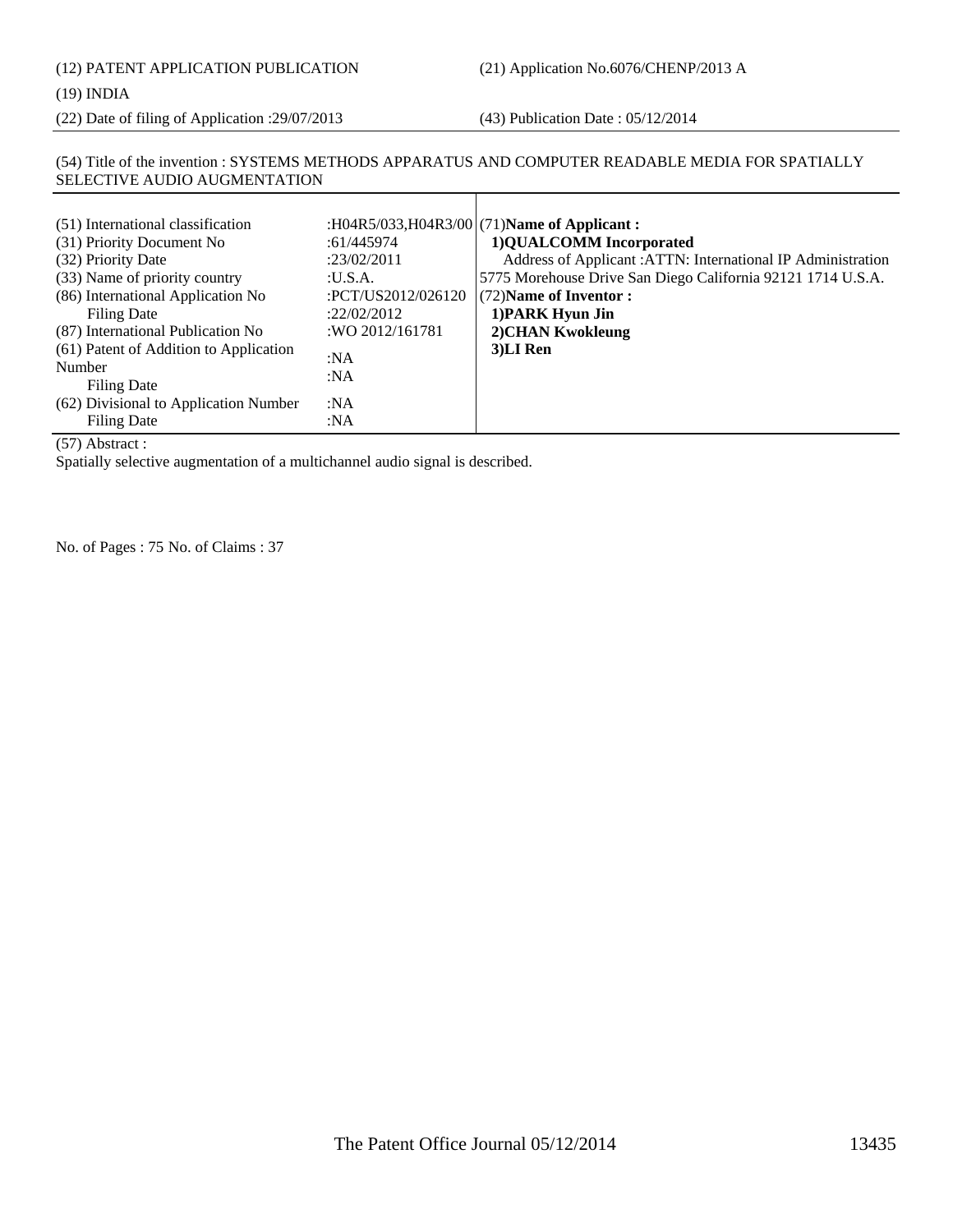(12) PATENT APPLICATION PUBLICATION

(21) Application No.6076/CHENP/2013 A

(19) INDIA

(22) Date of filing of Application :29/07/2013

(43) Publication Date : 05/12/2014

(54) Title of the invention : SYSTEMS METHODS APPARATUS AND COMPUTER READABLE MEDIA FOR SPATIALLY SELECTIVE AUDIO AUGMENTATION

| | | |
|---|---|---|
| (51) International classification | :H04R5/033,H04R3/00 | (71)**Name of Applicant :**<br>**1)QUALCOMM Incorporated**<br>Address of Applicant :ATTN: International IP Administration 5775 Morehouse Drive San Diego California 92121 1714 U.S.A.<br>(72)**Name of Inventor :**<br>**1)PARK Hyun Jin**<br>**2)CHAN Kwokleung**<br>**3)LI Ren** |
| (31) Priority Document No | :61/445974 | |
| (32) Priority Date | :23/02/2011 | |
| (33) Name of priority country | :U.S.A. | |
| (86) International Application No<br>Filing Date | :PCT/US2012/026120<br>:22/02/2012 | |
| (87) International Publication No | :WO 2012/161781 | |
| (61) Patent of Addition to Application Number<br>Filing Date | :NA<br>:NA | |
| (62) Divisional to Application Number<br>Filing Date | :NA<br>:NA | |

(57) Abstract :

Spatially selective augmentation of a multichannel audio signal is described.

No. of Pages : 75 No. of Claims : 37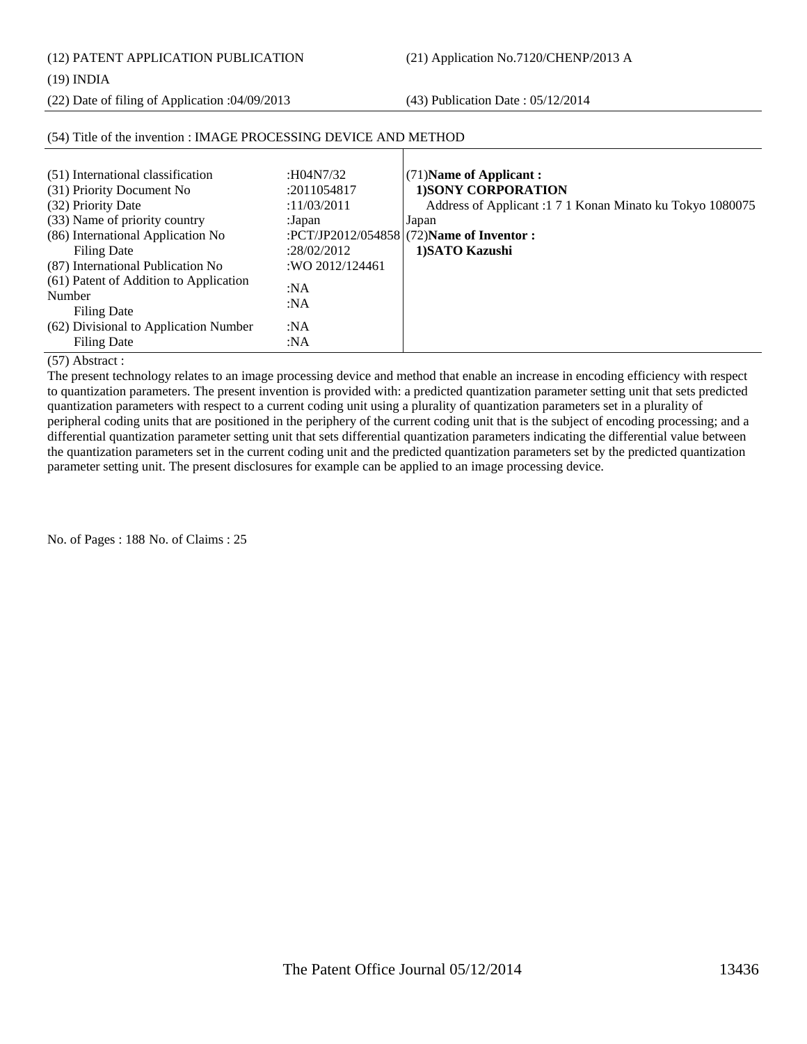(12) PATENT APPLICATION PUBLICATION

(21) Application No.7120/CHENP/2013 A

(19) INDIA

(22) Date of filing of Application :04/09/2013

(43) Publication Date : 05/12/2014

(54) Title of the invention : IMAGE PROCESSING DEVICE AND METHOD

| | | |
|---|---|---|
| (51) International classification | :H04N7/32 | (71)**Name of Applicant :** |
| (31) Priority Document No | :2011054817 | **1)SONY CORPORATION** |
| (32) Priority Date | :11/03/2011 | Address of Applicant :1 7 1 Konan Minato ku Tokyo 1080075 |
| (33) Name of priority country | :Japan | Japan |
| (86) International Application No | :PCT/JP2012/054858 | (72)**Name of Inventor :** |
| Filing Date | :28/02/2012 | **1)SATO Kazushi** |
| (87) International Publication No | :WO 2012/124461 | |
| (61) Patent of Addition to Application Number | :NA | |
| Filing Date | :NA | |
| (62) Divisional to Application Number | :NA | |
| Filing Date | :NA | |

(57) Abstract :

The present technology relates to an image processing device and method that enable an increase in encoding efficiency with respect to quantization parameters. The present invention is provided with: a predicted quantization parameter setting unit that sets predicted quantization parameters with respect to a current coding unit using a plurality of quantization parameters set in a plurality of peripheral coding units that are positioned in the periphery of the current coding unit that is the subject of encoding processing; and a differential quantization parameter setting unit that sets differential quantization parameters indicating the differential value between the quantization parameters set in the current coding unit and the predicted quantization parameters set by the predicted quantization parameter setting unit. The present disclosures for example can be applied to an image processing device.

No. of Pages : 188 No. of Claims : 25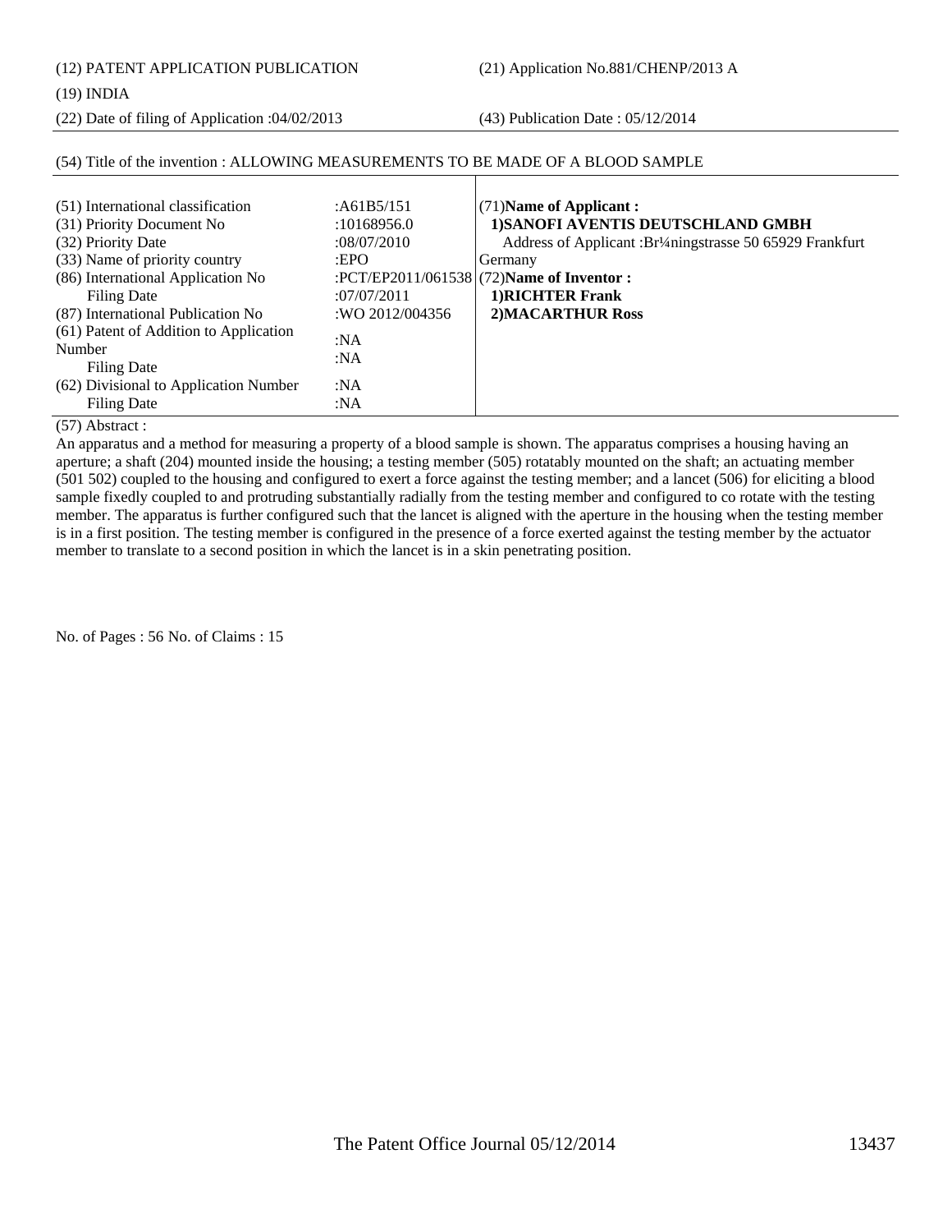(12) PATENT APPLICATION PUBLICATION (21) Application No.881/CHENP/2013 A

(19) INDIA

(22) Date of filing of Application :04/02/2013 (43) Publication Date : 05/12/2014

(54) Title of the invention : ALLOWING MEASUREMENTS TO BE MADE OF A BLOOD SAMPLE

| | | |
|---|---|---|
| (51) International classification | :A61B5/151 | (71)**Name of Applicant :** |
| (31) Priority Document No | :10168956.0 | **1)SANOFI AVENTIS DEUTSCHLAND GMBH** |
| (32) Priority Date | :08/07/2010 | Address of Applicant :Br¼ningstrasse 50 65929 Frankfurt |
| (33) Name of priority country | :EPO | Germany |
| (86) International Application No | :PCT/EP2011/061538 | (72)**Name of Inventor :** |
| Filing Date | :07/07/2011 | **1)RICHTER Frank** |
| (87) International Publication No | :WO 2012/004356 | **2)MACARTHUR Ross** |
| (61) Patent of Addition to Application Number | :NA | |
| Filing Date | :NA | |
| (62) Divisional to Application Number | :NA | |
| Filing Date | :NA | |

(57) Abstract :

An apparatus and a method for measuring a property of a blood sample is shown. The apparatus comprises a housing having an aperture; a shaft (204) mounted inside the housing; a testing member (505) rotatably mounted on the shaft; an actuating member (501 502) coupled to the housing and configured to exert a force against the testing member; and a lancet (506) for eliciting a blood sample fixedly coupled to and protruding substantially radially from the testing member and configured to co rotate with the testing member. The apparatus is further configured such that the lancet is aligned with the aperture in the housing when the testing member is in a first position. The testing member is configured in the presence of a force exerted against the testing member by the actuator member to translate to a second position in which the lancet is in a skin penetrating position.

No. of Pages : 56 No. of Claims : 15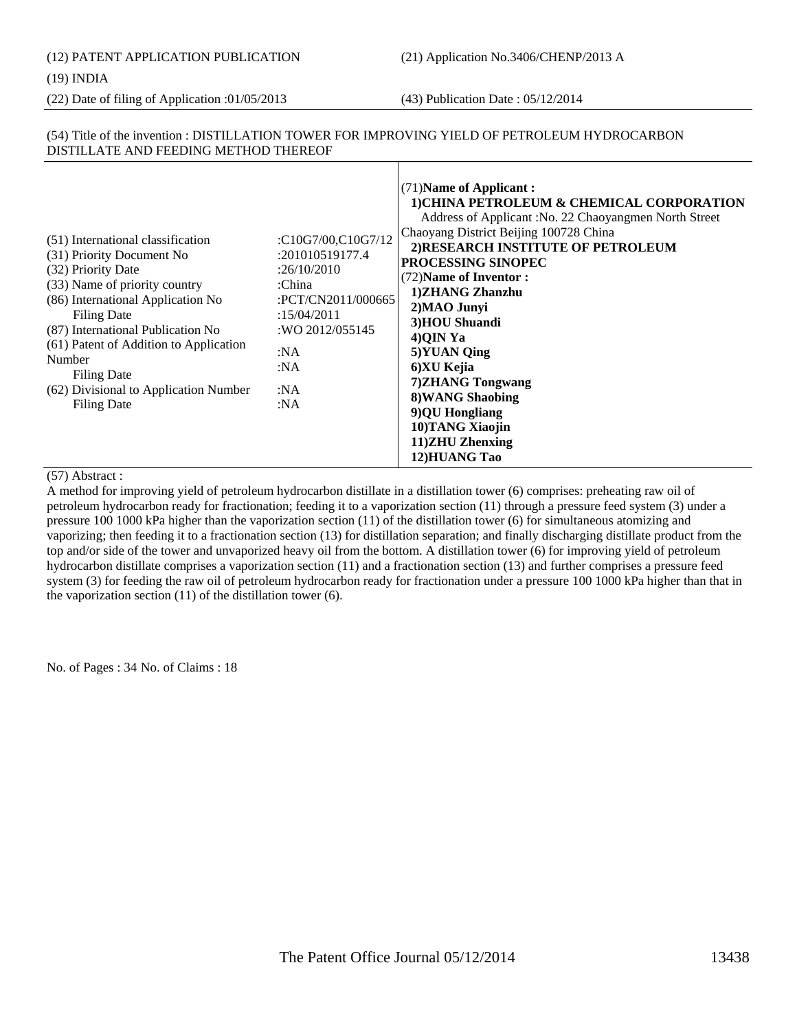(12) PATENT APPLICATION PUBLICATION

(21) Application No.3406/CHENP/2013 A

(19) INDIA

(22) Date of filing of Application :01/05/2013

(43) Publication Date : 05/12/2014

(54) Title of the invention : DISTILLATION TOWER FOR IMPROVING YIELD OF PETROLEUM HYDROCARBON DISTILLATE AND FEEDING METHOD THEREOF

| | |
|---|---|
| (51) International classification | :C10G7/00,C10G7/12 |
| (31) Priority Document No | :201010519177.4 |
| (32) Priority Date | :26/10/2010 |
| (33) Name of priority country | :China |
| (86) International Application No | :PCT/CN2011/000665 |
| Filing Date | :15/04/2011 |
| (87) International Publication No | :WO 2012/055145 |
| (61) Patent of Addition to Application Number | :NA |
| Filing Date | :NA |
| (62) Divisional to Application Number | :NA |
| Filing Date | :NA |

(71)**Name of Applicant :**
**1)CHINA PETROLEUM & CHEMICAL CORPORATION**
Address of Applicant :No. 22 Chaoyangmen North Street Chaoyang District Beijing 100728 China
**2)RESEARCH INSTITUTE OF PETROLEUM PROCESSING SINOPEC**

(72)**Name of Inventor :**
**1)ZHANG Zhanzhu**
**2)MAO Junyi**
**3)HOU Shuandi**
**4)QIN Ya**
**5)YUAN Qing**
**6)XU Kejia**
**7)ZHANG Tongwang**
**8)WANG Shaobing**
**9)QU Hongliang**
**10)TANG Xiaojin**
**11)ZHU Zhenxing**
**12)HUANG Tao**

(57) Abstract :

A method for improving yield of petroleum hydrocarbon distillate in a distillation tower (6) comprises: preheating raw oil of petroleum hydrocarbon ready for fractionation; feeding it to a vaporization section (11) through a pressure feed system (3) under a pressure 100 1000 kPa higher than the vaporization section (11) of the distillation tower (6) for simultaneous atomizing and vaporizing; then feeding it to a fractionation section (13) for distillation separation; and finally discharging distillate product from the top and/or side of the tower and unvaporized heavy oil from the bottom. A distillation tower (6) for improving yield of petroleum hydrocarbon distillate comprises a vaporization section (11) and a fractionation section (13) and further comprises a pressure feed system (3) for feeding the raw oil of petroleum hydrocarbon ready for fractionation under a pressure 100 1000 kPa higher than that in the vaporization section (11) of the distillation tower (6).

No. of Pages : 34 No. of Claims : 18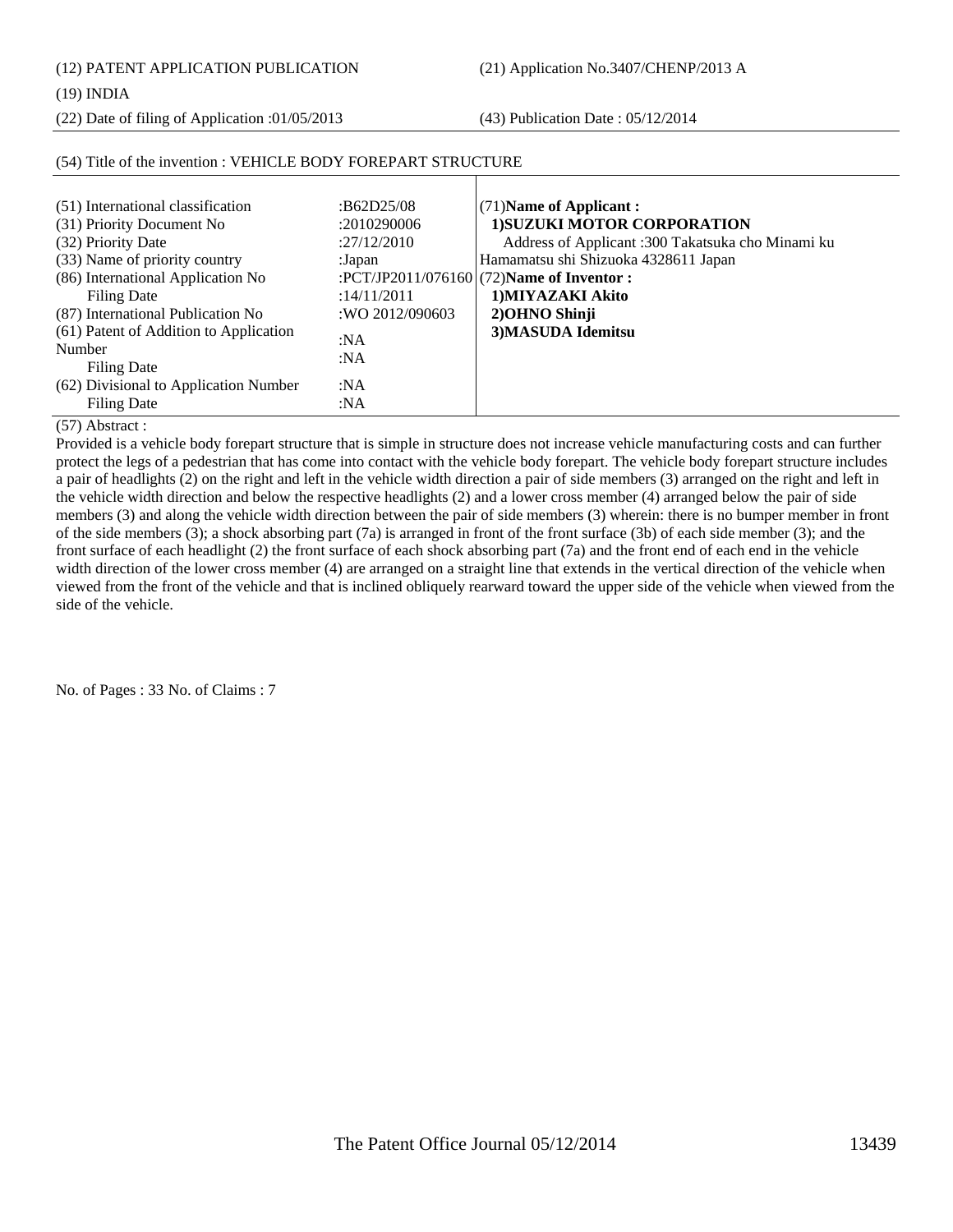(12) PATENT APPLICATION PUBLICATION

(21) Application No.3407/CHENP/2013 A

(19) INDIA

(22) Date of filing of Application :01/05/2013

(43) Publication Date : 05/12/2014

(54) Title of the invention : VEHICLE BODY FOREPART STRUCTURE

| | | |
|---|---|---|
| (51) International classification | :B62D25/08 | (71)**Name of Applicant :**<br>**1)SUZUKI MOTOR CORPORATION**<br>Address of Applicant :300 Takatsuka cho Minami ku Hamamatsu shi Shizuoka 4328611 Japan<br>(72)**Name of Inventor :**<br>**1)MIYAZAKI Akito**<br>**2)OHNO Shinji**<br>**3)MASUDA Idemitsu** |
| (31) Priority Document No | :2010290006 | |
| (32) Priority Date | :27/12/2010 | |
| (33) Name of priority country | :Japan | |
| (86) International Application No | :PCT/JP2011/076160 | |
| Filing Date | :14/11/2011 | |
| (87) International Publication No | :WO 2012/090603 | |
| (61) Patent of Addition to Application Number | :NA | |
| Filing Date | :NA | |
| (62) Divisional to Application Number | :NA | |
| Filing Date | :NA | |

(57) Abstract :

Provided is a vehicle body forepart structure that is simple in structure does not increase vehicle manufacturing costs and can further protect the legs of a pedestrian that has come into contact with the vehicle body forepart. The vehicle body forepart structure includes a pair of headlights (2) on the right and left in the vehicle width direction a pair of side members (3) arranged on the right and left in the vehicle width direction and below the respective headlights (2) and a lower cross member (4) arranged below the pair of side members (3) and along the vehicle width direction between the pair of side members (3) wherein: there is no bumper member in front of the side members (3); a shock absorbing part (7a) is arranged in front of the front surface (3b) of each side member (3); and the front surface of each headlight (2) the front surface of each shock absorbing part (7a) and the front end of each end in the vehicle width direction of the lower cross member (4) are arranged on a straight line that extends in the vertical direction of the vehicle when viewed from the front of the vehicle and that is inclined obliquely rearward toward the upper side of the vehicle when viewed from the side of the vehicle.

No. of Pages : 33 No. of Claims : 7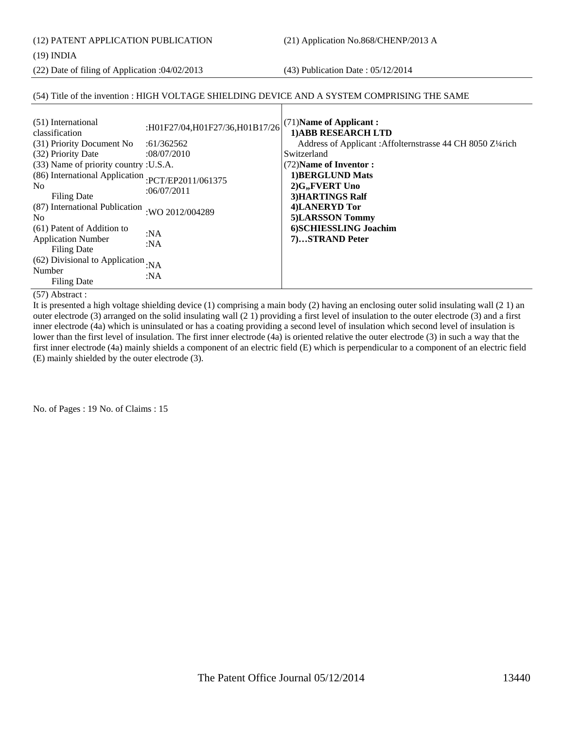(12) PATENT APPLICATION PUBLICATION

(21) Application No.868/CHENP/2013 A

(19) INDIA

(22) Date of filing of Application :04/02/2013

(43) Publication Date : 05/12/2014

(54) Title of the invention : HIGH VOLTAGE SHIELDING DEVICE AND A SYSTEM COMPRISING THE SAME

| | | |
|---|---|---|
| (51) International classification | :H01F27/04,H01F27/36,H01B17/26 | (71)**Name of Applicant :**<br>**1)ABB RESEARCH LTD**<br>Address of Applicant :Affolternstrasse 44 CH 8050 Z¼rich Switzerland<br>(72)**Name of Inventor :**<br>**1)BERGLUND Mats**<br>**2)G„FVERT Uno**<br>**3)HARTINGS Ralf**<br>**4)LANERYD Tor**<br>**5)LARSSON Tommy**<br>**6)SCHIESSLING Joachim**<br>**7)…STRAND Peter** |
| (31) Priority Document No | :61/362562 | |
| (32) Priority Date | :08/07/2010 | |
| (33) Name of priority country | :U.S.A. | |
| (86) International Application No<br>Filing Date | :PCT/EP2011/061375<br>:06/07/2011 | |
| (87) International Publication No | :WO 2012/004289 | |
| (61) Patent of Addition to Application Number<br>Filing Date | :NA<br>:NA | |
| (62) Divisional to Application Number<br>Filing Date | :NA<br>:NA | |

(57) Abstract :

It is presented a high voltage shielding device (1) comprising a main body (2) having an enclosing outer solid insulating wall (2 1) an outer electrode (3) arranged on the solid insulating wall (2 1) providing a first level of insulation to the outer electrode (3) and a first inner electrode (4a) which is uninsulated or has a coating providing a second level of insulation which second level of insulation is lower than the first level of insulation. The first inner electrode (4a) is oriented relative the outer electrode (3) in such a way that the first inner electrode (4a) mainly shields a component of an electric field (E) which is perpendicular to a component of an electric field (E) mainly shielded by the outer electrode (3).

No. of Pages : 19 No. of Claims : 15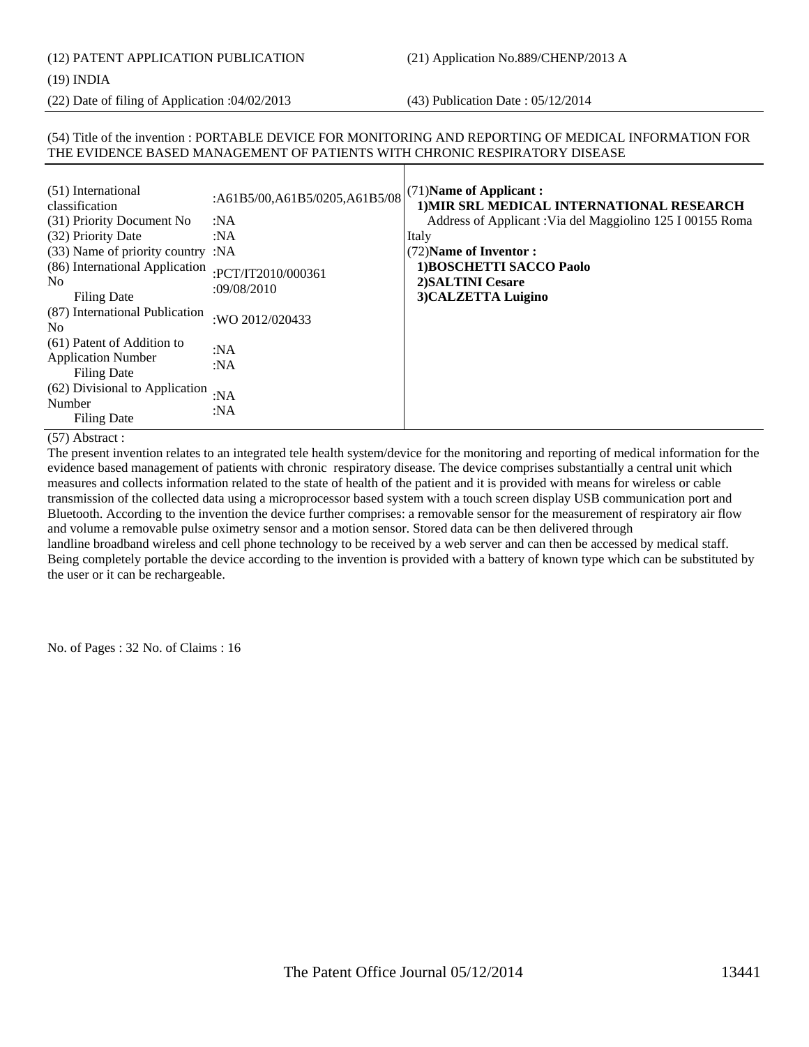(12) PATENT APPLICATION PUBLICATION

(19) INDIA

(22) Date of filing of Application :04/02/2013

(21) Application No.889/CHENP/2013 A

(43) Publication Date : 05/12/2014

(54) Title of the invention : PORTABLE DEVICE FOR MONITORING AND REPORTING OF MEDICAL INFORMATION FOR THE EVIDENCE BASED MANAGEMENT OF PATIENTS WITH CHRONIC RESPIRATORY DISEASE

| | |
|---|---|
| (51) International classification | :A61B5/00,A61B5/0205,A61B5/08 |
| (31) Priority Document No | :NA |
| (32) Priority Date | :NA |
| (33) Name of priority country | :NA |
| (86) International Application No<br>Filing Date | :PCT/IT2010/000361<br>:09/08/2010 |
| (87) International Publication No | :WO 2012/020433 |
| (61) Patent of Addition to Application Number<br>Filing Date | :NA<br>:NA |
| (62) Divisional to Application Number<br>Filing Date | :NA<br>:NA |

(71)**Name of Applicant :**
**1)MIR SRL MEDICAL INTERNATIONAL RESEARCH**
Address of Applicant :Via del Maggiolino 125 I 00155 Roma Italy

(72)**Name of Inventor :**
**1)BOSCHETTI SACCO Paolo**
**2)SALTINI Cesare**
**3)CALZETTA Luigino**

(57) Abstract :

The present invention relates to an integrated tele health system/device for the monitoring and reporting of medical information for the evidence based management of patients with chronic respiratory disease. The device comprises substantially a central unit which measures and collects information related to the state of health of the patient and it is provided with means for wireless or cable transmission of the collected data using a microprocessor based system with a touch screen display USB communication port and Bluetooth. According to the invention the device further comprises: a removable sensor for the measurement of respiratory air flow and volume a removable pulse oximetry sensor and a motion sensor. Stored data can be then delivered through landline broadband wireless and cell phone technology to be received by a web server and can then be accessed by medical staff. Being completely portable the device according to the invention is provided with a battery of known type which can be substituted by the user or it can be rechargeable.

No. of Pages : 32 No. of Claims : 16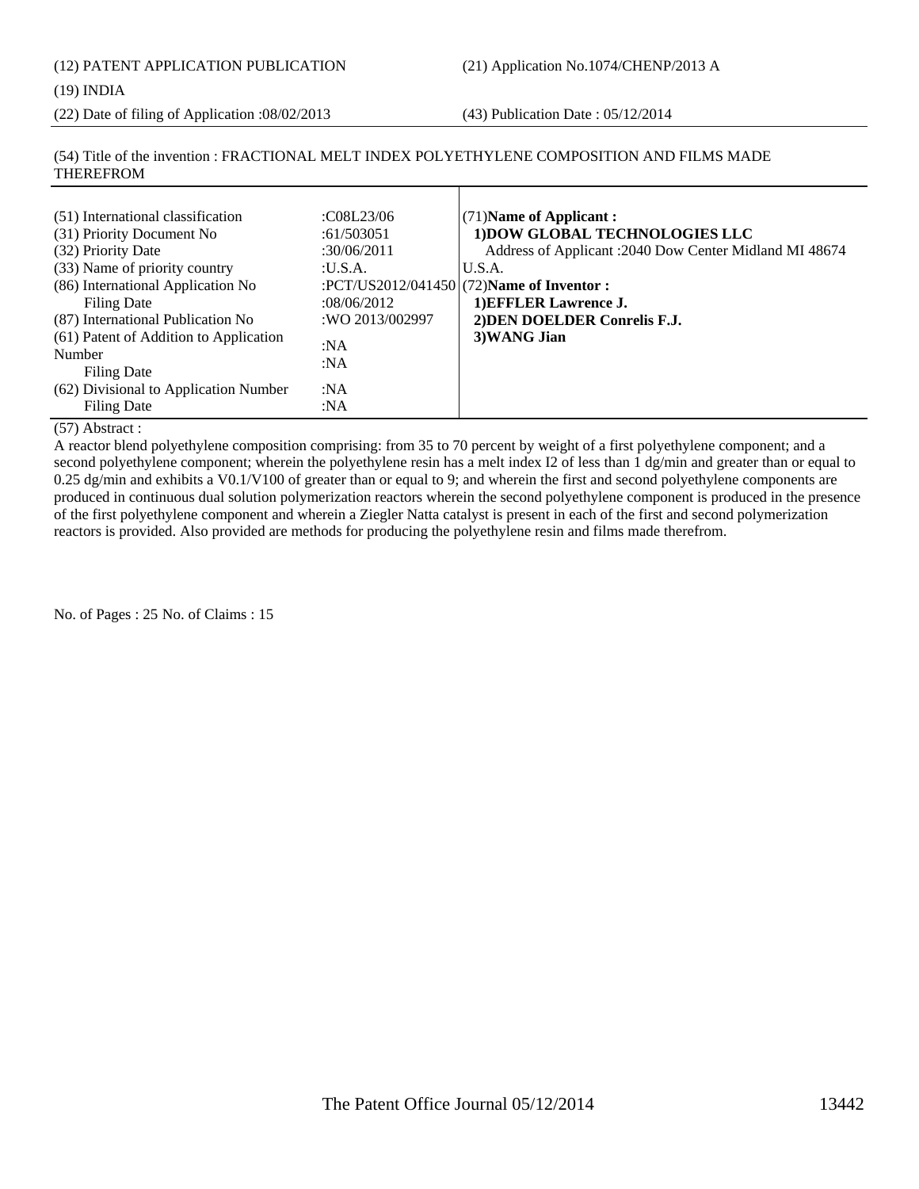(12) PATENT APPLICATION PUBLICATION

(21) Application No.1074/CHENP/2013 A

(19) INDIA

(22) Date of filing of Application :08/02/2013

(43) Publication Date : 05/12/2014

(54) Title of the invention : FRACTIONAL MELT INDEX POLYETHYLENE COMPOSITION AND FILMS MADE THEREFROM

| | | |
|---|---|---|
| (51) International classification | :C08L23/06 | (71)**Name of Applicant :**<br>**1)DOW GLOBAL TECHNOLOGIES LLC**<br>Address of Applicant :2040 Dow Center Midland MI 48674 U.S.A. |
| (31) Priority Document No | :61/503051 | |
| (32) Priority Date | :30/06/2011 | |
| (33) Name of priority country | :U.S.A. | |
| (86) International Application No<br>Filing Date | :PCT/US2012/041450<br>:08/06/2012 | (72)**Name of Inventor :**<br>**1)EFFLER Lawrence J.**<br>**2)DEN DOELDER Conrelis F.J.**<br>**3)WANG Jian** |
| (87) International Publication No | :WO 2013/002997 | |
| (61) Patent of Addition to Application Number<br>Filing Date | :NA<br>:NA | |
| (62) Divisional to Application Number<br>Filing Date | :NA<br>:NA | |

(57) Abstract :

A reactor blend polyethylene composition comprising: from 35 to 70 percent by weight of a first polyethylene component; and a second polyethylene component; wherein the polyethylene resin has a melt index I2 of less than 1 dg/min and greater than or equal to 0.25 dg/min and exhibits a V0.1/V100 of greater than or equal to 9; and wherein the first and second polyethylene components are produced in continuous dual solution polymerization reactors wherein the second polyethylene component is produced in the presence of the first polyethylene component and wherein a Ziegler Natta catalyst is present in each of the first and second polymerization reactors is provided. Also provided are methods for producing the polyethylene resin and films made therefrom.

No. of Pages : 25 No. of Claims : 15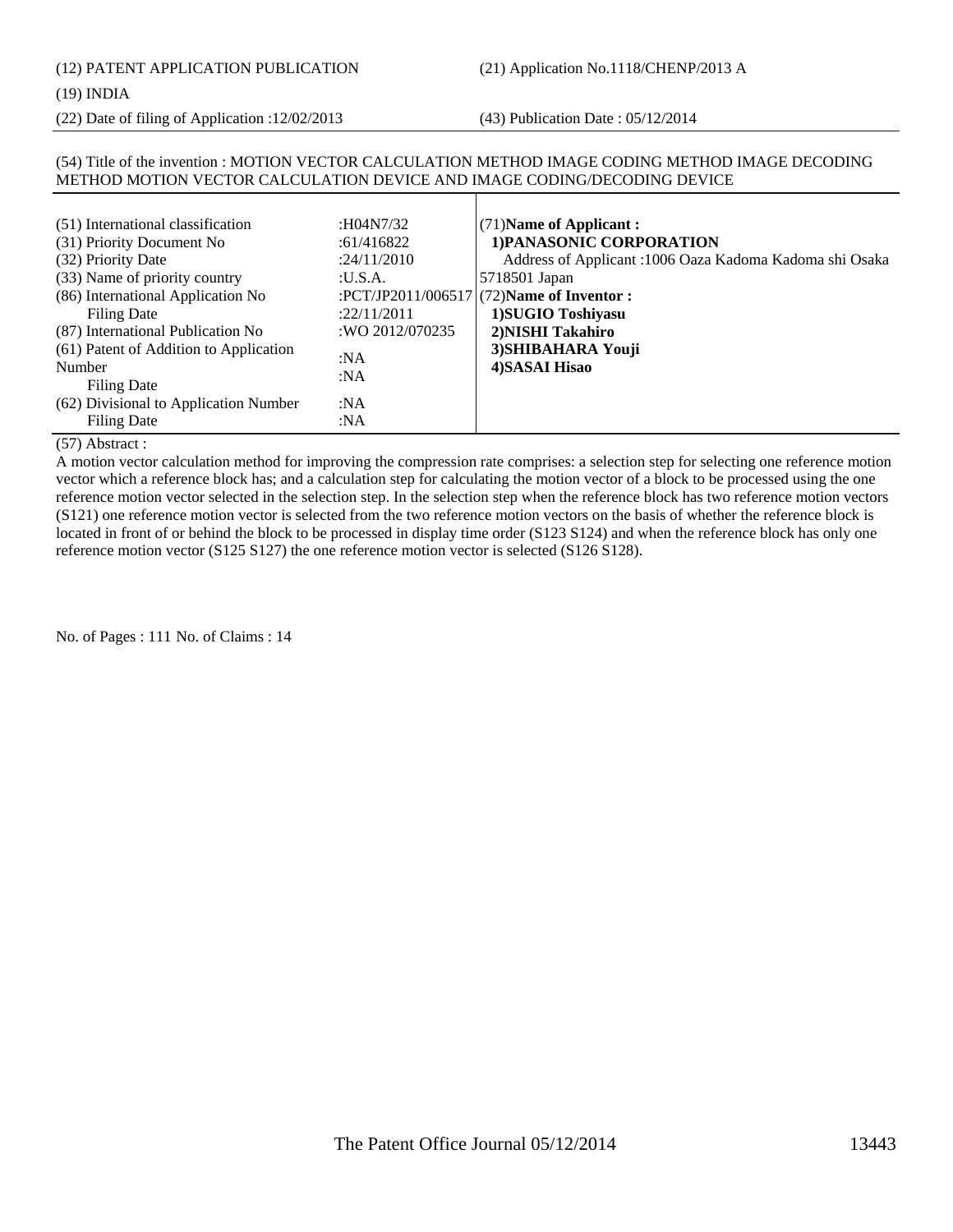(12) PATENT APPLICATION PUBLICATION

(21) Application No.1118/CHENP/2013 A

(19) INDIA

(22) Date of filing of Application :12/02/2013

(43) Publication Date : 05/12/2014

(54) Title of the invention : MOTION VECTOR CALCULATION METHOD IMAGE CODING METHOD IMAGE DECODING METHOD MOTION VECTOR CALCULATION DEVICE AND IMAGE CODING/DECODING DEVICE

| | |
|---|---|
| (51) International classification | :H04N7/32 |
| (31) Priority Document No | :61/416822 |
| (32) Priority Date | :24/11/2010 |
| (33) Name of priority country | :U.S.A. |
| (86) International Application No | :PCT/JP2011/006517 |
| Filing Date | :22/11/2011 |
| (87) International Publication No | :WO 2012/070235 |
| (61) Patent of Addition to Application Number | :NA |
| Filing Date | :NA |
| (62) Divisional to Application Number | :NA |
| Filing Date | :NA |

(71)**Name of Applicant :**

**1)PANASONIC CORPORATION**

Address of Applicant :1006 Oaza Kadoma Kadoma shi Osaka 5718501 Japan

(72)**Name of Inventor :**

**1)SUGIO Toshiyasu**

**2)NISHI Takahiro**

**3)SHIBAHARA Youji**

**4)SASAI Hisao**

(57) Abstract :

A motion vector calculation method for improving the compression rate comprises: a selection step for selecting one reference motion vector which a reference block has; and a calculation step for calculating the motion vector of a block to be processed using the one reference motion vector selected in the selection step. In the selection step when the reference block has two reference motion vectors (S121) one reference motion vector is selected from the two reference motion vectors on the basis of whether the reference block is located in front of or behind the block to be processed in display time order (S123 S124) and when the reference block has only one reference motion vector (S125 S127) the one reference motion vector is selected (S126 S128).

No. of Pages : 111 No. of Claims : 14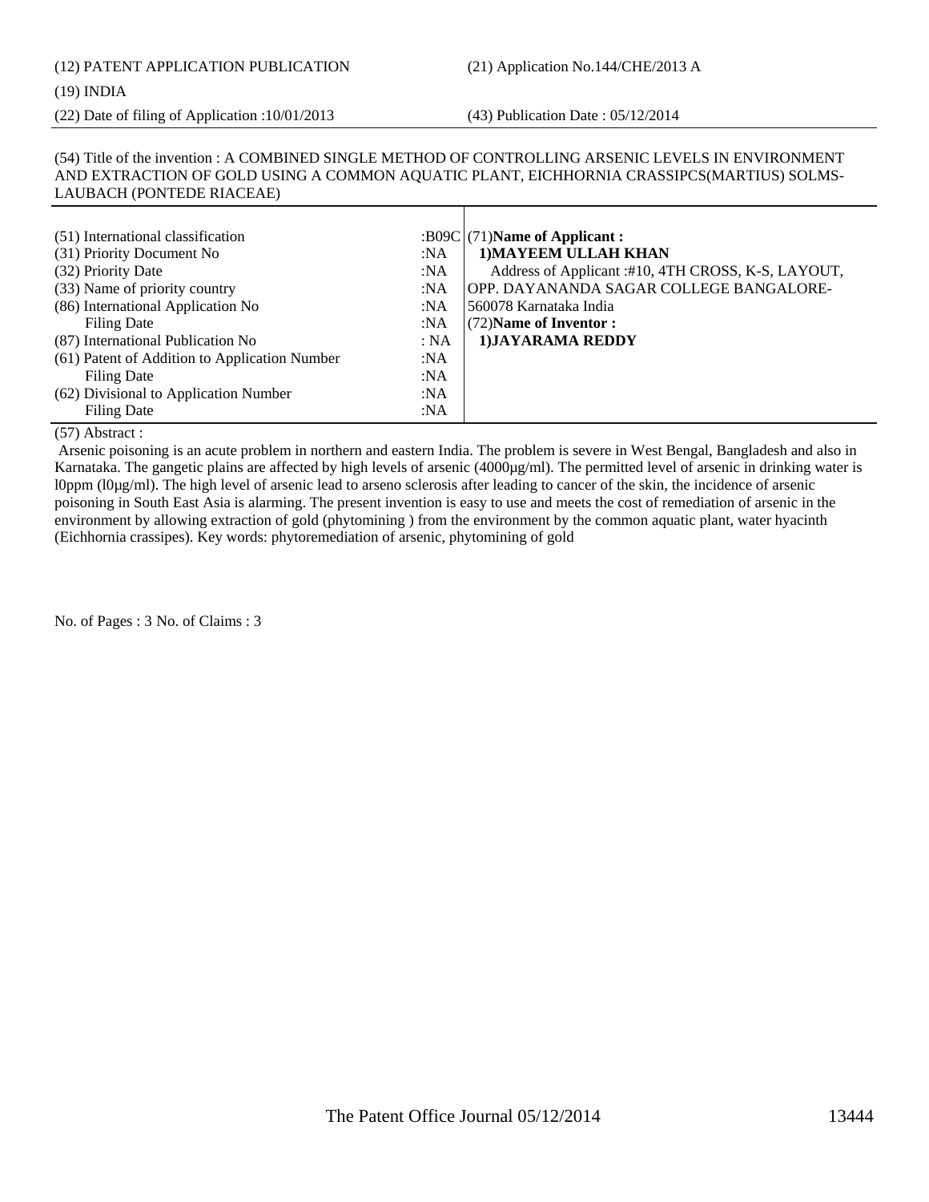(12) PATENT APPLICATION PUBLICATION

(21) Application No.144/CHE/2013 A

(19) INDIA

(22) Date of filing of Application :10/01/2013

(43) Publication Date : 05/12/2014

(54) Title of the invention : A COMBINED SINGLE METHOD OF CONTROLLING ARSENIC LEVELS IN ENVIRONMENT AND EXTRACTION OF GOLD USING A COMMON AQUATIC PLANT, EICHHORNIA CRASSIPCS(MARTIUS) SOLMS-LAUBACH (PONTEDE RIACEAE)

| | | |
|---|---|---|
| (51) International classification | :B09C | (71)**Name of Applicant :** |
| (31) Priority Document No | :NA | **1)MAYEEM ULLAH KHAN** |
| (32) Priority Date | :NA | Address of Applicant :#10, 4TH CROSS, K-S, LAYOUT, |
| (33) Name of priority country | :NA | OPP. DAYANANDA SAGAR COLLEGE BANGALORE- |
| (86) International Application No | :NA | 560078 Karnataka India |
| Filing Date | :NA | (72)**Name of Inventor :** |
| (87) International Publication No | : NA | **1)JAYARAMA REDDY** |
| (61) Patent of Addition to Application Number | :NA | |
| Filing Date | :NA | |
| (62) Divisional to Application Number | :NA | |
| Filing Date | :NA | |

(57) Abstract :

Arsenic poisoning is an acute problem in northern and eastern India. The problem is severe in West Bengal, Bangladesh and also in Karnataka. The gangetic plains are affected by high levels of arsenic (4000µg/ml). The permitted level of arsenic in drinking water is l0ppm (l0µg/ml). The high level of arsenic lead to arseno sclerosis after leading to cancer of the skin, the incidence of arsenic poisoning in South East Asia is alarming. The present invention is easy to use and meets the cost of remediation of arsenic in the environment by allowing extraction of gold (phytomining ) from the environment by the common aquatic plant, water hyacinth (Eichhornia crassipes). Key words: phytoremediation of arsenic, phytomining of gold

No. of Pages : 3 No. of Claims : 3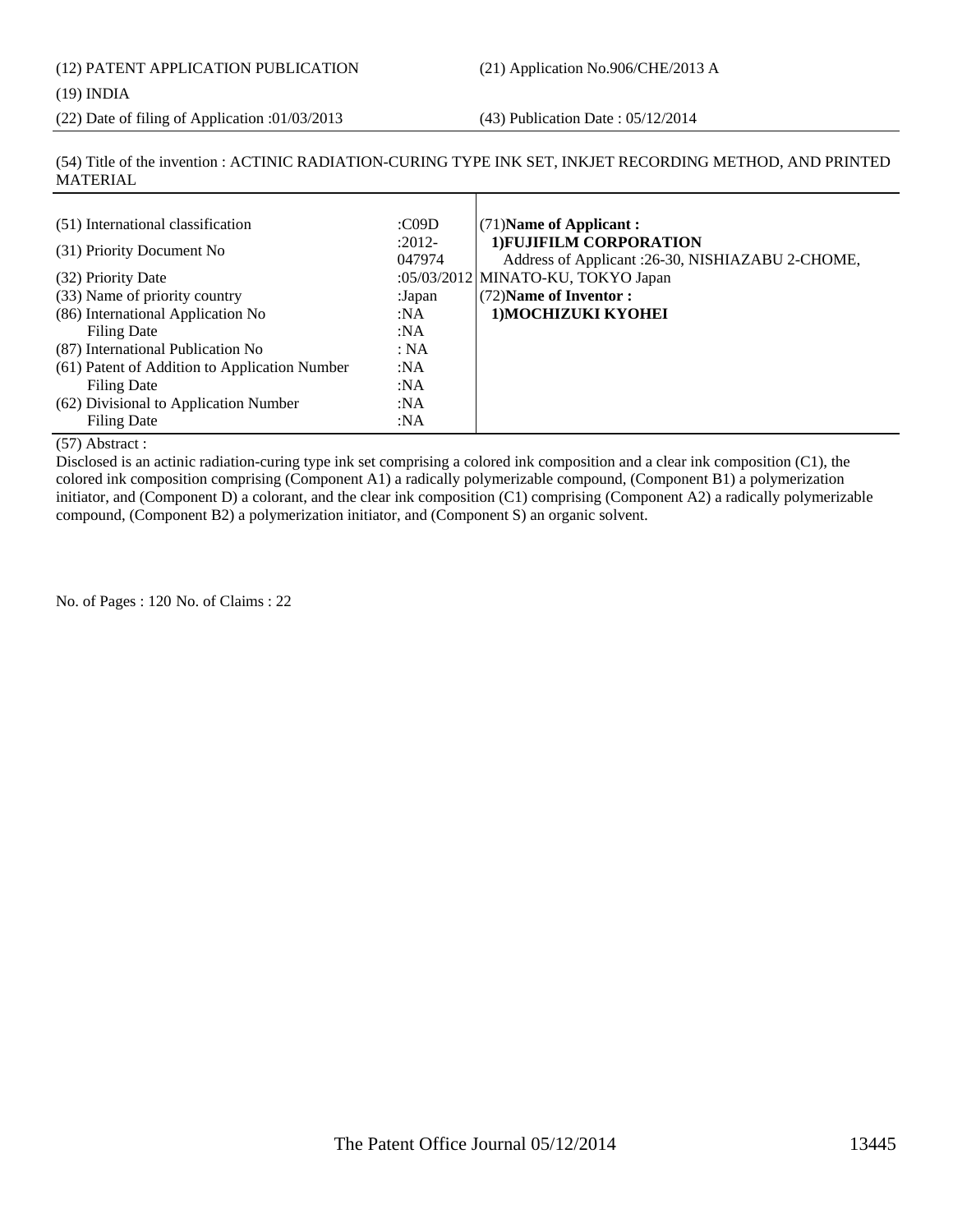(12) PATENT APPLICATION PUBLICATION

(21) Application No.906/CHE/2013 A

(19) INDIA

(22) Date of filing of Application :01/03/2013

(43) Publication Date : 05/12/2014

(54) Title of the invention : ACTINIC RADIATION-CURING TYPE INK SET, INKJET RECORDING METHOD, AND PRINTED MATERIAL

| | | |
|---|---|---|
| (51) International classification | :C09D | (71)**Name of Applicant :** |
| (31) Priority Document No | :2012-047974 | **1)FUJIFILM CORPORATION** |
| (32) Priority Date | :05/03/2012 | Address of Applicant :26-30, NISHIAZABU 2-CHOME, MINATO-KU, TOKYO Japan |
| (33) Name of priority country | :Japan | (72)**Name of Inventor :** |
| (86) International Application No | :NA | **1)MOCHIZUKI KYOHEI** |
| Filing Date | :NA | |
| (87) International Publication No | : NA | |
| (61) Patent of Addition to Application Number | :NA | |
| Filing Date | :NA | |
| (62) Divisional to Application Number | :NA | |
| Filing Date | :NA | |

(57) Abstract :

Disclosed is an actinic radiation-curing type ink set comprising a colored ink composition and a clear ink composition (C1), the colored ink composition comprising (Component A1) a radically polymerizable compound, (Component B1) a polymerization initiator, and (Component D) a colorant, and the clear ink composition (C1) comprising (Component A2) a radically polymerizable compound, (Component B2) a polymerization initiator, and (Component S) an organic solvent.

No. of Pages : 120 No. of Claims : 22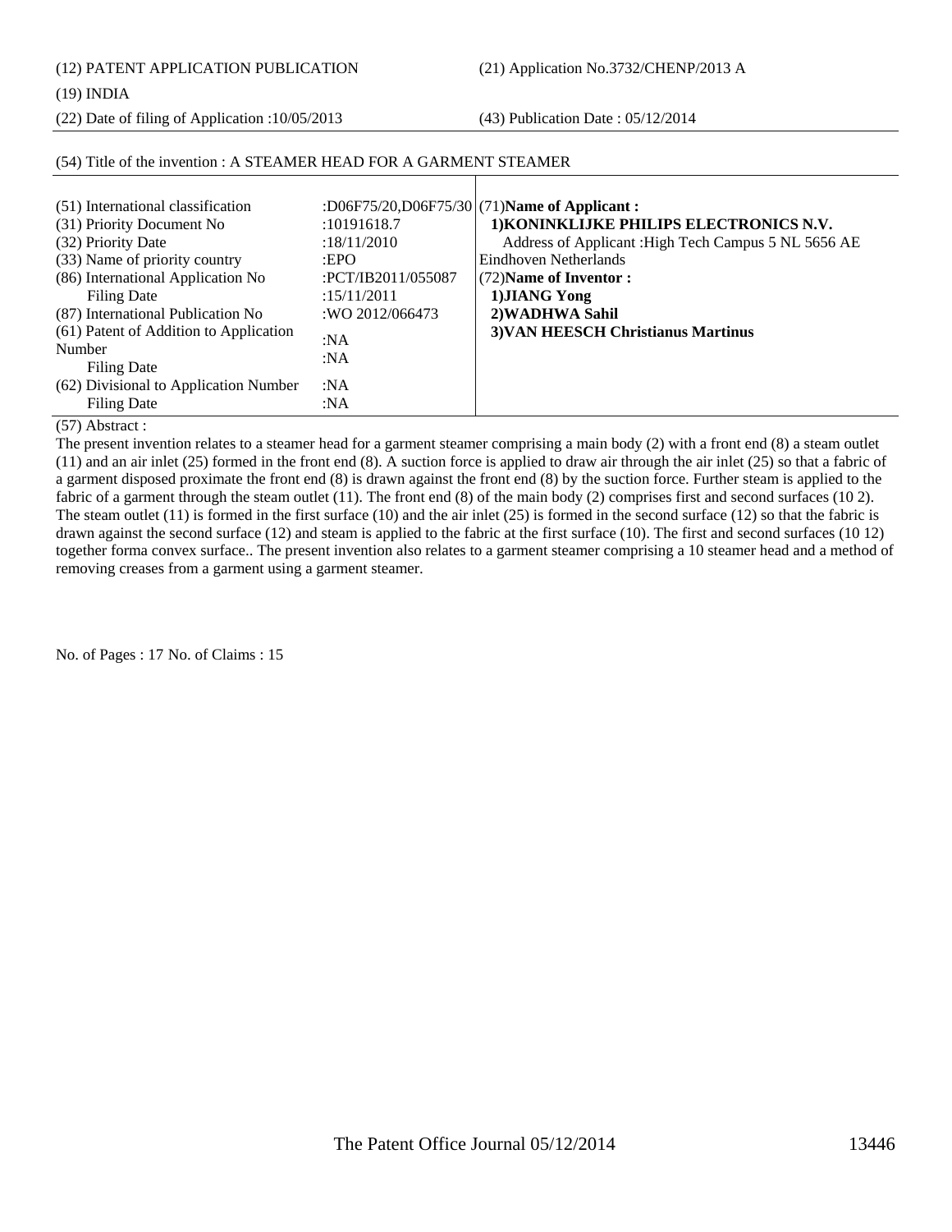(12) PATENT APPLICATION PUBLICATION

(21) Application No.3732/CHENP/2013 A

(19) INDIA

(22) Date of filing of Application :10/05/2013

(43) Publication Date : 05/12/2014

(54) Title of the invention : A STEAMER HEAD FOR A GARMENT STEAMER

| | | |
|---|---|---|
| (51) International classification | :D06F75/20,D06F75/30 | (71)**Name of Applicant :** |
| (31) Priority Document No | :10191618.7 | **1)KONINKLIJKE PHILIPS ELECTRONICS N.V.** |
| (32) Priority Date | :18/11/2010 | Address of Applicant :High Tech Campus 5 NL 5656 AE |
| (33) Name of priority country | :EPO | Eindhoven Netherlands |
| (86) International Application No | :PCT/IB2011/055087 | (72)**Name of Inventor :** |
| Filing Date | :15/11/2011 | **1)JIANG Yong** |
| (87) International Publication No | :WO 2012/066473 | **2)WADHWA Sahil** |
| (61) Patent of Addition to Application Number | :NA | **3)VAN HEESCH Christianus Martinus** |
| Filing Date | :NA | |
| (62) Divisional to Application Number | :NA | |
| Filing Date | :NA | |

(57) Abstract :

The present invention relates to a steamer head for a garment steamer comprising a main body (2) with a front end (8) a steam outlet (11) and an air inlet (25) formed in the front end (8). A suction force is applied to draw air through the air inlet (25) so that a fabric of a garment disposed proximate the front end (8) is drawn against the front end (8) by the suction force. Further steam is applied to the fabric of a garment through the steam outlet (11). The front end (8) of the main body (2) comprises first and second surfaces (10 2). The steam outlet (11) is formed in the first surface (10) and the air inlet (25) is formed in the second surface (12) so that the fabric is drawn against the second surface (12) and steam is applied to the fabric at the first surface (10). The first and second surfaces (10 12) together forma convex surface.. The present invention also relates to a garment steamer comprising a 10 steamer head and a method of removing creases from a garment using a garment steamer.

No. of Pages : 17 No. of Claims : 15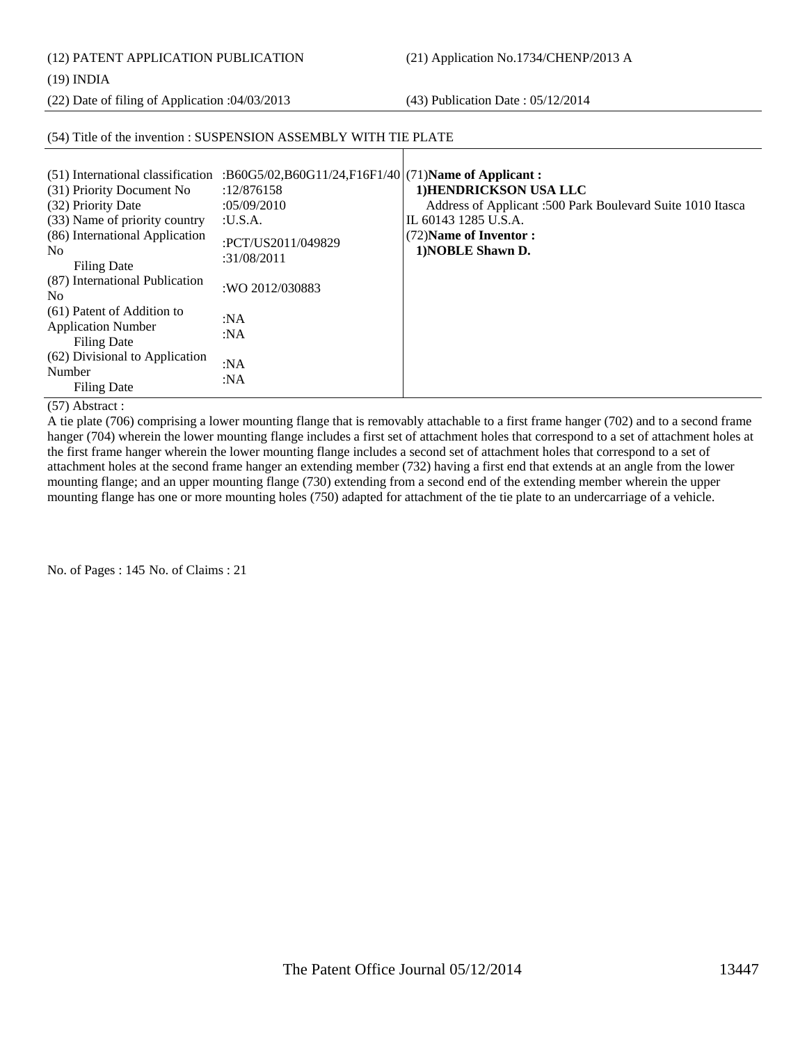(12) PATENT APPLICATION PUBLICATION

(21) Application No.1734/CHENP/2013 A

(19) INDIA

(22) Date of filing of Application :04/03/2013

(43) Publication Date : 05/12/2014

(54) Title of the invention : SUSPENSION ASSEMBLY WITH TIE PLATE

| | | |
|---|---|---|
| (51) International classification | :B60G5/02,B60G11/24,F16F1/40 | (71)**Name of Applicant :**<br>**1)HENDRICKSON USA LLC**<br>Address of Applicant :500 Park Boulevard Suite 1010 Itasca IL 60143 1285 U.S.A.<br>(72)**Name of Inventor :**<br>**1)NOBLE Shawn D.** |
| (31) Priority Document No | :12/876158 | |
| (32) Priority Date | :05/09/2010 | |
| (33) Name of priority country | :U.S.A. | |
| (86) International Application No<br>Filing Date | :PCT/US2011/049829<br>:31/08/2011 | |
| (87) International Publication No | :WO 2012/030883 | |
| (61) Patent of Addition to Application Number<br>Filing Date | :NA<br>:NA | |
| (62) Divisional to Application Number<br>Filing Date | :NA<br>:NA | |

(57) Abstract :

A tie plate (706) comprising a lower mounting flange that is removably attachable to a first frame hanger (702) and to a second frame hanger (704) wherein the lower mounting flange includes a first set of attachment holes that correspond to a set of attachment holes at the first frame hanger wherein the lower mounting flange includes a second set of attachment holes that correspond to a set of attachment holes at the second frame hanger an extending member (732) having a first end that extends at an angle from the lower mounting flange; and an upper mounting flange (730) extending from a second end of the extending member wherein the upper mounting flange has one or more mounting holes (750) adapted for attachment of the tie plate to an undercarriage of a vehicle.

No. of Pages : 145 No. of Claims : 21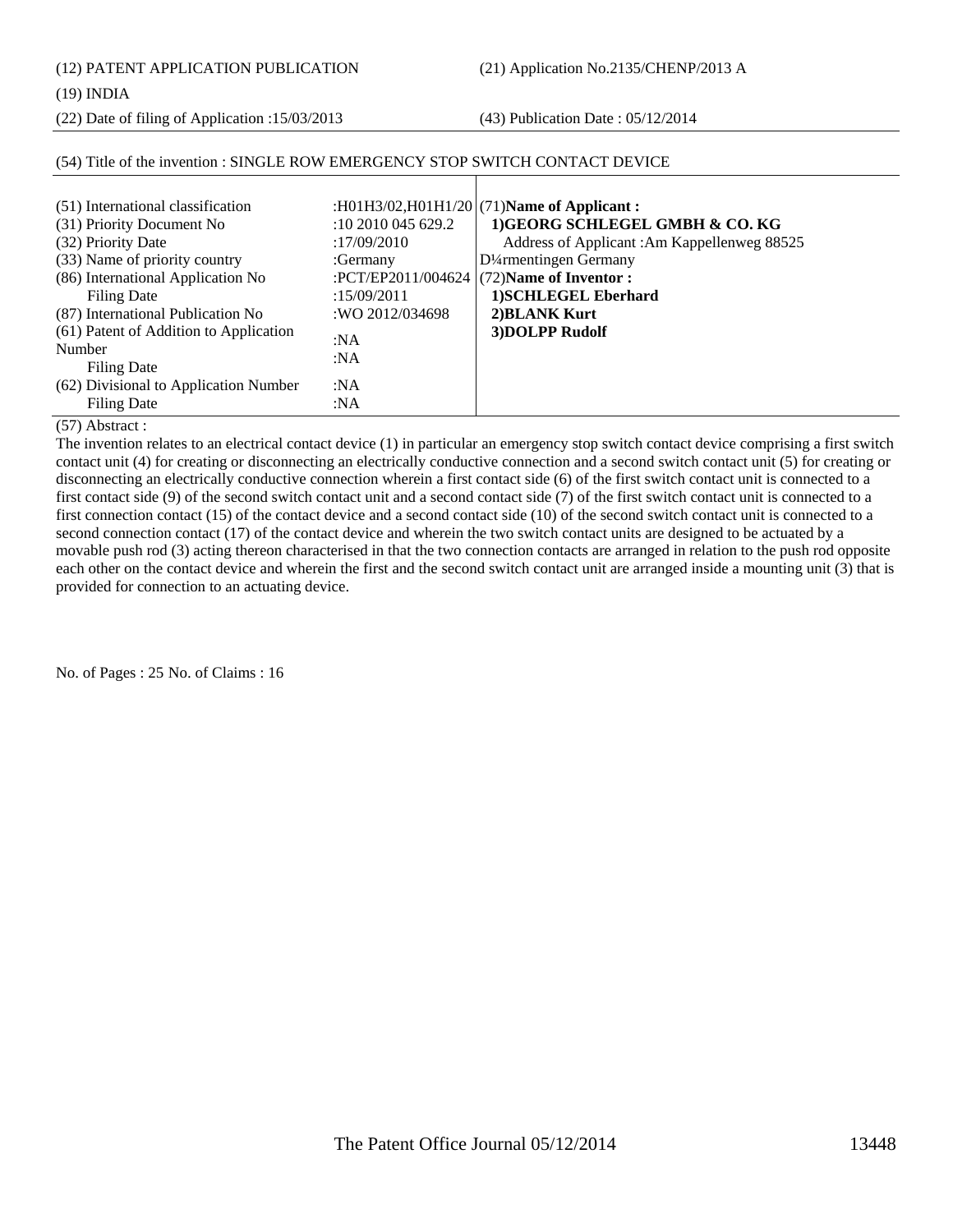(12) PATENT APPLICATION PUBLICATION

(21) Application No.2135/CHENP/2013 A

(19) INDIA

(22) Date of filing of Application :15/03/2013

(43) Publication Date : 05/12/2014

(54) Title of the invention : SINGLE ROW EMERGENCY STOP SWITCH CONTACT DEVICE

| | | |
|---|---|---|
| (51) International classification | :H01H3/02,H01H1/20 | (71)**Name of Applicant :** |
| (31) Priority Document No | :10 2010 045 629.2 | **1)GEORG SCHLEGEL GMBH & CO. KG** |
| (32) Priority Date | :17/09/2010 | Address of Applicant :Am Kappellenweg 88525 |
| (33) Name of priority country | :Germany | D¼rmentingen Germany |
| (86) International Application No | :PCT/EP2011/004624 | (72)**Name of Inventor :** |
| Filing Date | :15/09/2011 | **1)SCHLEGEL Eberhard** |
| (87) International Publication No | :WO 2012/034698 | **2)BLANK Kurt** |
| (61) Patent of Addition to Application Number | :NA | **3)DOLPP Rudolf** |
| Filing Date | :NA | |
| (62) Divisional to Application Number | :NA | |
| Filing Date | :NA | |

(57) Abstract :

The invention relates to an electrical contact device (1) in particular an emergency stop switch contact device comprising a first switch contact unit (4) for creating or disconnecting an electrically conductive connection and a second switch contact unit (5) for creating or disconnecting an electrically conductive connection wherein a first contact side (6) of the first switch contact unit is connected to a first contact side (9) of the second switch contact unit and a second contact side (7) of the first switch contact unit is connected to a first connection contact (15) of the contact device and a second contact side (10) of the second switch contact unit is connected to a second connection contact (17) of the contact device and wherein the two switch contact units are designed to be actuated by a movable push rod (3) acting thereon characterised in that the two connection contacts are arranged in relation to the push rod opposite each other on the contact device and wherein the first and the second switch contact unit are arranged inside a mounting unit (3) that is provided for connection to an actuating device.

No. of Pages : 25 No. of Claims : 16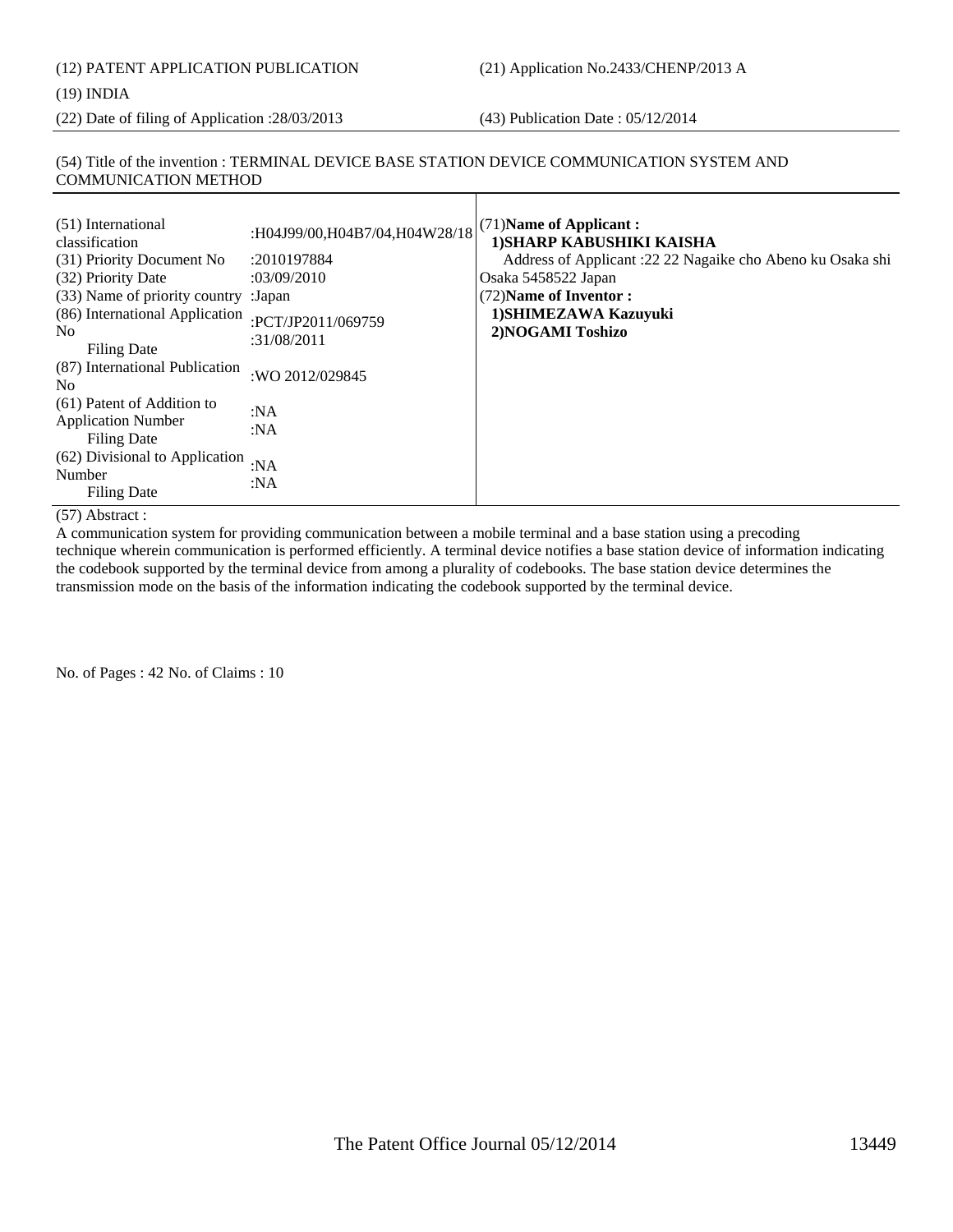(12) PATENT APPLICATION PUBLICATION

(21) Application No.2433/CHENP/2013 A

(19) INDIA

(22) Date of filing of Application :28/03/2013

(43) Publication Date : 05/12/2014

(54) Title of the invention : TERMINAL DEVICE BASE STATION DEVICE COMMUNICATION SYSTEM AND COMMUNICATION METHOD

| | |
|---|---|
| (51) International classification | :H04J99/00,H04B7/04,H04W28/18 |
| (31) Priority Document No | :2010197884 |
| (32) Priority Date | :03/09/2010 |
| (33) Name of priority country | :Japan |
| (86) International Application No<br>Filing Date | :PCT/JP2011/069759<br>:31/08/2011 |
| (87) International Publication No | :WO 2012/029845 |
| (61) Patent of Addition to Application Number<br>Filing Date | :NA<br>:NA |
| (62) Divisional to Application Number<br>Filing Date | :NA<br>:NA |

(71)**Name of Applicant :**
**1)SHARP KABUSHIKI KAISHA**
Address of Applicant :22 22 Nagaike cho Abeno ku Osaka shi Osaka 5458522 Japan

(72)**Name of Inventor :**
**1)SHIMEZAWA Kazuyuki**
**2)NOGAMI Toshizo**

(57) Abstract :

A communication system for providing communication between a mobile terminal and a base station using a precoding technique wherein communication is performed efficiently. A terminal device notifies a base station device of information indicating the codebook supported by the terminal device from among a plurality of codebooks. The base station device determines the transmission mode on the basis of the information indicating the codebook supported by the terminal device.

No. of Pages : 42 No. of Claims : 10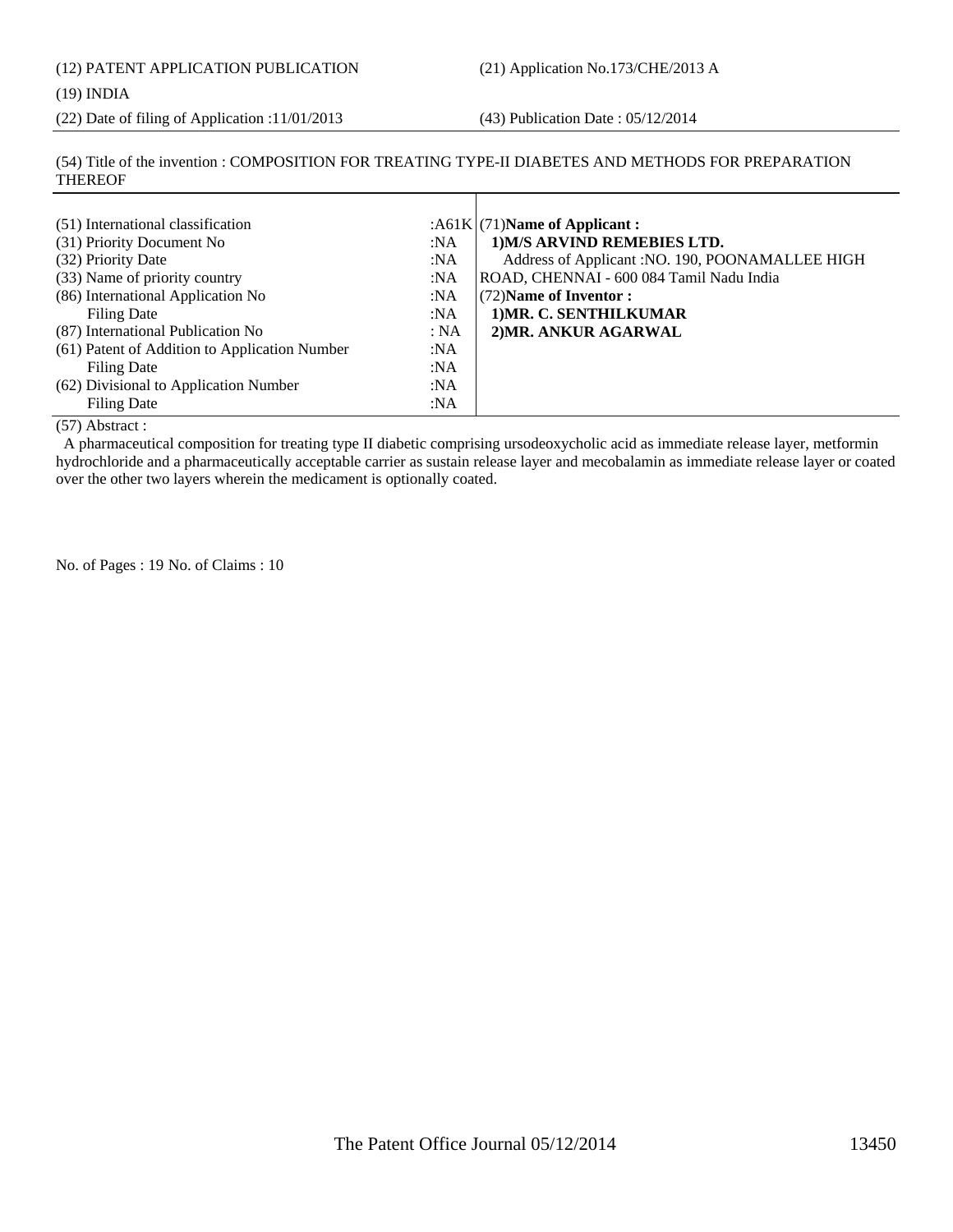(12) PATENT APPLICATION PUBLICATION

(21) Application No.173/CHE/2013 A

(19) INDIA

(22) Date of filing of Application :11/01/2013

(43) Publication Date : 05/12/2014

(54) Title of the invention : COMPOSITION FOR TREATING TYPE-II DIABETES AND METHODS FOR PREPARATION THEREOF

| | | |
|---|---|---|
| (51) International classification | :A61K | (71)**Name of Applicant :** |
| (31) Priority Document No | :NA | **1)M/S ARVIND REMEBIES LTD.** |
| (32) Priority Date | :NA | Address of Applicant :NO. 190, POONAMALLEE HIGH |
| (33) Name of priority country | :NA | ROAD, CHENNAI - 600 084 Tamil Nadu India |
| (86) International Application No | :NA | (72)**Name of Inventor :** |
| Filing Date | :NA | **1)MR. C. SENTHILKUMAR** |
| (87) International Publication No | : NA | **2)MR. ANKUR AGARWAL** |
| (61) Patent of Addition to Application Number | :NA | |
| Filing Date | :NA | |
| (62) Divisional to Application Number | :NA | |
| Filing Date | :NA | |

(57) Abstract :

A pharmaceutical composition for treating type II diabetic comprising ursodeoxycholic acid as immediate release layer, metformin hydrochloride and a pharmaceutically acceptable carrier as sustain release layer and mecobalamin as immediate release layer or coated over the other two layers wherein the medicament is optionally coated.

No. of Pages : 19 No. of Claims : 10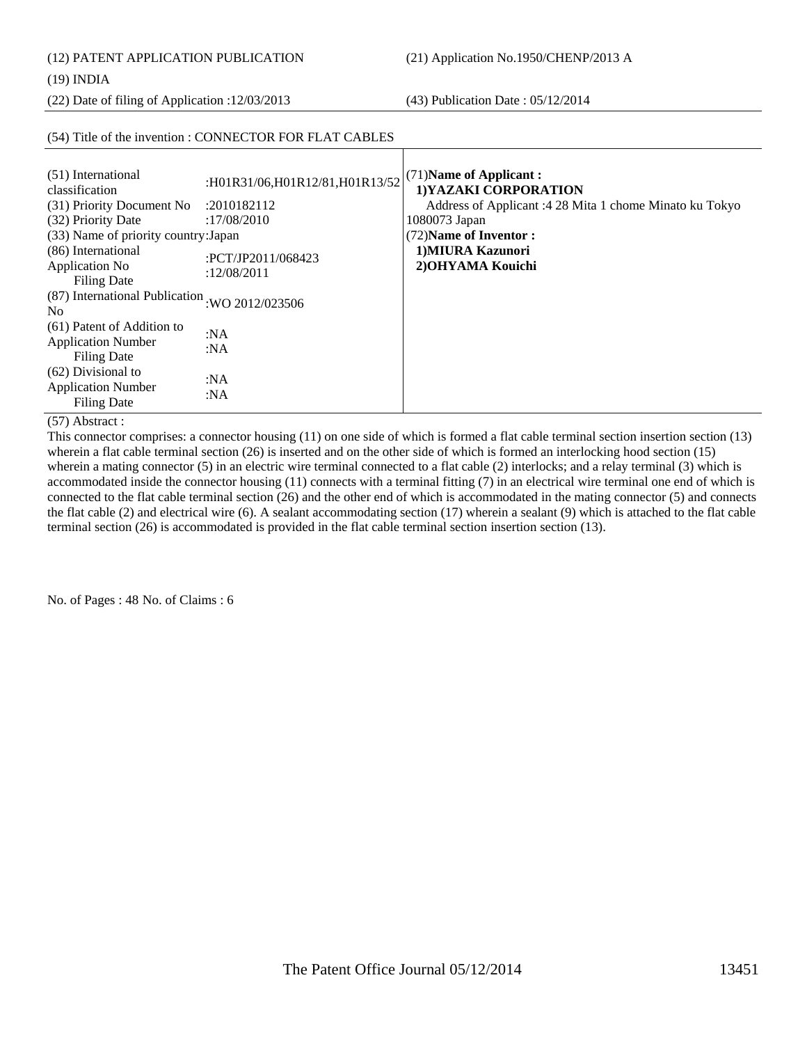(12) PATENT APPLICATION PUBLICATION

(21) Application No.1950/CHENP/2013 A

(19) INDIA

(22) Date of filing of Application :12/03/2013

(43) Publication Date : 05/12/2014

(54) Title of the invention : CONNECTOR FOR FLAT CABLES

| | | |
|---|---|---|
| (51) International classification | :H01R31/06,H01R12/81,H01R13/52 | (71)**Name of Applicant :** **1)YAZAKI CORPORATION** Address of Applicant :4 28 Mita 1 chome Minato ku Tokyo 1080073 Japan (72)**Name of Inventor :** **1)MIURA Kazunori** **2)OHYAMA Kouichi** |
| (31) Priority Document No | :2010182112 | |
| (32) Priority Date | :17/08/2010 | |
| (33) Name of priority country | :Japan | |
| (86) International Application No Filing Date | :PCT/JP2011/068423 :12/08/2011 | |
| (87) International Publication No | :WO 2012/023506 | |
| (61) Patent of Addition to Application Number Filing Date | :NA :NA | |
| (62) Divisional to Application Number Filing Date | :NA :NA | |

(57) Abstract :

This connector comprises: a connector housing (11) on one side of which is formed a flat cable terminal section insertion section (13) wherein a flat cable terminal section (26) is inserted and on the other side of which is formed an interlocking hood section (15) wherein a mating connector (5) in an electric wire terminal connected to a flat cable (2) interlocks; and a relay terminal (3) which is accommodated inside the connector housing (11) connects with a terminal fitting (7) in an electrical wire terminal one end of which is connected to the flat cable terminal section (26) and the other end of which is accommodated in the mating connector (5) and connects the flat cable (2) and electrical wire (6). A sealant accommodating section (17) wherein a sealant (9) which is attached to the flat cable terminal section (26) is accommodated is provided in the flat cable terminal section insertion section (13).

No. of Pages : 48 No. of Claims : 6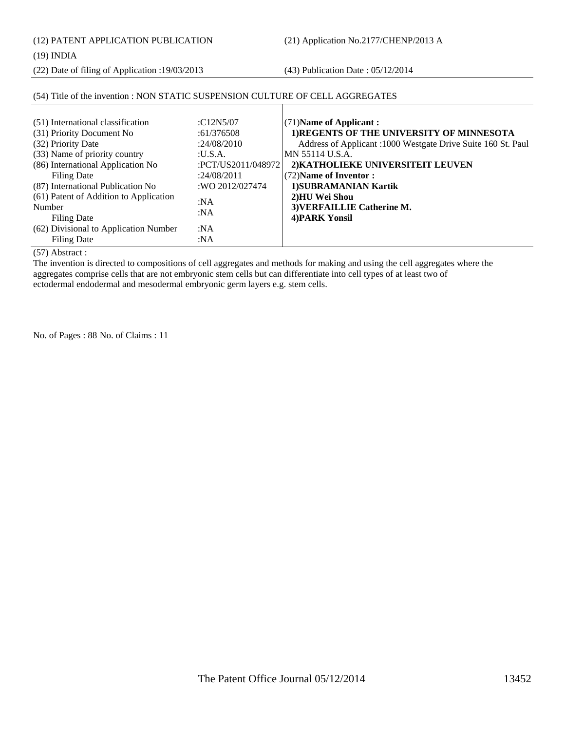(12) PATENT APPLICATION PUBLICATION

(21) Application No.2177/CHENP/2013 A

(19) INDIA

(22) Date of filing of Application :19/03/2013

(43) Publication Date : 05/12/2014

(54) Title of the invention : NON STATIC SUSPENSION CULTURE OF CELL AGGREGATES

| | | |
|---|---|---|
| (51) International classification | :C12N5/07 | (71)**Name of Applicant :** **1)REGENTS OF THE UNIVERSITY OF MINNESOTA** Address of Applicant :1000 Westgate Drive Suite 160 St. Paul MN 55114 U.S.A. **2)KATHOLIEKE UNIVERSITEIT LEUVEN** (72)**Name of Inventor :** **1)SUBRAMANIAN Kartik** **2)HU Wei Shou** **3)VERFAILLIE Catherine M.** **4)PARK Yonsil** |
| (31) Priority Document No | :61/376508 | |
| (32) Priority Date | :24/08/2010 | |
| (33) Name of priority country | :U.S.A. | |
| (86) International Application No | :PCT/US2011/048972 | |
| Filing Date | :24/08/2011 | |
| (87) International Publication No | :WO 2012/027474 | |
| (61) Patent of Addition to Application Number | :NA | |
| Filing Date | :NA | |
| (62) Divisional to Application Number | :NA | |
| Filing Date | :NA | |

(57) Abstract :

The invention is directed to compositions of cell aggregates and methods for making and using the cell aggregates where the aggregates comprise cells that are not embryonic stem cells but can differentiate into cell types of at least two of ectodermal endodermal and mesodermal embryonic germ layers e.g. stem cells.

No. of Pages : 88 No. of Claims : 11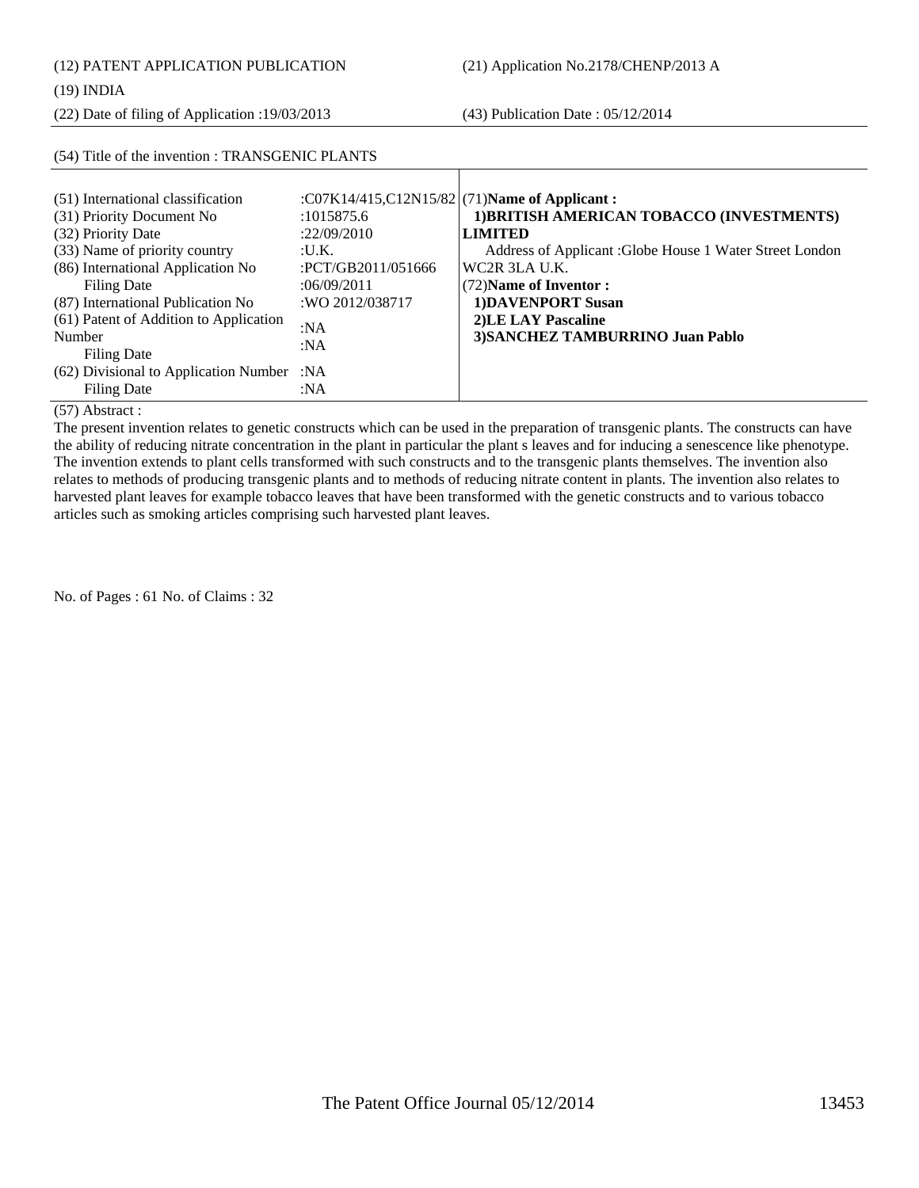(12) PATENT APPLICATION PUBLICATION

(21) Application No.2178/CHENP/2013 A

(19) INDIA

(22) Date of filing of Application :19/03/2013

(43) Publication Date : 05/12/2014

(54) Title of the invention : TRANSGENIC PLANTS

| | | |
|---|---|---|
| (51) International classification | :C07K14/415,C12N15/82 | (71)**Name of Applicant :** |
| (31) Priority Document No | :1015875.6 | **1)BRITISH AMERICAN TOBACCO (INVESTMENTS) LIMITED** |
| (32) Priority Date | :22/09/2010 | Address of Applicant :Globe House 1 Water Street London WC2R 3LA U.K. |
| (33) Name of priority country | :U.K. | (72)**Name of Inventor :** |
| (86) International Application No | :PCT/GB2011/051666 | **1)DAVENPORT Susan** |
| Filing Date | :06/09/2011 | **2)LE LAY Pascaline** |
| (87) International Publication No | :WO 2012/038717 | **3)SANCHEZ TAMBURRINO Juan Pablo** |
| (61) Patent of Addition to Application Number | :NA | |
| Filing Date | :NA | |
| (62) Divisional to Application Number | :NA | |
| Filing Date | :NA | |

(57) Abstract :

The present invention relates to genetic constructs which can be used in the preparation of transgenic plants. The constructs can have the ability of reducing nitrate concentration in the plant in particular the plant s leaves and for inducing a senescence like phenotype. The invention extends to plant cells transformed with such constructs and to the transgenic plants themselves. The invention also relates to methods of producing transgenic plants and to methods of reducing nitrate content in plants. The invention also relates to harvested plant leaves for example tobacco leaves that have been transformed with the genetic constructs and to various tobacco articles such as smoking articles comprising such harvested plant leaves.

No. of Pages : 61 No. of Claims : 32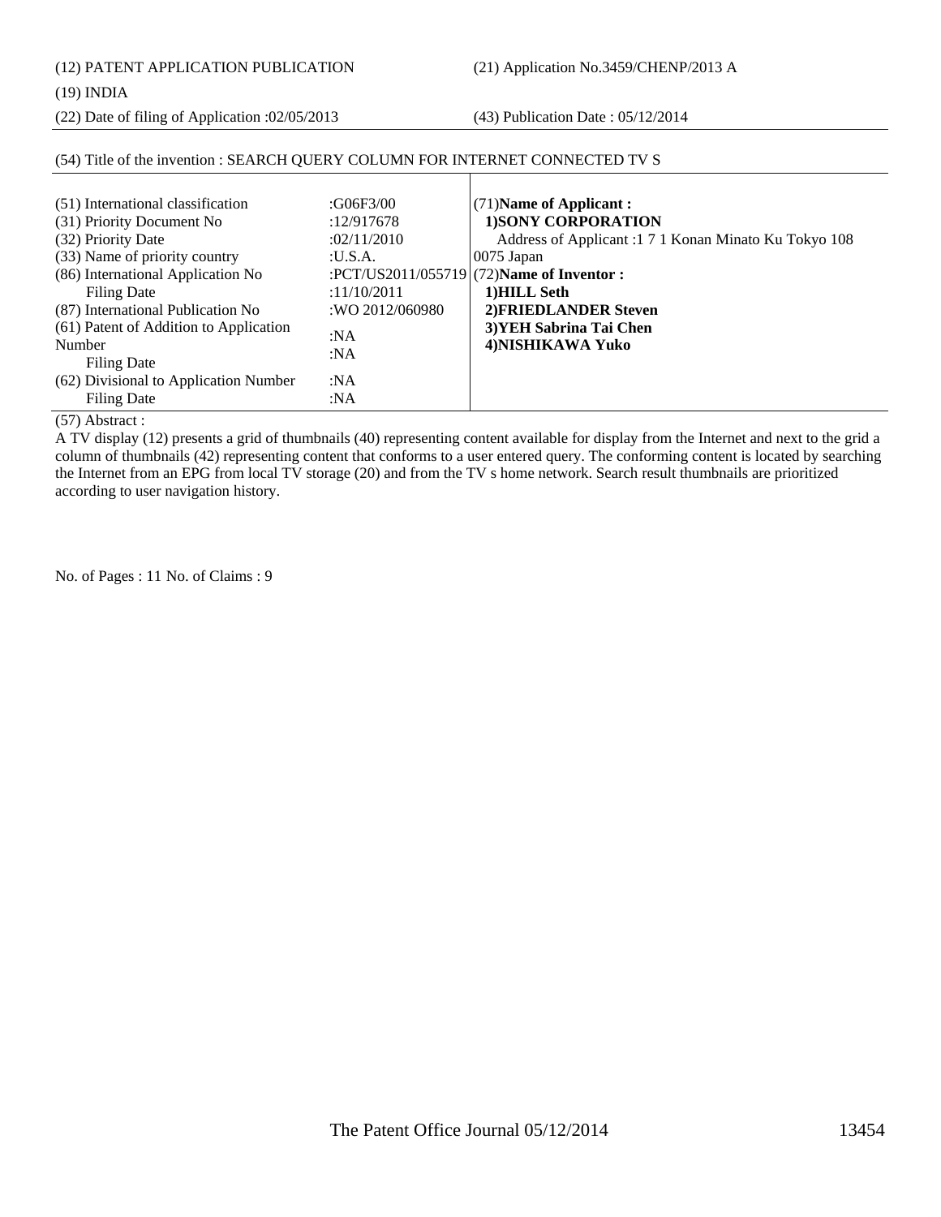(12) PATENT APPLICATION PUBLICATION

(21) Application No.3459/CHENP/2013 A

(19) INDIA

(22) Date of filing of Application :02/05/2013

(43) Publication Date : 05/12/2014

(54) Title of the invention : SEARCH QUERY COLUMN FOR INTERNET CONNECTED TV S

| | | |
|---|---|---|
| (51) International classification | :G06F3/00 | (71)**Name of Applicant :** |
| (31) Priority Document No | :12/917678 | **1)SONY CORPORATION** |
| (32) Priority Date | :02/11/2010 | Address of Applicant :1 7 1 Konan Minato Ku Tokyo 108 |
| (33) Name of priority country | :U.S.A. | 0075 Japan |
| (86) International Application No | :PCT/US2011/055719 | (72)**Name of Inventor :** |
| Filing Date | :11/10/2011 | **1)HILL Seth** |
| (87) International Publication No | :WO 2012/060980 | **2)FRIEDLANDER Steven** |
| (61) Patent of Addition to Application Number | :NA | **3)YEH Sabrina Tai Chen** |
| Filing Date | :NA | **4)NISHIKAWA Yuko** |
| (62) Divisional to Application Number | :NA | |
| Filing Date | :NA | |

(57) Abstract :

A TV display (12) presents a grid of thumbnails (40) representing content available for display from the Internet and next to the grid a column of thumbnails (42) representing content that conforms to a user entered query. The conforming content is located by searching the Internet from an EPG from local TV storage (20) and from the TV s home network. Search result thumbnails are prioritized according to user navigation history.

No. of Pages : 11 No. of Claims : 9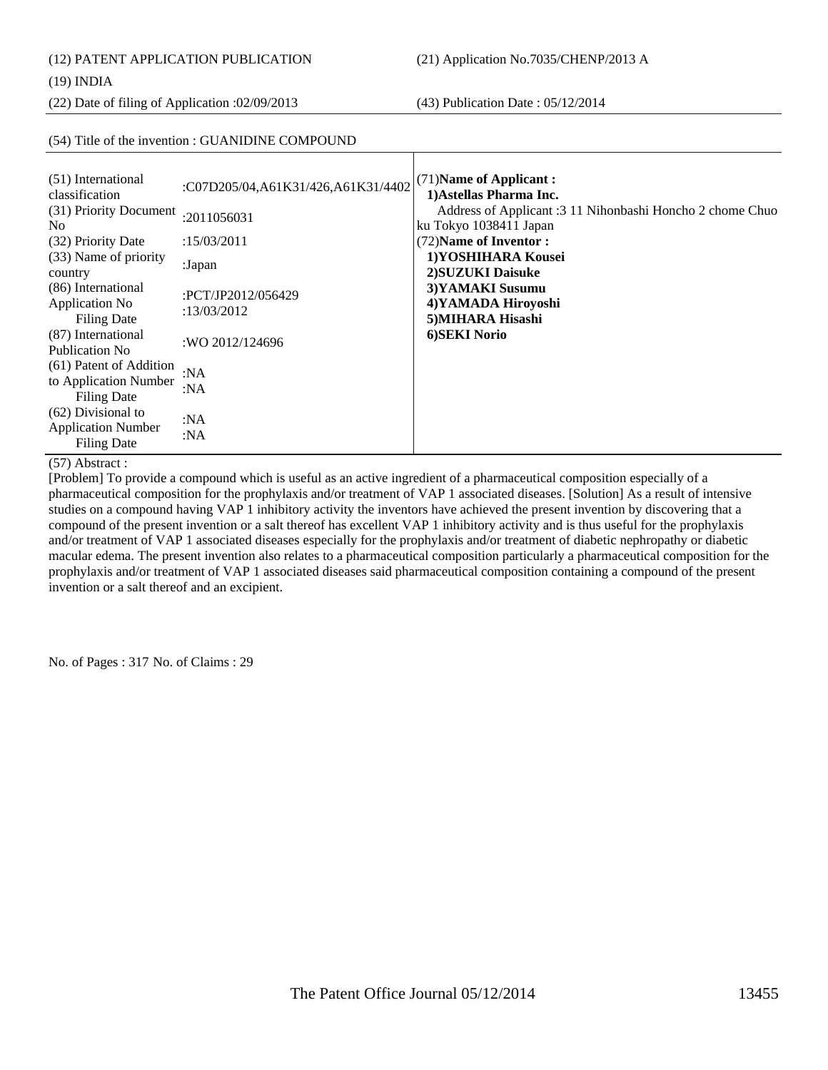(12) PATENT APPLICATION PUBLICATION

(21) Application No.7035/CHENP/2013 A

(19) INDIA

(22) Date of filing of Application :02/09/2013

(43) Publication Date : 05/12/2014

(54) Title of the invention : GUANIDINE COMPOUND

| | |
|---|---|
| (51) International classification | :C07D205/04,A61K31/426,A61K31/4402 |
| (31) Priority Document No | :2011056031 |
| (32) Priority Date | :15/03/2011 |
| (33) Name of priority country | :Japan |
| (86) International Application No<br>Filing Date | :PCT/JP2012/056429<br>:13/03/2012 |
| (87) International Publication No | :WO 2012/124696 |
| (61) Patent of Addition to Application Number<br>Filing Date | :NA<br>:NA |
| (62) Divisional to Application Number<br>Filing Date | :NA<br>:NA |

(71)**Name of Applicant :**
**1)Astellas Pharma Inc.**
Address of Applicant :3 11 Nihonbashi Honcho 2 chome Chuo ku Tokyo 1038411 Japan

(72)**Name of Inventor :**
**1)YOSHIHARA Kousei**
**2)SUZUKI Daisuke**
**3)YAMAKI Susumu**
**4)YAMADA Hiroyoshi**
**5)MIHARA Hisashi**
**6)SEKI Norio**

(57) Abstract :
[Problem] To provide a compound which is useful as an active ingredient of a pharmaceutical composition especially of a pharmaceutical composition for the prophylaxis and/or treatment of VAP 1 associated diseases. [Solution] As a result of intensive studies on a compound having VAP 1 inhibitory activity the inventors have achieved the present invention by discovering that a compound of the present invention or a salt thereof has excellent VAP 1 inhibitory activity and is thus useful for the prophylaxis and/or treatment of VAP 1 associated diseases especially for the prophylaxis and/or treatment of diabetic nephropathy or diabetic macular edema. The present invention also relates to a pharmaceutical composition particularly a pharmaceutical composition for the prophylaxis and/or treatment of VAP 1 associated diseases said pharmaceutical composition containing a compound of the present invention or a salt thereof and an excipient.

No. of Pages : 317 No. of Claims : 29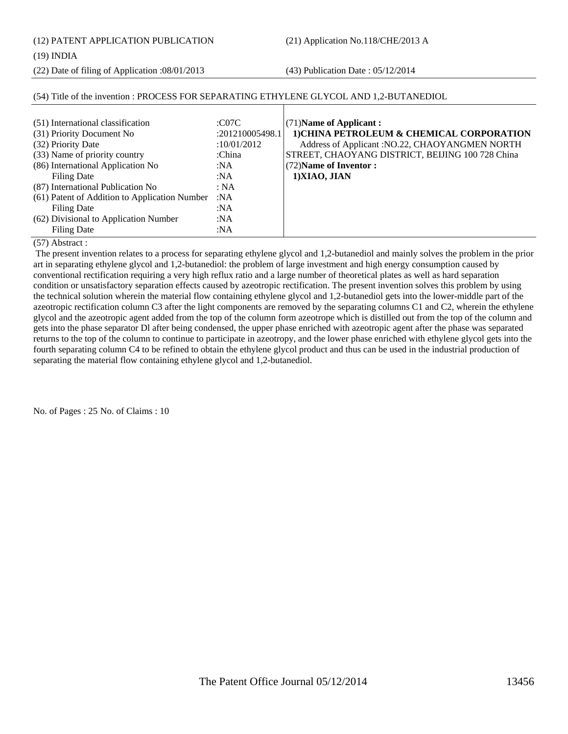(12) PATENT APPLICATION PUBLICATION

(21) Application No.118/CHE/2013 A

(19) INDIA

(22) Date of filing of Application :08/01/2013

(43) Publication Date : 05/12/2014

(54) Title of the invention : PROCESS FOR SEPARATING ETHYLENE GLYCOL AND 1,2-BUTANEDIOL

| | | |
|---|---|---|
| (51) International classification | :C07C | (71)**Name of Applicant :** |
| (31) Priority Document No | :201210005498.1 | **1)CHINA PETROLEUM & CHEMICAL CORPORATION** |
| (32) Priority Date | :10/01/2012 | Address of Applicant :NO.22, CHAOYANGMEN NORTH |
| (33) Name of priority country | :China | STREET, CHAOYANG DISTRICT, BEIJING 100 728 China |
| (86) International Application No | :NA | (72)**Name of Inventor :** |
| Filing Date | :NA | **1)XIAO, JIAN** |
| (87) International Publication No | : NA | |
| (61) Patent of Addition to Application Number | :NA | |
| Filing Date | :NA | |
| (62) Divisional to Application Number | :NA | |
| Filing Date | :NA | |

(57) Abstract :

The present invention relates to a process for separating ethylene glycol and 1,2-butanediol and mainly solves the problem in the prior art in separating ethylene glycol and 1,2-butanediol: the problem of large investment and high energy consumption caused by conventional rectification requiring a very high reflux ratio and a large number of theoretical plates as well as hard separation condition or unsatisfactory separation effects caused by azeotropic rectification. The present invention solves this problem by using the technical solution wherein the material flow containing ethylene glycol and 1,2-butanediol gets into the lower-middle part of the azeotropic rectification column C3 after the light components are removed by the separating columns C1 and C2, wherein the ethylene glycol and the azeotropic agent added from the top of the column form azeotrope which is distilled out from the top of the column and gets into the phase separator Dl after being condensed, the upper phase enriched with azeotropic agent after the phase was separated returns to the top of the column to continue to participate in azeotropy, and the lower phase enriched with ethylene glycol gets into the fourth separating column C4 to be refined to obtain the ethylene glycol product and thus can be used in the industrial production of separating the material flow containing ethylene glycol and 1,2-butanediol.

No. of Pages : 25 No. of Claims : 10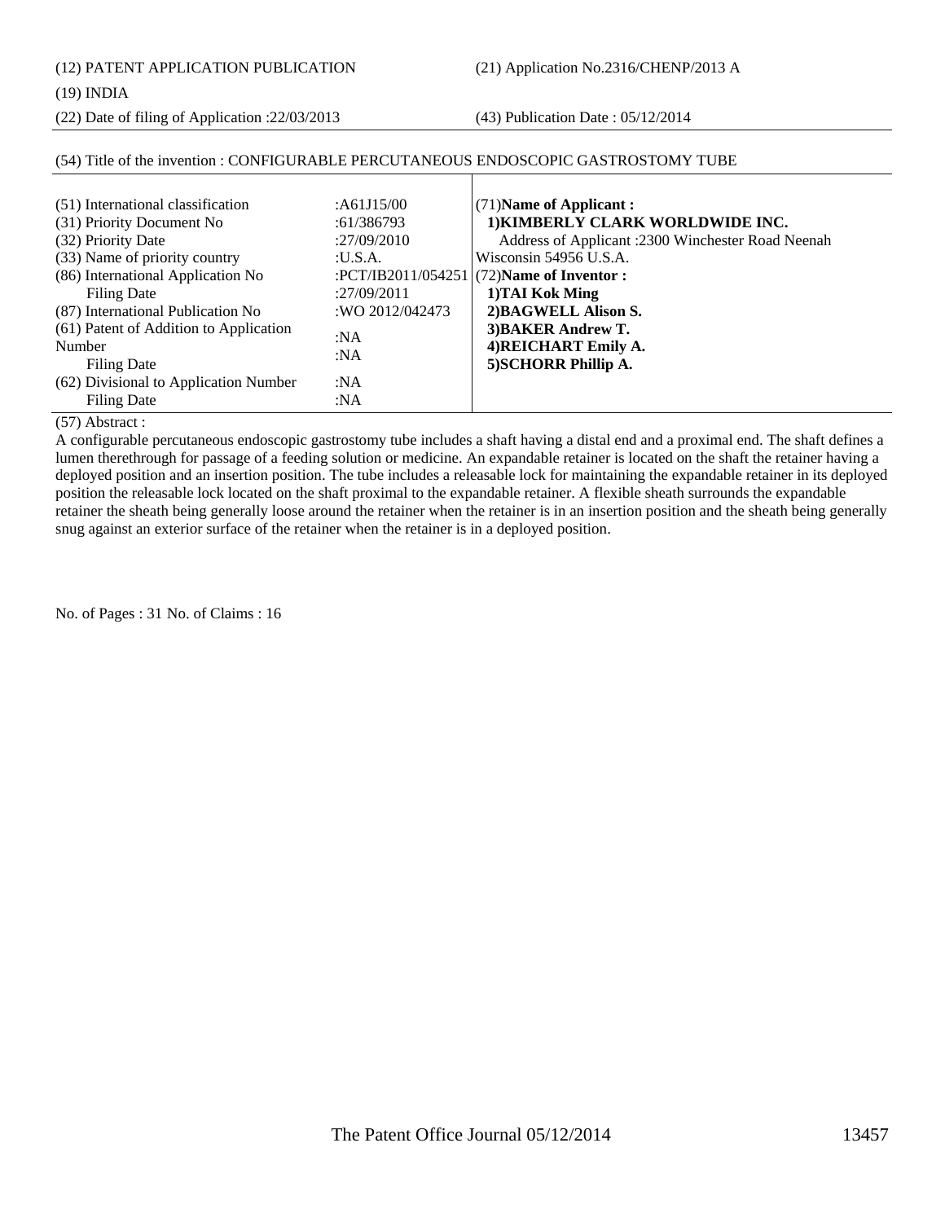(12) PATENT APPLICATION PUBLICATION

(21) Application No.2316/CHENP/2013 A

(19) INDIA

(22) Date of filing of Application :22/03/2013

(43) Publication Date : 05/12/2014

(54) Title of the invention : CONFIGURABLE PERCUTANEOUS ENDOSCOPIC GASTROSTOMY TUBE

| | | |
|---|---|---|
| (51) International classification | :A61J15/00 | (71)**Name of Applicant :** |
| (31) Priority Document No | :61/386793 | **1)KIMBERLY CLARK WORLDWIDE INC.** |
| (32) Priority Date | :27/09/2010 | Address of Applicant :2300 Winchester Road Neenah |
| (33) Name of priority country | :U.S.A. | Wisconsin 54956 U.S.A. |
| (86) International Application No | :PCT/IB2011/054251 | (72)**Name of Inventor :** |
| Filing Date | :27/09/2011 | **1)TAI Kok Ming** |
| (87) International Publication No | :WO 2012/042473 | **2)BAGWELL Alison S.** |
| (61) Patent of Addition to Application Number | :NA | **3)BAKER Andrew T.** |
| Filing Date | :NA | **4)REICHART Emily A.** |
| (62) Divisional to Application Number | :NA | **5)SCHORR Phillip A.** |
| Filing Date | :NA | |

(57) Abstract :

A configurable percutaneous endoscopic gastrostomy tube includes a shaft having a distal end and a proximal end. The shaft defines a lumen therethrough for passage of a feeding solution or medicine. An expandable retainer is located on the shaft the retainer having a deployed position and an insertion position. The tube includes a releasable lock for maintaining the expandable retainer in its deployed position the releasable lock located on the shaft proximal to the expandable retainer. A flexible sheath surrounds the expandable retainer the sheath being generally loose around the retainer when the retainer is in an insertion position and the sheath being generally snug against an exterior surface of the retainer when the retainer is in a deployed position.

No. of Pages : 31 No. of Claims : 16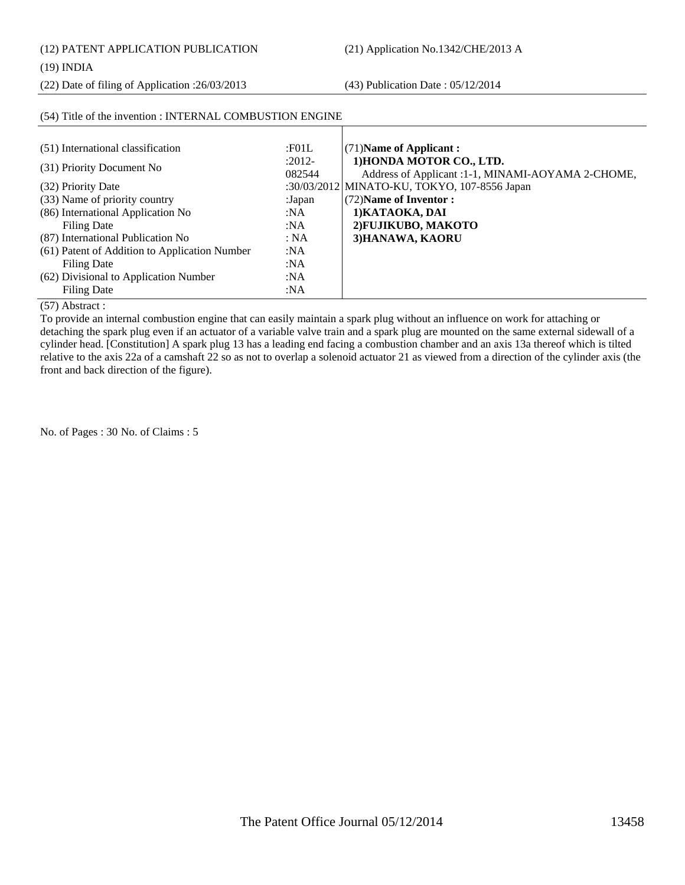(12) PATENT APPLICATION PUBLICATION

(21) Application No.1342/CHE/2013 A

(19) INDIA

(22) Date of filing of Application :26/03/2013

(43) Publication Date : 05/12/2014

(54) Title of the invention : INTERNAL COMBUSTION ENGINE

| | | |
|---|---|---|
| (51) International classification | :F01L | (71)**Name of Applicant :** |
| (31) Priority Document No | :2012-082544 | **1)HONDA MOTOR CO., LTD.** Address of Applicant :1-1, MINAMI-AOYAMA 2-CHOME, |
| (32) Priority Date | :30/03/2012 | MINATO-KU, TOKYO, 107-8556 Japan |
| (33) Name of priority country | :Japan | (72)**Name of Inventor :** |
| (86) International Application No | :NA | **1)KATAOKA, DAI** |
| Filing Date | :NA | **2)FUJIKUBO, MAKOTO** |
| (87) International Publication No | : NA | **3)HANAWA, KAORU** |
| (61) Patent of Addition to Application Number | :NA | |
| Filing Date | :NA | |
| (62) Divisional to Application Number | :NA | |
| Filing Date | :NA | |

(57) Abstract :

To provide an internal combustion engine that can easily maintain a spark plug without an influence on work for attaching or detaching the spark plug even if an actuator of a variable valve train and a spark plug are mounted on the same external sidewall of a cylinder head. [Constitution] A spark plug 13 has a leading end facing a combustion chamber and an axis 13a thereof which is tilted relative to the axis 22a of a camshaft 22 so as not to overlap a solenoid actuator 21 as viewed from a direction of the cylinder axis (the front and back direction of the figure).

No. of Pages : 30 No. of Claims : 5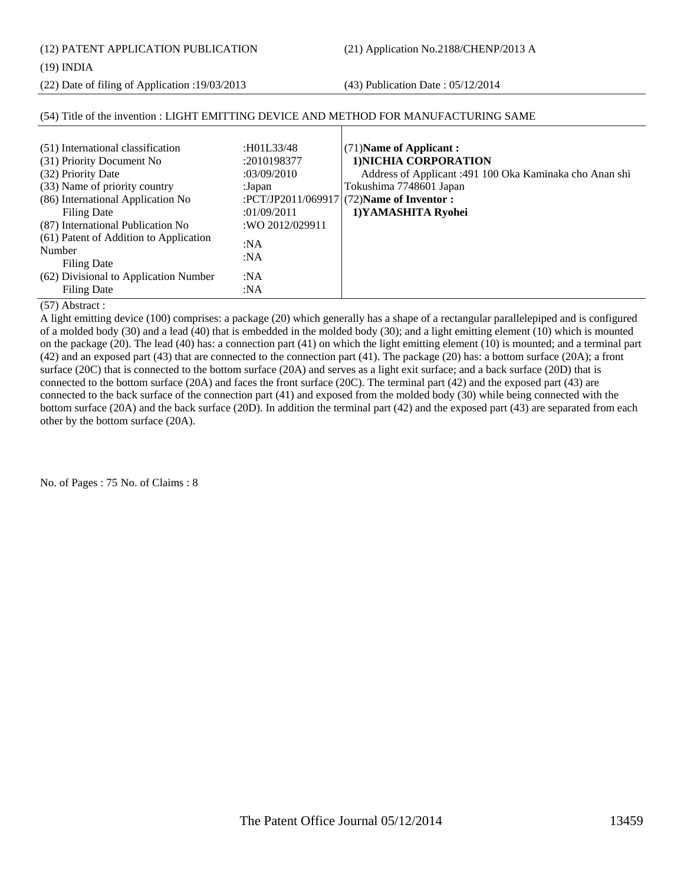(12) PATENT APPLICATION PUBLICATION

(21) Application No.2188/CHENP/2013 A

(19) INDIA

(22) Date of filing of Application :19/03/2013

(43) Publication Date : 05/12/2014

(54) Title of the invention : LIGHT EMITTING DEVICE AND METHOD FOR MANUFACTURING SAME

| | | |
|---|---|---|
| (51) International classification | :H01L33/48 | (71)**Name of Applicant :** |
| (31) Priority Document No | :2010198377 | **1)NICHIA CORPORATION** |
| (32) Priority Date | :03/09/2010 | Address of Applicant :491 100 Oka Kaminaka cho Anan shi |
| (33) Name of priority country | :Japan | Tokushima 7748601 Japan |
| (86) International Application No | :PCT/JP2011/069917 | (72)**Name of Inventor :** |
| Filing Date | :01/09/2011 | **1)YAMASHITA Ryohei** |
| (87) International Publication No | :WO 2012/029911 | |
| (61) Patent of Addition to Application Number | :NA | |
| Filing Date | :NA | |
| (62) Divisional to Application Number | :NA | |
| Filing Date | :NA | |

(57) Abstract :

A light emitting device (100) comprises: a package (20) which generally has a shape of a rectangular parallelepiped and is configured of a molded body (30) and a lead (40) that is embedded in the molded body (30); and a light emitting element (10) which is mounted on the package (20). The lead (40) has: a connection part (41) on which the light emitting element (10) is mounted; and a terminal part (42) and an exposed part (43) that are connected to the connection part (41). The package (20) has: a bottom surface (20A); a front surface (20C) that is connected to the bottom surface (20A) and serves as a light exit surface; and a back surface (20D) that is connected to the bottom surface (20A) and faces the front surface (20C). The terminal part (42) and the exposed part (43) are connected to the back surface of the connection part (41) and exposed from the molded body (30) while being connected with the bottom surface (20A) and the back surface (20D). In addition the terminal part (42) and the exposed part (43) are separated from each other by the bottom surface (20A).

No. of Pages : 75 No. of Claims : 8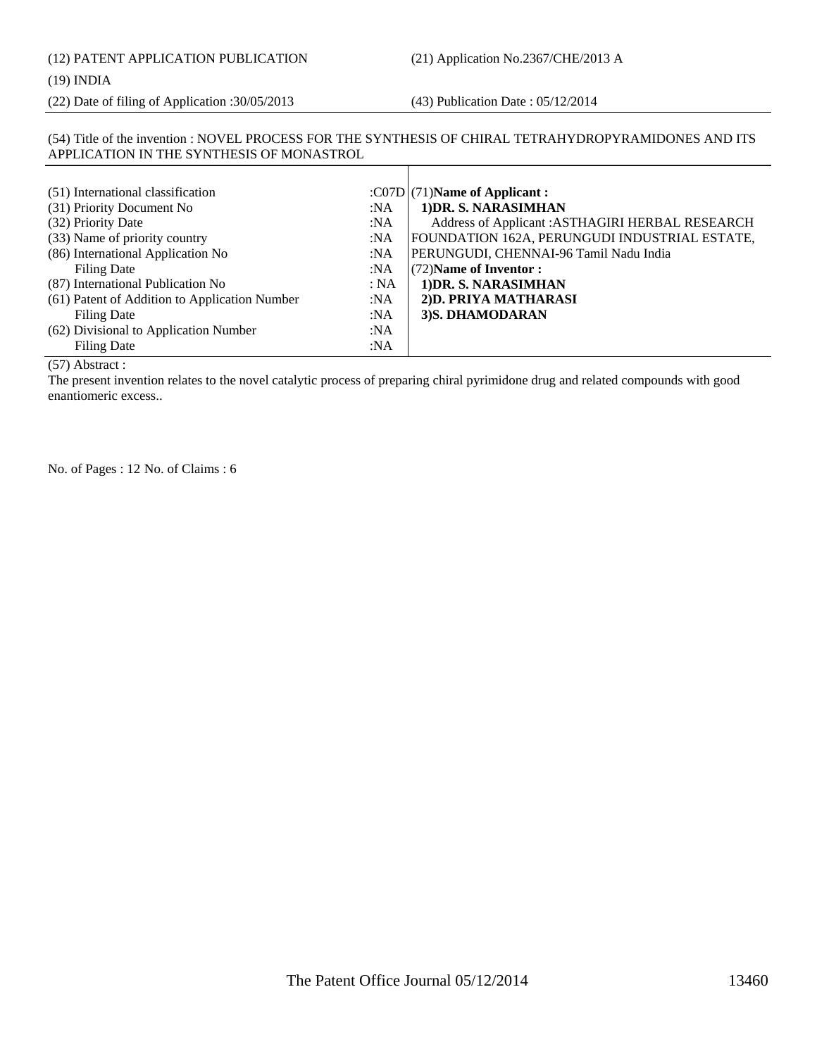(12) PATENT APPLICATION PUBLICATION

(21) Application No.2367/CHE/2013 A

(19) INDIA

(22) Date of filing of Application :30/05/2013

(43) Publication Date : 05/12/2014

(54) Title of the invention : NOVEL PROCESS FOR THE SYNTHESIS OF CHIRAL TETRAHYDROPYRAMIDONES AND ITS APPLICATION IN THE SYNTHESIS OF MONASTROL

| | | |
|---|---|---|
| (51) International classification | :C07D | (71)**Name of Applicant :** |
| (31) Priority Document No | :NA | **1)DR. S. NARASIMHAN** |
| (32) Priority Date | :NA | Address of Applicant :ASTHAGIRI HERBAL RESEARCH |
| (33) Name of priority country | :NA | FOUNDATION 162A, PERUNGUDI INDUSTRIAL ESTATE, |
| (86) International Application No | :NA | PERUNGUDI, CHENNAI-96 Tamil Nadu India |
| Filing Date | :NA | (72)**Name of Inventor :** |
| (87) International Publication No | : NA | **1)DR. S. NARASIMHAN** |
| (61) Patent of Addition to Application Number | :NA | **2)D. PRIYA MATHARASI** |
| Filing Date | :NA | **3)S. DHAMODARAN** |
| (62) Divisional to Application Number | :NA | |
| Filing Date | :NA | |

(57) Abstract :

The present invention relates to the novel catalytic process of preparing chiral pyrimidone drug and related compounds with good enantiomeric excess..

No. of Pages : 12 No. of Claims : 6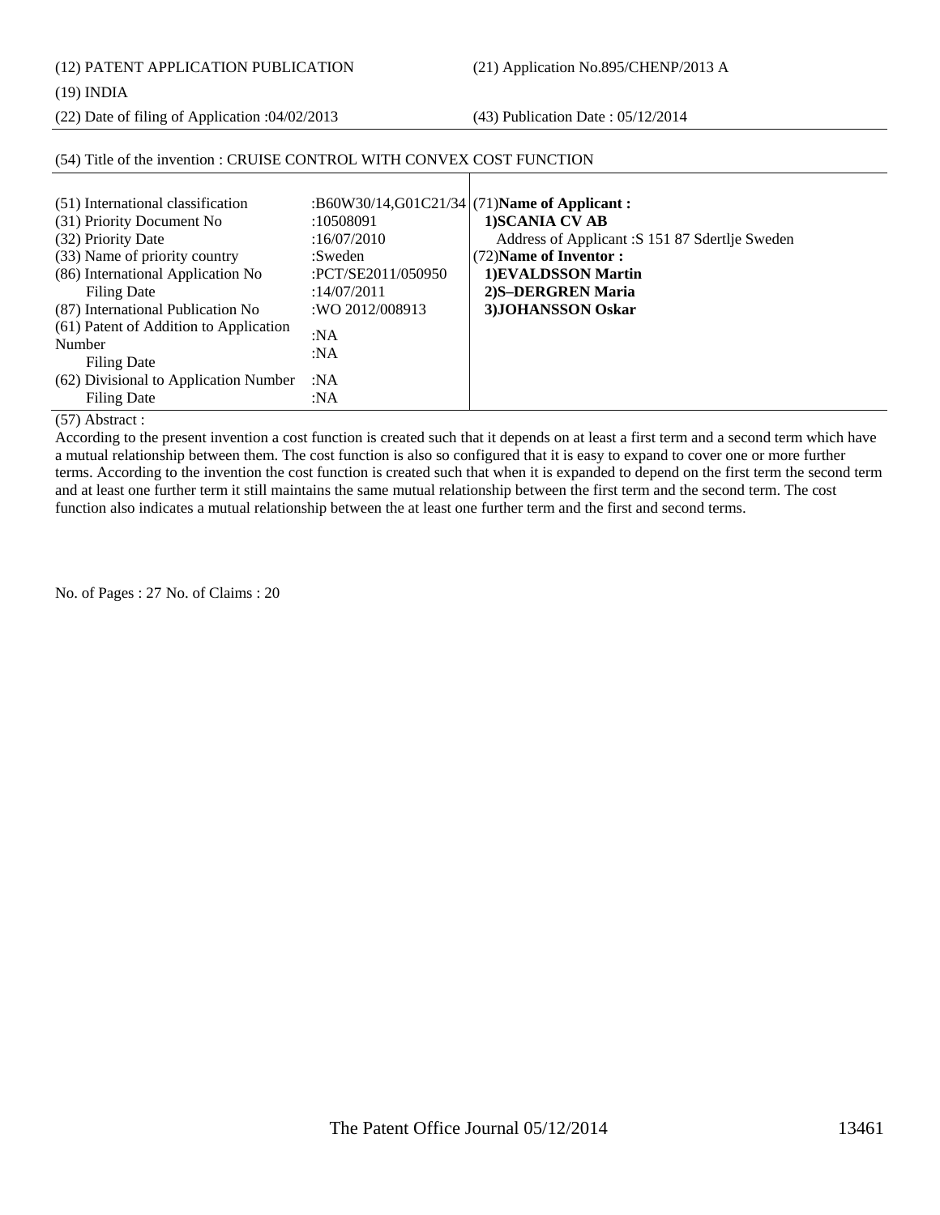(12) PATENT APPLICATION PUBLICATION

(21) Application No.895/CHENP/2013 A

(19) INDIA

(22) Date of filing of Application :04/02/2013

(43) Publication Date : 05/12/2014

(54) Title of the invention : CRUISE CONTROL WITH CONVEX COST FUNCTION

| | | |
|---|---|---|
| (51) International classification | :B60W30/14,G01C21/34 | (71)**Name of Applicant :**<br>**1)SCANIA CV AB**<br>Address of Applicant :S 151 87 Sdertlje Sweden<br>(72)**Name of Inventor :**<br>**1)EVALDSSON Martin**<br>**2)S–DERGREN Maria**<br>**3)JOHANSSON Oskar** |
| (31) Priority Document No | :10508091 | |
| (32) Priority Date | :16/07/2010 | |
| (33) Name of priority country | :Sweden | |
| (86) International Application No<br>Filing Date | :PCT/SE2011/050950<br>:14/07/2011 | |
| (87) International Publication No | :WO 2012/008913 | |
| (61) Patent of Addition to Application Number<br>Filing Date | :NA<br>:NA | |
| (62) Divisional to Application Number<br>Filing Date | :NA<br>:NA | |

(57) Abstract :

According to the present invention a cost function is created such that it depends on at least a first term and a second term which have a mutual relationship between them. The cost function is also so configured that it is easy to expand to cover one or more further terms. According to the invention the cost function is created such that when it is expanded to depend on the first term the second term and at least one further term it still maintains the same mutual relationship between the first term and the second term. The cost function also indicates a mutual relationship between the at least one further term and the first and second terms.

No. of Pages : 27 No. of Claims : 20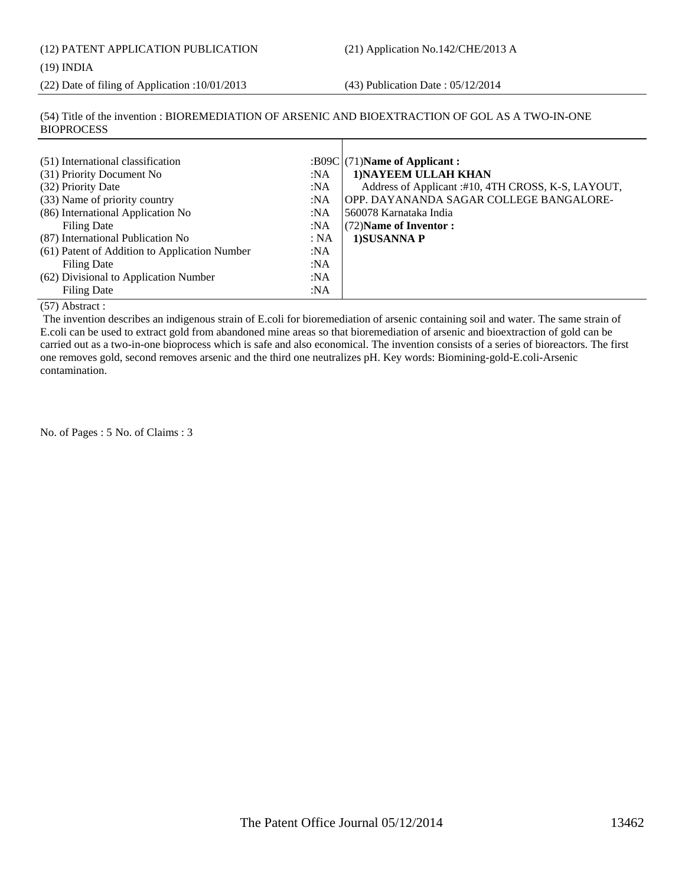(12) PATENT APPLICATION PUBLICATION

(21) Application No.142/CHE/2013 A

(19) INDIA

(22) Date of filing of Application :10/01/2013

(43) Publication Date : 05/12/2014

(54) Title of the invention : BIOREMEDIATION OF ARSENIC AND BIOEXTRACTION OF GOL AS A TWO-IN-ONE BIOPROCESS

| | | |
|---|---|---|
| (51) International classification | :B09C | (71)**Name of Applicant :** |
| (31) Priority Document No | :NA | **1)NAYEEM ULLAH KHAN** |
| (32) Priority Date | :NA | Address of Applicant :#10, 4TH CROSS, K-S, LAYOUT, |
| (33) Name of priority country | :NA | OPP. DAYANANDA SAGAR COLLEGE BANGALORE- |
| (86) International Application No | :NA | 560078 Karnataka India |
| Filing Date | :NA | (72)**Name of Inventor :** |
| (87) International Publication No | : NA | **1)SUSANNA P** |
| (61) Patent of Addition to Application Number | :NA | |
| Filing Date | :NA | |
| (62) Divisional to Application Number | :NA | |
| Filing Date | :NA | |

(57) Abstract :

The invention describes an indigenous strain of E.coli for bioremediation of arsenic containing soil and water. The same strain of E.coli can be used to extract gold from abandoned mine areas so that bioremediation of arsenic and bioextraction of gold can be carried out as a two-in-one bioprocess which is safe and also economical. The invention consists of a series of bioreactors. The first one removes gold, second removes arsenic and the third one neutralizes pH. Key words: Biomining-gold-E.coli-Arsenic contamination.

No. of Pages : 5 No. of Claims : 3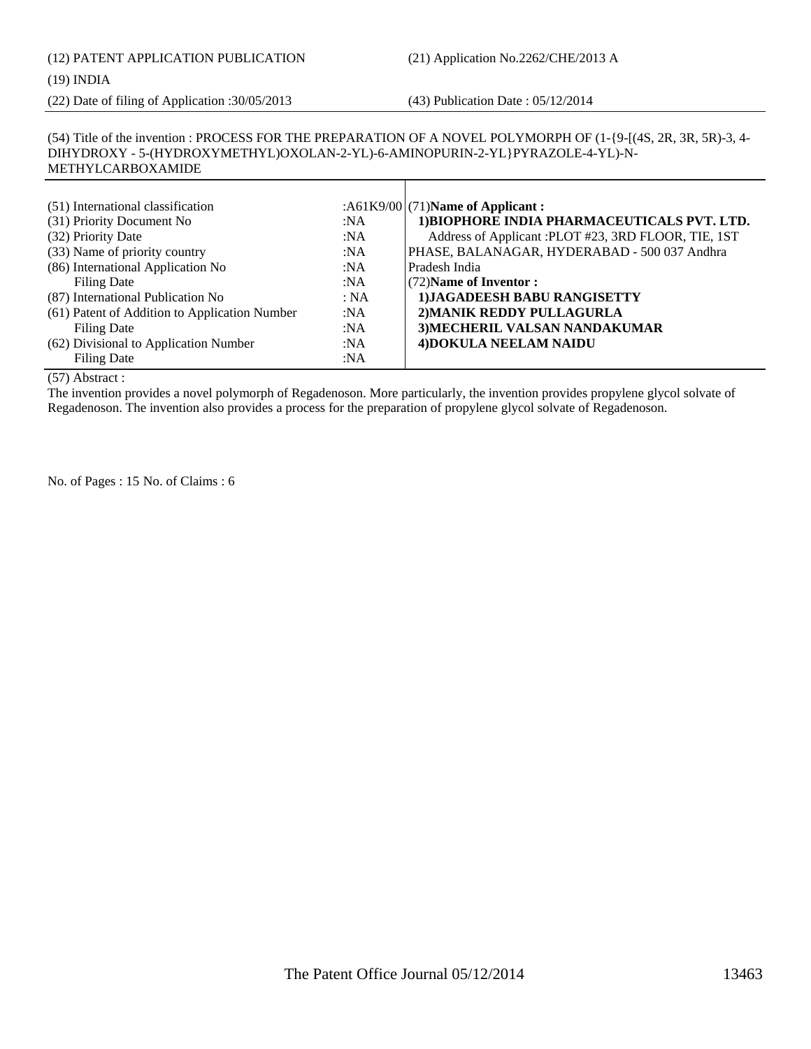(12) PATENT APPLICATION PUBLICATION

(21) Application No.2262/CHE/2013 A

(19) INDIA

(22) Date of filing of Application :30/05/2013

(43) Publication Date : 05/12/2014

(54) Title of the invention : PROCESS FOR THE PREPARATION OF A NOVEL POLYMORPH OF (1-{9-[(4S, 2R, 3R, 5R)-3, 4-DIHYDROXY - 5-(HYDROXYMETHYL)OXOLAN-2-YL)-6-AMINOPURIN-2-YL}PYRAZOLE-4-YL)-N-METHYLCARBOXAMIDE

| | | |
|---|---|---|
| (51) International classification | :A61K9/00 | (71)**Name of Applicant :** |
| (31) Priority Document No | :NA | **1)BIOPHORE INDIA PHARMACEUTICALS PVT. LTD.** |
| (32) Priority Date | :NA | Address of Applicant :PLOT #23, 3RD FLOOR, TIE, 1ST |
| (33) Name of priority country | :NA | PHASE, BALANAGAR, HYDERABAD - 500 037 Andhra |
| (86) International Application No | :NA | Pradesh India |
| Filing Date | :NA | (72)**Name of Inventor :** |
| (87) International Publication No | : NA | **1)JAGADEESH BABU RANGISETTY** |
| (61) Patent of Addition to Application Number | :NA | **2)MANIK REDDY PULLAGURLA** |
| Filing Date | :NA | **3)MECHERIL VALSAN NANDAKUMAR** |
| (62) Divisional to Application Number | :NA | **4)DOKULA NEELAM NAIDU** |
| Filing Date | :NA | |

(57) Abstract :

The invention provides a novel polymorph of Regadenoson. More particularly, the invention provides propylene glycol solvate of Regadenoson. The invention also provides a process for the preparation of propylene glycol solvate of Regadenoson.

No. of Pages : 15 No. of Claims : 6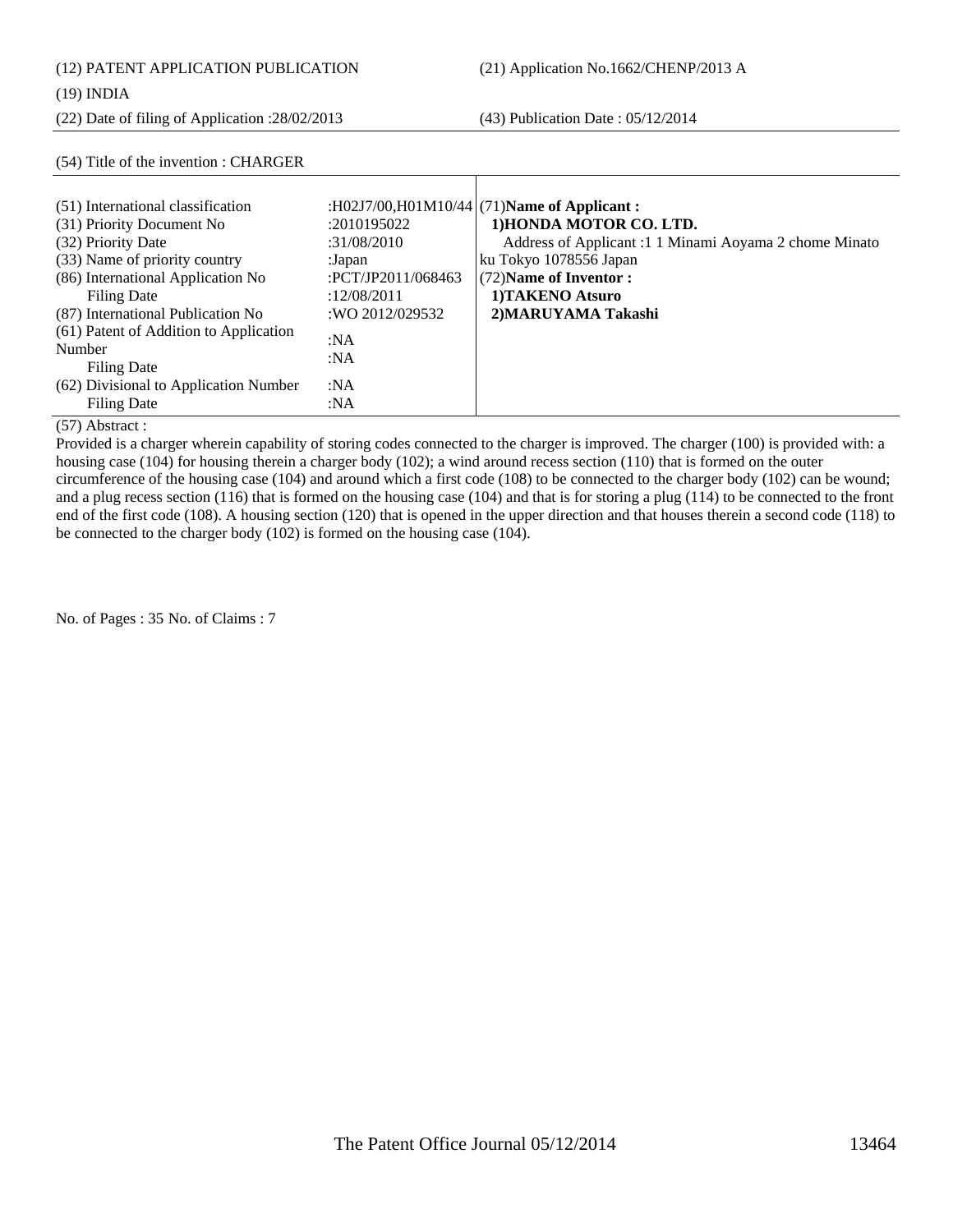(12) PATENT APPLICATION PUBLICATION

(21) Application No.1662/CHENP/2013 A

(19) INDIA

(22) Date of filing of Application :28/02/2013

(43) Publication Date : 05/12/2014

(54) Title of the invention : CHARGER

| | | |
|---|---|---|
| (51) International classification | :H02J7/00,H01M10/44 | (71)**Name of Applicant :** |
| (31) Priority Document No | :2010195022 | **1)HONDA MOTOR CO. LTD.** |
| (32) Priority Date | :31/08/2010 | Address of Applicant :1 1 Minami Aoyama 2 chome Minato ku Tokyo 1078556 Japan |
| (33) Name of priority country | :Japan | |
| (86) International Application No | :PCT/JP2011/068463 | (72)**Name of Inventor :** |
| Filing Date | :12/08/2011 | **1)TAKENO Atsuro** |
| (87) International Publication No | :WO 2012/029532 | **2)MARUYAMA Takashi** |
| (61) Patent of Addition to Application Number | :NA | |
| Filing Date | :NA | |
| (62) Divisional to Application Number | :NA | |
| Filing Date | :NA | |

(57) Abstract :

Provided is a charger wherein capability of storing codes connected to the charger is improved. The charger (100) is provided with: a housing case (104) for housing therein a charger body (102); a wind around recess section (110) that is formed on the outer circumference of the housing case (104) and around which a first code (108) to be connected to the charger body (102) can be wound; and a plug recess section (116) that is formed on the housing case (104) and that is for storing a plug (114) to be connected to the front end of the first code (108). A housing section (120) that is opened in the upper direction and that houses therein a second code (118) to be connected to the charger body (102) is formed on the housing case (104).

No. of Pages : 35 No. of Claims : 7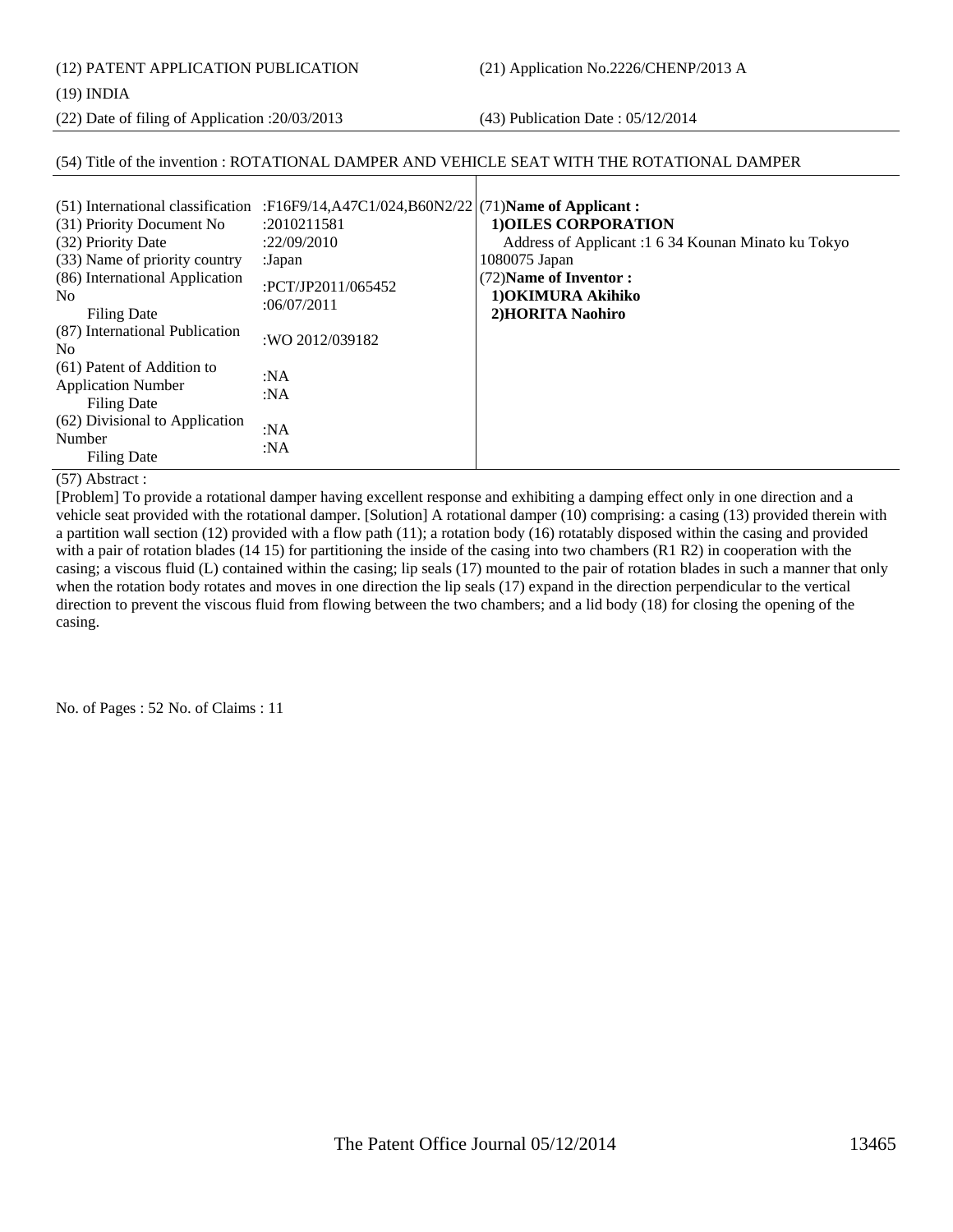(12) PATENT APPLICATION PUBLICATION

(21) Application No.2226/CHENP/2013 A

(19) INDIA

(22) Date of filing of Application :20/03/2013

(43) Publication Date : 05/12/2014

(54) Title of the invention : ROTATIONAL DAMPER AND VEHICLE SEAT WITH THE ROTATIONAL DAMPER

| | | |
|---|---|---|
| (51) International classification | :F16F9/14,A47C1/024,B60N2/22 | (71)**Name of Applicant :**<br>**1)OILES CORPORATION**<br>Address of Applicant :1 6 34 Kounan Minato ku Tokyo 1080075 Japan<br>(72)**Name of Inventor :**<br>**1)OKIMURA Akihiko**<br>**2)HORITA Naohiro** |
| (31) Priority Document No | :2010211581 | |
| (32) Priority Date | :22/09/2010 | |
| (33) Name of priority country | :Japan | |
| (86) International Application No<br>Filing Date | :PCT/JP2011/065452<br>:06/07/2011 | |
| (87) International Publication No | :WO 2012/039182 | |
| (61) Patent of Addition to Application Number<br>Filing Date | :NA<br>:NA | |
| (62) Divisional to Application Number<br>Filing Date | :NA<br>:NA | |

(57) Abstract :

[Problem] To provide a rotational damper having excellent response and exhibiting a damping effect only in one direction and a vehicle seat provided with the rotational damper. [Solution] A rotational damper (10) comprising: a casing (13) provided therein with a partition wall section (12) provided with a flow path (11); a rotation body (16) rotatably disposed within the casing and provided with a pair of rotation blades (14 15) for partitioning the inside of the casing into two chambers (R1 R2) in cooperation with the casing; a viscous fluid (L) contained within the casing; lip seals (17) mounted to the pair of rotation blades in such a manner that only when the rotation body rotates and moves in one direction the lip seals (17) expand in the direction perpendicular to the vertical direction to prevent the viscous fluid from flowing between the two chambers; and a lid body (18) for closing the opening of the casing.

No. of Pages : 52 No. of Claims : 11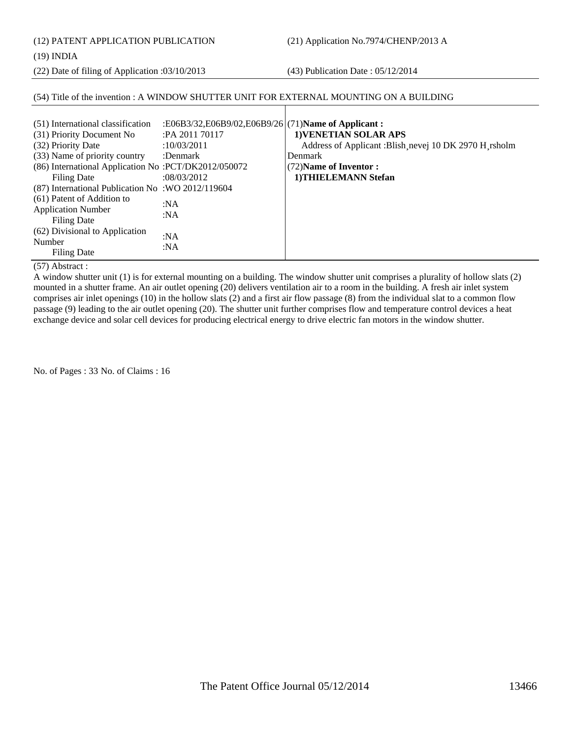(12) PATENT APPLICATION PUBLICATION

(21) Application No.7974/CHENP/2013 A

(19) INDIA

(22) Date of filing of Application :03/10/2013

(43) Publication Date : 05/12/2014

(54) Title of the invention : A WINDOW SHUTTER UNIT FOR EXTERNAL MOUNTING ON A BUILDING

| | | |
|---|---|---|
| (51) International classification | :E06B3/32,E06B9/02,E06B9/26 | (71)**Name of Applicant :** |
| (31) Priority Document No | :PA 2011 70117 | **1)VENETIAN SOLAR APS** |
| (32) Priority Date | :10/03/2011 | Address of Applicant :Blish¸nevej 10 DK 2970 H¸rsholm |
| (33) Name of priority country | :Denmark | Denmark |
| (86) International Application No | :PCT/DK2012/050072 | (72)**Name of Inventor :** |
| Filing Date | :08/03/2012 | **1)THIELEMANN Stefan** |
| (87) International Publication No | :WO 2012/119604 | |
| (61) Patent of Addition to Application Number | :NA | |
| Filing Date | :NA | |
| (62) Divisional to Application Number | :NA | |
| Filing Date | :NA | |

(57) Abstract :

A window shutter unit (1) is for external mounting on a building. The window shutter unit comprises a plurality of hollow slats (2) mounted in a shutter frame. An air outlet opening (20) delivers ventilation air to a room in the building. A fresh air inlet system comprises air inlet openings (10) in the hollow slats (2) and a first air flow passage (8) from the individual slat to a common flow passage (9) leading to the air outlet opening (20). The shutter unit further comprises flow and temperature control devices a heat exchange device and solar cell devices for producing electrical energy to drive electric fan motors in the window shutter.

No. of Pages : 33 No. of Claims : 16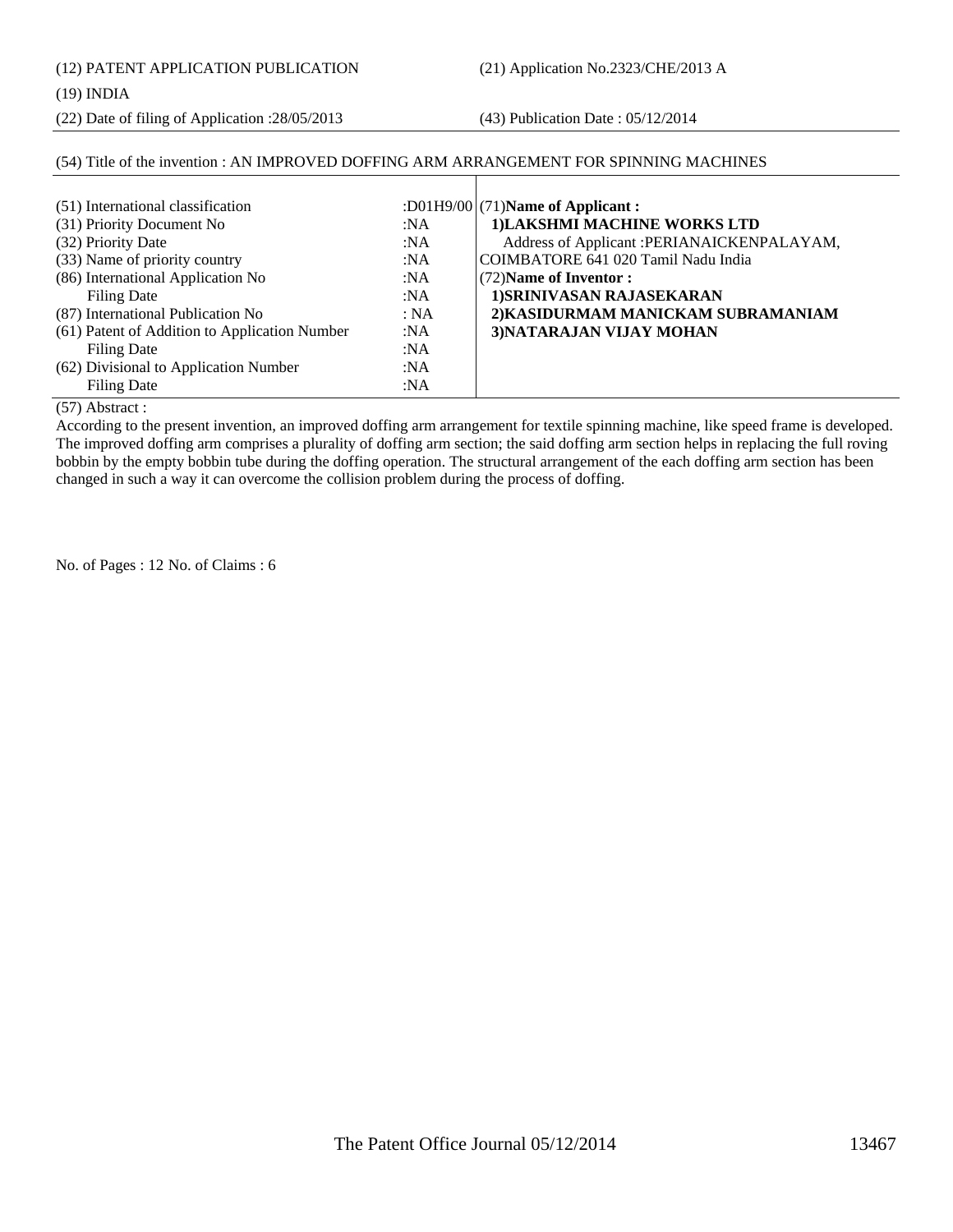(12) PATENT APPLICATION PUBLICATION

(21) Application No.2323/CHE/2013 A

(19) INDIA

(22) Date of filing of Application :28/05/2013

(43) Publication Date : 05/12/2014

(54) Title of the invention : AN IMPROVED DOFFING ARM ARRANGEMENT FOR SPINNING MACHINES

| | | |
|---|---|---|
| (51) International classification | :D01H9/00 | (71)**Name of Applicant :** |
| (31) Priority Document No | :NA | **1)LAKSHMI MACHINE WORKS LTD** |
| (32) Priority Date | :NA | Address of Applicant :PERIANAICKENPALAYAM, |
| (33) Name of priority country | :NA | COIMBATORE 641 020 Tamil Nadu India |
| (86) International Application No | :NA | (72)**Name of Inventor :** |
| Filing Date | :NA | **1)SRINIVASAN RAJASEKARAN** |
| (87) International Publication No | : NA | **2)KASIDURMAM MANICKAM SUBRAMANIAM** |
| (61) Patent of Addition to Application Number | :NA | **3)NATARAJAN VIJAY MOHAN** |
| Filing Date | :NA | |
| (62) Divisional to Application Number | :NA | |
| Filing Date | :NA | |

(57) Abstract :

According to the present invention, an improved doffing arm arrangement for textile spinning machine, like speed frame is developed. The improved doffing arm comprises a plurality of doffing arm section; the said doffing arm section helps in replacing the full roving bobbin by the empty bobbin tube during the doffing operation. The structural arrangement of the each doffing arm section has been changed in such a way it can overcome the collision problem during the process of doffing.

No. of Pages : 12 No. of Claims : 6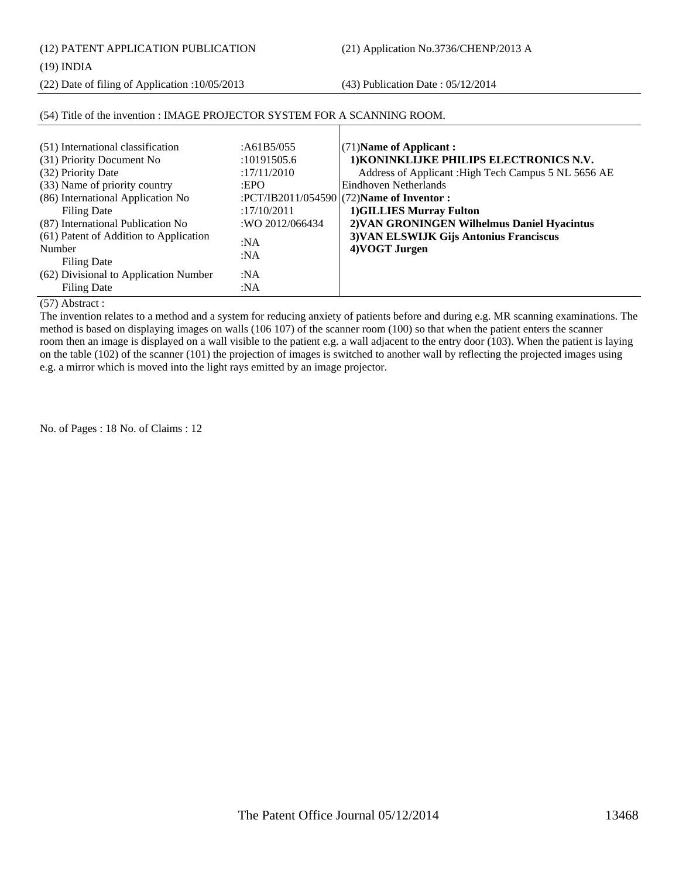(12) PATENT APPLICATION PUBLICATION

(21) Application No.3736/CHENP/2013 A

(19) INDIA

(22) Date of filing of Application :10/05/2013

(43) Publication Date : 05/12/2014

(54) Title of the invention : IMAGE PROJECTOR SYSTEM FOR A SCANNING ROOM.

| | | |
|---|---|---|
| (51) International classification | :A61B5/055 | (71)**Name of Applicant :**<br>**1)KONINKLIJKE PHILIPS ELECTRONICS N.V.**<br>Address of Applicant :High Tech Campus 5 NL 5656 AE Eindhoven Netherlands<br>(72)**Name of Inventor :**<br>**1)GILLIES Murray Fulton**<br>**2)VAN GRONINGEN Wilhelmus Daniel Hyacintus**<br>**3)VAN ELSWIJK Gijs Antonius Franciscus**<br>**4)VOGT Jurgen** |
| (31) Priority Document No | :10191505.6 | |
| (32) Priority Date | :17/11/2010 | |
| (33) Name of priority country | :EPO | |
| (86) International Application No | :PCT/IB2011/054590 | |
| Filing Date | :17/10/2011 | |
| (87) International Publication No | :WO 2012/066434 | |
| (61) Patent of Addition to Application Number | :NA | |
| Filing Date | :NA | |
| (62) Divisional to Application Number | :NA | |
| Filing Date | :NA | |

(57) Abstract :

The invention relates to a method and a system for reducing anxiety of patients before and during e.g. MR scanning examinations. The method is based on displaying images on walls (106 107) of the scanner room (100) so that when the patient enters the scanner room then an image is displayed on a wall visible to the patient e.g. a wall adjacent to the entry door (103). When the patient is laying on the table (102) of the scanner (101) the projection of images is switched to another wall by reflecting the projected images using e.g. a mirror which is moved into the light rays emitted by an image projector.

No. of Pages : 18 No. of Claims : 12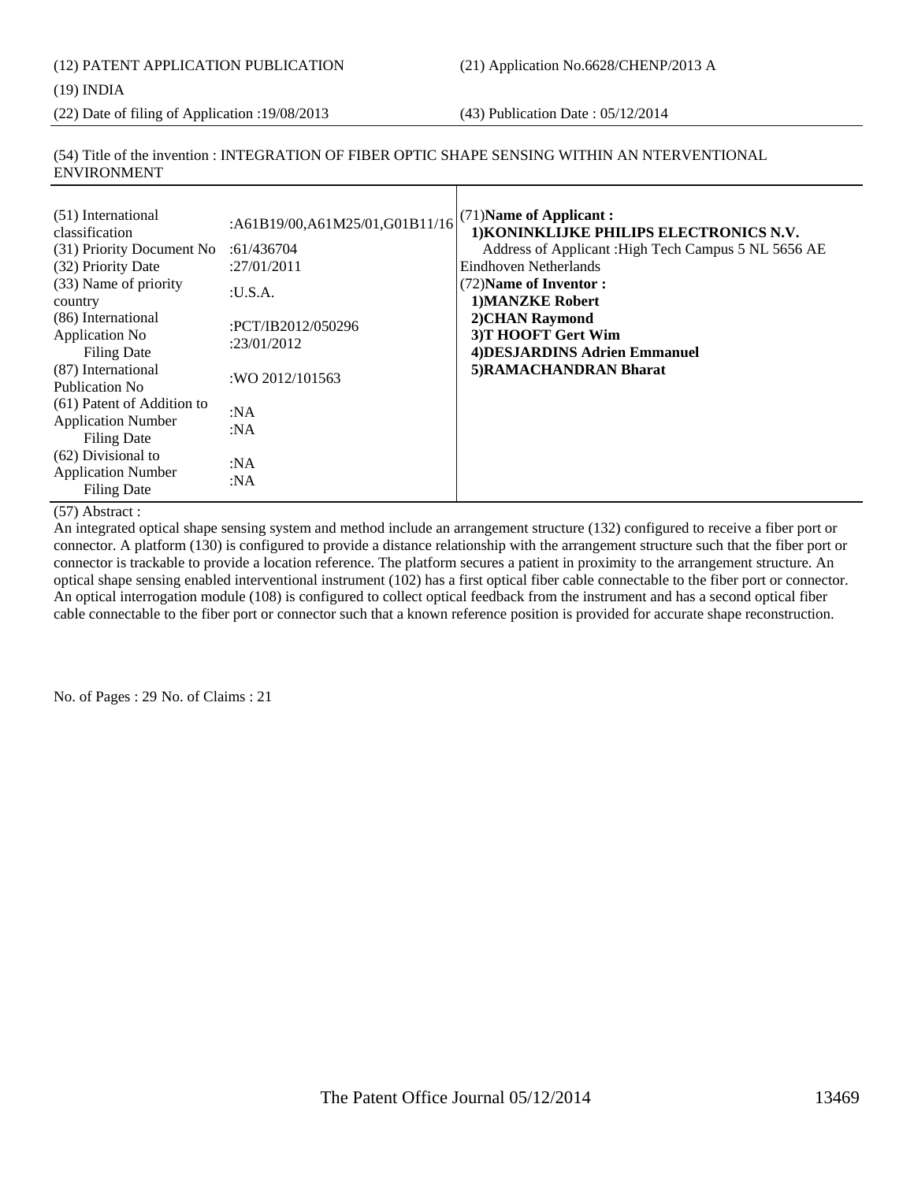(12) PATENT APPLICATION PUBLICATION

(21) Application No.6628/CHENP/2013 A

(19) INDIA

(22) Date of filing of Application :19/08/2013

(43) Publication Date : 05/12/2014

(54) Title of the invention : INTEGRATION OF FIBER OPTIC SHAPE SENSING WITHIN AN NTERVENTIONAL ENVIRONMENT

| | |
|---|---|
| (51) International classification | :A61B19/00,A61M25/01,G01B11/16 |
| (31) Priority Document No | :61/436704 |
| (32) Priority Date | :27/01/2011 |
| (33) Name of priority country | :U.S.A. |
| (86) International Application No<br>Filing Date | :PCT/IB2012/050296<br>:23/01/2012 |
| (87) International Publication No | :WO 2012/101563 |
| (61) Patent of Addition to Application Number<br>Filing Date | :NA<br>:NA |
| (62) Divisional to Application Number<br>Filing Date | :NA<br>:NA |

(71)**Name of Applicant :**
**1)KONINKLIJKE PHILIPS ELECTRONICS N.V.**
Address of Applicant :High Tech Campus 5 NL 5656 AE Eindhoven Netherlands

(72)**Name of Inventor :**
**1)MANZKE Robert**
**2)CHAN Raymond**
**3)T HOOFT Gert Wim**
**4)DESJARDINS Adrien Emmanuel**
**5)RAMACHANDRAN Bharat**

(57) Abstract :

An integrated optical shape sensing system and method include an arrangement structure (132) configured to receive a fiber port or connector. A platform (130) is configured to provide a distance relationship with the arrangement structure such that the fiber port or connector is trackable to provide a location reference. The platform secures a patient in proximity to the arrangement structure. An optical shape sensing enabled interventional instrument (102) has a first optical fiber cable connectable to the fiber port or connector. An optical interrogation module (108) is configured to collect optical feedback from the instrument and has a second optical fiber cable connectable to the fiber port or connector such that a known reference position is provided for accurate shape reconstruction.

No. of Pages : 29 No. of Claims : 21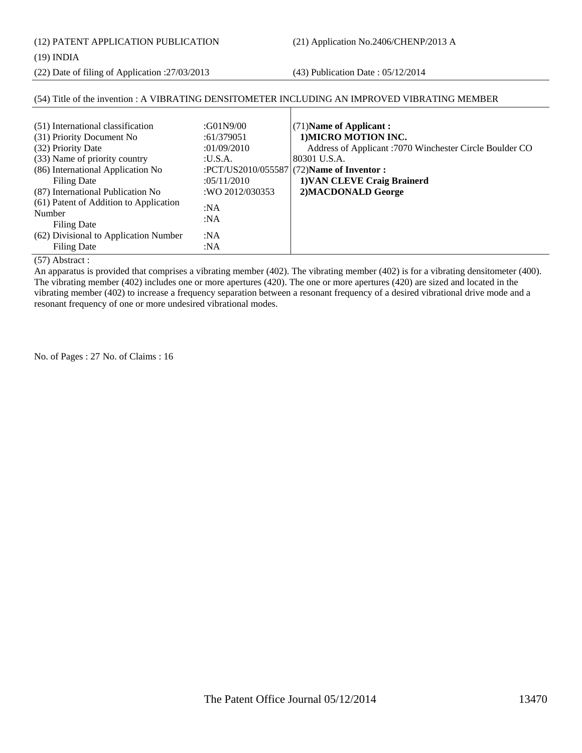(12) PATENT APPLICATION PUBLICATION

(21) Application No.2406/CHENP/2013 A

(19) INDIA

(22) Date of filing of Application :27/03/2013

(43) Publication Date : 05/12/2014

(54) Title of the invention : A VIBRATING DENSITOMETER INCLUDING AN IMPROVED VIBRATING MEMBER

| | | |
|---|---|---|
| (51) International classification | :G01N9/00 | (71)**Name of Applicant :** |
| (31) Priority Document No | :61/379051 | **1)MICRO MOTION INC.** |
| (32) Priority Date | :01/09/2010 | Address of Applicant :7070 Winchester Circle Boulder CO 80301 U.S.A. |
| (33) Name of priority country | :U.S.A. | |
| (86) International Application No | :PCT/US2010/055587 | (72)**Name of Inventor :** |
| Filing Date | :05/11/2010 | **1)VAN CLEVE Craig Brainerd** |
| (87) International Publication No | :WO 2012/030353 | **2)MACDONALD George** |
| (61) Patent of Addition to Application Number | :NA | |
| Filing Date | :NA | |
| (62) Divisional to Application Number | :NA | |
| Filing Date | :NA | |

(57) Abstract :

An apparatus is provided that comprises a vibrating member (402). The vibrating member (402) is for a vibrating densitometer (400). The vibrating member (402) includes one or more apertures (420). The one or more apertures (420) are sized and located in the vibrating member (402) to increase a frequency separation between a resonant frequency of a desired vibrational drive mode and a resonant frequency of one or more undesired vibrational modes.

No. of Pages : 27 No. of Claims : 16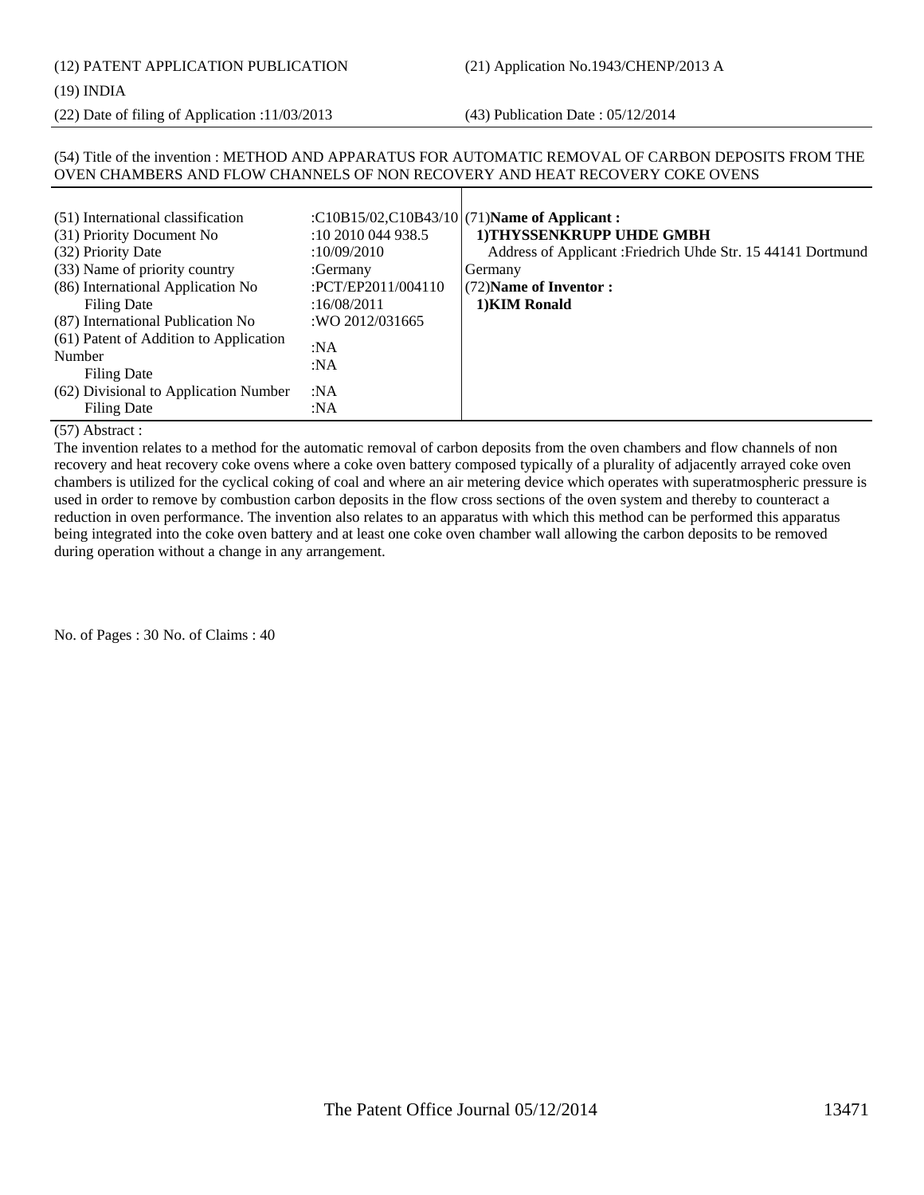(12) PATENT APPLICATION PUBLICATION

(21) Application No.1943/CHENP/2013 A

(19) INDIA

(22) Date of filing of Application :11/03/2013

(43) Publication Date : 05/12/2014

(54) Title of the invention : METHOD AND APPARATUS FOR AUTOMATIC REMOVAL OF CARBON DEPOSITS FROM THE OVEN CHAMBERS AND FLOW CHANNELS OF NON RECOVERY AND HEAT RECOVERY COKE OVENS

| | | |
|---|---|---|
| (51) International classification | :C10B15/02,C10B43/10 | (71)**Name of Applicant :** |
| (31) Priority Document No | :10 2010 044 938.5 | **1)THYSSENKRUPP UHDE GMBH** |
| (32) Priority Date | :10/09/2010 | Address of Applicant :Friedrich Uhde Str. 15 44141 Dortmund Germany |
| (33) Name of priority country | :Germany | (72)**Name of Inventor :** |
| (86) International Application No | :PCT/EP2011/004110 | **1)KIM Ronald** |
| Filing Date | :16/08/2011 | |
| (87) International Publication No | :WO 2012/031665 | |
| (61) Patent of Addition to Application Number | :NA | |
| Filing Date | :NA | |
| (62) Divisional to Application Number | :NA | |
| Filing Date | :NA | |

(57) Abstract :

The invention relates to a method for the automatic removal of carbon deposits from the oven chambers and flow channels of non recovery and heat recovery coke ovens where a coke oven battery composed typically of a plurality of adjacently arrayed coke oven chambers is utilized for the cyclical coking of coal and where an air metering device which operates with superatmospheric pressure is used in order to remove by combustion carbon deposits in the flow cross sections of the oven system and thereby to counteract a reduction in oven performance. The invention also relates to an apparatus with which this method can be performed this apparatus being integrated into the coke oven battery and at least one coke oven chamber wall allowing the carbon deposits to be removed during operation without a change in any arrangement.

No. of Pages : 30 No. of Claims : 40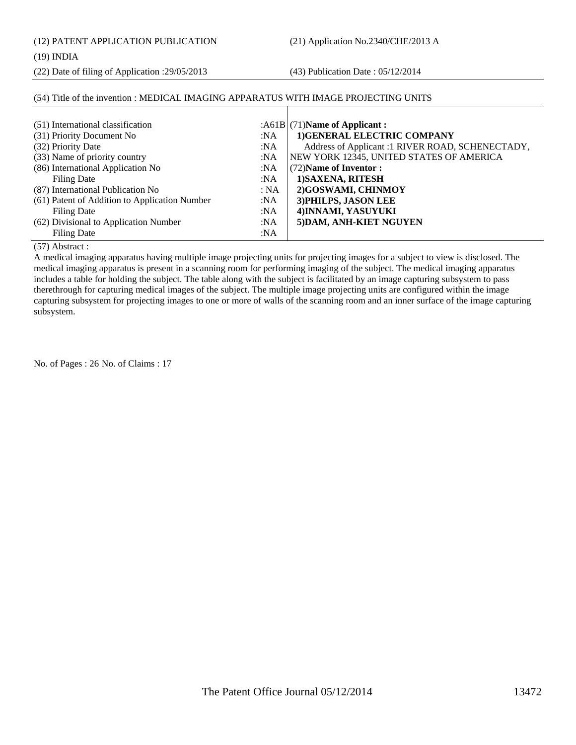(12) PATENT APPLICATION PUBLICATION (21) Application No.2340/CHE/2013 A

(19) INDIA

(22) Date of filing of Application :29/05/2013 (43) Publication Date : 05/12/2014

(54) Title of the invention : MEDICAL IMAGING APPARATUS WITH IMAGE PROJECTING UNITS

| | | |
|---|---|---|
| (51) International classification | :A61B | (71)**Name of Applicant :** |
| (31) Priority Document No | :NA | **1)GENERAL ELECTRIC COMPANY** |
| (32) Priority Date | :NA | Address of Applicant :1 RIVER ROAD, SCHENECTADY, |
| (33) Name of priority country | :NA | NEW YORK 12345, UNITED STATES OF AMERICA |
| (86) International Application No | :NA | (72)**Name of Inventor :** |
| Filing Date | :NA | **1)SAXENA, RITESH** |
| (87) International Publication No | : NA | **2)GOSWAMI, CHINMOY** |
| (61) Patent of Addition to Application Number | :NA | **3)PHILPS, JASON LEE** |
| Filing Date | :NA | **4)INNAMI, YASUYUKI** |
| (62) Divisional to Application Number | :NA | **5)DAM, ANH-KIET NGUYEN** |
| Filing Date | :NA | |

(57) Abstract :

A medical imaging apparatus having multiple image projecting units for projecting images for a subject to view is disclosed. The medical imaging apparatus is present in a scanning room for performing imaging of the subject. The medical imaging apparatus includes a table for holding the subject. The table along with the subject is facilitated by an image capturing subsystem to pass therethrough for capturing medical images of the subject. The multiple image projecting units are configured within the image capturing subsystem for projecting images to one or more of walls of the scanning room and an inner surface of the image capturing subsystem.

No. of Pages : 26 No. of Claims : 17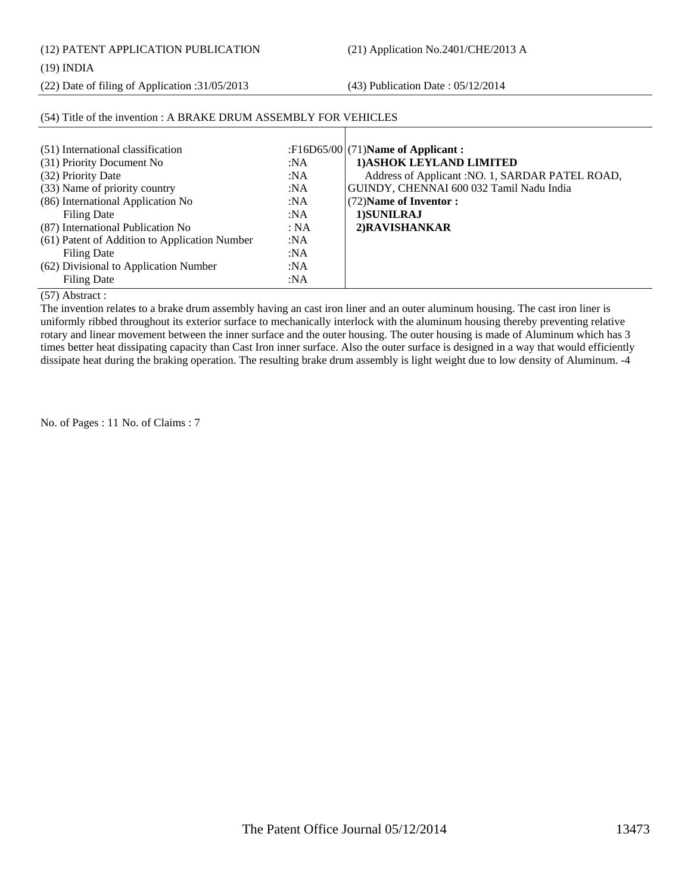(12) PATENT APPLICATION PUBLICATION

(21) Application No.2401/CHE/2013 A

(19) INDIA

(22) Date of filing of Application :31/05/2013

(43) Publication Date : 05/12/2014

(54) Title of the invention : A BRAKE DRUM ASSEMBLY FOR VEHICLES

| | | |
|---|---|---|
| (51) International classification | :F16D65/00 | (71)**Name of Applicant :** |
| (31) Priority Document No | :NA | **1)ASHOK LEYLAND LIMITED** |
| (32) Priority Date | :NA | Address of Applicant :NO. 1, SARDAR PATEL ROAD, |
| (33) Name of priority country | :NA | GUINDY, CHENNAI 600 032 Tamil Nadu India |
| (86) International Application No | :NA | (72)**Name of Inventor :** |
| Filing Date | :NA | **1)SUNILRAJ** |
| (87) International Publication No | : NA | **2)RAVISHANKAR** |
| (61) Patent of Addition to Application Number | :NA | |
| Filing Date | :NA | |
| (62) Divisional to Application Number | :NA | |
| Filing Date | :NA | |

(57) Abstract :

The invention relates to a brake drum assembly having an cast iron liner and an outer aluminum housing. The cast iron liner is uniformly ribbed throughout its exterior surface to mechanically interlock with the aluminum housing thereby preventing relative rotary and linear movement between the inner surface and the outer housing. The outer housing is made of Aluminum which has 3 times better heat dissipating capacity than Cast Iron inner surface. Also the outer surface is designed in a way that would efficiently dissipate heat during the braking operation. The resulting brake drum assembly is light weight due to low density of Aluminum. -4

No. of Pages : 11 No. of Claims : 7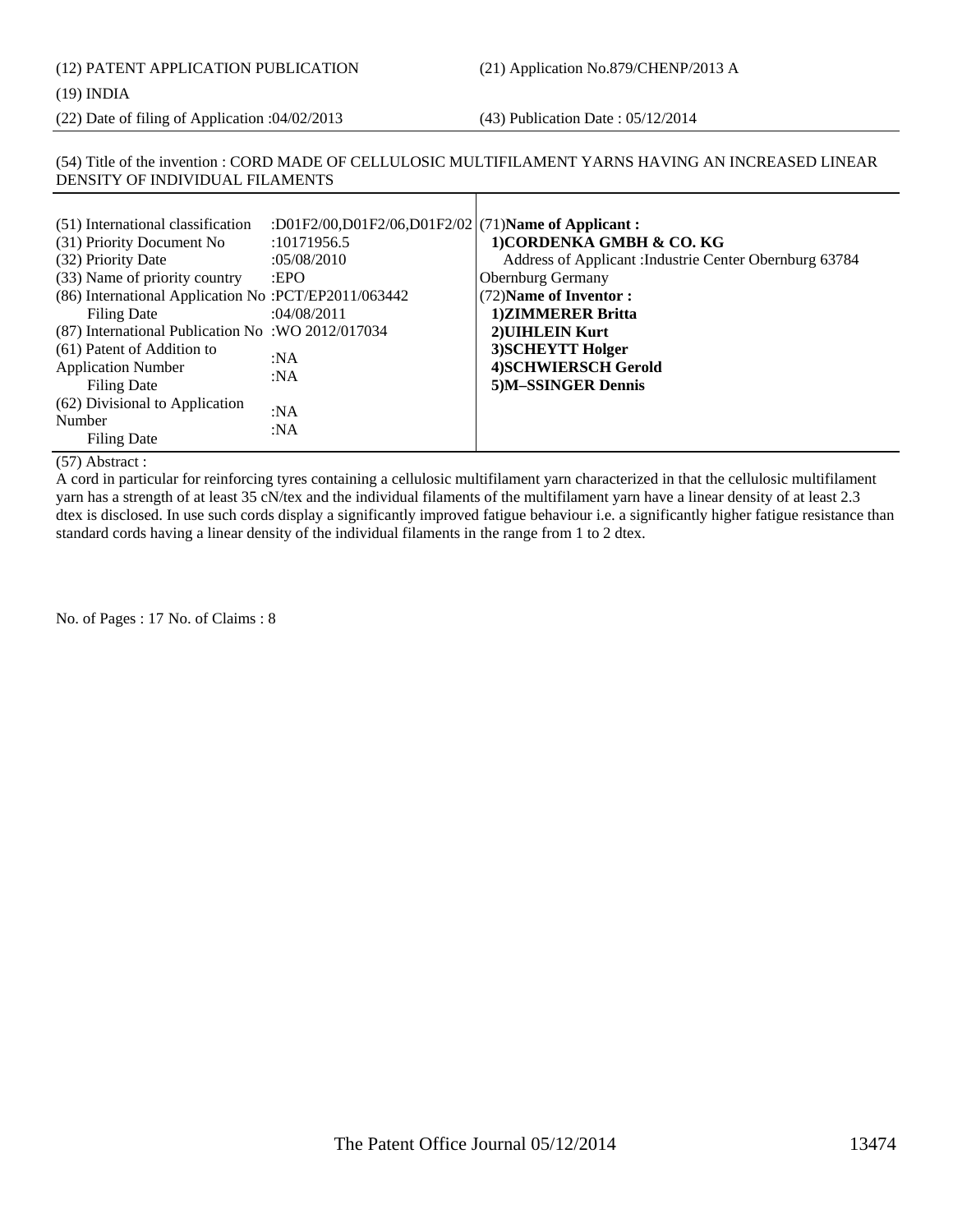(12) PATENT APPLICATION PUBLICATION

(21) Application No.879/CHENP/2013 A

(19) INDIA

(22) Date of filing of Application :04/02/2013

(43) Publication Date : 05/12/2014

(54) Title of the invention : CORD MADE OF CELLULOSIC MULTIFILAMENT YARNS HAVING AN INCREASED LINEAR DENSITY OF INDIVIDUAL FILAMENTS

| | | |
|---|---|---|
| (51) International classification | :D01F2/00,D01F2/06,D01F2/02 | (71)**Name of Applicant :** |
| (31) Priority Document No | :10171956.5 | **1)CORDENKA GMBH & CO. KG** |
| (32) Priority Date | :05/08/2010 | Address of Applicant :Industrie Center Obernburg 63784 Obernburg Germany |
| (33) Name of priority country | :EPO | (72)**Name of Inventor :** |
| (86) International Application No | :PCT/EP2011/063442 | **1)ZIMMERER Britta** |
| Filing Date | :04/08/2011 | **2)UIHLEIN Kurt** |
| (87) International Publication No | :WO 2012/017034 | **3)SCHEYTT Holger** |
| (61) Patent of Addition to Application Number | :NA | **4)SCHWIERSCH Gerold** |
| Filing Date | :NA | **5)M–SSINGER Dennis** |
| (62) Divisional to Application Number | :NA | |
| Filing Date | :NA | |

(57) Abstract :

A cord in particular for reinforcing tyres containing a cellulosic multifilament yarn characterized in that the cellulosic multifilament yarn has a strength of at least 35 cN/tex and the individual filaments of the multifilament yarn have a linear density of at least 2.3 dtex is disclosed. In use such cords display a significantly improved fatigue behaviour i.e. a significantly higher fatigue resistance than standard cords having a linear density of the individual filaments in the range from 1 to 2 dtex.

No. of Pages : 17 No. of Claims : 8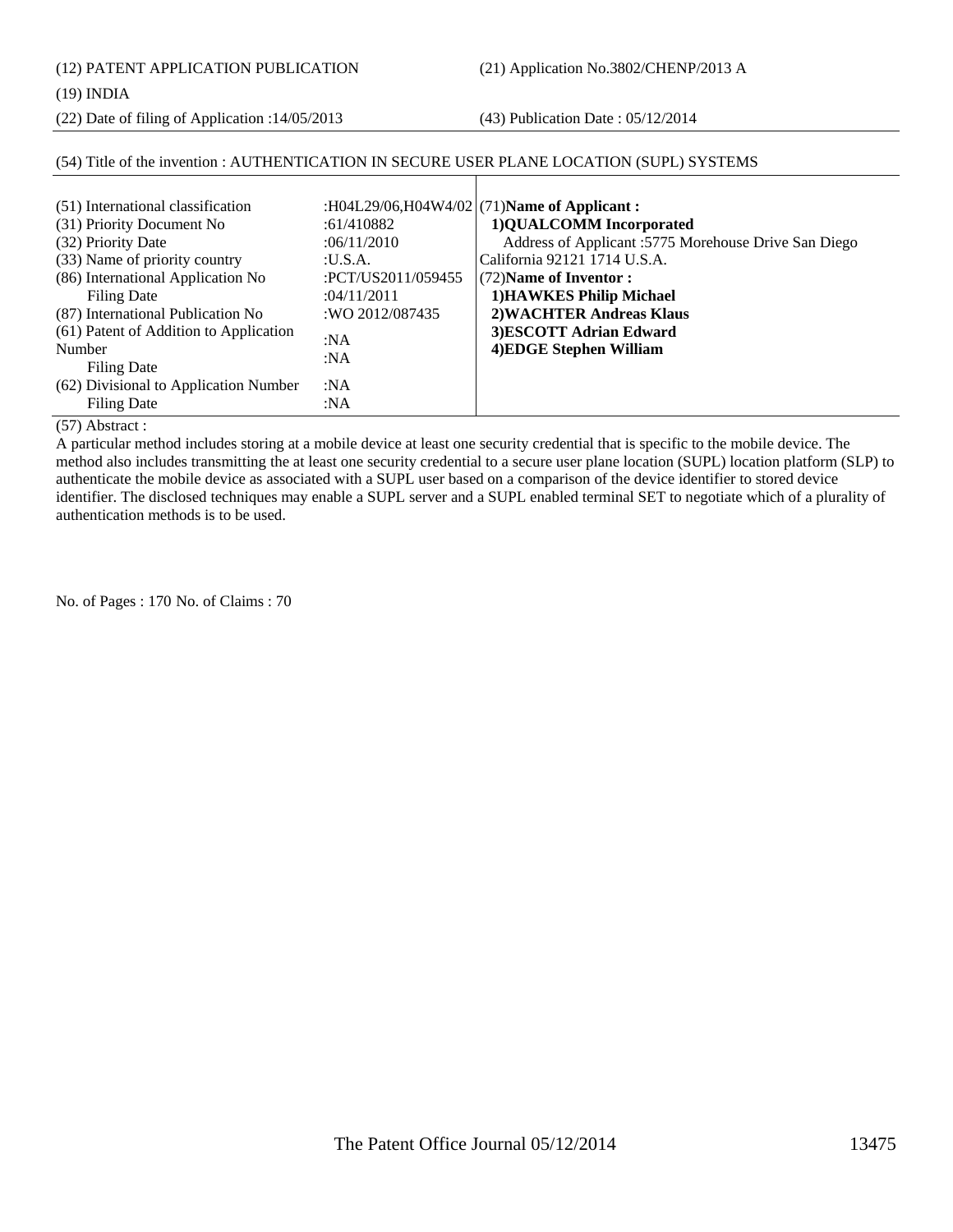(12) PATENT APPLICATION PUBLICATION

(21) Application No.3802/CHENP/2013 A

(19) INDIA

(22) Date of filing of Application :14/05/2013

(43) Publication Date : 05/12/2014

(54) Title of the invention : AUTHENTICATION IN SECURE USER PLANE LOCATION (SUPL) SYSTEMS

| | | |
|---|---|---|
| (51) International classification | :H04L29/06,H04W4/02 | (71)**Name of Applicant :** |
| (31) Priority Document No | :61/410882 | **1)QUALCOMM Incorporated** |
| (32) Priority Date | :06/11/2010 | Address of Applicant :5775 Morehouse Drive San Diego California 92121 1714 U.S.A. |
| (33) Name of priority country | :U.S.A. | |
| (86) International Application No | :PCT/US2011/059455 | (72)**Name of Inventor :** |
| Filing Date | :04/11/2011 | **1)HAWKES Philip Michael** |
| (87) International Publication No | :WO 2012/087435 | **2)WACHTER Andreas Klaus** |
| (61) Patent of Addition to Application Number | :NA | **3)ESCOTT Adrian Edward** |
| Filing Date | :NA | **4)EDGE Stephen William** |
| (62) Divisional to Application Number | :NA | |
| Filing Date | :NA | |

(57) Abstract :

A particular method includes storing at a mobile device at least one security credential that is specific to the mobile device. The method also includes transmitting the at least one security credential to a secure user plane location (SUPL) location platform (SLP) to authenticate the mobile device as associated with a SUPL user based on a comparison of the device identifier to stored device identifier. The disclosed techniques may enable a SUPL server and a SUPL enabled terminal SET to negotiate which of a plurality of authentication methods is to be used.

No. of Pages : 170 No. of Claims : 70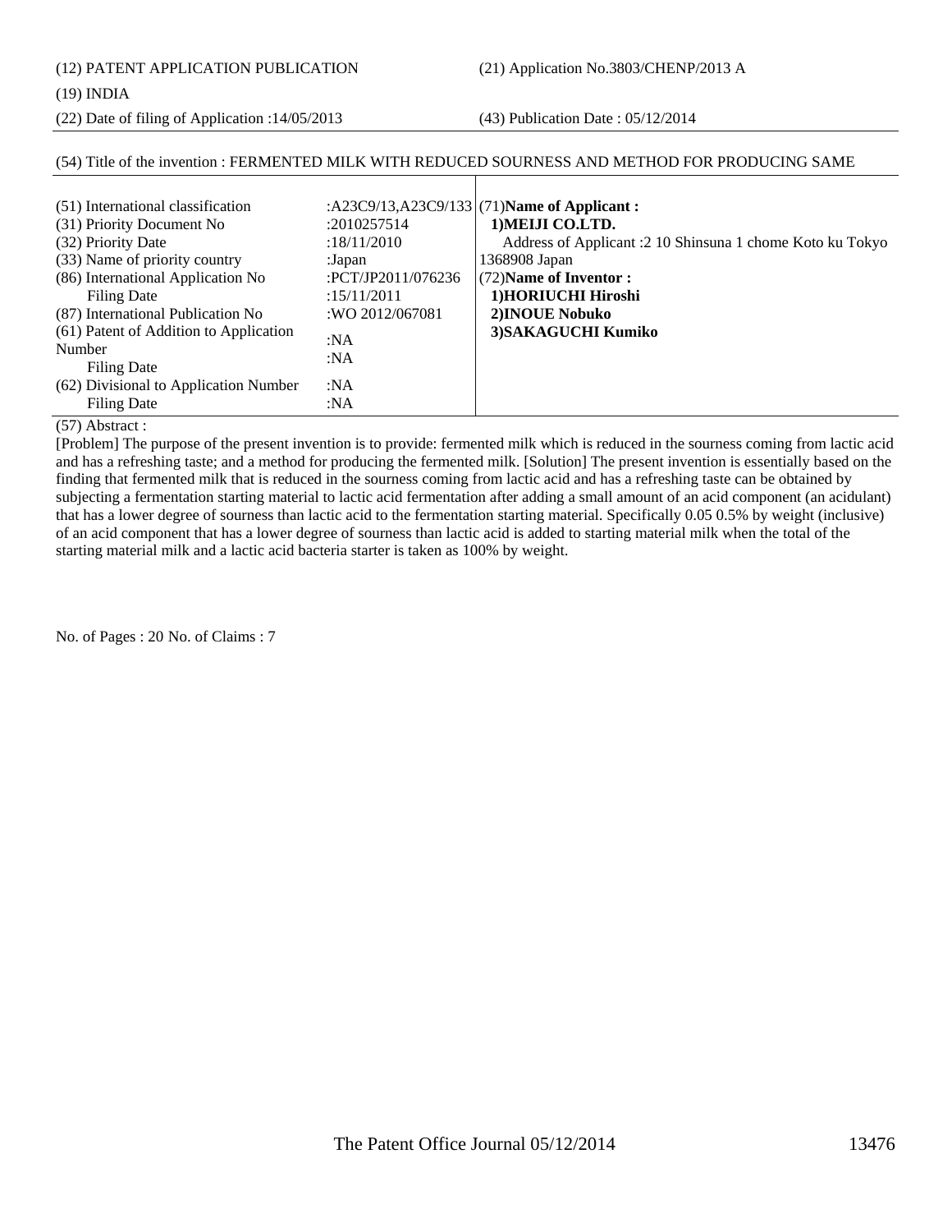(12) PATENT APPLICATION PUBLICATION

(19) INDIA

(22) Date of filing of Application :14/05/2013

(21) Application No.3803/CHENP/2013 A

(43) Publication Date : 05/12/2014

(54) Title of the invention : FERMENTED MILK WITH REDUCED SOURNESS AND METHOD FOR PRODUCING SAME

| | | |
|---|---|---|
| (51) International classification | :A23C9/13,A23C9/133 | (71)**Name of Applicant :** |
| (31) Priority Document No | :2010257514 | **1)MEIJI CO.LTD.** |
| (32) Priority Date | :18/11/2010 | Address of Applicant :2 10 Shinsuna 1 chome Koto ku Tokyo 1368908 Japan |
| (33) Name of priority country | :Japan | |
| (86) International Application No | :PCT/JP2011/076236 | (72)**Name of Inventor :** |
| Filing Date | :15/11/2011 | **1)HORIUCHI Hiroshi** |
| (87) International Publication No | :WO 2012/067081 | **2)INOUE Nobuko** |
| (61) Patent of Addition to Application Number | :NA | **3)SAKAGUCHI Kumiko** |
| Filing Date | :NA | |
| (62) Divisional to Application Number | :NA | |
| Filing Date | :NA | |

(57) Abstract :

[Problem] The purpose of the present invention is to provide: fermented milk which is reduced in the sourness coming from lactic acid and has a refreshing taste; and a method for producing the fermented milk. [Solution] The present invention is essentially based on the finding that fermented milk that is reduced in the sourness coming from lactic acid and has a refreshing taste can be obtained by subjecting a fermentation starting material to lactic acid fermentation after adding a small amount of an acid component (an acidulant) that has a lower degree of sourness than lactic acid to the fermentation starting material. Specifically 0.05 0.5% by weight (inclusive) of an acid component that has a lower degree of sourness than lactic acid is added to starting material milk when the total of the starting material milk and a lactic acid bacteria starter is taken as 100% by weight.

No. of Pages : 20 No. of Claims : 7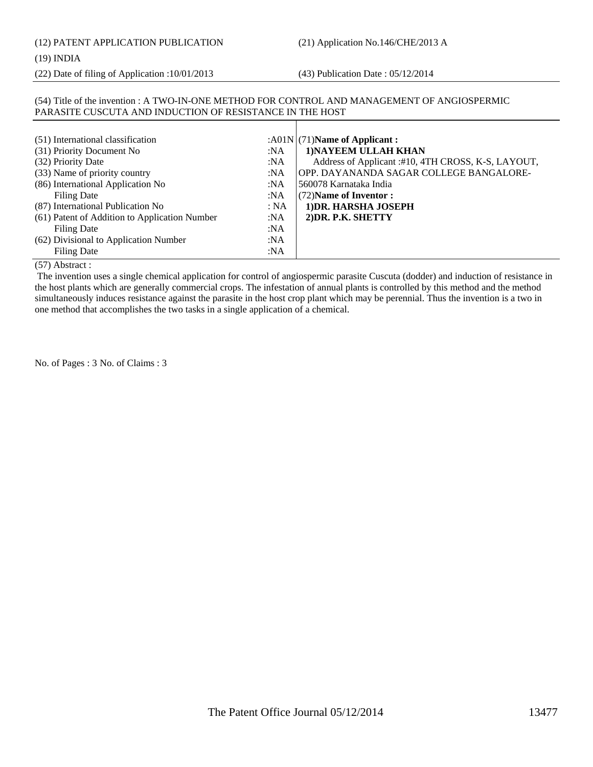(12) PATENT APPLICATION PUBLICATION

(21) Application No.146/CHE/2013 A

(19) INDIA

(22) Date of filing of Application :10/01/2013

(43) Publication Date : 05/12/2014

(54) Title of the invention : A TWO-IN-ONE METHOD FOR CONTROL AND MANAGEMENT OF ANGIOSPERMIC PARASITE CUSCUTA AND INDUCTION OF RESISTANCE IN THE HOST

| | | |
|---|---|---|
| (51) International classification | :A01N | (71)**Name of Applicant :** |
| (31) Priority Document No | :NA | **1)NAYEEM ULLAH KHAN** |
| (32) Priority Date | :NA | Address of Applicant :#10, 4TH CROSS, K-S, LAYOUT, |
| (33) Name of priority country | :NA | OPP. DAYANANDA SAGAR COLLEGE BANGALORE- |
| (86) International Application No | :NA | 560078 Karnataka India |
| Filing Date | :NA | (72)**Name of Inventor :** |
| (87) International Publication No | : NA | **1)DR. HARSHA JOSEPH** |
| (61) Patent of Addition to Application Number | :NA | **2)DR. P.K. SHETTY** |
| Filing Date | :NA | |
| (62) Divisional to Application Number | :NA | |
| Filing Date | :NA | |

(57) Abstract :

The invention uses a single chemical application for control of angiospermic parasite Cuscuta (dodder) and induction of resistance in the host plants which are generally commercial crops. The infestation of annual plants is controlled by this method and the method simultaneously induces resistance against the parasite in the host crop plant which may be perennial. Thus the invention is a two in one method that accomplishes the two tasks in a single application of a chemical.

No. of Pages : 3 No. of Claims : 3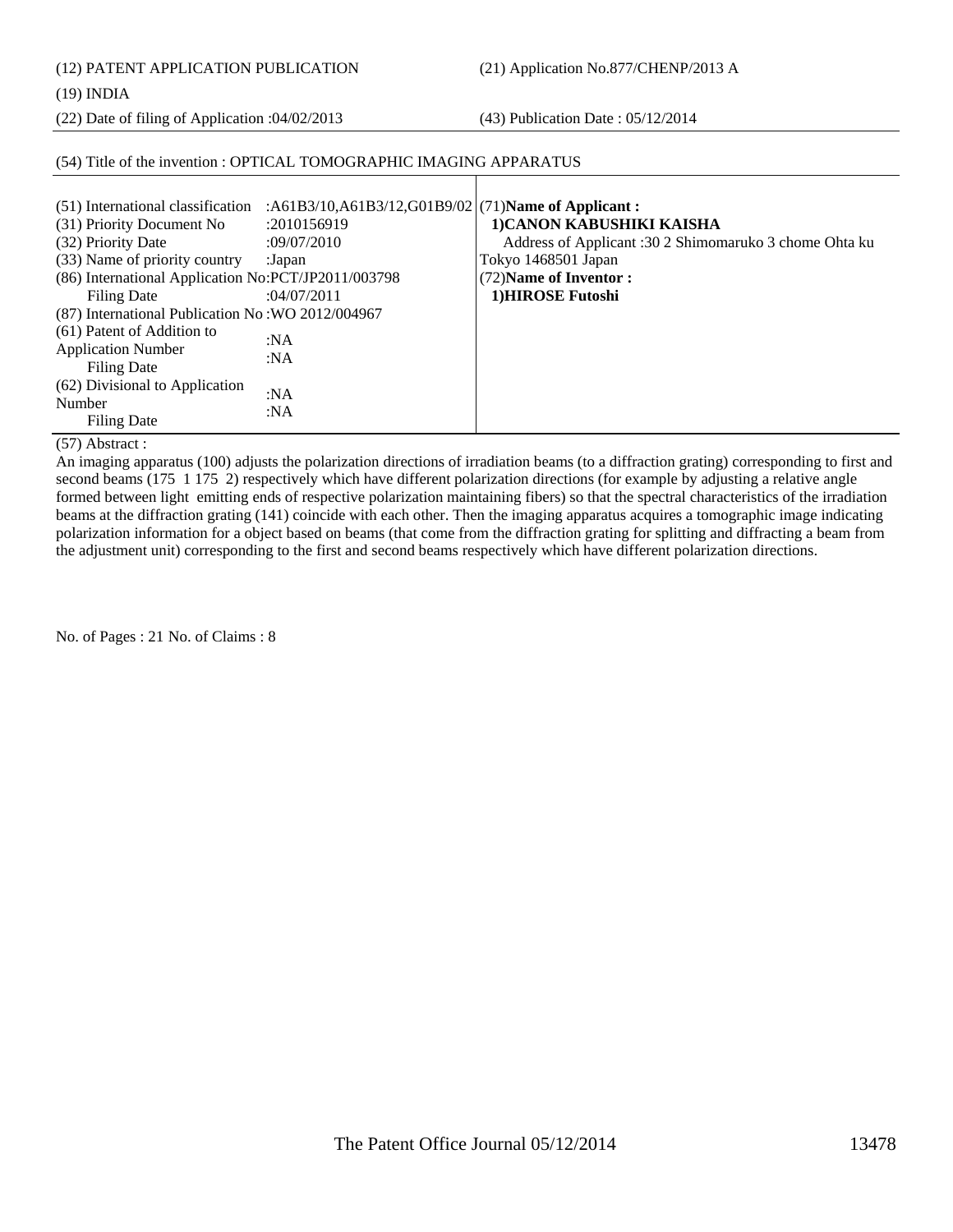(12) PATENT APPLICATION PUBLICATION

(21) Application No.877/CHENP/2013 A

(19) INDIA

(22) Date of filing of Application :04/02/2013

(43) Publication Date : 05/12/2014

(54) Title of the invention : OPTICAL TOMOGRAPHIC IMAGING APPARATUS

| | | |
|---|---|---|
| (51) International classification | :A61B3/10,A61B3/12,G01B9/02 | (71)**Name of Applicant :** |
| (31) Priority Document No | :2010156919 | **1)CANON KABUSHIKI KAISHA** |
| (32) Priority Date | :09/07/2010 | Address of Applicant :30 2 Shimomaruko 3 chome Ohta ku Tokyo 1468501 Japan |
| (33) Name of priority country | :Japan | (72)**Name of Inventor :** |
| (86) International Application No | :PCT/JP2011/003798 | **1)HIROSE Futoshi** |
| Filing Date | :04/07/2011 | |
| (87) International Publication No | :WO 2012/004967 | |
| (61) Patent of Addition to Application Number | :NA | |
| Filing Date | :NA | |
| (62) Divisional to Application Number | :NA | |
| Filing Date | :NA | |

(57) Abstract :

An imaging apparatus (100) adjusts the polarization directions of irradiation beams (to a diffraction grating) corresponding to first and second beams (175 1 175 2) respectively which have different polarization directions (for example by adjusting a relative angle formed between light emitting ends of respective polarization maintaining fibers) so that the spectral characteristics of the irradiation beams at the diffraction grating (141) coincide with each other. Then the imaging apparatus acquires a tomographic image indicating polarization information for a object based on beams (that come from the diffraction grating for splitting and diffracting a beam from the adjustment unit) corresponding to the first and second beams respectively which have different polarization directions.

No. of Pages : 21 No. of Claims : 8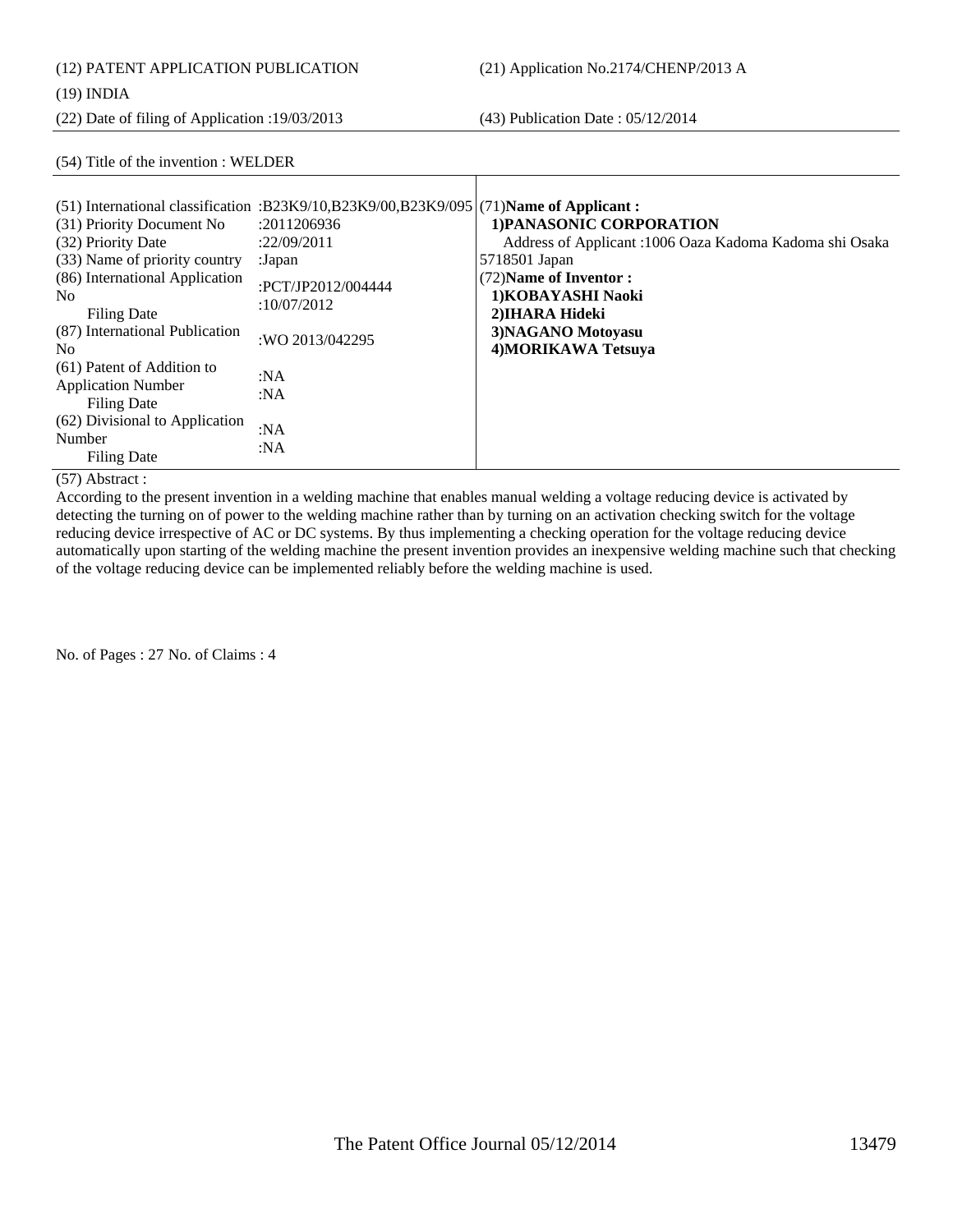(12) PATENT APPLICATION PUBLICATION (21) Application No.2174/CHENP/2013 A

(19) INDIA

(22) Date of filing of Application :19/03/2013 (43) Publication Date : 05/12/2014

(54) Title of the invention : WELDER

| | | |
|---|---|---|
| (51) International classification | :B23K9/10,B23K9/00,B23K9/095 | (71)**Name of Applicant :**<br>**1)PANASONIC CORPORATION**<br>Address of Applicant :1006 Oaza Kadoma Kadoma shi Osaka 5718501 Japan<br>(72)**Name of Inventor :**<br>**1)KOBAYASHI Naoki**<br>**2)IHARA Hideki**<br>**3)NAGANO Motoyasu**<br>**4)MORIKAWA Tetsuya** |
| (31) Priority Document No | :2011206936 | |
| (32) Priority Date | :22/09/2011 | |
| (33) Name of priority country | :Japan | |
| (86) International Application No<br>Filing Date | :PCT/JP2012/004444<br>:10/07/2012 | |
| (87) International Publication No | :WO 2013/042295 | |
| (61) Patent of Addition to Application Number<br>Filing Date | :NA<br>:NA | |
| (62) Divisional to Application Number<br>Filing Date | :NA<br>:NA | |

(57) Abstract :

According to the present invention in a welding machine that enables manual welding a voltage reducing device is activated by detecting the turning on of power to the welding machine rather than by turning on an activation checking switch for the voltage reducing device irrespective of AC or DC systems. By thus implementing a checking operation for the voltage reducing device automatically upon starting of the welding machine the present invention provides an inexpensive welding machine such that checking of the voltage reducing device can be implemented reliably before the welding machine is used.

No. of Pages : 27 No. of Claims : 4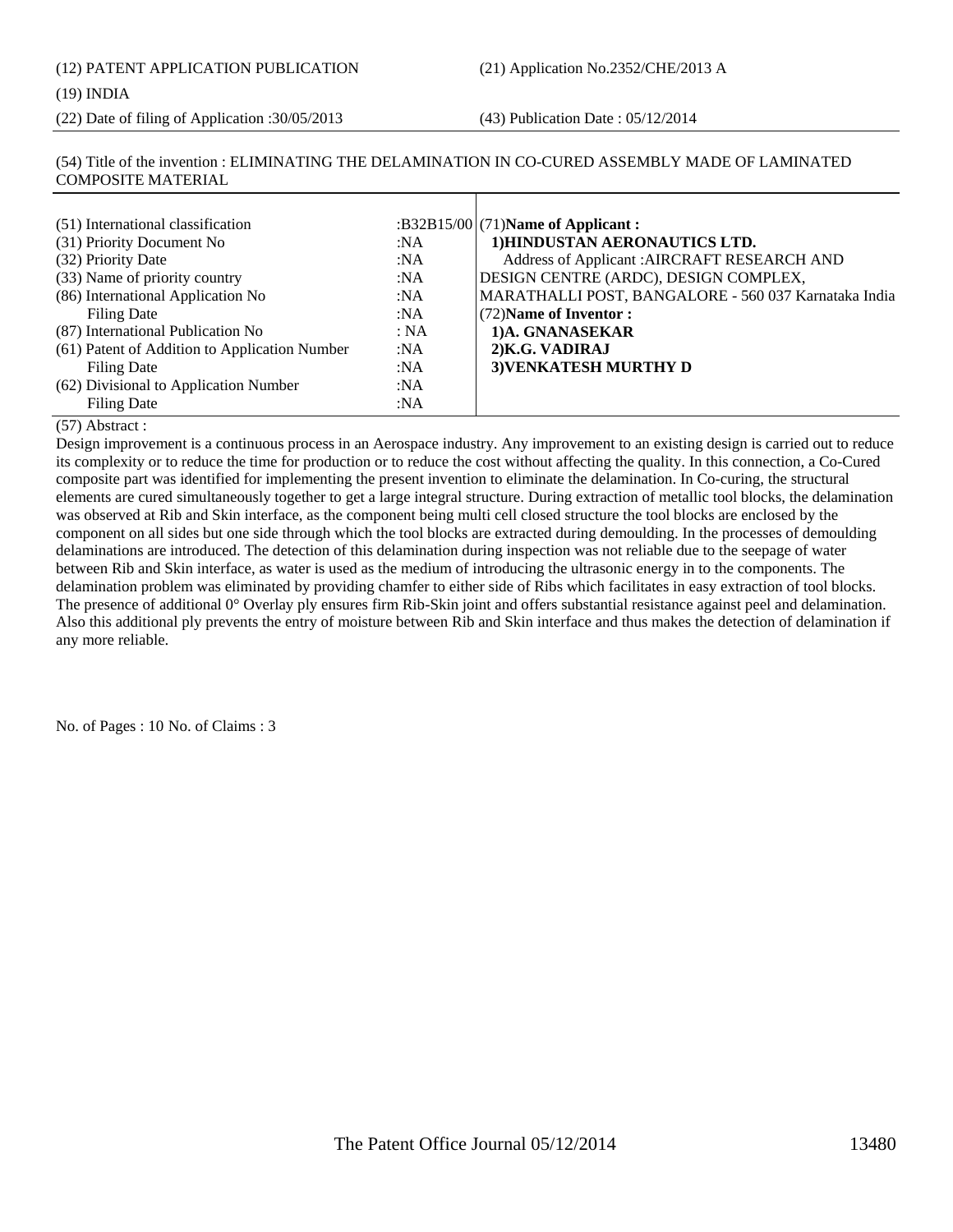(12) PATENT APPLICATION PUBLICATION

(21) Application No.2352/CHE/2013 A

(19) INDIA

(22) Date of filing of Application :30/05/2013

(43) Publication Date : 05/12/2014

(54) Title of the invention : ELIMINATING THE DELAMINATION IN CO-CURED ASSEMBLY MADE OF LAMINATED COMPOSITE MATERIAL

| | | |
|---|---|---|
| (51) International classification | :B32B15/00 | (71)**Name of Applicant :** |
| (31) Priority Document No | :NA | **1)HINDUSTAN AERONAUTICS LTD.** |
| (32) Priority Date | :NA | Address of Applicant :AIRCRAFT RESEARCH AND |
| (33) Name of priority country | :NA | DESIGN CENTRE (ARDC), DESIGN COMPLEX, |
| (86) International Application No | :NA | MARATHALLI POST, BANGALORE - 560 037 Karnataka India |
| Filing Date | :NA | (72)**Name of Inventor :** |
| (87) International Publication No | : NA | **1)A. GNANASEKAR** |
| (61) Patent of Addition to Application Number | :NA | **2)K.G. VADIRAJ** |
| Filing Date | :NA | **3)VENKATESH MURTHY D** |
| (62) Divisional to Application Number | :NA | |
| Filing Date | :NA | |

(57) Abstract :

Design improvement is a continuous process in an Aerospace industry. Any improvement to an existing design is carried out to reduce its complexity or to reduce the time for production or to reduce the cost without affecting the quality. In this connection, a Co-Cured composite part was identified for implementing the present invention to eliminate the delamination. In Co-curing, the structural elements are cured simultaneously together to get a large integral structure. During extraction of metallic tool blocks, the delamination was observed at Rib and Skin interface, as the component being multi cell closed structure the tool blocks are enclosed by the component on all sides but one side through which the tool blocks are extracted during demoulding. In the processes of demoulding delaminations are introduced. The detection of this delamination during inspection was not reliable due to the seepage of water between Rib and Skin interface, as water is used as the medium of introducing the ultrasonic energy in to the components. The delamination problem was eliminated by providing chamfer to either side of Ribs which facilitates in easy extraction of tool blocks. The presence of additional 0° Overlay ply ensures firm Rib-Skin joint and offers substantial resistance against peel and delamination. Also this additional ply prevents the entry of moisture between Rib and Skin interface and thus makes the detection of delamination if any more reliable.

No. of Pages : 10 No. of Claims : 3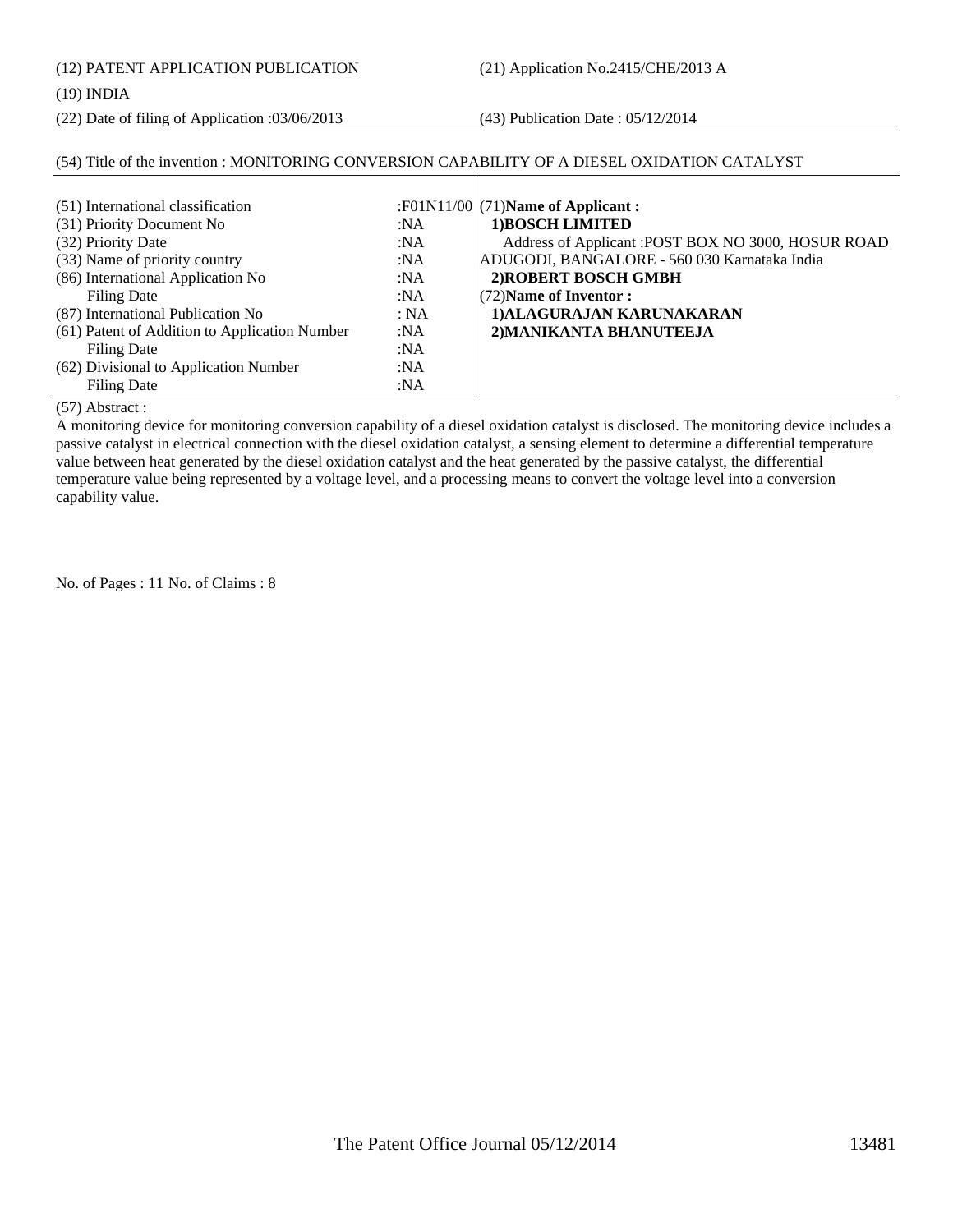(12) PATENT APPLICATION PUBLICATION

(21) Application No.2415/CHE/2013 A

(19) INDIA

(22) Date of filing of Application :03/06/2013

(43) Publication Date : 05/12/2014

(54) Title of the invention : MONITORING CONVERSION CAPABILITY OF A DIESEL OXIDATION CATALYST

| | | |
|---|---|---|
| (51) International classification | :F01N11/00 | (71)**Name of Applicant :** |
| (31) Priority Document No | :NA | **1)BOSCH LIMITED** |
| (32) Priority Date | :NA | Address of Applicant :POST BOX NO 3000, HOSUR ROAD |
| (33) Name of priority country | :NA | ADUGODI, BANGALORE - 560 030 Karnataka India |
| (86) International Application No | :NA | **2)ROBERT BOSCH GMBH** |
| Filing Date | :NA | (72)**Name of Inventor :** |
| (87) International Publication No | : NA | **1)ALAGURAJAN KARUNAKARAN** |
| (61) Patent of Addition to Application Number | :NA | **2)MANIKANTA BHANUTEEJA** |
| Filing Date | :NA | |
| (62) Divisional to Application Number | :NA | |
| Filing Date | :NA | |

(57) Abstract :

A monitoring device for monitoring conversion capability of a diesel oxidation catalyst is disclosed. The monitoring device includes a passive catalyst in electrical connection with the diesel oxidation catalyst, a sensing element to determine a differential temperature value between heat generated by the diesel oxidation catalyst and the heat generated by the passive catalyst, the differential temperature value being represented by a voltage level, and a processing means to convert the voltage level into a conversion capability value.

No. of Pages : 11 No. of Claims : 8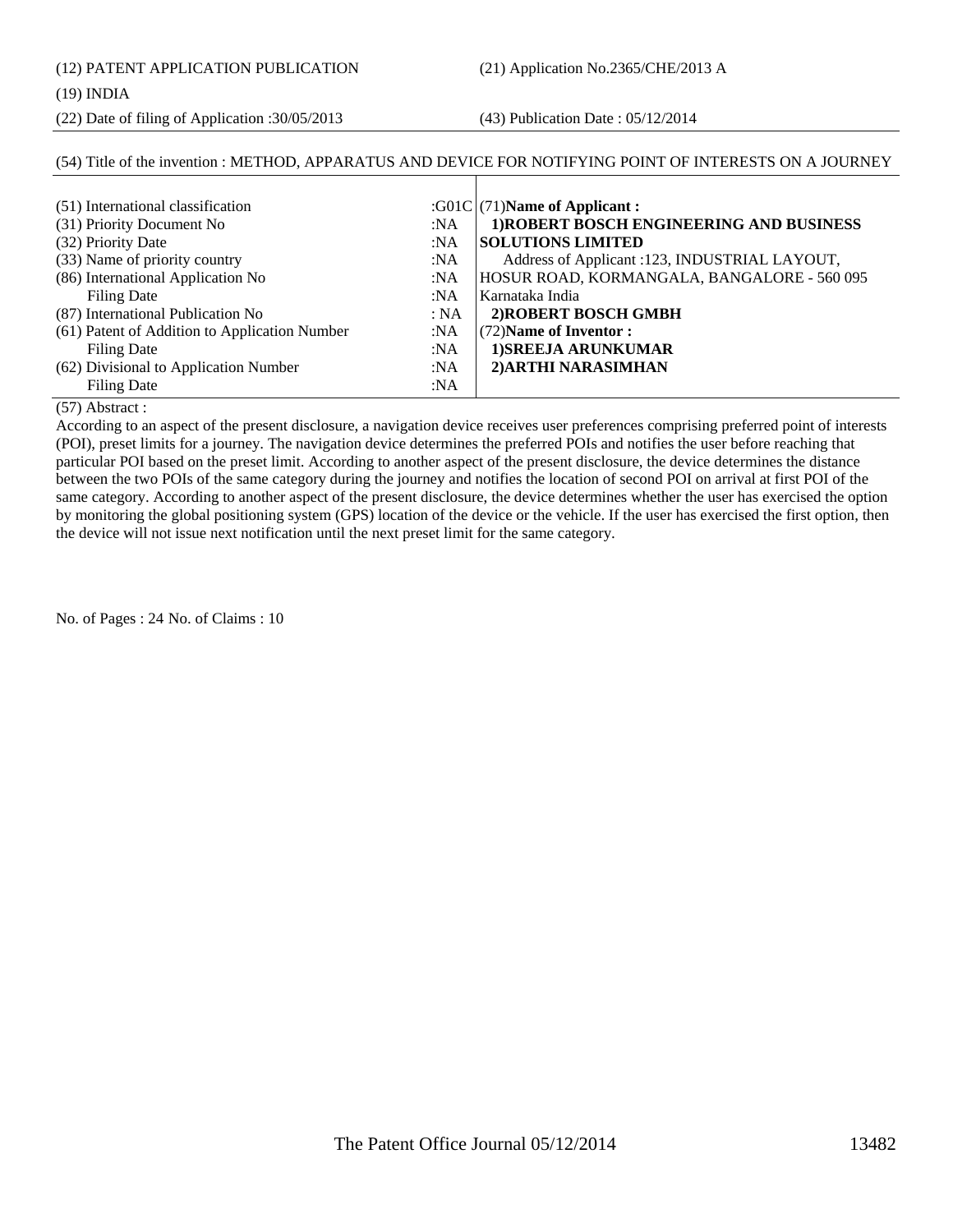(12) PATENT APPLICATION PUBLICATION

(21) Application No.2365/CHE/2013 A

(19) INDIA

(22) Date of filing of Application :30/05/2013

(43) Publication Date : 05/12/2014

(54) Title of the invention : METHOD, APPARATUS AND DEVICE FOR NOTIFYING POINT OF INTERESTS ON A JOURNEY

| | | |
|---|---|---|
| (51) International classification | :G01C | (71)**Name of Applicant :** |
| (31) Priority Document No | :NA | **1)ROBERT BOSCH ENGINEERING AND BUSINESS SOLUTIONS LIMITED** |
| (32) Priority Date | :NA | Address of Applicant :123, INDUSTRIAL LAYOUT, HOSUR ROAD, KORMANGALA, BANGALORE - 560 095 Karnataka India |
| (33) Name of priority country | :NA | **2)ROBERT BOSCH GMBH** |
| (86) International Application No | :NA | (72)**Name of Inventor :** |
| Filing Date | :NA | **1)SREEJA ARUNKUMAR** |
| (87) International Publication No | : NA | **2)ARTHI NARASIMHAN** |
| (61) Patent of Addition to Application Number | :NA | |
| Filing Date | :NA | |
| (62) Divisional to Application Number | :NA | |
| Filing Date | :NA | |

(57) Abstract :

According to an aspect of the present disclosure, a navigation device receives user preferences comprising preferred point of interests (POI), preset limits for a journey. The navigation device determines the preferred POIs and notifies the user before reaching that particular POI based on the preset limit. According to another aspect of the present disclosure, the device determines the distance between the two POIs of the same category during the journey and notifies the location of second POI on arrival at first POI of the same category. According to another aspect of the present disclosure, the device determines whether the user has exercised the option by monitoring the global positioning system (GPS) location of the device or the vehicle. If the user has exercised the first option, then the device will not issue next notification until the next preset limit for the same category.

No. of Pages : 24 No. of Claims : 10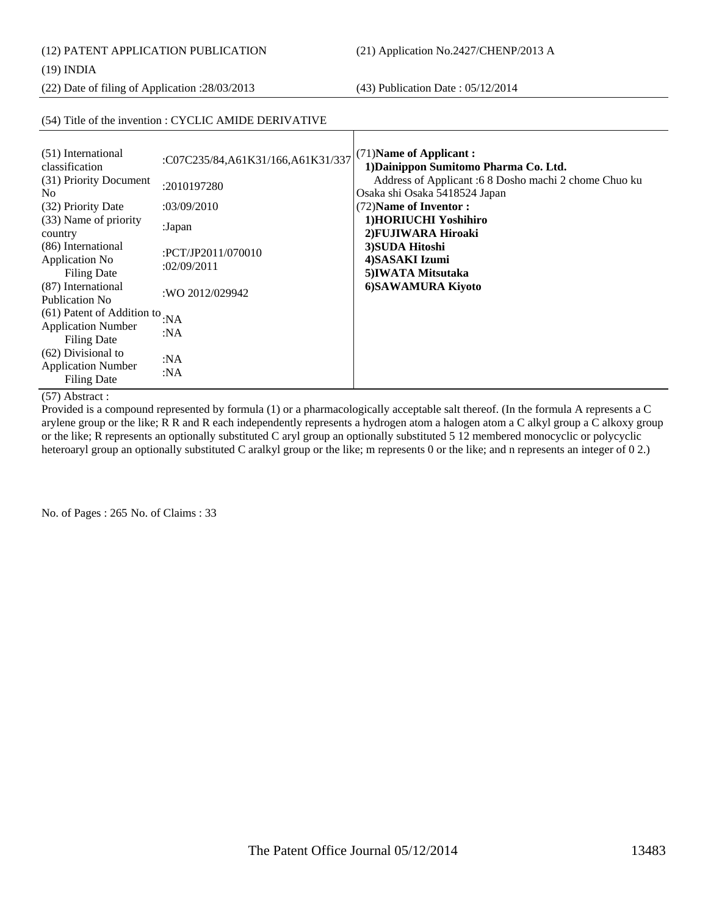(12) PATENT APPLICATION PUBLICATION

(21) Application No.2427/CHENP/2013 A

(19) INDIA

(22) Date of filing of Application :28/03/2013

(43) Publication Date : 05/12/2014

(54) Title of the invention : CYCLIC AMIDE DERIVATIVE

| | |
|---|---|
| (51) International classification | :C07C235/84,A61K31/166,A61K31/337 |
| (31) Priority Document No | :2010197280 |
| (32) Priority Date | :03/09/2010 |
| (33) Name of priority country | :Japan |
| (86) International Application No<br>Filing Date | :PCT/JP2011/070010<br>:02/09/2011 |
| (87) International Publication No | :WO 2012/029942 |
| (61) Patent of Addition to Application Number<br>Filing Date | :NA<br>:NA |
| (62) Divisional to Application Number<br>Filing Date | :NA<br>:NA |

(71)**Name of Applicant :**
**1)Dainippon Sumitomo Pharma Co. Ltd.**
Address of Applicant :6 8 Dosho machi 2 chome Chuo ku Osaka shi Osaka 5418524 Japan

(72)**Name of Inventor :**
**1)HORIUCHI Yoshihiro**
**2)FUJIWARA Hiroaki**
**3)SUDA Hitoshi**
**4)SASAKI Izumi**
**5)IWATA Mitsutaka**
**6)SAWAMURA Kiyoto**

(57) Abstract :
Provided is a compound represented by formula (1) or a pharmacologically acceptable salt thereof. (In the formula A represents a C arylene group or the like; R R and R each independently represents a hydrogen atom a halogen atom a C alkyl group a C alkoxy group or the like; R represents an optionally substituted C aryl group an optionally substituted 5 12 membered monocyclic or polycyclic heteroaryl group an optionally substituted C aralkyl group or the like; m represents 0 or the like; and n represents an integer of 0 2.)

No. of Pages : 265 No. of Claims : 33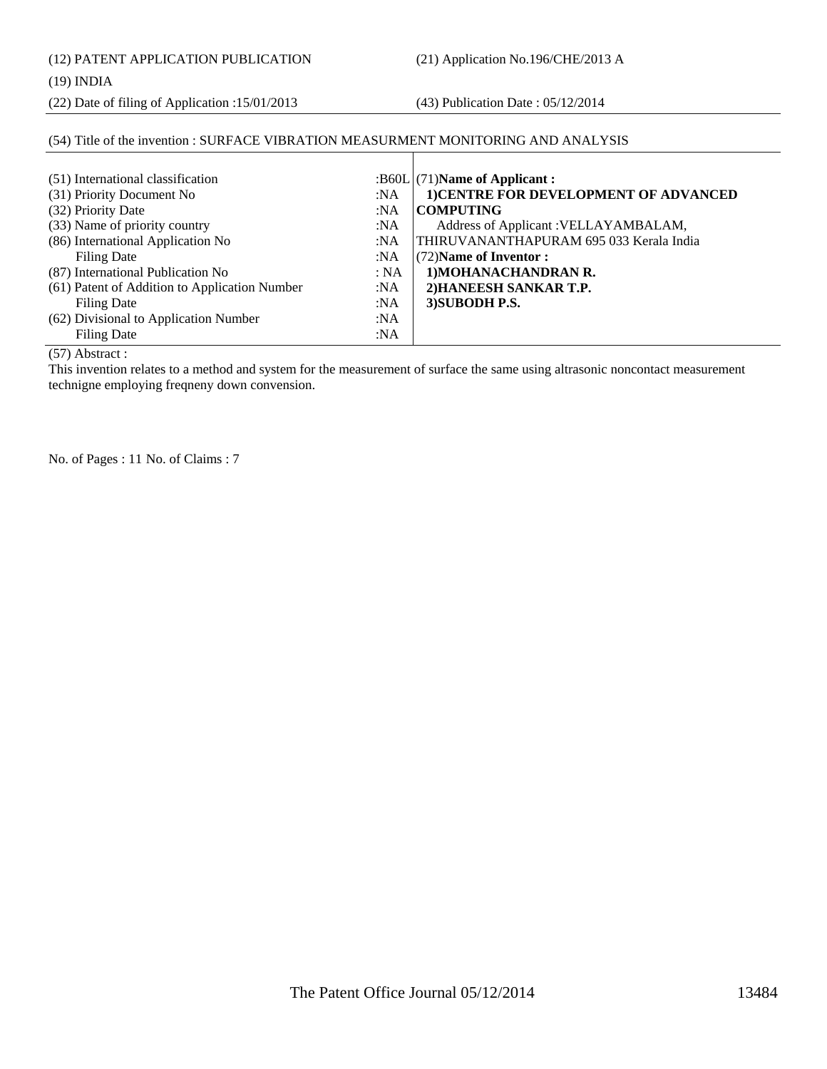(12) PATENT APPLICATION PUBLICATION

(21) Application No.196/CHE/2013 A

(19) INDIA

(22) Date of filing of Application :15/01/2013

(43) Publication Date : 05/12/2014

(54) Title of the invention : SURFACE VIBRATION MEASURMENT MONITORING AND ANALYSIS

| | | |
|---|---|---|
| (51) International classification | :B60L | (71)**Name of Applicant :** |
| (31) Priority Document No | :NA | **1)CENTRE FOR DEVELOPMENT OF ADVANCED COMPUTING** |
| (32) Priority Date | :NA | Address of Applicant :VELLAYAMBALAM, THIRUVANANTHAPURAM 695 033 Kerala India |
| (33) Name of priority country | :NA | (72)**Name of Inventor :** |
| (86) International Application No | :NA | **1)MOHANACHANDRAN R.** |
| Filing Date | :NA | **2)HANEESH SANKAR T.P.** |
| (87) International Publication No | : NA | **3)SUBODH P.S.** |
| (61) Patent of Addition to Application Number | :NA | |
| Filing Date | :NA | |
| (62) Divisional to Application Number | :NA | |
| Filing Date | :NA | |

(57) Abstract :

This invention relates to a method and system for the measurement of surface the same using altrasonic noncontact measurement technigne employing freqneny down convension.

No. of Pages : 11 No. of Claims : 7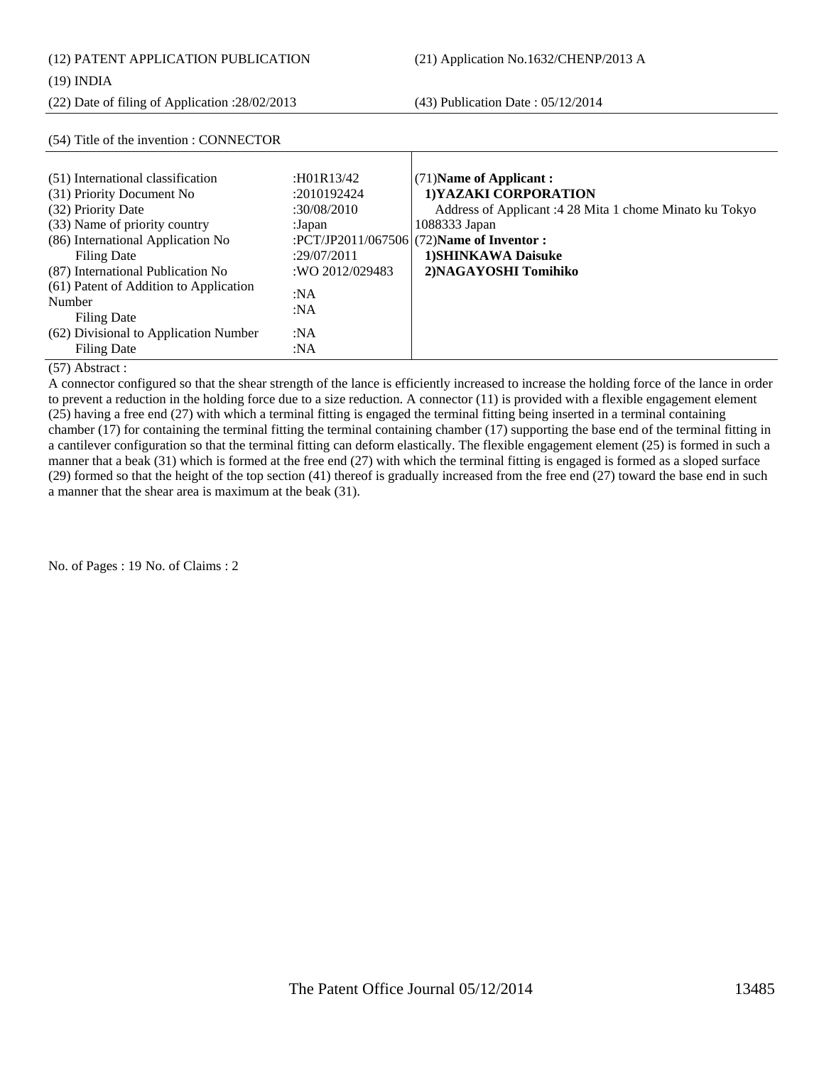(12) PATENT APPLICATION PUBLICATION

(21) Application No.1632/CHENP/2013 A

(19) INDIA

(22) Date of filing of Application :28/02/2013

(43) Publication Date : 05/12/2014

(54) Title of the invention : CONNECTOR

| | | |
|---|---|---|
| (51) International classification | :H01R13/42 | (71)**Name of Applicant :** |
| (31) Priority Document No | :2010192424 | **1)YAZAKI CORPORATION** |
| (32) Priority Date | :30/08/2010 | Address of Applicant :4 28 Mita 1 chome Minato ku Tokyo |
| (33) Name of priority country | :Japan | 1088333 Japan |
| (86) International Application No | :PCT/JP2011/067506 | (72)**Name of Inventor :** |
| Filing Date | :29/07/2011 | **1)SHINKAWA Daisuke** |
| (87) International Publication No | :WO 2012/029483 | **2)NAGAYOSHI Tomihiko** |
| (61) Patent of Addition to Application Number | :NA | |
| Filing Date | :NA | |
| (62) Divisional to Application Number | :NA | |
| Filing Date | :NA | |

(57) Abstract :

A connector configured so that the shear strength of the lance is efficiently increased to increase the holding force of the lance in order to prevent a reduction in the holding force due to a size reduction. A connector (11) is provided with a flexible engagement element (25) having a free end (27) with which a terminal fitting is engaged the terminal fitting being inserted in a terminal containing chamber (17) for containing the terminal fitting the terminal containing chamber (17) supporting the base end of the terminal fitting in a cantilever configuration so that the terminal fitting can deform elastically. The flexible engagement element (25) is formed in such a manner that a beak (31) which is formed at the free end (27) with which the terminal fitting is engaged is formed as a sloped surface (29) formed so that the height of the top section (41) thereof is gradually increased from the free end (27) toward the base end in such a manner that the shear area is maximum at the beak (31).

No. of Pages : 19 No. of Claims : 2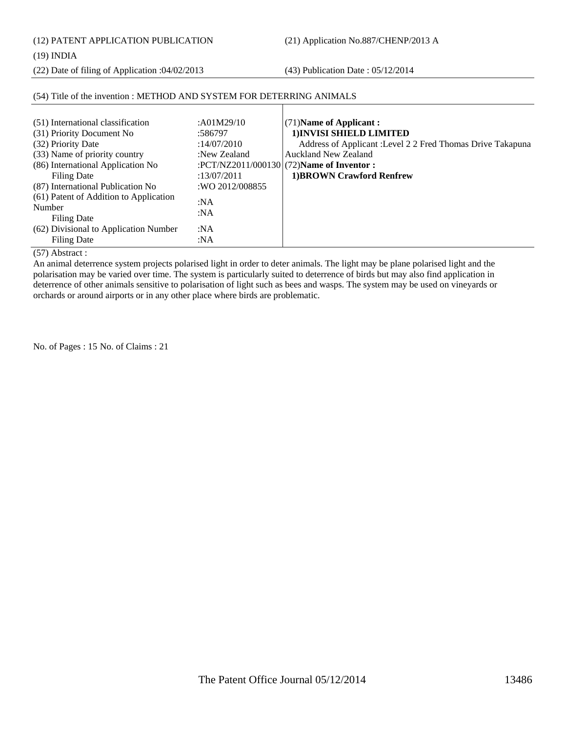(12) PATENT APPLICATION PUBLICATION

(21) Application No.887/CHENP/2013 A

(19) INDIA

(22) Date of filing of Application :04/02/2013

(43) Publication Date : 05/12/2014

(54) Title of the invention : METHOD AND SYSTEM FOR DETERRING ANIMALS

| | | |
|---|---|---|
| (51) International classification | :A01M29/10 | (71)**Name of Applicant :** |
| (31) Priority Document No | :586797 | **1)INVISI SHIELD LIMITED** |
| (32) Priority Date | :14/07/2010 | Address of Applicant :Level 2 2 Fred Thomas Drive Takapuna |
| (33) Name of priority country | :New Zealand | Auckland New Zealand |
| (86) International Application No | :PCT/NZ2011/000130 | (72)**Name of Inventor :** |
| Filing Date | :13/07/2011 | **1)BROWN Crawford Renfrew** |
| (87) International Publication No | :WO 2012/008855 | |
| (61) Patent of Addition to Application Number | :NA | |
| Filing Date | :NA | |
| (62) Divisional to Application Number | :NA | |
| Filing Date | :NA | |

(57) Abstract :

An animal deterrence system projects polarised light in order to deter animals. The light may be plane polarised light and the polarisation may be varied over time. The system is particularly suited to deterrence of birds but may also find application in deterrence of other animals sensitive to polarisation of light such as bees and wasps. The system may be used on vineyards or orchards or around airports or in any other place where birds are problematic.

No. of Pages : 15 No. of Claims : 21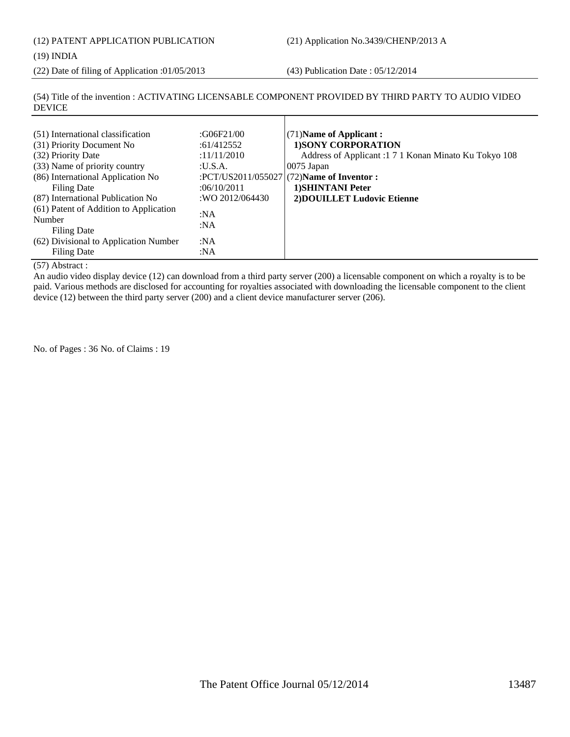(12) PATENT APPLICATION PUBLICATION (21) Application No.3439/CHENP/2013 A

(19) INDIA

(22) Date of filing of Application :01/05/2013 (43) Publication Date : 05/12/2014

(54) Title of the invention : ACTIVATING LICENSABLE COMPONENT PROVIDED BY THIRD PARTY TO AUDIO VIDEO DEVICE

| | | |
|---|---|---|
| (51) International classification | :G06F21/00 | (71)**Name of Applicant :** |
| (31) Priority Document No | :61/412552 | **1)SONY CORPORATION** |
| (32) Priority Date | :11/11/2010 | Address of Applicant :1 7 1 Konan Minato Ku Tokyo 108 |
| (33) Name of priority country | :U.S.A. | 0075 Japan |
| (86) International Application No | :PCT/US2011/055027 | (72)**Name of Inventor :** |
| Filing Date | :06/10/2011 | **1)SHINTANI Peter** |
| (87) International Publication No | :WO 2012/064430 | **2)DOUILLET Ludovic Etienne** |
| (61) Patent of Addition to Application Number | :NA | |
| Filing Date | :NA | |
| (62) Divisional to Application Number | :NA | |
| Filing Date | :NA | |

(57) Abstract :

An audio video display device (12) can download from a third party server (200) a licensable component on which a royalty is to be paid. Various methods are disclosed for accounting for royalties associated with downloading the licensable component to the client device (12) between the third party server (200) and a client device manufacturer server (206).

No. of Pages : 36 No. of Claims : 19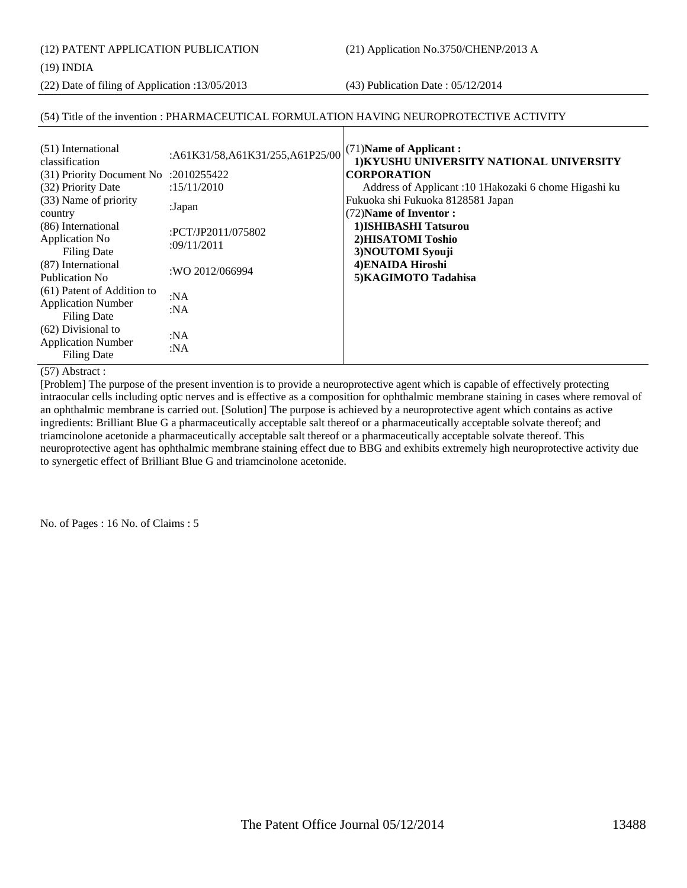(12) PATENT APPLICATION PUBLICATION

(21) Application No.3750/CHENP/2013 A

(19) INDIA

(22) Date of filing of Application :13/05/2013

(43) Publication Date : 05/12/2014

(54) Title of the invention : PHARMACEUTICAL FORMULATION HAVING NEUROPROTECTIVE ACTIVITY

| | |
|---|---|
| (51) International classification | :A61K31/58,A61K31/255,A61P25/00 |
| (31) Priority Document No | :2010255422 |
| (32) Priority Date | :15/11/2010 |
| (33) Name of priority country | :Japan |
| (86) International Application No<br>Filing Date | :PCT/JP2011/075802<br>:09/11/2011 |
| (87) International Publication No | :WO 2012/066994 |
| (61) Patent of Addition to Application Number<br>Filing Date | :NA<br>:NA |
| (62) Divisional to Application Number<br>Filing Date | :NA<br>:NA |

(71)**Name of Applicant :**
**1)KYUSHU UNIVERSITY NATIONAL UNIVERSITY CORPORATION**
Address of Applicant :10 1Hakozaki 6 chome Higashi ku Fukuoka shi Fukuoka 8128581 Japan

(72)**Name of Inventor :**
**1)ISHIBASHI Tatsurou**
**2)HISATOMI Toshio**
**3)NOUTOMI Syouji**
**4)ENAIDA Hiroshi**
**5)KAGIMOTO Tadahisa**

(57) Abstract :

[Problem] The purpose of the present invention is to provide a neuroprotective agent which is capable of effectively protecting intraocular cells including optic nerves and is effective as a composition for ophthalmic membrane staining in cases where removal of an ophthalmic membrane is carried out. [Solution] The purpose is achieved by a neuroprotective agent which contains as active ingredients: Brilliant Blue G a pharmaceutically acceptable salt thereof or a pharmaceutically acceptable solvate thereof; and triamcinolone acetonide a pharmaceutically acceptable salt thereof or a pharmaceutically acceptable solvate thereof. This neuroprotective agent has ophthalmic membrane staining effect due to BBG and exhibits extremely high neuroprotective activity due to synergetic effect of Brilliant Blue G and triamcinolone acetonide.

No. of Pages : 16 No. of Claims : 5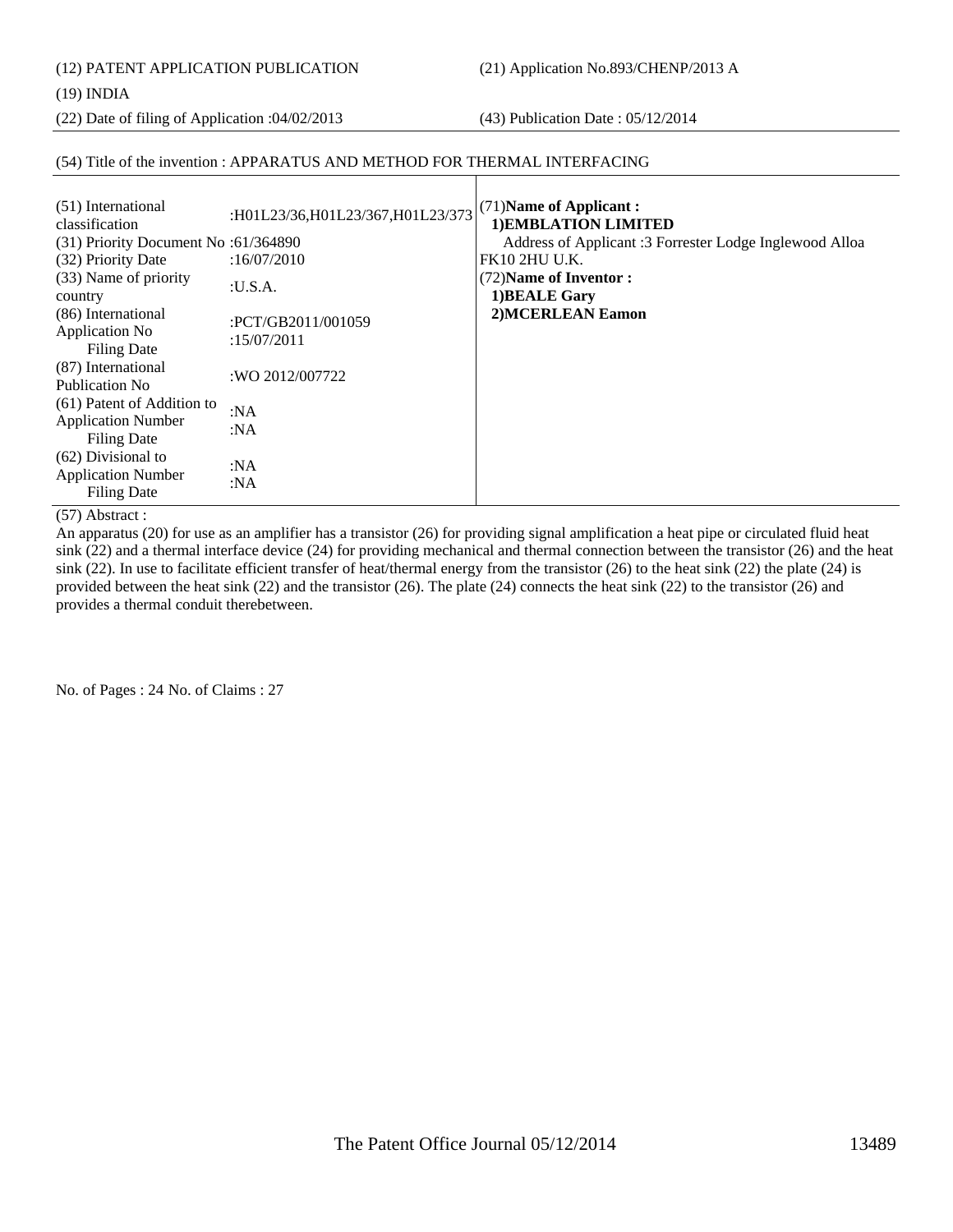(12) PATENT APPLICATION PUBLICATION

(21) Application No.893/CHENP/2013 A

(19) INDIA

(22) Date of filing of Application :04/02/2013

(43) Publication Date : 05/12/2014

(54) Title of the invention : APPARATUS AND METHOD FOR THERMAL INTERFACING

| | |
|---|---|
| (51) International classification | :H01L23/36,H01L23/367,H01L23/373 |
| (31) Priority Document No | :61/364890 |
| (32) Priority Date | :16/07/2010 |
| (33) Name of priority country | :U.S.A. |
| (86) International Application No<br>Filing Date | :PCT/GB2011/001059<br>:15/07/2011 |
| (87) International Publication No | :WO 2012/007722 |
| (61) Patent of Addition to Application Number<br>Filing Date | :NA<br>:NA |
| (62) Divisional to Application Number<br>Filing Date | :NA<br>:NA |

(71)**Name of Applicant :**
**1)EMBLATION LIMITED**
Address of Applicant :3 Forrester Lodge Inglewood Alloa FK10 2HU U.K.

(72)**Name of Inventor :**
**1)BEALE Gary**
**2)MCERLEAN Eamon**

(57) Abstract :

An apparatus (20) for use as an amplifier has a transistor (26) for providing signal amplification a heat pipe or circulated fluid heat sink (22) and a thermal interface device (24) for providing mechanical and thermal connection between the transistor (26) and the heat sink (22). In use to facilitate efficient transfer of heat/thermal energy from the transistor (26) to the heat sink (22) the plate (24) is provided between the heat sink (22) and the transistor (26). The plate (24) connects the heat sink (22) to the transistor (26) and provides a thermal conduit therebetween.

No. of Pages : 24 No. of Claims : 27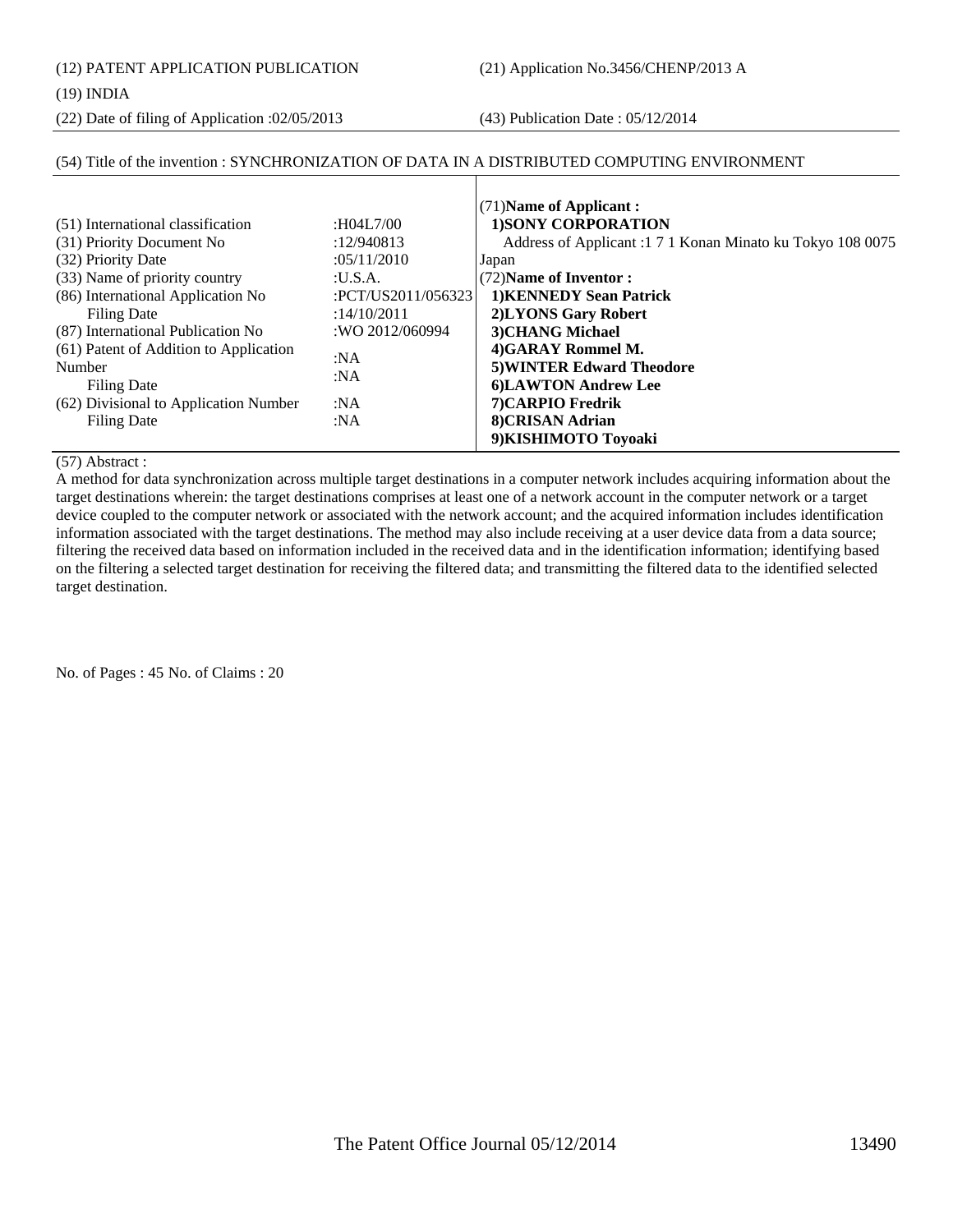(12) PATENT APPLICATION PUBLICATION

(21) Application No.3456/CHENP/2013 A

(19) INDIA

(22) Date of filing of Application :02/05/2013

(43) Publication Date : 05/12/2014

(54) Title of the invention : SYNCHRONIZATION OF DATA IN A DISTRIBUTED COMPUTING ENVIRONMENT

| | | |
|---|---|---|
| (51) International classification | :H04L7/00 | (71)**Name of Applicant :** |
| (31) Priority Document No | :12/940813 | **1)SONY CORPORATION** |
| (32) Priority Date | :05/11/2010 | Address of Applicant :1 7 1 Konan Minato ku Tokyo 108 0075 Japan |
| (33) Name of priority country | :U.S.A. | (72)**Name of Inventor :** |
| (86) International Application No | :PCT/US2011/056323 | **1)KENNEDY Sean Patrick** |
| Filing Date | :14/10/2011 | **2)LYONS Gary Robert** |
| (87) International Publication No | :WO 2012/060994 | **3)CHANG Michael** |
| (61) Patent of Addition to Application Number | :NA | **4)GARAY Rommel M.** |
| Filing Date | :NA | **5)WINTER Edward Theodore** |
| (62) Divisional to Application Number | :NA | **6)LAWTON Andrew Lee** |
| Filing Date | :NA | **7)CARPIO Fredrik** |
| | | **8)CRISAN Adrian** |
| | | **9)KISHIMOTO Toyoaki** |

(57) Abstract :

A method for data synchronization across multiple target destinations in a computer network includes acquiring information about the target destinations wherein: the target destinations comprises at least one of a network account in the computer network or a target device coupled to the computer network or associated with the network account; and the acquired information includes identification information associated with the target destinations. The method may also include receiving at a user device data from a data source; filtering the received data based on information included in the received data and in the identification information; identifying based on the filtering a selected target destination for receiving the filtered data; and transmitting the filtered data to the identified selected target destination.

No. of Pages : 45 No. of Claims : 20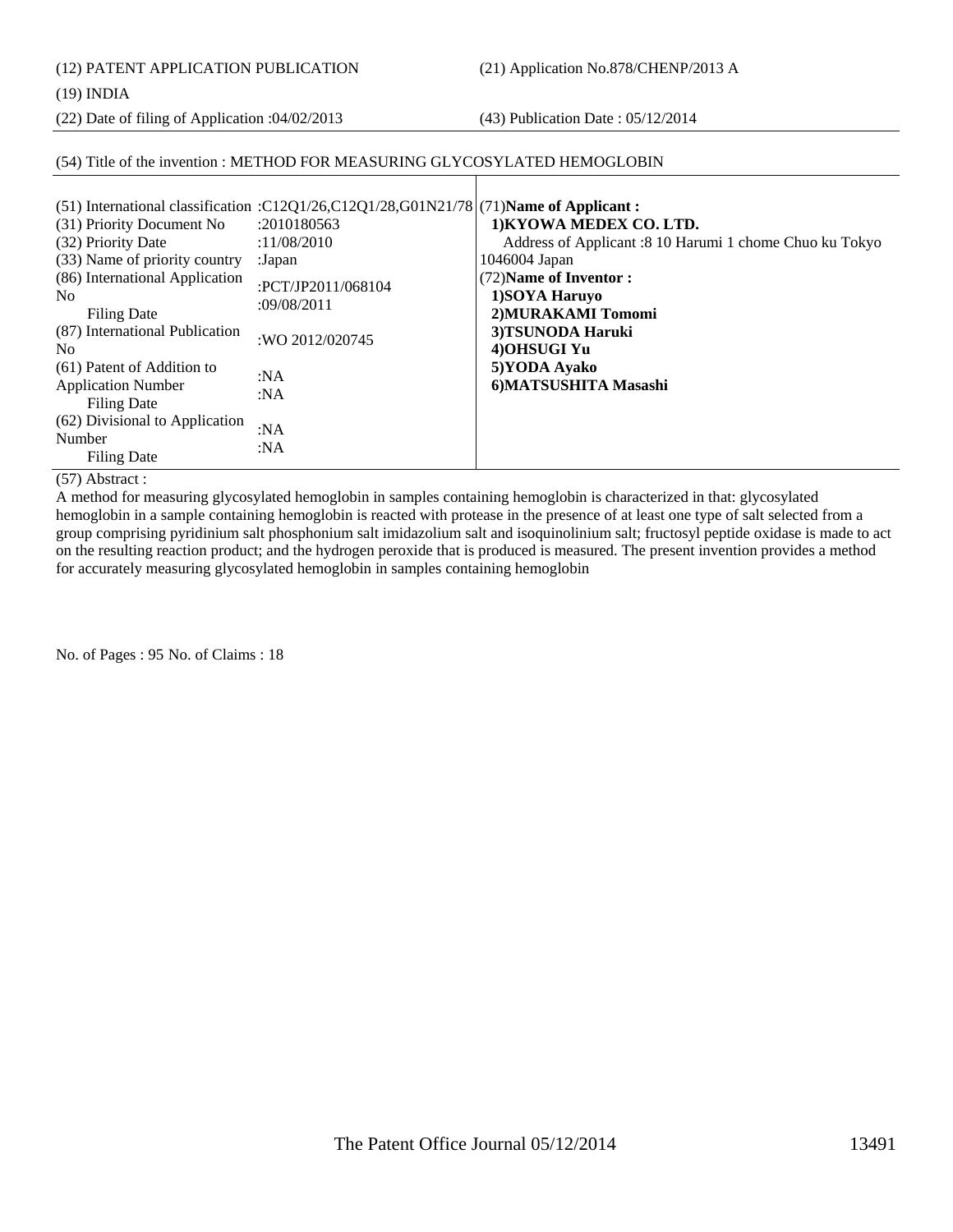(12) PATENT APPLICATION PUBLICATION

(21) Application No.878/CHENP/2013 A

(19) INDIA

(22) Date of filing of Application :04/02/2013

(43) Publication Date : 05/12/2014

(54) Title of the invention : METHOD FOR MEASURING GLYCOSYLATED HEMOGLOBIN

| | | |
|---|---|---|
| (51) International classification | :C12Q1/26,C12Q1/28,G01N21/78 | (71)**Name of Applicant :**<br>**1)KYOWA MEDEX CO. LTD.**<br>Address of Applicant :8 10 Harumi 1 chome Chuo ku Tokyo 1046004 Japan<br>(72)**Name of Inventor :**<br>**1)SOYA Haruyo**<br>**2)MURAKAMI Tomomi**<br>**3)TSUNODA Haruki**<br>**4)OHSUGI Yu**<br>**5)YODA Ayako**<br>**6)MATSUSHITA Masashi** |
| (31) Priority Document No | :2010180563 | |
| (32) Priority Date | :11/08/2010 | |
| (33) Name of priority country | :Japan | |
| (86) International Application No<br>Filing Date | :PCT/JP2011/068104<br>:09/08/2011 | |
| (87) International Publication No | :WO 2012/020745 | |
| (61) Patent of Addition to Application Number<br>Filing Date | :NA<br>:NA | |
| (62) Divisional to Application Number<br>Filing Date | :NA<br>:NA | |

(57) Abstract :

A method for measuring glycosylated hemoglobin in samples containing hemoglobin is characterized in that: glycosylated hemoglobin in a sample containing hemoglobin is reacted with protease in the presence of at least one type of salt selected from a group comprising pyridinium salt phosphonium salt imidazolium salt and isoquinolinium salt; fructosyl peptide oxidase is made to act on the resulting reaction product; and the hydrogen peroxide that is produced is measured. The present invention provides a method for accurately measuring glycosylated hemoglobin in samples containing hemoglobin

No. of Pages : 95 No. of Claims : 18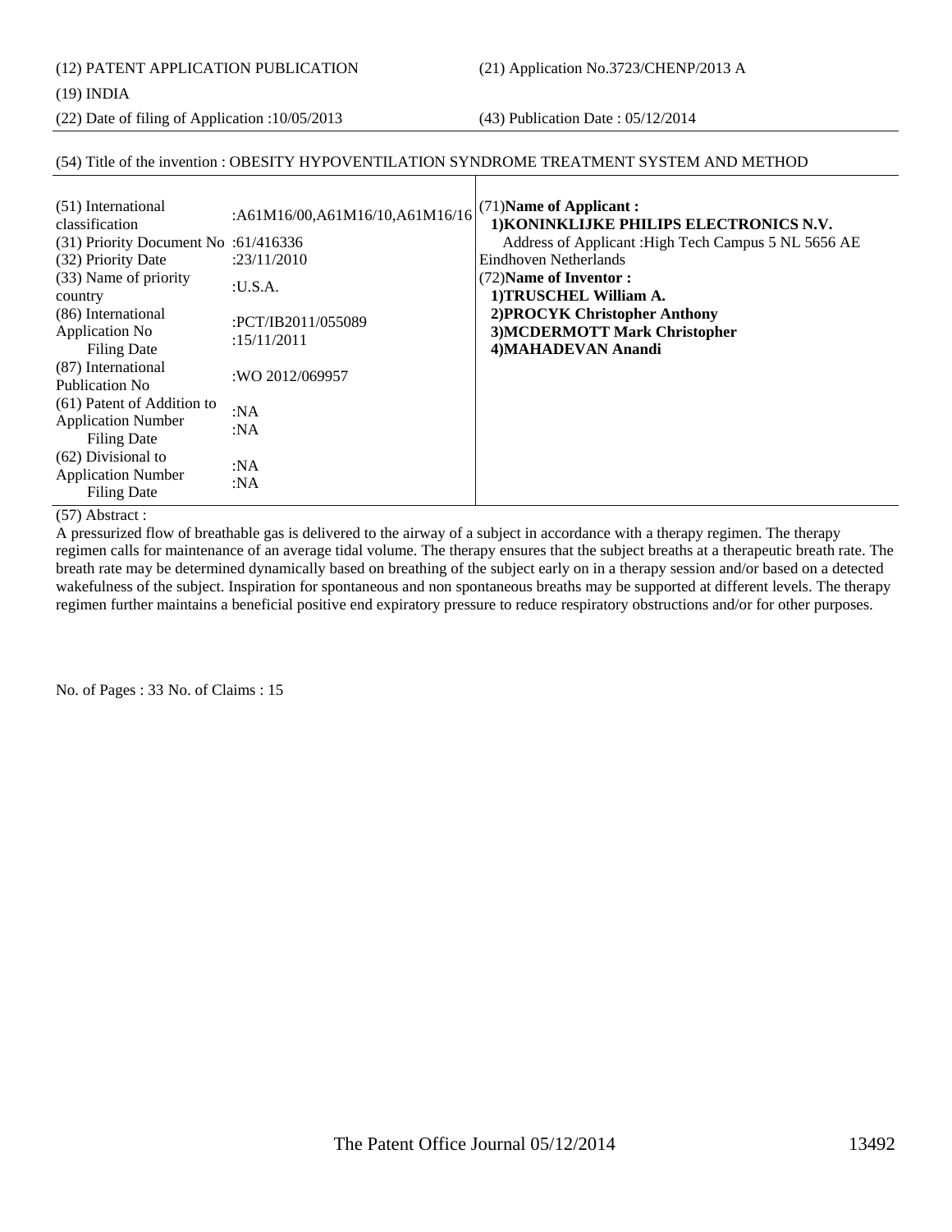(12) PATENT APPLICATION PUBLICATION

(21) Application No.3723/CHENP/2013 A

(19) INDIA

(22) Date of filing of Application :10/05/2013

(43) Publication Date : 05/12/2014

(54) Title of the invention : OBESITY HYPOVENTILATION SYNDROME TREATMENT SYSTEM AND METHOD

| | |
|---|---|
| (51) International classification | :A61M16/00,A61M16/10,A61M16/16 |
| (31) Priority Document No | :61/416336 |
| (32) Priority Date | :23/11/2010 |
| (33) Name of priority country | :U.S.A. |
| (86) International Application No<br>Filing Date | :PCT/IB2011/055089<br>:15/11/2011 |
| (87) International Publication No | :WO 2012/069957 |
| (61) Patent of Addition to Application Number<br>Filing Date | :NA<br>:NA |
| (62) Divisional to Application Number<br>Filing Date | :NA<br>:NA |

(71)**Name of Applicant :**
**1)KONINKLIJKE PHILIPS ELECTRONICS N.V.**
Address of Applicant :High Tech Campus 5 NL 5656 AE Eindhoven Netherlands

(72)**Name of Inventor :**
**1)TRUSCHEL William A.**
**2)PROCYK Christopher Anthony**
**3)MCDERMOTT Mark Christopher**
**4)MAHADEVAN Anandi**

(57) Abstract :

A pressurized flow of breathable gas is delivered to the airway of a subject in accordance with a therapy regimen. The therapy regimen calls for maintenance of an average tidal volume. The therapy ensures that the subject breaths at a therapeutic breath rate. The breath rate may be determined dynamically based on breathing of the subject early on in a therapy session and/or based on a detected wakefulness of the subject. Inspiration for spontaneous and non spontaneous breaths may be supported at different levels. The therapy regimen further maintains a beneficial positive end expiratory pressure to reduce respiratory obstructions and/or for other purposes.

No. of Pages : 33 No. of Claims : 15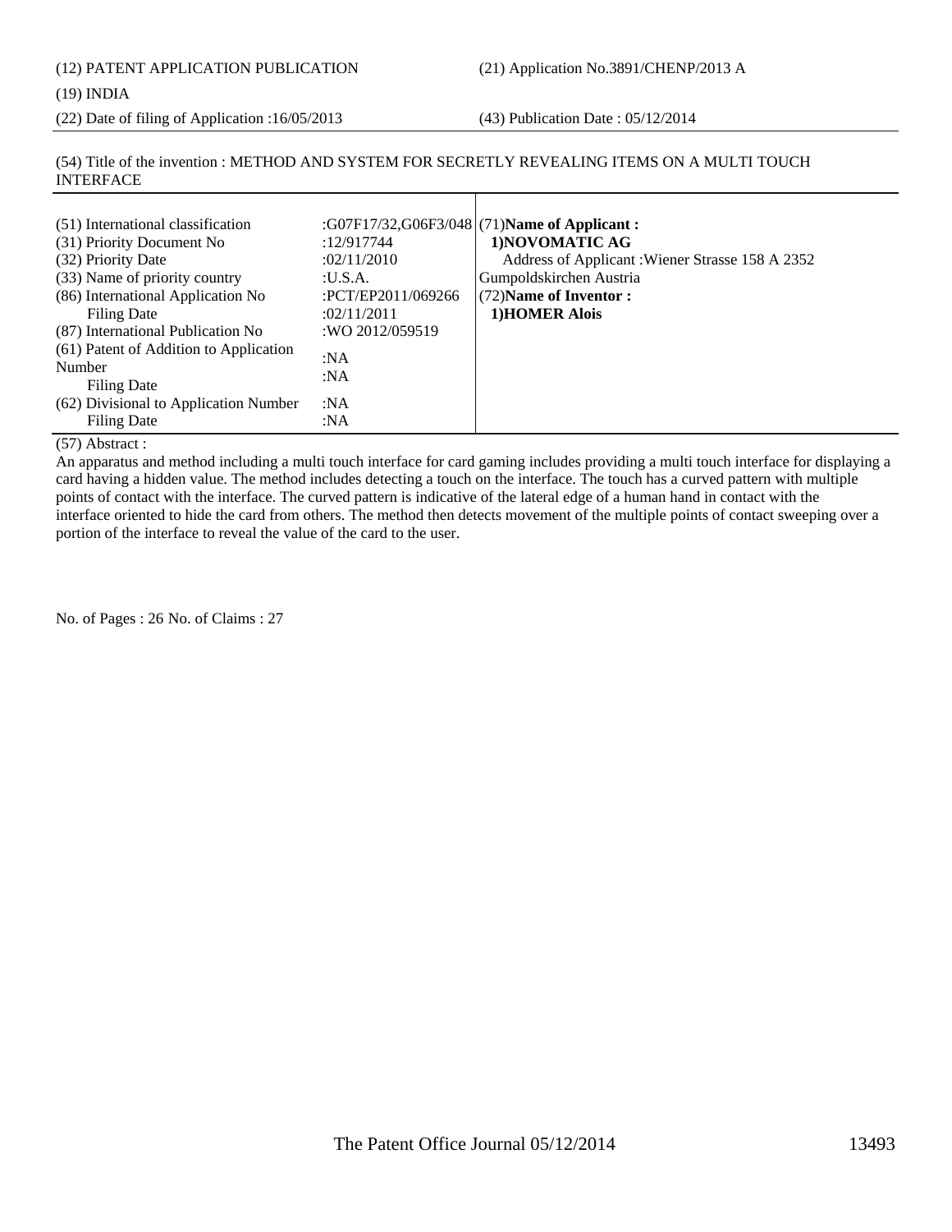(12) PATENT APPLICATION PUBLICATION

(21) Application No.3891/CHENP/2013 A

(19) INDIA

(22) Date of filing of Application :16/05/2013

(43) Publication Date : 05/12/2014

(54) Title of the invention : METHOD AND SYSTEM FOR SECRETLY REVEALING ITEMS ON A MULTI TOUCH INTERFACE

| | | |
|---|---|---|
| (51) International classification | :G07F17/32,G06F3/048 | (71)**Name of Applicant :** |
| (31) Priority Document No | :12/917744 | **1)NOVOMATIC AG** |
| (32) Priority Date | :02/11/2010 | Address of Applicant :Wiener Strasse 158 A 2352 Gumpoldskirchen Austria |
| (33) Name of priority country | :U.S.A. | (72)**Name of Inventor :** |
| (86) International Application No<br>Filing Date | :PCT/EP2011/069266<br>:02/11/2011 | **1)HOMER Alois** |
| (87) International Publication No | :WO 2012/059519 | |
| (61) Patent of Addition to Application Number<br>Filing Date | :NA<br>:NA | |
| (62) Divisional to Application Number<br>Filing Date | :NA<br>:NA | |

(57) Abstract :

An apparatus and method including a multi touch interface for card gaming includes providing a multi touch interface for displaying a card having a hidden value. The method includes detecting a touch on the interface. The touch has a curved pattern with multiple points of contact with the interface. The curved pattern is indicative of the lateral edge of a human hand in contact with the interface oriented to hide the card from others. The method then detects movement of the multiple points of contact sweeping over a portion of the interface to reveal the value of the card to the user.

No. of Pages : 26 No. of Claims : 27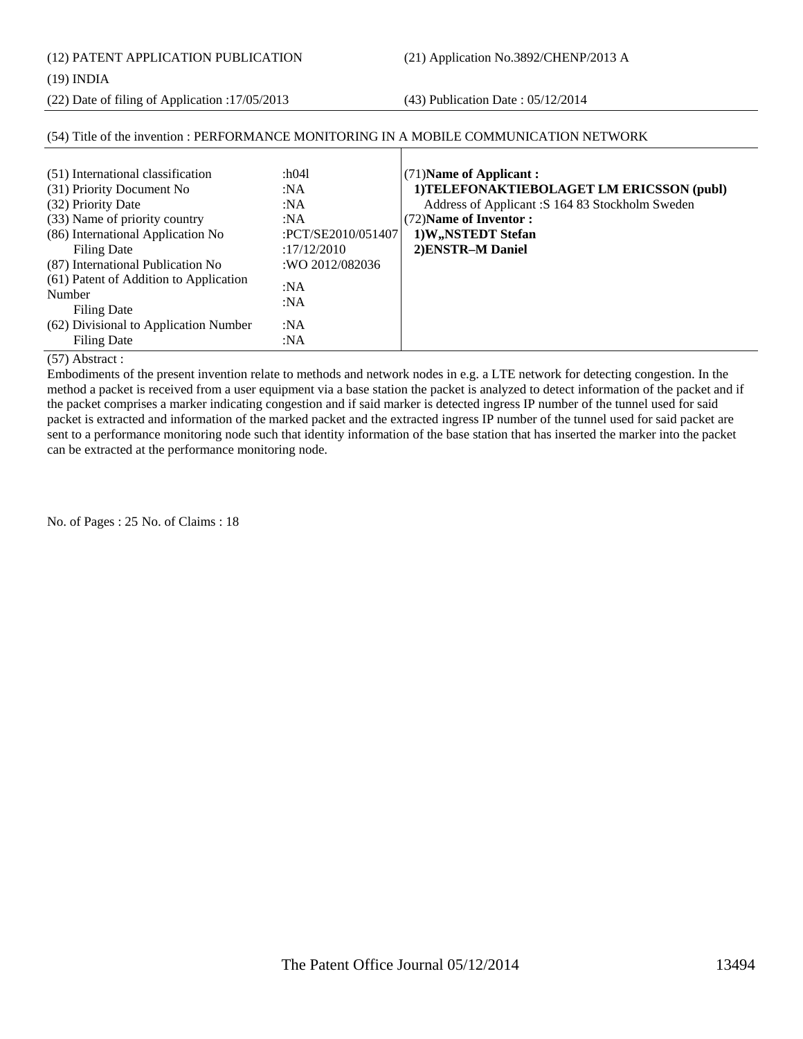(12) PATENT APPLICATION PUBLICATION

(21) Application No.3892/CHENP/2013 A

(19) INDIA

(22) Date of filing of Application :17/05/2013

(43) Publication Date : 05/12/2014

(54) Title of the invention : PERFORMANCE MONITORING IN A MOBILE COMMUNICATION NETWORK

| | | |
|---|---|---|
| (51) International classification | :h04l | (71)**Name of Applicant :** |
| (31) Priority Document No | :NA | **1)TELEFONAKTIEBOLAGET LM ERICSSON (publ)** |
| (32) Priority Date | :NA | Address of Applicant :S 164 83 Stockholm Sweden |
| (33) Name of priority country | :NA | (72)**Name of Inventor :** |
| (86) International Application No | :PCT/SE2010/051407 | **1)W„NSTEDT Stefan** |
| Filing Date | :17/12/2010 | **2)ENSTR–M Daniel** |
| (87) International Publication No | :WO 2012/082036 | |
| (61) Patent of Addition to Application Number | :NA | |
| Filing Date | :NA | |
| (62) Divisional to Application Number | :NA | |
| Filing Date | :NA | |

(57) Abstract :

Embodiments of the present invention relate to methods and network nodes in e.g. a LTE network for detecting congestion. In the method a packet is received from a user equipment via a base station the packet is analyzed to detect information of the packet and if the packet comprises a marker indicating congestion and if said marker is detected ingress IP number of the tunnel used for said packet is extracted and information of the marked packet and the extracted ingress IP number of the tunnel used for said packet are sent to a performance monitoring node such that identity information of the base station that has inserted the marker into the packet can be extracted at the performance monitoring node.

No. of Pages : 25 No. of Claims : 18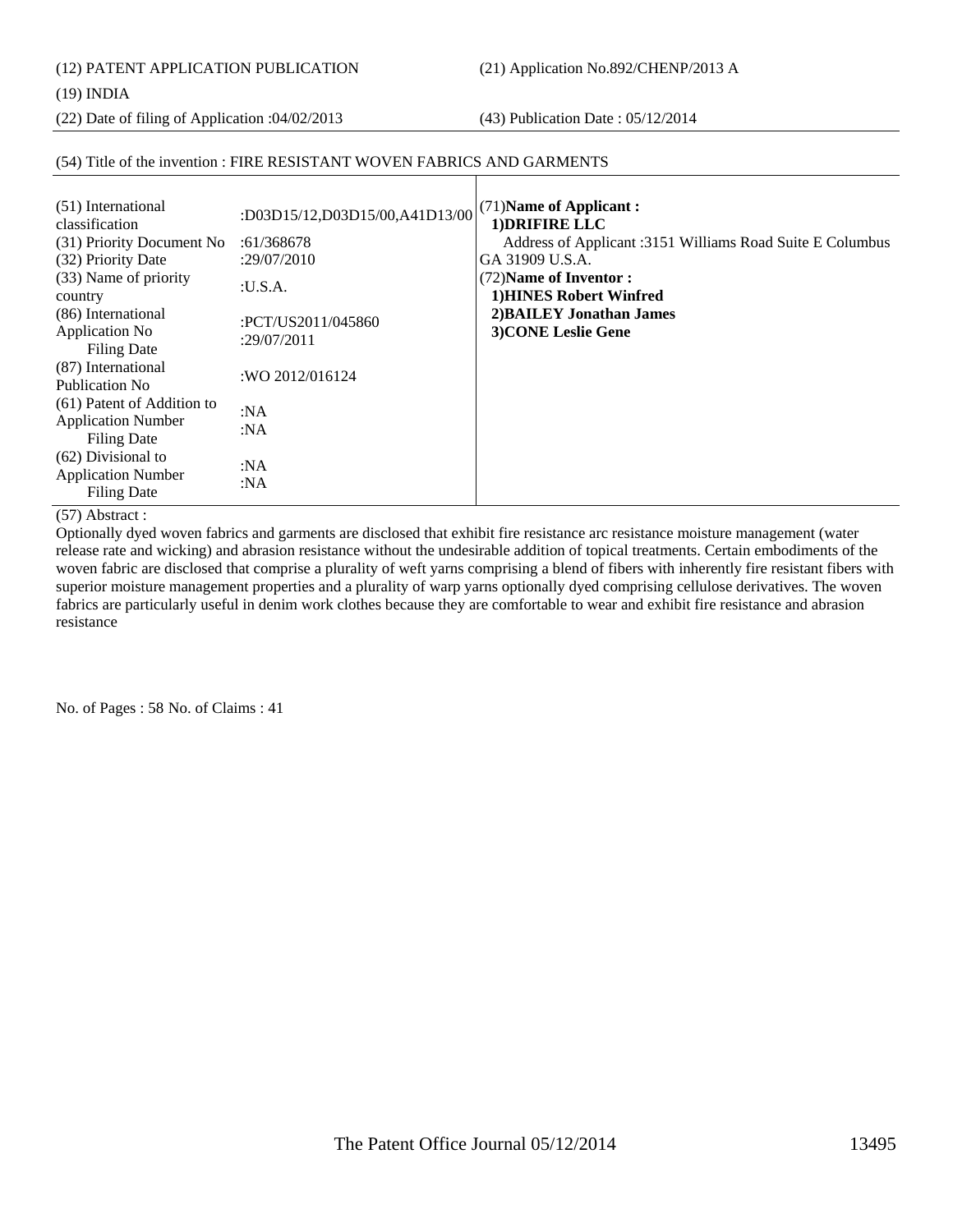(12) PATENT APPLICATION PUBLICATION

(21) Application No.892/CHENP/2013 A

(19) INDIA

(22) Date of filing of Application :04/02/2013

(43) Publication Date : 05/12/2014

(54) Title of the invention : FIRE RESISTANT WOVEN FABRICS AND GARMENTS

| | | |
|---|---|---|
| (51) International classification | :D03D15/12,D03D15/00,A41D13/00 | (71)**Name of Applicant :** **1)DRIFIRE LLC** Address of Applicant :3151 Williams Road Suite E Columbus GA 31909 U.S.A. (72)**Name of Inventor :** **1)HINES Robert Winfred** **2)BAILEY Jonathan James** **3)CONE Leslie Gene** |
| (31) Priority Document No | :61/368678 | |
| (32) Priority Date | :29/07/2010 | |
| (33) Name of priority country | :U.S.A. | |
| (86) International Application No Filing Date | :PCT/US2011/045860 :29/07/2011 | |
| (87) International Publication No | :WO 2012/016124 | |
| (61) Patent of Addition to Application Number Filing Date | :NA :NA | |
| (62) Divisional to Application Number Filing Date | :NA :NA | |

(57) Abstract :

Optionally dyed woven fabrics and garments are disclosed that exhibit fire resistance arc resistance moisture management (water release rate and wicking) and abrasion resistance without the undesirable addition of topical treatments. Certain embodiments of the woven fabric are disclosed that comprise a plurality of weft yarns comprising a blend of fibers with inherently fire resistant fibers with superior moisture management properties and a plurality of warp yarns optionally dyed comprising cellulose derivatives. The woven fabrics are particularly useful in denim work clothes because they are comfortable to wear and exhibit fire resistance and abrasion resistance

No. of Pages : 58 No. of Claims : 41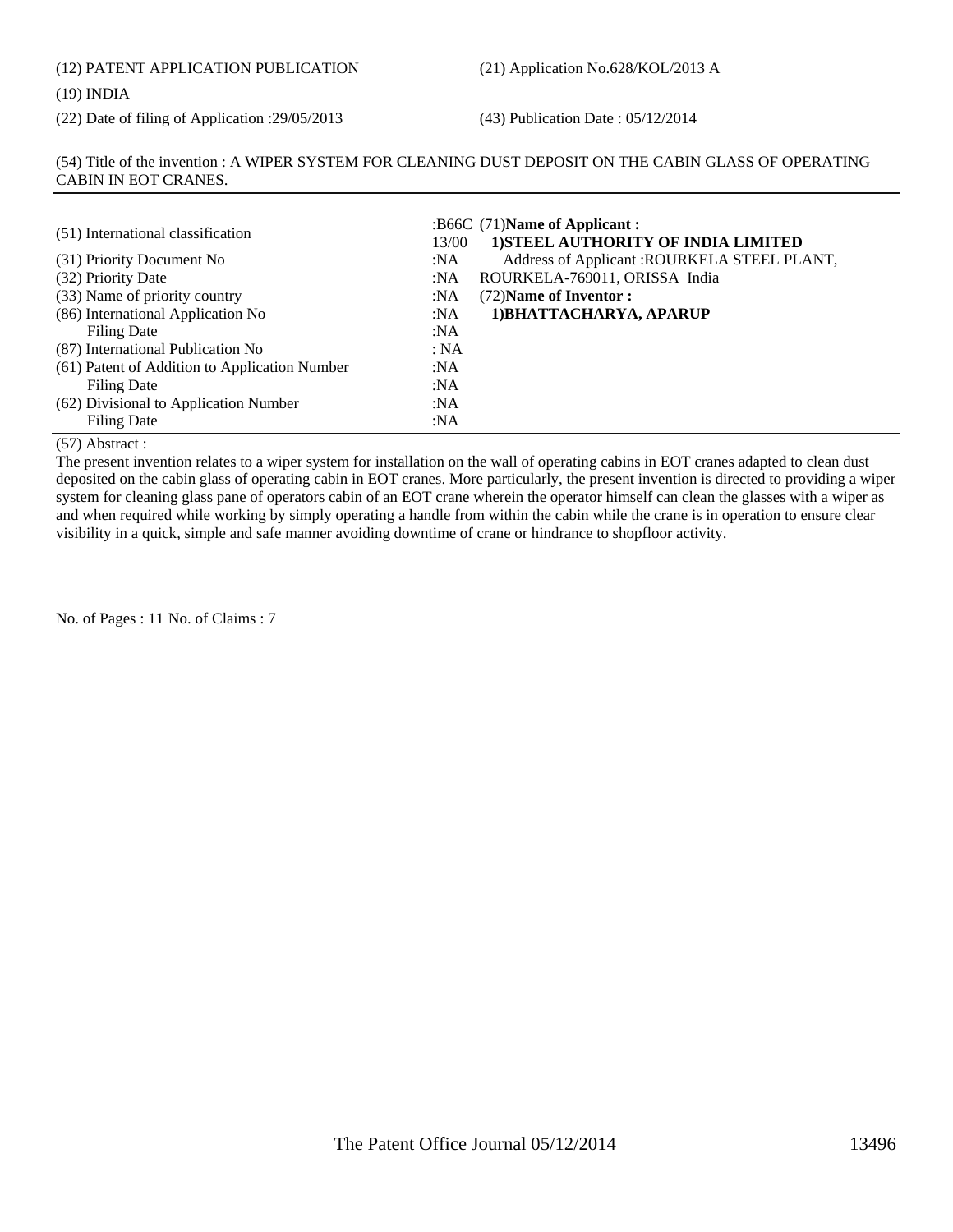(12) PATENT APPLICATION PUBLICATION

(21) Application No.628/KOL/2013 A

(19) INDIA

(22) Date of filing of Application :29/05/2013

(43) Publication Date : 05/12/2014

(54) Title of the invention : A WIPER SYSTEM FOR CLEANING DUST DEPOSIT ON THE CABIN GLASS OF OPERATING CABIN IN EOT CRANES.

| | | |
|---|---|---|
| (51) International classification | :B66C 13/00 | (71)**Name of Applicant :** |
| (31) Priority Document No | :NA | **1)STEEL AUTHORITY OF INDIA LIMITED** |
| (32) Priority Date | :NA | Address of Applicant :ROURKELA STEEL PLANT, ROURKELA-769011, ORISSA India |
| (33) Name of priority country | :NA | (72)**Name of Inventor :** |
| (86) International Application No | :NA | **1)BHATTACHARYA, APARUP** |
| Filing Date | :NA | |
| (87) International Publication No | : NA | |
| (61) Patent of Addition to Application Number | :NA | |
| Filing Date | :NA | |
| (62) Divisional to Application Number | :NA | |
| Filing Date | :NA | |

(57) Abstract :

The present invention relates to a wiper system for installation on the wall of operating cabins in EOT cranes adapted to clean dust deposited on the cabin glass of operating cabin in EOT cranes. More particularly, the present invention is directed to providing a wiper system for cleaning glass pane of operators cabin of an EOT crane wherein the operator himself can clean the glasses with a wiper as and when required while working by simply operating a handle from within the cabin while the crane is in operation to ensure clear visibility in a quick, simple and safe manner avoiding downtime of crane or hindrance to shopfloor activity.

No. of Pages : 11 No. of Claims : 7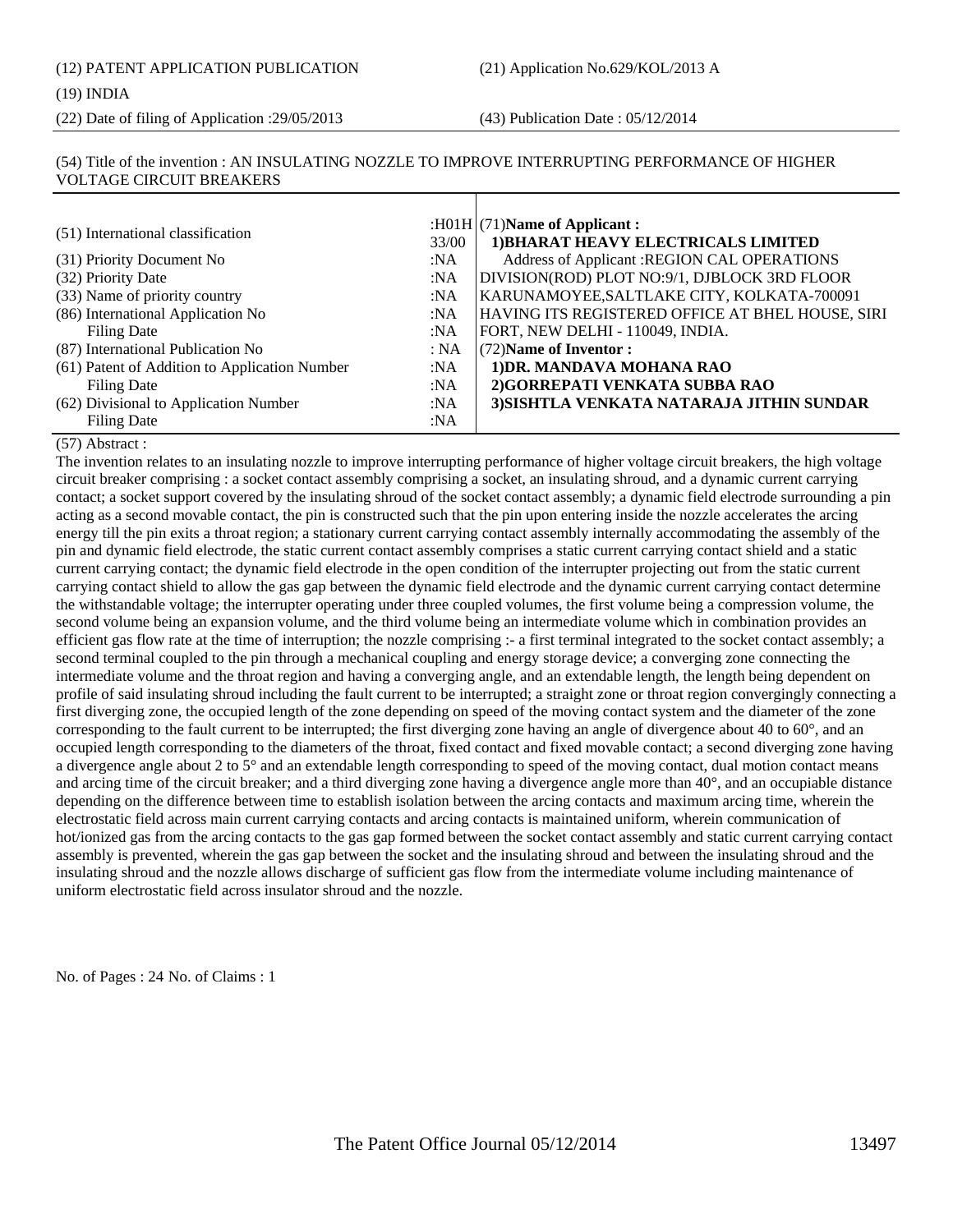(12) PATENT APPLICATION PUBLICATION

(21) Application No.629/KOL/2013 A

(19) INDIA

(22) Date of filing of Application :29/05/2013

(43) Publication Date : 05/12/2014

(54) Title of the invention : AN INSULATING NOZZLE TO IMPROVE INTERRUPTING PERFORMANCE OF HIGHER VOLTAGE CIRCUIT BREAKERS

| | | |
|---|---|---|
| (51) International classification | :H01H 33/00 | (71)**Name of Applicant :** **1)BHARAT HEAVY ELECTRICALS LIMITED** Address of Applicant :REGION CAL OPERATIONS DIVISION(ROD) PLOT NO:9/1, DJBLOCK 3RD FLOOR KARUNAMOYEE,SALTLAKE CITY, KOLKATA-700091 HAVING ITS REGISTERED OFFICE AT BHEL HOUSE, SIRI FORT, NEW DELHI - 110049, INDIA. (72)**Name of Inventor :** **1)DR. MANDAVA MOHANA RAO** **2)GORREPATI VENKATA SUBBA RAO** **3)SISHTLA VENKATA NATARAJA JITHIN SUNDAR** |
| (31) Priority Document No | :NA | |
| (32) Priority Date | :NA | |
| (33) Name of priority country | :NA | |
| (86) International Application No | :NA | |
| Filing Date | :NA | |
| (87) International Publication No | : NA | |
| (61) Patent of Addition to Application Number | :NA | |
| Filing Date | :NA | |
| (62) Divisional to Application Number | :NA | |
| Filing Date | :NA | |

(57) Abstract :

The invention relates to an insulating nozzle to improve interrupting performance of higher voltage circuit breakers, the high voltage circuit breaker comprising : a socket contact assembly comprising a socket, an insulating shroud, and a dynamic current carrying contact; a socket support covered by the insulating shroud of the socket contact assembly; a dynamic field electrode surrounding a pin acting as a second movable contact, the pin is constructed such that the pin upon entering inside the nozzle accelerates the arcing energy till the pin exits a throat region; a stationary current carrying contact assembly internally accommodating the assembly of the pin and dynamic field electrode, the static current contact assembly comprises a static current carrying contact shield and a static current carrying contact; the dynamic field electrode in the open condition of the interrupter projecting out from the static current carrying contact shield to allow the gas gap between the dynamic field electrode and the dynamic current carrying contact determine the withstandable voltage; the interrupter operating under three coupled volumes, the first volume being a compression volume, the second volume being an expansion volume, and the third volume being an intermediate volume which in combination provides an efficient gas flow rate at the time of interruption; the nozzle comprising :- a first terminal integrated to the socket contact assembly; a second terminal coupled to the pin through a mechanical coupling and energy storage device; a converging zone connecting the intermediate volume and the throat region and having a converging angle, and an extendable length, the length being dependent on profile of said insulating shroud including the fault current to be interrupted; a straight zone or throat region convergingly connecting a first diverging zone, the occupied length of the zone depending on speed of the moving contact system and the diameter of the zone corresponding to the fault current to be interrupted; the first diverging zone having an angle of divergence about 40 to 60°, and an occupied length corresponding to the diameters of the throat, fixed contact and fixed movable contact; a second diverging zone having a divergence angle about 2 to 5° and an extendable length corresponding to speed of the moving contact, dual motion contact means and arcing time of the circuit breaker; and a third diverging zone having a divergence angle more than 40°, and an occupiable distance depending on the difference between time to establish isolation between the arcing contacts and maximum arcing time, wherein the electrostatic field across main current carrying contacts and arcing contacts is maintained uniform, wherein communication of hot/ionized gas from the arcing contacts to the gas gap formed between the socket contact assembly and static current carrying contact assembly is prevented, wherein the gas gap between the socket and the insulating shroud and between the insulating shroud and the insulating shroud and the nozzle allows discharge of sufficient gas flow from the intermediate volume including maintenance of uniform electrostatic field across insulator shroud and the nozzle.

No. of Pages : 24 No. of Claims : 1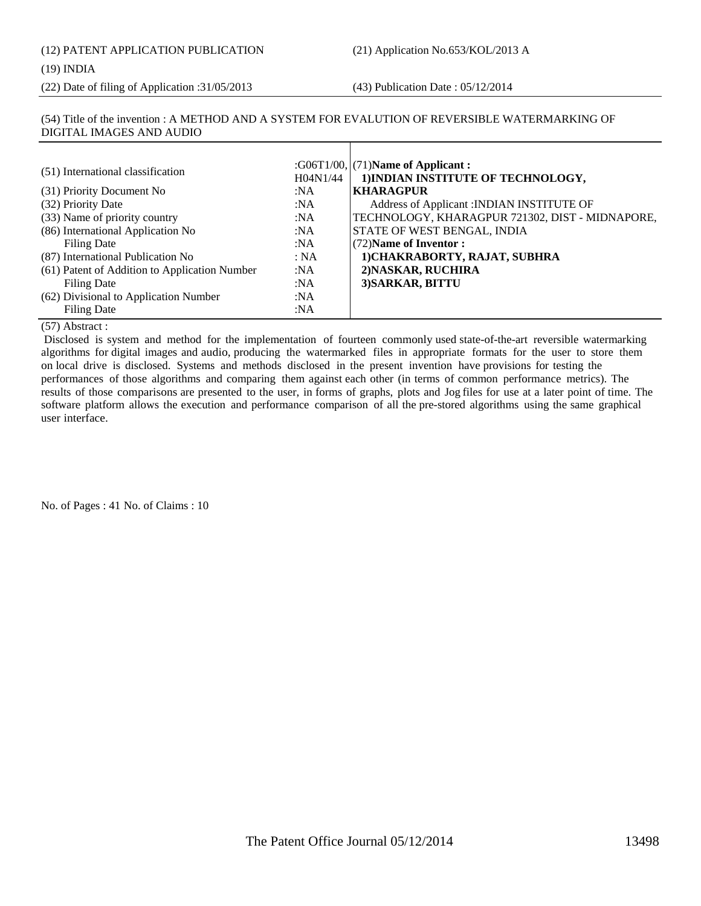(12) PATENT APPLICATION PUBLICATION (21) Application No.653/KOL/2013 A

(19) INDIA

(22) Date of filing of Application :31/05/2013 (43) Publication Date : 05/12/2014

(54) Title of the invention : A METHOD AND A SYSTEM FOR EVALUTION OF REVERSIBLE WATERMARKING OF DIGITAL IMAGES AND AUDIO

| | | |
|---|---|---|
| (51) International classification | :G06T1/00, H04N1/44 | (71)**Name of Applicant :**<br>**1)INDIAN INSTITUTE OF TECHNOLOGY, KHARAGPUR**<br>Address of Applicant :INDIAN INSTITUTE OF TECHNOLOGY, KHARAGPUR 721302, DIST - MIDNAPORE, STATE OF WEST BENGAL, INDIA<br>(72)**Name of Inventor :**<br>**1)CHAKRABORTY, RAJAT, SUBHRA**<br>**2)NASKAR, RUCHIRA**<br>**3)SARKAR, BITTU** |
| (31) Priority Document No | :NA | |
| (32) Priority Date | :NA | |
| (33) Name of priority country | :NA | |
| (86) International Application No<br>Filing Date | :NA<br>:NA | |
| (87) International Publication No | : NA | |
| (61) Patent of Addition to Application Number<br>Filing Date | :NA<br>:NA | |
| (62) Divisional to Application Number<br>Filing Date | :NA<br>:NA | |

(57) Abstract :

Disclosed is system and method for the implementation of fourteen commonly used state-of-the-art reversible watermarking algorithms for digital images and audio, producing the watermarked files in appropriate formats for the user to store them on local drive is disclosed. Systems and methods disclosed in the present invention have provisions for testing the performances of those algorithms and comparing them against each other (in terms of common performance metrics). The results of those comparisons are presented to the user, in forms of graphs, plots and Jog files for use at a later point of time. The software platform allows the execution and performance comparison of all the pre-stored algorithms using the same graphical user interface.

No. of Pages : 41 No. of Claims : 10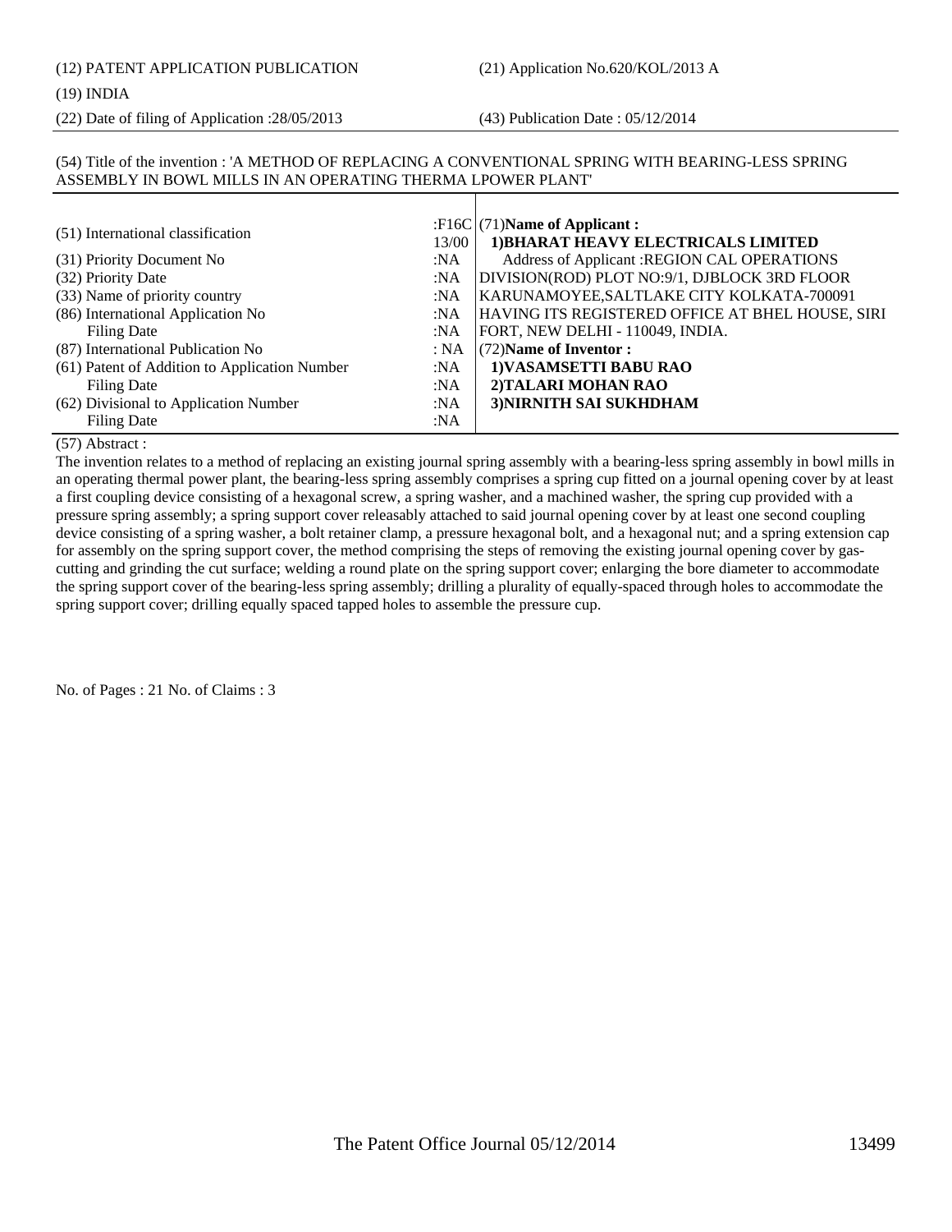(12) PATENT APPLICATION PUBLICATION

(21) Application No.620/KOL/2013 A

(19) INDIA

(22) Date of filing of Application :28/05/2013

(43) Publication Date : 05/12/2014

(54) Title of the invention : 'A METHOD OF REPLACING A CONVENTIONAL SPRING WITH BEARING-LESS SPRING ASSEMBLY IN BOWL MILLS IN AN OPERATING THERMA LPOWER PLANT'

| | | |
|---|---|---|
| (51) International classification | :F16C 13/00 | (71)**Name of Applicant :** **1)BHARAT HEAVY ELECTRICALS LIMITED** Address of Applicant :REGION CAL OPERATIONS DIVISION(ROD) PLOT NO:9/1, DJBLOCK 3RD FLOOR KARUNAMOYEE,SALTLAKE CITY KOLKATA-700091 HAVING ITS REGISTERED OFFICE AT BHEL HOUSE, SIRI FORT, NEW DELHI - 110049, INDIA. (72)**Name of Inventor :** **1)VASAMSETTI BABU RAO** **2)TALARI MOHAN RAO** **3)NIRNITH SAI SUKHDHAM** |
| (31) Priority Document No | :NA | |
| (32) Priority Date | :NA | |
| (33) Name of priority country | :NA | |
| (86) International Application No | :NA | |
| Filing Date | :NA | |
| (87) International Publication No | : NA | |
| (61) Patent of Addition to Application Number | :NA | |
| Filing Date | :NA | |
| (62) Divisional to Application Number | :NA | |
| Filing Date | :NA | |

(57) Abstract :

The invention relates to a method of replacing an existing journal spring assembly with a bearing-less spring assembly in bowl mills in an operating thermal power plant, the bearing-less spring assembly comprises a spring cup fitted on a journal opening cover by at least a first coupling device consisting of a hexagonal screw, a spring washer, and a machined washer, the spring cup provided with a pressure spring assembly; a spring support cover releasably attached to said journal opening cover by at least one second coupling device consisting of a spring washer, a bolt retainer clamp, a pressure hexagonal bolt, and a hexagonal nut; and a spring extension cap for assembly on the spring support cover, the method comprising the steps of removing the existing journal opening cover by gas-cutting and grinding the cut surface; welding a round plate on the spring support cover; enlarging the bore diameter to accommodate the spring support cover of the bearing-less spring assembly; drilling a plurality of equally-spaced through holes to accommodate the spring support cover; drilling equally spaced tapped holes to assemble the pressure cup.

No. of Pages : 21 No. of Claims : 3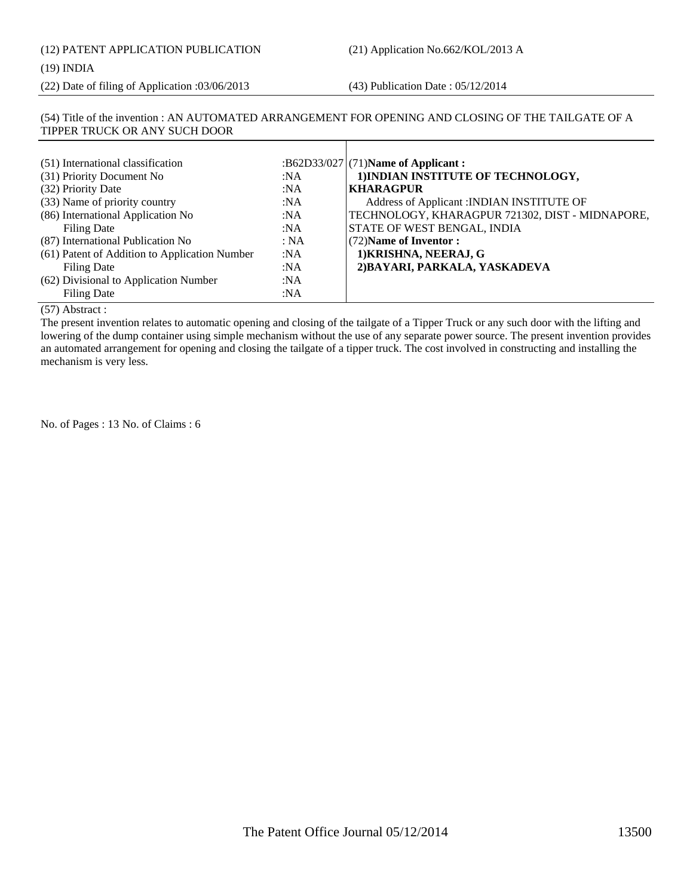(12) PATENT APPLICATION PUBLICATION (21) Application No.662/KOL/2013 A

(19) INDIA

(22) Date of filing of Application :03/06/2013 (43) Publication Date : 05/12/2014

(54) Title of the invention : AN AUTOMATED ARRANGEMENT FOR OPENING AND CLOSING OF THE TAILGATE OF A TIPPER TRUCK OR ANY SUCH DOOR

| | | |
|---|---|---|
| (51) International classification | :B62D33/027 | (71)**Name of Applicant :** |
| (31) Priority Document No | :NA | **1)INDIAN INSTITUTE OF TECHNOLOGY, KHARAGPUR** |
| (32) Priority Date | :NA | Address of Applicant :INDIAN INSTITUTE OF TECHNOLOGY, KHARAGPUR 721302, DIST - MIDNAPORE, STATE OF WEST BENGAL, INDIA |
| (33) Name of priority country | :NA | (72)**Name of Inventor :** |
| (86) International Application No | :NA | **1)KRISHNA, NEERAJ, G** |
| Filing Date | :NA | **2)BAYARI, PARKALA, YASKADEVA** |
| (87) International Publication No | : NA | |
| (61) Patent of Addition to Application Number | :NA | |
| Filing Date | :NA | |
| (62) Divisional to Application Number | :NA | |
| Filing Date | :NA | |

(57) Abstract :

The present invention relates to automatic opening and closing of the tailgate of a Tipper Truck or any such door with the lifting and lowering of the dump container using simple mechanism without the use of any separate power source. The present invention provides an automated arrangement for opening and closing the tailgate of a tipper truck. The cost involved in constructing and installing the mechanism is very less.

No. of Pages : 13 No. of Claims : 6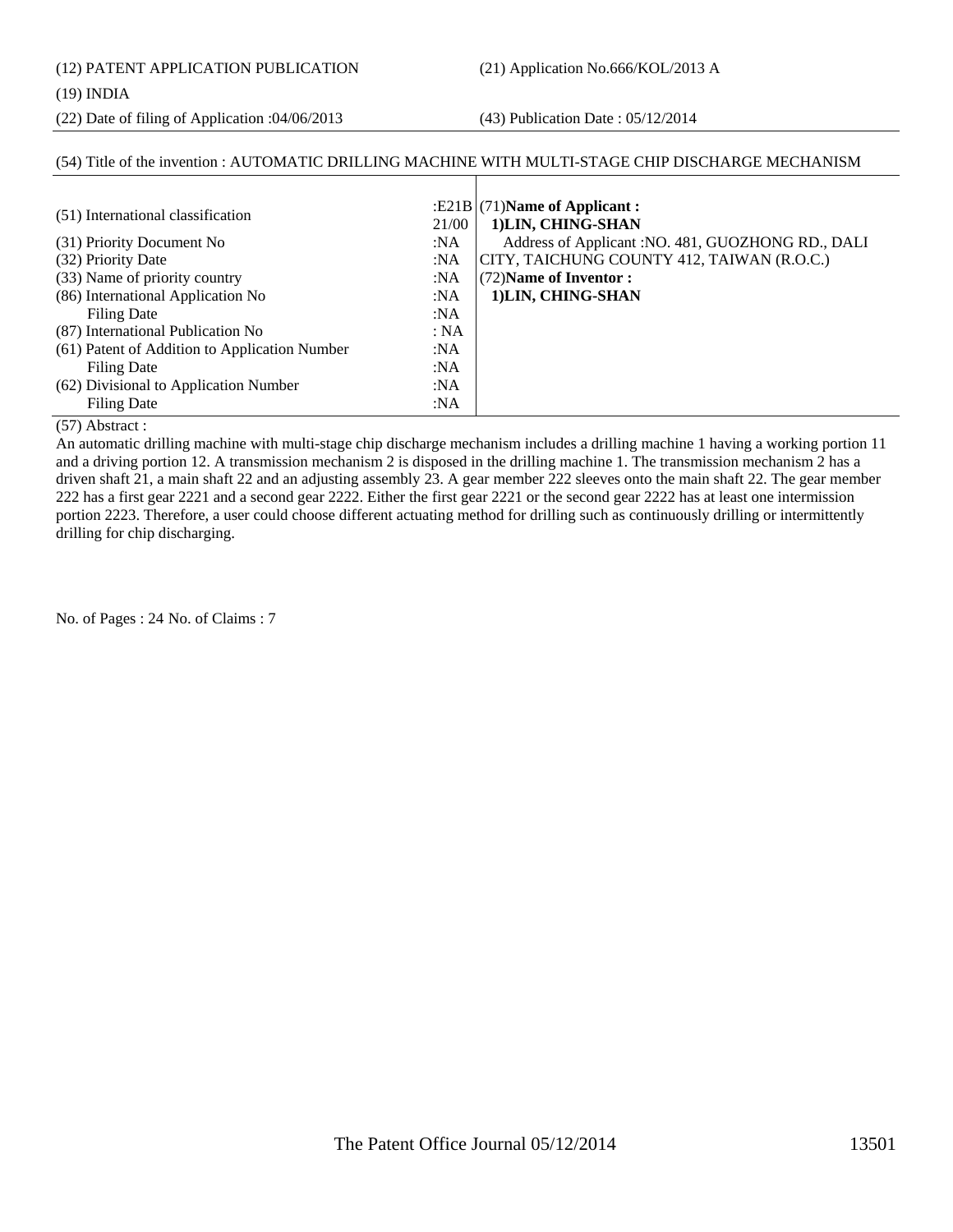(12) PATENT APPLICATION PUBLICATION

(21) Application No.666/KOL/2013 A

(19) INDIA

(22) Date of filing of Application :04/06/2013

(43) Publication Date : 05/12/2014

(54) Title of the invention : AUTOMATIC DRILLING MACHINE WITH MULTI-STAGE CHIP DISCHARGE MECHANISM

| | | |
|---|---|---|
| (51) International classification | :E21B 21/00 | (71)**Name of Applicant :** |
| (31) Priority Document No | :NA | **1)LIN, CHING-SHAN** |
| (32) Priority Date | :NA | Address of Applicant :NO. 481, GUOZHONG RD., DALI CITY, TAICHUNG COUNTY 412, TAIWAN (R.O.C.) |
| (33) Name of priority country | :NA | (72)**Name of Inventor :** |
| (86) International Application No | :NA | **1)LIN, CHING-SHAN** |
| Filing Date | :NA | |
| (87) International Publication No | : NA | |
| (61) Patent of Addition to Application Number | :NA | |
| Filing Date | :NA | |
| (62) Divisional to Application Number | :NA | |
| Filing Date | :NA | |

(57) Abstract :

An automatic drilling machine with multi-stage chip discharge mechanism includes a drilling machine 1 having a working portion 11 and a driving portion 12. A transmission mechanism 2 is disposed in the drilling machine 1. The transmission mechanism 2 has a driven shaft 21, a main shaft 22 and an adjusting assembly 23. A gear member 222 sleeves onto the main shaft 22. The gear member 222 has a first gear 2221 and a second gear 2222. Either the first gear 2221 or the second gear 2222 has at least one intermission portion 2223. Therefore, a user could choose different actuating method for drilling such as continuously drilling or intermittently drilling for chip discharging.

No. of Pages : 24 No. of Claims : 7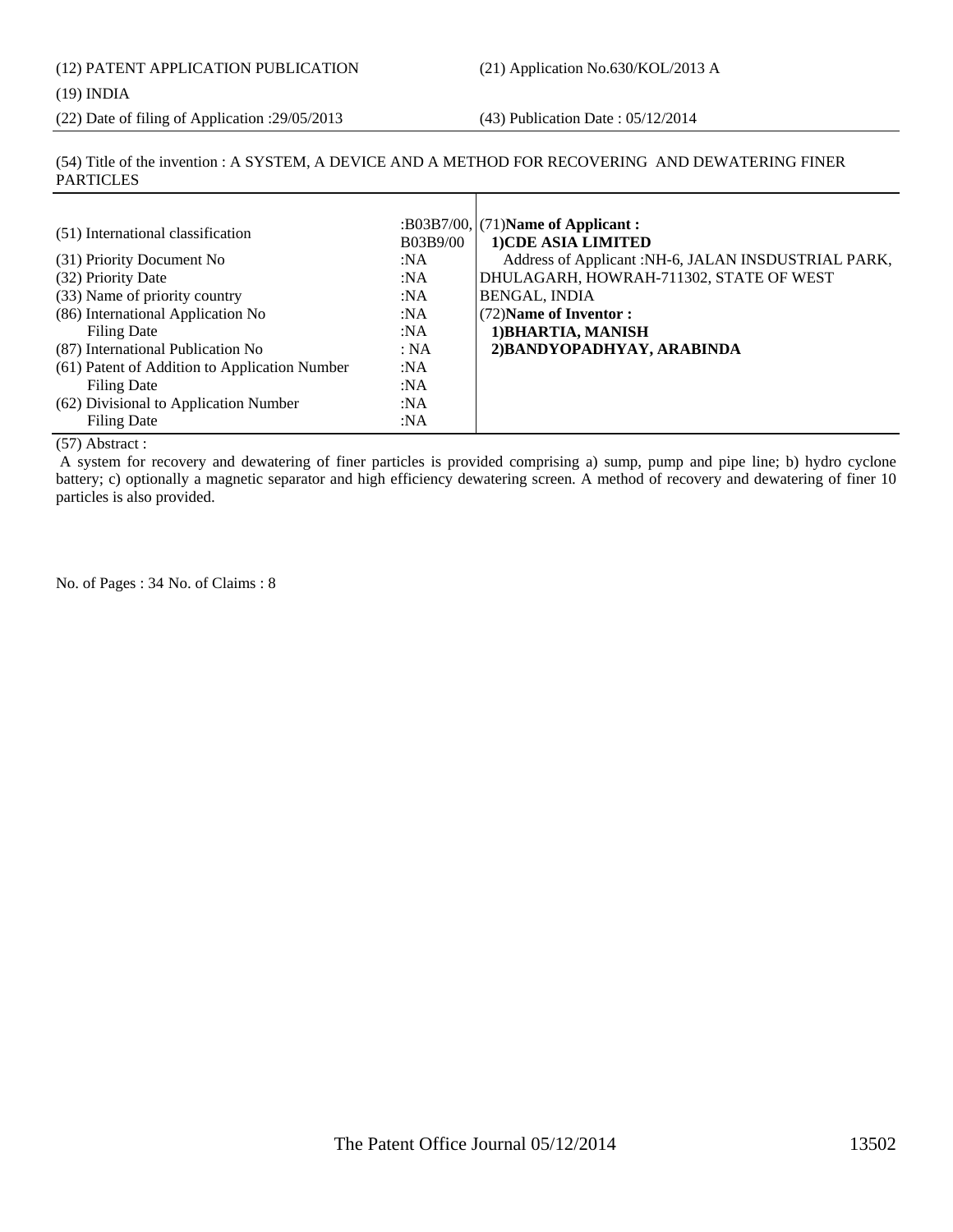(12) PATENT APPLICATION PUBLICATION

(21) Application No.630/KOL/2013 A

(19) INDIA

(22) Date of filing of Application :29/05/2013

(43) Publication Date : 05/12/2014

(54) Title of the invention : A SYSTEM, A DEVICE AND A METHOD FOR RECOVERING AND DEWATERING FINER PARTICLES

| | | |
|---|---|---|
| (51) International classification | :B03B7/00, B03B9/00 | (71)**Name of Applicant :** **1)CDE ASIA LIMITED** Address of Applicant :NH-6, JALAN INSDUSTRIAL PARK, DHULAGARH, HOWRAH-711302, STATE OF WEST BENGAL, INDIA (72)**Name of Inventor :** **1)BHARTIA, MANISH** **2)BANDYOPADHYAY, ARABINDA** |
| (31) Priority Document No | :NA | |
| (32) Priority Date | :NA | |
| (33) Name of priority country | :NA | |
| (86) International Application No | :NA | |
| Filing Date | :NA | |
| (87) International Publication No | : NA | |
| (61) Patent of Addition to Application Number | :NA | |
| Filing Date | :NA | |
| (62) Divisional to Application Number | :NA | |
| Filing Date | :NA | |

(57) Abstract :

A system for recovery and dewatering of finer particles is provided comprising a) sump, pump and pipe line; b) hydro cyclone battery; c) optionally a magnetic separator and high efficiency dewatering screen. A method of recovery and dewatering of finer 10 particles is also provided.

No. of Pages : 34 No. of Claims : 8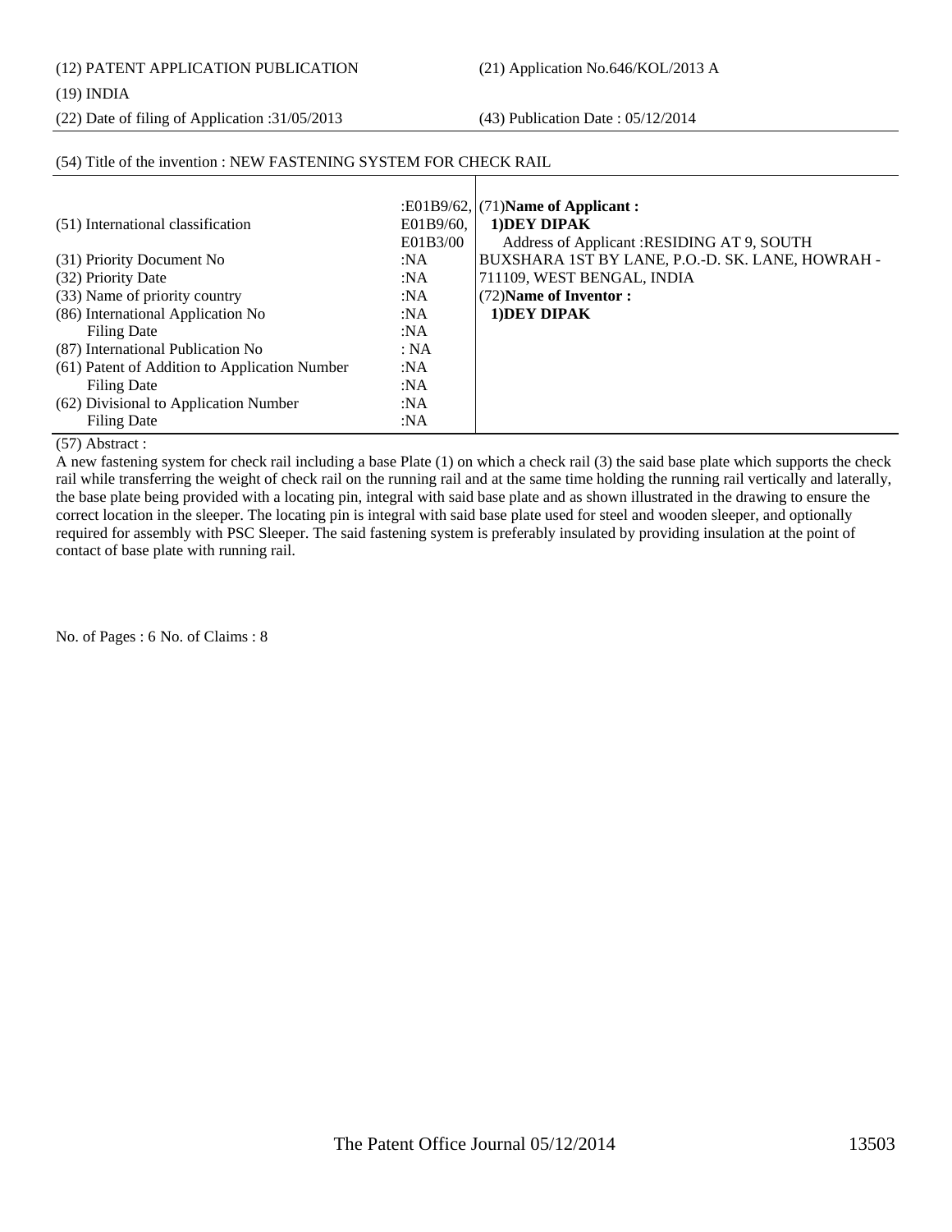(12) PATENT APPLICATION PUBLICATION

(21) Application No.646/KOL/2013 A

(19) INDIA

(22) Date of filing of Application :31/05/2013

(43) Publication Date : 05/12/2014

(54) Title of the invention : NEW FASTENING SYSTEM FOR CHECK RAIL

| | | |
|---|---|---|
| (51) International classification | :E01B9/62, E01B9/60, E01B3/00 | (71)**Name of Applicant :** **1)DEY DIPAK** Address of Applicant :RESIDING AT 9, SOUTH BUXSHARA 1ST BY LANE, P.O.-D. SK. LANE, HOWRAH - 711109, WEST BENGAL, INDIA (72)**Name of Inventor :** **1)DEY DIPAK** |
| (31) Priority Document No | :NA | |
| (32) Priority Date | :NA | |
| (33) Name of priority country | :NA | |
| (86) International Application No Filing Date | :NA :NA | |
| (87) International Publication No | : NA | |
| (61) Patent of Addition to Application Number Filing Date | :NA :NA | |
| (62) Divisional to Application Number Filing Date | :NA :NA | |

(57) Abstract :

A new fastening system for check rail including a base Plate (1) on which a check rail (3) the said base plate which supports the check rail while transferring the weight of check rail on the running rail and at the same time holding the running rail vertically and laterally, the base plate being provided with a locating pin, integral with said base plate and as shown illustrated in the drawing to ensure the correct location in the sleeper. The locating pin is integral with said base plate used for steel and wooden sleeper, and optionally required for assembly with PSC Sleeper. The said fastening system is preferably insulated by providing insulation at the point of contact of base plate with running rail.

No. of Pages : 6 No. of Claims : 8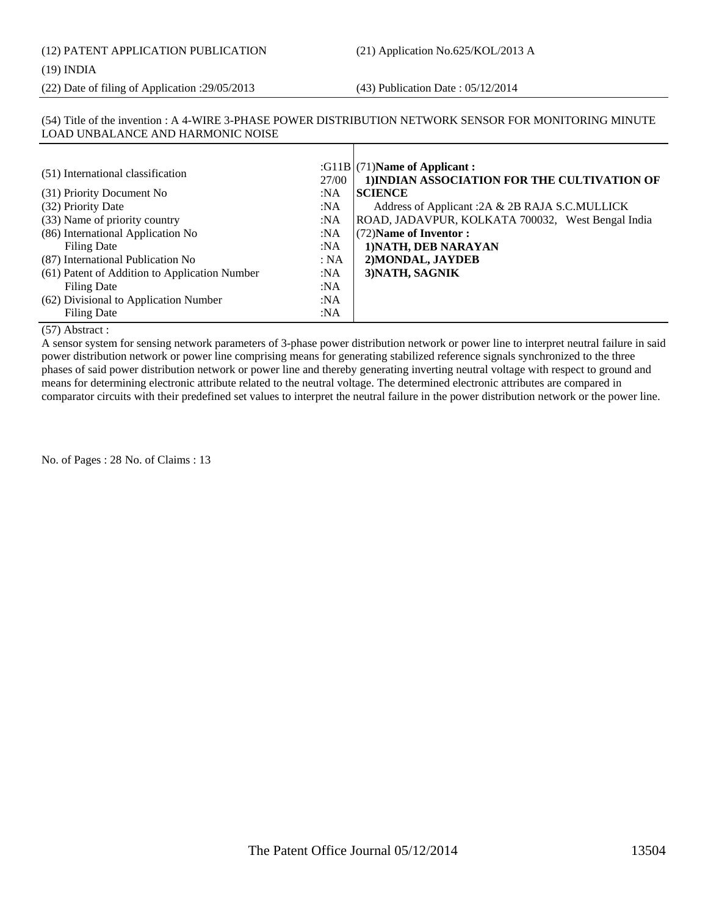(12) PATENT APPLICATION PUBLICATION (21) Application No.625/KOL/2013 A

(19) INDIA

(22) Date of filing of Application :29/05/2013 (43) Publication Date : 05/12/2014

(54) Title of the invention : A 4-WIRE 3-PHASE POWER DISTRIBUTION NETWORK SENSOR FOR MONITORING MINUTE LOAD UNBALANCE AND HARMONIC NOISE

| | | |
|---|---|---|
| (51) International classification | :G11B 27/00 | (71)**Name of Applicant :** |
| (31) Priority Document No | :NA | **1)INDIAN ASSOCIATION FOR THE CULTIVATION OF SCIENCE** |
| (32) Priority Date | :NA | Address of Applicant :2A & 2B RAJA S.C.MULLICK ROAD, JADAVPUR, KOLKATA 700032, West Bengal India |
| (33) Name of priority country | :NA | (72)**Name of Inventor :** |
| (86) International Application No | :NA | **1)NATH, DEB NARAYAN** |
| Filing Date | :NA | **2)MONDAL, JAYDEB** |
| (87) International Publication No | : NA | **3)NATH, SAGNIK** |
| (61) Patent of Addition to Application Number | :NA | |
| Filing Date | :NA | |
| (62) Divisional to Application Number | :NA | |
| Filing Date | :NA | |

(57) Abstract :

A sensor system for sensing network parameters of 3-phase power distribution network or power line to interpret neutral failure in said power distribution network or power line comprising means for generating stabilized reference signals synchronized to the three phases of said power distribution network or power line and thereby generating inverting neutral voltage with respect to ground and means for determining electronic attribute related to the neutral voltage. The determined electronic attributes are compared in comparator circuits with their predefined set values to interpret the neutral failure in the power distribution network or the power line.

No. of Pages : 28 No. of Claims : 13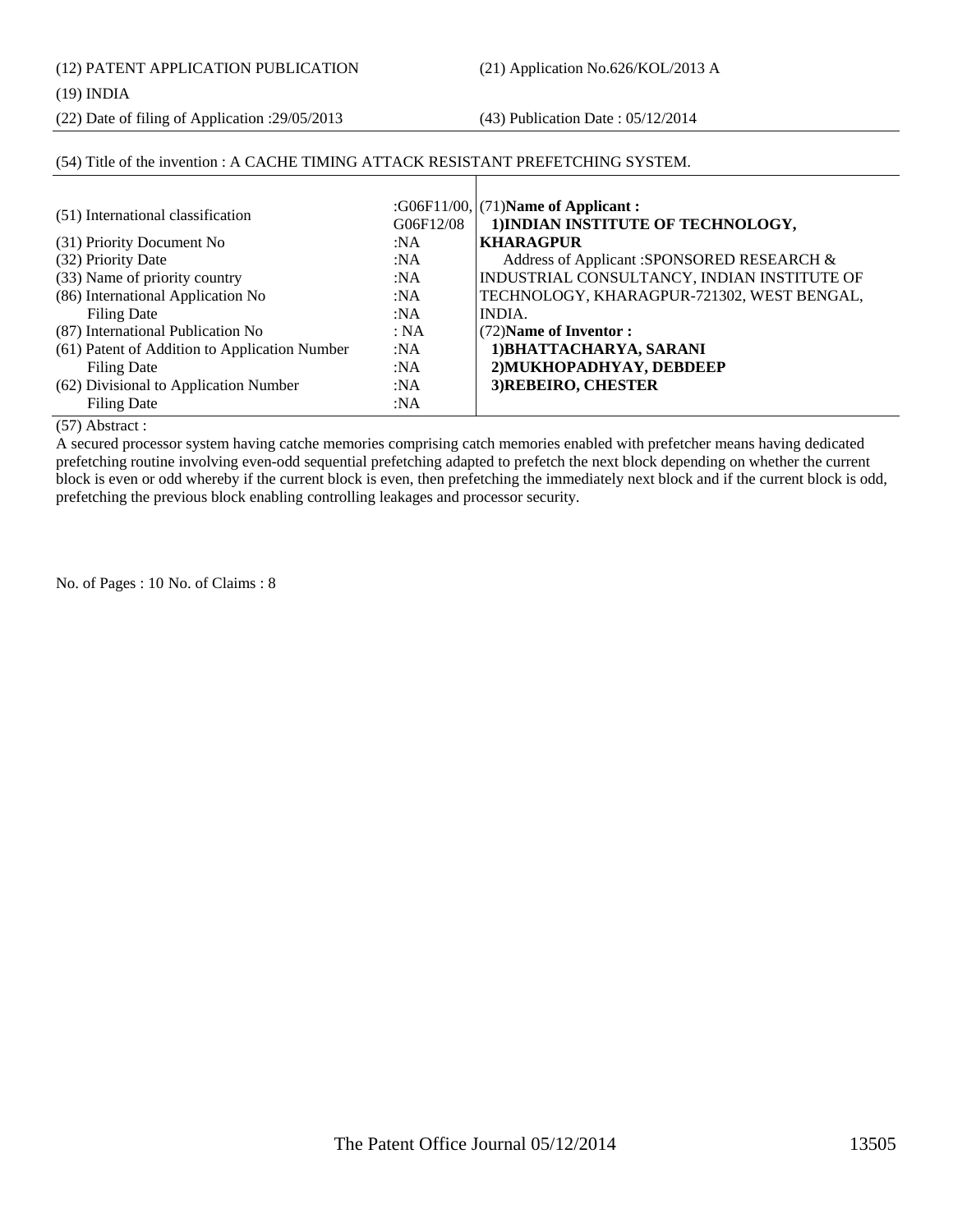(12) PATENT APPLICATION PUBLICATION (21) Application No.626/KOL/2013 A

(19) INDIA

(22) Date of filing of Application :29/05/2013 (43) Publication Date : 05/12/2014

(54) Title of the invention : A CACHE TIMING ATTACK RESISTANT PREFETCHING SYSTEM.

| | | |
|---|---|---|
| (51) International classification | :G06F11/00, G06F12/08 | (71)**Name of Applicant :** |
| (31) Priority Document No | :NA | **1)INDIAN INSTITUTE OF TECHNOLOGY, KHARAGPUR** |
| (32) Priority Date | :NA | Address of Applicant :SPONSORED RESEARCH & INDUSTRIAL CONSULTANCY, INDIAN INSTITUTE OF TECHNOLOGY, KHARAGPUR-721302, WEST BENGAL, INDIA. |
| (33) Name of priority country | :NA | (72)**Name of Inventor :** |
| (86) International Application No | :NA | **1)BHATTACHARYA, SARANI** |
| Filing Date | :NA | **2)MUKHOPADHYAY, DEBDEEP** |
| (87) International Publication No | : NA | **3)REBEIRO, CHESTER** |
| (61) Patent of Addition to Application Number | :NA | |
| Filing Date | :NA | |
| (62) Divisional to Application Number | :NA | |
| Filing Date | :NA | |

(57) Abstract :

A secured processor system having catche memories comprising catch memories enabled with prefetcher means having dedicated prefetching routine involving even-odd sequential prefetching adapted to prefetch the next block depending on whether the current block is even or odd whereby if the current block is even, then prefetching the immediately next block and if the current block is odd, prefetching the previous block enabling controlling leakages and processor security.

No. of Pages : 10 No. of Claims : 8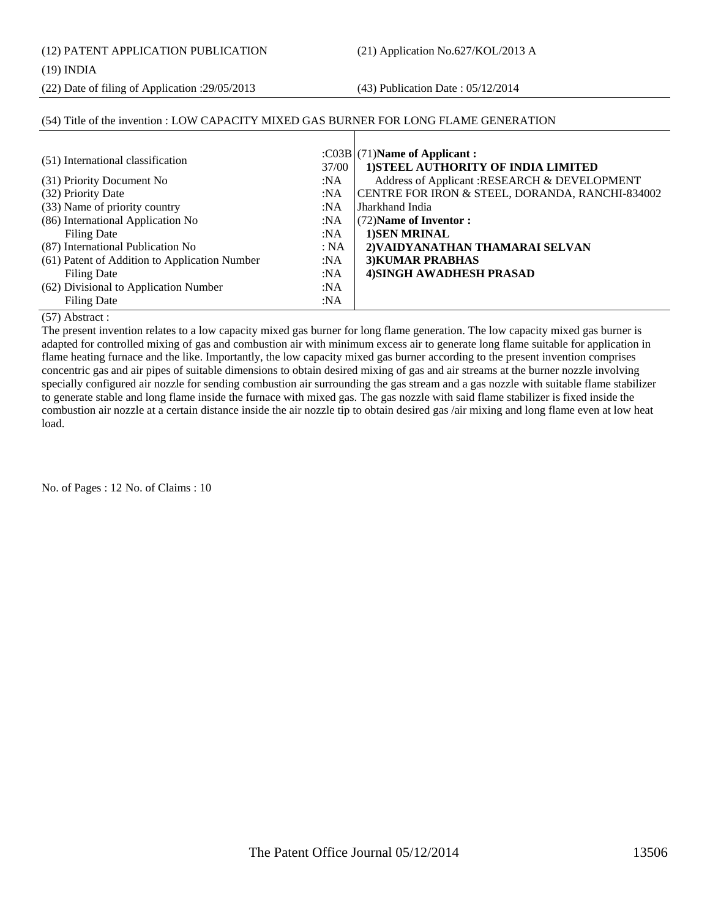(12) PATENT APPLICATION PUBLICATION

(21) Application No.627/KOL/2013 A

(19) INDIA

(22) Date of filing of Application :29/05/2013

(43) Publication Date : 05/12/2014

(54) Title of the invention : LOW CAPACITY MIXED GAS BURNER FOR LONG FLAME GENERATION

| | | |
|---|---|---|
| (51) International classification | :C03B 37/00 | (71)**Name of Applicant :** |
| (31) Priority Document No | :NA | **1)STEEL AUTHORITY OF INDIA LIMITED** |
| (32) Priority Date | :NA | Address of Applicant :RESEARCH & DEVELOPMENT CENTRE FOR IRON & STEEL, DORANDA, RANCHI-834002 Jharkhand India |
| (33) Name of priority country | :NA | (72)**Name of Inventor :** |
| (86) International Application No | :NA | **1)SEN MRINAL** |
| Filing Date | :NA | **2)VAIDYANATHAN THAMARAI SELVAN** |
| (87) International Publication No | : NA | **3)KUMAR PRABHAS** |
| (61) Patent of Addition to Application Number | :NA | **4)SINGH AWADHESH PRASAD** |
| Filing Date | :NA | |
| (62) Divisional to Application Number | :NA | |
| Filing Date | :NA | |

(57) Abstract :

The present invention relates to a low capacity mixed gas burner for long flame generation. The low capacity mixed gas burner is adapted for controlled mixing of gas and combustion air with minimum excess air to generate long flame suitable for application in flame heating furnace and the like. Importantly, the low capacity mixed gas burner according to the present invention comprises concentric gas and air pipes of suitable dimensions to obtain desired mixing of gas and air streams at the burner nozzle involving specially configured air nozzle for sending combustion air surrounding the gas stream and a gas nozzle with suitable flame stabilizer to generate stable and long flame inside the furnace with mixed gas. The gas nozzle with said flame stabilizer is fixed inside the combustion air nozzle at a certain distance inside the air nozzle tip to obtain desired gas /air mixing and long flame even at low heat load.

No. of Pages : 12 No. of Claims : 10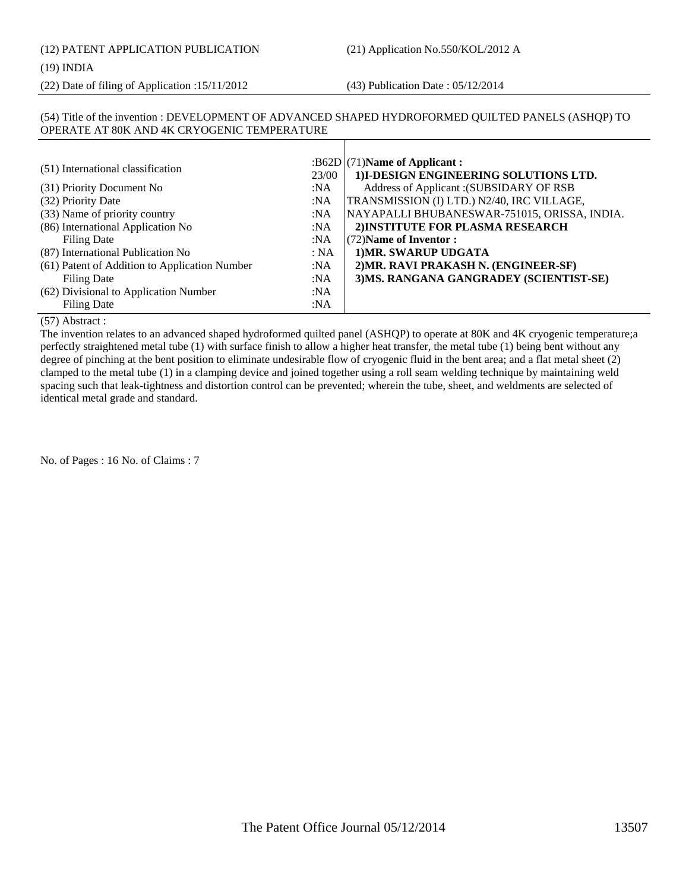(12) PATENT APPLICATION PUBLICATION

(21) Application No.550/KOL/2012 A

(19) INDIA

(22) Date of filing of Application :15/11/2012

(43) Publication Date : 05/12/2014

(54) Title of the invention : DEVELOPMENT OF ADVANCED SHAPED HYDROFORMED QUILTED PANELS (ASHQP) TO OPERATE AT 80K AND 4K CRYOGENIC TEMPERATURE

| | | |
|---|---|---|
| (51) International classification | :B62D 23/00 | (71)**Name of Applicant :** |
| (31) Priority Document No | :NA | **1)I-DESIGN ENGINEERING SOLUTIONS LTD.** |
| (32) Priority Date | :NA | Address of Applicant :(SUBSIDARY OF RSB TRANSMISSION (I) LTD.) N2/40, IRC VILLAGE, NAYAPALLI BHUBANESWAR-751015, ORISSA, INDIA. |
| (33) Name of priority country | :NA | **2)INSTITUTE FOR PLASMA RESEARCH** |
| (86) International Application No | :NA | (72)**Name of Inventor :** |
| Filing Date | :NA | **1)MR. SWARUP UDGATA** |
| (87) International Publication No | : NA | **2)MR. RAVI PRAKASH N. (ENGINEER-SF)** |
| (61) Patent of Addition to Application Number | :NA | **3)MS. RANGANA GANGRADEY (SCIENTIST-SE)** |
| Filing Date | :NA | |
| (62) Divisional to Application Number | :NA | |
| Filing Date | :NA | |

(57) Abstract :

The invention relates to an advanced shaped hydroformed quilted panel (ASHQP) to operate at 80K and 4K cryogenic temperature;a perfectly straightened metal tube (1) with surface finish to allow a higher heat transfer, the metal tube (1) being bent without any degree of pinching at the bent position to eliminate undesirable flow of cryogenic fluid in the bent area; and a flat metal sheet (2) clamped to the metal tube (1) in a clamping device and joined together using a roll seam welding technique by maintaining weld spacing such that leak-tightness and distortion control can be prevented; wherein the tube, sheet, and weldments are selected of identical metal grade and standard.

No. of Pages : 16 No. of Claims : 7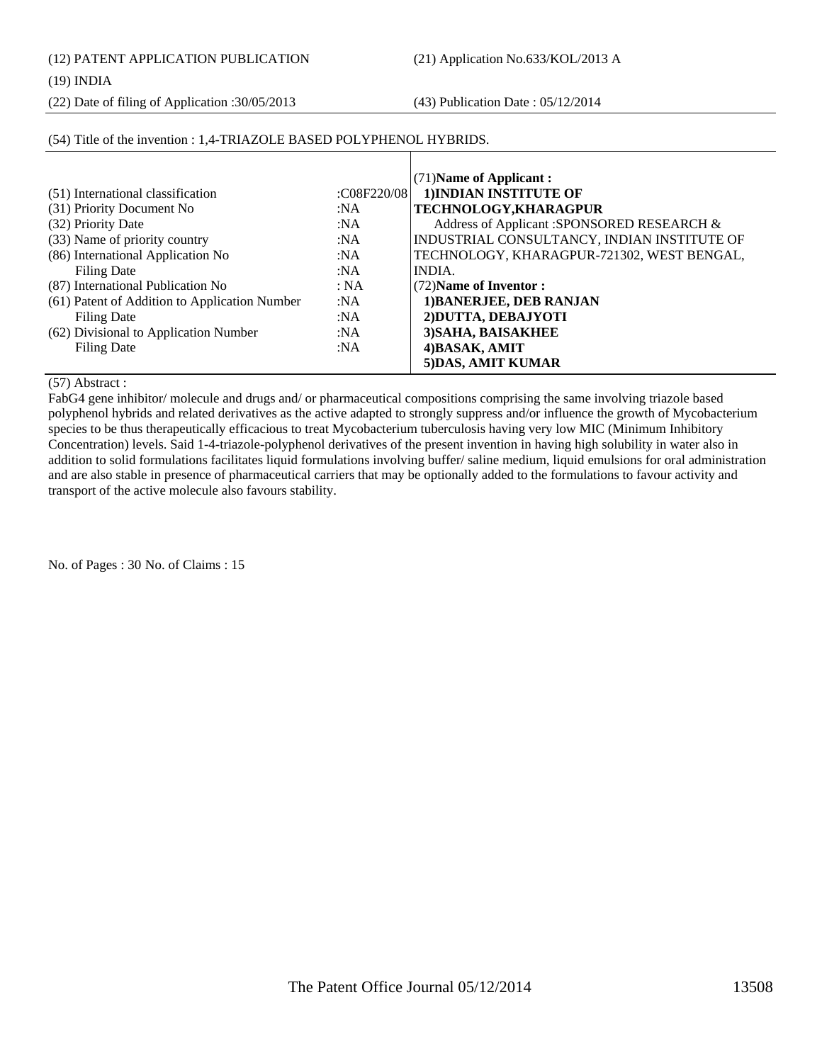(12) PATENT APPLICATION PUBLICATION (21) Application No.633/KOL/2013 A

(19) INDIA

(22) Date of filing of Application :30/05/2013 (43) Publication Date : 05/12/2014

(54) Title of the invention : 1,4-TRIAZOLE BASED POLYPHENOL HYBRIDS.

| | | |
|---|---|---|
| (51) International classification | :C08F220/08 | (71)**Name of Applicant :** |
| (31) Priority Document No | :NA | **1)INDIAN INSTITUTE OF TECHNOLOGY,KHARAGPUR** |
| (32) Priority Date | :NA | Address of Applicant :SPONSORED RESEARCH & INDUSTRIAL CONSULTANCY, INDIAN INSTITUTE OF TECHNOLOGY, KHARAGPUR-721302, WEST BENGAL, INDIA. |
| (33) Name of priority country | :NA | (72)**Name of Inventor :** |
| (86) International Application No | :NA | **1)BANERJEE, DEB RANJAN** |
| Filing Date | :NA | **2)DUTTA, DEBAJYOTI** |
| (87) International Publication No | : NA | **3)SAHA, BAISAKHEE** |
| (61) Patent of Addition to Application Number | :NA | **4)BASAK, AMIT** |
| Filing Date | :NA | **5)DAS, AMIT KUMAR** |
| (62) Divisional to Application Number | :NA | |
| Filing Date | :NA | |

(57) Abstract :

FabG4 gene inhibitor/ molecule and drugs and/ or pharmaceutical compositions comprising the same involving triazole based polyphenol hybrids and related derivatives as the active adapted to strongly suppress and/or influence the growth of Mycobacterium species to be thus therapeutically efficacious to treat Mycobacterium tuberculosis having very low MIC (Minimum Inhibitory Concentration) levels. Said 1-4-triazole-polyphenol derivatives of the present invention in having high solubility in water also in addition to solid formulations facilitates liquid formulations involving buffer/ saline medium, liquid emulsions for oral administration and are also stable in presence of pharmaceutical carriers that may be optionally added to the formulations to favour activity and transport of the active molecule also favours stability.

No. of Pages : 30 No. of Claims : 15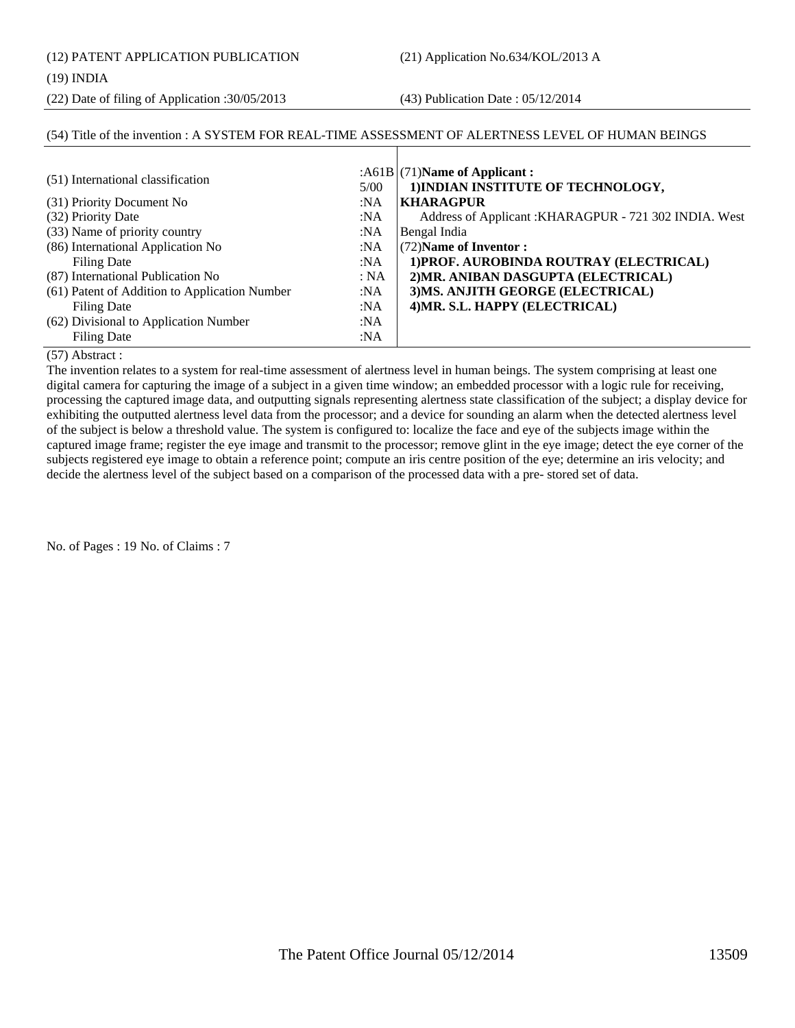(12) PATENT APPLICATION PUBLICATION

(21) Application No.634/KOL/2013 A

(19) INDIA

(22) Date of filing of Application :30/05/2013

(43) Publication Date : 05/12/2014

(54) Title of the invention : A SYSTEM FOR REAL-TIME ASSESSMENT OF ALERTNESS LEVEL OF HUMAN BEINGS

| | | |
|---|---|---|
| (51) International classification | :A61B 5/00 | (71)**Name of Applicant :** |
| (31) Priority Document No | :NA | **1)INDIAN INSTITUTE OF TECHNOLOGY, KHARAGPUR** |
| (32) Priority Date | :NA | Address of Applicant :KHARAGPUR - 721 302 INDIA. West Bengal India |
| (33) Name of priority country | :NA | (72)**Name of Inventor :** |
| (86) International Application No | :NA | **1)PROF. AUROBINDA ROUTRAY (ELECTRICAL)** |
| Filing Date | :NA | **2)MR. ANIBAN DASGUPTA (ELECTRICAL)** |
| (87) International Publication No | : NA | **3)MS. ANJITH GEORGE (ELECTRICAL)** |
| (61) Patent of Addition to Application Number | :NA | **4)MR. S.L. HAPPY (ELECTRICAL)** |
| Filing Date | :NA | |
| (62) Divisional to Application Number | :NA | |
| Filing Date | :NA | |

(57) Abstract :

The invention relates to a system for real-time assessment of alertness level in human beings. The system comprising at least one digital camera for capturing the image of a subject in a given time window; an embedded processor with a logic rule for receiving, processing the captured image data, and outputting signals representing alertness state classification of the subject; a display device for exhibiting the outputted alertness level data from the processor; and a device for sounding an alarm when the detected alertness level of the subject is below a threshold value. The system is configured to: localize the face and eye of the subjects image within the captured image frame; register the eye image and transmit to the processor; remove glint in the eye image; detect the eye corner of the subjects registered eye image to obtain a reference point; compute an iris centre position of the eye; determine an iris velocity; and decide the alertness level of the subject based on a comparison of the processed data with a pre- stored set of data.

No. of Pages : 19 No. of Claims : 7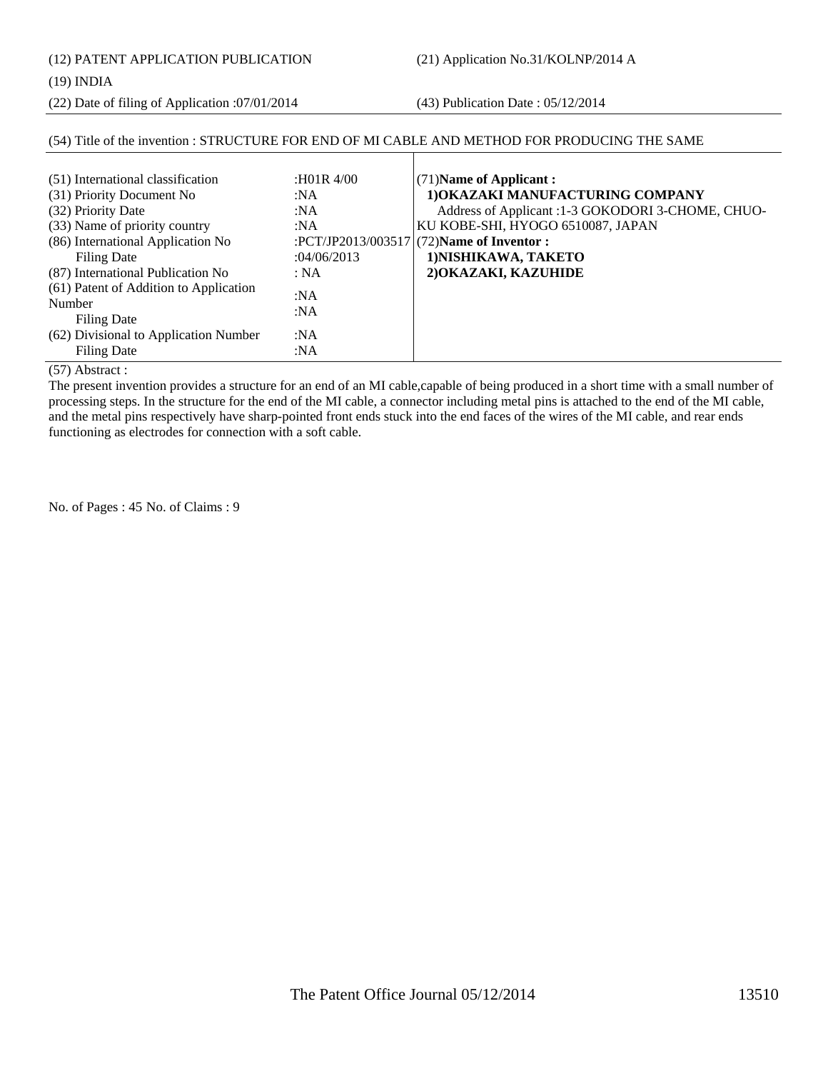(12) PATENT APPLICATION PUBLICATION (21) Application No.31/KOLNP/2014 A

(19) INDIA

(22) Date of filing of Application :07/01/2014 (43) Publication Date : 05/12/2014

(54) Title of the invention : STRUCTURE FOR END OF MI CABLE AND METHOD FOR PRODUCING THE SAME

| | | |
|---|---|---|
| (51) International classification | :H01R 4/00 | (71)**Name of Applicant :** |
| (31) Priority Document No | :NA | **1)OKAZAKI MANUFACTURING COMPANY** |
| (32) Priority Date | :NA | Address of Applicant :1-3 GOKODORI 3-CHOME, CHUO-KU KOBE-SHI, HYOGO 6510087, JAPAN |
| (33) Name of priority country | :NA | |
| (86) International Application No | :PCT/JP2013/003517 | (72)**Name of Inventor :** |
| Filing Date | :04/06/2013 | **1)NISHIKAWA, TAKETO** |
| (87) International Publication No | : NA | **2)OKAZAKI, KAZUHIDE** |
| (61) Patent of Addition to Application Number | :NA | |
| Filing Date | :NA | |
| (62) Divisional to Application Number | :NA | |
| Filing Date | :NA | |

(57) Abstract :

The present invention provides a structure for an end of an MI cable,capable of being produced in a short time with a small number of processing steps. In the structure for the end of the MI cable, a connector including metal pins is attached to the end of the MI cable, and the metal pins respectively have sharp-pointed front ends stuck into the end faces of the wires of the MI cable, and rear ends functioning as electrodes for connection with a soft cable.

No. of Pages : 45 No. of Claims : 9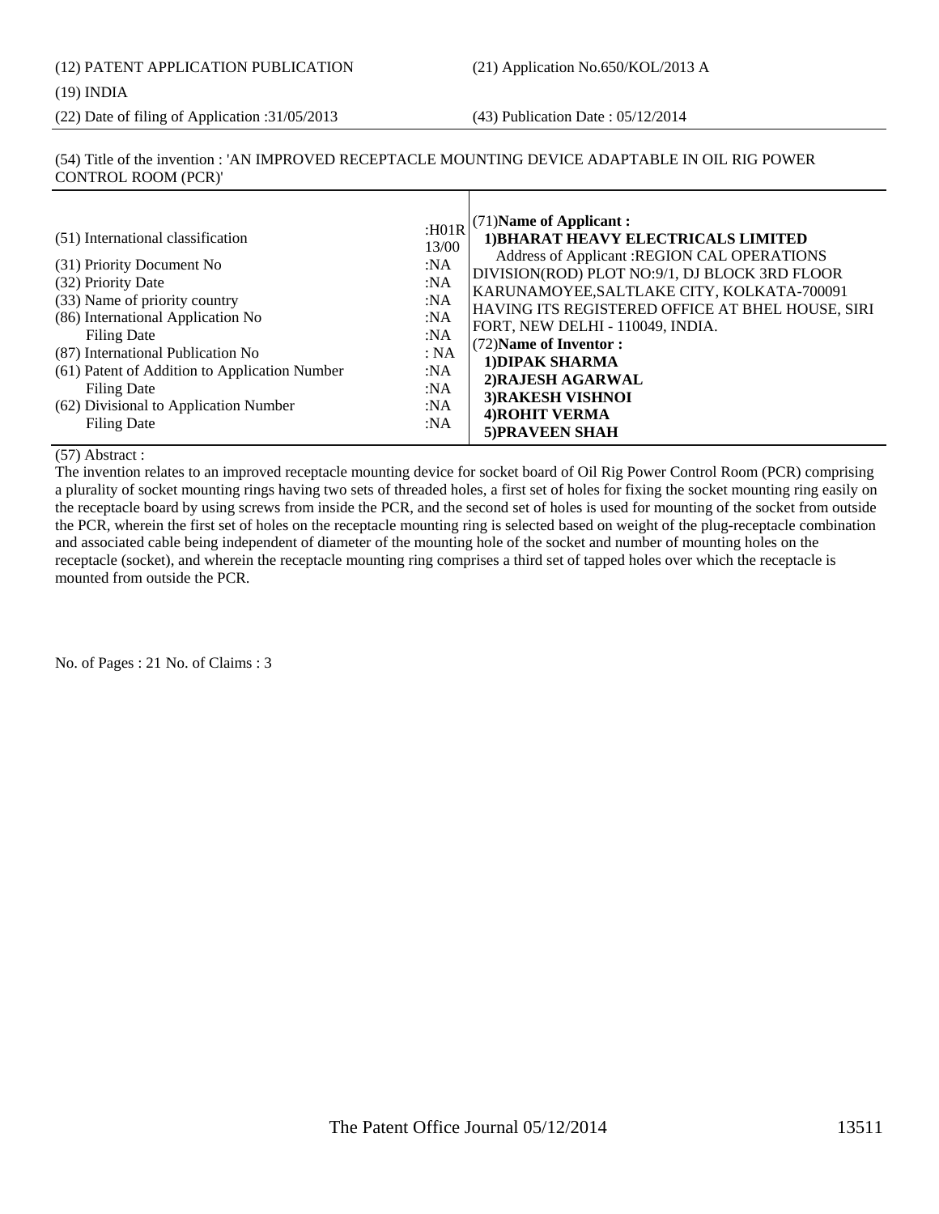(12) PATENT APPLICATION PUBLICATION

(21) Application No.650/KOL/2013 A

(19) INDIA

(22) Date of filing of Application :31/05/2013

(43) Publication Date : 05/12/2014

(54) Title of the invention : 'AN IMPROVED RECEPTACLE MOUNTING DEVICE ADAPTABLE IN OIL RIG POWER CONTROL ROOM (PCR)'

| | | |
|---|---|---|
| (51) International classification | :H01R 13/00 | (71)**Name of Applicant :**<br>**1)BHARAT HEAVY ELECTRICALS LIMITED**<br>Address of Applicant :REGION CAL OPERATIONS DIVISION(ROD) PLOT NO:9/1, DJ BLOCK 3RD FLOOR KARUNAMOYEE,SALTLAKE CITY, KOLKATA-700091 HAVING ITS REGISTERED OFFICE AT BHEL HOUSE, SIRI FORT, NEW DELHI - 110049, INDIA.<br>(72)**Name of Inventor :**<br>**1)DIPAK SHARMA**<br>**2)RAJESH AGARWAL**<br>**3)RAKESH VISHNOI**<br>**4)ROHIT VERMA**<br>**5)PRAVEEN SHAH** |
| (31) Priority Document No | :NA | |
| (32) Priority Date | :NA | |
| (33) Name of priority country | :NA | |
| (86) International Application No | :NA | |
| Filing Date | :NA | |
| (87) International Publication No | : NA | |
| (61) Patent of Addition to Application Number | :NA | |
| Filing Date | :NA | |
| (62) Divisional to Application Number | :NA | |
| Filing Date | :NA | |

(57) Abstract :

The invention relates to an improved receptacle mounting device for socket board of Oil Rig Power Control Room (PCR) comprising a plurality of socket mounting rings having two sets of threaded holes, a first set of holes for fixing the socket mounting ring easily on the receptacle board by using screws from inside the PCR, and the second set of holes is used for mounting of the socket from outside the PCR, wherein the first set of holes on the receptacle mounting ring is selected based on weight of the plug-receptacle combination and associated cable being independent of diameter of the mounting hole of the socket and number of mounting holes on the receptacle (socket), and wherein the receptacle mounting ring comprises a third set of tapped holes over which the receptacle is mounted from outside the PCR.

No. of Pages : 21 No. of Claims : 3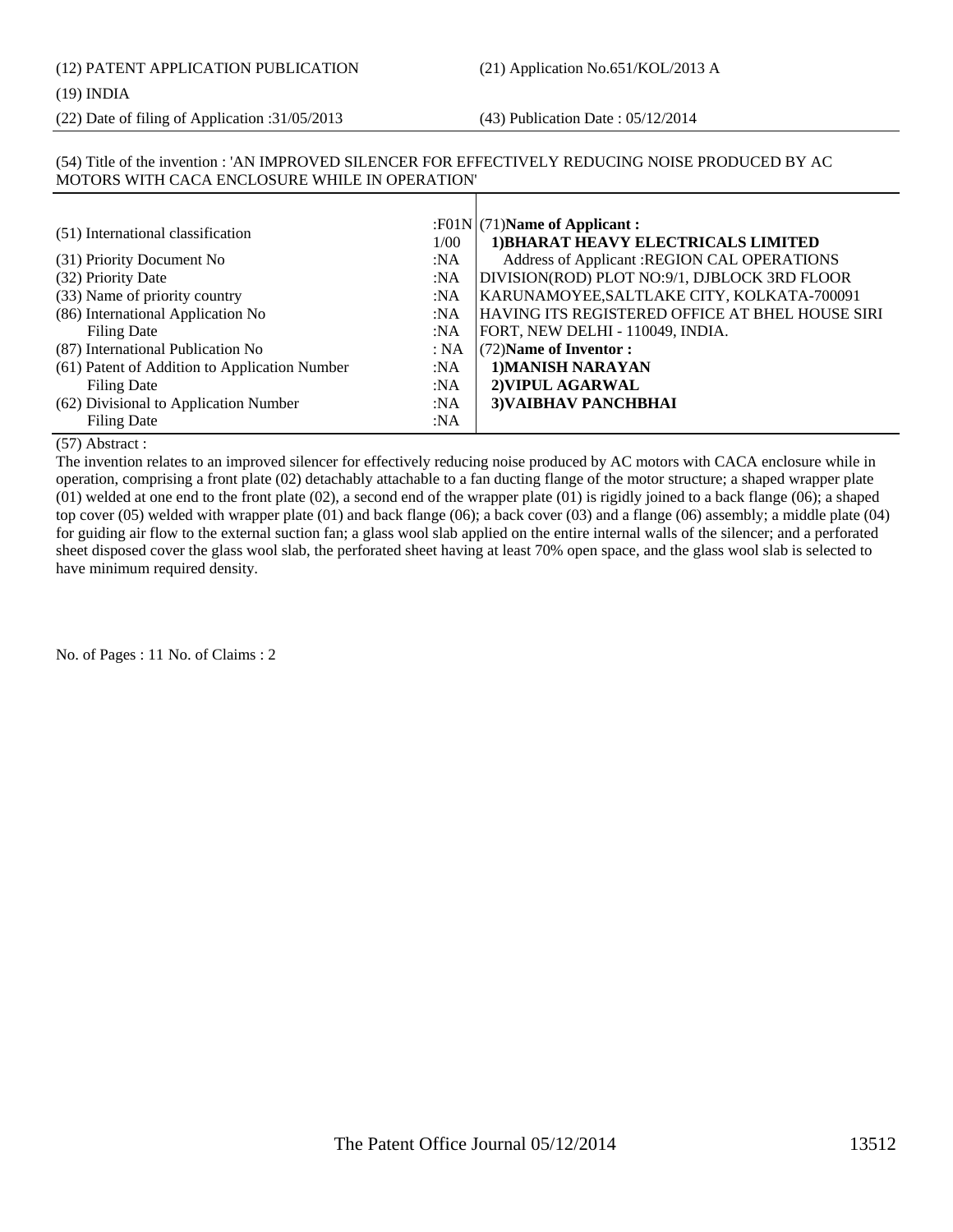(12) PATENT APPLICATION PUBLICATION (21) Application No.651/KOL/2013 A

(19) INDIA

(22) Date of filing of Application :31/05/2013 (43) Publication Date : 05/12/2014

(54) Title of the invention : 'AN IMPROVED SILENCER FOR EFFECTIVELY REDUCING NOISE PRODUCED BY AC MOTORS WITH CACA ENCLOSURE WHILE IN OPERATION'

| | | |
|---|---|---|
| (51) International classification | :F01N 1/00 | (71)**Name of Applicant :**<br>**1)BHARAT HEAVY ELECTRICALS LIMITED**<br>Address of Applicant :REGION CAL OPERATIONS DIVISION(ROD) PLOT NO:9/1, DJBLOCK 3RD FLOOR KARUNAMOYEE,SALTLAKE CITY, KOLKATA-700091 HAVING ITS REGISTERED OFFICE AT BHEL HOUSE SIRI FORT, NEW DELHI - 110049, INDIA.<br>(72)**Name of Inventor :**<br>**1)MANISH NARAYAN**<br>**2)VIPUL AGARWAL**<br>**3)VAIBHAV PANCHBHAI** |
| (31) Priority Document No | :NA | |
| (32) Priority Date | :NA | |
| (33) Name of priority country | :NA | |
| (86) International Application No | :NA | |
| Filing Date | :NA | |
| (87) International Publication No | : NA | |
| (61) Patent of Addition to Application Number | :NA | |
| Filing Date | :NA | |
| (62) Divisional to Application Number | :NA | |
| Filing Date | :NA | |

(57) Abstract :

The invention relates to an improved silencer for effectively reducing noise produced by AC motors with CACA enclosure while in operation, comprising a front plate (02) detachably attachable to a fan ducting flange of the motor structure; a shaped wrapper plate (01) welded at one end to the front plate (02), a second end of the wrapper plate (01) is rigidly joined to a back flange (06); a shaped top cover (05) welded with wrapper plate (01) and back flange (06); a back cover (03) and a flange (06) assembly; a middle plate (04) for guiding air flow to the external suction fan; a glass wool slab applied on the entire internal walls of the silencer; and a perforated sheet disposed cover the glass wool slab, the perforated sheet having at least 70% open space, and the glass wool slab is selected to have minimum required density.

No. of Pages : 11 No. of Claims : 2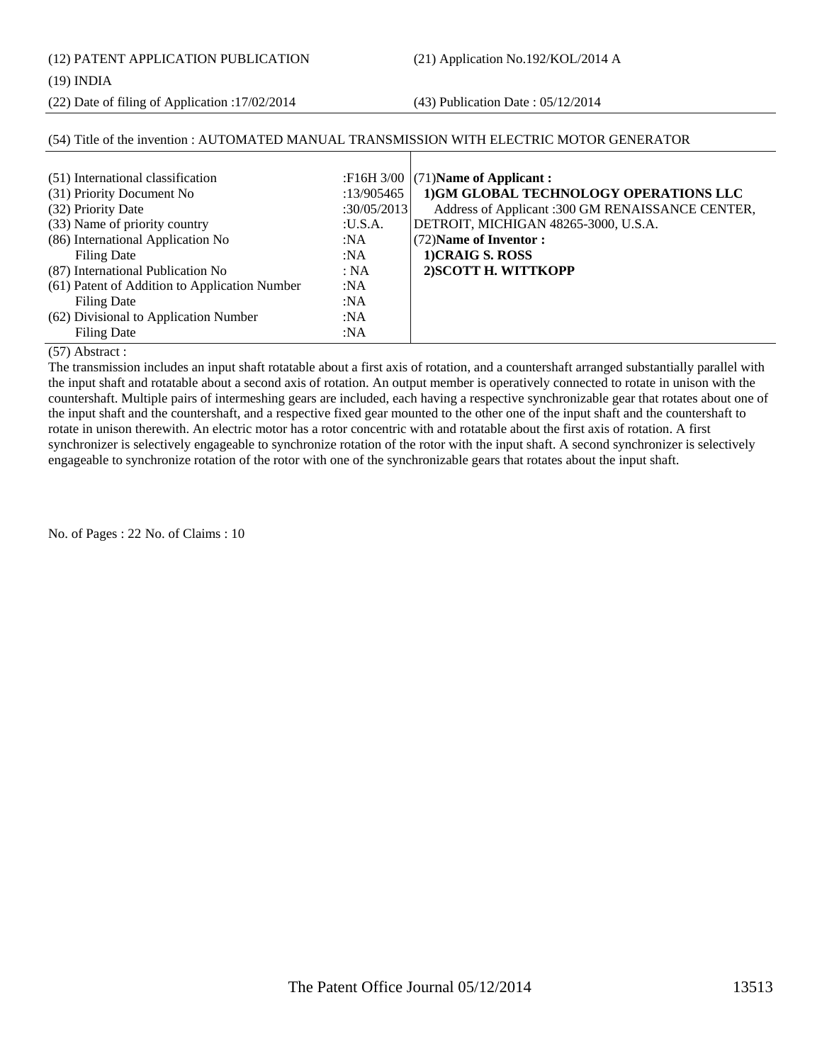(12) PATENT APPLICATION PUBLICATION

(21) Application No.192/KOL/2014 A

(19) INDIA

(22) Date of filing of Application :17/02/2014

(43) Publication Date : 05/12/2014

(54) Title of the invention : AUTOMATED MANUAL TRANSMISSION WITH ELECTRIC MOTOR GENERATOR

| | | |
|---|---|---|
| (51) International classification | :F16H 3/00 | (71)**Name of Applicant :** |
| (31) Priority Document No | :13/905465 | **1)GM GLOBAL TECHNOLOGY OPERATIONS LLC** |
| (32) Priority Date | :30/05/2013 | Address of Applicant :300 GM RENAISSANCE CENTER, |
| (33) Name of priority country | :U.S.A. | DETROIT, MICHIGAN 48265-3000, U.S.A. |
| (86) International Application No | :NA | (72)**Name of Inventor :** |
| Filing Date | :NA | **1)CRAIG S. ROSS** |
| (87) International Publication No | : NA | **2)SCOTT H. WITTKOPP** |
| (61) Patent of Addition to Application Number | :NA | |
| Filing Date | :NA | |
| (62) Divisional to Application Number | :NA | |
| Filing Date | :NA | |

(57) Abstract :

The transmission includes an input shaft rotatable about a first axis of rotation, and a countershaft arranged substantially parallel with the input shaft and rotatable about a second axis of rotation. An output member is operatively connected to rotate in unison with the countershaft. Multiple pairs of intermeshing gears are included, each having a respective synchronizable gear that rotates about one of the input shaft and the countershaft, and a respective fixed gear mounted to the other one of the input shaft and the countershaft to rotate in unison therewith. An electric motor has a rotor concentric with and rotatable about the first axis of rotation. A first synchronizer is selectively engageable to synchronize rotation of the rotor with the input shaft. A second synchronizer is selectively engageable to synchronize rotation of the rotor with one of the synchronizable gears that rotates about the input shaft.

No. of Pages : 22 No. of Claims : 10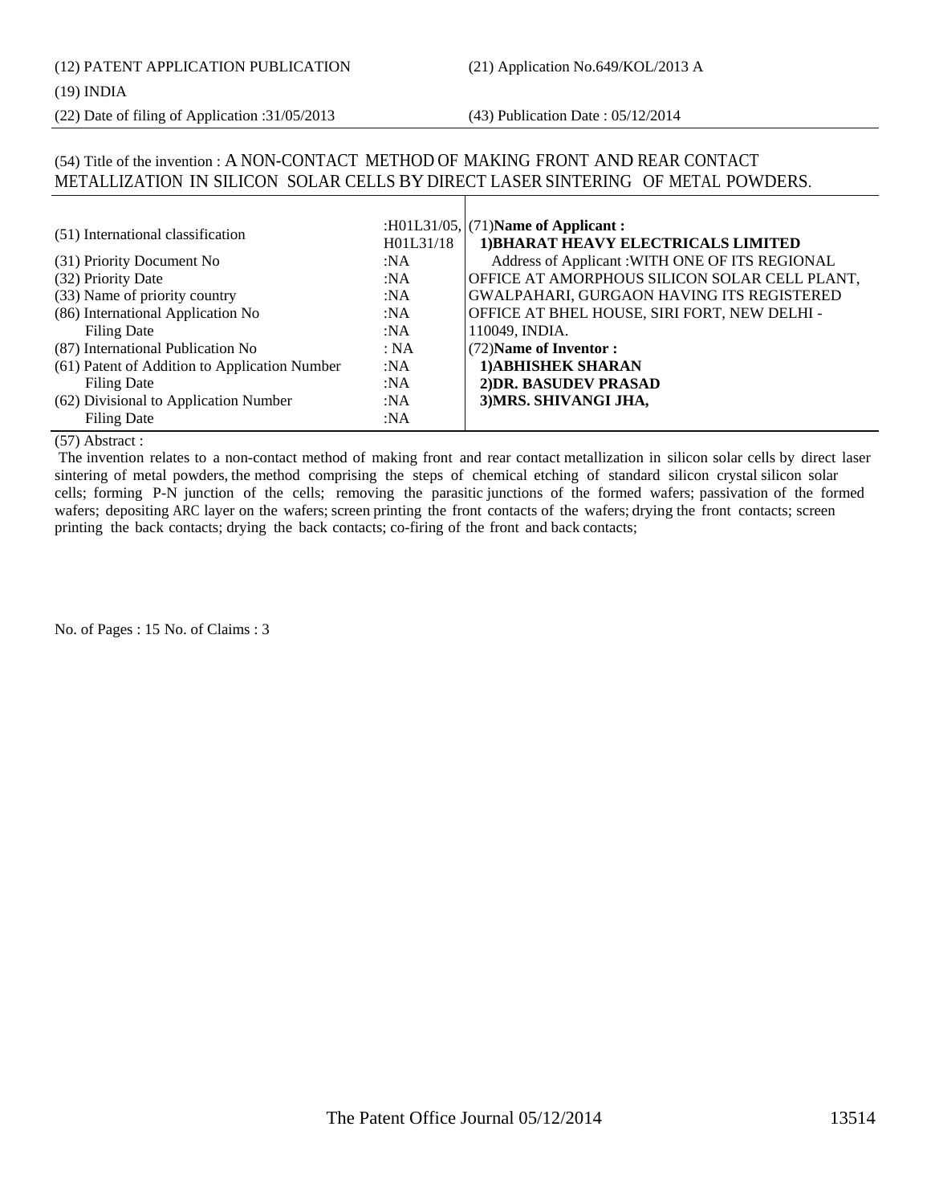(12) PATENT APPLICATION PUBLICATION (21) Application No.649/KOL/2013 A

(19) INDIA

(22) Date of filing of Application :31/05/2013 (43) Publication Date : 05/12/2014

(54) Title of the invention : A NON-CONTACT METHOD OF MAKING FRONT AND REAR CONTACT METALLIZATION IN SILICON SOLAR CELLS BY DIRECT LASER SINTERING OF METAL POWDERS.

| | | |
|---|---|---|
| (51) International classification | :H01L31/05, H01L31/18 | (71)**Name of Applicant :** **1)BHARAT HEAVY ELECTRICALS LIMITED** Address of Applicant :WITH ONE OF ITS REGIONAL OFFICE AT AMORPHOUS SILICON SOLAR CELL PLANT, GWALPAHARI, GURGAON HAVING ITS REGISTERED OFFICE AT BHEL HOUSE, SIRI FORT, NEW DELHI - 110049, INDIA. |
| (31) Priority Document No | :NA | |
| (32) Priority Date | :NA | |
| (33) Name of priority country | :NA | |
| (86) International Application No | :NA | |
| Filing Date | :NA | |
| (87) International Publication No | : NA | (72)**Name of Inventor :** |
| (61) Patent of Addition to Application Number | :NA | **1)ABHISHEK SHARAN** |
| Filing Date | :NA | **2)DR. BASUDEV PRASAD** |
| (62) Divisional to Application Number | :NA | **3)MRS. SHIVANGI JHA,** |
| Filing Date | :NA | |

(57) Abstract :

The invention relates to a non-contact method of making front and rear contact metallization in silicon solar cells by direct laser sintering of metal powders, the method comprising the steps of chemical etching of standard silicon crystal silicon solar cells; forming P-N junction of the cells; removing the parasitic junctions of the formed wafers; passivation of the formed wafers; depositing ARC layer on the wafers; screen printing the front contacts of the wafers; drying the front contacts; screen printing the back contacts; drying the back contacts; co-firing of the front and back contacts;

No. of Pages : 15 No. of Claims : 3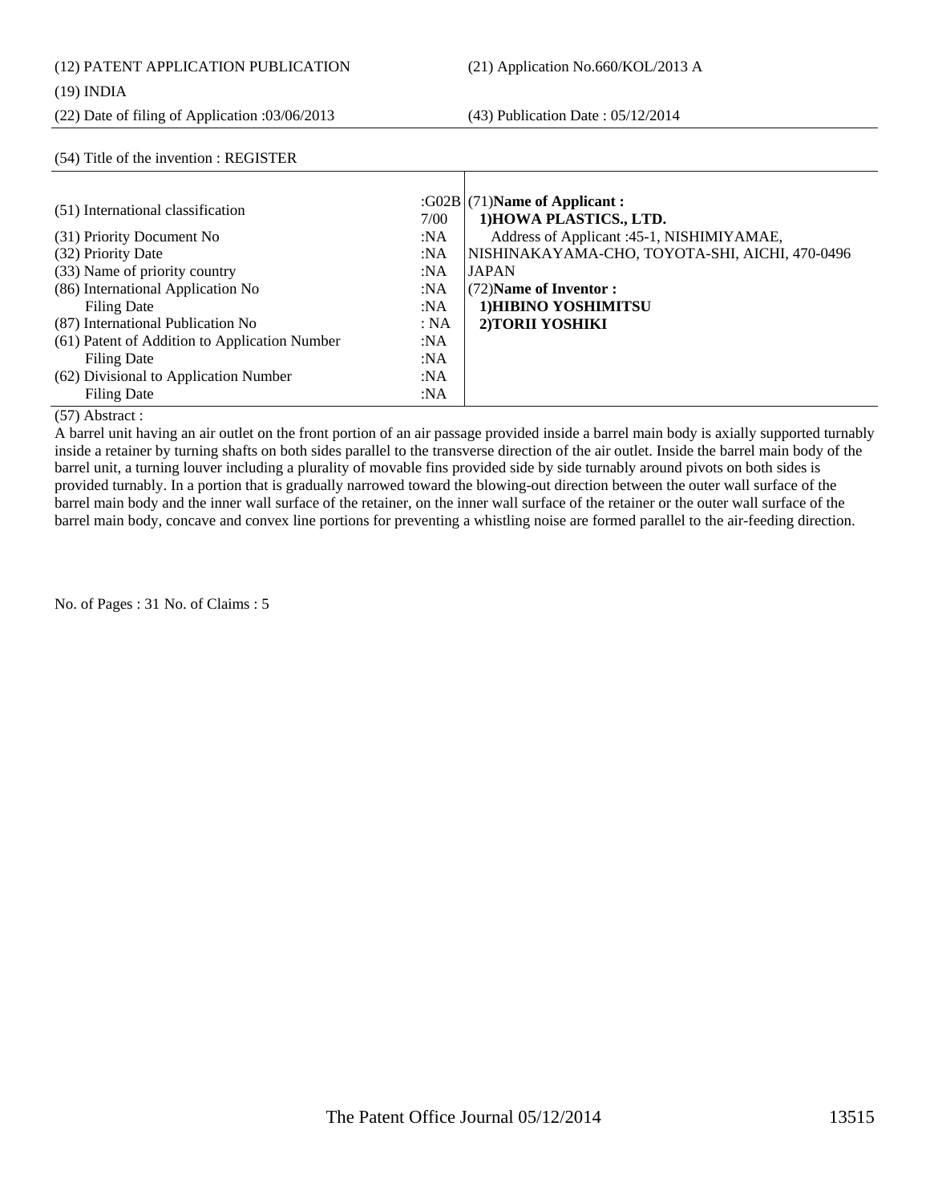(12) PATENT APPLICATION PUBLICATION

(21) Application No.660/KOL/2013 A

(19) INDIA

(22) Date of filing of Application :03/06/2013

(43) Publication Date : 05/12/2014

(54) Title of the invention : REGISTER

| | | |
|---|---|---|
| (51) International classification | :G02B 7/00 | (71)**Name of Applicant :**<br>**1)HOWA PLASTICS., LTD.**<br>Address of Applicant :45-1, NISHIMIYAMAE, NISHINAKAYAMA-CHO, TOYOTA-SHI, AICHI, 470-0496 JAPAN<br>(72)**Name of Inventor :**<br>**1)HIBINO YOSHIMITSU**<br>**2)TORII YOSHIKI** |
| (31) Priority Document No | :NA | |
| (32) Priority Date | :NA | |
| (33) Name of priority country | :NA | |
| (86) International Application No | :NA | |
| Filing Date | :NA | |
| (87) International Publication No | : NA | |
| (61) Patent of Addition to Application Number | :NA | |
| Filing Date | :NA | |
| (62) Divisional to Application Number | :NA | |
| Filing Date | :NA | |

(57) Abstract :

A barrel unit having an air outlet on the front portion of an air passage provided inside a barrel main body is axially supported turnably inside a retainer by turning shafts on both sides parallel to the transverse direction of the air outlet. Inside the barrel main body of the barrel unit, a turning louver including a plurality of movable fins provided side by side turnably around pivots on both sides is provided turnably. In a portion that is gradually narrowed toward the blowing-out direction between the outer wall surface of the barrel main body and the inner wall surface of the retainer, on the inner wall surface of the retainer or the outer wall surface of the barrel main body, concave and convex line portions for preventing a whistling noise are formed parallel to the air-feeding direction.

No. of Pages : 31 No. of Claims : 5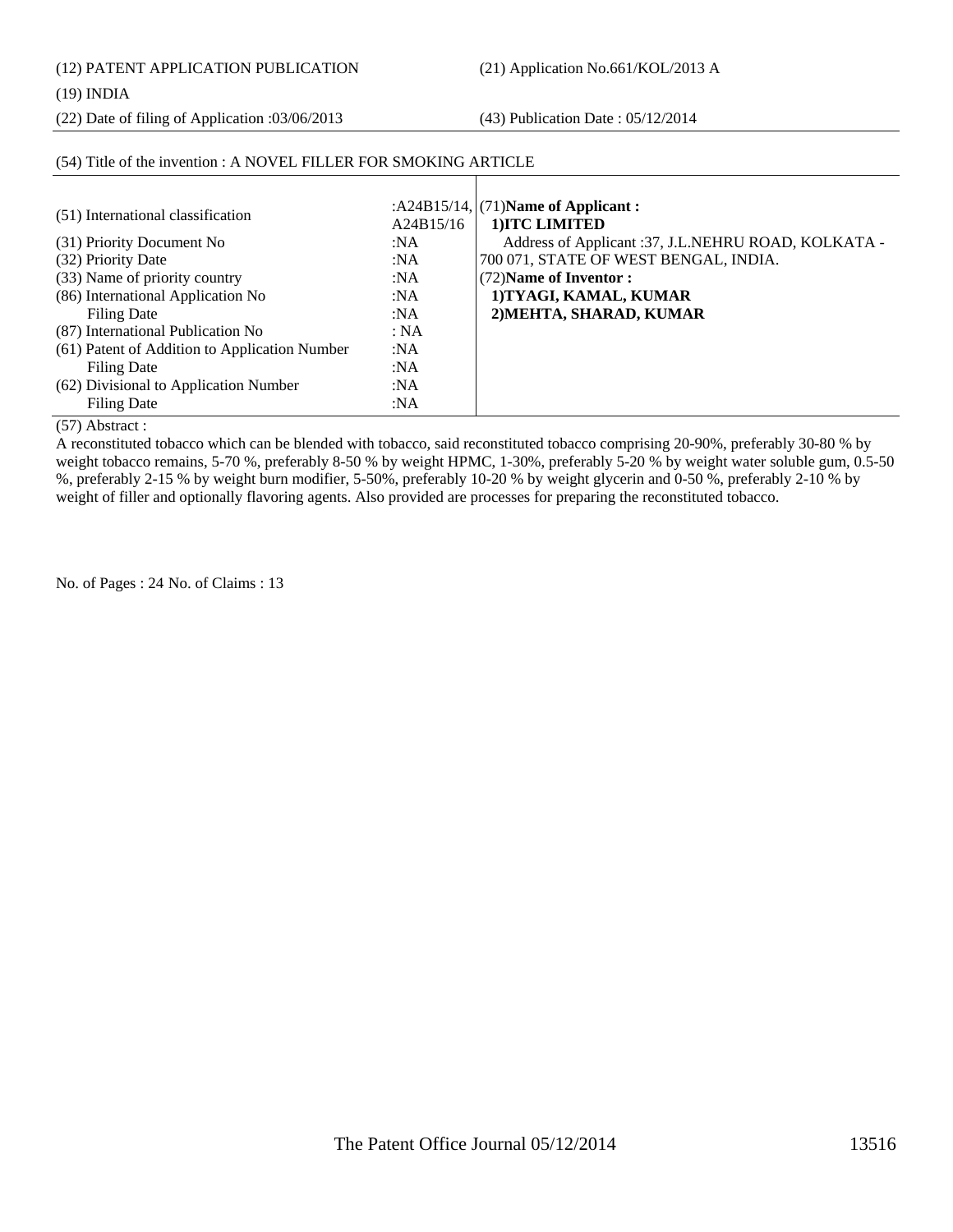(12) PATENT APPLICATION PUBLICATION (21) Application No.661/KOL/2013 A

(19) INDIA

(22) Date of filing of Application :03/06/2013 (43) Publication Date : 05/12/2014

(54) Title of the invention : A NOVEL FILLER FOR SMOKING ARTICLE

| | | |
|---|---|---|
| (51) International classification | :A24B15/14, A24B15/16 | (71)**Name of Applicant :** **1)ITC LIMITED** Address of Applicant :37, J.L.NEHRU ROAD, KOLKATA - 700 071, STATE OF WEST BENGAL, INDIA. (72)**Name of Inventor :** **1)TYAGI, KAMAL, KUMAR** **2)MEHTA, SHARAD, KUMAR** |
| (31) Priority Document No | :NA | |
| (32) Priority Date | :NA | |
| (33) Name of priority country | :NA | |
| (86) International Application No | :NA | |
| Filing Date | :NA | |
| (87) International Publication No | : NA | |
| (61) Patent of Addition to Application Number | :NA | |
| Filing Date | :NA | |
| (62) Divisional to Application Number | :NA | |
| Filing Date | :NA | |

(57) Abstract :

A reconstituted tobacco which can be blended with tobacco, said reconstituted tobacco comprising 20-90%, preferably 30-80 % by weight tobacco remains, 5-70 %, preferably 8-50 % by weight HPMC, 1-30%, preferably 5-20 % by weight water soluble gum, 0.5-50 %, preferably 2-15 % by weight burn modifier, 5-50%, preferably 10-20 % by weight glycerin and 0-50 %, preferably 2-10 % by weight of filler and optionally flavoring agents. Also provided are processes for preparing the reconstituted tobacco.

No. of Pages : 24 No. of Claims : 13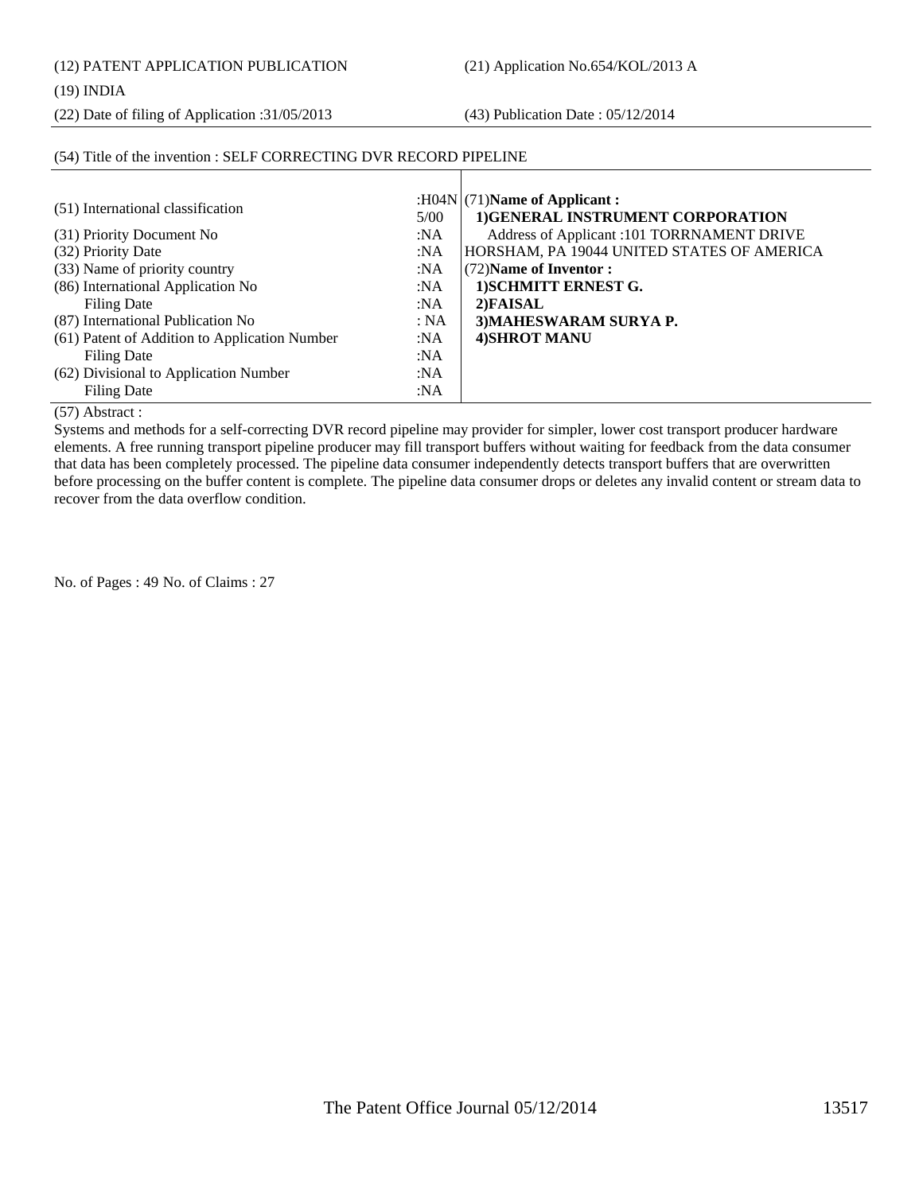(12) PATENT APPLICATION PUBLICATION (21) Application No.654/KOL/2013 A

(19) INDIA

(22) Date of filing of Application :31/05/2013 (43) Publication Date : 05/12/2014

(54) Title of the invention : SELF CORRECTING DVR RECORD PIPELINE

| | | |
|---|---|---|
| (51) International classification | :H04N 5/00 | (71)**Name of Applicant :** |
| (31) Priority Document No | :NA | **1)GENERAL INSTRUMENT CORPORATION** |
| (32) Priority Date | :NA | Address of Applicant :101 TORRNAMENT DRIVE HORSHAM, PA 19044 UNITED STATES OF AMERICA |
| (33) Name of priority country | :NA | (72)**Name of Inventor :** |
| (86) International Application No | :NA | **1)SCHMITT ERNEST G.** |
| Filing Date | :NA | **2)FAISAL** |
| (87) International Publication No | : NA | **3)MAHESWARAM SURYA P.** |
| (61) Patent of Addition to Application Number | :NA | **4)SHROT MANU** |
| Filing Date | :NA | |
| (62) Divisional to Application Number | :NA | |
| Filing Date | :NA | |

(57) Abstract :

Systems and methods for a self-correcting DVR record pipeline may provider for simpler, lower cost transport producer hardware elements. A free running transport pipeline producer may fill transport buffers without waiting for feedback from the data consumer that data has been completely processed. The pipeline data consumer independently detects transport buffers that are overwritten before processing on the buffer content is complete. The pipeline data consumer drops or deletes any invalid content or stream data to recover from the data overflow condition.

No. of Pages : 49 No. of Claims : 27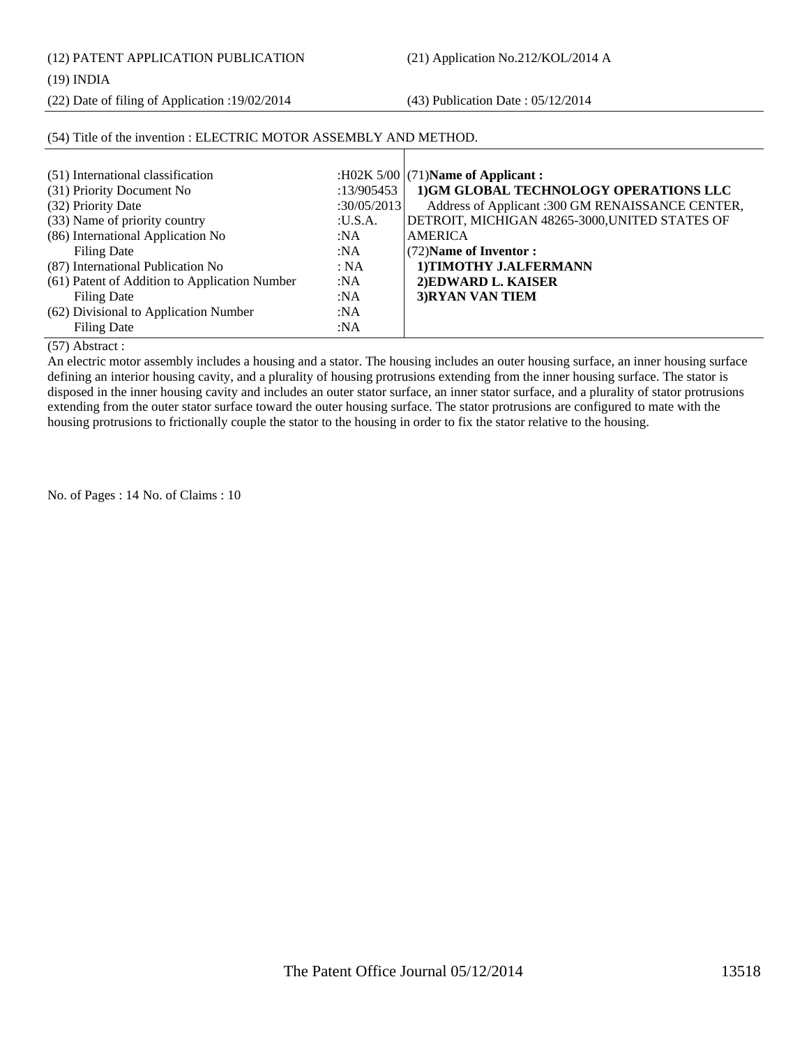(12) PATENT APPLICATION PUBLICATION (21) Application No.212/KOL/2014 A

(19) INDIA

(22) Date of filing of Application :19/02/2014 (43) Publication Date : 05/12/2014

(54) Title of the invention : ELECTRIC MOTOR ASSEMBLY AND METHOD.

| | | |
|---|---|---|
| (51) International classification | :H02K 5/00 | (71)**Name of Applicant :** |
| (31) Priority Document No | :13/905453 | **1)GM GLOBAL TECHNOLOGY OPERATIONS LLC** |
| (32) Priority Date | :30/05/2013 | Address of Applicant :300 GM RENAISSANCE CENTER, |
| (33) Name of priority country | :U.S.A. | DETROIT, MICHIGAN 48265-3000,UNITED STATES OF |
| (86) International Application No | :NA | AMERICA |
| Filing Date | :NA | (72)**Name of Inventor :** |
| (87) International Publication No | : NA | **1)TIMOTHY J.ALFERMANN** |
| (61) Patent of Addition to Application Number | :NA | **2)EDWARD L. KAISER** |
| Filing Date | :NA | **3)RYAN VAN TIEM** |
| (62) Divisional to Application Number | :NA | |
| Filing Date | :NA | |

(57) Abstract :

An electric motor assembly includes a housing and a stator. The housing includes an outer housing surface, an inner housing surface defining an interior housing cavity, and a plurality of housing protrusions extending from the inner housing surface. The stator is disposed in the inner housing cavity and includes an outer stator surface, an inner stator surface, and a plurality of stator protrusions extending from the outer stator surface toward the outer housing surface. The stator protrusions are configured to mate with the housing protrusions to frictionally couple the stator to the housing in order to fix the stator relative to the housing.

No. of Pages : 14 No. of Claims : 10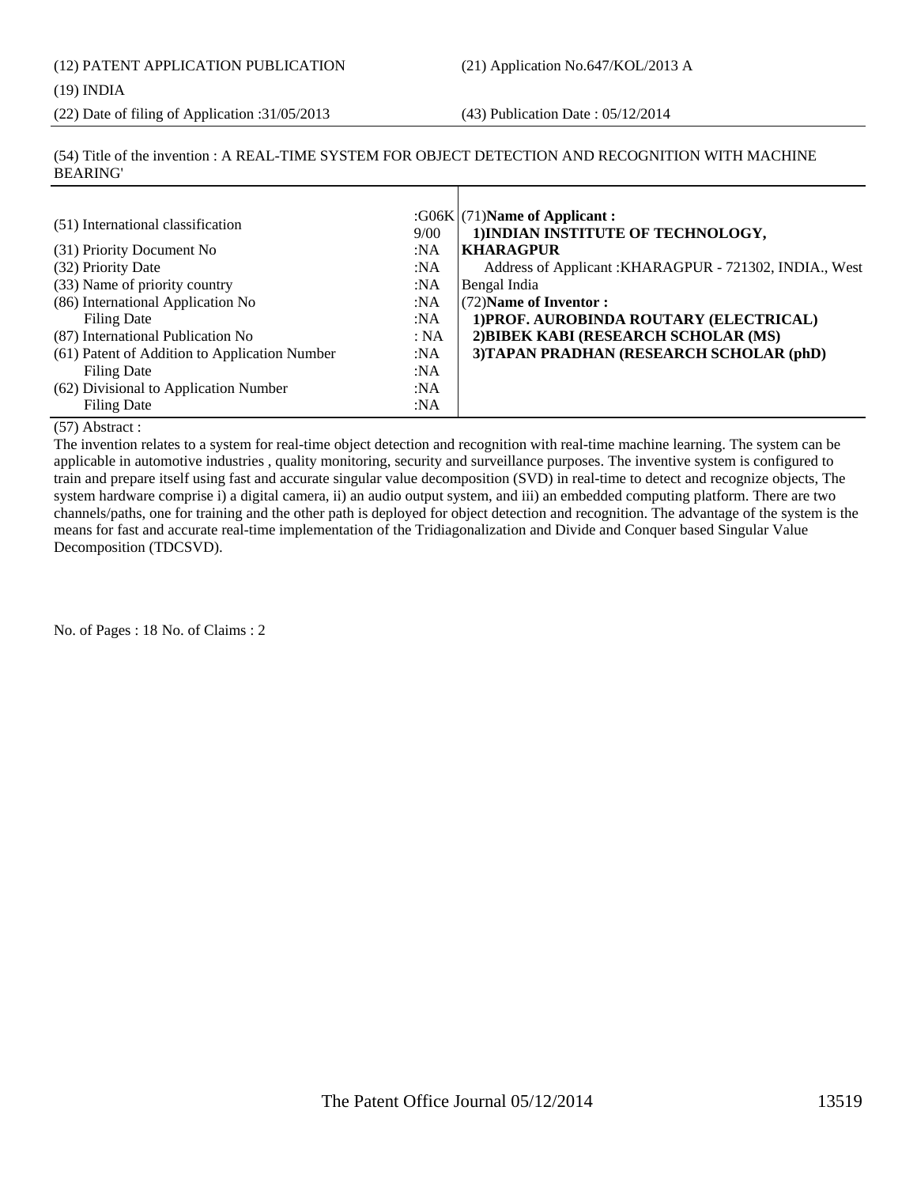(12) PATENT APPLICATION PUBLICATION

(21) Application No.647/KOL/2013 A

(19) INDIA

(22) Date of filing of Application :31/05/2013

(43) Publication Date : 05/12/2014

(54) Title of the invention : A REAL-TIME SYSTEM FOR OBJECT DETECTION AND RECOGNITION WITH MACHINE BEARING'

| | | |
|---|---|---|
| (51) International classification | :G06K 9/00 | (71)**Name of Applicant :** **1)INDIAN INSTITUTE OF TECHNOLOGY, KHARAGPUR** Address of Applicant :KHARAGPUR - 721302, INDIA., West Bengal India (72)**Name of Inventor :** **1)PROF. AUROBINDA ROUTARY (ELECTRICAL)** **2)BIBEK KABI (RESEARCH SCHOLAR (MS)** **3)TAPAN PRADHAN (RESEARCH SCHOLAR (phD)** |
| (31) Priority Document No | :NA | |
| (32) Priority Date | :NA | |
| (33) Name of priority country | :NA | |
| (86) International Application No | :NA | |
| Filing Date | :NA | |
| (87) International Publication No | : NA | |
| (61) Patent of Addition to Application Number | :NA | |
| Filing Date | :NA | |
| (62) Divisional to Application Number | :NA | |
| Filing Date | :NA | |

(57) Abstract :

The invention relates to a system for real-time object detection and recognition with real-time machine learning. The system can be applicable in automotive industries , quality monitoring, security and surveillance purposes. The inventive system is configured to train and prepare itself using fast and accurate singular value decomposition (SVD) in real-time to detect and recognize objects, The system hardware comprise i) a digital camera, ii) an audio output system, and iii) an embedded computing platform. There are two channels/paths, one for training and the other path is deployed for object detection and recognition. The advantage of the system is the means for fast and accurate real-time implementation of the Tridiagonalization and Divide and Conquer based Singular Value Decomposition (TDCSVD).

No. of Pages : 18 No. of Claims : 2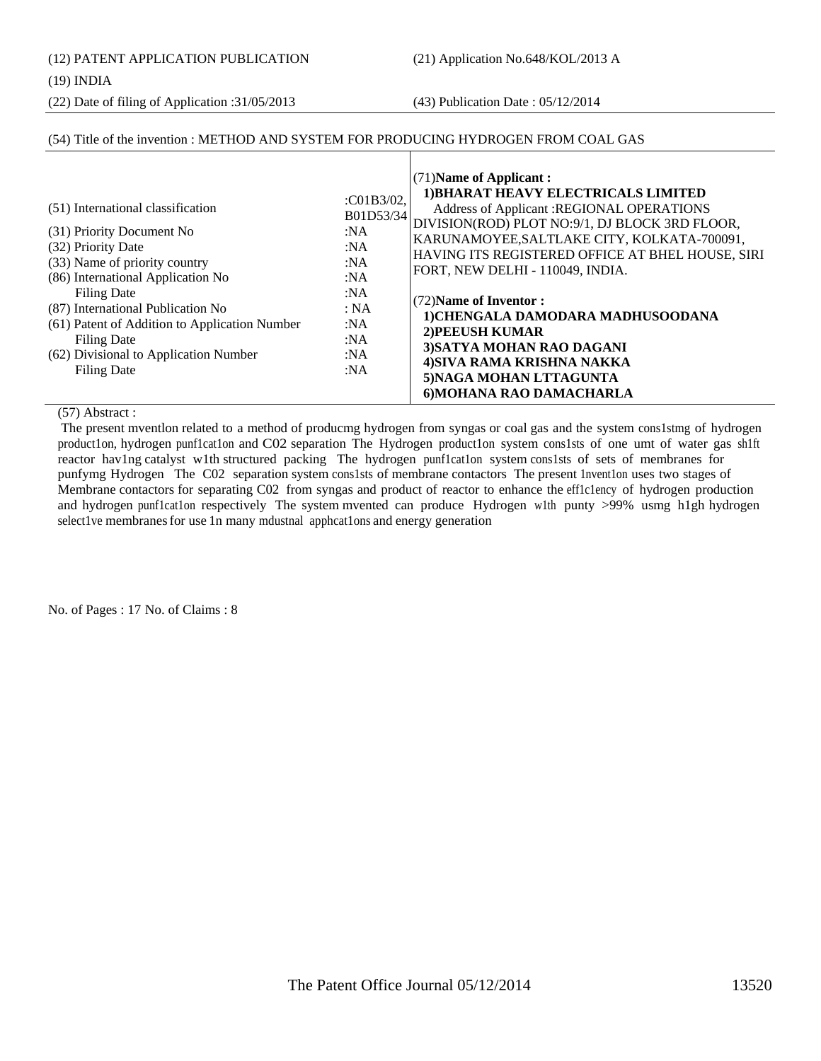(12) PATENT APPLICATION PUBLICATION

(21) Application No.648/KOL/2013 A

(19) INDIA

(22) Date of filing of Application :31/05/2013

(43) Publication Date : 05/12/2014

(54) Title of the invention : METHOD AND SYSTEM FOR PRODUCING HYDROGEN FROM COAL GAS

| | | |
|---|---|---|
| (51) International classification | :C01B3/02, B01D53/34 | (71)**Name of Applicant :** **1)BHARAT HEAVY ELECTRICALS LIMITED** Address of Applicant :REGIONAL OPERATIONS DIVISION(ROD) PLOT NO:9/1, DJ BLOCK 3RD FLOOR, KARUNAMOYEE,SALTLAKE CITY, KOLKATA-700091, HAVING ITS REGISTERED OFFICE AT BHEL HOUSE, SIRI FORT, NEW DELHI - 110049, INDIA. |
| (31) Priority Document No | :NA | |
| (32) Priority Date | :NA | |
| (33) Name of priority country | :NA | |
| (86) International Application No | :NA | (72)**Name of Inventor :** **1)CHENGALA DAMODARA MADHUSOODANA** **2)PEEUSH KUMAR** **3)SATYA MOHAN RAO DAGANI** **4)SIVA RAMA KRISHNA NAKKA** **5)NAGA MOHAN LTTAGUNTA** **6)MOHANA RAO DAMACHARLA** |
| Filing Date | :NA | |
| (87) International Publication No | : NA | |
| (61) Patent of Addition to Application Number | :NA | |
| Filing Date | :NA | |
| (62) Divisional to Application Number | :NA | |
| Filing Date | :NA | |

(57) Abstract :

The present mventlon related to a method of producmg hydrogen from syngas or coal gas and the system cons1stmg of hydrogen product1on, hydrogen punf1cat1on and C02 separation The Hydrogen product1on system cons1sts of one umt of water gas sh1ft reactor hav1ng catalyst w1th structured packing The hydrogen punf1cat1on system cons1sts of sets of membranes for punfymg Hydrogen The C02 separation system cons1sts of membrane contactors The present 1nvent1on uses two stages of Membrane contactors for separating C02 from syngas and product of reactor to enhance the eff1c1ency of hydrogen production and hydrogen punf1cat1on respectively The system mvented can produce Hydrogen w1th punty >99% usmg h1gh hydrogen select1ve membranes for use 1n many mdustnal apphcat1ons and energy generation

No. of Pages : 17 No. of Claims : 8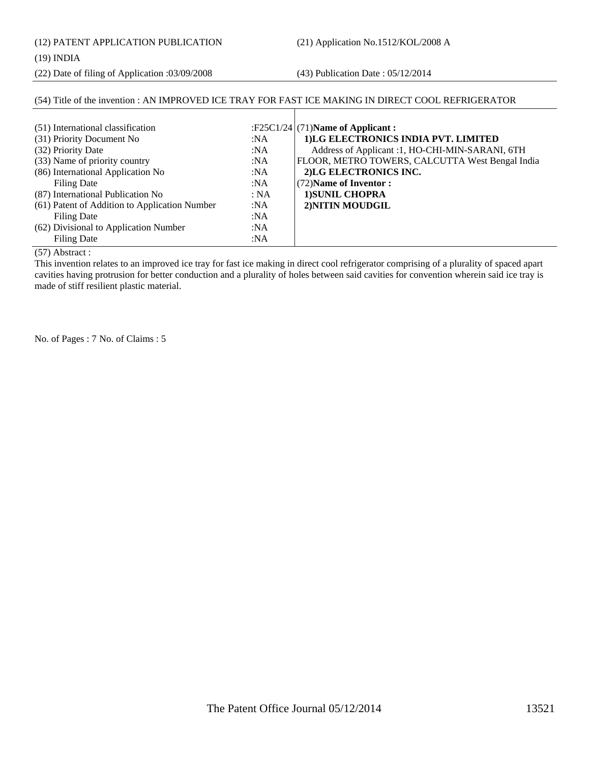(12) PATENT APPLICATION PUBLICATION

(21) Application No.1512/KOL/2008 A

(19) INDIA

(22) Date of filing of Application :03/09/2008

(43) Publication Date : 05/12/2014

(54) Title of the invention : AN IMPROVED ICE TRAY FOR FAST ICE MAKING IN DIRECT COOL REFRIGERATOR

| | | |
|---|---|---|
| (51) International classification | :F25C1/24 | (71)**Name of Applicant :** |
| (31) Priority Document No | :NA | **1)LG ELECTRONICS INDIA PVT. LIMITED** |
| (32) Priority Date | :NA | Address of Applicant :1, HO-CHI-MIN-SARANI, 6TH |
| (33) Name of priority country | :NA | FLOOR, METRO TOWERS, CALCUTTA West Bengal India |
| (86) International Application No | :NA | **2)LG ELECTRONICS INC.** |
| Filing Date | :NA | (72)**Name of Inventor :** |
| (87) International Publication No | : NA | **1)SUNIL CHOPRA** |
| (61) Patent of Addition to Application Number | :NA | **2)NITIN MOUDGIL** |
| Filing Date | :NA | |
| (62) Divisional to Application Number | :NA | |
| Filing Date | :NA | |

(57) Abstract :

This invention relates to an improved ice tray for fast ice making in direct cool refrigerator comprising of a plurality of spaced apart cavities having protrusion for better conduction and a plurality of holes between said cavities for convention wherein said ice tray is made of stiff resilient plastic material.

No. of Pages : 7 No. of Claims : 5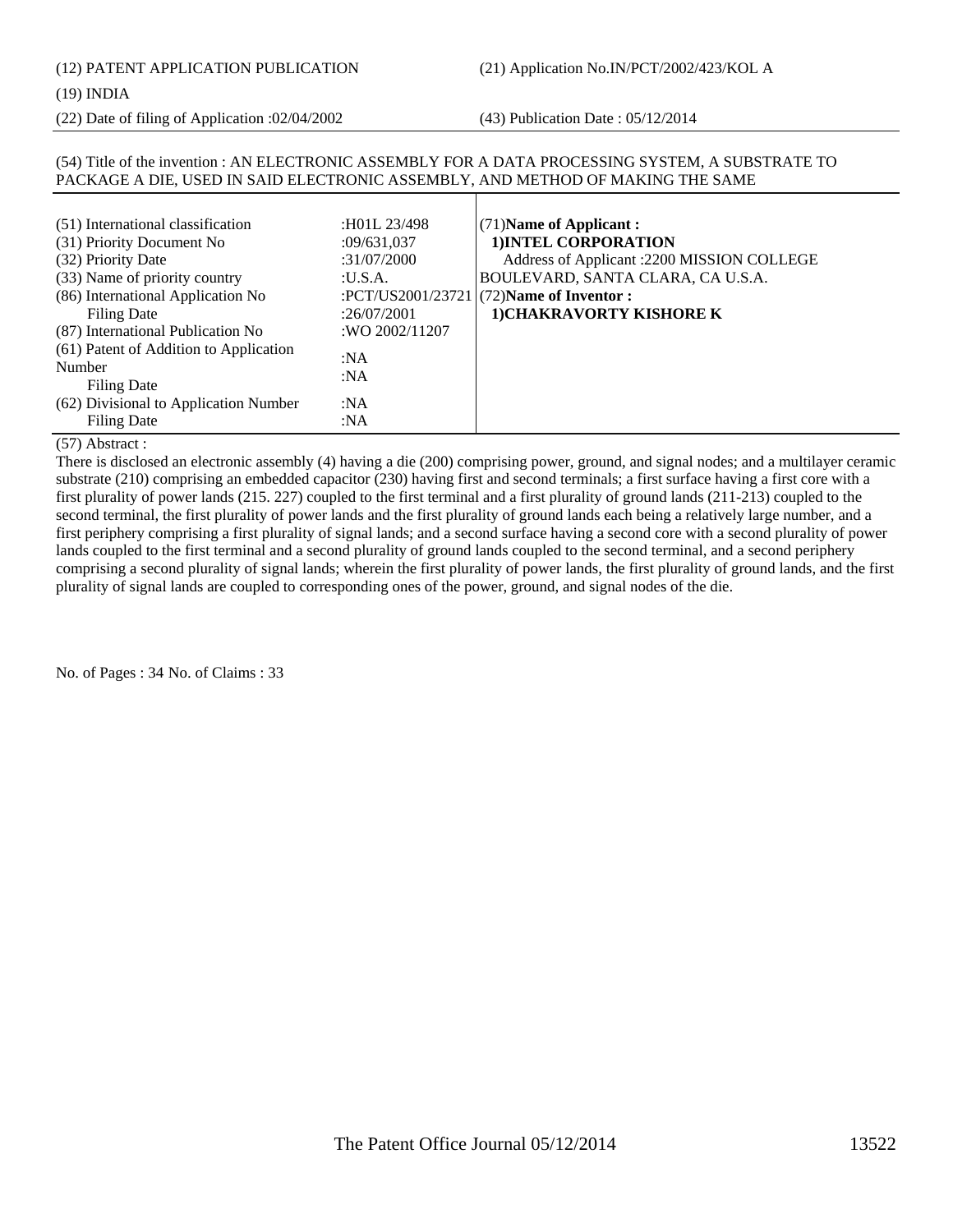(12) PATENT APPLICATION PUBLICATION

(21) Application No.IN/PCT/2002/423/KOL A

(19) INDIA

(22) Date of filing of Application :02/04/2002

(43) Publication Date : 05/12/2014

(54) Title of the invention : AN ELECTRONIC ASSEMBLY FOR A DATA PROCESSING SYSTEM, A SUBSTRATE TO PACKAGE A DIE, USED IN SAID ELECTRONIC ASSEMBLY, AND METHOD OF MAKING THE SAME

| | | |
|---|---|---|
| (51) International classification | :H01L 23/498 | (71)**Name of Applicant :** |
| (31) Priority Document No | :09/631,037 | **1)INTEL CORPORATION** |
| (32) Priority Date | :31/07/2000 | Address of Applicant :2200 MISSION COLLEGE BOULEVARD, SANTA CLARA, CA U.S.A. |
| (33) Name of priority country | :U.S.A. | |
| (86) International Application No | :PCT/US2001/23721 | (72)**Name of Inventor :** |
| Filing Date | :26/07/2001 | **1)CHAKRAVORTY KISHORE K** |
| (87) International Publication No | :WO 2002/11207 | |
| (61) Patent of Addition to Application Number | :NA | |
| Filing Date | :NA | |
| (62) Divisional to Application Number | :NA | |
| Filing Date | :NA | |

(57) Abstract :

There is disclosed an electronic assembly (4) having a die (200) comprising power, ground, and signal nodes; and a multilayer ceramic substrate (210) comprising an embedded capacitor (230) having first and second terminals; a first surface having a first core with a first plurality of power lands (215. 227) coupled to the first terminal and a first plurality of ground lands (211-213) coupled to the second terminal, the first plurality of power lands and the first plurality of ground lands each being a relatively large number, and a first periphery comprising a first plurality of signal lands; and a second surface having a second core with a second plurality of power lands coupled to the first terminal and a second plurality of ground lands coupled to the second terminal, and a second periphery comprising a second plurality of signal lands; wherein the first plurality of power lands, the first plurality of ground lands, and the first plurality of signal lands are coupled to corresponding ones of the power, ground, and signal nodes of the die.

No. of Pages : 34 No. of Claims : 33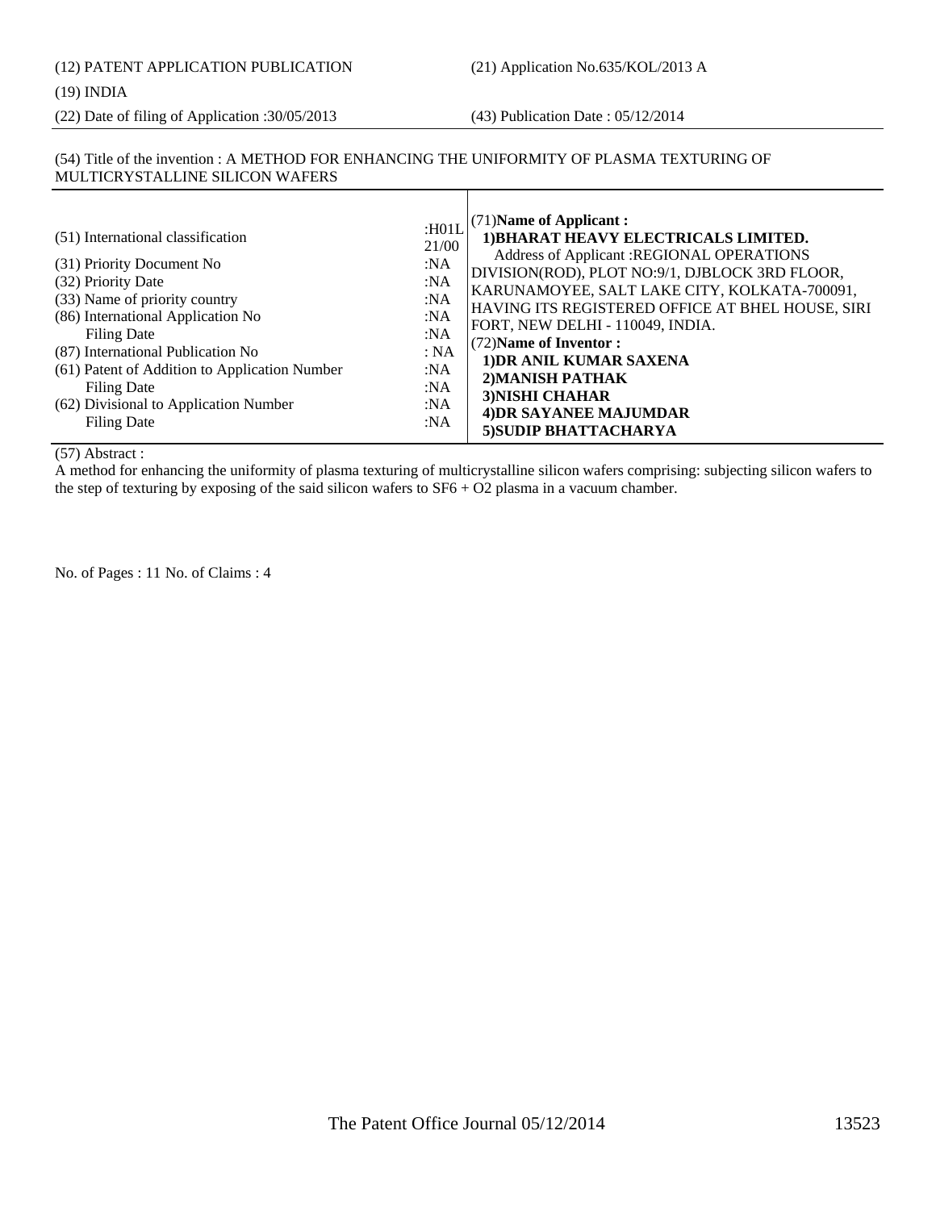(12) PATENT APPLICATION PUBLICATION

(21) Application No.635/KOL/2013 A

(19) INDIA

(22) Date of filing of Application :30/05/2013

(43) Publication Date : 05/12/2014

(54) Title of the invention : A METHOD FOR ENHANCING THE UNIFORMITY OF PLASMA TEXTURING OF MULTICRYSTALLINE SILICON WAFERS

| | |
|---|---|
| (51) International classification | :H01L 21/00 |
| (31) Priority Document No | :NA |
| (32) Priority Date | :NA |
| (33) Name of priority country | :NA |
| (86) International Application No | :NA |
| Filing Date | :NA |
| (87) International Publication No | : NA |
| (61) Patent of Addition to Application Number | :NA |
| Filing Date | :NA |
| (62) Divisional to Application Number | :NA |
| Filing Date | :NA |

(71)**Name of Applicant :**
**1)BHARAT HEAVY ELECTRICALS LIMITED.**
Address of Applicant :REGIONAL OPERATIONS DIVISION(ROD), PLOT NO:9/1, DJBLOCK 3RD FLOOR, KARUNAMOYEE, SALT LAKE CITY, KOLKATA-700091, HAVING ITS REGISTERED OFFICE AT BHEL HOUSE, SIRI FORT, NEW DELHI - 110049, INDIA.

(72)**Name of Inventor :**
**1)DR ANIL KUMAR SAXENA**
**2)MANISH PATHAK**
**3)NISHI CHAHAR**
**4)DR SAYANEE MAJUMDAR**
**5)SUDIP BHATTACHARYA**

(57) Abstract :
A method for enhancing the uniformity of plasma texturing of multicrystalline silicon wafers comprising: subjecting silicon wafers to the step of texturing by exposing of the said silicon wafers to $SF6 + O2$ plasma in a vacuum chamber.

No. of Pages : 11 No. of Claims : 4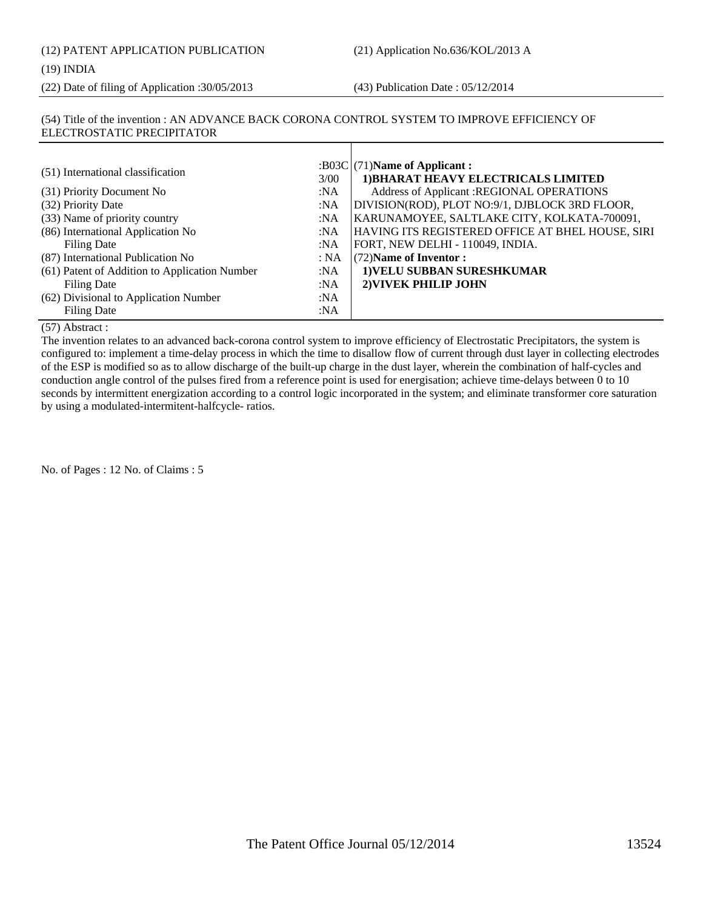(12) PATENT APPLICATION PUBLICATION (21) Application No.636/KOL/2013 A

(19) INDIA

(22) Date of filing of Application :30/05/2013 (43) Publication Date : 05/12/2014

(54) Title of the invention : AN ADVANCE BACK CORONA CONTROL SYSTEM TO IMPROVE EFFICIENCY OF ELECTROSTATIC PRECIPITATOR

| | | |
|---|---|---|
| (51) International classification | :B03C 3/00 | (71)**Name of Applicant :**<br>**1)BHARAT HEAVY ELECTRICALS LIMITED**<br>Address of Applicant :REGIONAL OPERATIONS DIVISION(ROD), PLOT NO:9/1, DJBLOCK 3RD FLOOR, KARUNAMOYEE, SALTLAKE CITY, KOLKATA-700091, HAVING ITS REGISTERED OFFICE AT BHEL HOUSE, SIRI FORT, NEW DELHI - 110049, INDIA.<br>(72)**Name of Inventor :**<br>**1)VELU SUBBAN SURESHKUMAR**<br>**2)VIVEK PHILIP JOHN** |
| (31) Priority Document No | :NA | |
| (32) Priority Date | :NA | |
| (33) Name of priority country | :NA | |
| (86) International Application No | :NA | |
| Filing Date | :NA | |
| (87) International Publication No | : NA | |
| (61) Patent of Addition to Application Number | :NA | |
| Filing Date | :NA | |
| (62) Divisional to Application Number | :NA | |
| Filing Date | :NA | |

(57) Abstract :

The invention relates to an advanced back-corona control system to improve efficiency of Electrostatic Precipitators, the system is configured to: implement a time-delay process in which the time to disallow flow of current through dust layer in collecting electrodes of the ESP is modified so as to allow discharge of the built-up charge in the dust layer, wherein the combination of half-cycles and conduction angle control of the pulses fired from a reference point is used for energisation; achieve time-delays between 0 to 10 seconds by intermittent energization according to a control logic incorporated in the system; and eliminate transformer core saturation by using a modulated-intermitent-halfcycle- ratios.

No. of Pages : 12 No. of Claims : 5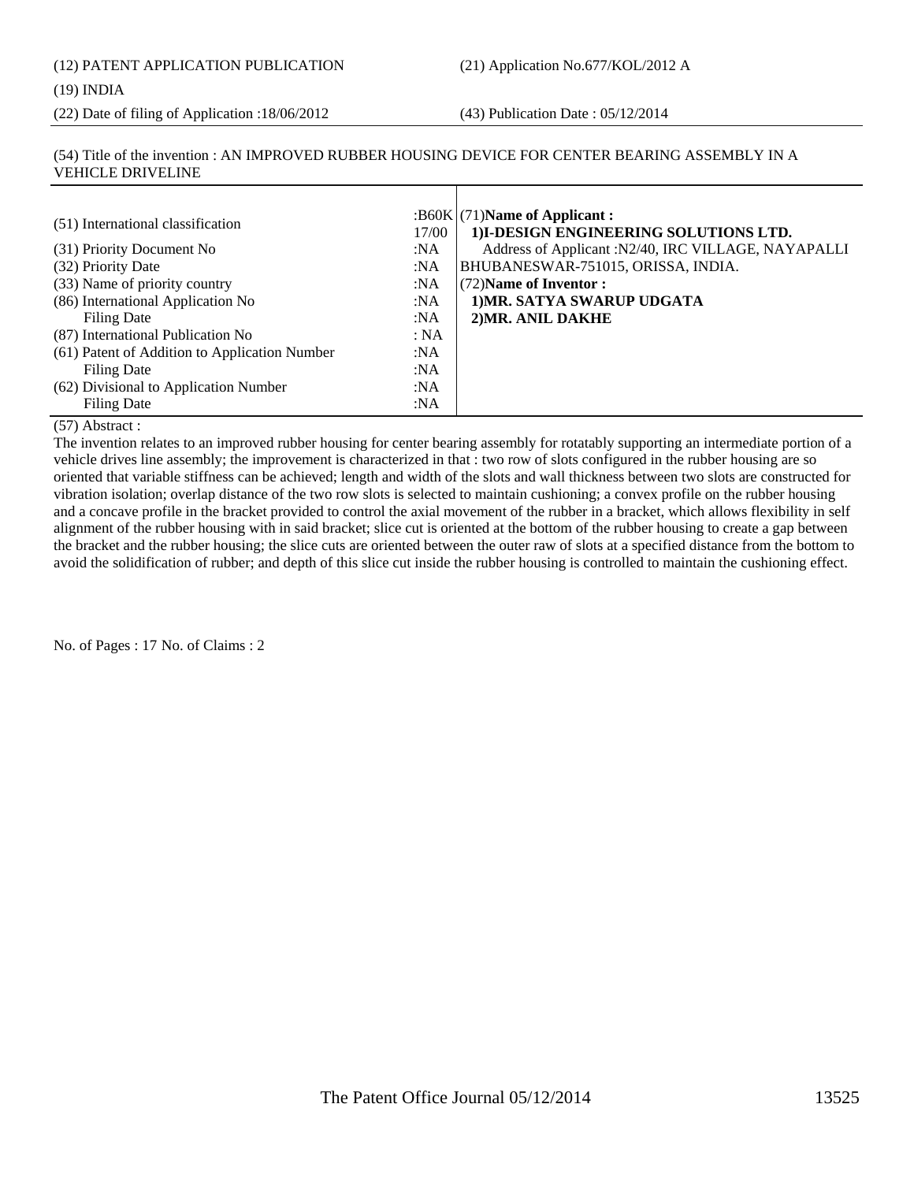(12) PATENT APPLICATION PUBLICATION

(21) Application No.677/KOL/2012 A

(19) INDIA

(22) Date of filing of Application :18/06/2012

(43) Publication Date : 05/12/2014

(54) Title of the invention : AN IMPROVED RUBBER HOUSING DEVICE FOR CENTER BEARING ASSEMBLY IN A VEHICLE DRIVELINE

| | | |
|---|---|---|
| (51) International classification | :B60K 17/00 | (71)**Name of Applicant :** |
| (31) Priority Document No | :NA | **1)I-DESIGN ENGINEERING SOLUTIONS LTD.** |
| (32) Priority Date | :NA | Address of Applicant :N2/40, IRC VILLAGE, NAYAPALLI BHUBANESWAR-751015, ORISSA, INDIA. |
| (33) Name of priority country | :NA | (72)**Name of Inventor :** |
| (86) International Application No | :NA | **1)MR. SATYA SWARUP UDGATA** |
| Filing Date | :NA | **2)MR. ANIL DAKHE** |
| (87) International Publication No | : NA | |
| (61) Patent of Addition to Application Number | :NA | |
| Filing Date | :NA | |
| (62) Divisional to Application Number | :NA | |
| Filing Date | :NA | |

(57) Abstract :

The invention relates to an improved rubber housing for center bearing assembly for rotatably supporting an intermediate portion of a vehicle drives line assembly; the improvement is characterized in that : two row of slots configured in the rubber housing are so oriented that variable stiffness can be achieved; length and width of the slots and wall thickness between two slots are constructed for vibration isolation; overlap distance of the two row slots is selected to maintain cushioning; a convex profile on the rubber housing and a concave profile in the bracket provided to control the axial movement of the rubber in a bracket, which allows flexibility in self alignment of the rubber housing with in said bracket; slice cut is oriented at the bottom of the rubber housing to create a gap between the bracket and the rubber housing; the slice cuts are oriented between the outer raw of slots at a specified distance from the bottom to avoid the solidification of rubber; and depth of this slice cut inside the rubber housing is controlled to maintain the cushioning effect.

No. of Pages : 17 No. of Claims : 2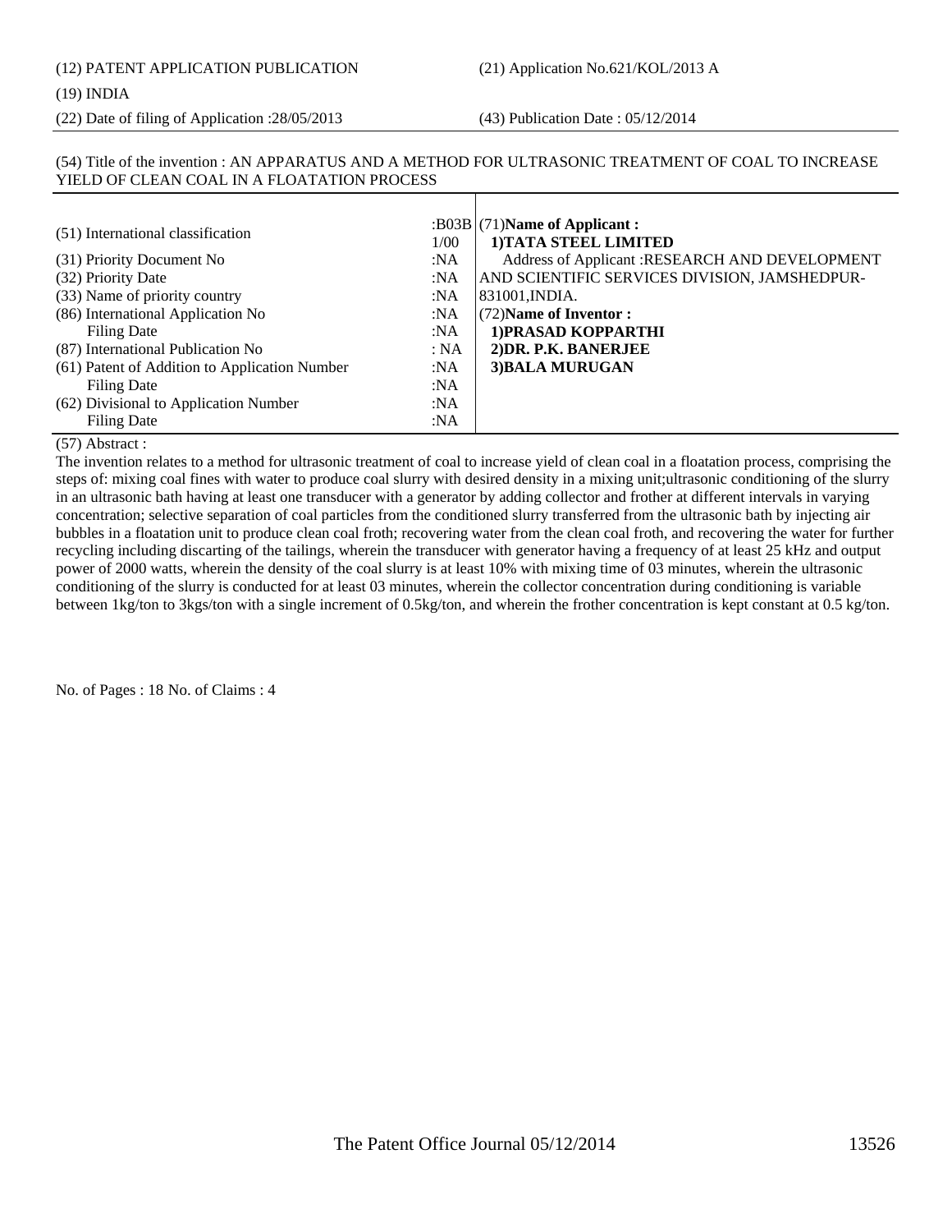(12) PATENT APPLICATION PUBLICATION

(21) Application No.621/KOL/2013 A

(19) INDIA

(22) Date of filing of Application :28/05/2013

(43) Publication Date : 05/12/2014

(54) Title of the invention : AN APPARATUS AND A METHOD FOR ULTRASONIC TREATMENT OF COAL TO INCREASE YIELD OF CLEAN COAL IN A FLOATATION PROCESS

| | | |
|---|---|---|
| (51) International classification | :B03B 1/00 | (71)**Name of Applicant :** |
| (31) Priority Document No | :NA | **1)TATA STEEL LIMITED** |
| (32) Priority Date | :NA | Address of Applicant :RESEARCH AND DEVELOPMENT AND SCIENTIFIC SERVICES DIVISION, JAMSHEDPUR-831001,INDIA. |
| (33) Name of priority country | :NA | (72)**Name of Inventor :** |
| (86) International Application No | :NA | **1)PRASAD KOPPARTHI** |
| Filing Date | :NA | **2)DR. P.K. BANERJEE** |
| (87) International Publication No | : NA | **3)BALA MURUGAN** |
| (61) Patent of Addition to Application Number | :NA | |
| Filing Date | :NA | |
| (62) Divisional to Application Number | :NA | |
| Filing Date | :NA | |

(57) Abstract :

The invention relates to a method for ultrasonic treatment of coal to increase yield of clean coal in a floatation process, comprising the steps of: mixing coal fines with water to produce coal slurry with desired density in a mixing unit;ultrasonic conditioning of the slurry in an ultrasonic bath having at least one transducer with a generator by adding collector and frother at different intervals in varying concentration; selective separation of coal particles from the conditioned slurry transferred from the ultrasonic bath by injecting air bubbles in a floatation unit to produce clean coal froth; recovering water from the clean coal froth, and recovering the water for further recycling including discarting of the tailings, wherein the transducer with generator having a frequency of at least 25 kHz and output power of 2000 watts, wherein the density of the coal slurry is at least 10% with mixing time of 03 minutes, wherein the ultrasonic conditioning of the slurry is conducted for at least 03 minutes, wherein the collector concentration during conditioning is variable between 1kg/ton to 3kgs/ton with a single increment of 0.5kg/ton, and wherein the frother concentration is kept constant at 0.5 kg/ton.

No. of Pages : 18 No. of Claims : 4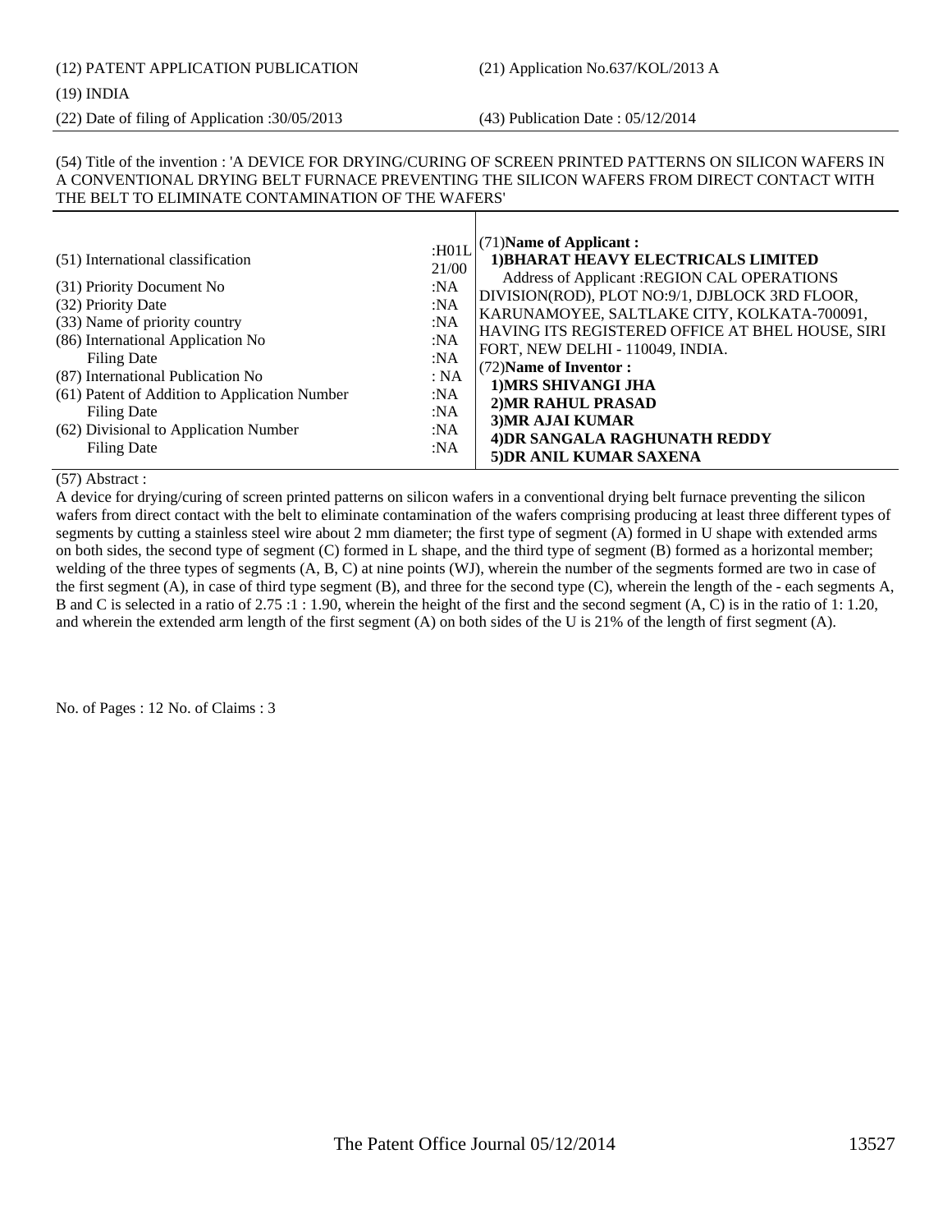(12) PATENT APPLICATION PUBLICATION

(21) Application No.637/KOL/2013 A

(19) INDIA

(22) Date of filing of Application :30/05/2013

(43) Publication Date : 05/12/2014

(54) Title of the invention : 'A DEVICE FOR DRYING/CURING OF SCREEN PRINTED PATTERNS ON SILICON WAFERS IN A CONVENTIONAL DRYING BELT FURNACE PREVENTING THE SILICON WAFERS FROM DIRECT CONTACT WITH THE BELT TO ELIMINATE CONTAMINATION OF THE WAFERS'

| | |
|---|---|
| (51) International classification | :H01L 21/00 |
| (31) Priority Document No | :NA |
| (32) Priority Date | :NA |
| (33) Name of priority country | :NA |
| (86) International Application No | :NA |
| Filing Date | :NA |
| (87) International Publication No | : NA |
| (61) Patent of Addition to Application Number | :NA |
| Filing Date | :NA |
| (62) Divisional to Application Number | :NA |
| Filing Date | :NA |

(71)**Name of Applicant :**

**1)BHARAT HEAVY ELECTRICALS LIMITED**

Address of Applicant :REGION CAL OPERATIONS DIVISION(ROD), PLOT NO:9/1, DJBLOCK 3RD FLOOR, KARUNAMOYEE, SALTLAKE CITY, KOLKATA-700091, HAVING ITS REGISTERED OFFICE AT BHEL HOUSE, SIRI FORT, NEW DELHI - 110049, INDIA.

(72)**Name of Inventor :**

**1)MRS SHIVANGI JHA**

**2)MR RAHUL PRASAD**

**3)MR AJAI KUMAR**

**4)DR SANGALA RAGHUNATH REDDY**

**5)DR ANIL KUMAR SAXENA**

(57) Abstract :

A device for drying/curing of screen printed patterns on silicon wafers in a conventional drying belt furnace preventing the silicon wafers from direct contact with the belt to eliminate contamination of the wafers comprising producing at least three different types of segments by cutting a stainless steel wire about 2 mm diameter; the first type of segment (A) formed in U shape with extended arms on both sides, the second type of segment (C) formed in L shape, and the third type of segment (B) formed as a horizontal member; welding of the three types of segments (A, B, C) at nine points (WJ), wherein the number of the segments formed are two in case of the first segment (A), in case of third type segment (B), and three for the second type (C), wherein the length of the - each segments A, B and C is selected in a ratio of 2.75 :1 : 1.90, wherein the height of the first and the second segment (A, C) is in the ratio of 1: 1.20, and wherein the extended arm length of the first segment (A) on both sides of the U is 21% of the length of first segment (A).

No. of Pages : 12 No. of Claims : 3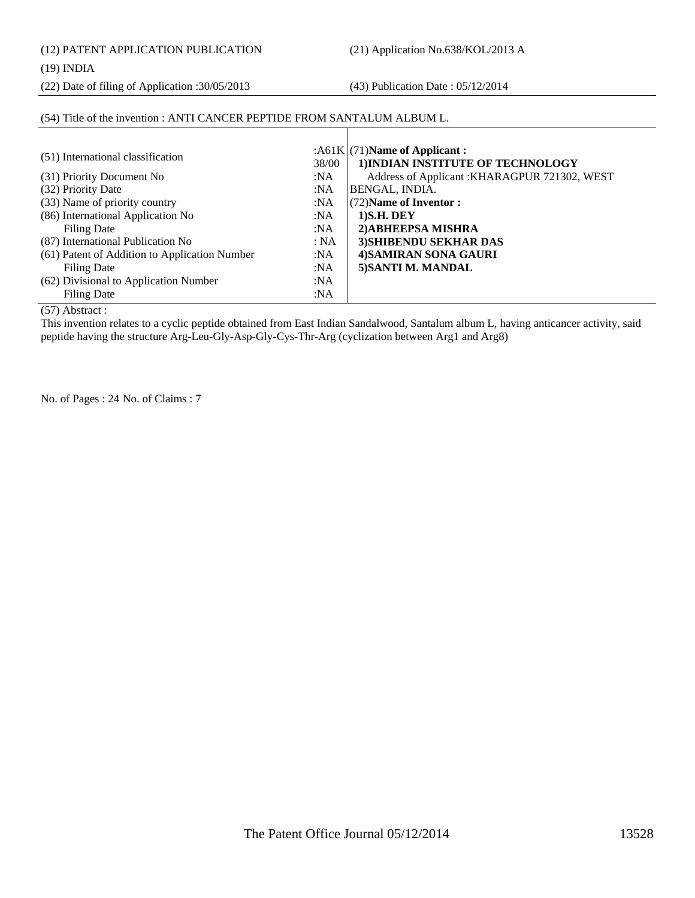(12) PATENT APPLICATION PUBLICATION

(21) Application No.638/KOL/2013 A

(19) INDIA

(22) Date of filing of Application :30/05/2013

(43) Publication Date : 05/12/2014

(54) Title of the invention : ANTI CANCER PEPTIDE FROM SANTALUM ALBUM L.

| | | |
|---|---|---|
| (51) International classification | :A61K 38/00 | (71)**Name of Applicant :** |
| (31) Priority Document No | :NA | **1)INDIAN INSTITUTE OF TECHNOLOGY** |
| (32) Priority Date | :NA | Address of Applicant :KHARAGPUR 721302, WEST BENGAL, INDIA. |
| (33) Name of priority country | :NA | (72)**Name of Inventor :** |
| (86) International Application No | :NA | **1)S.H. DEY** |
| Filing Date | :NA | **2)ABHEEPSA MISHRA** |
| (87) International Publication No | : NA | **3)SHIBENDU SEKHAR DAS** |
| (61) Patent of Addition to Application Number | :NA | **4)SAMIRAN SONA GAURI** |
| Filing Date | :NA | **5)SANTI M. MANDAL** |
| (62) Divisional to Application Number | :NA | |
| Filing Date | :NA | |

(57) Abstract :

This invention relates to a cyclic peptide obtained from East Indian Sandalwood, Santalum album L, having anticancer activity, said peptide having the structure Arg-Leu-Gly-Asp-Gly-Cys-Thr-Arg (cyclization between Arg1 and Arg8)

No. of Pages : 24 No. of Claims : 7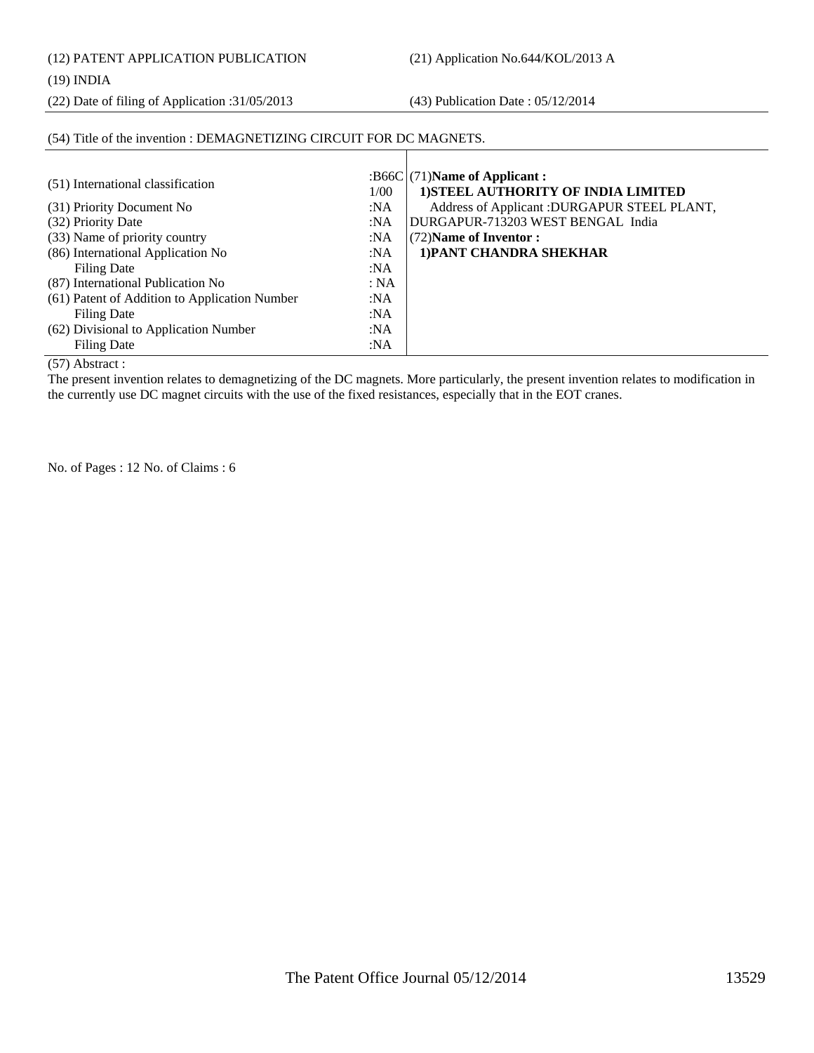(12) PATENT APPLICATION PUBLICATION

(21) Application No.644/KOL/2013 A

(19) INDIA

(22) Date of filing of Application :31/05/2013

(43) Publication Date : 05/12/2014

(54) Title of the invention : DEMAGNETIZING CIRCUIT FOR DC MAGNETS.

| | | |
|---|---|---|
| (51) International classification | :B66C 1/00 | (71)**Name of Applicant :** **1)STEEL AUTHORITY OF INDIA LIMITED** Address of Applicant :DURGAPUR STEEL PLANT, DURGAPUR-713203 WEST BENGAL India (72)**Name of Inventor :** **1)PANT CHANDRA SHEKHAR** |
| (31) Priority Document No | :NA | |
| (32) Priority Date | :NA | |
| (33) Name of priority country | :NA | |
| (86) International Application No | :NA | |
| Filing Date | :NA | |
| (87) International Publication No | : NA | |
| (61) Patent of Addition to Application Number | :NA | |
| Filing Date | :NA | |
| (62) Divisional to Application Number | :NA | |
| Filing Date | :NA | |

(57) Abstract :

The present invention relates to demagnetizing of the DC magnets. More particularly, the present invention relates to modification in the currently use DC magnet circuits with the use of the fixed resistances, especially that in the EOT cranes.

No. of Pages : 12 No. of Claims : 6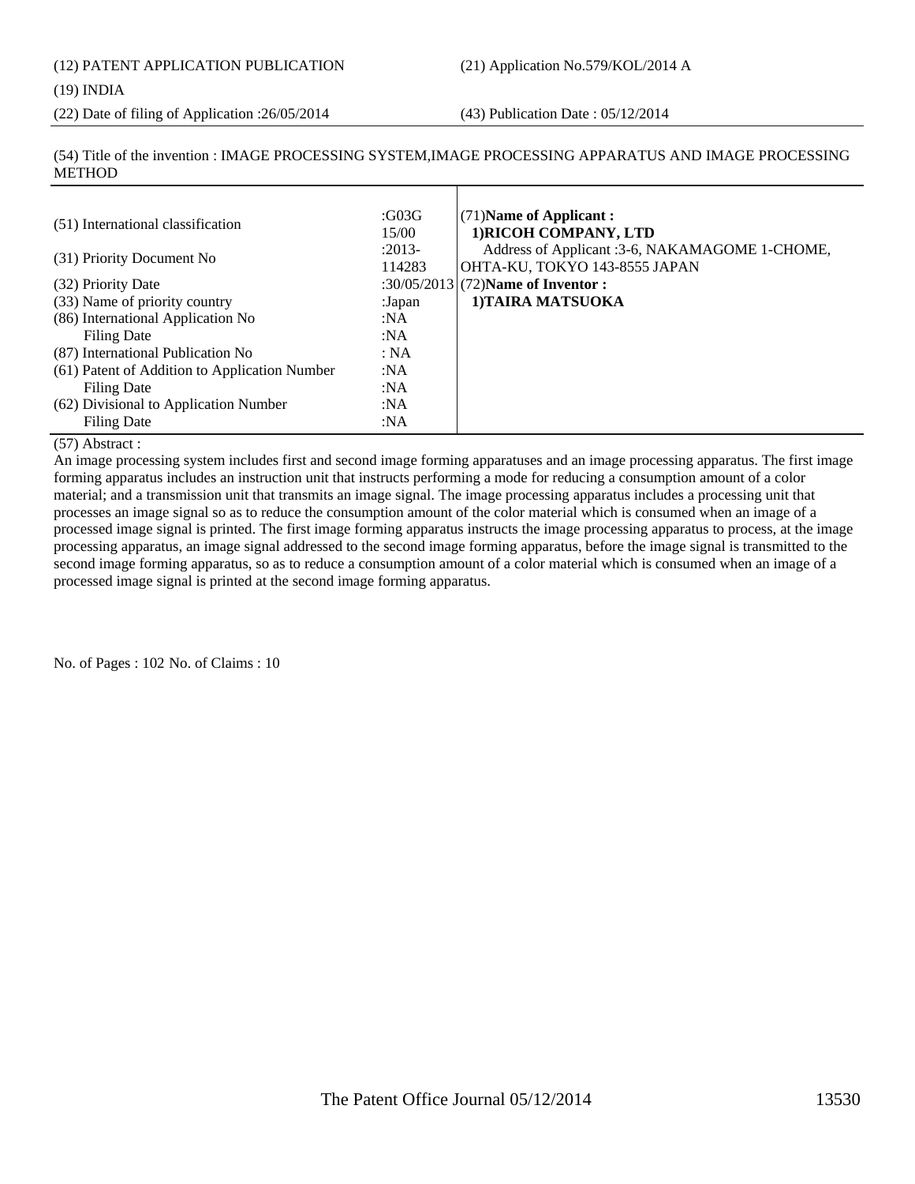(12) PATENT APPLICATION PUBLICATION

(21) Application No.579/KOL/2014 A

(19) INDIA

(22) Date of filing of Application :26/05/2014

(43) Publication Date : 05/12/2014

(54) Title of the invention : IMAGE PROCESSING SYSTEM,IMAGE PROCESSING APPARATUS AND IMAGE PROCESSING METHOD

| | | |
|---|---|---|
| (51) International classification | :G03G 15/00 | (71)**Name of Applicant :** |
| (31) Priority Document No | :2013-114283 | **1)RICOH COMPANY, LTD** |
| (32) Priority Date | :30/05/2013 | Address of Applicant :3-6, NAKAMAGOME 1-CHOME, OHTA-KU, TOKYO 143-8555 JAPAN |
| (33) Name of priority country | :Japan | (72)**Name of Inventor :** |
| (86) International Application No | :NA | **1)TAIRA MATSUOKA** |
| Filing Date | :NA | |
| (87) International Publication No | : NA | |
| (61) Patent of Addition to Application Number | :NA | |
| Filing Date | :NA | |
| (62) Divisional to Application Number | :NA | |
| Filing Date | :NA | |

(57) Abstract :

An image processing system includes first and second image forming apparatuses and an image processing apparatus. The first image forming apparatus includes an instruction unit that instructs performing a mode for reducing a consumption amount of a color material; and a transmission unit that transmits an image signal. The image processing apparatus includes a processing unit that processes an image signal so as to reduce the consumption amount of the color material which is consumed when an image of a processed image signal is printed. The first image forming apparatus instructs the image processing apparatus to process, at the image processing apparatus, an image signal addressed to the second image forming apparatus, before the image signal is transmitted to the second image forming apparatus, so as to reduce a consumption amount of a color material which is consumed when an image of a processed image signal is printed at the second image forming apparatus.

No. of Pages : 102 No. of Claims : 10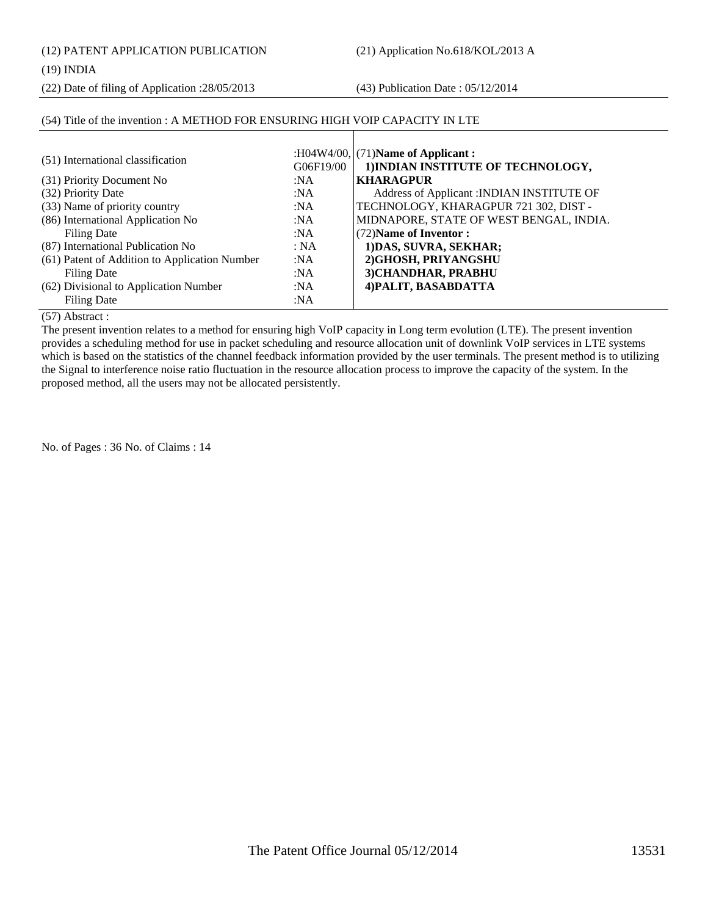(12) PATENT APPLICATION PUBLICATION (21) Application No.618/KOL/2013 A

(19) INDIA

(22) Date of filing of Application :28/05/2013 (43) Publication Date : 05/12/2014

(54) Title of the invention : A METHOD FOR ENSURING HIGH VOIP CAPACITY IN LTE

| | | |
|---|---|---|
| (51) International classification | :H04W4/00, G06F19/00 | (71)**Name of Applicant :** **1)INDIAN INSTITUTE OF TECHNOLOGY, KHARAGPUR** Address of Applicant :INDIAN INSTITUTE OF TECHNOLOGY, KHARAGPUR 721 302, DIST - MIDNAPORE, STATE OF WEST BENGAL, INDIA. (72)**Name of Inventor :** **1)DAS, SUVRA, SEKHAR;** **2)GHOSH, PRIYANGSHU** **3)CHANDHAR, PRABHU** **4)PALIT, BASABDATTA** |
| (31) Priority Document No | :NA | |
| (32) Priority Date | :NA | |
| (33) Name of priority country | :NA | |
| (86) International Application No | :NA | |
| Filing Date | :NA | |
| (87) International Publication No | : NA | |
| (61) Patent of Addition to Application Number | :NA | |
| Filing Date | :NA | |
| (62) Divisional to Application Number | :NA | |
| Filing Date | :NA | |

(57) Abstract :

The present invention relates to a method for ensuring high VoIP capacity in Long term evolution (LTE). The present invention provides a scheduling method for use in packet scheduling and resource allocation unit of downlink VoIP services in LTE systems which is based on the statistics of the channel feedback information provided by the user terminals. The present method is to utilizing the Signal to interference noise ratio fluctuation in the resource allocation process to improve the capacity of the system. In the proposed method, all the users may not be allocated persistently.

No. of Pages : 36 No. of Claims : 14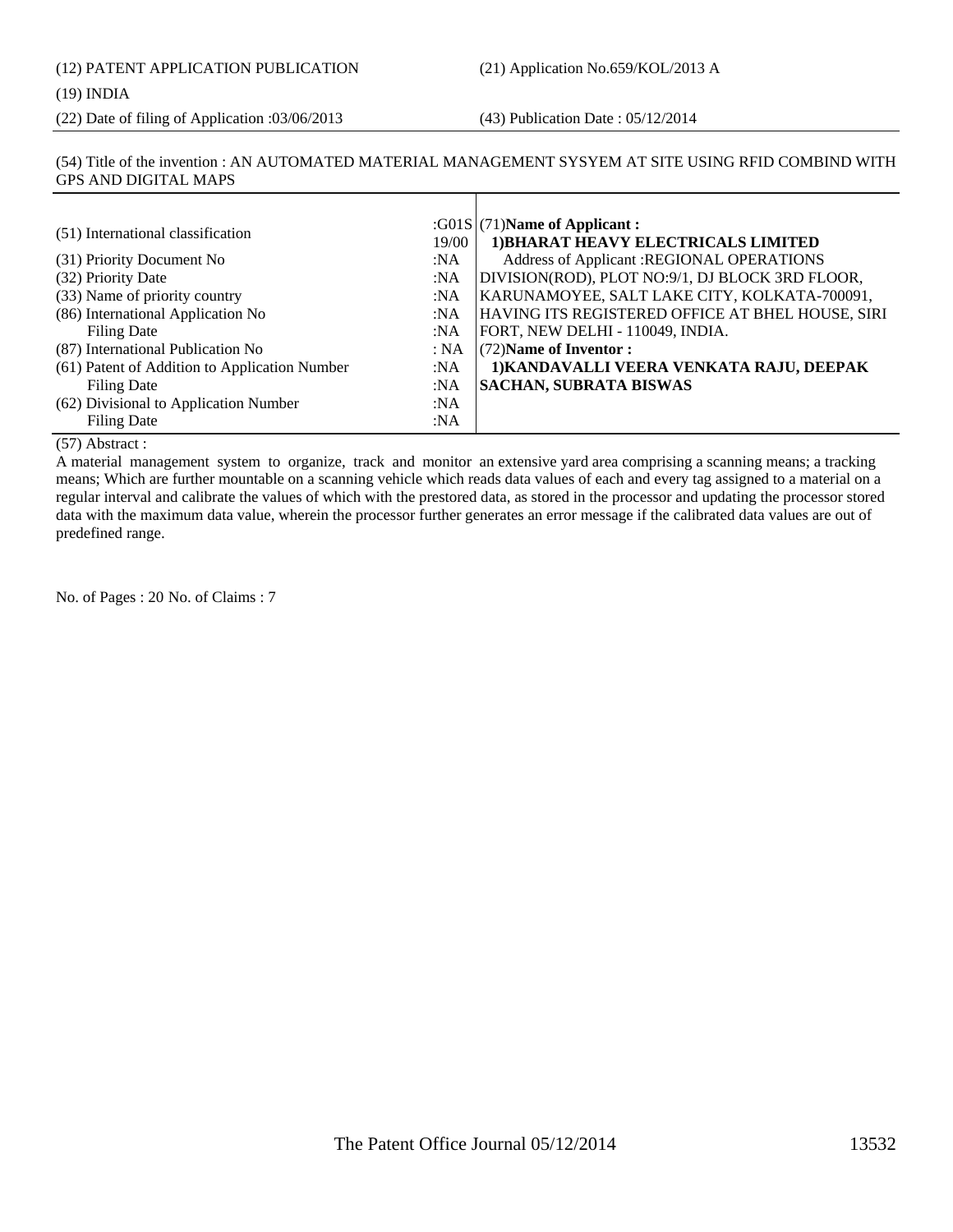(12) PATENT APPLICATION PUBLICATION (21) Application No.659/KOL/2013 A

(19) INDIA

(22) Date of filing of Application :03/06/2013 (43) Publication Date : 05/12/2014

(54) Title of the invention : AN AUTOMATED MATERIAL MANAGEMENT SYSYEM AT SITE USING RFID COMBIND WITH GPS AND DIGITAL MAPS

| | | |
|---|---|---|
| (51) International classification | :G01S 19/00 | (71)**Name of Applicant :**<br>**1)BHARAT HEAVY ELECTRICALS LIMITED**<br>Address of Applicant :REGIONAL OPERATIONS DIVISION(ROD), PLOT NO:9/1, DJ BLOCK 3RD FLOOR, KARUNAMOYEE, SALT LAKE CITY, KOLKATA-700091, HAVING ITS REGISTERED OFFICE AT BHEL HOUSE, SIRI FORT, NEW DELHI - 110049, INDIA.<br>(72)**Name of Inventor :**<br>**1)KANDAVALLI VEERA VENKATA RAJU, DEEPAK SACHAN, SUBRATA BISWAS** |
| (31) Priority Document No | :NA | |
| (32) Priority Date | :NA | |
| (33) Name of priority country | :NA | |
| (86) International Application No | :NA | |
| Filing Date | :NA | |
| (87) International Publication No | : NA | |
| (61) Patent of Addition to Application Number | :NA | |
| Filing Date | :NA | |
| (62) Divisional to Application Number | :NA | |
| Filing Date | :NA | |

(57) Abstract :

A material management system to organize, track and monitor an extensive yard area comprising a scanning means; a tracking means; Which are further mountable on a scanning vehicle which reads data values of each and every tag assigned to a material on a regular interval and calibrate the values of which with the prestored data, as stored in the processor and updating the processor stored data with the maximum data value, wherein the processor further generates an error message if the calibrated data values are out of predefined range.

No. of Pages : 20 No. of Claims : 7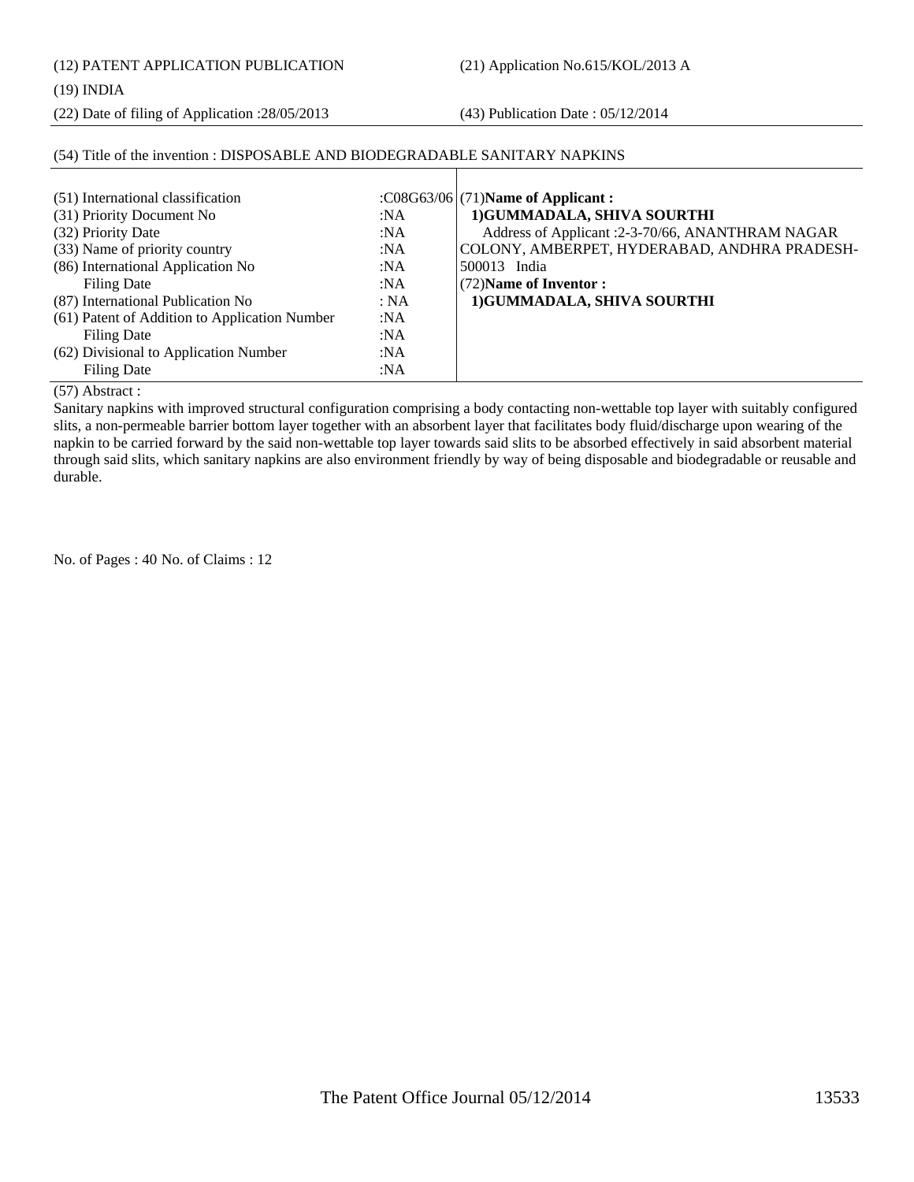(12) PATENT APPLICATION PUBLICATION (21) Application No.615/KOL/2013 A

(19) INDIA

(22) Date of filing of Application :28/05/2013 (43) Publication Date : 05/12/2014

(54) Title of the invention : DISPOSABLE AND BIODEGRADABLE SANITARY NAPKINS

| | | |
|---|---|---|
| (51) International classification | :C08G63/06 | (71)**Name of Applicant :** |
| (31) Priority Document No | :NA | **1)GUMMADALA, SHIVA SOURTHI** |
| (32) Priority Date | :NA | Address of Applicant :2-3-70/66, ANANTHRAM NAGAR |
| (33) Name of priority country | :NA | COLONY, AMBERPET, HYDERABAD, ANDHRA PRADESH- |
| (86) International Application No | :NA | 500013 India |
| Filing Date | :NA | (72)**Name of Inventor :** |
| (87) International Publication No | : NA | **1)GUMMADALA, SHIVA SOURTHI** |
| (61) Patent of Addition to Application Number | :NA | |
| Filing Date | :NA | |
| (62) Divisional to Application Number | :NA | |
| Filing Date | :NA | |

(57) Abstract :

Sanitary napkins with improved structural configuration comprising a body contacting non-wettable top layer with suitably configured slits, a non-permeable barrier bottom layer together with an absorbent layer that facilitates body fluid/discharge upon wearing of the napkin to be carried forward by the said non-wettable top layer towards said slits to be absorbed effectively in said absorbent material through said slits, which sanitary napkins are also environment friendly by way of being disposable and biodegradable or reusable and durable.

No. of Pages : 40 No. of Claims : 12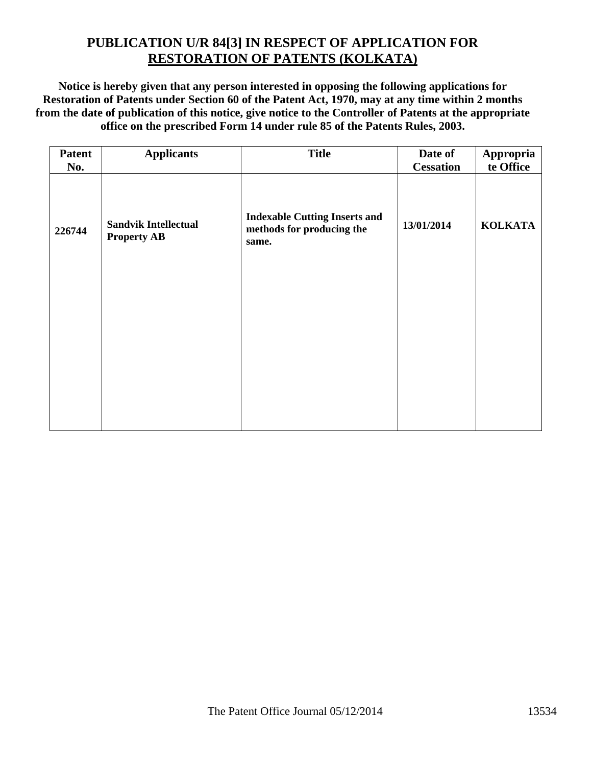# PUBLICATION U/R 84[3] IN RESPECT OF APPLICATION FOR RESTORATION OF PATENTS (KOLKATA)

**Notice is hereby given that any person interested in opposing the following applications for Restoration of Patents under Section 60 of the Patent Act, 1970, may at any time within 2 months from the date of publication of this notice, give notice to the Controller of Patents at the appropriate office on the prescribed Form 14 under rule 85 of the Patents Rules, 2003.**

| Patent No. | Applicants | Title | Date of Cessation | Appropriate Office |
|---|---|---|---|---|
| 226744 | Sandvik Intellectual Property AB | Indexable Cutting Inserts and methods for producing the same. | 13/01/2014 | KOLKATA |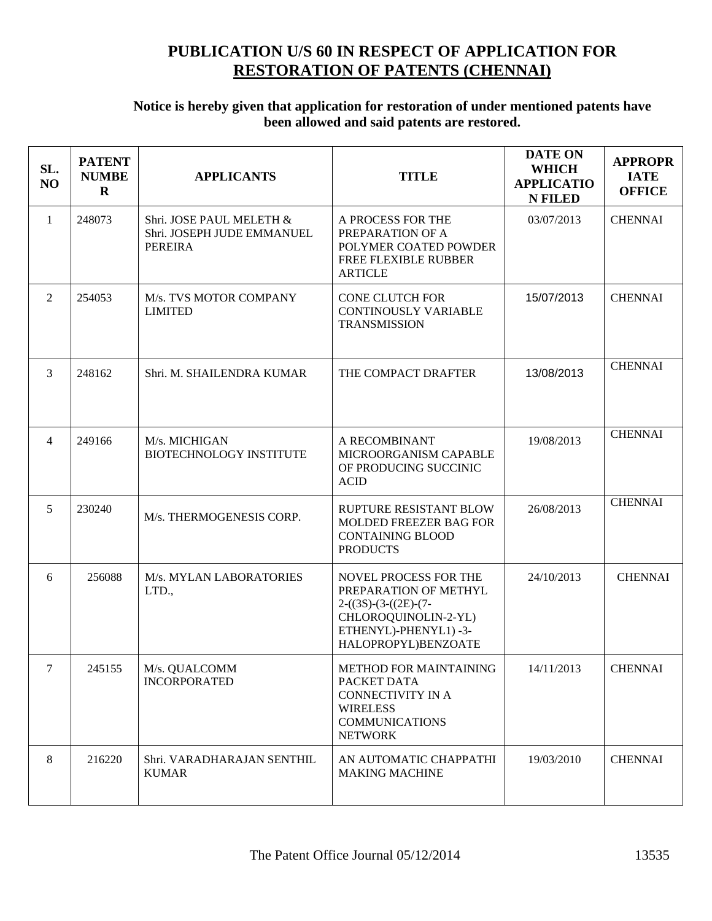# PUBLICATION U/S 60 IN RESPECT OF APPLICATION FOR RESTORATION OF PATENTS (CHENNAI)

**Notice is hereby given that application for restoration of under mentioned patents have been allowed and said patents are restored.**

| SL. NO | PATENT NUMBER | APPLICANTS | TITLE | DATE ON WHICH APPLICATION FILED | APPROPRIATE OFFICE |
|---|---|---|---|---|---|
| 1 | 248073 | Shri. JOSE PAUL MELETH & Shri. JOSEPH JUDE EMMANUEL PEREIRA | A PROCESS FOR THE PREPARATION OF A POLYMER COATED POWDER FREE FLEXIBLE RUBBER ARTICLE | 03/07/2013 | CHENNAI |
| 2 | 254053 | M/s. TVS MOTOR COMPANY LIMITED | CONE CLUTCH FOR CONTINOUSLY VARIABLE TRANSMISSION | 15/07/2013 | CHENNAI |
| 3 | 248162 | Shri. M. SHAILENDRA KUMAR | THE COMPACT DRAFTER | 13/08/2013 | CHENNAI |
| 4 | 249166 | M/s. MICHIGAN BIOTECHNOLOGY INSTITUTE | A RECOMBINANT MICROORGANISM CAPABLE OF PRODUCING SUCCINIC ACID | 19/08/2013 | CHENNAI |
| 5 | 230240 | M/s. THERMOGENESIS CORP. | RUPTURE RESISTANT BLOW MOLDED FREEZER BAG FOR CONTAINING BLOOD PRODUCTS | 26/08/2013 | CHENNAI |
| 6 | 256088 | M/s. MYLAN LABORATORIES LTD., | NOVEL PROCESS FOR THE PREPARATION OF METHYL 2-((3S)-(3-((2E)-(7-CHLOROQUINOLIN-2-YL) ETHENYL)-PHENYL1) -3-HALOPROPYL)BENZOATE | 24/10/2013 | CHENNAI |
| 7 | 245155 | M/s. QUALCOMM INCORPORATED | METHOD FOR MAINTAINING PACKET DATA CONNECTIVITY IN A WIRELESS COMMUNICATIONS NETWORK | 14/11/2013 | CHENNAI |
| 8 | 216220 | Shri. VARADHARAJAN SENTHIL KUMAR | AN AUTOMATIC CHAPPATHI MAKING MACHINE | 19/03/2010 | CHENNAI |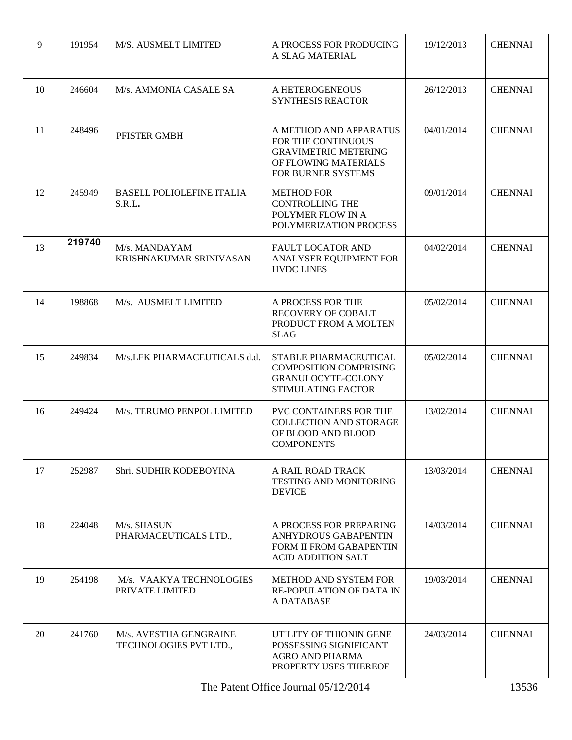| | | | | | |
|---|---|---|---|---|---|
| 9 | 191954 | M/S. AUSMELT LIMITED | A PROCESS FOR PRODUCING A SLAG MATERIAL | 19/12/2013 | CHENNAI |
| 10 | 246604 | M/s. AMMONIA CASALE SA | A HETEROGENEOUS SYNTHESIS REACTOR | 26/12/2013 | CHENNAI |
| 11 | 248496 | PFISTER GMBH | A METHOD AND APPARATUS FOR THE CONTINUOUS GRAVIMETRIC METERING OF FLOWING MATERIALS FOR BURNER SYSTEMS | 04/01/2014 | CHENNAI |
| 12 | 245949 | BASELL POLIOLEFINE ITALIA S.R.L. | METHOD FOR CONTROLLING THE POLYMER FLOW IN A POLYMERIZATION PROCESS | 09/01/2014 | CHENNAI |
| 13 | 219740 | M/s. MANDAYAM KRISHNAKUMAR SRINIVASAN | FAULT LOCATOR AND ANALYSER EQUIPMENT FOR HVDC LINES | 04/02/2014 | CHENNAI |
| 14 | 198868 | M/s. AUSMELT LIMITED | A PROCESS FOR THE RECOVERY OF COBALT PRODUCT FROM A MOLTEN SLAG | 05/02/2014 | CHENNAI |
| 15 | 249834 | M/s.LEK PHARMACEUTICALS d.d. | STABLE PHARMACEUTICAL COMPOSITION COMPRISING GRANULOCYTE-COLONY STIMULATING FACTOR | 05/02/2014 | CHENNAI |
| 16 | 249424 | M/s. TERUMO PENPOL LIMITED | PVC CONTAINERS FOR THE COLLECTION AND STORAGE OF BLOOD AND BLOOD COMPONENTS | 13/02/2014 | CHENNAI |
| 17 | 252987 | Shri. SUDHIR KODEBOYINA | A RAIL ROAD TRACK TESTING AND MONITORING DEVICE | 13/03/2014 | CHENNAI |
| 18 | 224048 | M/s. SHASUN PHARMACEUTICALS LTD., | A PROCESS FOR PREPARING ANHYDROUS GABAPENTIN FORM II FROM GABAPENTIN ACID ADDITION SALT | 14/03/2014 | CHENNAI |
| 19 | 254198 | M/s. VAAKYA TECHNOLOGIES PRIVATE LIMITED | METHOD AND SYSTEM FOR RE-POPULATION OF DATA IN A DATABASE | 19/03/2014 | CHENNAI |
| 20 | 241760 | M/s. AVESTHA GENGRAINE TECHNOLOGIES PVT LTD., | UTILITY OF THIONIN GENE POSSESSING SIGNIFICANT AGRO AND PHARMA PROPERTY USES THEREOF | 24/03/2014 | CHENNAI |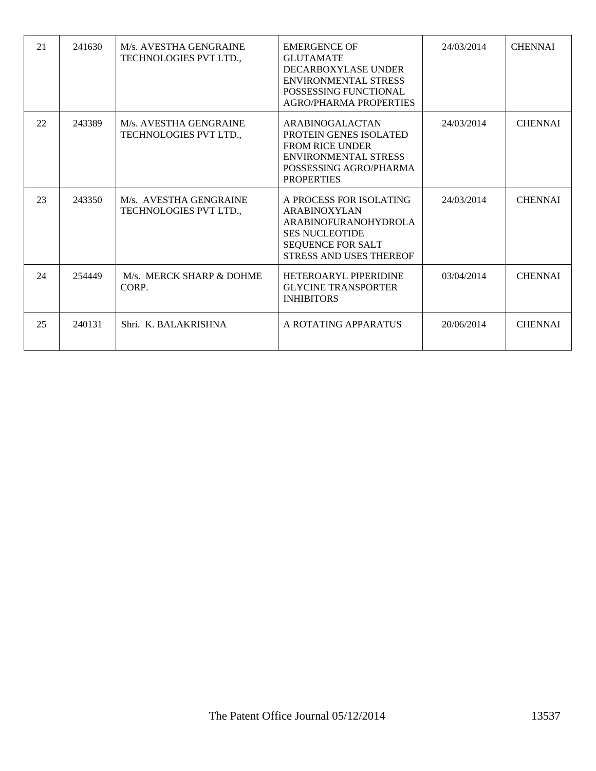| | | | | | |
|---|---|---|---|---|---|
| 21 | 241630 | M/s. AVESTHA GENGRAINE TECHNOLOGIES PVT LTD., | EMERGENCE OF GLUTAMATE DECARBOXYLASE UNDER ENVIRONMENTAL STRESS POSSESSING FUNCTIONAL AGRO/PHARMA PROPERTIES | 24/03/2014 | CHENNAI |
| 22 | 243389 | M/s. AVESTHA GENGRAINE TECHNOLOGIES PVT LTD., | ARABINOGALACTAN PROTEIN GENES ISOLATED FROM RICE UNDER ENVIRONMENTAL STRESS POSSESSING AGRO/PHARMA PROPERTIES | 24/03/2014 | CHENNAI |
| 23 | 243350 | M/s. AVESTHA GENGRAINE TECHNOLOGIES PVT LTD., | A PROCESS FOR ISOLATING ARABINOXYLAN ARABINOFURANOHYDROLASES NUCLEOTIDE SEQUENCE FOR SALT STRESS AND USES THEREOF | 24/03/2014 | CHENNAI |
| 24 | 254449 | M/s. MERCK SHARP & DOHME CORP. | HETEROARYL PIPERIDINE GLYCINE TRANSPORTER INHIBITORS | 03/04/2014 | CHENNAI |
| 25 | 240131 | Shri. K. BALAKRISHNA | A ROTATING APPARATUS | 20/06/2014 | CHENNAI |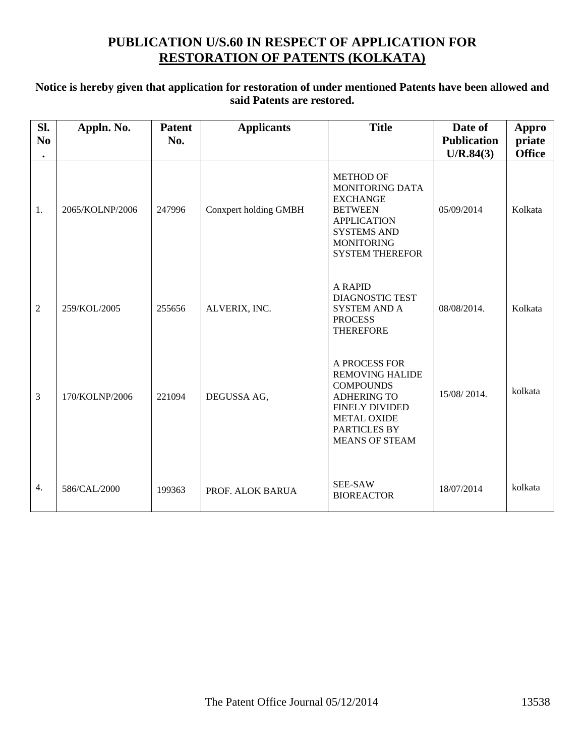# PUBLICATION U/S.60 IN RESPECT OF APPLICATION FOR RESTORATION OF PATENTS (KOLKATA)

**Notice is hereby given that application for restoration of under mentioned Patents have been allowed and said Patents are restored.**

| Sl. No. | Appln. No. | Patent No. | Applicants | Title | Date of Publication U/R.84(3) | Appropriate Office |
|---|---|---|---|---|---|---|
| 1. | 2065/KOLNP/2006 | 247996 | Conxpert holding GMBH | METHOD OF MONITORING DATA EXCHANGE BETWEEN APPLICATION SYSTEMS AND MONITORING SYSTEM THEREFOR | 05/09/2014 | Kolkata |
| 2 | 259/KOL/2005 | 255656 | ALVERIX, INC. | A RAPID DIAGNOSTIC TEST SYSTEM AND A PROCESS THEREFORE | 08/08/2014. | Kolkata |
| 3 | 170/KOLNP/2006 | 221094 | DEGUSSA AG, | A PROCESS FOR REMOVING HALIDE COMPOUNDS ADHERING TO FINELY DIVIDED METAL OXIDE PARTICLES BY MEANS OF STEAM | 15/08/ 2014. | kolkata |
| 4. | 586/CAL/2000 | 199363 | PROF. ALOK BARUA | SEE-SAW BIOREACTOR | 18/07/2014 | kolkata |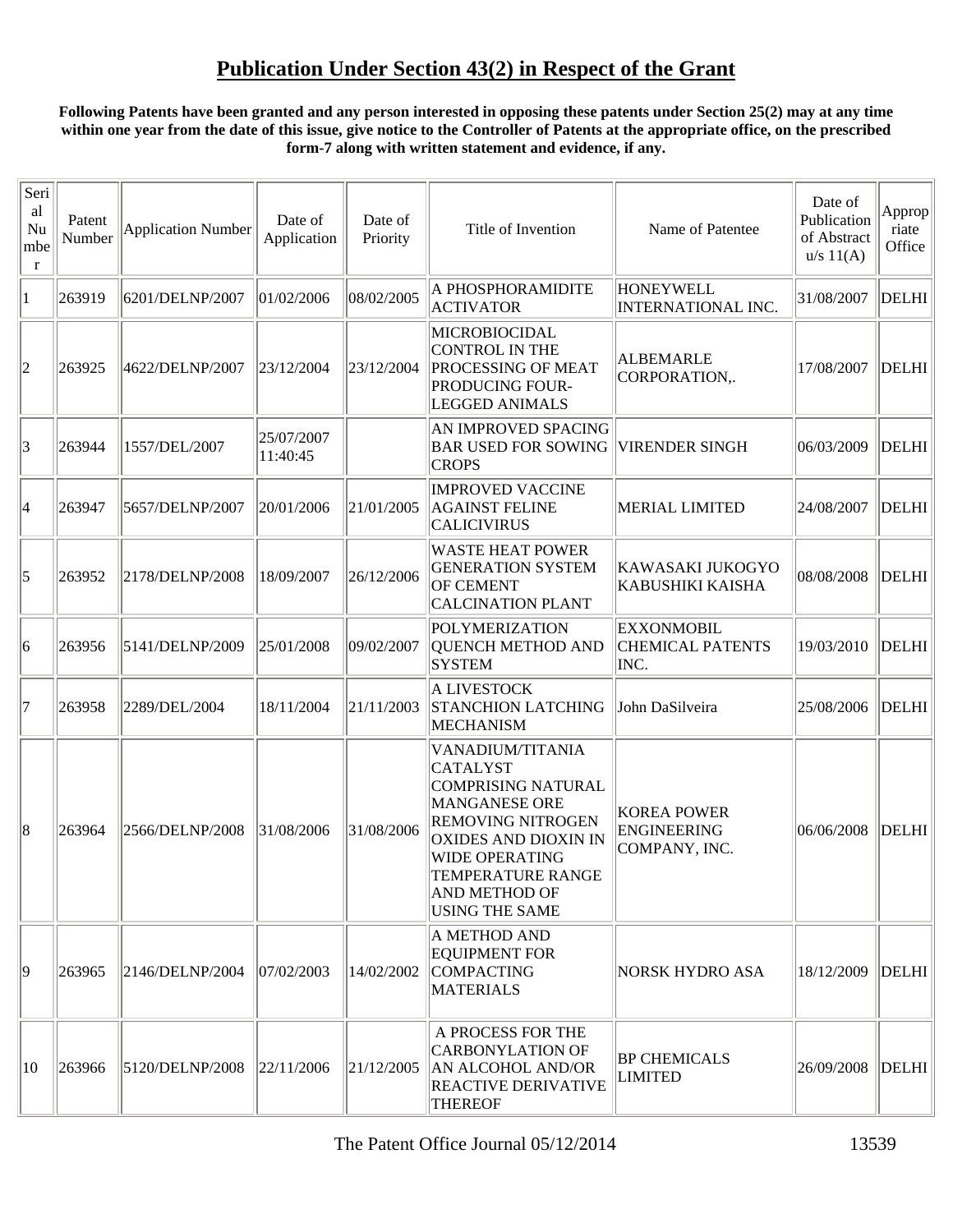## Publication Under Section 43(2) in Respect of the Grant

**Following Patents have been granted and any person interested in opposing these patents under Section 25(2) may at any time within one year from the date of this issue, give notice to the Controller of Patents at the appropriate office, on the prescribed form-7 along with written statement and evidence, if any.**

| Serial Number | Patent Number | Application Number | Date of Application | Date of Priority | Title of Invention | Name of Patentee | Date of Publication of Abstract u/s 11(A) | Appropriate Office |
|---|---|---|---|---|---|---|---|---|
| 1 | 263919 | 6201/DELNP/2007 | 01/02/2006 | 08/02/2005 | A PHOSPHORAMIDITE ACTIVATOR | HONEYWELL INTERNATIONAL INC. | 31/08/2007 | DELHI |
| 2 | 263925 | 4622/DELNP/2007 | 23/12/2004 | 23/12/2004 | MICROBIOCIDAL CONTROL IN THE PROCESSING OF MEAT PRODUCING FOUR-LEGGED ANIMALS | ALBEMARLE CORPORATION,. | 17/08/2007 | DELHI |
| 3 | 263944 | 1557/DEL/2007 | 25/07/2007 11:40:45 | | AN IMPROVED SPACING BAR USED FOR SOWING CROPS | VIRENDER SINGH | 06/03/2009 | DELHI |
| 4 | 263947 | 5657/DELNP/2007 | 20/01/2006 | 21/01/2005 | IMPROVED VACCINE AGAINST FELINE CALICIVIRUS | MERIAL LIMITED | 24/08/2007 | DELHI |
| 5 | 263952 | 2178/DELNP/2008 | 18/09/2007 | 26/12/2006 | WASTE HEAT POWER GENERATION SYSTEM OF CEMENT CALCINATION PLANT | KAWASAKI JUKOGYO KABUSHIKI KAISHA | 08/08/2008 | DELHI |
| 6 | 263956 | 5141/DELNP/2009 | 25/01/2008 | 09/02/2007 | POLYMERIZATION QUENCH METHOD AND SYSTEM | EXXONMOBIL CHEMICAL PATENTS INC. | 19/03/2010 | DELHI |
| 7 | 263958 | 2289/DEL/2004 | 18/11/2004 | 21/11/2003 | A LIVESTOCK STANCHION LATCHING MECHANISM | John DaSilveira | 25/08/2006 | DELHI |
| 8 | 263964 | 2566/DELNP/2008 | 31/08/2006 | 31/08/2006 | VANADIUM/TITANIA CATALYST COMPRISING NATURAL MANGANESE ORE REMOVING NITROGEN OXIDES AND DIOXIN IN WIDE OPERATING TEMPERATURE RANGE AND METHOD OF USING THE SAME | KOREA POWER ENGINEERING COMPANY, INC. | 06/06/2008 | DELHI |
| 9 | 263965 | 2146/DELNP/2004 | 07/02/2003 | 14/02/2002 | A METHOD AND EQUIPMENT FOR COMPACTING MATERIALS | NORSK HYDRO ASA | 18/12/2009 | DELHI |
| 10 | 263966 | 5120/DELNP/2008 | 22/11/2006 | 21/12/2005 | A PROCESS FOR THE CARBONYLATION OF AN ALCOHOL AND/OR REACTIVE DERIVATIVE THEREOF | BP CHEMICALS LIMITED | 26/09/2008 | DELHI |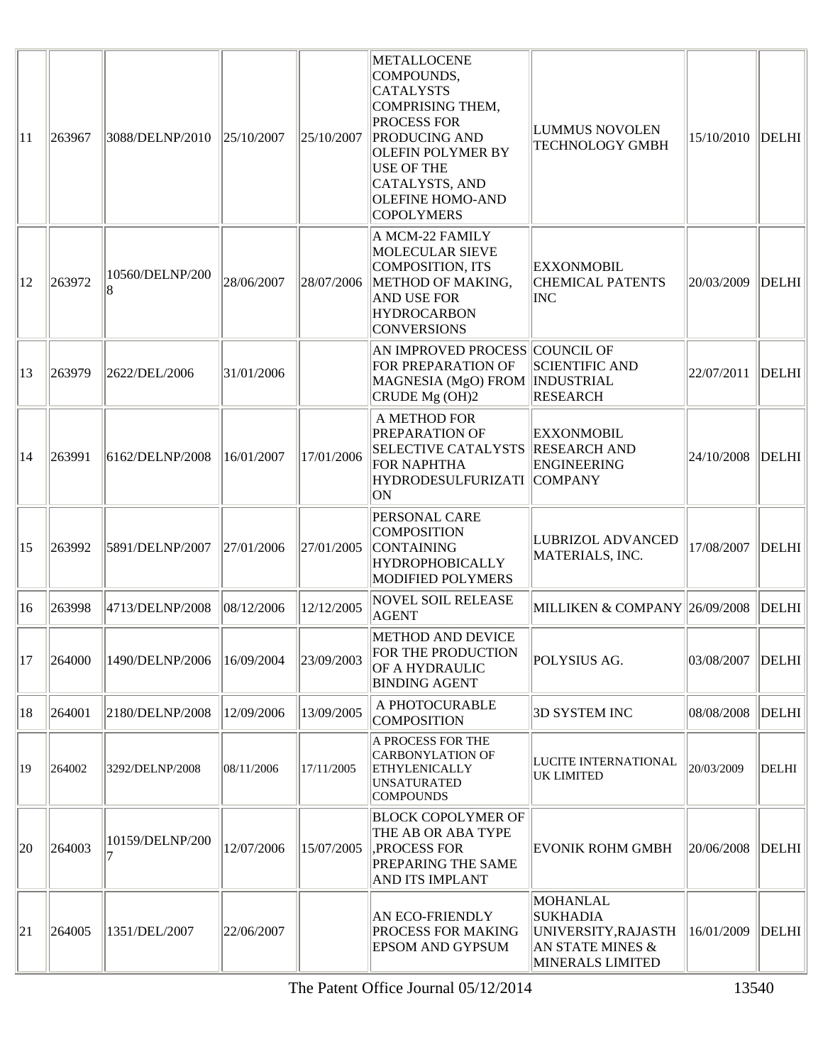| | | | | | | | | |
|---|---|---|---|---|---|---|---|---|
| 11 | 263967 | 3088/DELNP/2010 | 25/10/2007 | 25/10/2007 | METALLOCENE COMPOUNDS, CATALYSTS COMPRISING THEM, PROCESS FOR PRODUCING AND OLEFIN POLYMER BY USE OF THE CATALYSTS, AND OLEFINE HOMO-AND COPOLYMERS | LUMMUS NOVOLEN TECHNOLOGY GMBH | 15/10/2010 | DELHI |
| 12 | 263972 | 10560/DELNP/2008 | 28/06/2007 | 28/07/2006 | A MCM-22 FAMILY MOLECULAR SIEVE COMPOSITION, ITS METHOD OF MAKING, AND USE FOR HYDROCARBON CONVERSIONS | EXXONMOBIL CHEMICAL PATENTS INC | 20/03/2009 | DELHI |
| 13 | 263979 | 2622/DEL/2006 | 31/01/2006 | | AN IMPROVED PROCESS FOR PREPARATION OF MAGNESIA (MgO) FROM CRUDE Mg (OH)2 | COUNCIL OF SCIENTIFIC AND INDUSTRIAL RESEARCH | 22/07/2011 | DELHI |
| 14 | 263991 | 6162/DELNP/2008 | 16/01/2007 | 17/01/2006 | A METHOD FOR PREPARATION OF SELECTIVE CATALYSTS FOR NAPHTHA HYDRODESULFURIZATION | EXXONMOBIL RESEARCH AND ENGINEERING COMPANY | 24/10/2008 | DELHI |
| 15 | 263992 | 5891/DELNP/2007 | 27/01/2006 | 27/01/2005 | PERSONAL CARE COMPOSITION CONTAINING HYDROPHOBICALLY MODIFIED POLYMERS | LUBRIZOL ADVANCED MATERIALS, INC. | 17/08/2007 | DELHI |
| 16 | 263998 | 4713/DELNP/2008 | 08/12/2006 | 12/12/2005 | NOVEL SOIL RELEASE AGENT | MILLIKEN & COMPANY | 26/09/2008 | DELHI |
| 17 | 264000 | 1490/DELNP/2006 | 16/09/2004 | 23/09/2003 | METHOD AND DEVICE FOR THE PRODUCTION OF A HYDRAULIC BINDING AGENT | POLYSIUS AG. | 03/08/2007 | DELHI |
| 18 | 264001 | 2180/DELNP/2008 | 12/09/2006 | 13/09/2005 | A PHOTOCURABLE COMPOSITION | 3D SYSTEM INC | 08/08/2008 | DELHI |
| 19 | 264002 | 3292/DELNP/2008 | 08/11/2006 | 17/11/2005 | A PROCESS FOR THE CARBONYLATION OF ETHYLENICALLY UNSATURATED COMPOUNDS | LUCITE INTERNATIONAL UK LIMITED | 20/03/2009 | DELHI |
| 20 | 264003 | 10159/DELNP/2007 | 12/07/2006 | 15/07/2005 | BLOCK COPOLYMER OF THE AB OR ABA TYPE ,PROCESS FOR PREPARING THE SAME AND ITS IMPLANT | EVONIK ROHM GMBH | 20/06/2008 | DELHI |
| 21 | 264005 | 1351/DEL/2007 | 22/06/2007 | | AN ECO-FRIENDLY PROCESS FOR MAKING EPSOM AND GYPSUM | MOHANLAL SUKHADIA UNIVERSITY,RAJASTHAN STATE MINES & MINERALS LIMITED | 16/01/2009 | DELHI |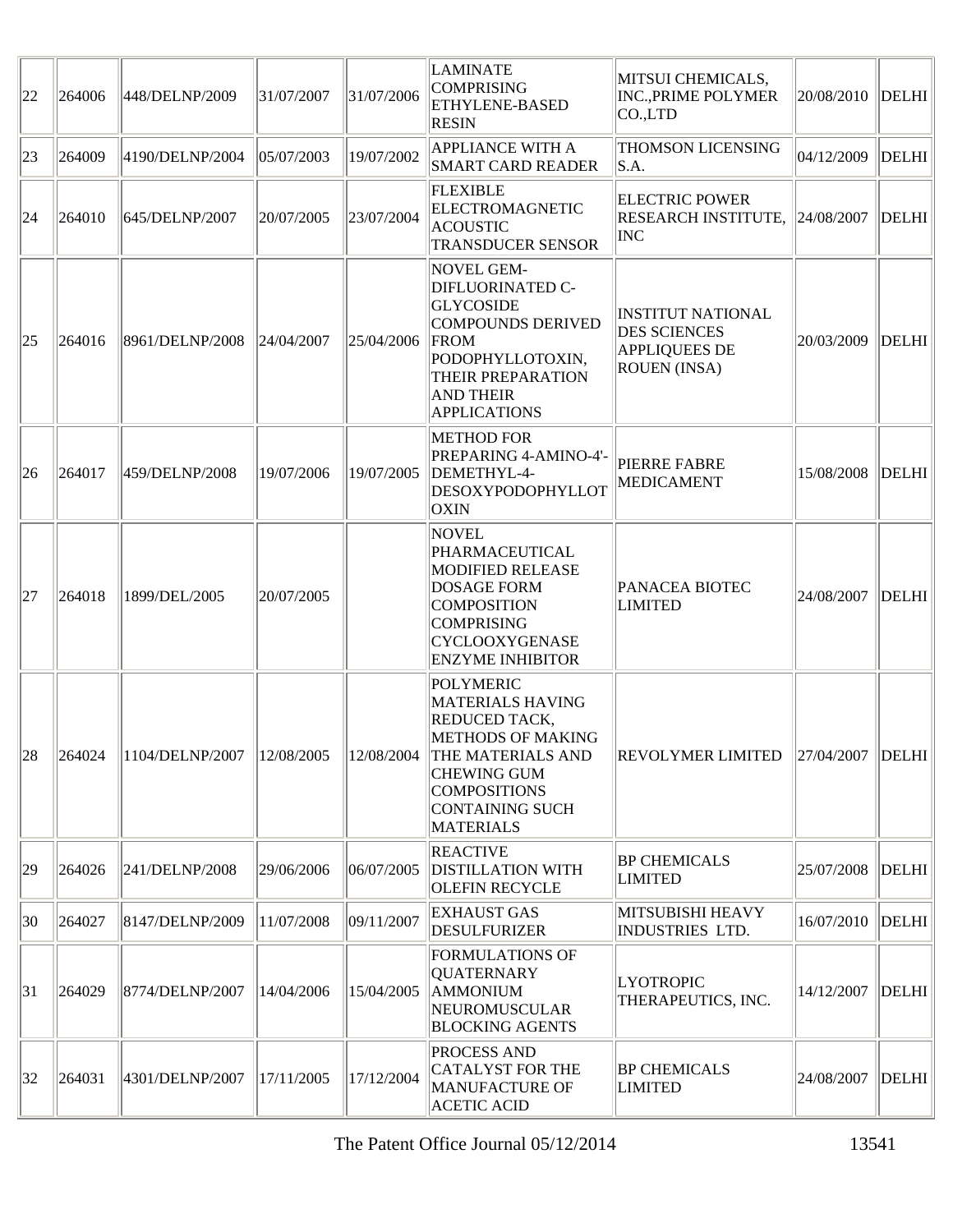| | | | | | | | | |
|---|---|---|---|---|---|---|---|---|
| 22 | 264006 | 448/DELNP/2009 | 31/07/2007 | 31/07/2006 | LAMINATE COMPRISING ETHYLENE-BASED RESIN | MITSUI CHEMICALS, INC.,PRIME POLYMER CO.,LTD | 20/08/2010 | DELHI |
| 23 | 264009 | 4190/DELNP/2004 | 05/07/2003 | 19/07/2002 | APPLIANCE WITH A SMART CARD READER | THOMSON LICENSING S.A. | 04/12/2009 | DELHI |
| 24 | 264010 | 645/DELNP/2007 | 20/07/2005 | 23/07/2004 | FLEXIBLE ELECTROMAGNETIC ACOUSTIC TRANSDUCER SENSOR | ELECTRIC POWER RESEARCH INSTITUTE, INC | 24/08/2007 | DELHI |
| 25 | 264016 | 8961/DELNP/2008 | 24/04/2007 | 25/04/2006 | NOVEL GEM-DIFLUORINATED C-GLYCOSIDE COMPOUNDS DERIVED FROM PODOPHYLLOTOXIN, THEIR PREPARATION AND THEIR APPLICATIONS | INSTITUT NATIONAL DES SCIENCES APPLIQUEES DE ROUEN (INSA) | 20/03/2009 | DELHI |
| 26 | 264017 | 459/DELNP/2008 | 19/07/2006 | 19/07/2005 | METHOD FOR PREPARING 4-AMINO-4'-DEMETHYL-4-DESOXYPODOPHYLLOTOXIN | PIERRE FABRE MEDICAMENT | 15/08/2008 | DELHI |
| 27 | 264018 | 1899/DEL/2005 | 20/07/2005 | | NOVEL PHARMACEUTICAL MODIFIED RELEASE DOSAGE FORM COMPOSITION COMPRISING CYCLOOXYGENASE ENZYME INHIBITOR | PANACEA BIOTEC LIMITED | 24/08/2007 | DELHI |
| 28 | 264024 | 1104/DELNP/2007 | 12/08/2005 | 12/08/2004 | POLYMERIC MATERIALS HAVING REDUCED TACK, METHODS OF MAKING THE MATERIALS AND CHEWING GUM COMPOSITIONS CONTAINING SUCH MATERIALS | REVOLYMER LIMITED | 27/04/2007 | DELHI |
| 29 | 264026 | 241/DELNP/2008 | 29/06/2006 | 06/07/2005 | REACTIVE DISTILLATION WITH OLEFIN RECYCLE | BP CHEMICALS LIMITED | 25/07/2008 | DELHI |
| 30 | 264027 | 8147/DELNP/2009 | 11/07/2008 | 09/11/2007 | EXHAUST GAS DESULFURIZER | MITSUBISHI HEAVY INDUSTRIES LTD. | 16/07/2010 | DELHI |
| 31 | 264029 | 8774/DELNP/2007 | 14/04/2006 | 15/04/2005 | FORMULATIONS OF QUATERNARY AMMONIUM NEUROMUSCULAR BLOCKING AGENTS | LYOTROPIC THERAPEUTICS, INC. | 14/12/2007 | DELHI |
| 32 | 264031 | 4301/DELNP/2007 | 17/11/2005 | 17/12/2004 | PROCESS AND CATALYST FOR THE MANUFACTURE OF ACETIC ACID | BP CHEMICALS LIMITED | 24/08/2007 | DELHI |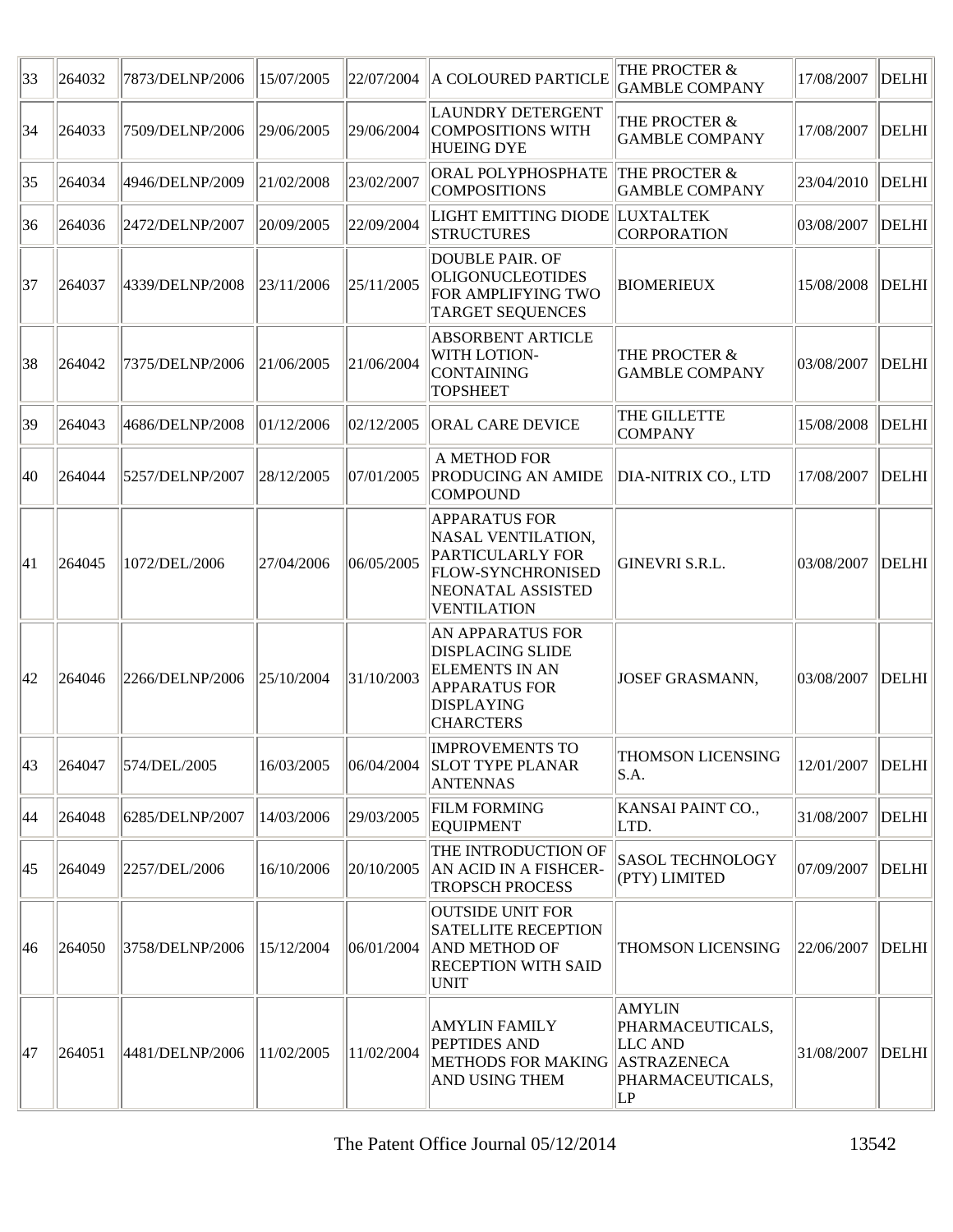| | | | | | | | | |
|---|---|---|---|---|---|---|---|---|
| 33 | 264032 | 7873/DELNP/2006 | 15/07/2005 | 22/07/2004 | A COLOURED PARTICLE | THE PROCTER & GAMBLE COMPANY | 17/08/2007 | DELHI |
| 34 | 264033 | 7509/DELNP/2006 | 29/06/2005 | 29/06/2004 | LAUNDRY DETERGENT COMPOSITIONS WITH HUEING DYE | THE PROCTER & GAMBLE COMPANY | 17/08/2007 | DELHI |
| 35 | 264034 | 4946/DELNP/2009 | 21/02/2008 | 23/02/2007 | ORAL POLYPHOSPHATE COMPOSITIONS | THE PROCTER & GAMBLE COMPANY | 23/04/2010 | DELHI |
| 36 | 264036 | 2472/DELNP/2007 | 20/09/2005 | 22/09/2004 | LIGHT EMITTING DIODE STRUCTURES | LUXTALTEK CORPORATION | 03/08/2007 | DELHI |
| 37 | 264037 | 4339/DELNP/2008 | 23/11/2006 | 25/11/2005 | DOUBLE PAIR. OF OLIGONUCLEOTIDES FOR AMPLIFYING TWO TARGET SEQUENCES | BIOMERIEUX | 15/08/2008 | DELHI |
| 38 | 264042 | 7375/DELNP/2006 | 21/06/2005 | 21/06/2004 | ABSORBENT ARTICLE WITH LOTION-CONTAINING TOPSHEET | THE PROCTER & GAMBLE COMPANY | 03/08/2007 | DELHI |
| 39 | 264043 | 4686/DELNP/2008 | 01/12/2006 | 02/12/2005 | ORAL CARE DEVICE | THE GILLETTE COMPANY | 15/08/2008 | DELHI |
| 40 | 264044 | 5257/DELNP/2007 | 28/12/2005 | 07/01/2005 | A METHOD FOR PRODUCING AN AMIDE COMPOUND | DIA-NITRIX CO., LTD | 17/08/2007 | DELHI |
| 41 | 264045 | 1072/DEL/2006 | 27/04/2006 | 06/05/2005 | APPARATUS FOR NASAL VENTILATION, PARTICULARLY FOR FLOW-SYNCHRONISED NEONATAL ASSISTED VENTILATION | GINEVRI S.R.L. | 03/08/2007 | DELHI |
| 42 | 264046 | 2266/DELNP/2006 | 25/10/2004 | 31/10/2003 | AN APPARATUS FOR DISPLACING SLIDE ELEMENTS IN AN APPARATUS FOR DISPLAYING CHARCTERS | JOSEF GRASMANN, | 03/08/2007 | DELHI |
| 43 | 264047 | 574/DEL/2005 | 16/03/2005 | 06/04/2004 | IMPROVEMENTS TO SLOT TYPE PLANAR ANTENNAS | THOMSON LICENSING S.A. | 12/01/2007 | DELHI |
| 44 | 264048 | 6285/DELNP/2007 | 14/03/2006 | 29/03/2005 | FILM FORMING EQUIPMENT | KANSAI PAINT CO., LTD. | 31/08/2007 | DELHI |
| 45 | 264049 | 2257/DEL/2006 | 16/10/2006 | 20/10/2005 | THE INTRODUCTION OF AN ACID IN A FISHCER-TROPSCH PROCESS | SASOL TECHNOLOGY (PTY) LIMITED | 07/09/2007 | DELHI |
| 46 | 264050 | 3758/DELNP/2006 | 15/12/2004 | 06/01/2004 | OUTSIDE UNIT FOR SATELLITE RECEPTION AND METHOD OF RECEPTION WITH SAID UNIT | THOMSON LICENSING | 22/06/2007 | DELHI |
| 47 | 264051 | 4481/DELNP/2006 | 11/02/2005 | 11/02/2004 | AMYLIN FAMILY PEPTIDES AND METHODS FOR MAKING AND USING THEM | AMYLIN PHARMACEUTICALS, LLC AND ASTRAZENECA PHARMACEUTICALS, LP | 31/08/2007 | DELHI |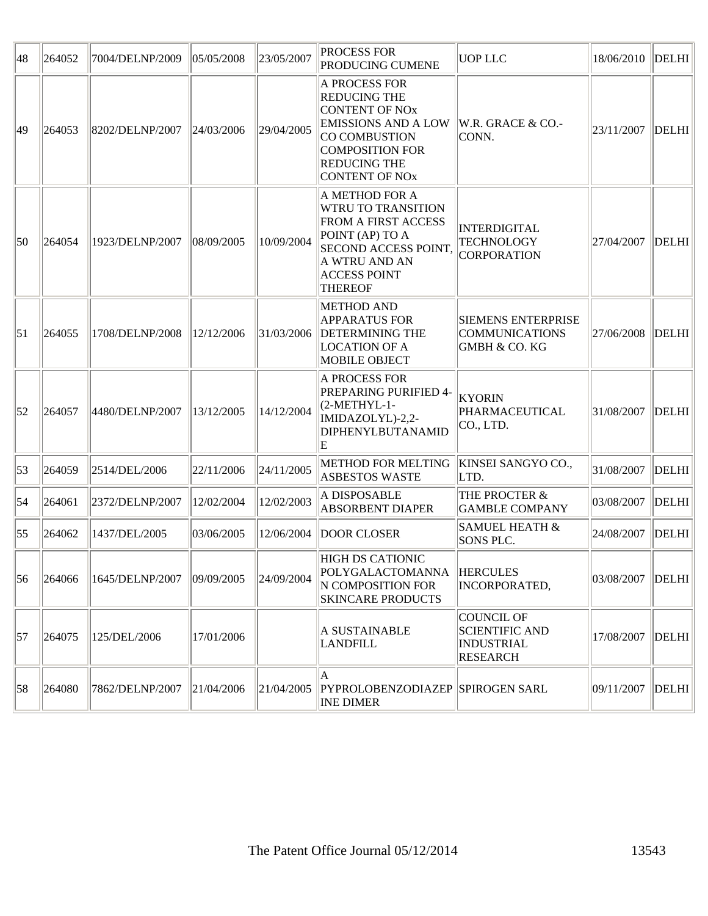| | | | | | | | | |
|---|---|---|---|---|---|---|---|---|
| 48 | 264052 | 7004/DELNP/2009 | 05/05/2008 | 23/05/2007 | PROCESS FOR PRODUCING CUMENE | UOP LLC | 18/06/2010 | DELHI |
| 49 | 264053 | 8202/DELNP/2007 | 24/03/2006 | 29/04/2005 | A PROCESS FOR REDUCING THE CONTENT OF NOx EMISSIONS AND A LOW CO COMBUSTION COMPOSITION FOR REDUCING THE CONTENT OF NOx | W.R. GRACE & CO.-CONN. | 23/11/2007 | DELHI |
| 50 | 264054 | 1923/DELNP/2007 | 08/09/2005 | 10/09/2004 | A METHOD FOR A WTRU TO TRANSITION FROM A FIRST ACCESS POINT (AP) TO A SECOND ACCESS POINT, A WTRU AND AN ACCESS POINT THEREOF | INTERDIGITAL TECHNOLOGY CORPORATION | 27/04/2007 | DELHI |
| 51 | 264055 | 1708/DELNP/2008 | 12/12/2006 | 31/03/2006 | METHOD AND APPARATUS FOR DETERMINING THE LOCATION OF A MOBILE OBJECT | SIEMENS ENTERPRISE COMMUNICATIONS GMBH & CO. KG | 27/06/2008 | DELHI |
| 52 | 264057 | 4480/DELNP/2007 | 13/12/2005 | 14/12/2004 | A PROCESS FOR PREPARING PURIFIED 4-(2-METHYL-1-IMIDAZOLYL)-2,2-DIPHENYLBUTANAMIDE | KYORIN PHARMACEUTICAL CO., LTD. | 31/08/2007 | DELHI |
| 53 | 264059 | 2514/DEL/2006 | 22/11/2006 | 24/11/2005 | METHOD FOR MELTING ASBESTOS WASTE | KINSEI SANGYO CO., LTD. | 31/08/2007 | DELHI |
| 54 | 264061 | 2372/DELNP/2007 | 12/02/2004 | 12/02/2003 | A DISPOSABLE ABSORBENT DIAPER | THE PROCTER & GAMBLE COMPANY | 03/08/2007 | DELHI |
| 55 | 264062 | 1437/DEL/2005 | 03/06/2005 | 12/06/2004 | DOOR CLOSER | SAMUEL HEATH & SONS PLC. | 24/08/2007 | DELHI |
| 56 | 264066 | 1645/DELNP/2007 | 09/09/2005 | 24/09/2004 | HIGH DS CATIONIC POLYGALACTOMANNAN COMPOSITION FOR SKINCARE PRODUCTS | HERCULES INCORPORATED, | 03/08/2007 | DELHI |
| 57 | 264075 | 125/DEL/2006 | 17/01/2006 | | A SUSTAINABLE LANDFILL | COUNCIL OF SCIENTIFIC AND INDUSTRIAL RESEARCH | 17/08/2007 | DELHI |
| 58 | 264080 | 7862/DELNP/2007 | 21/04/2006 | 21/04/2005 | A PYPROLOBENZODIAZEPINE DIMER | SPIROGEN SARL | 09/11/2007 | DELHI |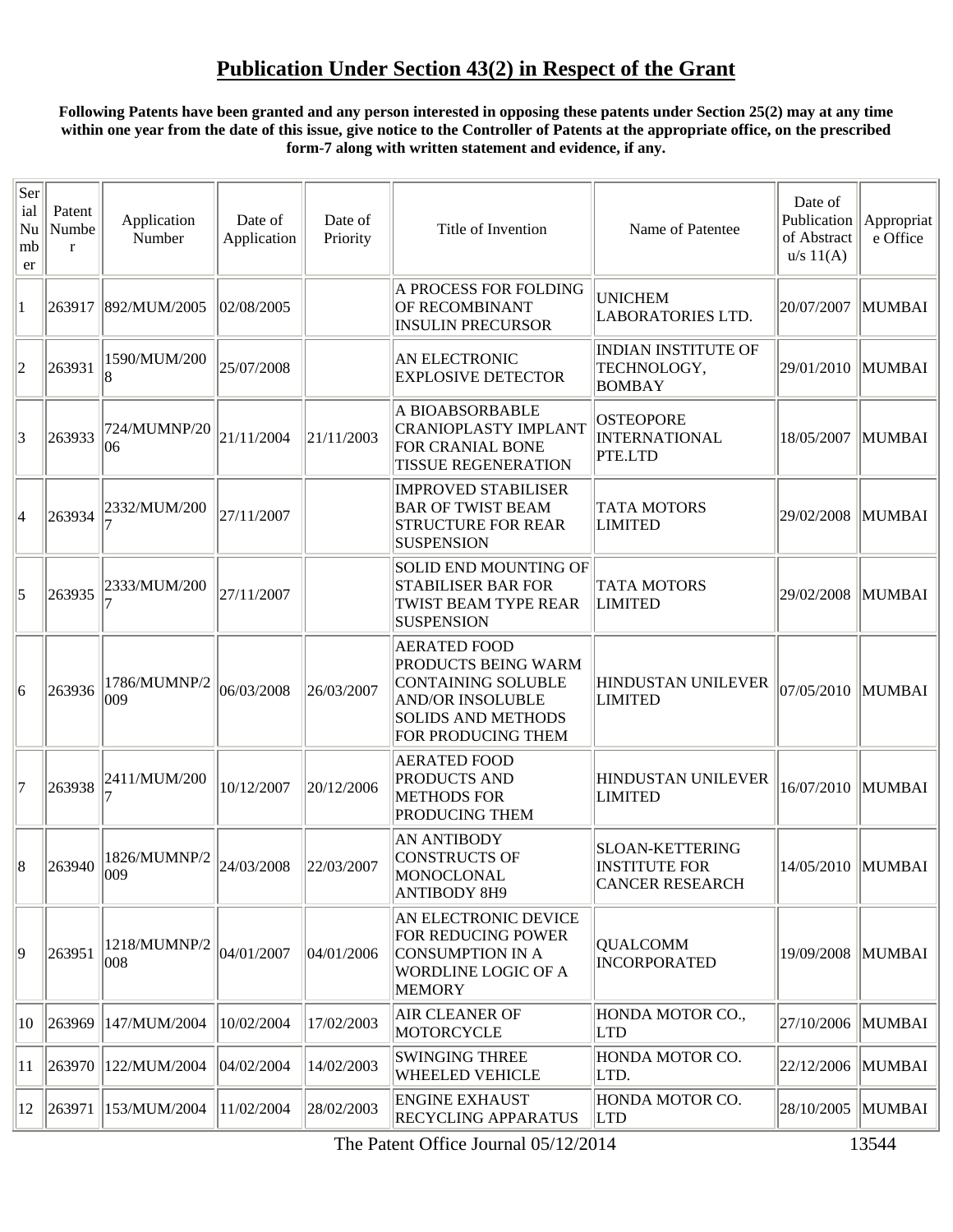## **Publication Under Section 43(2) in Respect of the Grant**

**Following Patents have been granted and any person interested in opposing these patents under Section 25(2) may at any time within one year from the date of this issue, give notice to the Controller of Patents at the appropriate office, on the prescribed form-7 along with written statement and evidence, if any.**

| Serial Number | Patent Number | Application Number | Date of Application | Date of Priority | Title of Invention | Name of Patentee | Date of Publication of Abstract u/s 11(A) | Appropriate Office |
|---|---|---|---|---|---|---|---|---|
| 1 | 263917 | 892/MUM/2005 | 02/08/2005 | | A PROCESS FOR FOLDING OF RECOMBINANT INSULIN PRECURSOR | UNICHEM LABORATORIES LTD. | 20/07/2007 | MUMBAI |
| 2 | 263931 | 1590/MUM/2008 | 25/07/2008 | | AN ELECTRONIC EXPLOSIVE DETECTOR | INDIAN INSTITUTE OF TECHNOLOGY, BOMBAY | 29/01/2010 | MUMBAI |
| 3 | 263933 | 724/MUMNP/2006 | 21/11/2004 | 21/11/2003 | A BIOABSORBABLE CRANIOPLASTY IMPLANT FOR CRANIAL BONE TISSUE REGENERATION | OSTEOPORE INTERNATIONAL PTE.LTD | 18/05/2007 | MUMBAI |
| 4 | 263934 | 2332/MUM/2007 | 27/11/2007 | | IMPROVED STABILISER BAR OF TWIST BEAM STRUCTURE FOR REAR SUSPENSION | TATA MOTORS LIMITED | 29/02/2008 | MUMBAI |
| 5 | 263935 | 2333/MUM/2007 | 27/11/2007 | | SOLID END MOUNTING OF STABILISER BAR FOR TWIST BEAM TYPE REAR SUSPENSION | TATA MOTORS LIMITED | 29/02/2008 | MUMBAI |
| 6 | 263936 | 1786/MUMNP/2009 | 06/03/2008 | 26/03/2007 | AERATED FOOD PRODUCTS BEING WARM CONTAINING SOLUBLE AND/OR INSOLUBLE SOLIDS AND METHODS FOR PRODUCING THEM | HINDUSTAN UNILEVER LIMITED | 07/05/2010 | MUMBAI |
| 7 | 263938 | 2411/MUM/2007 | 10/12/2007 | 20/12/2006 | AERATED FOOD PRODUCTS AND METHODS FOR PRODUCING THEM | HINDUSTAN UNILEVER LIMITED | 16/07/2010 | MUMBAI |
| 8 | 263940 | 1826/MUMNP/2009 | 24/03/2008 | 22/03/2007 | AN ANTIBODY CONSTRUCTS OF MONOCLONAL ANTIBODY 8H9 | SLOAN-KETTERING INSTITUTE FOR CANCER RESEARCH | 14/05/2010 | MUMBAI |
| 9 | 263951 | 1218/MUMNP/2008 | 04/01/2007 | 04/01/2006 | AN ELECTRONIC DEVICE FOR REDUCING POWER CONSUMPTION IN A WORDLINE LOGIC OF A MEMORY | QUALCOMM INCORPORATED | 19/09/2008 | MUMBAI |
| 10 | 263969 | 147/MUM/2004 | 10/02/2004 | 17/02/2003 | AIR CLEANER OF MOTORCYCLE | HONDA MOTOR CO., LTD | 27/10/2006 | MUMBAI |
| 11 | 263970 | 122/MUM/2004 | 04/02/2004 | 14/02/2003 | SWINGING THREE WHEELED VEHICLE | HONDA MOTOR CO. LTD. | 22/12/2006 | MUMBAI |
| 12 | 263971 | 153/MUM/2004 | 11/02/2004 | 28/02/2003 | ENGINE EXHAUST RECYCLING APPARATUS | HONDA MOTOR CO. LTD | 28/10/2005 | MUMBAI |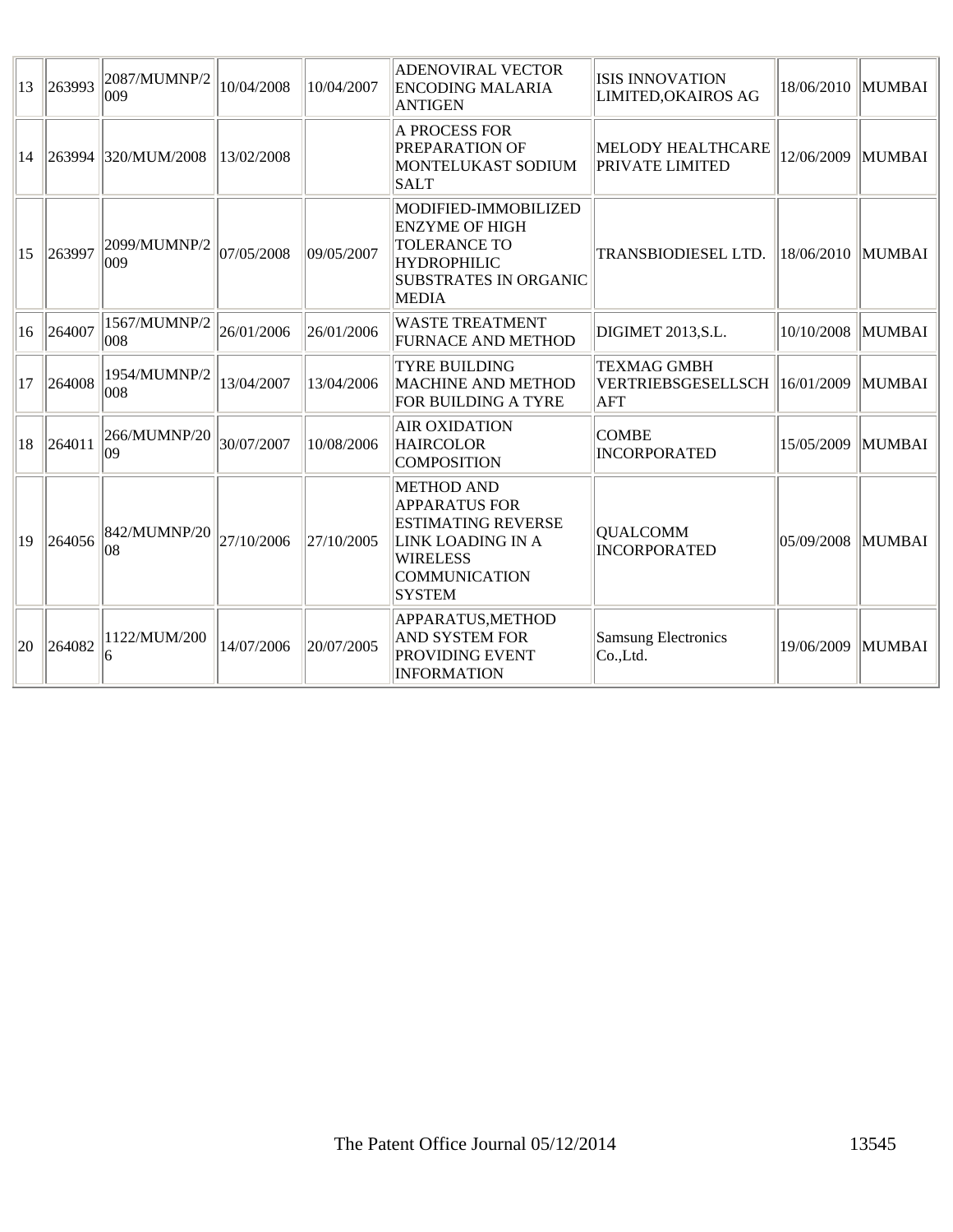| | | | | | | | | |
|---|---|---|---|---|---|---|---|---|
| 13 | 263993 | 2087/MUMNP/2009 | 10/04/2008 | 10/04/2007 | ADENOVIRAL VECTOR ENCODING MALARIA ANTIGEN | ISIS INNOVATION LIMITED,OKAIROS AG | 18/06/2010 | MUMBAI |
| 14 | 263994 | 320/MUM/2008 | 13/02/2008 | | A PROCESS FOR PREPARATION OF MONTELUKAST SODIUM SALT | MELODY HEALTHCARE PRIVATE LIMITED | 12/06/2009 | MUMBAI |
| 15 | 263997 | 2099/MUMNP/2009 | 07/05/2008 | 09/05/2007 | MODIFIED-IMMOBILIZED ENZYME OF HIGH TOLERANCE TO HYDROPHILIC SUBSTRATES IN ORGANIC MEDIA | TRANSBIODIESEL LTD. | 18/06/2010 | MUMBAI |
| 16 | 264007 | 1567/MUMNP/2008 | 26/01/2006 | 26/01/2006 | WASTE TREATMENT FURNACE AND METHOD | DIGIMET 2013,S.L. | 10/10/2008 | MUMBAI |
| 17 | 264008 | 1954/MUMNP/2008 | 13/04/2007 | 13/04/2006 | TYRE BUILDING MACHINE AND METHOD FOR BUILDING A TYRE | TEXMAG GMBH VERTRIEBSGESELLSCHAFT | 16/01/2009 | MUMBAI |
| 18 | 264011 | 266/MUMNP/2009 | 30/07/2007 | 10/08/2006 | AIR OXIDATION HAIRCOLOR COMPOSITION | COMBE INCORPORATED | 15/05/2009 | MUMBAI |
| 19 | 264056 | 842/MUMNP/2008 | 27/10/2006 | 27/10/2005 | METHOD AND APPARATUS FOR ESTIMATING REVERSE LINK LOADING IN A WIRELESS COMMUNICATION SYSTEM | QUALCOMM INCORPORATED | 05/09/2008 | MUMBAI |
| 20 | 264082 | 1122/MUM/2006 | 14/07/2006 | 20/07/2005 | APPARATUS,METHOD AND SYSTEM FOR PROVIDING EVENT INFORMATION | Samsung Electronics Co.,Ltd. | 19/06/2009 | MUMBAI |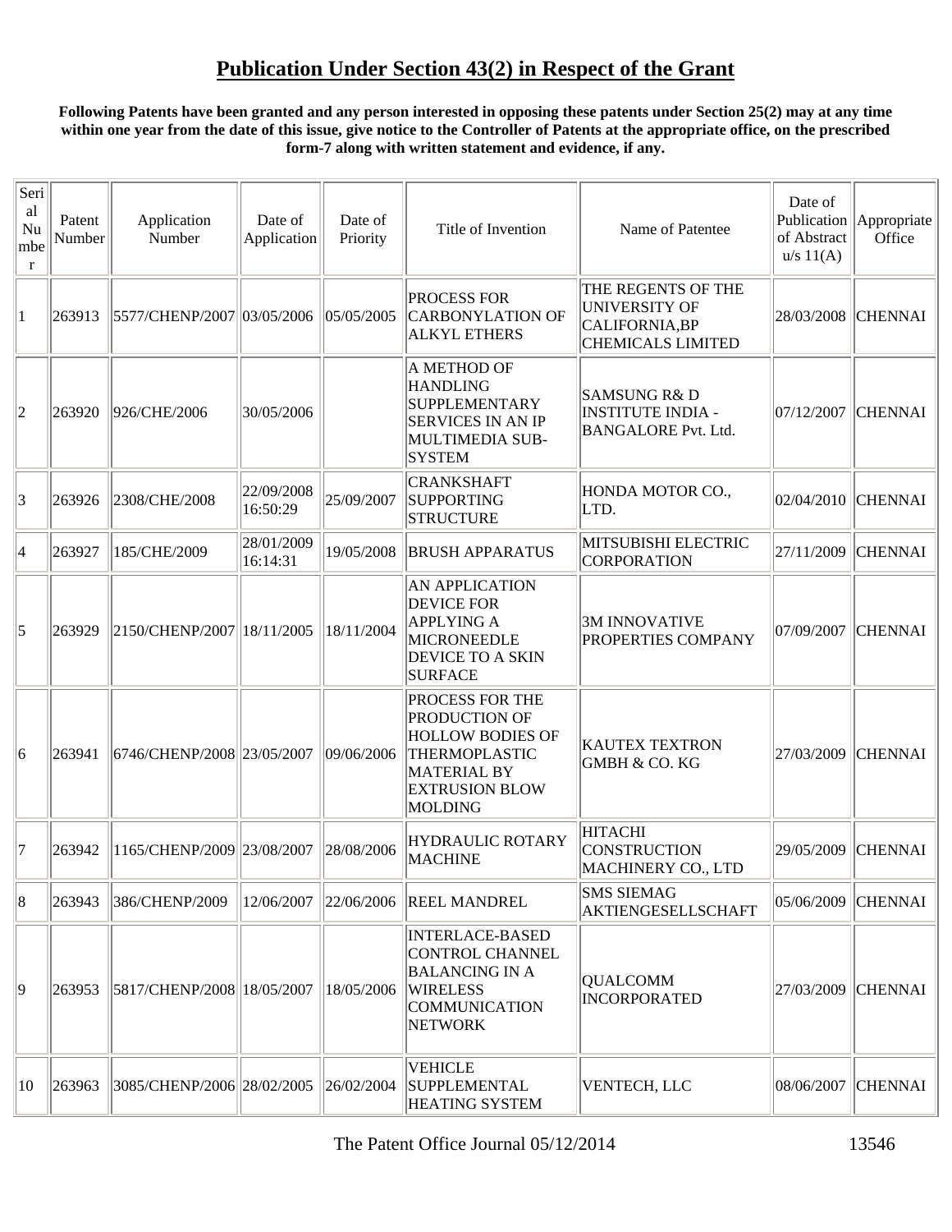## Publication Under Section 43(2) in Respect of the Grant

**Following Patents have been granted and any person interested in opposing these patents under Section 25(2) may at any time within one year from the date of this issue, give notice to the Controller of Patents at the appropriate office, on the prescribed form-7 along with written statement and evidence, if any.**

| Serial Number | Patent Number | Application Number | Date of Application | Date of Priority | Title of Invention | Name of Patentee | Date of Publication of Abstract u/s 11(A) | Appropriate Office |
|---|---|---|---|---|---|---|---|---|
| 1 | 263913 | 5577/CHENP/2007 | 03/05/2006 | 05/05/2005 | PROCESS FOR CARBONYLATION OF ALKYL ETHERS | THE REGENTS OF THE UNIVERSITY OF CALIFORNIA,BP CHEMICALS LIMITED | 28/03/2008 | CHENNAI |
| 2 | 263920 | 926/CHE/2006 | 30/05/2006 | | A METHOD OF HANDLING SUPPLEMENTARY SERVICES IN AN IP MULTIMEDIA SUB-SYSTEM | SAMSUNG R& D INSTITUTE INDIA - BANGALORE Pvt. Ltd. | 07/12/2007 | CHENNAI |
| 3 | 263926 | 2308/CHE/2008 | 22/09/2008 16:50:29 | 25/09/2007 | CRANKSHAFT SUPPORTING STRUCTURE | HONDA MOTOR CO., LTD. | 02/04/2010 | CHENNAI |
| 4 | 263927 | 185/CHE/2009 | 28/01/2009 16:14:31 | 19/05/2008 | BRUSH APPARATUS | MITSUBISHI ELECTRIC CORPORATION | 27/11/2009 | CHENNAI |
| 5 | 263929 | 2150/CHENP/2007 | 18/11/2005 | 18/11/2004 | AN APPLICATION DEVICE FOR APPLYING A MICRONEEDLE DEVICE TO A SKIN SURFACE | 3M INNOVATIVE PROPERTIES COMPANY | 07/09/2007 | CHENNAI |
| 6 | 263941 | 6746/CHENP/2008 | 23/05/2007 | 09/06/2006 | PROCESS FOR THE PRODUCTION OF HOLLOW BODIES OF THERMOPLASTIC MATERIAL BY EXTRUSION BLOW MOLDING | KAUTEX TEXTRON GMBH & CO. KG | 27/03/2009 | CHENNAI |
| 7 | 263942 | 1165/CHENP/2009 | 23/08/2007 | 28/08/2006 | HYDRAULIC ROTARY MACHINE | HITACHI CONSTRUCTION MACHINERY CO., LTD | 29/05/2009 | CHENNAI |
| 8 | 263943 | 386/CHENP/2009 | 12/06/2007 | 22/06/2006 | REEL MANDREL | SMS SIEMAG AKTIENGESELLSCHAFT | 05/06/2009 | CHENNAI |
| 9 | 263953 | 5817/CHENP/2008 | 18/05/2007 | 18/05/2006 | INTERLACE-BASED CONTROL CHANNEL BALANCING IN A WIRELESS COMMUNICATION NETWORK | QUALCOMM INCORPORATED | 27/03/2009 | CHENNAI |
| 10 | 263963 | 3085/CHENP/2006 | 28/02/2005 | 26/02/2004 | VEHICLE SUPPLEMENTAL HEATING SYSTEM | VENTECH, LLC | 08/06/2007 | CHENNAI |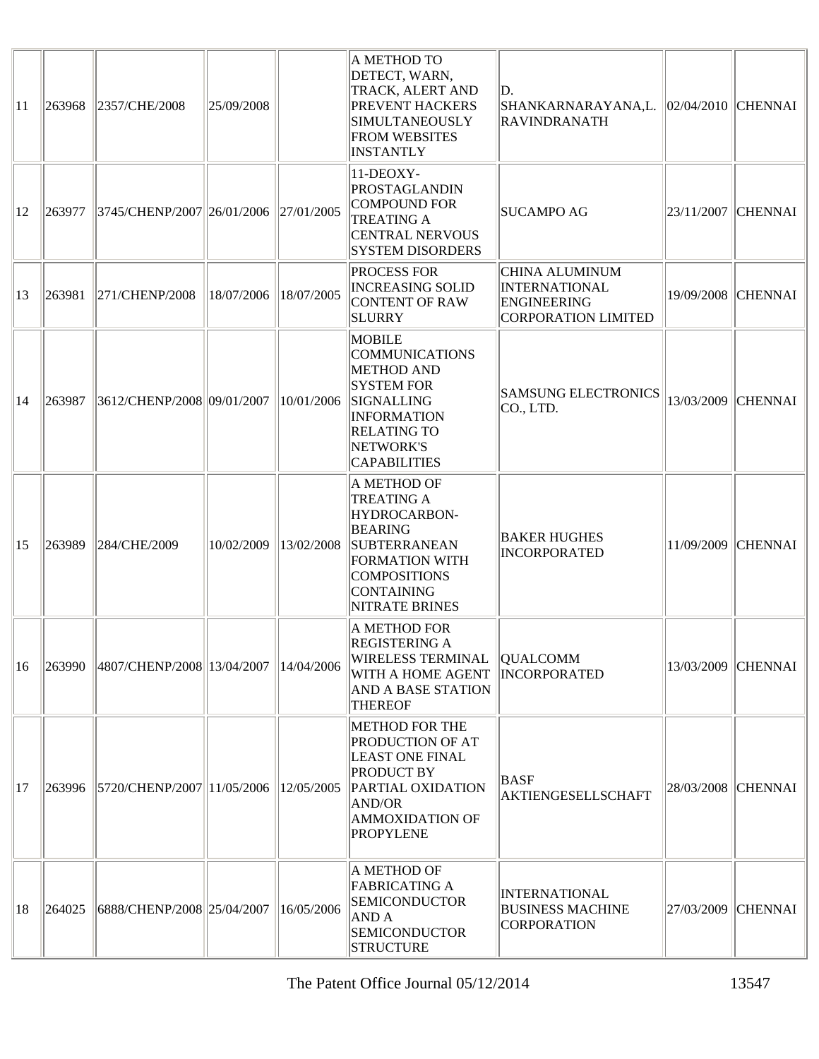| | | | | | | | | |
|---|---|---|---|---|---|---|---|---|
| 11 | 263968 | 2357/CHE/2008 | 25/09/2008 | | A METHOD TO DETECT, WARN, TRACK, ALERT AND PREVENT HACKERS SIMULTANEOUSLY FROM WEBSITES INSTANTLY | D. SHANKARNARAYANA,L. RAVINDRANATH | 02/04/2010 | CHENNAI |
| 12 | 263977 | 3745/CHENP/2007 | 26/01/2006 | 27/01/2005 | 11-DEOXY-PROSTAGLANDIN COMPOUND FOR TREATING A CENTRAL NERVOUS SYSTEM DISORDERS | SUCAMPO AG | 23/11/2007 | CHENNAI |
| 13 | 263981 | 271/CHENP/2008 | 18/07/2006 | 18/07/2005 | PROCESS FOR INCREASING SOLID CONTENT OF RAW SLURRY | CHINA ALUMINUM INTERNATIONAL ENGINEERING CORPORATION LIMITED | 19/09/2008 | CHENNAI |
| 14 | 263987 | 3612/CHENP/2008 | 09/01/2007 | 10/01/2006 | MOBILE COMMUNICATIONS METHOD AND SYSTEM FOR SIGNALLING INFORMATION RELATING TO NETWORK'S CAPABILITIES | SAMSUNG ELECTRONICS CO., LTD. | 13/03/2009 | CHENNAI |
| 15 | 263989 | 284/CHE/2009 | 10/02/2009 | 13/02/2008 | A METHOD OF TREATING A HYDROCARBON-BEARING SUBTERRANEAN FORMATION WITH COMPOSITIONS CONTAINING NITRATE BRINES | BAKER HUGHES INCORPORATED | 11/09/2009 | CHENNAI |
| 16 | 263990 | 4807/CHENP/2008 | 13/04/2007 | 14/04/2006 | A METHOD FOR REGISTERING A WIRELESS TERMINAL WITH A HOME AGENT AND A BASE STATION THEREOF | QUALCOMM INCORPORATED | 13/03/2009 | CHENNAI |
| 17 | 263996 | 5720/CHENP/2007 | 11/05/2006 | 12/05/2005 | METHOD FOR THE PRODUCTION OF AT LEAST ONE FINAL PRODUCT BY PARTIAL OXIDATION AND/OR AMMOXIDATION OF PROPYLENE | BASF AKTIENGESELLSCHAFT | 28/03/2008 | CHENNAI |
| 18 | 264025 | 6888/CHENP/2008 | 25/04/2007 | 16/05/2006 | A METHOD OF FABRICATING A SEMICONDUCTOR AND A SEMICONDUCTOR STRUCTURE | INTERNATIONAL BUSINESS MACHINE CORPORATION | 27/03/2009 | CHENNAI |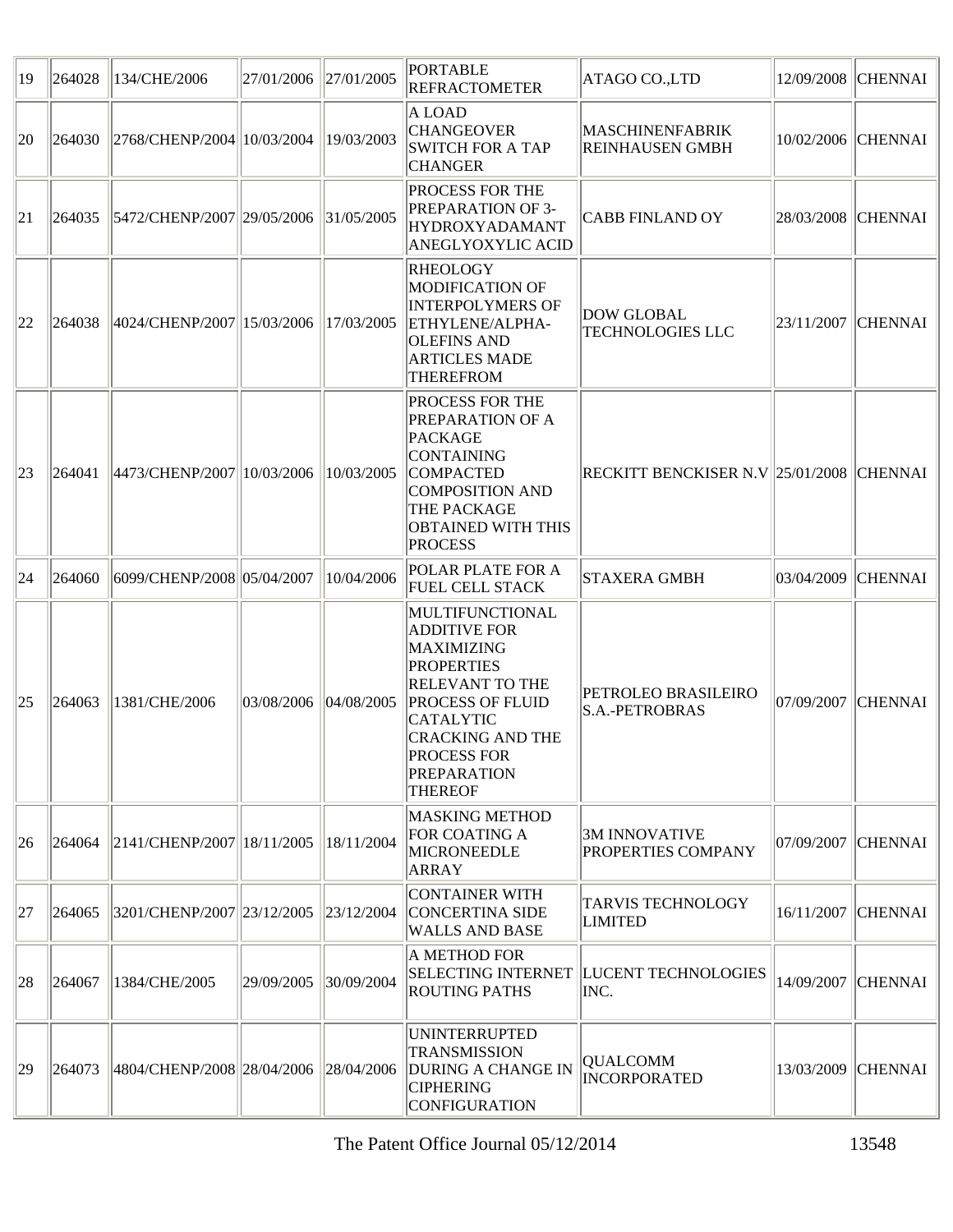| | | | | | | | | |
|---|---|---|---|---|---|---|---|---|
| 19 | 264028 | 134/CHE/2006 | 27/01/2006 | 27/01/2005 | PORTABLE REFRACTOMETER | ATAGO CO.,LTD | 12/09/2008 | CHENNAI |
| 20 | 264030 | 2768/CHENP/2004 | 10/03/2004 | 19/03/2003 | A LOAD CHANGEOVER SWITCH FOR A TAP CHANGER | MASCHINENFABRIK REINHAUSEN GMBH | 10/02/2006 | CHENNAI |
| 21 | 264035 | 5472/CHENP/2007 | 29/05/2006 | 31/05/2005 | PROCESS FOR THE PREPARATION OF 3-HYDROXYADAMANT ANEGLYOXYLIC ACID | CABB FINLAND OY | 28/03/2008 | CHENNAI |
| 22 | 264038 | 4024/CHENP/2007 | 15/03/2006 | 17/03/2005 | RHEOLOGY MODIFICATION OF INTERPOLYMERS OF ETHYLENE/ALPHA-OLEFINS AND ARTICLES MADE THEREFROM | DOW GLOBAL TECHNOLOGIES LLC | 23/11/2007 | CHENNAI |
| 23 | 264041 | 4473/CHENP/2007 | 10/03/2006 | 10/03/2005 | PROCESS FOR THE PREPARATION OF A PACKAGE CONTAINING COMPACTED COMPOSITION AND THE PACKAGE OBTAINED WITH THIS PROCESS | RECKITT BENCKISER N.V | 25/01/2008 | CHENNAI |
| 24 | 264060 | 6099/CHENP/2008 | 05/04/2007 | 10/04/2006 | POLAR PLATE FOR A FUEL CELL STACK | STAXERA GMBH | 03/04/2009 | CHENNAI |
| 25 | 264063 | 1381/CHE/2006 | 03/08/2006 | 04/08/2005 | MULTIFUNCTIONAL ADDITIVE FOR MAXIMIZING PROPERTIES RELEVANT TO THE PROCESS OF FLUID CATALYTIC CRACKING AND THE PROCESS FOR PREPARATION THEREOF | PETROLEO BRASILEIRO S.A.-PETROBRAS | 07/09/2007 | CHENNAI |
| 26 | 264064 | 2141/CHENP/2007 | 18/11/2005 | 18/11/2004 | MASKING METHOD FOR COATING A MICRONEEDLE ARRAY | 3M INNOVATIVE PROPERTIES COMPANY | 07/09/2007 | CHENNAI |
| 27 | 264065 | 3201/CHENP/2007 | 23/12/2005 | 23/12/2004 | CONTAINER WITH CONCERTINA SIDE WALLS AND BASE | TARVIS TECHNOLOGY LIMITED | 16/11/2007 | CHENNAI |
| 28 | 264067 | 1384/CHE/2005 | 29/09/2005 | 30/09/2004 | A METHOD FOR SELECTING INTERNET ROUTING PATHS | LUCENT TECHNOLOGIES INC. | 14/09/2007 | CHENNAI |
| 29 | 264073 | 4804/CHENP/2008 | 28/04/2006 | 28/04/2006 | UNINTERRUPTED TRANSMISSION DURING A CHANGE IN CIPHERING CONFIGURATION | QUALCOMM INCORPORATED | 13/03/2009 | CHENNAI |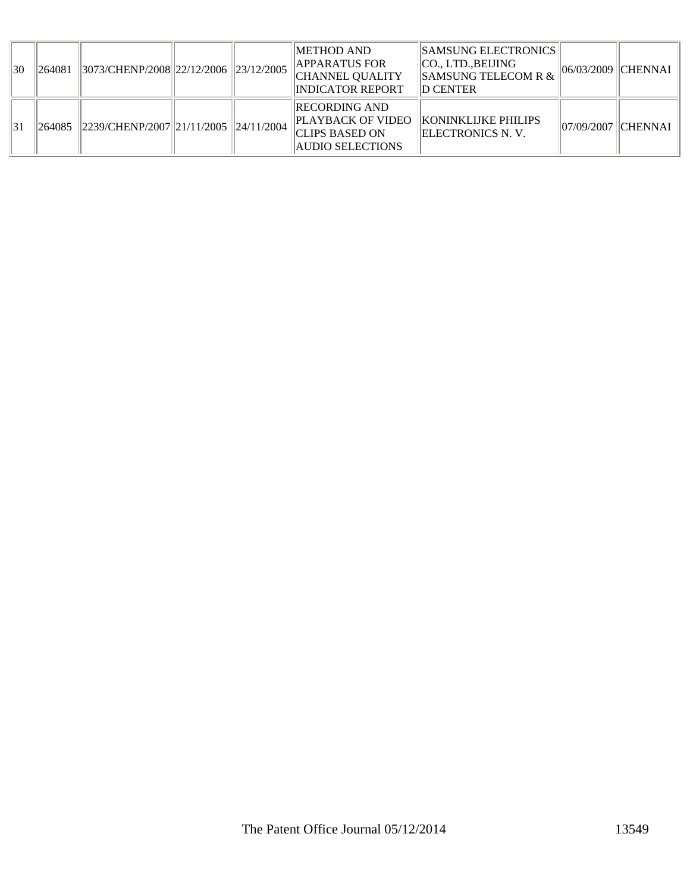| | | | | | | | | |
|---|---|---|---|---|---|---|---|---|
| 30 | 264081 | 3073/CHENP/2008 | 22/12/2006 | 23/12/2005 | METHOD AND APPARATUS FOR CHANNEL QUALITY INDICATOR REPORT | SAMSUNG ELECTRONICS CO., LTD.,BEIJING SAMSUNG TELECOM R & D CENTER | 06/03/2009 | CHENNAI |
| 31 | 264085 | 2239/CHENP/2007 | 21/11/2005 | 24/11/2004 | RECORDING AND PLAYBACK OF VIDEO CLIPS BASED ON AUDIO SELECTIONS | KONINKLIJKE PHILIPS ELECTRONICS N. V. | 07/09/2007 | CHENNAI |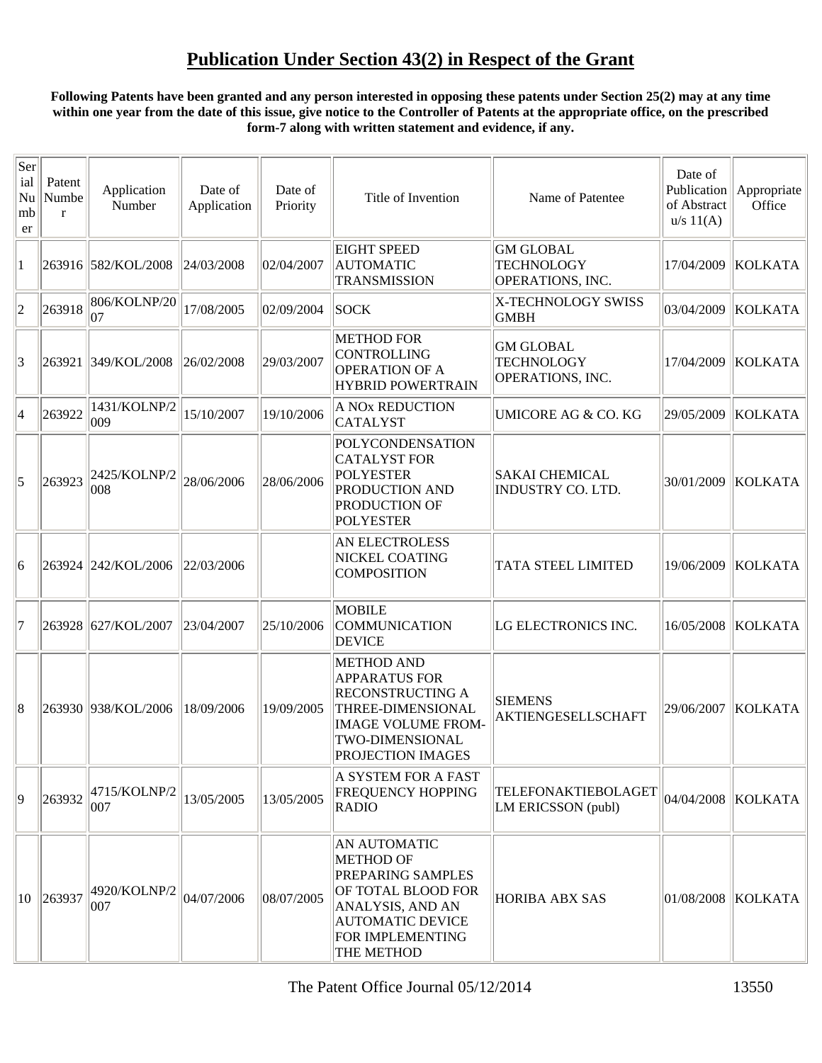# Publication Under Section 43(2) in Respect of the Grant

**Following Patents have been granted and any person interested in opposing these patents under Section 25(2) may at any time within one year from the date of this issue, give notice to the Controller of Patents at the appropriate office, on the prescribed form-7 along with written statement and evidence, if any.**

| Serial Number | Patent Number | Application Number | Date of Application | Date of Priority | Title of Invention | Name of Patentee | Date of Publication of Abstract u/s 11(A) | Appropriate Office |
|---|---|---|---|---|---|---|---|---|
| 1 | 263916 | 582/KOL/2008 | 24/03/2008 | 02/04/2007 | EIGHT SPEED AUTOMATIC TRANSMISSION | GM GLOBAL TECHNOLOGY OPERATIONS, INC. | 17/04/2009 | KOLKATA |
| 2 | 263918 | 806/KOLNP/2007 | 17/08/2005 | 02/09/2004 | SOCK | X-TECHNOLOGY SWISS GMBH | 03/04/2009 | KOLKATA |
| 3 | 263921 | 349/KOL/2008 | 26/02/2008 | 29/03/2007 | METHOD FOR CONTROLLING OPERATION OF A HYBRID POWERTRAIN | GM GLOBAL TECHNOLOGY OPERATIONS, INC. | 17/04/2009 | KOLKATA |
| 4 | 263922 | 1431/KOLNP/2009 | 15/10/2007 | 19/10/2006 | A NOx REDUCTION CATALYST | UMICORE AG & CO. KG | 29/05/2009 | KOLKATA |
| 5 | 263923 | 2425/KOLNP/2008 | 28/06/2006 | 28/06/2006 | POLYCONDENSATION CATALYST FOR POLYESTER PRODUCTION AND PRODUCTION OF POLYESTER | SAKAI CHEMICAL INDUSTRY CO. LTD. | 30/01/2009 | KOLKATA |
| 6 | 263924 | 242/KOL/2006 | 22/03/2006 | | AN ELECTROLESS NICKEL COATING COMPOSITION | TATA STEEL LIMITED | 19/06/2009 | KOLKATA |
| 7 | 263928 | 627/KOL/2007 | 23/04/2007 | 25/10/2006 | MOBILE COMMUNICATION DEVICE | LG ELECTRONICS INC. | 16/05/2008 | KOLKATA |
| 8 | 263930 | 938/KOL/2006 | 18/09/2006 | 19/09/2005 | METHOD AND APPARATUS FOR RECONSTRUCTING A THREE-DIMENSIONAL IMAGE VOLUME FROM-TWO-DIMENSIONAL PROJECTION IMAGES | SIEMENS AKTIENGESELLSCHAFT | 29/06/2007 | KOLKATA |
| 9 | 263932 | 4715/KOLNP/2007 | 13/05/2005 | 13/05/2005 | A SYSTEM FOR A FAST FREQUENCY HOPPING RADIO | TELEFONAKTIEBOLAGET LM ERICSSON (publ) | 04/04/2008 | KOLKATA |
| 10 | 263937 | 4920/KOLNP/2007 | 04/07/2006 | 08/07/2005 | AN AUTOMATIC METHOD OF PREPARING SAMPLES OF TOTAL BLOOD FOR ANALYSIS, AND AN AUTOMATIC DEVICE FOR IMPLEMENTING THE METHOD | HORIBA ABX SAS | 01/08/2008 | KOLKATA |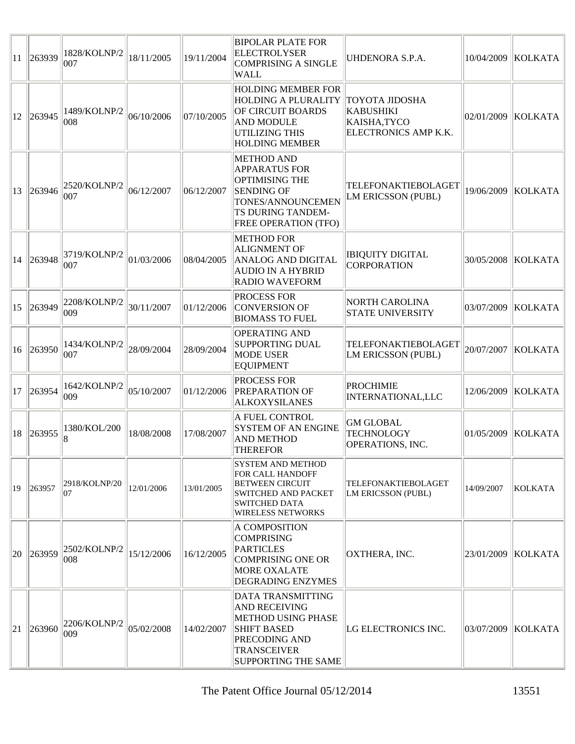| | | | | | | | | |
|---|---|---|---|---|---|---|---|---|
| 11 | 263939 | 1828/KOLNP/2007 | 18/11/2005 | 19/11/2004 | BIPOLAR PLATE FOR ELECTROLYSER COMPRISING A SINGLE WALL | UHDENORA S.P.A. | 10/04/2009 | KOLKATA |
| 12 | 263945 | 1489/KOLNP/2008 | 06/10/2006 | 07/10/2005 | HOLDING MEMBER FOR HOLDING A PLURALITY OF CIRCUIT BOARDS AND MODULE UTILIZING THIS HOLDING MEMBER | TOYOTA JIDOSHA KABUSHIKI KAISHA,TYCO ELECTRONICS AMP K.K. | 02/01/2009 | KOLKATA |
| 13 | 263946 | 2520/KOLNP/2007 | 06/12/2007 | 06/12/2007 | METHOD AND APPARATUS FOR OPTIMISING THE SENDING OF TONES/ANNOUNCEMENTS DURING TANDEM-FREE OPERATION (TFO) | TELEFONAKTIEBOLAGET LM ERICSSON (PUBL) | 19/06/2009 | KOLKATA |
| 14 | 263948 | 3719/KOLNP/2007 | 01/03/2006 | 08/04/2005 | METHOD FOR ALIGNMENT OF ANALOG AND DIGITAL AUDIO IN A HYBRID RADIO WAVEFORM | IBIQUITY DIGITAL CORPORATION | 30/05/2008 | KOLKATA |
| 15 | 263949 | 2208/KOLNP/2009 | 30/11/2007 | 01/12/2006 | PROCESS FOR CONVERSION OF BIOMASS TO FUEL | NORTH CAROLINA STATE UNIVERSITY | 03/07/2009 | KOLKATA |
| 16 | 263950 | 1434/KOLNP/2007 | 28/09/2004 | 28/09/2004 | OPERATING AND SUPPORTING DUAL MODE USER EQUIPMENT | TELEFONAKTIEBOLAGET LM ERICSSON (PUBL) | 20/07/2007 | KOLKATA |
| 17 | 263954 | 1642/KOLNP/2009 | 05/10/2007 | 01/12/2006 | PROCESS FOR PREPARATION OF ALKOXYSILANES | PROCHIMIE INTERNATIONAL,LLC | 12/06/2009 | KOLKATA |
| 18 | 263955 | 1380/KOL/2008 | 18/08/2008 | 17/08/2007 | A FUEL CONTROL SYSTEM OF AN ENGINE AND METHOD THEREFOR | GM GLOBAL TECHNOLOGY OPERATIONS, INC. | 01/05/2009 | KOLKATA |
| 19 | 263957 | 2918/KOLNP/2007 | 12/01/2006 | 13/01/2005 | SYSTEM AND METHOD FOR CALL HANDOFF BETWEEN CIRCUIT SWITCHED AND PACKET SWITCHED DATA WIRELESS NETWORKS | TELEFONAKTIEBOLAGET LM ERICSSON (PUBL) | 14/09/2007 | KOLKATA |
| 20 | 263959 | 2502/KOLNP/2008 | 15/12/2006 | 16/12/2005 | A COMPOSITION COMPRISING PARTICLES COMPRISING ONE OR MORE OXALATE DEGRADING ENZYMES | OXTHERA, INC. | 23/01/2009 | KOLKATA |
| 21 | 263960 | 2206/KOLNP/2009 | 05/02/2008 | 14/02/2007 | DATA TRANSMITTING AND RECEIVING METHOD USING PHASE SHIFT BASED PRECODING AND TRANSCEIVER SUPPORTING THE SAME | LG ELECTRONICS INC. | 03/07/2009 | KOLKATA |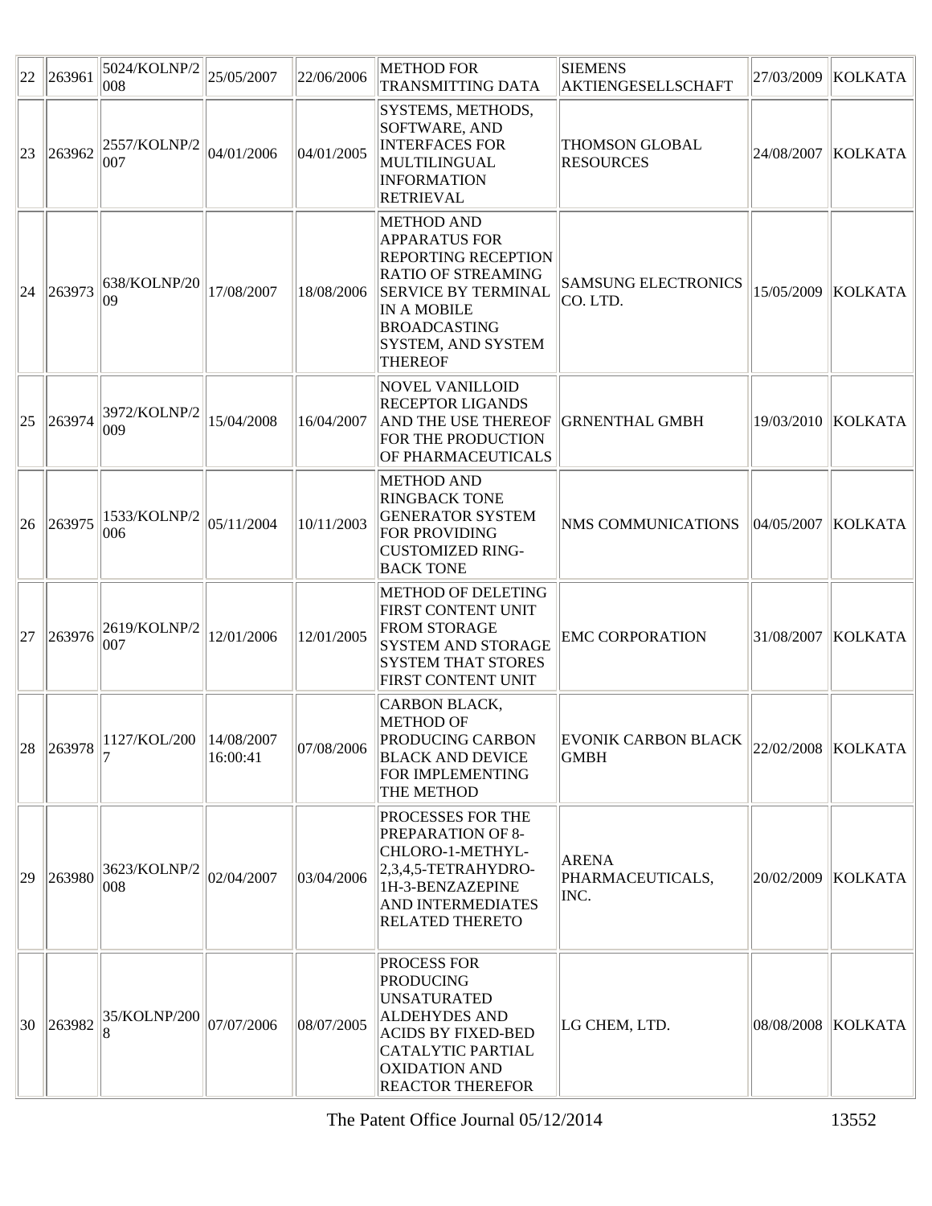| | | | | | | | | |
|---|---|---|---|---|---|---|---|---|
| 22 | 263961 | 5024/KOLNP/2008 | 25/05/2007 | 22/06/2006 | METHOD FOR TRANSMITTING DATA | SIEMENS AKTIENGESELLSCHAFT | 27/03/2009 | KOLKATA |
| 23 | 263962 | 2557/KOLNP/2007 | 04/01/2006 | 04/01/2005 | SYSTEMS, METHODS, SOFTWARE, AND INTERFACES FOR MULTILINGUAL INFORMATION RETRIEVAL | THOMSON GLOBAL RESOURCES | 24/08/2007 | KOLKATA |
| 24 | 263973 | 638/KOLNP/2009 | 17/08/2007 | 18/08/2006 | METHOD AND APPARATUS FOR REPORTING RECEPTION RATIO OF STREAMING SERVICE BY TERMINAL IN A MOBILE BROADCASTING SYSTEM, AND SYSTEM THEREOF | SAMSUNG ELECTRONICS CO. LTD. | 15/05/2009 | KOLKATA |
| 25 | 263974 | 3972/KOLNP/2009 | 15/04/2008 | 16/04/2007 | NOVEL VANILLOID RECEPTOR LIGANDS AND THE USE THEREOF FOR THE PRODUCTION OF PHARMACEUTICALS | GRNENTHAL GMBH | 19/03/2010 | KOLKATA |
| 26 | 263975 | 1533/KOLNP/2006 | 05/11/2004 | 10/11/2003 | METHOD AND RINGBACK TONE GENERATOR SYSTEM FOR PROVIDING CUSTOMIZED RING-BACK TONE | NMS COMMUNICATIONS | 04/05/2007 | KOLKATA |
| 27 | 263976 | 2619/KOLNP/2007 | 12/01/2006 | 12/01/2005 | METHOD OF DELETING FIRST CONTENT UNIT FROM STORAGE SYSTEM AND STORAGE SYSTEM THAT STORES FIRST CONTENT UNIT | EMC CORPORATION | 31/08/2007 | KOLKATA |
| 28 | 263978 | 1127/KOL/2007 | 14/08/2007 16:00:41 | 07/08/2006 | CARBON BLACK, METHOD OF PRODUCING CARBON BLACK AND DEVICE FOR IMPLEMENTING THE METHOD | EVONIK CARBON BLACK GMBH | 22/02/2008 | KOLKATA |
| 29 | 263980 | 3623/KOLNP/2008 | 02/04/2007 | 03/04/2006 | PROCESSES FOR THE PREPARATION OF 8-CHLORO-1-METHYL-2,3,4,5-TETRAHYDRO-1H-3-BENZAZEPINE AND INTERMEDIATES RELATED THERETO | ARENA PHARMACEUTICALS, INC. | 20/02/2009 | KOLKATA |
| 30 | 263982 | 35/KOLNP/2008 | 07/07/2006 | 08/07/2005 | PROCESS FOR PRODUCING UNSATURATED ALDEHYDES AND ACIDS BY FIXED-BED CATALYTIC PARTIAL OXIDATION AND REACTOR THEREFOR | LG CHEM, LTD. | 08/08/2008 | KOLKATA |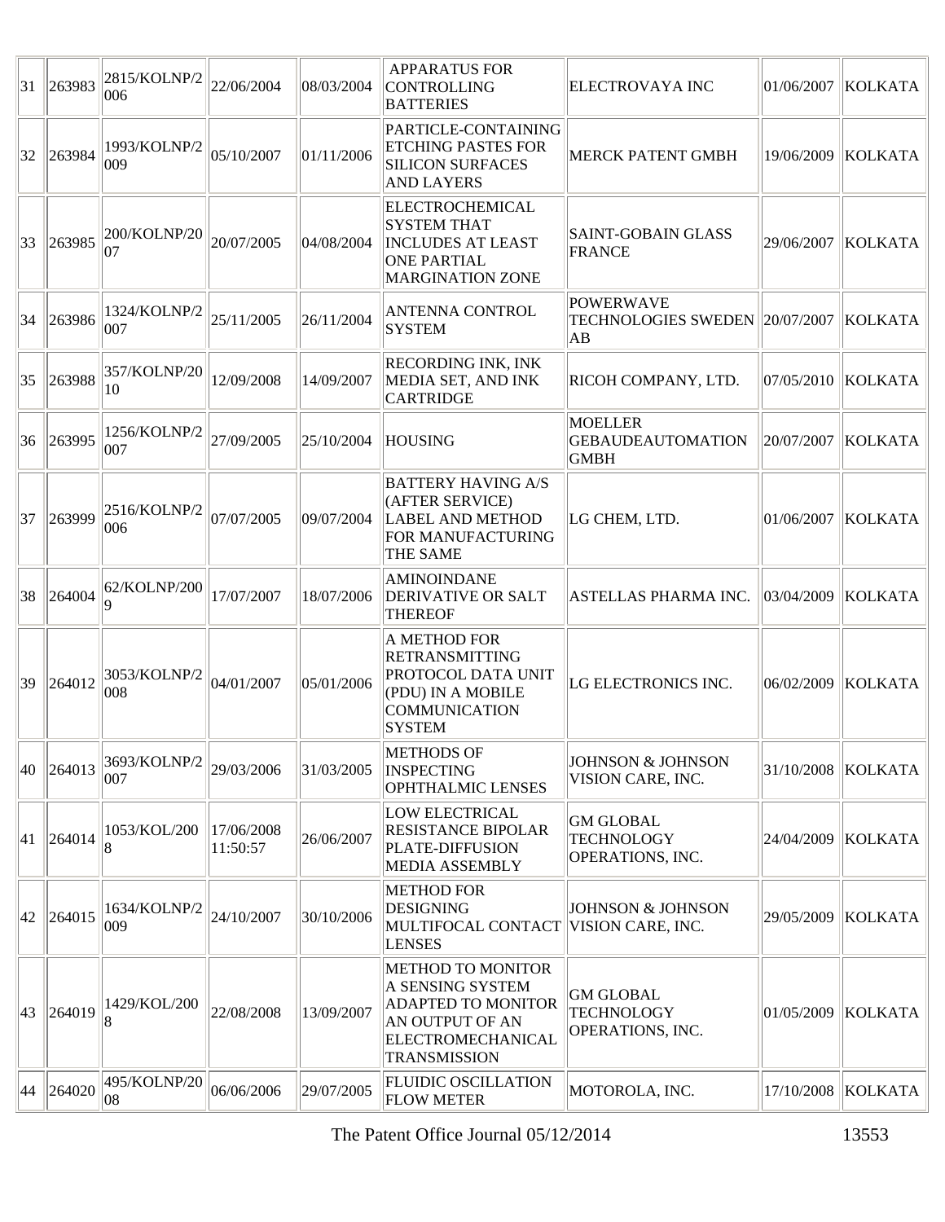| | | | | | | | | |
|---|---|---|---|---|---|---|---|---|
| 31 | 263983 | 2815/KOLNP/2006 | 22/06/2004 | 08/03/2004 | APPARATUS FOR CONTROLLING BATTERIES | ELECTROVAYA INC | 01/06/2007 | KOLKATA |
| 32 | 263984 | 1993/KOLNP/2009 | 05/10/2007 | 01/11/2006 | PARTICLE-CONTAINING ETCHING PASTES FOR SILICON SURFACES AND LAYERS | MERCK PATENT GMBH | 19/06/2009 | KOLKATA |
| 33 | 263985 | 200/KOLNP/2007 | 20/07/2005 | 04/08/2004 | ELECTROCHEMICAL SYSTEM THAT INCLUDES AT LEAST ONE PARTIAL MARGINATION ZONE | SAINT-GOBAIN GLASS FRANCE | 29/06/2007 | KOLKATA |
| 34 | 263986 | 1324/KOLNP/2007 | 25/11/2005 | 26/11/2004 | ANTENNA CONTROL SYSTEM | POWERWAVE TECHNOLOGIES SWEDEN AB | 20/07/2007 | KOLKATA |
| 35 | 263988 | 357/KOLNP/2010 | 12/09/2008 | 14/09/2007 | RECORDING INK, INK MEDIA SET, AND INK CARTRIDGE | RICOH COMPANY, LTD. | 07/05/2010 | KOLKATA |
| 36 | 263995 | 1256/KOLNP/2007 | 27/09/2005 | 25/10/2004 | HOUSING | MOELLER GEBAUDEAUTOMATION GMBH | 20/07/2007 | KOLKATA |
| 37 | 263999 | 2516/KOLNP/2006 | 07/07/2005 | 09/07/2004 | BATTERY HAVING A/S (AFTER SERVICE) LABEL AND METHOD FOR MANUFACTURING THE SAME | LG CHEM, LTD. | 01/06/2007 | KOLKATA |
| 38 | 264004 | 62/KOLNP/2009 | 17/07/2007 | 18/07/2006 | AMINOINDANE DERIVATIVE OR SALT THEREOF | ASTELLAS PHARMA INC. | 03/04/2009 | KOLKATA |
| 39 | 264012 | 3053/KOLNP/2008 | 04/01/2007 | 05/01/2006 | A METHOD FOR RETRANSMITTING PROTOCOL DATA UNIT (PDU) IN A MOBILE COMMUNICATION SYSTEM | LG ELECTRONICS INC. | 06/02/2009 | KOLKATA |
| 40 | 264013 | 3693/KOLNP/2007 | 29/03/2006 | 31/03/2005 | METHODS OF INSPECTING OPHTHALMIC LENSES | JOHNSON & JOHNSON VISION CARE, INC. | 31/10/2008 | KOLKATA |
| 41 | 264014 | 1053/KOL/2008 | 17/06/2008 11:50:57 | 26/06/2007 | LOW ELECTRICAL RESISTANCE BIPOLAR PLATE-DIFFUSION MEDIA ASSEMBLY | GM GLOBAL TECHNOLOGY OPERATIONS, INC. | 24/04/2009 | KOLKATA |
| 42 | 264015 | 1634/KOLNP/2009 | 24/10/2007 | 30/10/2006 | METHOD FOR DESIGNING MULTIFOCAL CONTACT LENSES | JOHNSON & JOHNSON VISION CARE, INC. | 29/05/2009 | KOLKATA |
| 43 | 264019 | 1429/KOL/2008 | 22/08/2008 | 13/09/2007 | METHOD TO MONITOR A SENSING SYSTEM ADAPTED TO MONITOR AN OUTPUT OF AN ELECTROMECHANICAL TRANSMISSION | GM GLOBAL TECHNOLOGY OPERATIONS, INC. | 01/05/2009 | KOLKATA |
| 44 | 264020 | 495/KOLNP/2008 | 06/06/2006 | 29/07/2005 | FLUIDIC OSCILLATION FLOW METER | MOTOROLA, INC. | 17/10/2008 | KOLKATA |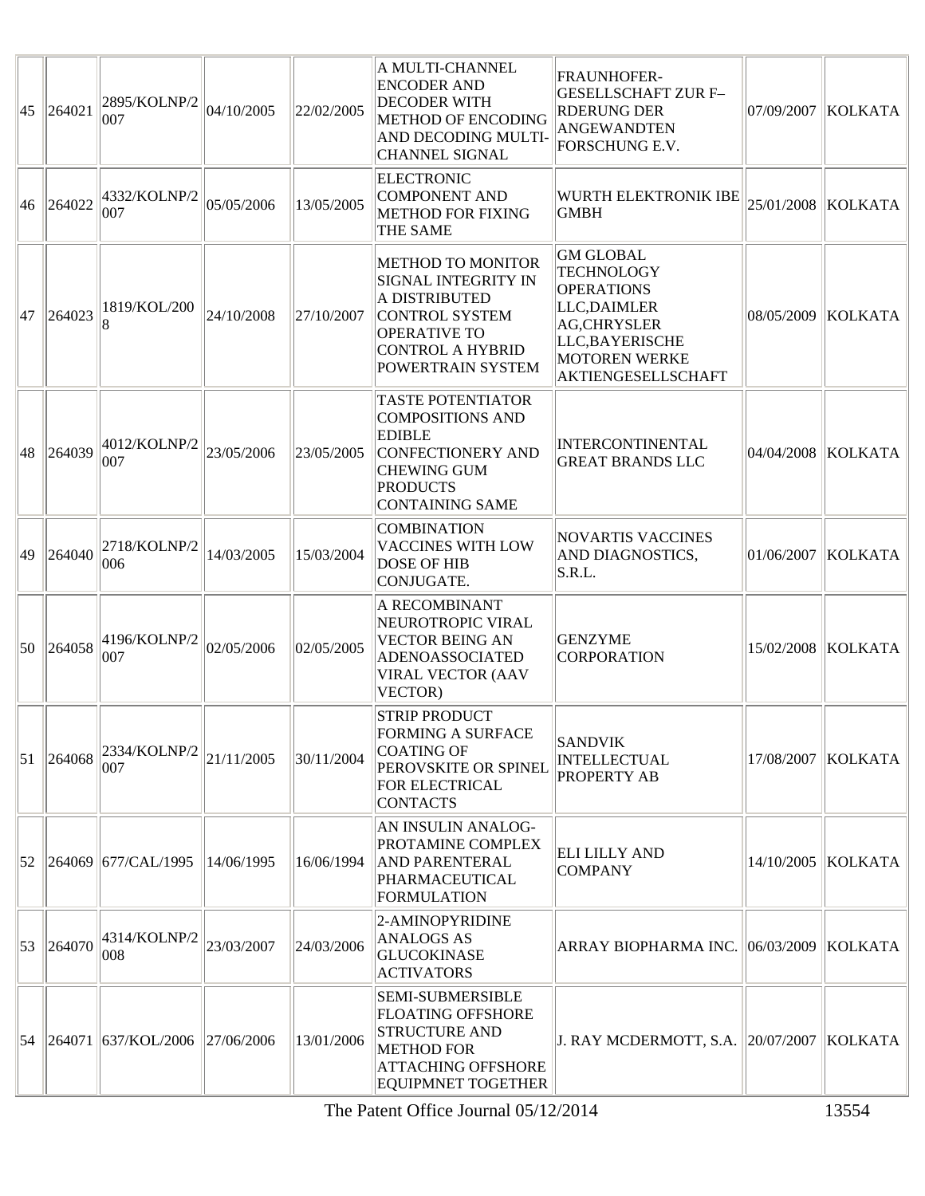| 45 | 264021 | 2895/KOLNP/2007 | 04/10/2005 | 22/02/2005 | A MULTI-CHANNEL ENCODER AND DECODER WITH METHOD OF ENCODING AND DECODING MULTI-CHANNEL SIGNAL | FRAUNHOFER-GESELLSCHAFT ZUR F–RDERUNG DER ANGEWANDTEN FORSCHUNG E.V. | 07/09/2007 | KOLKATA |
|---|---|---|---|---|---|---|---|---|
| 46 | 264022 | 4332/KOLNP/2007 | 05/05/2006 | 13/05/2005 | ELECTRONIC COMPONENT AND METHOD FOR FIXING THE SAME | WURTH ELEKTRONIK IBE GMBH | 25/01/2008 | KOLKATA |
| 47 | 264023 | 1819/KOL/2008 | 24/10/2008 | 27/10/2007 | METHOD TO MONITOR SIGNAL INTEGRITY IN A DISTRIBUTED CONTROL SYSTEM OPERATIVE TO CONTROL A HYBRID POWERTRAIN SYSTEM | GM GLOBAL TECHNOLOGY OPERATIONS LLC,DAIMLER AG,CHRYSLER LLC,BAYERISCHE MOTOREN WERKE AKTIENGESELLSCHAFT | 08/05/2009 | KOLKATA |
| 48 | 264039 | 4012/KOLNP/2007 | 23/05/2006 | 23/05/2005 | TASTE POTENTIATOR COMPOSITIONS AND EDIBLE CONFECTIONERY AND CHEWING GUM PRODUCTS CONTAINING SAME | INTERCONTINENTAL GREAT BRANDS LLC | 04/04/2008 | KOLKATA |
| 49 | 264040 | 2718/KOLNP/2006 | 14/03/2005 | 15/03/2004 | COMBINATION VACCINES WITH LOW DOSE OF HIB CONJUGATE. | NOVARTIS VACCINES AND DIAGNOSTICS, S.R.L. | 01/06/2007 | KOLKATA |
| 50 | 264058 | 4196/KOLNP/2007 | 02/05/2006 | 02/05/2005 | A RECOMBINANT NEUROTROPIC VIRAL VECTOR BEING AN ADENOASSOCIATED VIRAL VECTOR (AAV VECTOR) | GENZYME CORPORATION | 15/02/2008 | KOLKATA |
| 51 | 264068 | 2334/KOLNP/2007 | 21/11/2005 | 30/11/2004 | STRIP PRODUCT FORMING A SURFACE COATING OF PEROVSKITE OR SPINEL FOR ELECTRICAL CONTACTS | SANDVIK INTELLECTUAL PROPERTY AB | 17/08/2007 | KOLKATA |
| 52 | 264069 | 677/CAL/1995 | 14/06/1995 | 16/06/1994 | AN INSULIN ANALOG-PROTAMINE COMPLEX AND PARENTERAL PHARMACEUTICAL FORMULATION | ELI LILLY AND COMPANY | 14/10/2005 | KOLKATA |
| 53 | 264070 | 4314/KOLNP/2008 | 23/03/2007 | 24/03/2006 | 2-AMINOPYRIDINE ANALOGS AS GLUCOKINASE ACTIVATORS | ARRAY BIOPHARMA INC. | 06/03/2009 | KOLKATA |
| 54 | 264071 | 637/KOL/2006 | 27/06/2006 | 13/01/2006 | SEMI-SUBMERSIBLE FLOATING OFFSHORE STRUCTURE AND METHOD FOR ATTACHING OFFSHORE EQUIPMNET TOGETHER | J. RAY MCDERMOTT, S.A. | 20/07/2007 | KOLKATA |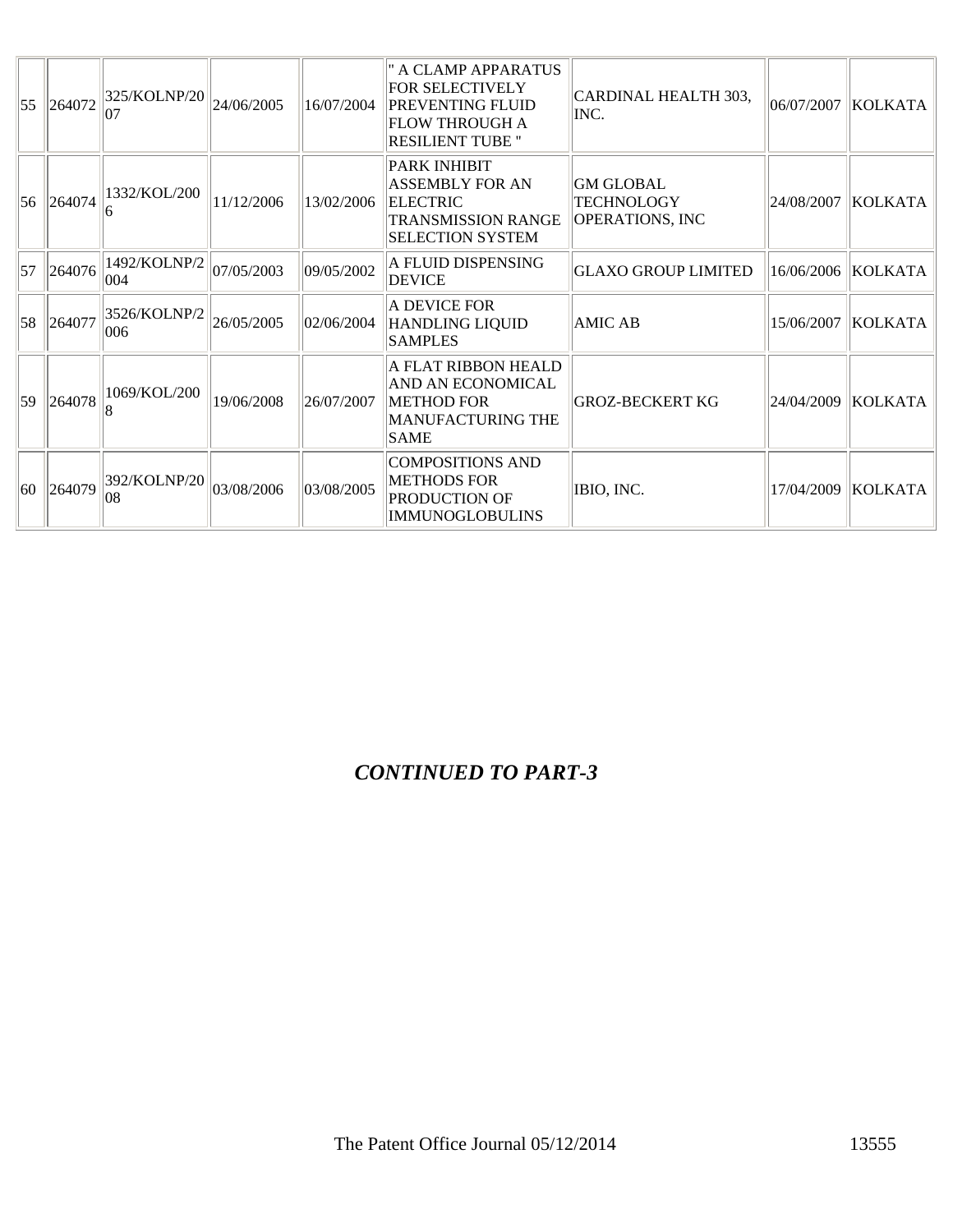| | | | | | | | | |
|---|---|---|---|---|---|---|---|---|
| 55 | 264072 | 325/KOLNP/2007 | 24/06/2005 | 16/07/2004 | " A CLAMP APPARATUS FOR SELECTIVELY PREVENTING FLUID FLOW THROUGH A RESILIENT TUBE " | CARDINAL HEALTH 303, INC. | 06/07/2007 | KOLKATA |
| 56 | 264074 | 1332/KOL/2006 | 11/12/2006 | 13/02/2006 | PARK INHIBIT ASSEMBLY FOR AN ELECTRIC TRANSMISSION RANGE SELECTION SYSTEM | GM GLOBAL TECHNOLOGY OPERATIONS, INC | 24/08/2007 | KOLKATA |
| 57 | 264076 | 1492/KOLNP/2004 | 07/05/2003 | 09/05/2002 | A FLUID DISPENSING DEVICE | GLAXO GROUP LIMITED | 16/06/2006 | KOLKATA |
| 58 | 264077 | 3526/KOLNP/2006 | 26/05/2005 | 02/06/2004 | A DEVICE FOR HANDLING LIQUID SAMPLES | AMIC AB | 15/06/2007 | KOLKATA |
| 59 | 264078 | 1069/KOL/2008 | 19/06/2008 | 26/07/2007 | A FLAT RIBBON HEALD AND AN ECONOMICAL METHOD FOR MANUFACTURING THE SAME | GROZ-BECKERT KG | 24/04/2009 | KOLKATA |
| 60 | 264079 | 392/KOLNP/2008 | 03/08/2006 | 03/08/2005 | COMPOSITIONS AND METHODS FOR PRODUCTION OF IMMUNOGLOBULINS | IBIO, INC. | 17/04/2009 | KOLKATA |

***CONTINUED TO PART-3***